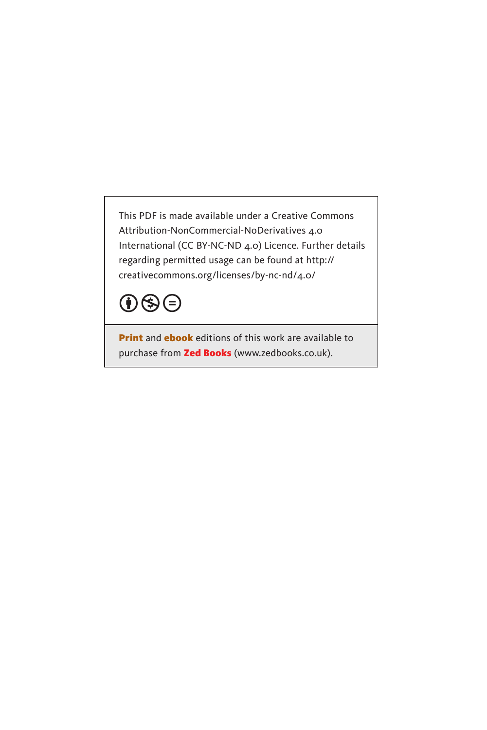This PDF is made available under a Creative Commons Attribution-NonCommercial-NoDerivatives 4.0 International (CC BY-NC-ND 4.0) Licence. Further details regarding permitted usage can be found at http://creativecommons.org/licenses/by-nc-nd/4.0/

**Print** and **ebook** editions of this work are available to purchase from **Zed Books** (www.zedbooks.co.uk).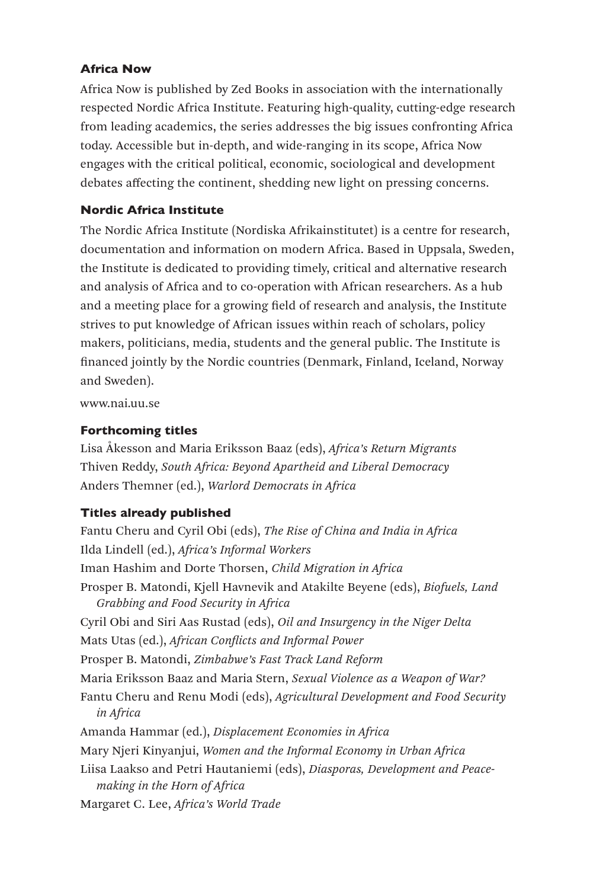**Africa Now**

Africa Now is published by Zed Books in association with the internationally respected Nordic Africa Institute. Featuring high-quality, cutting-edge research from leading academics, the series addresses the big issues confronting Africa today. Accessible but in-depth, and wide-ranging in its scope, Africa Now engages with the critical political, economic, sociological and development debates affecting the continent, shedding new light on pressing concerns.

**Nordic Africa Institute**

The Nordic Africa Institute (Nordiska Afrikainstitutet) is a centre for research, documentation and information on modern Africa. Based in Uppsala, Sweden, the Institute is dedicated to providing timely, critical and alternative research and analysis of Africa and to co-operation with African researchers. As a hub and a meeting place for a growing field of research and analysis, the Institute strives to put knowledge of African issues within reach of scholars, policy makers, politicians, media, students and the general public. The Institute is financed jointly by the Nordic countries (Denmark, Finland, Iceland, Norway and Sweden).

www.nai.uu.se

**Forthcoming titles**

Lisa Åkesson and Maria Eriksson Baaz (eds), *Africa's Return Migrants*
Thiven Reddy, *South Africa: Beyond Apartheid and Liberal Democracy*
Anders Themner (ed.), *Warlord Democrats in Africa*

**Titles already published**

Fantu Cheru and Cyril Obi (eds), *The Rise of China and India in Africa*
Ilda Lindell (ed.), *Africa's Informal Workers*
Iman Hashim and Dorte Thorsen, *Child Migration in Africa*
Prosper B. Matondi, Kjell Havnevik and Atakilte Beyene (eds), *Biofuels, Land Grabbing and Food Security in Africa*
Cyril Obi and Siri Aas Rustad (eds), *Oil and Insurgency in the Niger Delta*
Mats Utas (ed.), *African Conflicts and Informal Power*
Prosper B. Matondi, *Zimbabwe's Fast Track Land Reform*
Maria Eriksson Baaz and Maria Stern, *Sexual Violence as a Weapon of War?*
Fantu Cheru and Renu Modi (eds), *Agricultural Development and Food Security in Africa*
Amanda Hammar (ed.), *Displacement Economies in Africa*
Mary Njeri Kinyanjui, *Women and the Informal Economy in Urban Africa*
Liisa Laakso and Petri Hautaniemi (eds), *Diasporas, Development and Peacemaking in the Horn of Africa*
Margaret C. Lee, *Africa's World Trade*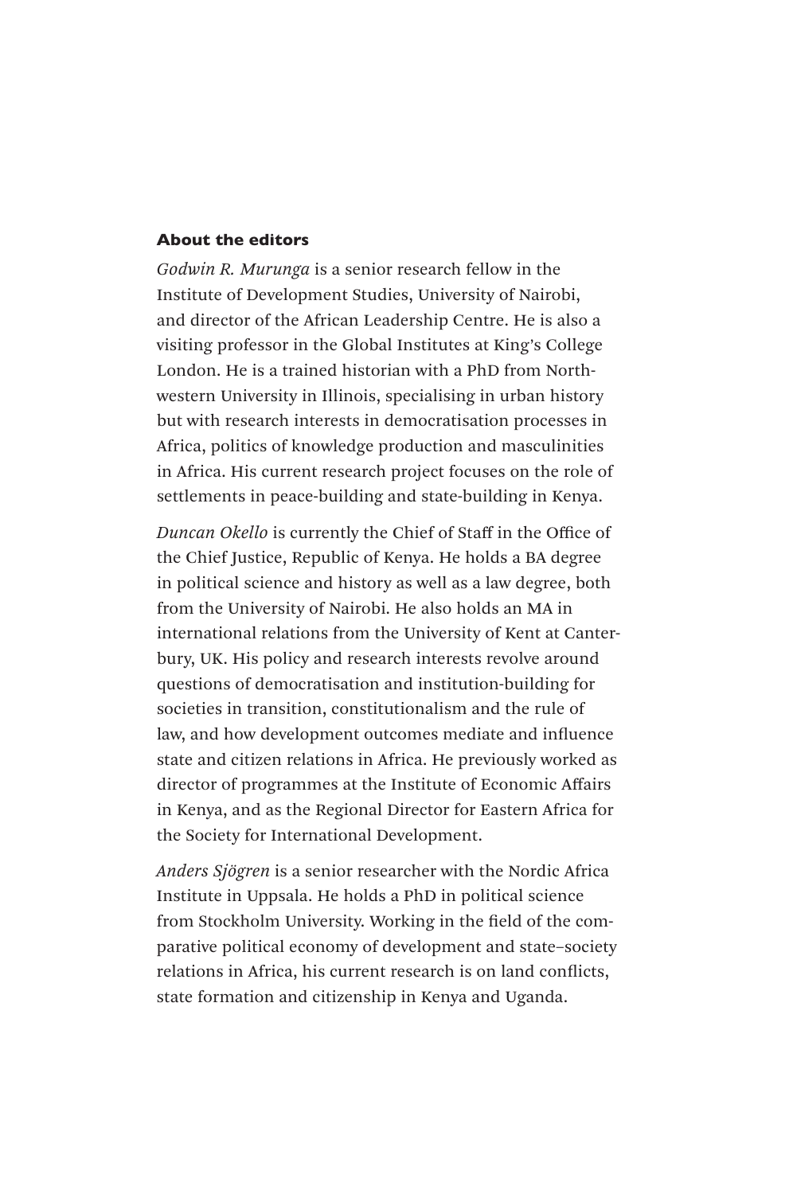## About the editors

*Godwin R. Murunga* is a senior research fellow in the Institute of Development Studies, University of Nairobi, and director of the African Leadership Centre. He is also a visiting professor in the Global Institutes at King's College London. He is a trained historian with a PhD from Northwestern University in Illinois, specialising in urban history but with research interests in democratisation processes in Africa, politics of knowledge production and masculinities in Africa. His current research project focuses on the role of settlements in peace-building and state-building in Kenya.

*Duncan Okello* is currently the Chief of Staff in the Office of the Chief Justice, Republic of Kenya. He holds a BA degree in political science and history as well as a law degree, both from the University of Nairobi. He also holds an MA in international relations from the University of Kent at Canterbury, UK. His policy and research interests revolve around questions of democratisation and institution-building for societies in transition, constitutionalism and the rule of law, and how development outcomes mediate and influence state and citizen relations in Africa. He previously worked as director of programmes at the Institute of Economic Affairs in Kenya, and as the Regional Director for Eastern Africa for the Society for International Development.

*Anders Sjögren* is a senior researcher with the Nordic Africa Institute in Uppsala. He holds a PhD in political science from Stockholm University. Working in the field of the comparative political economy of development and state–society relations in Africa, his current research is on land conflicts, state formation and citizenship in Kenya and Uganda.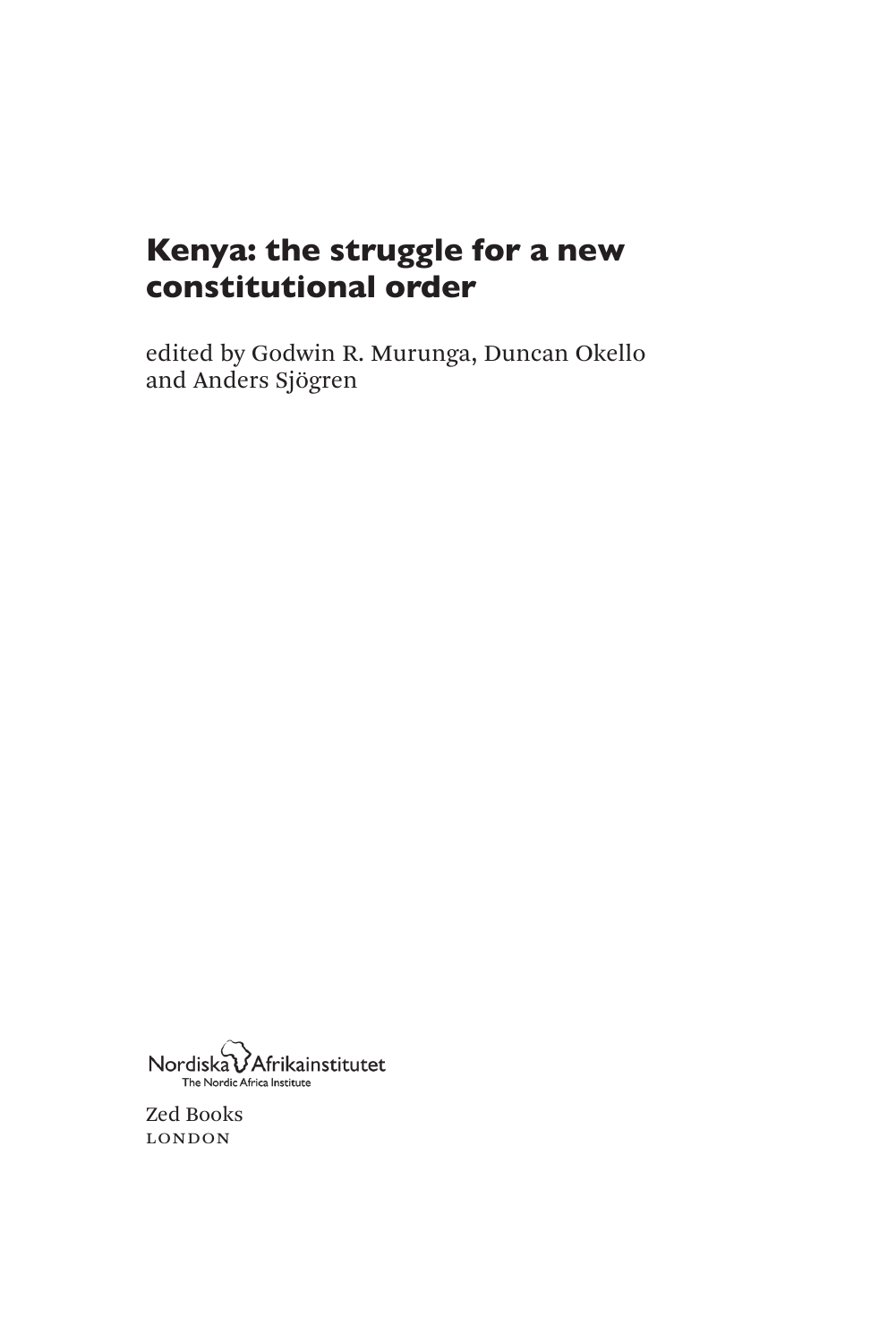# Kenya: the struggle for a new constitutional order

edited by Godwin R. Murunga, Duncan Okello and Anders Sjögren

Nordiska Afrikainstitutet
The Nordic Africa Institute

Zed Books
LONDON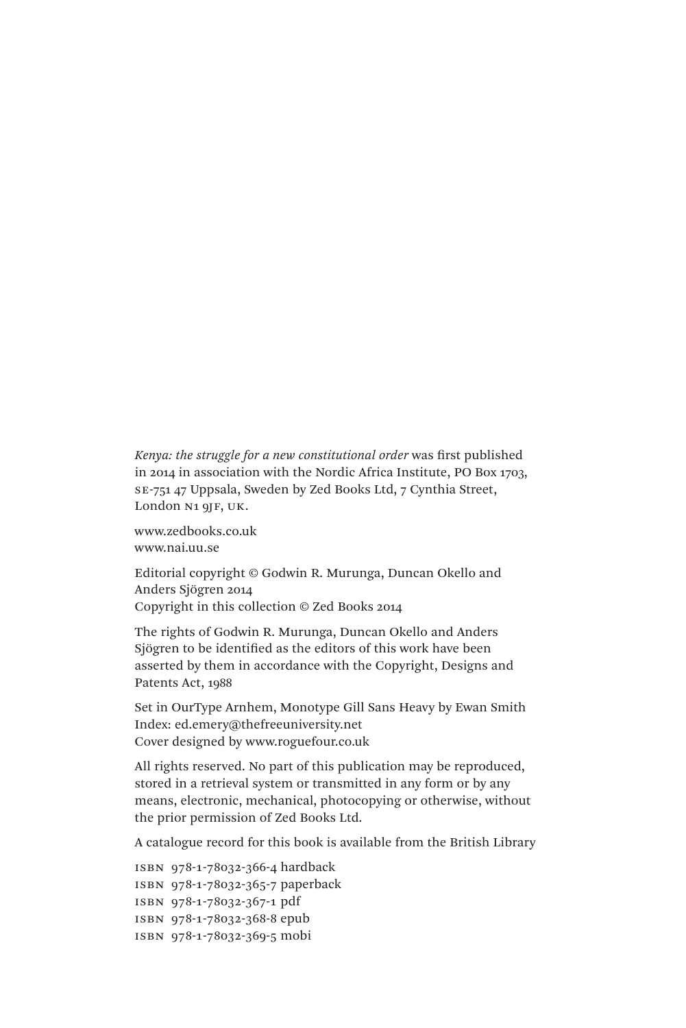*Kenya: the struggle for a new constitutional order* was first published in 2014 in association with the Nordic Africa Institute, PO Box 1703, SE-751 47 Uppsala, Sweden by Zed Books Ltd, 7 Cynthia Street, London N1 9JF, UK.

www.zedbooks.co.uk
www.nai.uu.se

Editorial copyright © Godwin R. Murunga, Duncan Okello and Anders Sjögren 2014
Copyright in this collection © Zed Books 2014

The rights of Godwin R. Murunga, Duncan Okello and Anders Sjögren to be identified as the editors of this work have been asserted by them in accordance with the Copyright, Designs and Patents Act, 1988

Set in OurType Arnhem, Monotype Gill Sans Heavy by Ewan Smith
Index: ed.emery@thefreeuniversity.net
Cover designed by www.roguefour.co.uk

All rights reserved. No part of this publication may be reproduced, stored in a retrieval system or transmitted in any form or by any means, electronic, mechanical, photocopying or otherwise, without the prior permission of Zed Books Ltd.

A catalogue record for this book is available from the British Library

ISBN 978-1-78032-366-4 hardback
ISBN 978-1-78032-365-7 paperback
ISBN 978-1-78032-367-1 pdf
ISBN 978-1-78032-368-8 epub
ISBN 978-1-78032-369-5 mobi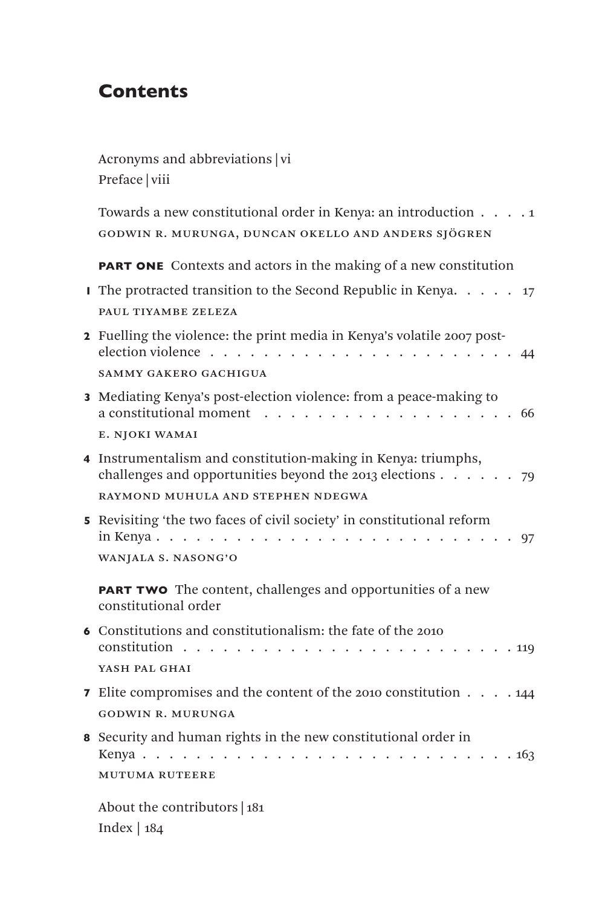# Contents

Acronyms and abbreviations | vi
Preface | viii

Towards a new constitutional order in Kenya: an introduction . . . . 1
GODWIN R. MURUNGA, DUNCAN OKELLO AND ANDERS SJÖGREN

**PART ONE** Contexts and actors in the making of a new constitution

**1** The protracted transition to the Second Republic in Kenya. . . . . 17
PAUL TIYAMBE ZELEZA

**2** Fuelling the violence: the print media in Kenya's volatile 2007 post-election violence . . . . . . . . . . . . . . . . . . . . . . . 44
SAMMY GAKERO GACHIGUA

**3** Mediating Kenya's post-election violence: from a peace-making to a constitutional moment . . . . . . . . . . . . . . . . . . . 66
E. NJOKI WAMAI

**4** Instrumentalism and constitution-making in Kenya: triumphs, challenges and opportunities beyond the 2013 elections . . . . . . 79
RAYMOND MUHULA AND STEPHEN NDEGWA

**5** Revisiting 'the two faces of civil society' in constitutional reform in Kenya . . . . . . . . . . . . . . . . . . . . . . . . . 97
WANJALA S. NASONG'O

**PART TWO** The content, challenges and opportunities of a new constitutional order

**6** Constitutions and constitutionalism: the fate of the 2010 constitution . . . . . . . . . . . . . . . . . . . . . . . . . 119
YASH PAL GHAI

**7** Elite compromises and the content of the 2010 constitution . . . . 144
GODWIN R. MURUNGA

**8** Security and human rights in the new constitutional order in Kenya . . . . . . . . . . . . . . . . . . . . . . . . . . . 163
MUTUMA RUTEERE

About the contributors | 181
Index | 184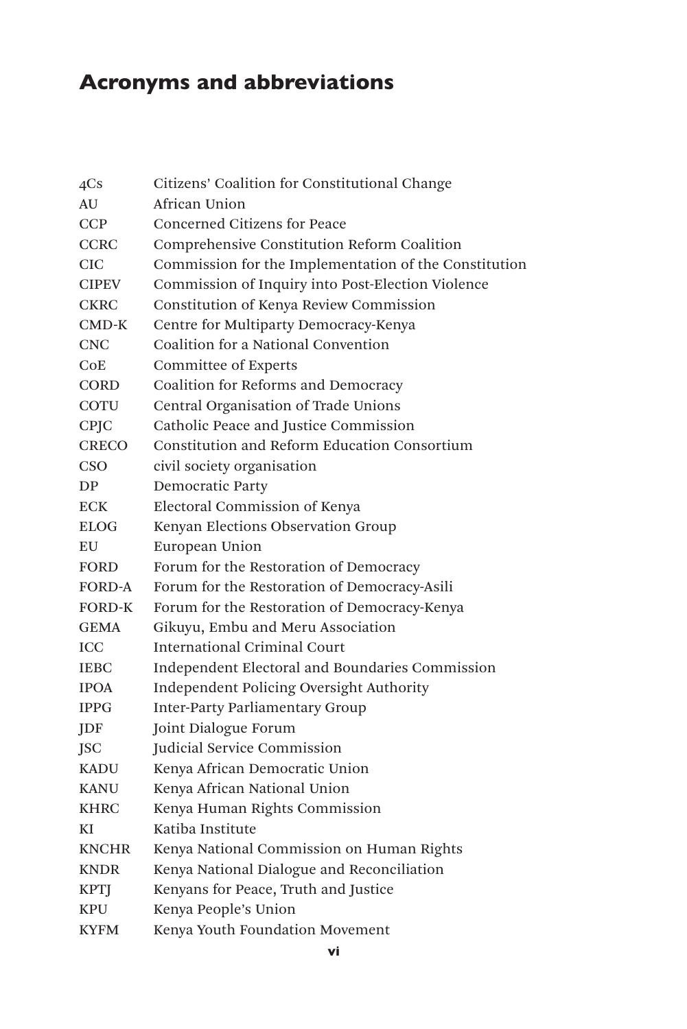## Acronyms and abbreviations

| | |
|---|---|
| 4Cs | Citizens' Coalition for Constitutional Change |
| AU | African Union |
| CCP | Concerned Citizens for Peace |
| CCRC | Comprehensive Constitution Reform Coalition |
| CIC | Commission for the Implementation of the Constitution |
| CIPEV | Commission of Inquiry into Post-Election Violence |
| CKRC | Constitution of Kenya Review Commission |
| CMD-K | Centre for Multiparty Democracy-Kenya |
| CNC | Coalition for a National Convention |
| CoE | Committee of Experts |
| CORD | Coalition for Reforms and Democracy |
| COTU | Central Organisation of Trade Unions |
| CPJC | Catholic Peace and Justice Commission |
| CRECO | Constitution and Reform Education Consortium |
| CSO | civil society organisation |
| DP | Democratic Party |
| ECK | Electoral Commission of Kenya |
| ELOG | Kenyan Elections Observation Group |
| EU | European Union |
| FORD | Forum for the Restoration of Democracy |
| FORD-A | Forum for the Restoration of Democracy-Asili |
| FORD-K | Forum for the Restoration of Democracy-Kenya |
| GEMA | Gikuyu, Embu and Meru Association |
| ICC | International Criminal Court |
| IEBC | Independent Electoral and Boundaries Commission |
| IPOA | Independent Policing Oversight Authority |
| IPPG | Inter-Party Parliamentary Group |
| JDF | Joint Dialogue Forum |
| JSC | Judicial Service Commission |
| KADU | Kenya African Democratic Union |
| KANU | Kenya African National Union |
| KHRC | Kenya Human Rights Commission |
| KI | Katiba Institute |
| KNCHR | Kenya National Commission on Human Rights |
| KNDR | Kenya National Dialogue and Reconciliation |
| KPTJ | Kenyans for Peace, Truth and Justice |
| KPU | Kenya People's Union |
| KYFM | Kenya Youth Foundation Movement |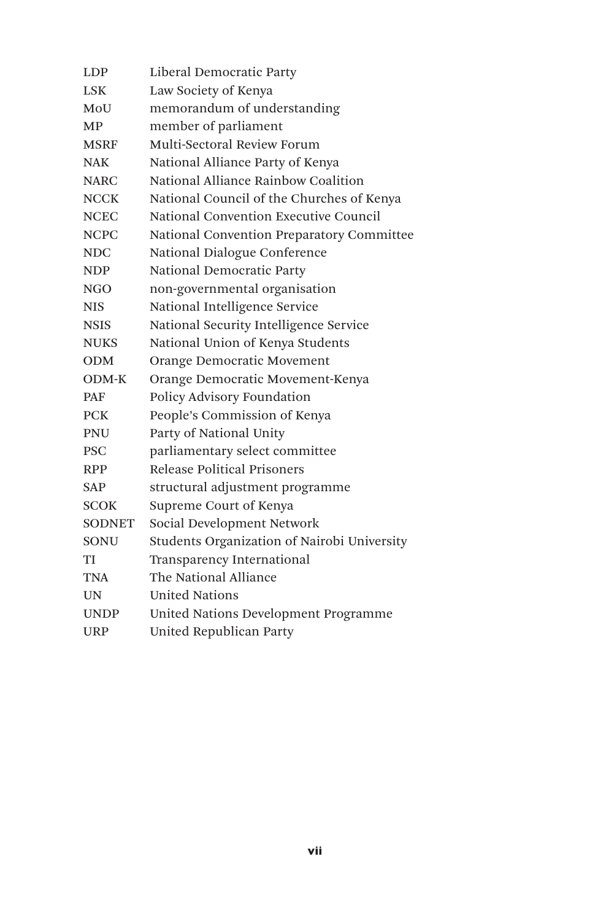| | |
|---|---|
| LDP | Liberal Democratic Party |
| LSK | Law Society of Kenya |
| MoU | memorandum of understanding |
| MP | member of parliament |
| MSRF | Multi-Sectoral Review Forum |
| NAK | National Alliance Party of Kenya |
| NARC | National Alliance Rainbow Coalition |
| NCCK | National Council of the Churches of Kenya |
| NCEC | National Convention Executive Council |
| NCPC | National Convention Preparatory Committee |
| NDC | National Dialogue Conference |
| NDP | National Democratic Party |
| NGO | non-governmental organisation |
| NIS | National Intelligence Service |
| NSIS | National Security Intelligence Service |
| NUKS | National Union of Kenya Students |
| ODM | Orange Democratic Movement |
| ODM-K | Orange Democratic Movement-Kenya |
| PAF | Policy Advisory Foundation |
| PCK | People's Commission of Kenya |
| PNU | Party of National Unity |
| PSC | parliamentary select committee |
| RPP | Release Political Prisoners |
| SAP | structural adjustment programme |
| SCOK | Supreme Court of Kenya |
| SODNET | Social Development Network |
| SONU | Students Organization of Nairobi University |
| TI | Transparency International |
| TNA | The National Alliance |
| UN | United Nations |
| UNDP | United Nations Development Programme |
| URP | United Republican Party |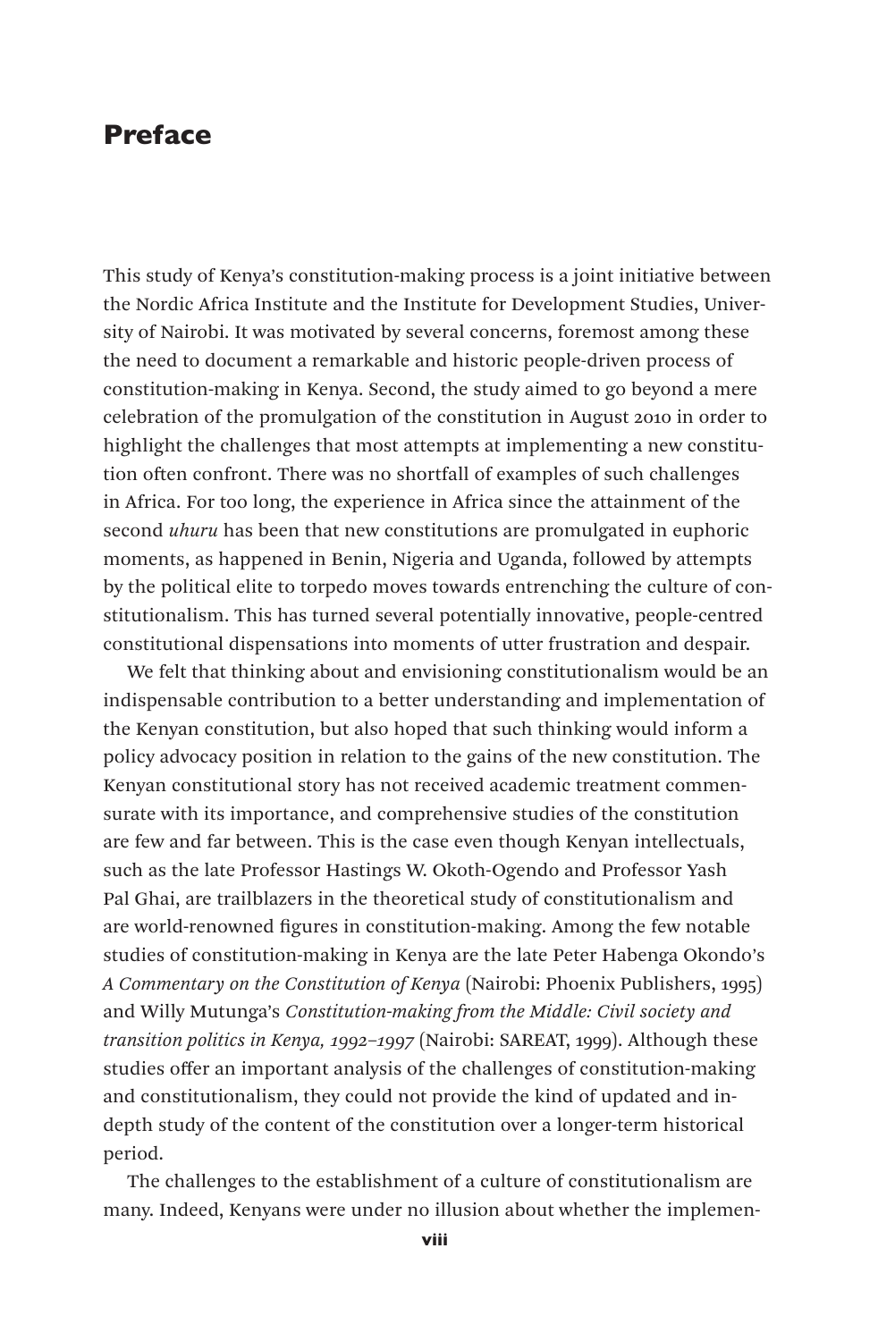# Preface

This study of Kenya's constitution-making process is a joint initiative between the Nordic Africa Institute and the Institute for Development Studies, University of Nairobi. It was motivated by several concerns, foremost among these the need to document a remarkable and historic people-driven process of constitution-making in Kenya. Second, the study aimed to go beyond a mere celebration of the promulgation of the constitution in August 2010 in order to highlight the challenges that most attempts at implementing a new constitution often confront. There was no shortfall of examples of such challenges in Africa. For too long, the experience in Africa since the attainment of the second *uhuru* has been that new constitutions are promulgated in euphoric moments, as happened in Benin, Nigeria and Uganda, followed by attempts by the political elite to torpedo moves towards entrenching the culture of constitutionalism. This has turned several potentially innovative, people-centred constitutional dispensations into moments of utter frustration and despair.

We felt that thinking about and envisioning constitutionalism would be an indispensable contribution to a better understanding and implementation of the Kenyan constitution, but also hoped that such thinking would inform a policy advocacy position in relation to the gains of the new constitution. The Kenyan constitutional story has not received academic treatment commensurate with its importance, and comprehensive studies of the constitution are few and far between. This is the case even though Kenyan intellectuals, such as the late Professor Hastings W. Okoth-Ogendo and Professor Yash Pal Ghai, are trailblazers in the theoretical study of constitutionalism and are world-renowned figures in constitution-making. Among the few notable studies of constitution-making in Kenya are the late Peter Habenga Okondo's *A Commentary on the Constitution of Kenya* (Nairobi: Phoenix Publishers, 1995) and Willy Mutunga's *Constitution-making from the Middle: Civil society and transition politics in Kenya, 1992–1997* (Nairobi: SAREAT, 1999). Although these studies offer an important analysis of the challenges of constitution-making and constitutionalism, they could not provide the kind of updated and in-depth study of the content of the constitution over a longer-term historical period.

The challenges to the establishment of a culture of constitutionalism are many. Indeed, Kenyans were under no illusion about whether the implemen-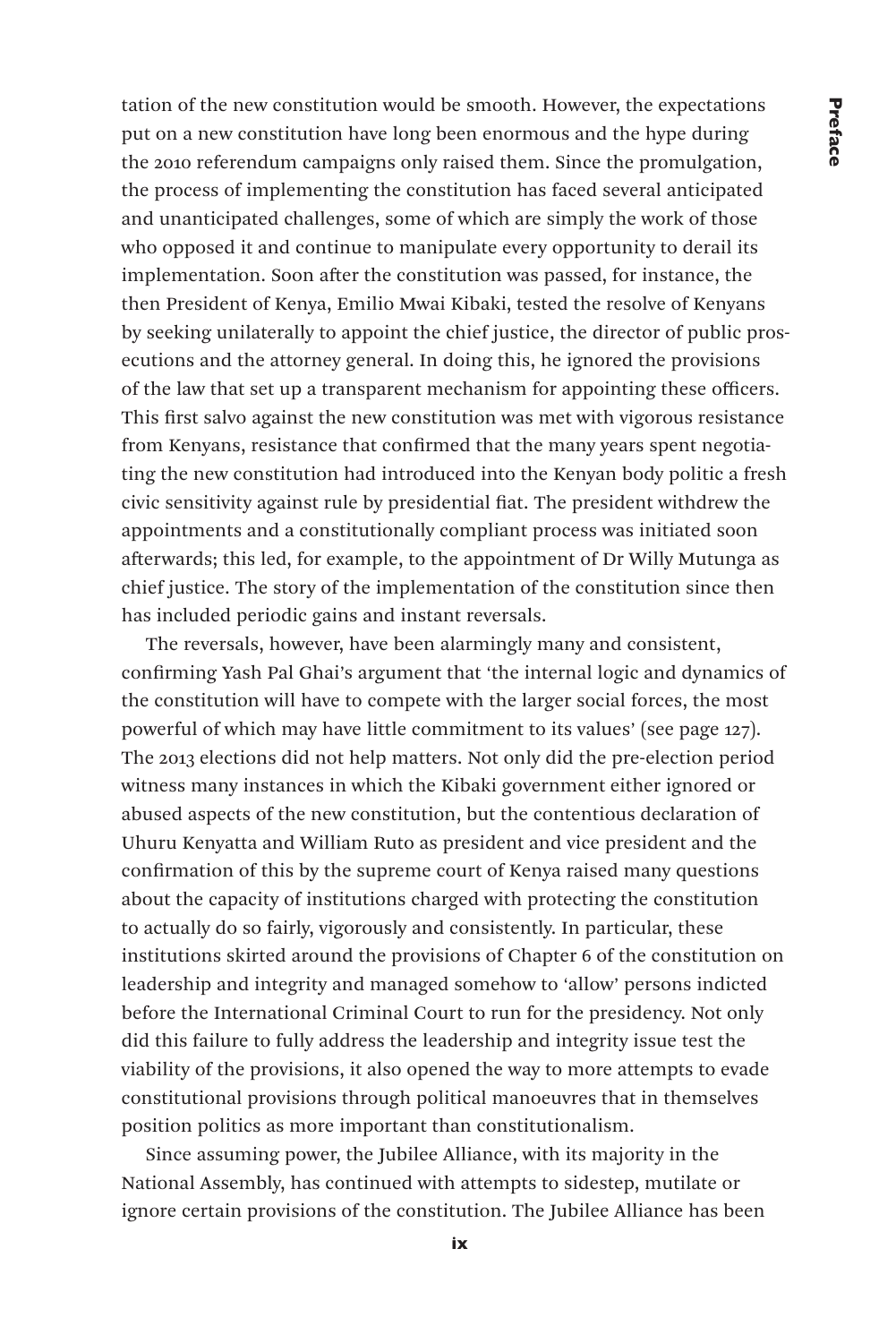tation of the new constitution would be smooth. However, the expectations put on a new constitution have long been enormous and the hype during the 2010 referendum campaigns only raised them. Since the promulgation, the process of implementing the constitution has faced several anticipated and unanticipated challenges, some of which are simply the work of those who opposed it and continue to manipulate every opportunity to derail its implementation. Soon after the constitution was passed, for instance, the then President of Kenya, Emilio Mwai Kibaki, tested the resolve of Kenyans by seeking unilaterally to appoint the chief justice, the director of public prosecutions and the attorney general. In doing this, he ignored the provisions of the law that set up a transparent mechanism for appointing these officers. This first salvo against the new constitution was met with vigorous resistance from Kenyans, resistance that confirmed that the many years spent negotiating the new constitution had introduced into the Kenyan body politic a fresh civic sensitivity against rule by presidential fiat. The president withdrew the appointments and a constitutionally compliant process was initiated soon afterwards; this led, for example, to the appointment of Dr Willy Mutunga as chief justice. The story of the implementation of the constitution since then has included periodic gains and instant reversals.

The reversals, however, have been alarmingly many and consistent, confirming Yash Pal Ghai's argument that 'the internal logic and dynamics of the constitution will have to compete with the larger social forces, the most powerful of which may have little commitment to its values' (see page 127). The 2013 elections did not help matters. Not only did the pre-election period witness many instances in which the Kibaki government either ignored or abused aspects of the new constitution, but the contentious declaration of Uhuru Kenyatta and William Ruto as president and vice president and the confirmation of this by the supreme court of Kenya raised many questions about the capacity of institutions charged with protecting the constitution to actually do so fairly, vigorously and consistently. In particular, these institutions skirted around the provisions of Chapter 6 of the constitution on leadership and integrity and managed somehow to 'allow' persons indicted before the International Criminal Court to run for the presidency. Not only did this failure to fully address the leadership and integrity issue test the viability of the provisions, it also opened the way to more attempts to evade constitutional provisions through political manoeuvres that in themselves position politics as more important than constitutionalism.

Since assuming power, the Jubilee Alliance, with its majority in the National Assembly, has continued with attempts to sidestep, mutilate or ignore certain provisions of the constitution. The Jubilee Alliance has been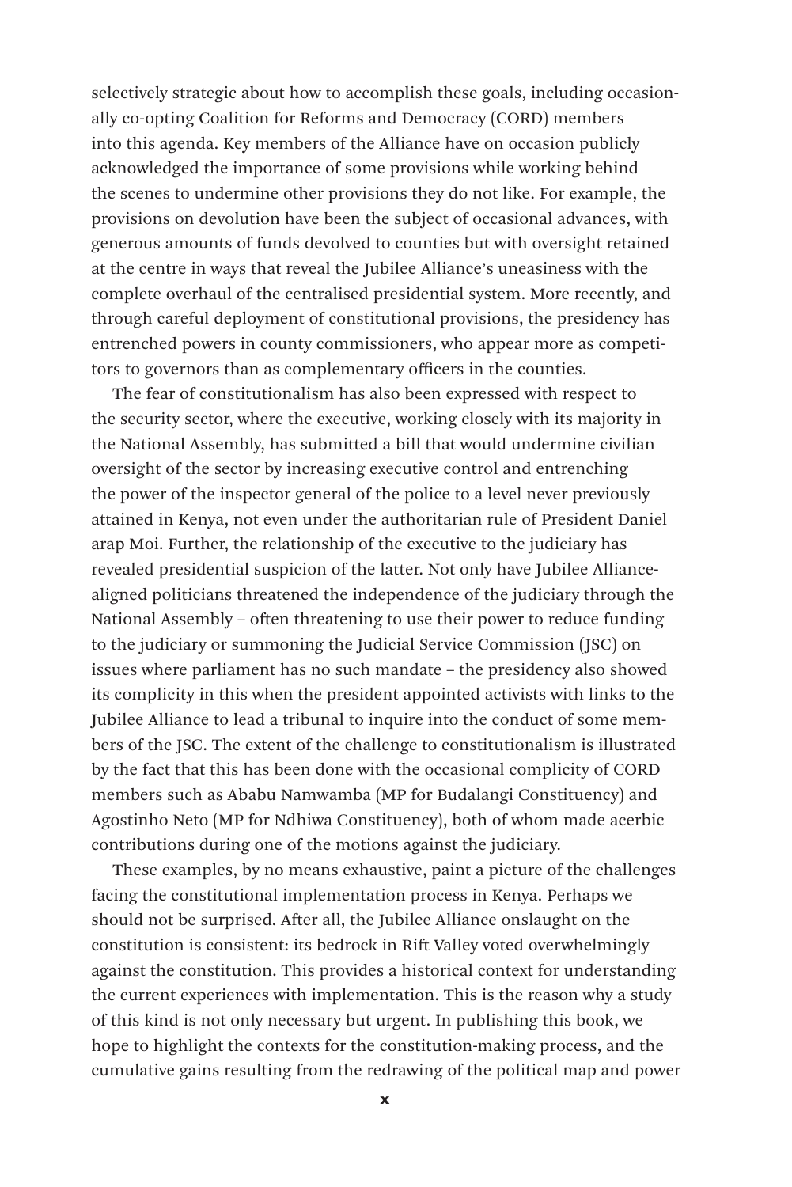selectively strategic about how to accomplish these goals, including occasionally co-opting Coalition for Reforms and Democracy (CORD) members into this agenda. Key members of the Alliance have on occasion publicly acknowledged the importance of some provisions while working behind the scenes to undermine other provisions they do not like. For example, the provisions on devolution have been the subject of occasional advances, with generous amounts of funds devolved to counties but with oversight retained at the centre in ways that reveal the Jubilee Alliance's uneasiness with the complete overhaul of the centralised presidential system. More recently, and through careful deployment of constitutional provisions, the presidency has entrenched powers in county commissioners, who appear more as competitors to governors than as complementary officers in the counties.

The fear of constitutionalism has also been expressed with respect to the security sector, where the executive, working closely with its majority in the National Assembly, has submitted a bill that would undermine civilian oversight of the sector by increasing executive control and entrenching the power of the inspector general of the police to a level never previously attained in Kenya, not even under the authoritarian rule of President Daniel arap Moi. Further, the relationship of the executive to the judiciary has revealed presidential suspicion of the latter. Not only have Jubilee Alliance-aligned politicians threatened the independence of the judiciary through the National Assembly – often threatening to use their power to reduce funding to the judiciary or summoning the Judicial Service Commission (JSC) on issues where parliament has no such mandate – the presidency also showed its complicity in this when the president appointed activists with links to the Jubilee Alliance to lead a tribunal to inquire into the conduct of some members of the JSC. The extent of the challenge to constitutionalism is illustrated by the fact that this has been done with the occasional complicity of CORD members such as Ababu Namwamba (MP for Budalangi Constituency) and Agostinho Neto (MP for Ndhiwa Constituency), both of whom made acerbic contributions during one of the motions against the judiciary.

These examples, by no means exhaustive, paint a picture of the challenges facing the constitutional implementation process in Kenya. Perhaps we should not be surprised. After all, the Jubilee Alliance onslaught on the constitution is consistent: its bedrock in Rift Valley voted overwhelmingly against the constitution. This provides a historical context for understanding the current experiences with implementation. This is the reason why a study of this kind is not only necessary but urgent. In publishing this book, we hope to highlight the contexts for the constitution-making process, and the cumulative gains resulting from the redrawing of the political map and power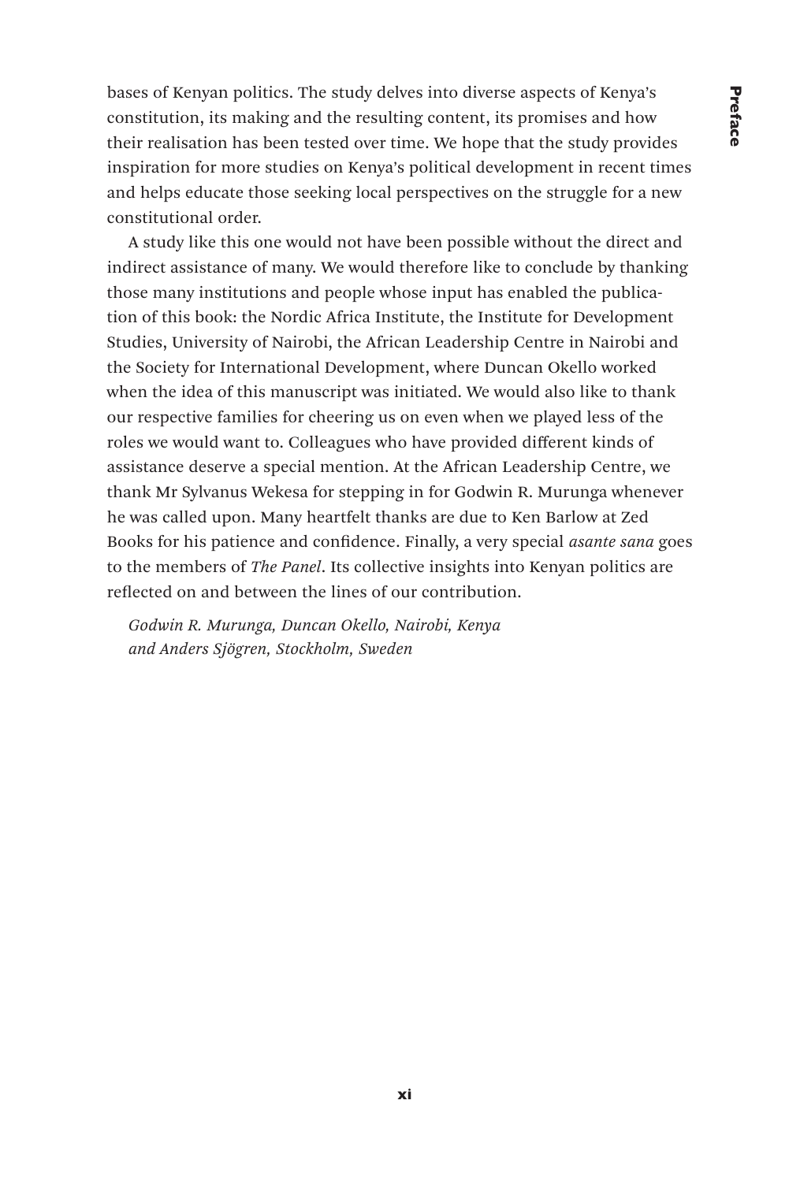bases of Kenyan politics. The study delves into diverse aspects of Kenya's constitution, its making and the resulting content, its promises and how their realisation has been tested over time. We hope that the study provides inspiration for more studies on Kenya's political development in recent times and helps educate those seeking local perspectives on the struggle for a new constitutional order.

A study like this one would not have been possible without the direct and indirect assistance of many. We would therefore like to conclude by thanking those many institutions and people whose input has enabled the publication of this book: the Nordic Africa Institute, the Institute for Development Studies, University of Nairobi, the African Leadership Centre in Nairobi and the Society for International Development, where Duncan Okello worked when the idea of this manuscript was initiated. We would also like to thank our respective families for cheering us on even when we played less of the roles we would want to. Colleagues who have provided different kinds of assistance deserve a special mention. At the African Leadership Centre, we thank Mr Sylvanus Wekesa for stepping in for Godwin R. Murunga whenever he was called upon. Many heartfelt thanks are due to Ken Barlow at Zed Books for his patience and confidence. Finally, a very special *asante sana* goes to the members of *The Panel*. Its collective insights into Kenyan politics are reflected on and between the lines of our contribution.

*Godwin R. Murunga, Duncan Okello, Nairobi, Kenya*
*and Anders Sjögren, Stockholm, Sweden*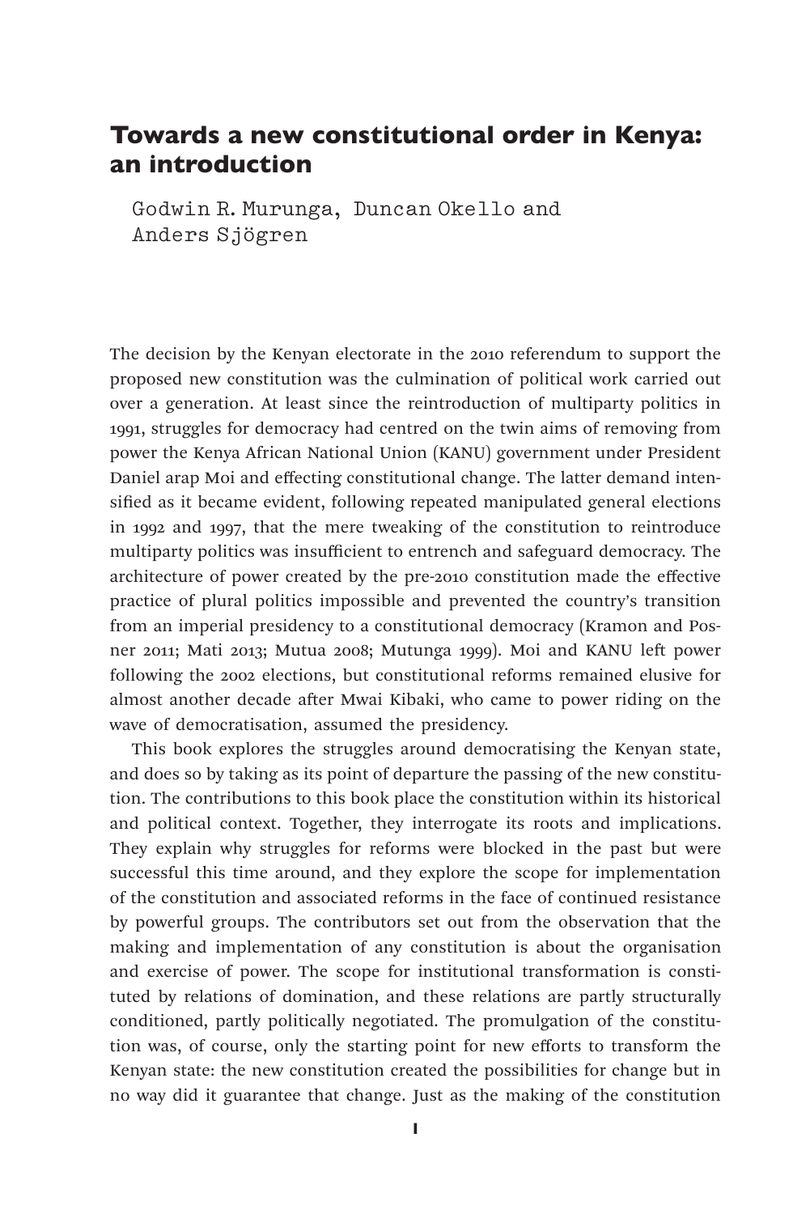# Towards a new constitutional order in Kenya: an introduction

Godwin R. Murunga, Duncan Okello and Anders Sjögren

The decision by the Kenyan electorate in the 2010 referendum to support the proposed new constitution was the culmination of political work carried out over a generation. At least since the reintroduction of multiparty politics in 1991, struggles for democracy had centred on the twin aims of removing from power the Kenya African National Union (KANU) government under President Daniel arap Moi and effecting constitutional change. The latter demand intensified as it became evident, following repeated manipulated general elections in 1992 and 1997, that the mere tweaking of the constitution to reintroduce multiparty politics was insufficient to entrench and safeguard democracy. The architecture of power created by the pre-2010 constitution made the effective practice of plural politics impossible and prevented the country's transition from an imperial presidency to a constitutional democracy (Kramon and Posner 2011; Mati 2013; Mutua 2008; Mutunga 1999). Moi and KANU left power following the 2002 elections, but constitutional reforms remained elusive for almost another decade after Mwai Kibaki, who came to power riding on the wave of democratisation, assumed the presidency.

This book explores the struggles around democratising the Kenyan state, and does so by taking as its point of departure the passing of the new constitution. The contributions to this book place the constitution within its historical and political context. Together, they interrogate its roots and implications. They explain why struggles for reforms were blocked in the past but were successful this time around, and they explore the scope for implementation of the constitution and associated reforms in the face of continued resistance by powerful groups. The contributors set out from the observation that the making and implementation of any constitution is about the organisation and exercise of power. The scope for institutional transformation is constituted by relations of domination, and these relations are partly structurally conditioned, partly politically negotiated. The promulgation of the constitution was, of course, only the starting point for new efforts to transform the Kenyan state: the new constitution created the possibilities for change but in no way did it guarantee that change. Just as the making of the constitution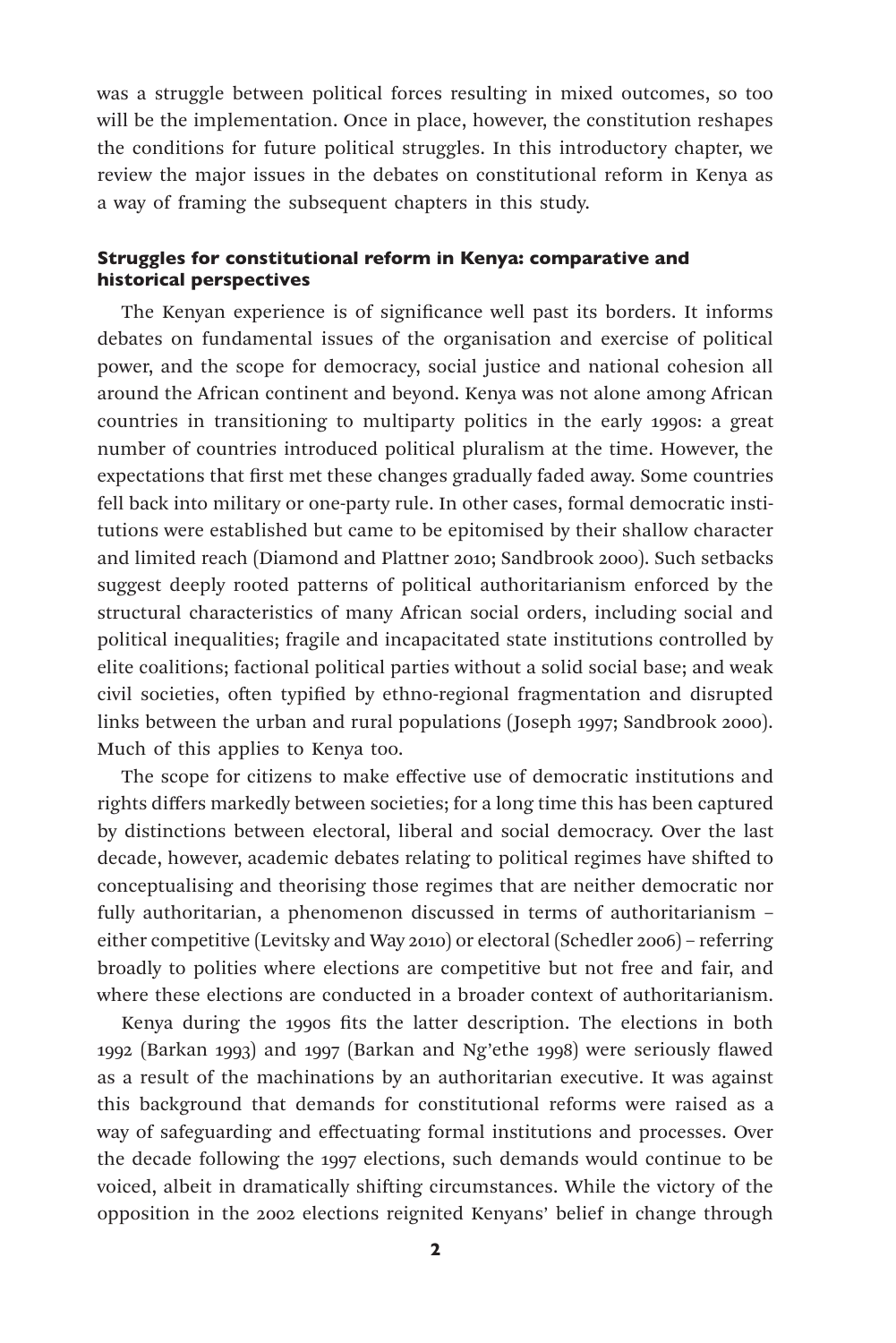was a struggle between political forces resulting in mixed outcomes, so too will be the implementation. Once in place, however, the constitution reshapes the conditions for future political struggles. In this introductory chapter, we review the major issues in the debates on constitutional reform in Kenya as a way of framing the subsequent chapters in this study.

### Struggles for constitutional reform in Kenya: comparative and historical perspectives

The Kenyan experience is of significance well past its borders. It informs debates on fundamental issues of the organisation and exercise of political power, and the scope for democracy, social justice and national cohesion all around the African continent and beyond. Kenya was not alone among African countries in transitioning to multiparty politics in the early 1990s: a great number of countries introduced political pluralism at the time. However, the expectations that first met these changes gradually faded away. Some countries fell back into military or one-party rule. In other cases, formal democratic institutions were established but came to be epitomised by their shallow character and limited reach (Diamond and Plattner 2010; Sandbrook 2000). Such setbacks suggest deeply rooted patterns of political authoritarianism enforced by the structural characteristics of many African social orders, including social and political inequalities; fragile and incapacitated state institutions controlled by elite coalitions; factional political parties without a solid social base; and weak civil societies, often typified by ethno-regional fragmentation and disrupted links between the urban and rural populations (Joseph 1997; Sandbrook 2000). Much of this applies to Kenya too.

The scope for citizens to make effective use of democratic institutions and rights differs markedly between societies; for a long time this has been captured by distinctions between electoral, liberal and social democracy. Over the last decade, however, academic debates relating to political regimes have shifted to conceptualising and theorising those regimes that are neither democratic nor fully authoritarian, a phenomenon discussed in terms of authoritarianism – either competitive (Levitsky and Way 2010) or electoral (Schedler 2006) – referring broadly to polities where elections are competitive but not free and fair, and where these elections are conducted in a broader context of authoritarianism.

Kenya during the 1990s fits the latter description. The elections in both 1992 (Barkan 1993) and 1997 (Barkan and Ng'ethe 1998) were seriously flawed as a result of the machinations by an authoritarian executive. It was against this background that demands for constitutional reforms were raised as a way of safeguarding and effectuating formal institutions and processes. Over the decade following the 1997 elections, such demands would continue to be voiced, albeit in dramatically shifting circumstances. While the victory of the opposition in the 2002 elections reignited Kenyans' belief in change through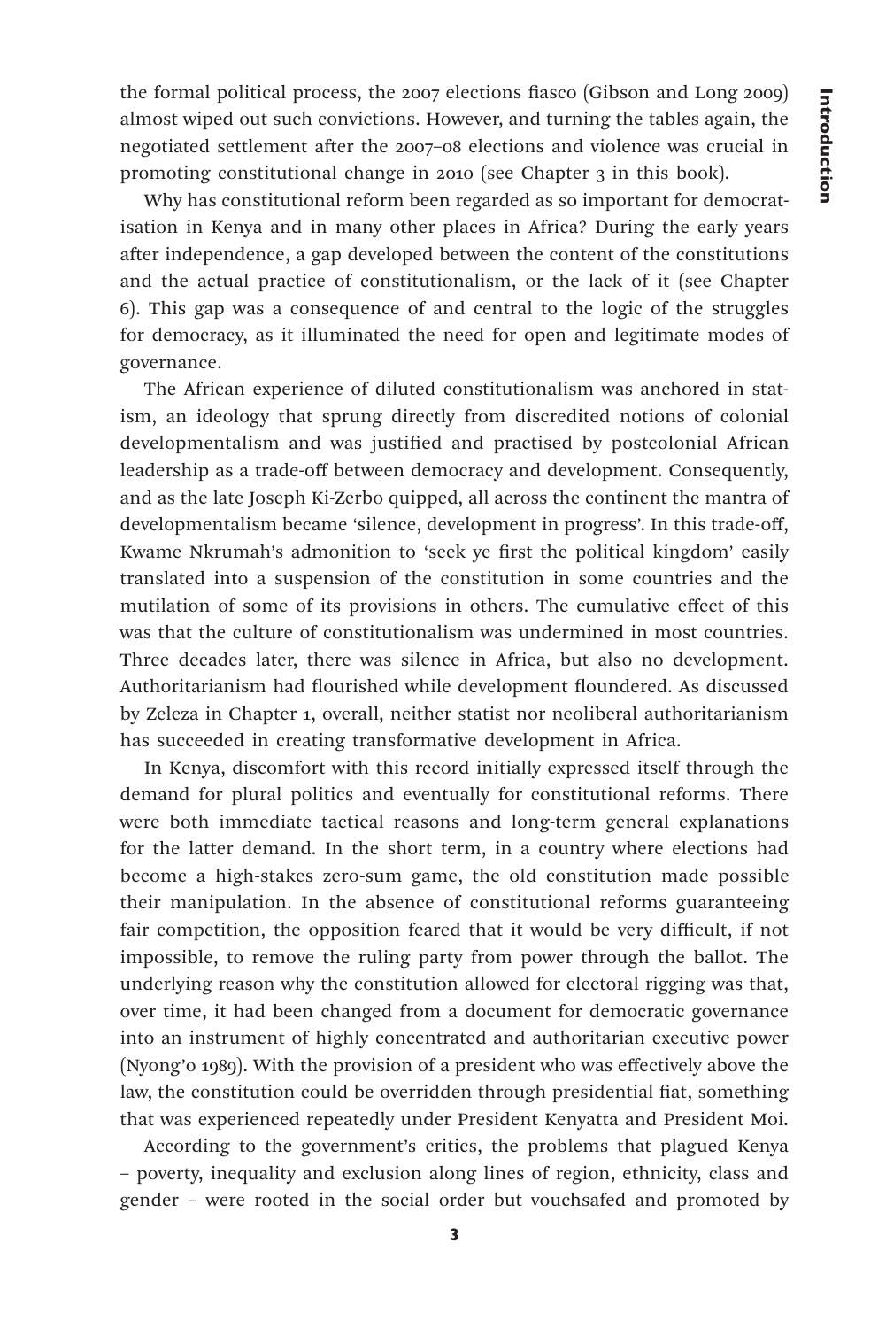the formal political process, the 2007 elections fiasco (Gibson and Long 2009) almost wiped out such convictions. However, and turning the tables again, the negotiated settlement after the 2007–08 elections and violence was crucial in promoting constitutional change in 2010 (see Chapter 3 in this book).

Why has constitutional reform been regarded as so important for democratisation in Kenya and in many other places in Africa? During the early years after independence, a gap developed between the content of the constitutions and the actual practice of constitutionalism, or the lack of it (see Chapter 6). This gap was a consequence of and central to the logic of the struggles for democracy, as it illuminated the need for open and legitimate modes of governance.

The African experience of diluted constitutionalism was anchored in statism, an ideology that sprung directly from discredited notions of colonial developmentalism and was justified and practised by postcolonial African leadership as a trade-off between democracy and development. Consequently, and as the late Joseph Ki-Zerbo quipped, all across the continent the mantra of developmentalism became 'silence, development in progress'. In this trade-off, Kwame Nkrumah's admonition to 'seek ye first the political kingdom' easily translated into a suspension of the constitution in some countries and the mutilation of some of its provisions in others. The cumulative effect of this was that the culture of constitutionalism was undermined in most countries. Three decades later, there was silence in Africa, but also no development. Authoritarianism had flourished while development floundered. As discussed by Zeleza in Chapter 1, overall, neither statist nor neoliberal authoritarianism has succeeded in creating transformative development in Africa.

In Kenya, discomfort with this record initially expressed itself through the demand for plural politics and eventually for constitutional reforms. There were both immediate tactical reasons and long-term general explanations for the latter demand. In the short term, in a country where elections had become a high-stakes zero-sum game, the old constitution made possible their manipulation. In the absence of constitutional reforms guaranteeing fair competition, the opposition feared that it would be very difficult, if not impossible, to remove the ruling party from power through the ballot. The underlying reason why the constitution allowed for electoral rigging was that, over time, it had been changed from a document for democratic governance into an instrument of highly concentrated and authoritarian executive power (Nyong'o 1989). With the provision of a president who was effectively above the law, the constitution could be overridden through presidential fiat, something that was experienced repeatedly under President Kenyatta and President Moi.

According to the government's critics, the problems that plagued Kenya – poverty, inequality and exclusion along lines of region, ethnicity, class and gender – were rooted in the social order but vouchsafed and promoted by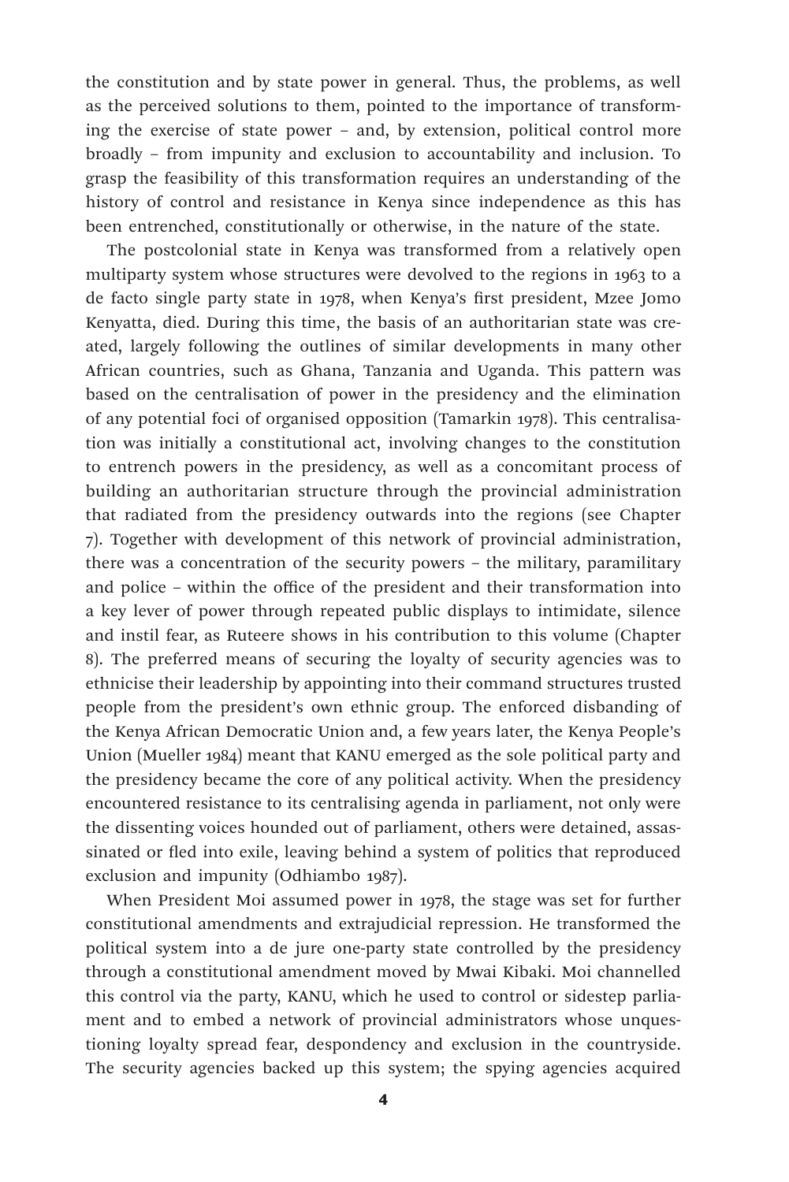the constitution and by state power in general. Thus, the problems, as well as the perceived solutions to them, pointed to the importance of transforming the exercise of state power – and, by extension, political control more broadly – from impunity and exclusion to accountability and inclusion. To grasp the feasibility of this transformation requires an understanding of the history of control and resistance in Kenya since independence as this has been entrenched, constitutionally or otherwise, in the nature of the state.

The postcolonial state in Kenya was transformed from a relatively open multiparty system whose structures were devolved to the regions in 1963 to a de facto single party state in 1978, when Kenya's first president, Mzee Jomo Kenyatta, died. During this time, the basis of an authoritarian state was created, largely following the outlines of similar developments in many other African countries, such as Ghana, Tanzania and Uganda. This pattern was based on the centralisation of power in the presidency and the elimination of any potential foci of organised opposition (Tamarkin 1978). This centralisation was initially a constitutional act, involving changes to the constitution to entrench powers in the presidency, as well as a concomitant process of building an authoritarian structure through the provincial administration that radiated from the presidency outwards into the regions (see Chapter 7). Together with development of this network of provincial administration, there was a concentration of the security powers – the military, paramilitary and police – within the office of the president and their transformation into a key lever of power through repeated public displays to intimidate, silence and instil fear, as Ruteere shows in his contribution to this volume (Chapter 8). The preferred means of securing the loyalty of security agencies was to ethnicise their leadership by appointing into their command structures trusted people from the president's own ethnic group. The enforced disbanding of the Kenya African Democratic Union and, a few years later, the Kenya People's Union (Mueller 1984) meant that KANU emerged as the sole political party and the presidency became the core of any political activity. When the presidency encountered resistance to its centralising agenda in parliament, not only were the dissenting voices hounded out of parliament, others were detained, assassinated or fled into exile, leaving behind a system of politics that reproduced exclusion and impunity (Odhiambo 1987).

When President Moi assumed power in 1978, the stage was set for further constitutional amendments and extrajudicial repression. He transformed the political system into a de jure one-party state controlled by the presidency through a constitutional amendment moved by Mwai Kibaki. Moi channelled this control via the party, KANU, which he used to control or sidestep parliament and to embed a network of provincial administrators whose unquestioning loyalty spread fear, despondency and exclusion in the countryside. The security agencies backed up this system; the spying agencies acquired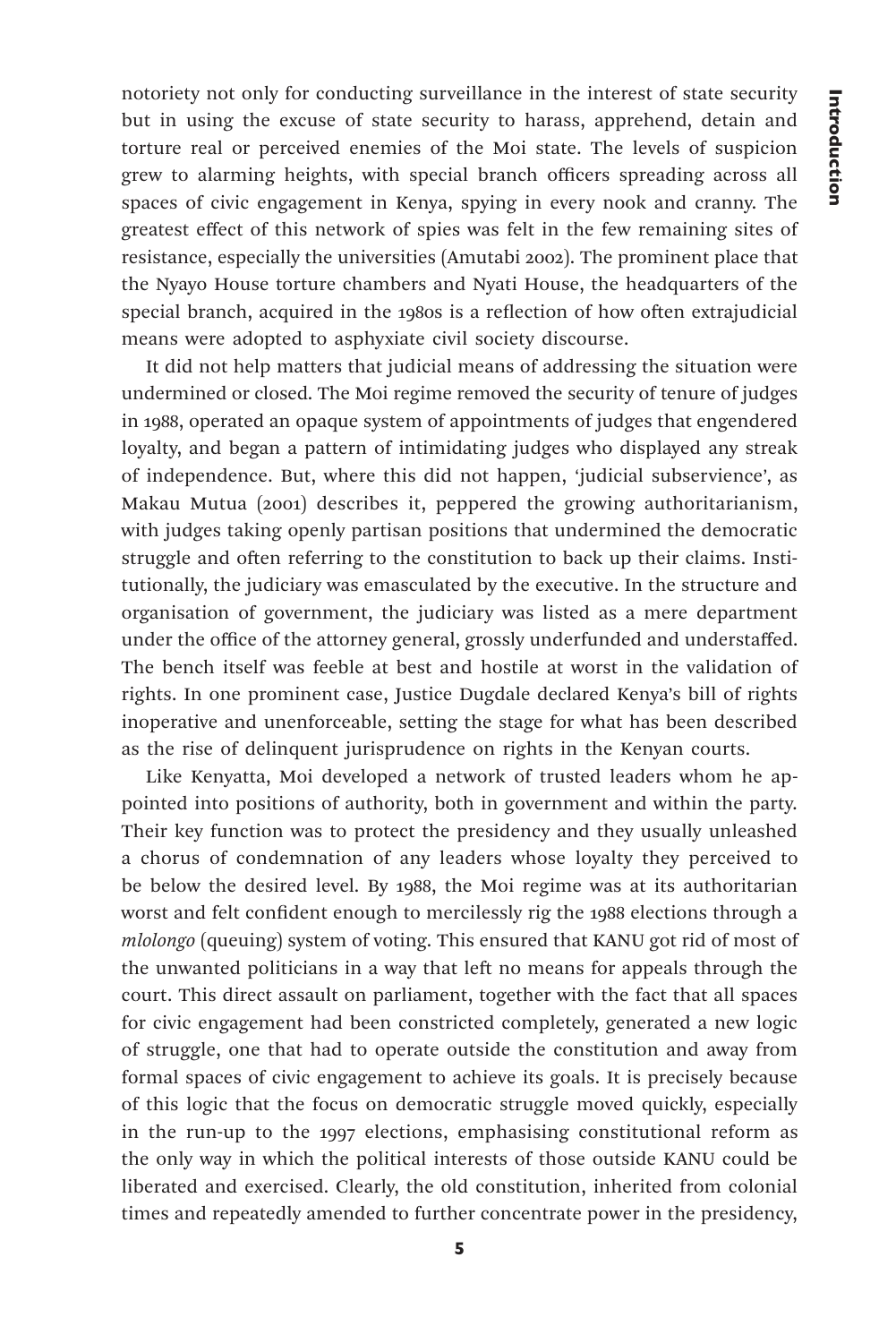notoriety not only for conducting surveillance in the interest of state security but in using the excuse of state security to harass, apprehend, detain and torture real or perceived enemies of the Moi state. The levels of suspicion grew to alarming heights, with special branch officers spreading across all spaces of civic engagement in Kenya, spying in every nook and cranny. The greatest effect of this network of spies was felt in the few remaining sites of resistance, especially the universities (Amutabi 2002). The prominent place that the Nyayo House torture chambers and Nyati House, the headquarters of the special branch, acquired in the 1980s is a reflection of how often extrajudicial means were adopted to asphyxiate civil society discourse.

It did not help matters that judicial means of addressing the situation were undermined or closed. The Moi regime removed the security of tenure of judges in 1988, operated an opaque system of appointments of judges that engendered loyalty, and began a pattern of intimidating judges who displayed any streak of independence. But, where this did not happen, 'judicial subservience', as Makau Mutua (2001) describes it, peppered the growing authoritarianism, with judges taking openly partisan positions that undermined the democratic struggle and often referring to the constitution to back up their claims. Institutionally, the judiciary was emasculated by the executive. In the structure and organisation of government, the judiciary was listed as a mere department under the office of the attorney general, grossly underfunded and understaffed. The bench itself was feeble at best and hostile at worst in the validation of rights. In one prominent case, Justice Dugdale declared Kenya's bill of rights inoperative and unenforceable, setting the stage for what has been described as the rise of delinquent jurisprudence on rights in the Kenyan courts.

Like Kenyatta, Moi developed a network of trusted leaders whom he appointed into positions of authority, both in government and within the party. Their key function was to protect the presidency and they usually unleashed a chorus of condemnation of any leaders whose loyalty they perceived to be below the desired level. By 1988, the Moi regime was at its authoritarian worst and felt confident enough to mercilessly rig the 1988 elections through a *mlolongo* (queuing) system of voting. This ensured that KANU got rid of most of the unwanted politicians in a way that left no means for appeals through the court. This direct assault on parliament, together with the fact that all spaces for civic engagement had been constricted completely, generated a new logic of struggle, one that had to operate outside the constitution and away from formal spaces of civic engagement to achieve its goals. It is precisely because of this logic that the focus on democratic struggle moved quickly, especially in the run-up to the 1997 elections, emphasising constitutional reform as the only way in which the political interests of those outside KANU could be liberated and exercised. Clearly, the old constitution, inherited from colonial times and repeatedly amended to further concentrate power in the presidency,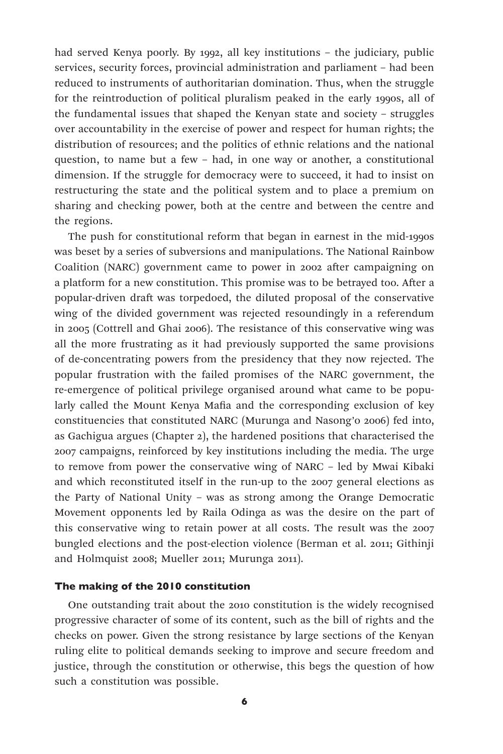had served Kenya poorly. By 1992, all key institutions – the judiciary, public services, security forces, provincial administration and parliament – had been reduced to instruments of authoritarian domination. Thus, when the struggle for the reintroduction of political pluralism peaked in the early 1990s, all of the fundamental issues that shaped the Kenyan state and society – struggles over accountability in the exercise of power and respect for human rights; the distribution of resources; and the politics of ethnic relations and the national question, to name but a few – had, in one way or another, a constitutional dimension. If the struggle for democracy were to succeed, it had to insist on restructuring the state and the political system and to place a premium on sharing and checking power, both at the centre and between the centre and the regions.

The push for constitutional reform that began in earnest in the mid-1990s was beset by a series of subversions and manipulations. The National Rainbow Coalition (NARC) government came to power in 2002 after campaigning on a platform for a new constitution. This promise was to be betrayed too. After a popular-driven draft was torpedoed, the diluted proposal of the conservative wing of the divided government was rejected resoundingly in a referendum in 2005 (Cottrell and Ghai 2006). The resistance of this conservative wing was all the more frustrating as it had previously supported the same provisions of de-concentrating powers from the presidency that they now rejected. The popular frustration with the failed promises of the NARC government, the re-emergence of political privilege organised around what came to be popularly called the Mount Kenya Mafia and the corresponding exclusion of key constituencies that constituted NARC (Murunga and Nasong'o 2006) fed into, as Gachigua argues (Chapter 2), the hardened positions that characterised the 2007 campaigns, reinforced by key institutions including the media. The urge to remove from power the conservative wing of NARC – led by Mwai Kibaki and which reconstituted itself in the run-up to the 2007 general elections as the Party of National Unity – was as strong among the Orange Democratic Movement opponents led by Raila Odinga as was the desire on the part of this conservative wing to retain power at all costs. The result was the 2007 bungled elections and the post-election violence (Berman et al. 2011; Githinji and Holmquist 2008; Mueller 2011; Murunga 2011).

### The making of the 2010 constitution

One outstanding trait about the 2010 constitution is the widely recognised progressive character of some of its content, such as the bill of rights and the checks on power. Given the strong resistance by large sections of the Kenyan ruling elite to political demands seeking to improve and secure freedom and justice, through the constitution or otherwise, this begs the question of how such a constitution was possible.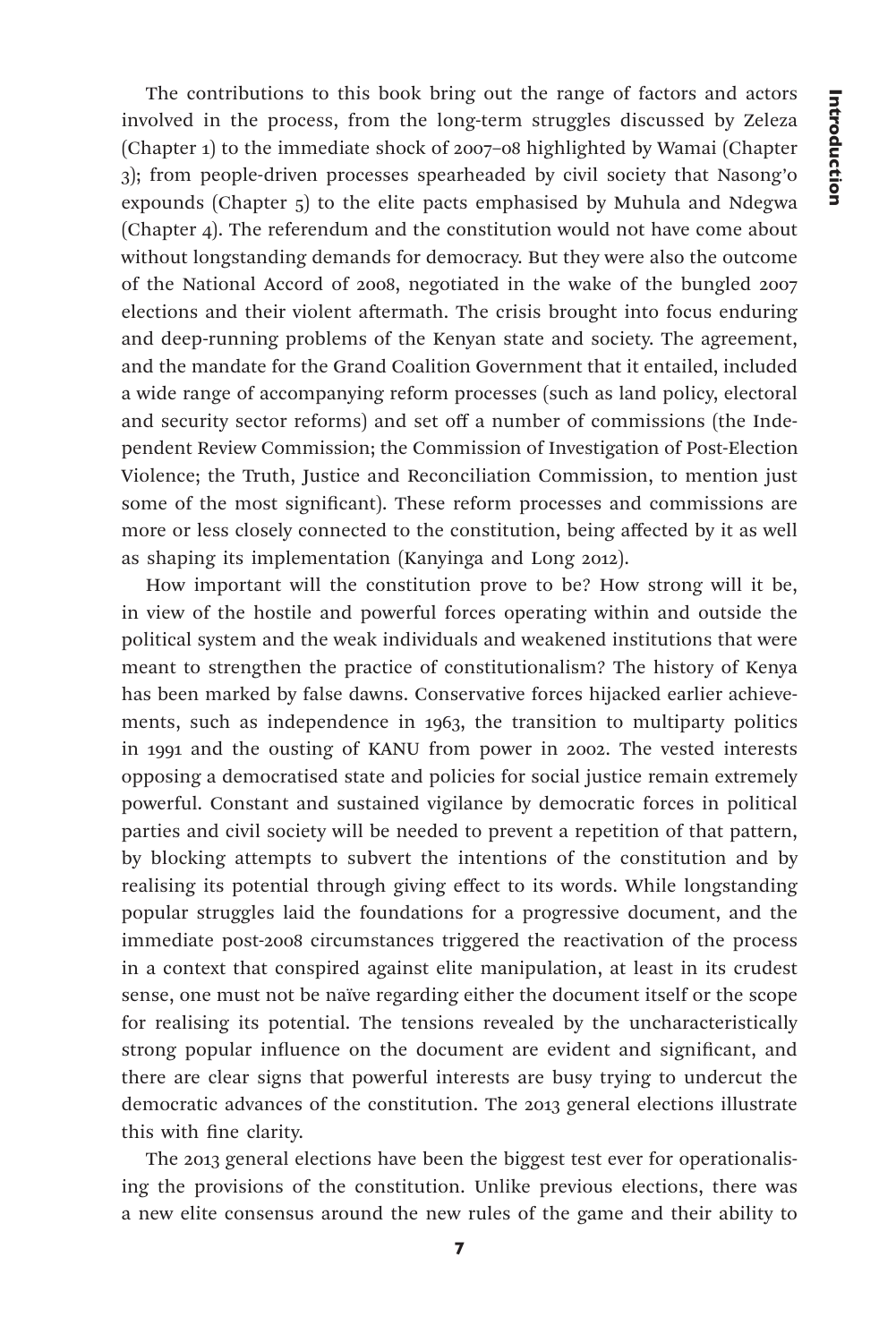The contributions to this book bring out the range of factors and actors involved in the process, from the long-term struggles discussed by Zeleza (Chapter 1) to the immediate shock of 2007–08 highlighted by Wamai (Chapter 3); from people-driven processes spearheaded by civil society that Nasong'o expounds (Chapter 5) to the elite pacts emphasised by Muhula and Ndegwa (Chapter 4). The referendum and the constitution would not have come about without longstanding demands for democracy. But they were also the outcome of the National Accord of 2008, negotiated in the wake of the bungled 2007 elections and their violent aftermath. The crisis brought into focus enduring and deep-running problems of the Kenyan state and society. The agreement, and the mandate for the Grand Coalition Government that it entailed, included a wide range of accompanying reform processes (such as land policy, electoral and security sector reforms) and set off a number of commissions (the Independent Review Commission; the Commission of Investigation of Post-Election Violence; the Truth, Justice and Reconciliation Commission, to mention just some of the most significant). These reform processes and commissions are more or less closely connected to the constitution, being affected by it as well as shaping its implementation (Kanyinga and Long 2012).

How important will the constitution prove to be? How strong will it be, in view of the hostile and powerful forces operating within and outside the political system and the weak individuals and weakened institutions that were meant to strengthen the practice of constitutionalism? The history of Kenya has been marked by false dawns. Conservative forces hijacked earlier achievements, such as independence in 1963, the transition to multiparty politics in 1991 and the ousting of KANU from power in 2002. The vested interests opposing a democratised state and policies for social justice remain extremely powerful. Constant and sustained vigilance by democratic forces in political parties and civil society will be needed to prevent a repetition of that pattern, by blocking attempts to subvert the intentions of the constitution and by realising its potential through giving effect to its words. While longstanding popular struggles laid the foundations for a progressive document, and the immediate post-2008 circumstances triggered the reactivation of the process in a context that conspired against elite manipulation, at least in its crudest sense, one must not be naïve regarding either the document itself or the scope for realising its potential. The tensions revealed by the uncharacteristically strong popular influence on the document are evident and significant, and there are clear signs that powerful interests are busy trying to undercut the democratic advances of the constitution. The 2013 general elections illustrate this with fine clarity.

The 2013 general elections have been the biggest test ever for operationalising the provisions of the constitution. Unlike previous elections, there was a new elite consensus around the new rules of the game and their ability to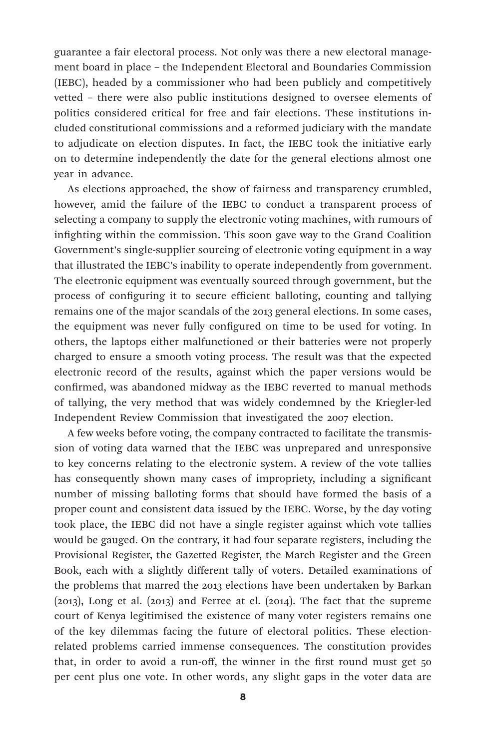guarantee a fair electoral process. Not only was there a new electoral management board in place – the Independent Electoral and Boundaries Commission (IEBC), headed by a commissioner who had been publicly and competitively vetted – there were also public institutions designed to oversee elements of politics considered critical for free and fair elections. These institutions included constitutional commissions and a reformed judiciary with the mandate to adjudicate on election disputes. In fact, the IEBC took the initiative early on to determine independently the date for the general elections almost one year in advance.

As elections approached, the show of fairness and transparency crumbled, however, amid the failure of the IEBC to conduct a transparent process of selecting a company to supply the electronic voting machines, with rumours of infighting within the commission. This soon gave way to the Grand Coalition Government's single-supplier sourcing of electronic voting equipment in a way that illustrated the IEBC's inability to operate independently from government. The electronic equipment was eventually sourced through government, but the process of configuring it to secure efficient balloting, counting and tallying remains one of the major scandals of the 2013 general elections. In some cases, the equipment was never fully configured on time to be used for voting. In others, the laptops either malfunctioned or their batteries were not properly charged to ensure a smooth voting process. The result was that the expected electronic record of the results, against which the paper versions would be confirmed, was abandoned midway as the IEBC reverted to manual methods of tallying, the very method that was widely condemned by the Kriegler-led Independent Review Commission that investigated the 2007 election.

A few weeks before voting, the company contracted to facilitate the transmission of voting data warned that the IEBC was unprepared and unresponsive to key concerns relating to the electronic system. A review of the vote tallies has consequently shown many cases of impropriety, including a significant number of missing balloting forms that should have formed the basis of a proper count and consistent data issued by the IEBC. Worse, by the day voting took place, the IEBC did not have a single register against which vote tallies would be gauged. On the contrary, it had four separate registers, including the Provisional Register, the Gazetted Register, the March Register and the Green Book, each with a slightly different tally of voters. Detailed examinations of the problems that marred the 2013 elections have been undertaken by Barkan (2013), Long et al. (2013) and Ferree at el. (2014). The fact that the supreme court of Kenya legitimised the existence of many voter registers remains one of the key dilemmas facing the future of electoral politics. These election-related problems carried immense consequences. The constitution provides that, in order to avoid a run-off, the winner in the first round must get 50 per cent plus one vote. In other words, any slight gaps in the voter data are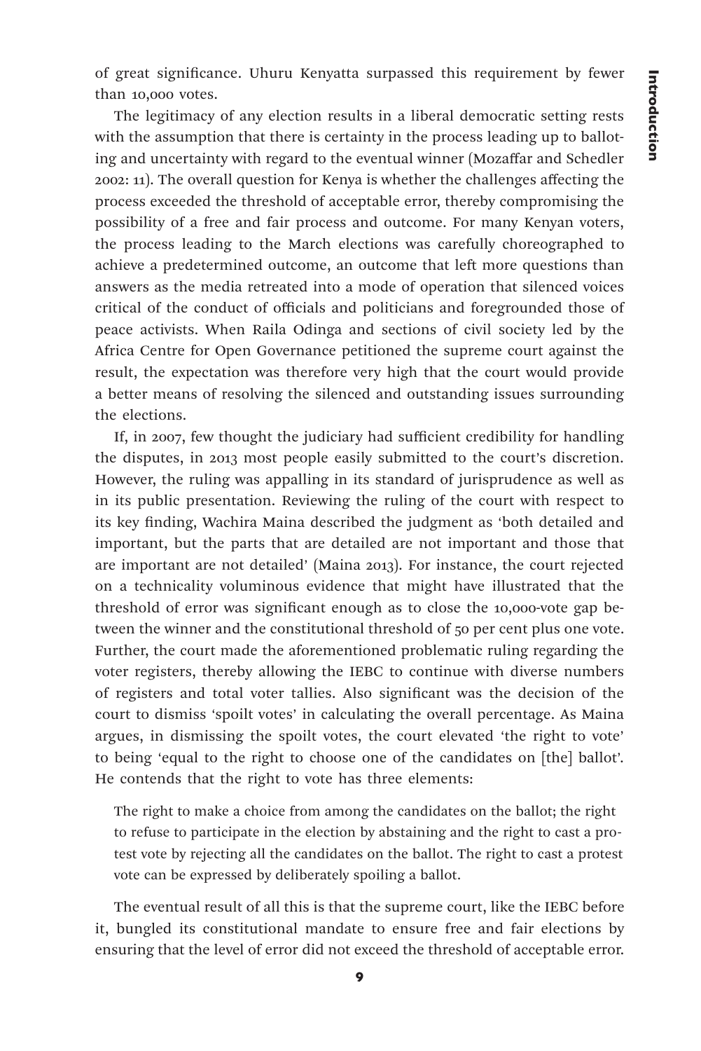of great significance. Uhuru Kenyatta surpassed this requirement by fewer than 10,000 votes.

The legitimacy of any election results in a liberal democratic setting rests with the assumption that there is certainty in the process leading up to balloting and uncertainty with regard to the eventual winner (Mozaffar and Schedler 2002: 11). The overall question for Kenya is whether the challenges affecting the process exceeded the threshold of acceptable error, thereby compromising the possibility of a free and fair process and outcome. For many Kenyan voters, the process leading to the March elections was carefully choreographed to achieve a predetermined outcome, an outcome that left more questions than answers as the media retreated into a mode of operation that silenced voices critical of the conduct of officials and politicians and foregrounded those of peace activists. When Raila Odinga and sections of civil society led by the Africa Centre for Open Governance petitioned the supreme court against the result, the expectation was therefore very high that the court would provide a better means of resolving the silenced and outstanding issues surrounding the elections.

If, in 2007, few thought the judiciary had sufficient credibility for handling the disputes, in 2013 most people easily submitted to the court's discretion. However, the ruling was appalling in its standard of jurisprudence as well as in its public presentation. Reviewing the ruling of the court with respect to its key finding, Wachira Maina described the judgment as 'both detailed and important, but the parts that are detailed are not important and those that are important are not detailed' (Maina 2013). For instance, the court rejected on a technicality voluminous evidence that might have illustrated that the threshold of error was significant enough as to close the 10,000-vote gap between the winner and the constitutional threshold of 50 per cent plus one vote. Further, the court made the aforementioned problematic ruling regarding the voter registers, thereby allowing the IEBC to continue with diverse numbers of registers and total voter tallies. Also significant was the decision of the court to dismiss 'spoilt votes' in calculating the overall percentage. As Maina argues, in dismissing the spoilt votes, the court elevated 'the right to vote' to being 'equal to the right to choose one of the candidates on [the] ballot'. He contends that the right to vote has three elements:

> The right to make a choice from among the candidates on the ballot; the right to refuse to participate in the election by abstaining and the right to cast a protest vote by rejecting all the candidates on the ballot. The right to cast a protest vote can be expressed by deliberately spoiling a ballot.

The eventual result of all this is that the supreme court, like the IEBC before it, bungled its constitutional mandate to ensure free and fair elections by ensuring that the level of error did not exceed the threshold of acceptable error.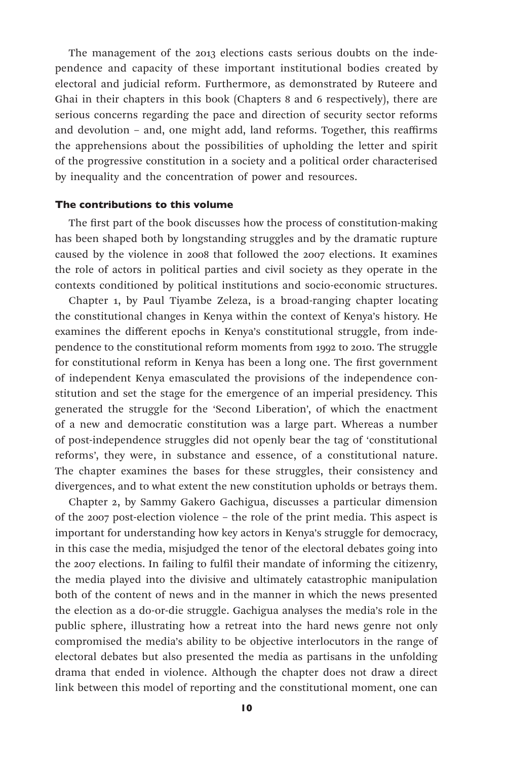The management of the 2013 elections casts serious doubts on the independence and capacity of these important institutional bodies created by electoral and judicial reform. Furthermore, as demonstrated by Ruteere and Ghai in their chapters in this book (Chapters 8 and 6 respectively), there are serious concerns regarding the pace and direction of security sector reforms and devolution – and, one might add, land reforms. Together, this reaffirms the apprehensions about the possibilities of upholding the letter and spirit of the progressive constitution in a society and a political order characterised by inequality and the concentration of power and resources.

### The contributions to this volume

The first part of the book discusses how the process of constitution-making has been shaped both by longstanding struggles and by the dramatic rupture caused by the violence in 2008 that followed the 2007 elections. It examines the role of actors in political parties and civil society as they operate in the contexts conditioned by political institutions and socio-economic structures.

Chapter 1, by Paul Tiyambe Zeleza, is a broad-ranging chapter locating the constitutional changes in Kenya within the context of Kenya's history. He examines the different epochs in Kenya's constitutional struggle, from independence to the constitutional reform moments from 1992 to 2010. The struggle for constitutional reform in Kenya has been a long one. The first government of independent Kenya emasculated the provisions of the independence constitution and set the stage for the emergence of an imperial presidency. This generated the struggle for the 'Second Liberation', of which the enactment of a new and democratic constitution was a large part. Whereas a number of post-independence struggles did not openly bear the tag of 'constitutional reforms', they were, in substance and essence, of a constitutional nature. The chapter examines the bases for these struggles, their consistency and divergences, and to what extent the new constitution upholds or betrays them.

Chapter 2, by Sammy Gakero Gachigua, discusses a particular dimension of the 2007 post-election violence – the role of the print media. This aspect is important for understanding how key actors in Kenya's struggle for democracy, in this case the media, misjudged the tenor of the electoral debates going into the 2007 elections. In failing to fulfil their mandate of informing the citizenry, the media played into the divisive and ultimately catastrophic manipulation both of the content of news and in the manner in which the news presented the election as a do-or-die struggle. Gachigua analyses the media's role in the public sphere, illustrating how a retreat into the hard news genre not only compromised the media's ability to be objective interlocutors in the range of electoral debates but also presented the media as partisans in the unfolding drama that ended in violence. Although the chapter does not draw a direct link between this model of reporting and the constitutional moment, one can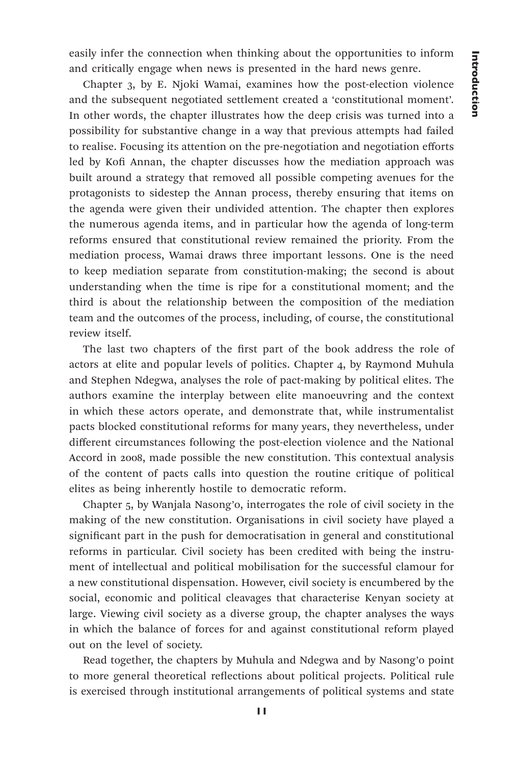easily infer the connection when thinking about the opportunities to inform and critically engage when news is presented in the hard news genre.

Chapter 3, by E. Njoki Wamai, examines how the post-election violence and the subsequent negotiated settlement created a 'constitutional moment'. In other words, the chapter illustrates how the deep crisis was turned into a possibility for substantive change in a way that previous attempts had failed to realise. Focusing its attention on the pre-negotiation and negotiation efforts led by Kofi Annan, the chapter discusses how the mediation approach was built around a strategy that removed all possible competing avenues for the protagonists to sidestep the Annan process, thereby ensuring that items on the agenda were given their undivided attention. The chapter then explores the numerous agenda items, and in particular how the agenda of long-term reforms ensured that constitutional review remained the priority. From the mediation process, Wamai draws three important lessons. One is the need to keep mediation separate from constitution-making; the second is about understanding when the time is ripe for a constitutional moment; and the third is about the relationship between the composition of the mediation team and the outcomes of the process, including, of course, the constitutional review itself.

The last two chapters of the first part of the book address the role of actors at elite and popular levels of politics. Chapter 4, by Raymond Muhula and Stephen Ndegwa, analyses the role of pact-making by political elites. The authors examine the interplay between elite manoeuvring and the context in which these actors operate, and demonstrate that, while instrumentalist pacts blocked constitutional reforms for many years, they nevertheless, under different circumstances following the post-election violence and the National Accord in 2008, made possible the new constitution. This contextual analysis of the content of pacts calls into question the routine critique of political elites as being inherently hostile to democratic reform.

Chapter 5, by Wanjala Nasong'o, interrogates the role of civil society in the making of the new constitution. Organisations in civil society have played a significant part in the push for democratisation in general and constitutional reforms in particular. Civil society has been credited with being the instrument of intellectual and political mobilisation for the successful clamour for a new constitutional dispensation. However, civil society is encumbered by the social, economic and political cleavages that characterise Kenyan society at large. Viewing civil society as a diverse group, the chapter analyses the ways in which the balance of forces for and against constitutional reform played out on the level of society.

Read together, the chapters by Muhula and Ndegwa and by Nasong'o point to more general theoretical reflections about political projects. Political rule is exercised through institutional arrangements of political systems and state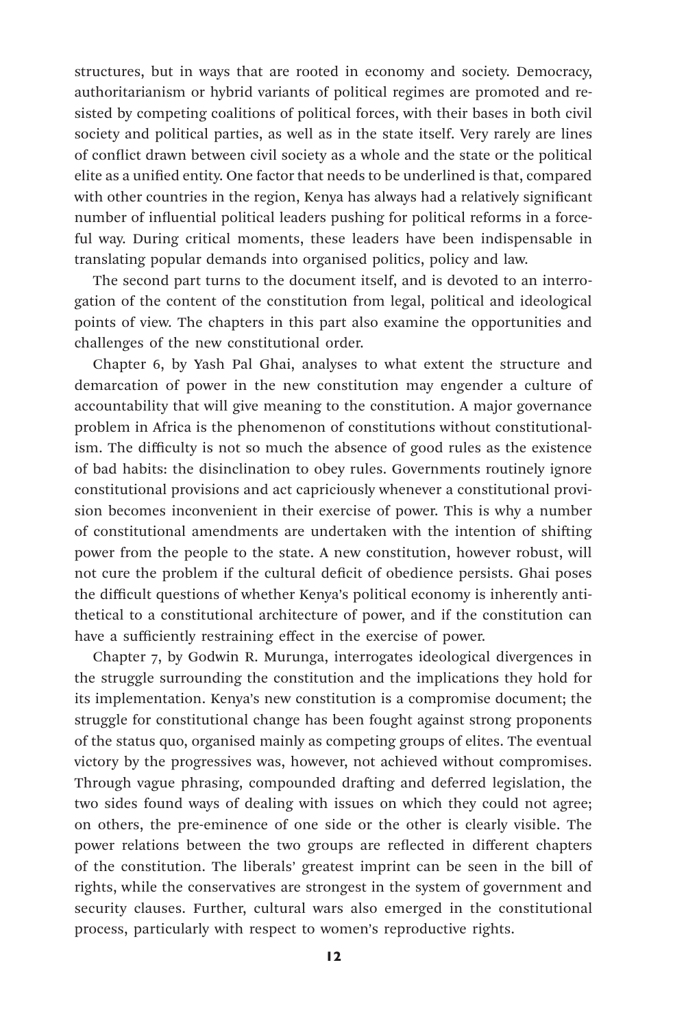structures, but in ways that are rooted in economy and society. Democracy, authoritarianism or hybrid variants of political regimes are promoted and resisted by competing coalitions of political forces, with their bases in both civil society and political parties, as well as in the state itself. Very rarely are lines of conflict drawn between civil society as a whole and the state or the political elite as a unified entity. One factor that needs to be underlined is that, compared with other countries in the region, Kenya has always had a relatively significant number of influential political leaders pushing for political reforms in a forceful way. During critical moments, these leaders have been indispensable in translating popular demands into organised politics, policy and law.

The second part turns to the document itself, and is devoted to an interrogation of the content of the constitution from legal, political and ideological points of view. The chapters in this part also examine the opportunities and challenges of the new constitutional order.

Chapter 6, by Yash Pal Ghai, analyses to what extent the structure and demarcation of power in the new constitution may engender a culture of accountability that will give meaning to the constitution. A major governance problem in Africa is the phenomenon of constitutions without constitutionalism. The difficulty is not so much the absence of good rules as the existence of bad habits: the disinclination to obey rules. Governments routinely ignore constitutional provisions and act capriciously whenever a constitutional provision becomes inconvenient in their exercise of power. This is why a number of constitutional amendments are undertaken with the intention of shifting power from the people to the state. A new constitution, however robust, will not cure the problem if the cultural deficit of obedience persists. Ghai poses the difficult questions of whether Kenya's political economy is inherently antithetical to a constitutional architecture of power, and if the constitution can have a sufficiently restraining effect in the exercise of power.

Chapter 7, by Godwin R. Murunga, interrogates ideological divergences in the struggle surrounding the constitution and the implications they hold for its implementation. Kenya's new constitution is a compromise document; the struggle for constitutional change has been fought against strong proponents of the status quo, organised mainly as competing groups of elites. The eventual victory by the progressives was, however, not achieved without compromises. Through vague phrasing, compounded drafting and deferred legislation, the two sides found ways of dealing with issues on which they could not agree; on others, the pre-eminence of one side or the other is clearly visible. The power relations between the two groups are reflected in different chapters of the constitution. The liberals' greatest imprint can be seen in the bill of rights, while the conservatives are strongest in the system of government and security clauses. Further, cultural wars also emerged in the constitutional process, particularly with respect to women's reproductive rights.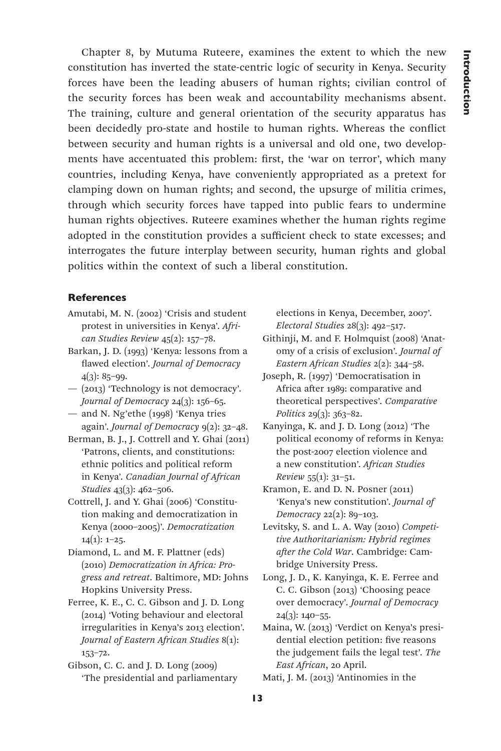Chapter 8, by Mutuma Ruteere, examines the extent to which the new constitution has inverted the state-centric logic of security in Kenya. Security forces have been the leading abusers of human rights; civilian control of the security forces has been weak and accountability mechanisms absent. The training, culture and general orientation of the security apparatus has been decidedly pro-state and hostile to human rights. Whereas the conflict between security and human rights is a universal and old one, two developments have accentuated this problem: first, the 'war on terror', which many countries, including Kenya, have conveniently appropriated as a pretext for clamping down on human rights; and second, the upsurge of militia crimes, through which security forces have tapped into public fears to undermine human rights objectives. Ruteere examines whether the human rights regime adopted in the constitution provides a sufficient check to state excesses; and interrogates the future interplay between security, human rights and global politics within the context of such a liberal constitution.

## References

Amutabi, M. N. (2002) 'Crisis and student protest in universities in Kenya'. *African Studies Review* 45(2): 157–78.

Barkan, J. D. (1993) 'Kenya: lessons from a flawed election'. *Journal of Democracy* 4(3): 85–99.

— (2013) 'Technology is not democracy'. *Journal of Democracy* 24(3): 156–65.

— and N. Ng'ethe (1998) 'Kenya tries again'. *Journal of Democracy* 9(2): 32–48.

Berman, B. J., J. Cottrell and Y. Ghai (2011) 'Patrons, clients, and constitutions: ethnic politics and political reform in Kenya'. *Canadian Journal of African Studies* 43(3): 462–506.

Cottrell, J. and Y. Ghai (2006) 'Constitution making and democratization in Kenya (2000–2005)'. *Democratization* 14(1): 1–25.

Diamond, L. and M. F. Plattner (eds) (2010) *Democratization in Africa: Progress and retreat*. Baltimore, MD: Johns Hopkins University Press.

Ferree, K. E., C. C. Gibson and J. D. Long (2014) 'Voting behaviour and electoral irregularities in Kenya's 2013 election'. *Journal of Eastern African Studies* 8(1): 153–72.

Gibson, C. C. and J. D. Long (2009) 'The presidential and parliamentary elections in Kenya, December, 2007'. *Electoral Studies* 28(3): 492–517.

Githinji, M. and F. Holmquist (2008) 'Anatomy of a crisis of exclusion'. *Journal of Eastern African Studies* 2(2): 344–58.

Joseph, R. (1997) 'Democratisation in Africa after 1989: comparative and theoretical perspectives'. *Comparative Politics* 29(3): 363–82.

Kanyinga, K. and J. D. Long (2012) 'The political economy of reforms in Kenya: the post-2007 election violence and a new constitution'. *African Studies Review* 55(1): 31–51.

Kramon, E. and D. N. Posner (2011) 'Kenya's new constitution'. *Journal of Democracy* 22(2): 89–103.

Levitsky, S. and L. A. Way (2010) *Competitive Authoritarianism: Hybrid regimes after the Cold War*. Cambridge: Cambridge University Press.

Long, J. D., K. Kanyinga, K. E. Ferree and C. C. Gibson (2013) 'Choosing peace over democracy'. *Journal of Democracy* 24(3): 140–55.

Maina, W. (2013) 'Verdict on Kenya's presidential election petition: five reasons the judgement fails the legal test'. *The East African*, 20 April.

Mati, J. M. (2013) 'Antinomies in the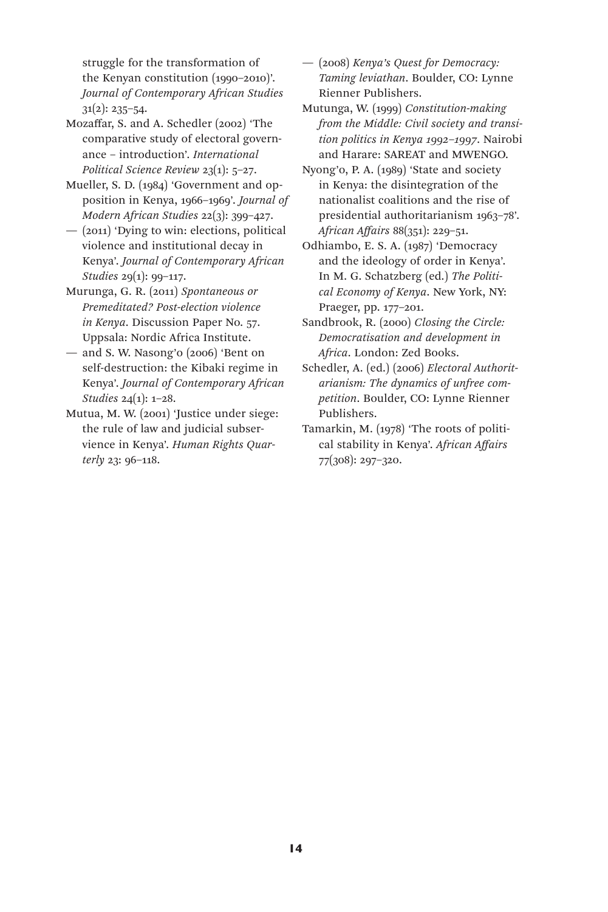struggle for the transformation of the Kenyan constitution (1990–2010)'. *Journal of Contemporary African Studies* 31(2): 235–54.

Mozaffar, S. and A. Schedler (2002) 'The comparative study of electoral governance – introduction'. *International Political Science Review* 23(1): 5–27.

Mueller, S. D. (1984) 'Government and opposition in Kenya, 1966–1969'. *Journal of Modern African Studies* 22(3): 399–427.

— (2011) 'Dying to win: elections, political violence and institutional decay in Kenya'. *Journal of Contemporary African Studies* 29(1): 99–117.

Murunga, G. R. (2011) *Spontaneous or Premeditated? Post-election violence in Kenya*. Discussion Paper No. 57. Uppsala: Nordic Africa Institute.

— and S. W. Nasong'o (2006) 'Bent on self-destruction: the Kibaki regime in Kenya'. *Journal of Contemporary African Studies* 24(1): 1–28.

Mutua, M. W. (2001) 'Justice under siege: the rule of law and judicial subservience in Kenya'. *Human Rights Quarterly* 23: 96–118.

— (2008) *Kenya's Quest for Democracy: Taming leviathan*. Boulder, CO: Lynne Rienner Publishers.

Mutunga, W. (1999) *Constitution-making from the Middle: Civil society and transition politics in Kenya 1992–1997*. Nairobi and Harare: SAREAT and MWENGO.

Nyong'o, P. A. (1989) 'State and society in Kenya: the disintegration of the nationalist coalitions and the rise of presidential authoritarianism 1963–78'. *African Affairs* 88(351): 229–51.

Odhiambo, E. S. A. (1987) 'Democracy and the ideology of order in Kenya'. In M. G. Schatzberg (ed.) *The Political Economy of Kenya*. New York, NY: Praeger, pp. 177–201.

Sandbrook, R. (2000) *Closing the Circle: Democratisation and development in Africa*. London: Zed Books.

Schedler, A. (ed.) (2006) *Electoral Authoritarianism: The dynamics of unfree competition*. Boulder, CO: Lynne Rienner Publishers.

Tamarkin, M. (1978) 'The roots of political stability in Kenya'. *African Affairs* 77(308): 297–320.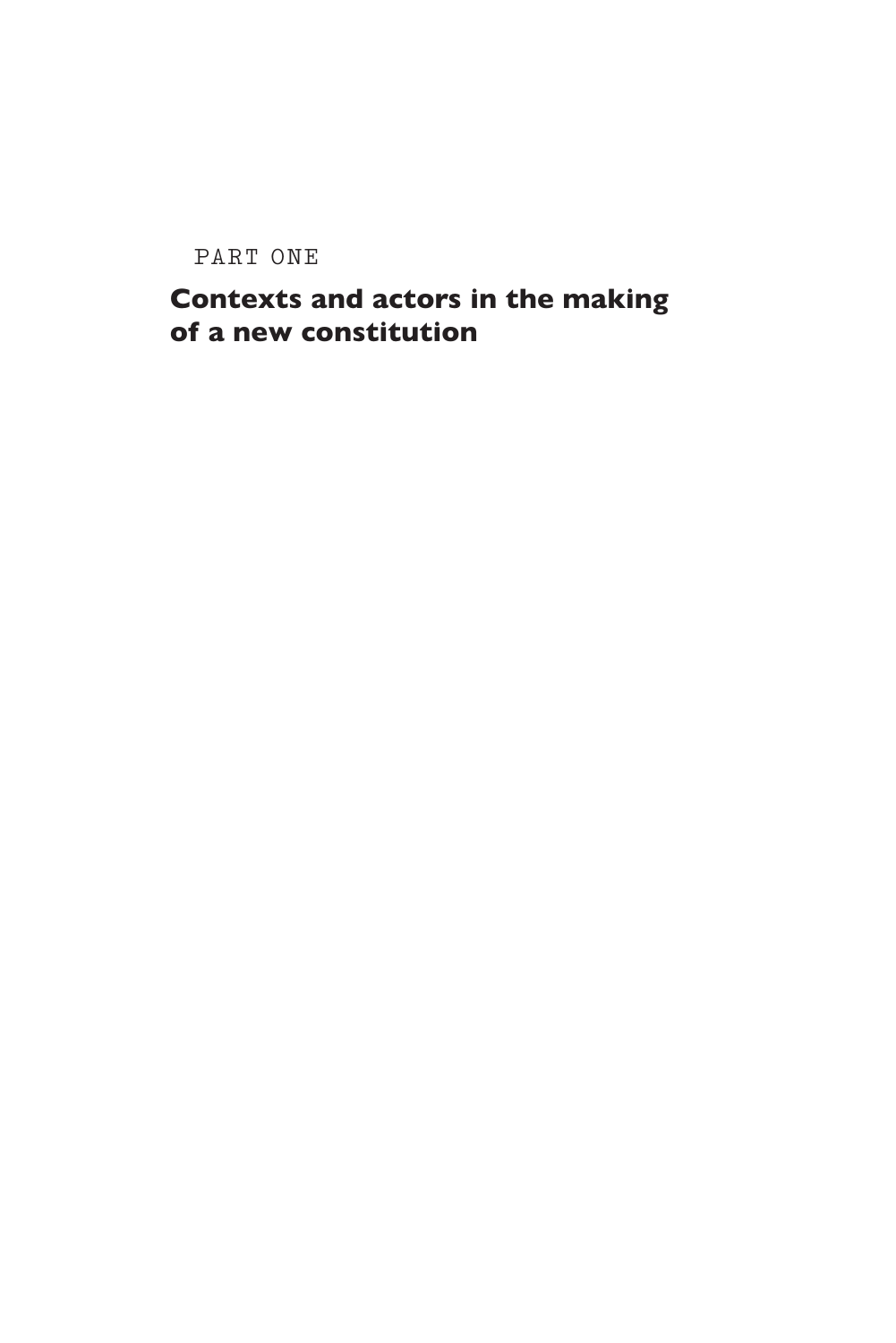PART ONE

# Contexts and actors in the making of a new constitution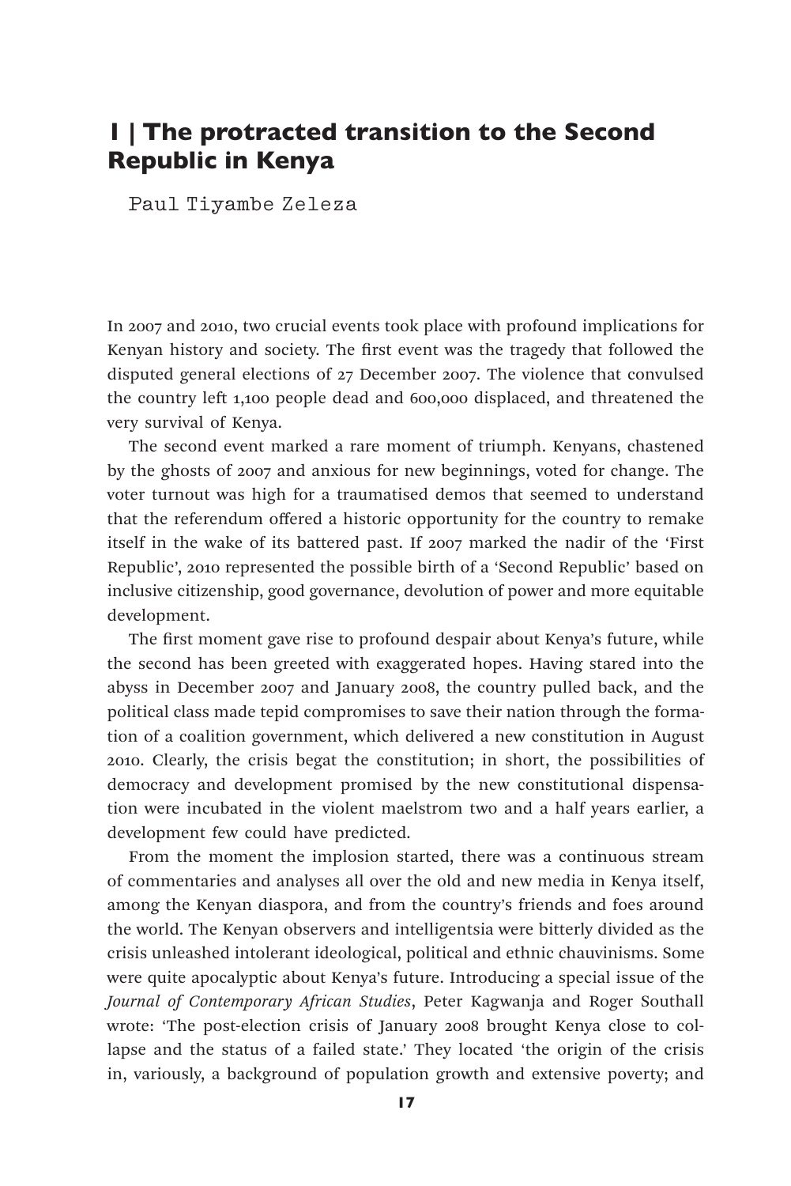# 1 | The protracted transition to the Second Republic in Kenya

Paul Tiyambe Zeleza

In 2007 and 2010, two crucial events took place with profound implications for Kenyan history and society. The first event was the tragedy that followed the disputed general elections of 27 December 2007. The violence that convulsed the country left 1,100 people dead and 600,000 displaced, and threatened the very survival of Kenya.

The second event marked a rare moment of triumph. Kenyans, chastened by the ghosts of 2007 and anxious for new beginnings, voted for change. The voter turnout was high for a traumatised demos that seemed to understand that the referendum offered a historic opportunity for the country to remake itself in the wake of its battered past. If 2007 marked the nadir of the 'First Republic', 2010 represented the possible birth of a 'Second Republic' based on inclusive citizenship, good governance, devolution of power and more equitable development.

The first moment gave rise to profound despair about Kenya's future, while the second has been greeted with exaggerated hopes. Having stared into the abyss in December 2007 and January 2008, the country pulled back, and the political class made tepid compromises to save their nation through the formation of a coalition government, which delivered a new constitution in August 2010. Clearly, the crisis begat the constitution; in short, the possibilities of democracy and development promised by the new constitutional dispensation were incubated in the violent maelstrom two and a half years earlier, a development few could have predicted.

From the moment the implosion started, there was a continuous stream of commentaries and analyses all over the old and new media in Kenya itself, among the Kenyan diaspora, and from the country's friends and foes around the world. The Kenyan observers and intelligentsia were bitterly divided as the crisis unleashed intolerant ideological, political and ethnic chauvinisms. Some were quite apocalyptic about Kenya's future. Introducing a special issue of the *Journal of Contemporary African Studies*, Peter Kagwanja and Roger Southall wrote: 'The post-election crisis of January 2008 brought Kenya close to collapse and the status of a failed state.' They located 'the origin of the crisis in, variously, a background of population growth and extensive poverty; and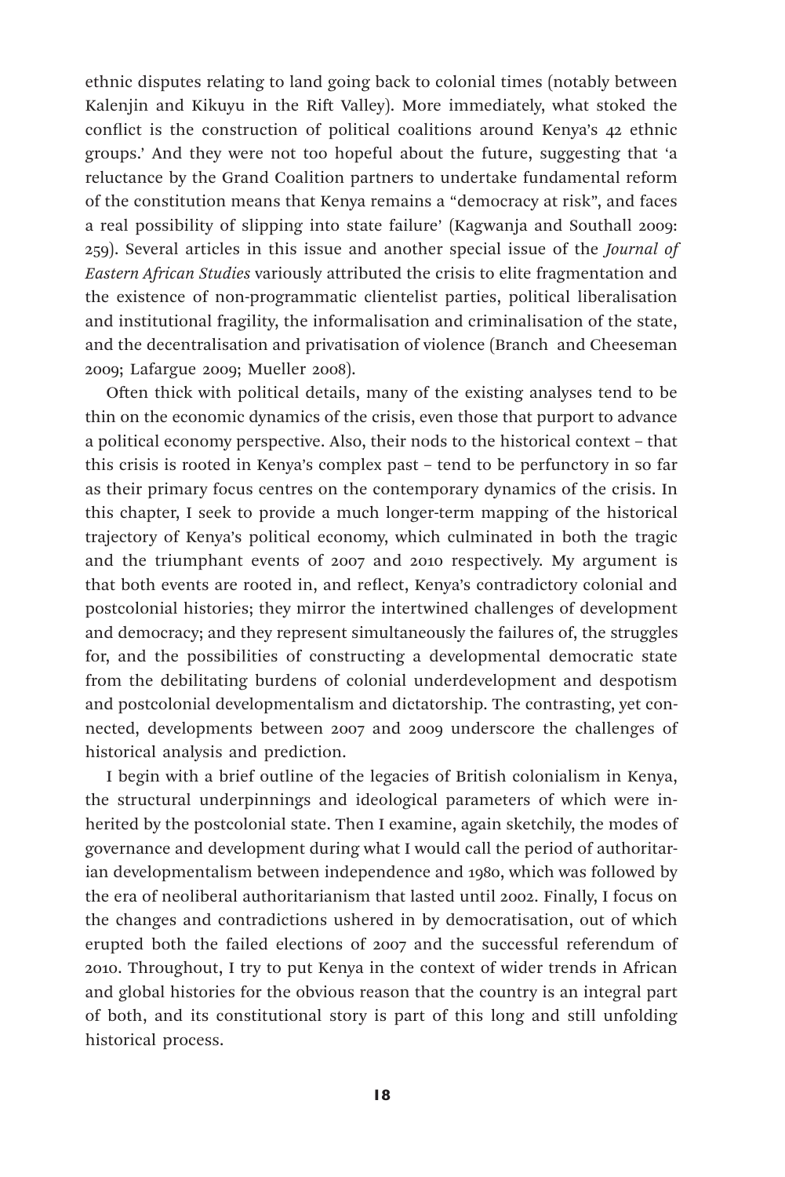ethnic disputes relating to land going back to colonial times (notably between Kalenjin and Kikuyu in the Rift Valley). More immediately, what stoked the conflict is the construction of political coalitions around Kenya's 42 ethnic groups.' And they were not too hopeful about the future, suggesting that 'a reluctance by the Grand Coalition partners to undertake fundamental reform of the constitution means that Kenya remains a "democracy at risk", and faces a real possibility of slipping into state failure' (Kagwanja and Southall 2009: 259). Several articles in this issue and another special issue of the *Journal of Eastern African Studies* variously attributed the crisis to elite fragmentation and the existence of non-programmatic clientelist parties, political liberalisation and institutional fragility, the informalisation and criminalisation of the state, and the decentralisation and privatisation of violence (Branch and Cheeseman 2009; Lafargue 2009; Mueller 2008).

Often thick with political details, many of the existing analyses tend to be thin on the economic dynamics of the crisis, even those that purport to advance a political economy perspective. Also, their nods to the historical context – that this crisis is rooted in Kenya's complex past – tend to be perfunctory in so far as their primary focus centres on the contemporary dynamics of the crisis. In this chapter, I seek to provide a much longer-term mapping of the historical trajectory of Kenya's political economy, which culminated in both the tragic and the triumphant events of 2007 and 2010 respectively. My argument is that both events are rooted in, and reflect, Kenya's contradictory colonial and postcolonial histories; they mirror the intertwined challenges of development and democracy; and they represent simultaneously the failures of, the struggles for, and the possibilities of constructing a developmental democratic state from the debilitating burdens of colonial underdevelopment and despotism and postcolonial developmentalism and dictatorship. The contrasting, yet connected, developments between 2007 and 2009 underscore the challenges of historical analysis and prediction.

I begin with a brief outline of the legacies of British colonialism in Kenya, the structural underpinnings and ideological parameters of which were inherited by the postcolonial state. Then I examine, again sketchily, the modes of governance and development during what I would call the period of authoritarian developmentalism between independence and 1980, which was followed by the era of neoliberal authoritarianism that lasted until 2002. Finally, I focus on the changes and contradictions ushered in by democratisation, out of which erupted both the failed elections of 2007 and the successful referendum of 2010. Throughout, I try to put Kenya in the context of wider trends in African and global histories for the obvious reason that the country is an integral part of both, and its constitutional story is part of this long and still unfolding historical process.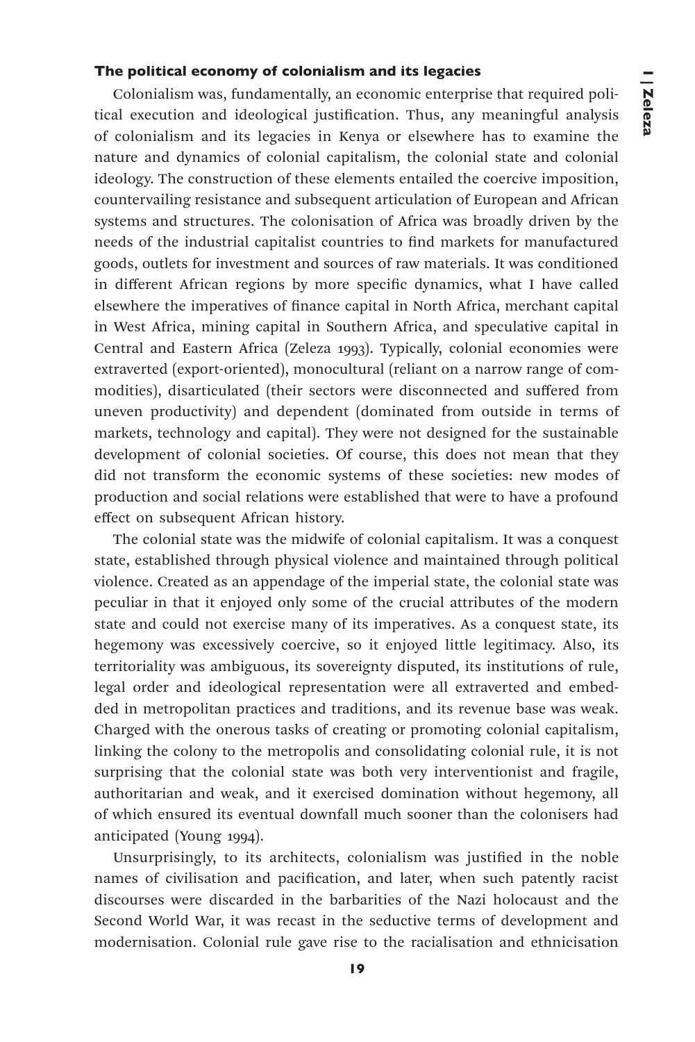### The political economy of colonialism and its legacies

Colonialism was, fundamentally, an economic enterprise that required political execution and ideological justification. Thus, any meaningful analysis of colonialism and its legacies in Kenya or elsewhere has to examine the nature and dynamics of colonial capitalism, the colonial state and colonial ideology. The construction of these elements entailed the coercive imposition, countervailing resistance and subsequent articulation of European and African systems and structures. The colonisation of Africa was broadly driven by the needs of the industrial capitalist countries to find markets for manufactured goods, outlets for investment and sources of raw materials. It was conditioned in different African regions by more specific dynamics, what I have called elsewhere the imperatives of finance capital in North Africa, merchant capital in West Africa, mining capital in Southern Africa, and speculative capital in Central and Eastern Africa (Zeleza 1993). Typically, colonial economies were extraverted (export-oriented), monocultural (reliant on a narrow range of commodities), disarticulated (their sectors were disconnected and suffered from uneven productivity) and dependent (dominated from outside in terms of markets, technology and capital). They were not designed for the sustainable development of colonial societies. Of course, this does not mean that they did not transform the economic systems of these societies: new modes of production and social relations were established that were to have a profound effect on subsequent African history.

The colonial state was the midwife of colonial capitalism. It was a conquest state, established through physical violence and maintained through political violence. Created as an appendage of the imperial state, the colonial state was peculiar in that it enjoyed only some of the crucial attributes of the modern state and could not exercise many of its imperatives. As a conquest state, its hegemony was excessively coercive, so it enjoyed little legitimacy. Also, its territoriality was ambiguous, its sovereignty disputed, its institutions of rule, legal order and ideological representation were all extraverted and embedded in metropolitan practices and traditions, and its revenue base was weak. Charged with the onerous tasks of creating or promoting colonial capitalism, linking the colony to the metropolis and consolidating colonial rule, it is not surprising that the colonial state was both very interventionist and fragile, authoritarian and weak, and it exercised domination without hegemony, all of which ensured its eventual downfall much sooner than the colonisers had anticipated (Young 1994).

Unsurprisingly, to its architects, colonialism was justified in the noble names of civilisation and pacification, and later, when such patently racist discourses were discarded in the barbarities of the Nazi holocaust and the Second World War, it was recast in the seductive terms of development and modernisation. Colonial rule gave rise to the racialisation and ethnicisation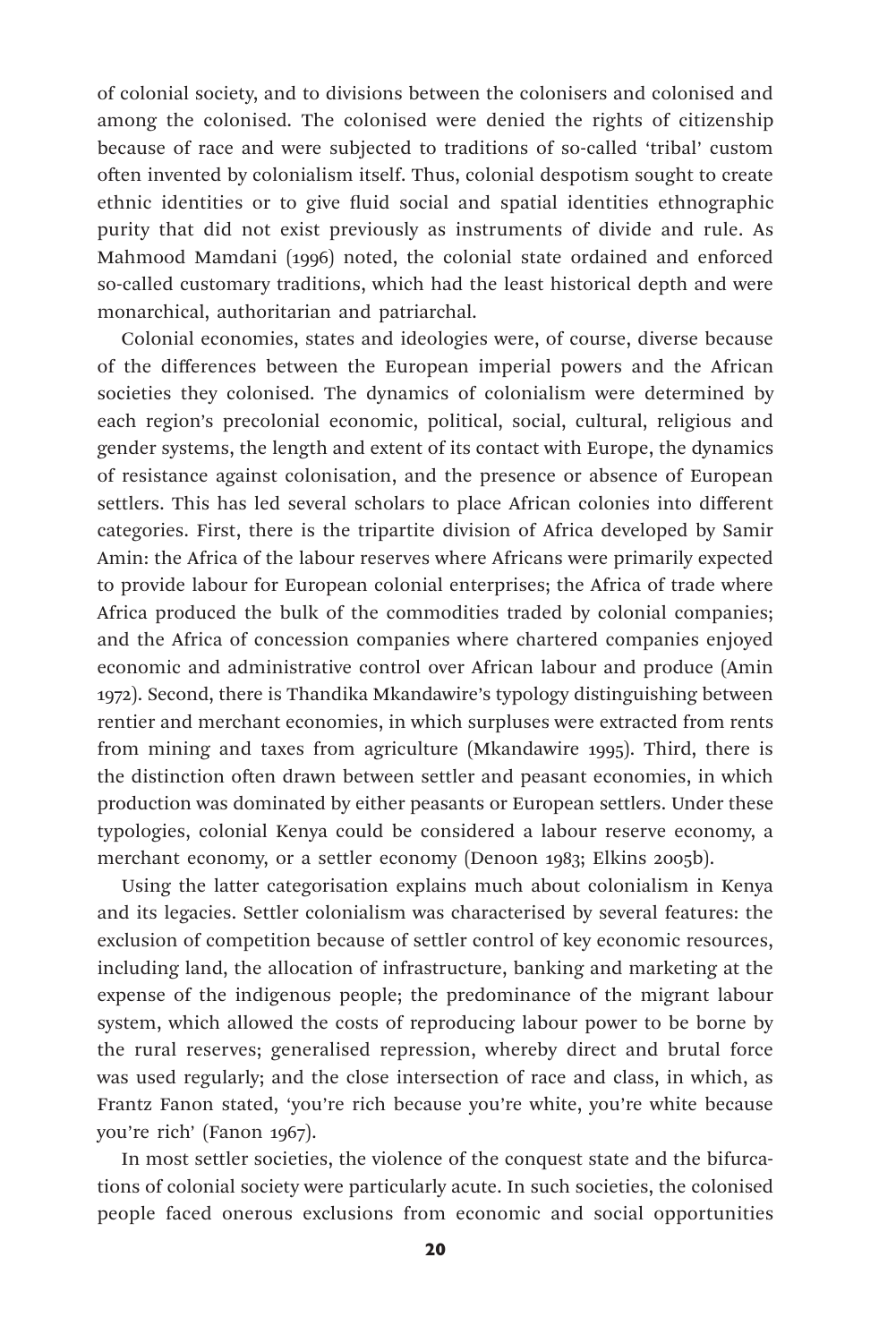of colonial society, and to divisions between the colonisers and colonised and among the colonised. The colonised were denied the rights of citizenship because of race and were subjected to traditions of so-called 'tribal' custom often invented by colonialism itself. Thus, colonial despotism sought to create ethnic identities or to give fluid social and spatial identities ethnographic purity that did not exist previously as instruments of divide and rule. As Mahmood Mamdani (1996) noted, the colonial state ordained and enforced so-called customary traditions, which had the least historical depth and were monarchical, authoritarian and patriarchal.

Colonial economies, states and ideologies were, of course, diverse because of the differences between the European imperial powers and the African societies they colonised. The dynamics of colonialism were determined by each region's precolonial economic, political, social, cultural, religious and gender systems, the length and extent of its contact with Europe, the dynamics of resistance against colonisation, and the presence or absence of European settlers. This has led several scholars to place African colonies into different categories. First, there is the tripartite division of Africa developed by Samir Amin: the Africa of the labour reserves where Africans were primarily expected to provide labour for European colonial enterprises; the Africa of trade where Africa produced the bulk of the commodities traded by colonial companies; and the Africa of concession companies where chartered companies enjoyed economic and administrative control over African labour and produce (Amin 1972). Second, there is Thandika Mkandawire's typology distinguishing between rentier and merchant economies, in which surpluses were extracted from rents from mining and taxes from agriculture (Mkandawire 1995). Third, there is the distinction often drawn between settler and peasant economies, in which production was dominated by either peasants or European settlers. Under these typologies, colonial Kenya could be considered a labour reserve economy, a merchant economy, or a settler economy (Denoon 1983; Elkins 2005b).

Using the latter categorisation explains much about colonialism in Kenya and its legacies. Settler colonialism was characterised by several features: the exclusion of competition because of settler control of key economic resources, including land, the allocation of infrastructure, banking and marketing at the expense of the indigenous people; the predominance of the migrant labour system, which allowed the costs of reproducing labour power to be borne by the rural reserves; generalised repression, whereby direct and brutal force was used regularly; and the close intersection of race and class, in which, as Frantz Fanon stated, 'you're rich because you're white, you're white because you're rich' (Fanon 1967).

In most settler societies, the violence of the conquest state and the bifurcations of colonial society were particularly acute. In such societies, the colonised people faced onerous exclusions from economic and social opportunities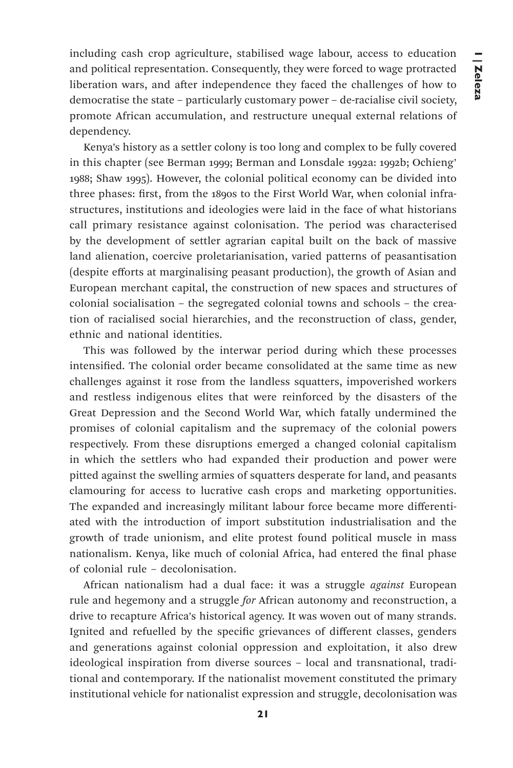including cash crop agriculture, stabilised wage labour, access to education and political representation. Consequently, they were forced to wage protracted liberation wars, and after independence they faced the challenges of how to democratise the state – particularly customary power – de-racialise civil society, promote African accumulation, and restructure unequal external relations of dependency.

Kenya's history as a settler colony is too long and complex to be fully covered in this chapter (see Berman 1999; Berman and Lonsdale 1992a: 1992b; Ochieng' 1988; Shaw 1995). However, the colonial political economy can be divided into three phases: first, from the 1890s to the First World War, when colonial infrastructures, institutions and ideologies were laid in the face of what historians call primary resistance against colonisation. The period was characterised by the development of settler agrarian capital built on the back of massive land alienation, coercive proletarianisation, varied patterns of peasantisation (despite efforts at marginalising peasant production), the growth of Asian and European merchant capital, the construction of new spaces and structures of colonial socialisation – the segregated colonial towns and schools – the creation of racialised social hierarchies, and the reconstruction of class, gender, ethnic and national identities.

This was followed by the interwar period during which these processes intensified. The colonial order became consolidated at the same time as new challenges against it rose from the landless squatters, impoverished workers and restless indigenous elites that were reinforced by the disasters of the Great Depression and the Second World War, which fatally undermined the promises of colonial capitalism and the supremacy of the colonial powers respectively. From these disruptions emerged a changed colonial capitalism in which the settlers who had expanded their production and power were pitted against the swelling armies of squatters desperate for land, and peasants clamouring for access to lucrative cash crops and marketing opportunities. The expanded and increasingly militant labour force became more differentiated with the introduction of import substitution industrialisation and the growth of trade unionism, and elite protest found political muscle in mass nationalism. Kenya, like much of colonial Africa, had entered the final phase of colonial rule – decolonisation.

African nationalism had a dual face: it was a struggle *against* European rule and hegemony and a struggle *for* African autonomy and reconstruction, a drive to recapture Africa's historical agency. It was woven out of many strands. Ignited and refuelled by the specific grievances of different classes, genders and generations against colonial oppression and exploitation, it also drew ideological inspiration from diverse sources – local and transnational, traditional and contemporary. If the nationalist movement constituted the primary institutional vehicle for nationalist expression and struggle, decolonisation was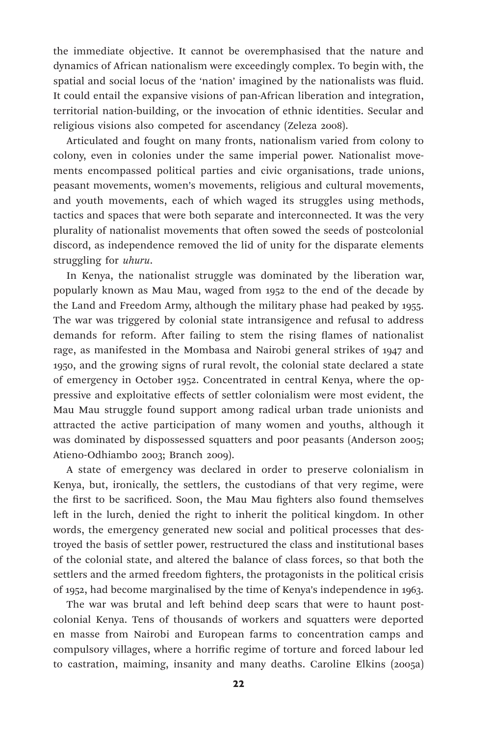the immediate objective. It cannot be overemphasised that the nature and dynamics of African nationalism were exceedingly complex. To begin with, the spatial and social locus of the 'nation' imagined by the nationalists was fluid. It could entail the expansive visions of pan-African liberation and integration, territorial nation-building, or the invocation of ethnic identities. Secular and religious visions also competed for ascendancy (Zeleza 2008).

Articulated and fought on many fronts, nationalism varied from colony to colony, even in colonies under the same imperial power. Nationalist movements encompassed political parties and civic organisations, trade unions, peasant movements, women's movements, religious and cultural movements, and youth movements, each of which waged its struggles using methods, tactics and spaces that were both separate and interconnected. It was the very plurality of nationalist movements that often sowed the seeds of postcolonial discord, as independence removed the lid of unity for the disparate elements struggling for *uhuru*.

In Kenya, the nationalist struggle was dominated by the liberation war, popularly known as Mau Mau, waged from 1952 to the end of the decade by the Land and Freedom Army, although the military phase had peaked by 1955. The war was triggered by colonial state intransigence and refusal to address demands for reform. After failing to stem the rising flames of nationalist rage, as manifested in the Mombasa and Nairobi general strikes of 1947 and 1950, and the growing signs of rural revolt, the colonial state declared a state of emergency in October 1952. Concentrated in central Kenya, where the oppressive and exploitative effects of settler colonialism were most evident, the Mau Mau struggle found support among radical urban trade unionists and attracted the active participation of many women and youths, although it was dominated by dispossessed squatters and poor peasants (Anderson 2005; Atieno-Odhiambo 2003; Branch 2009).

A state of emergency was declared in order to preserve colonialism in Kenya, but, ironically, the settlers, the custodians of that very regime, were the first to be sacrificed. Soon, the Mau Mau fighters also found themselves left in the lurch, denied the right to inherit the political kingdom. In other words, the emergency generated new social and political processes that destroyed the basis of settler power, restructured the class and institutional bases of the colonial state, and altered the balance of class forces, so that both the settlers and the armed freedom fighters, the protagonists in the political crisis of 1952, had become marginalised by the time of Kenya's independence in 1963.

The war was brutal and left behind deep scars that were to haunt postcolonial Kenya. Tens of thousands of workers and squatters were deported en masse from Nairobi and European farms to concentration camps and compulsory villages, where a horrific regime of torture and forced labour led to castration, maiming, insanity and many deaths. Caroline Elkins (2005a)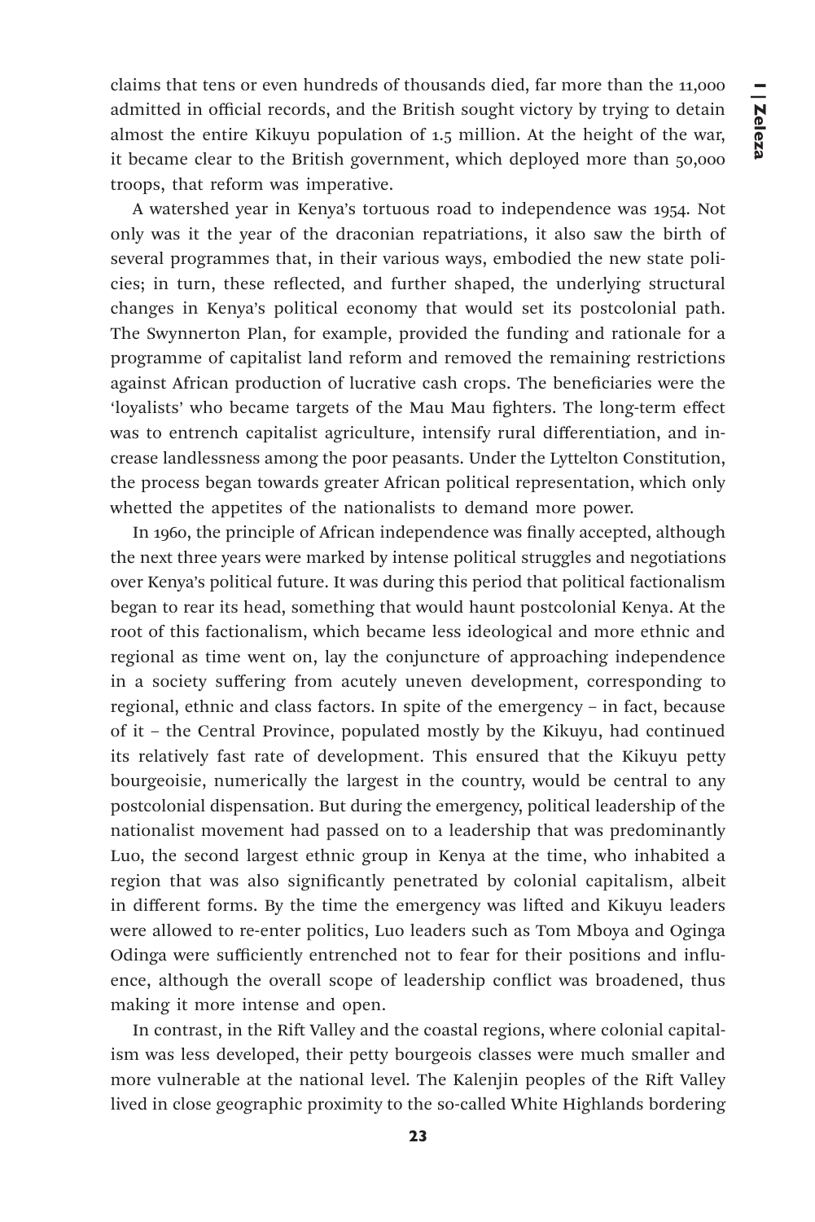claims that tens or even hundreds of thousands died, far more than the 11,000 admitted in official records, and the British sought victory by trying to detain almost the entire Kikuyu population of 1.5 million. At the height of the war, it became clear to the British government, which deployed more than 50,000 troops, that reform was imperative.

A watershed year in Kenya's tortuous road to independence was 1954. Not only was it the year of the draconian repatriations, it also saw the birth of several programmes that, in their various ways, embodied the new state policies; in turn, these reflected, and further shaped, the underlying structural changes in Kenya's political economy that would set its postcolonial path. The Swynnerton Plan, for example, provided the funding and rationale for a programme of capitalist land reform and removed the remaining restrictions against African production of lucrative cash crops. The beneficiaries were the 'loyalists' who became targets of the Mau Mau fighters. The long-term effect was to entrench capitalist agriculture, intensify rural differentiation, and increase landlessness among the poor peasants. Under the Lyttelton Constitution, the process began towards greater African political representation, which only whetted the appetites of the nationalists to demand more power.

In 1960, the principle of African independence was finally accepted, although the next three years were marked by intense political struggles and negotiations over Kenya's political future. It was during this period that political factionalism began to rear its head, something that would haunt postcolonial Kenya. At the root of this factionalism, which became less ideological and more ethnic and regional as time went on, lay the conjuncture of approaching independence in a society suffering from acutely uneven development, corresponding to regional, ethnic and class factors. In spite of the emergency – in fact, because of it – the Central Province, populated mostly by the Kikuyu, had continued its relatively fast rate of development. This ensured that the Kikuyu petty bourgeoisie, numerically the largest in the country, would be central to any postcolonial dispensation. But during the emergency, political leadership of the nationalist movement had passed on to a leadership that was predominantly Luo, the second largest ethnic group in Kenya at the time, who inhabited a region that was also significantly penetrated by colonial capitalism, albeit in different forms. By the time the emergency was lifted and Kikuyu leaders were allowed to re-enter politics, Luo leaders such as Tom Mboya and Oginga Odinga were sufficiently entrenched not to fear for their positions and influence, although the overall scope of leadership conflict was broadened, thus making it more intense and open.

In contrast, in the Rift Valley and the coastal regions, where colonial capitalism was less developed, their petty bourgeois classes were much smaller and more vulnerable at the national level. The Kalenjin peoples of the Rift Valley lived in close geographic proximity to the so-called White Highlands bordering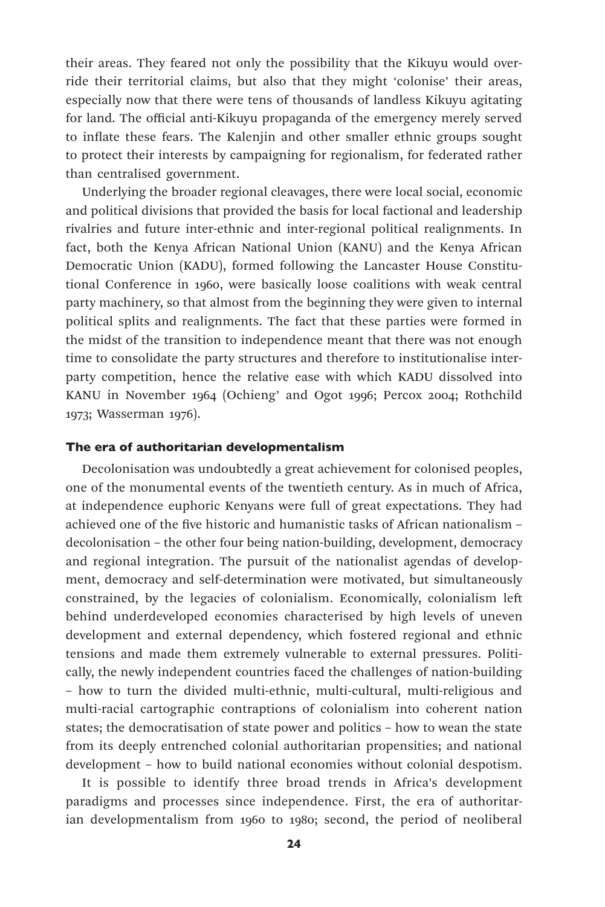their areas. They feared not only the possibility that the Kikuyu would override their territorial claims, but also that they might 'colonise' their areas, especially now that there were tens of thousands of landless Kikuyu agitating for land. The official anti-Kikuyu propaganda of the emergency merely served to inflate these fears. The Kalenjin and other smaller ethnic groups sought to protect their interests by campaigning for regionalism, for federated rather than centralised government.

Underlying the broader regional cleavages, there were local social, economic and political divisions that provided the basis for local factional and leadership rivalries and future inter-ethnic and inter-regional political realignments. In fact, both the Kenya African National Union (KANU) and the Kenya African Democratic Union (KADU), formed following the Lancaster House Constitutional Conference in 1960, were basically loose coalitions with weak central party machinery, so that almost from the beginning they were given to internal political splits and realignments. The fact that these parties were formed in the midst of the transition to independence meant that there was not enough time to consolidate the party structures and therefore to institutionalise inter-party competition, hence the relative ease with which KADU dissolved into KANU in November 1964 (Ochieng' and Ogot 1996; Percox 2004; Rothchild 1973; Wasserman 1976).

### The era of authoritarian developmentalism

Decolonisation was undoubtedly a great achievement for colonised peoples, one of the monumental events of the twentieth century. As in much of Africa, at independence euphoric Kenyans were full of great expectations. They had achieved one of the five historic and humanistic tasks of African nationalism – decolonisation – the other four being nation-building, development, democracy and regional integration. The pursuit of the nationalist agendas of development, democracy and self-determination were motivated, but simultaneously constrained, by the legacies of colonialism. Economically, colonialism left behind underdeveloped economies characterised by high levels of uneven development and external dependency, which fostered regional and ethnic tensions and made them extremely vulnerable to external pressures. Politically, the newly independent countries faced the challenges of nation-building – how to turn the divided multi-ethnic, multi-cultural, multi-religious and multi-racial cartographic contraptions of colonialism into coherent nation states; the democratisation of state power and politics – how to wean the state from its deeply entrenched colonial authoritarian propensities; and national development – how to build national economies without colonial despotism.

It is possible to identify three broad trends in Africa's development paradigms and processes since independence. First, the era of authoritarian developmentalism from 1960 to 1980; second, the period of neoliberal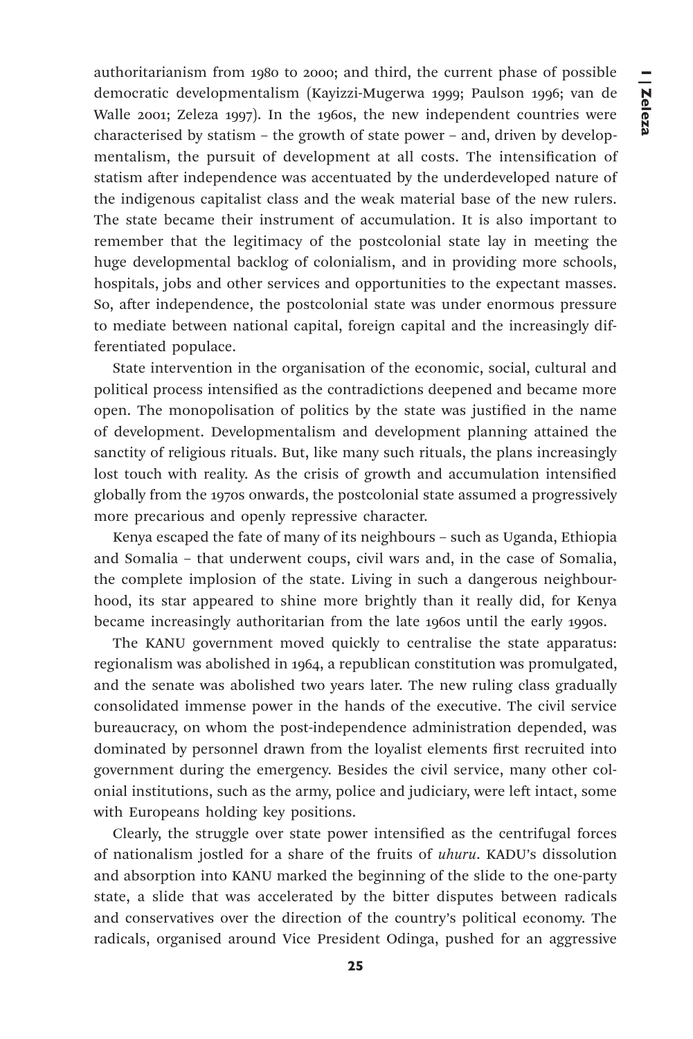authoritarianism from 1980 to 2000; and third, the current phase of possible democratic developmentalism (Kayizzi-Mugerwa 1999; Paulson 1996; van de Walle 2001; Zeleza 1997). In the 1960s, the new independent countries were characterised by statism – the growth of state power – and, driven by developmentalism, the pursuit of development at all costs. The intensification of statism after independence was accentuated by the underdeveloped nature of the indigenous capitalist class and the weak material base of the new rulers. The state became their instrument of accumulation. It is also important to remember that the legitimacy of the postcolonial state lay in meeting the huge developmental backlog of colonialism, and in providing more schools, hospitals, jobs and other services and opportunities to the expectant masses. So, after independence, the postcolonial state was under enormous pressure to mediate between national capital, foreign capital and the increasingly differentiated populace.

State intervention in the organisation of the economic, social, cultural and political process intensified as the contradictions deepened and became more open. The monopolisation of politics by the state was justified in the name of development. Developmentalism and development planning attained the sanctity of religious rituals. But, like many such rituals, the plans increasingly lost touch with reality. As the crisis of growth and accumulation intensified globally from the 1970s onwards, the postcolonial state assumed a progressively more precarious and openly repressive character.

Kenya escaped the fate of many of its neighbours – such as Uganda, Ethiopia and Somalia – that underwent coups, civil wars and, in the case of Somalia, the complete implosion of the state. Living in such a dangerous neighbourhood, its star appeared to shine more brightly than it really did, for Kenya became increasingly authoritarian from the late 1960s until the early 1990s.

The KANU government moved quickly to centralise the state apparatus: regionalism was abolished in 1964, a republican constitution was promulgated, and the senate was abolished two years later. The new ruling class gradually consolidated immense power in the hands of the executive. The civil service bureaucracy, on whom the post-independence administration depended, was dominated by personnel drawn from the loyalist elements first recruited into government during the emergency. Besides the civil service, many other colonial institutions, such as the army, police and judiciary, were left intact, some with Europeans holding key positions.

Clearly, the struggle over state power intensified as the centrifugal forces of nationalism jostled for a share of the fruits of *uhuru*. KADU's dissolution and absorption into KANU marked the beginning of the slide to the one-party state, a slide that was accelerated by the bitter disputes between radicals and conservatives over the direction of the country's political economy. The radicals, organised around Vice President Odinga, pushed for an aggressive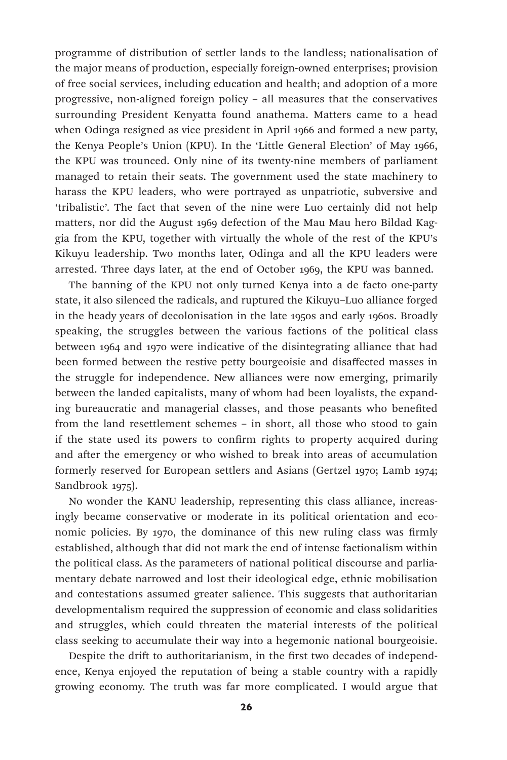programme of distribution of settler lands to the landless; nationalisation of the major means of production, especially foreign-owned enterprises; provision of free social services, including education and health; and adoption of a more progressive, non-aligned foreign policy – all measures that the conservatives surrounding President Kenyatta found anathema. Matters came to a head when Odinga resigned as vice president in April 1966 and formed a new party, the Kenya People's Union (KPU). In the 'Little General Election' of May 1966, the KPU was trounced. Only nine of its twenty-nine members of parliament managed to retain their seats. The government used the state machinery to harass the KPU leaders, who were portrayed as unpatriotic, subversive and 'tribalistic'. The fact that seven of the nine were Luo certainly did not help matters, nor did the August 1969 defection of the Mau Mau hero Bildad Kaggia from the KPU, together with virtually the whole of the rest of the KPU's Kikuyu leadership. Two months later, Odinga and all the KPU leaders were arrested. Three days later, at the end of October 1969, the KPU was banned.

The banning of the KPU not only turned Kenya into a de facto one-party state, it also silenced the radicals, and ruptured the Kikuyu–Luo alliance forged in the heady years of decolonisation in the late 1950s and early 1960s. Broadly speaking, the struggles between the various factions of the political class between 1964 and 1970 were indicative of the disintegrating alliance that had been formed between the restive petty bourgeoisie and disaffected masses in the struggle for independence. New alliances were now emerging, primarily between the landed capitalists, many of whom had been loyalists, the expanding bureaucratic and managerial classes, and those peasants who benefited from the land resettlement schemes – in short, all those who stood to gain if the state used its powers to confirm rights to property acquired during and after the emergency or who wished to break into areas of accumulation formerly reserved for European settlers and Asians (Gertzel 1970; Lamb 1974; Sandbrook 1975).

No wonder the KANU leadership, representing this class alliance, increasingly became conservative or moderate in its political orientation and economic policies. By 1970, the dominance of this new ruling class was firmly established, although that did not mark the end of intense factionalism within the political class. As the parameters of national political discourse and parliamentary debate narrowed and lost their ideological edge, ethnic mobilisation and contestations assumed greater salience. This suggests that authoritarian developmentalism required the suppression of economic and class solidarities and struggles, which could threaten the material interests of the political class seeking to accumulate their way into a hegemonic national bourgeoisie.

Despite the drift to authoritarianism, in the first two decades of independence, Kenya enjoyed the reputation of being a stable country with a rapidly growing economy. The truth was far more complicated. I would argue that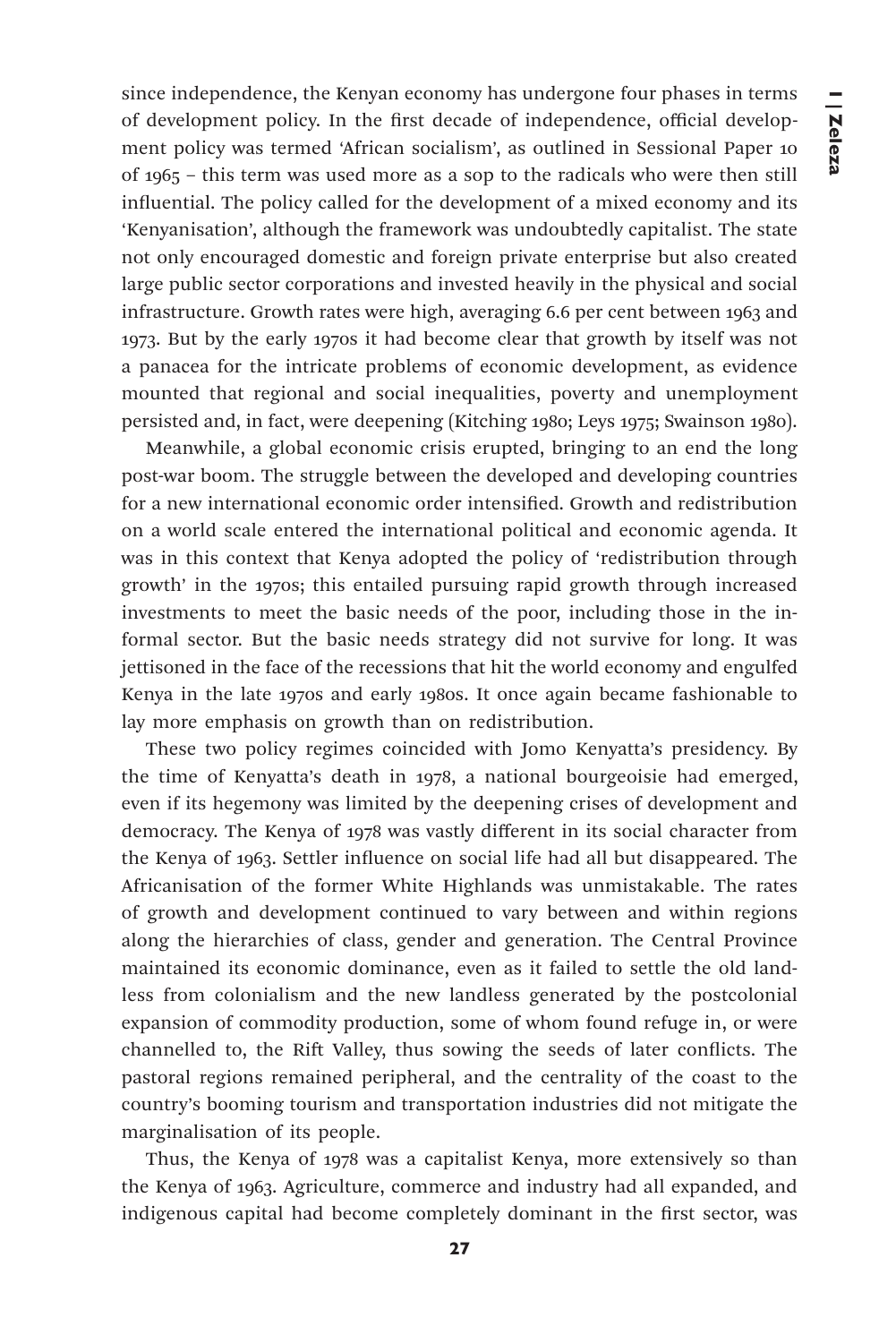since independence, the Kenyan economy has undergone four phases in terms of development policy. In the first decade of independence, official development policy was termed 'African socialism', as outlined in Sessional Paper 10 of 1965 – this term was used more as a sop to the radicals who were then still influential. The policy called for the development of a mixed economy and its 'Kenyanisation', although the framework was undoubtedly capitalist. The state not only encouraged domestic and foreign private enterprise but also created large public sector corporations and invested heavily in the physical and social infrastructure. Growth rates were high, averaging 6.6 per cent between 1963 and 1973. But by the early 1970s it had become clear that growth by itself was not a panacea for the intricate problems of economic development, as evidence mounted that regional and social inequalities, poverty and unemployment persisted and, in fact, were deepening (Kitching 1980; Leys 1975; Swainson 1980).

Meanwhile, a global economic crisis erupted, bringing to an end the long post-war boom. The struggle between the developed and developing countries for a new international economic order intensified. Growth and redistribution on a world scale entered the international political and economic agenda. It was in this context that Kenya adopted the policy of 'redistribution through growth' in the 1970s; this entailed pursuing rapid growth through increased investments to meet the basic needs of the poor, including those in the informal sector. But the basic needs strategy did not survive for long. It was jettisoned in the face of the recessions that hit the world economy and engulfed Kenya in the late 1970s and early 1980s. It once again became fashionable to lay more emphasis on growth than on redistribution.

These two policy regimes coincided with Jomo Kenyatta's presidency. By the time of Kenyatta's death in 1978, a national bourgeoisie had emerged, even if its hegemony was limited by the deepening crises of development and democracy. The Kenya of 1978 was vastly different in its social character from the Kenya of 1963. Settler influence on social life had all but disappeared. The Africanisation of the former White Highlands was unmistakable. The rates of growth and development continued to vary between and within regions along the hierarchies of class, gender and generation. The Central Province maintained its economic dominance, even as it failed to settle the old landless from colonialism and the new landless generated by the postcolonial expansion of commodity production, some of whom found refuge in, or were channelled to, the Rift Valley, thus sowing the seeds of later conflicts. The pastoral regions remained peripheral, and the centrality of the coast to the country's booming tourism and transportation industries did not mitigate the marginalisation of its people.

Thus, the Kenya of 1978 was a capitalist Kenya, more extensively so than the Kenya of 1963. Agriculture, commerce and industry had all expanded, and indigenous capital had become completely dominant in the first sector, was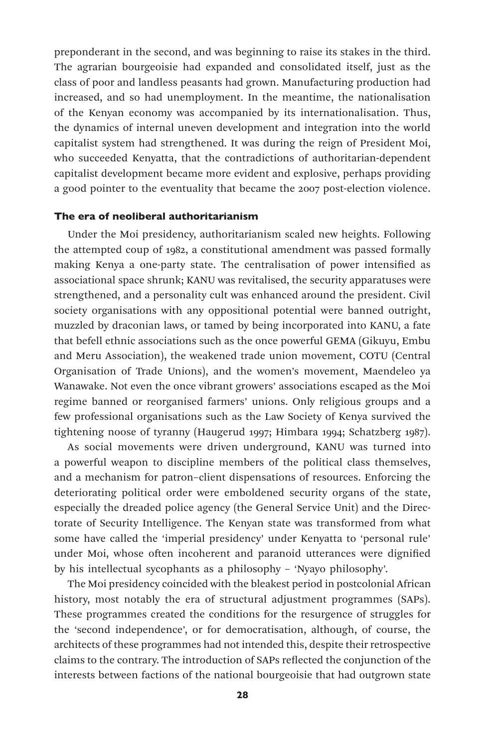preponderant in the second, and was beginning to raise its stakes in the third. The agrarian bourgeoisie had expanded and consolidated itself, just as the class of poor and landless peasants had grown. Manufacturing production had increased, and so had unemployment. In the meantime, the nationalisation of the Kenyan economy was accompanied by its internationalisation. Thus, the dynamics of internal uneven development and integration into the world capitalist system had strengthened. It was during the reign of President Moi, who succeeded Kenyatta, that the contradictions of authoritarian-dependent capitalist development became more evident and explosive, perhaps providing a good pointer to the eventuality that became the 2007 post-election violence.

### The era of neoliberal authoritarianism

Under the Moi presidency, authoritarianism scaled new heights. Following the attempted coup of 1982, a constitutional amendment was passed formally making Kenya a one-party state. The centralisation of power intensified as associational space shrunk; KANU was revitalised, the security apparatuses were strengthened, and a personality cult was enhanced around the president. Civil society organisations with any oppositional potential were banned outright, muzzled by draconian laws, or tamed by being incorporated into KANU, a fate that befell ethnic associations such as the once powerful GEMA (Gikuyu, Embu and Meru Association), the weakened trade union movement, COTU (Central Organisation of Trade Unions), and the women's movement, Maendeleo ya Wanawake. Not even the once vibrant growers' associations escaped as the Moi regime banned or reorganised farmers' unions. Only religious groups and a few professional organisations such as the Law Society of Kenya survived the tightening noose of tyranny (Haugerud 1997; Himbara 1994; Schatzberg 1987).

As social movements were driven underground, KANU was turned into a powerful weapon to discipline members of the political class themselves, and a mechanism for patron–client dispensations of resources. Enforcing the deteriorating political order were emboldened security organs of the state, especially the dreaded police agency (the General Service Unit) and the Directorate of Security Intelligence. The Kenyan state was transformed from what some have called the 'imperial presidency' under Kenyatta to 'personal rule' under Moi, whose often incoherent and paranoid utterances were dignified by his intellectual sycophants as a philosophy – 'Nyayo philosophy'.

The Moi presidency coincided with the bleakest period in postcolonial African history, most notably the era of structural adjustment programmes (SAPs). These programmes created the conditions for the resurgence of struggles for the 'second independence', or for democratisation, although, of course, the architects of these programmes had not intended this, despite their retrospective claims to the contrary. The introduction of SAPs reflected the conjunction of the interests between factions of the national bourgeoisie that had outgrown state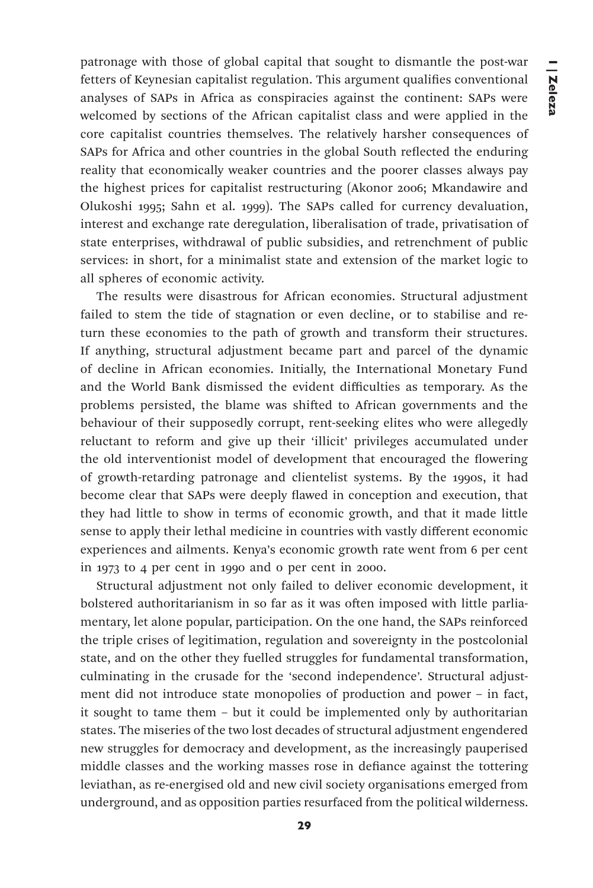patronage with those of global capital that sought to dismantle the post-war fetters of Keynesian capitalist regulation. This argument qualifies conventional analyses of SAPs in Africa as conspiracies against the continent: SAPs were welcomed by sections of the African capitalist class and were applied in the core capitalist countries themselves. The relatively harsher consequences of SAPs for Africa and other countries in the global South reflected the enduring reality that economically weaker countries and the poorer classes always pay the highest prices for capitalist restructuring (Akonor 2006; Mkandawire and Olukoshi 1995; Sahn et al. 1999). The SAPs called for currency devaluation, interest and exchange rate deregulation, liberalisation of trade, privatisation of state enterprises, withdrawal of public subsidies, and retrenchment of public services: in short, for a minimalist state and extension of the market logic to all spheres of economic activity.

The results were disastrous for African economies. Structural adjustment failed to stem the tide of stagnation or even decline, or to stabilise and return these economies to the path of growth and transform their structures. If anything, structural adjustment became part and parcel of the dynamic of decline in African economies. Initially, the International Monetary Fund and the World Bank dismissed the evident difficulties as temporary. As the problems persisted, the blame was shifted to African governments and the behaviour of their supposedly corrupt, rent-seeking elites who were allegedly reluctant to reform and give up their 'illicit' privileges accumulated under the old interventionist model of development that encouraged the flowering of growth-retarding patronage and clientelist systems. By the 1990s, it had become clear that SAPs were deeply flawed in conception and execution, that they had little to show in terms of economic growth, and that it made little sense to apply their lethal medicine in countries with vastly different economic experiences and ailments. Kenya's economic growth rate went from 6 per cent in 1973 to 4 per cent in 1990 and 0 per cent in 2000.

Structural adjustment not only failed to deliver economic development, it bolstered authoritarianism in so far as it was often imposed with little parliamentary, let alone popular, participation. On the one hand, the SAPs reinforced the triple crises of legitimation, regulation and sovereignty in the postcolonial state, and on the other they fuelled struggles for fundamental transformation, culminating in the crusade for the 'second independence'. Structural adjustment did not introduce state monopolies of production and power – in fact, it sought to tame them – but it could be implemented only by authoritarian states. The miseries of the two lost decades of structural adjustment engendered new struggles for democracy and development, as the increasingly pauperised middle classes and the working masses rose in defiance against the tottering leviathan, as re-energised old and new civil society organisations emerged from underground, and as opposition parties resurfaced from the political wilderness.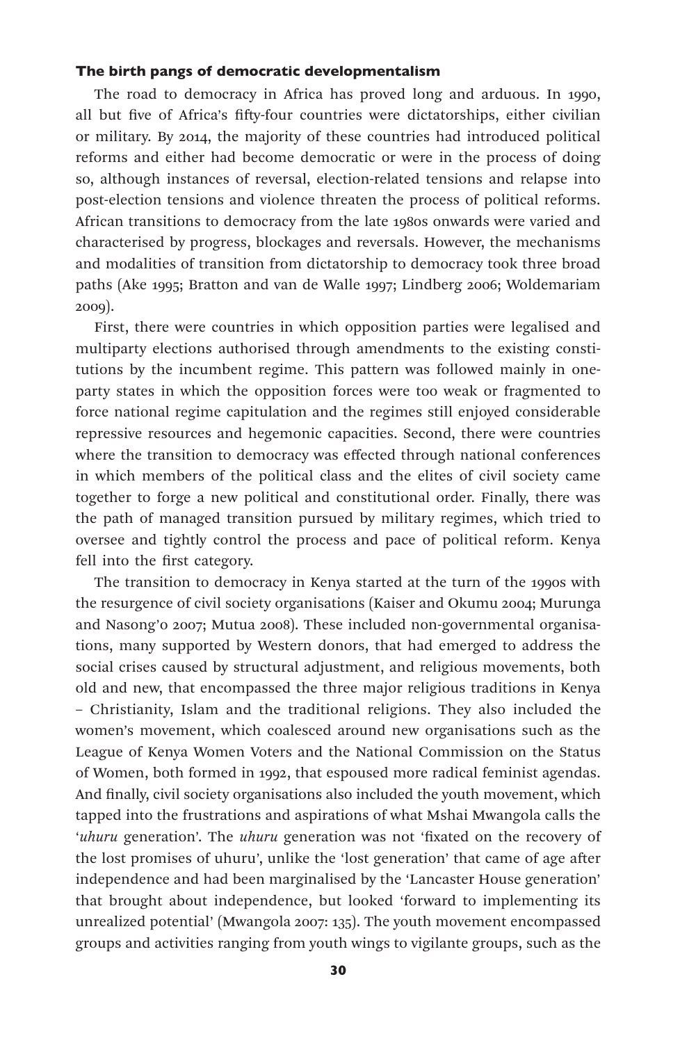### The birth pangs of democratic developmentalism

The road to democracy in Africa has proved long and arduous. In 1990, all but five of Africa's fifty-four countries were dictatorships, either civilian or military. By 2014, the majority of these countries had introduced political reforms and either had become democratic or were in the process of doing so, although instances of reversal, election-related tensions and relapse into post-election tensions and violence threaten the process of political reforms. African transitions to democracy from the late 1980s onwards were varied and characterised by progress, blockages and reversals. However, the mechanisms and modalities of transition from dictatorship to democracy took three broad paths (Ake 1995; Bratton and van de Walle 1997; Lindberg 2006; Woldemariam 2009).

First, there were countries in which opposition parties were legalised and multiparty elections authorised through amendments to the existing constitutions by the incumbent regime. This pattern was followed mainly in one-party states in which the opposition forces were too weak or fragmented to force national regime capitulation and the regimes still enjoyed considerable repressive resources and hegemonic capacities. Second, there were countries where the transition to democracy was effected through national conferences in which members of the political class and the elites of civil society came together to forge a new political and constitutional order. Finally, there was the path of managed transition pursued by military regimes, which tried to oversee and tightly control the process and pace of political reform. Kenya fell into the first category.

The transition to democracy in Kenya started at the turn of the 1990s with the resurgence of civil society organisations (Kaiser and Okumu 2004; Murunga and Nasong'o 2007; Mutua 2008). These included non-governmental organisations, many supported by Western donors, that had emerged to address the social crises caused by structural adjustment, and religious movements, both old and new, that encompassed the three major religious traditions in Kenya – Christianity, Islam and the traditional religions. They also included the women's movement, which coalesced around new organisations such as the League of Kenya Women Voters and the National Commission on the Status of Women, both formed in 1992, that espoused more radical feminist agendas. And finally, civil society organisations also included the youth movement, which tapped into the frustrations and aspirations of what Mshai Mwangola calls the '*uhuru* generation'. The *uhuru* generation was not 'fixated on the recovery of the lost promises of uhuru', unlike the 'lost generation' that came of age after independence and had been marginalised by the 'Lancaster House generation' that brought about independence, but looked 'forward to implementing its unrealized potential' (Mwangola 2007: 135). The youth movement encompassed groups and activities ranging from youth wings to vigilante groups, such as the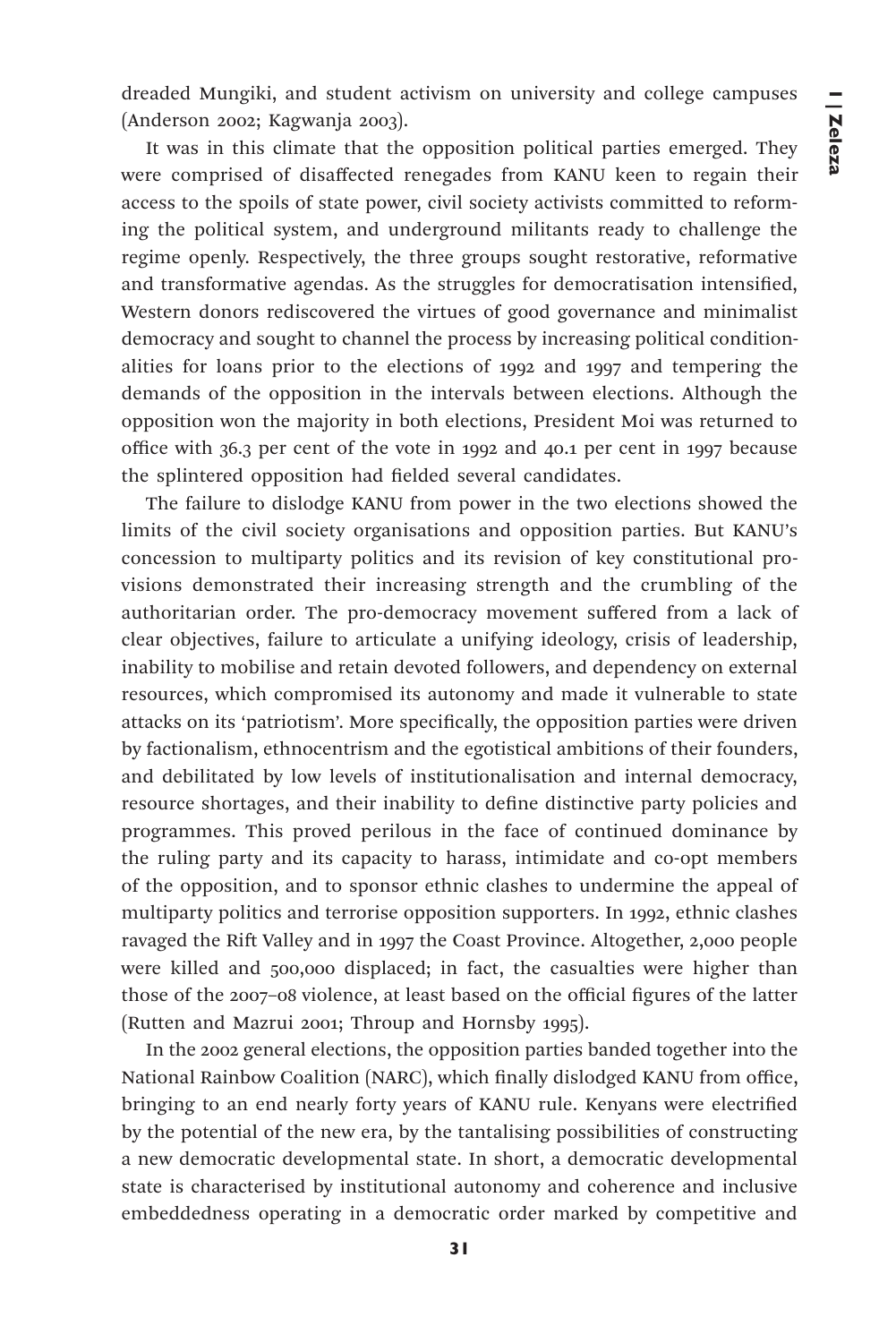dreaded Mungiki, and student activism on university and college campuses (Anderson 2002; Kagwanja 2003).

It was in this climate that the opposition political parties emerged. They were comprised of disaffected renegades from KANU keen to regain their access to the spoils of state power, civil society activists committed to reforming the political system, and underground militants ready to challenge the regime openly. Respectively, the three groups sought restorative, reformative and transformative agendas. As the struggles for democratisation intensified, Western donors rediscovered the virtues of good governance and minimalist democracy and sought to channel the process by increasing political conditionalities for loans prior to the elections of 1992 and 1997 and tempering the demands of the opposition in the intervals between elections. Although the opposition won the majority in both elections, President Moi was returned to office with 36.3 per cent of the vote in 1992 and 40.1 per cent in 1997 because the splintered opposition had fielded several candidates.

The failure to dislodge KANU from power in the two elections showed the limits of the civil society organisations and opposition parties. But KANU's concession to multiparty politics and its revision of key constitutional provisions demonstrated their increasing strength and the crumbling of the authoritarian order. The pro-democracy movement suffered from a lack of clear objectives, failure to articulate a unifying ideology, crisis of leadership, inability to mobilise and retain devoted followers, and dependency on external resources, which compromised its autonomy and made it vulnerable to state attacks on its 'patriotism'. More specifically, the opposition parties were driven by factionalism, ethnocentrism and the egotistical ambitions of their founders, and debilitated by low levels of institutionalisation and internal democracy, resource shortages, and their inability to define distinctive party policies and programmes. This proved perilous in the face of continued dominance by the ruling party and its capacity to harass, intimidate and co-opt members of the opposition, and to sponsor ethnic clashes to undermine the appeal of multiparty politics and terrorise opposition supporters. In 1992, ethnic clashes ravaged the Rift Valley and in 1997 the Coast Province. Altogether, 2,000 people were killed and 500,000 displaced; in fact, the casualties were higher than those of the 2007–08 violence, at least based on the official figures of the latter (Rutten and Mazrui 2001; Throup and Hornsby 1995).

In the 2002 general elections, the opposition parties banded together into the National Rainbow Coalition (NARC), which finally dislodged KANU from office, bringing to an end nearly forty years of KANU rule. Kenyans were electrified by the potential of the new era, by the tantalising possibilities of constructing a new democratic developmental state. In short, a democratic developmental state is characterised by institutional autonomy and coherence and inclusive embeddedness operating in a democratic order marked by competitive and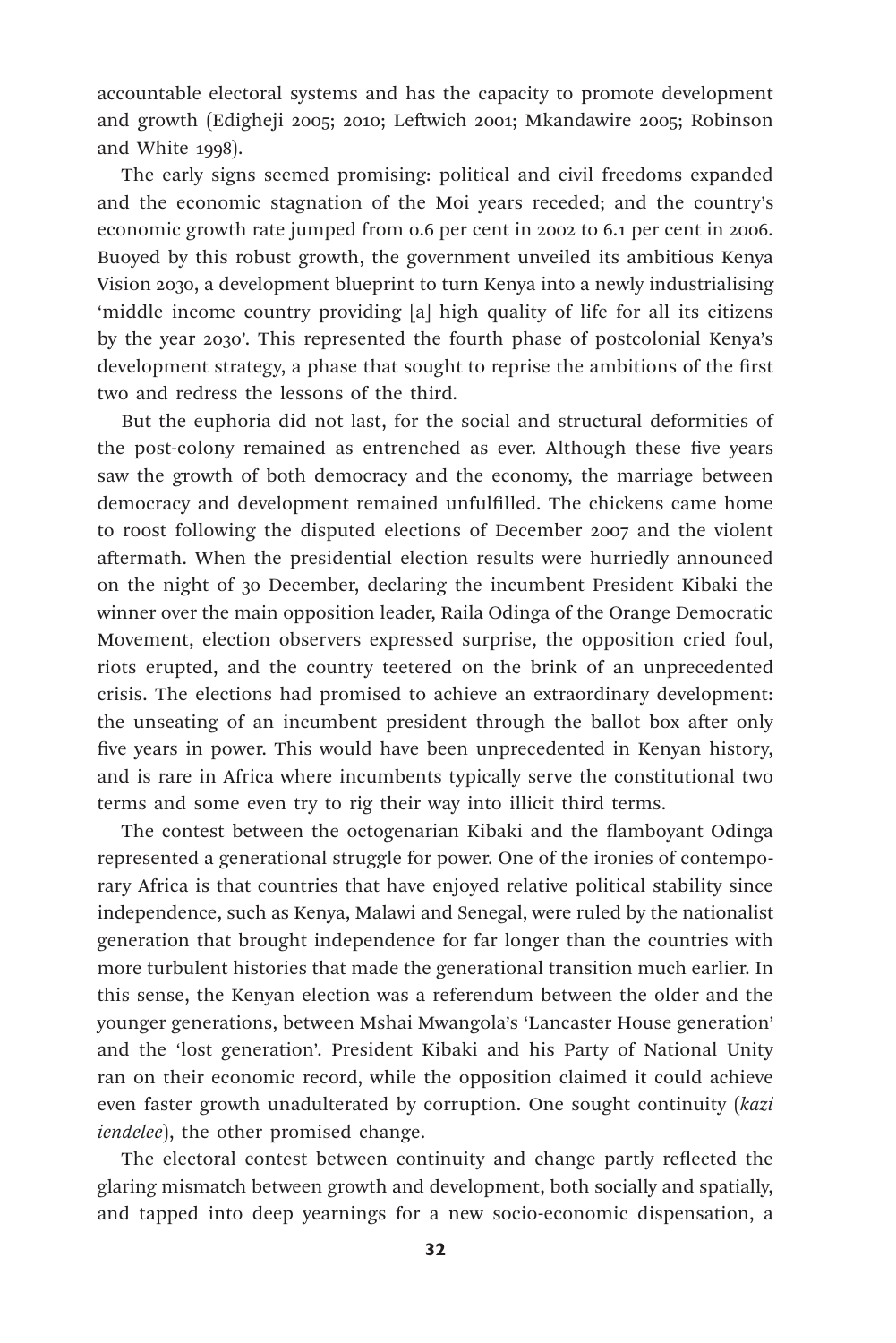accountable electoral systems and has the capacity to promote development and growth (Edigheji 2005; 2010; Leftwich 2001; Mkandawire 2005; Robinson and White 1998).

The early signs seemed promising: political and civil freedoms expanded and the economic stagnation of the Moi years receded; and the country's economic growth rate jumped from 0.6 per cent in 2002 to 6.1 per cent in 2006. Buoyed by this robust growth, the government unveiled its ambitious Kenya Vision 2030, a development blueprint to turn Kenya into a newly industrialising 'middle income country providing [a] high quality of life for all its citizens by the year 2030'. This represented the fourth phase of postcolonial Kenya's development strategy, a phase that sought to reprise the ambitions of the first two and redress the lessons of the third.

But the euphoria did not last, for the social and structural deformities of the post-colony remained as entrenched as ever. Although these five years saw the growth of both democracy and the economy, the marriage between democracy and development remained unfulfilled. The chickens came home to roost following the disputed elections of December 2007 and the violent aftermath. When the presidential election results were hurriedly announced on the night of 30 December, declaring the incumbent President Kibaki the winner over the main opposition leader, Raila Odinga of the Orange Democratic Movement, election observers expressed surprise, the opposition cried foul, riots erupted, and the country teetered on the brink of an unprecedented crisis. The elections had promised to achieve an extraordinary development: the unseating of an incumbent president through the ballot box after only five years in power. This would have been unprecedented in Kenyan history, and is rare in Africa where incumbents typically serve the constitutional two terms and some even try to rig their way into illicit third terms.

The contest between the octogenarian Kibaki and the flamboyant Odinga represented a generational struggle for power. One of the ironies of contemporary Africa is that countries that have enjoyed relative political stability since independence, such as Kenya, Malawi and Senegal, were ruled by the nationalist generation that brought independence for far longer than the countries with more turbulent histories that made the generational transition much earlier. In this sense, the Kenyan election was a referendum between the older and the younger generations, between Mshai Mwangola's 'Lancaster House generation' and the 'lost generation'. President Kibaki and his Party of National Unity ran on their economic record, while the opposition claimed it could achieve even faster growth unadulterated by corruption. One sought continuity (*kazi iendelee*), the other promised change.

The electoral contest between continuity and change partly reflected the glaring mismatch between growth and development, both socially and spatially, and tapped into deep yearnings for a new socio-economic dispensation, a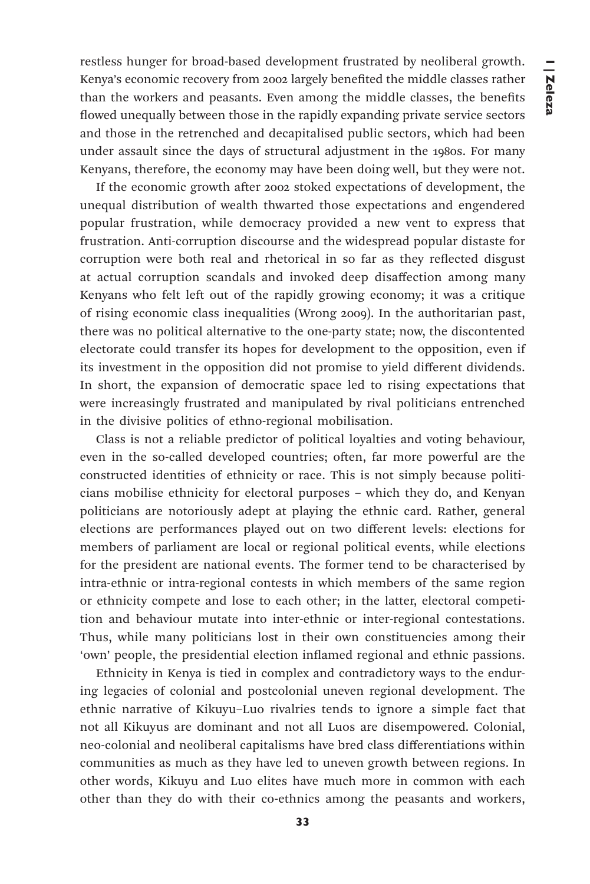restless hunger for broad-based development frustrated by neoliberal growth. Kenya's economic recovery from 2002 largely benefited the middle classes rather than the workers and peasants. Even among the middle classes, the benefits flowed unequally between those in the rapidly expanding private service sectors and those in the retrenched and decapitalised public sectors, which had been under assault since the days of structural adjustment in the 1980s. For many Kenyans, therefore, the economy may have been doing well, but they were not.

If the economic growth after 2002 stoked expectations of development, the unequal distribution of wealth thwarted those expectations and engendered popular frustration, while democracy provided a new vent to express that frustration. Anti-corruption discourse and the widespread popular distaste for corruption were both real and rhetorical in so far as they reflected disgust at actual corruption scandals and invoked deep disaffection among many Kenyans who felt left out of the rapidly growing economy; it was a critique of rising economic class inequalities (Wrong 2009). In the authoritarian past, there was no political alternative to the one-party state; now, the discontented electorate could transfer its hopes for development to the opposition, even if its investment in the opposition did not promise to yield different dividends. In short, the expansion of democratic space led to rising expectations that were increasingly frustrated and manipulated by rival politicians entrenched in the divisive politics of ethno-regional mobilisation.

Class is not a reliable predictor of political loyalties and voting behaviour, even in the so-called developed countries; often, far more powerful are the constructed identities of ethnicity or race. This is not simply because politicians mobilise ethnicity for electoral purposes – which they do, and Kenyan politicians are notoriously adept at playing the ethnic card. Rather, general elections are performances played out on two different levels: elections for members of parliament are local or regional political events, while elections for the president are national events. The former tend to be characterised by intra-ethnic or intra-regional contests in which members of the same region or ethnicity compete and lose to each other; in the latter, electoral competition and behaviour mutate into inter-ethnic or inter-regional contestations. Thus, while many politicians lost in their own constituencies among their 'own' people, the presidential election inflamed regional and ethnic passions.

Ethnicity in Kenya is tied in complex and contradictory ways to the enduring legacies of colonial and postcolonial uneven regional development. The ethnic narrative of Kikuyu–Luo rivalries tends to ignore a simple fact that not all Kikuyus are dominant and not all Luos are disempowered. Colonial, neo-colonial and neoliberal capitalisms have bred class differentiations within communities as much as they have led to uneven growth between regions. In other words, Kikuyu and Luo elites have much more in common with each other than they do with their co-ethnics among the peasants and workers,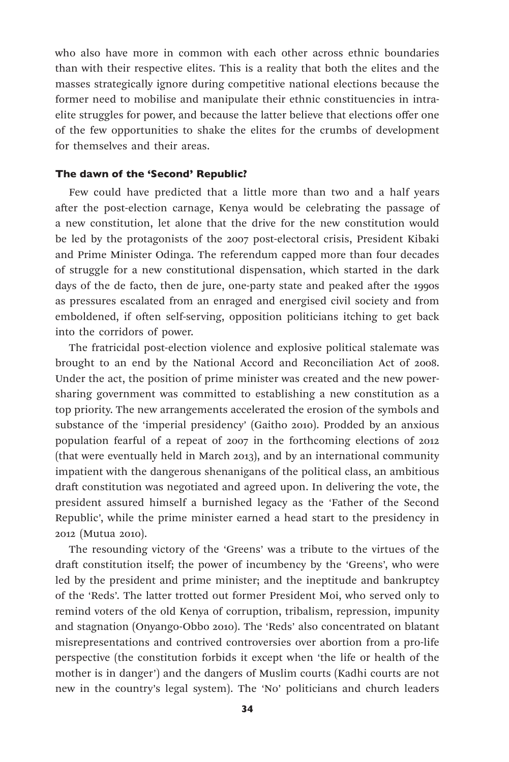who also have more in common with each other across ethnic boundaries than with their respective elites. This is a reality that both the elites and the masses strategically ignore during competitive national elections because the former need to mobilise and manipulate their ethnic constituencies in intra-elite struggles for power, and because the latter believe that elections offer one of the few opportunities to shake the elites for the crumbs of development for themselves and their areas.

### The dawn of the 'Second' Republic?

Few could have predicted that a little more than two and a half years after the post-election carnage, Kenya would be celebrating the passage of a new constitution, let alone that the drive for the new constitution would be led by the protagonists of the 2007 post-electoral crisis, President Kibaki and Prime Minister Odinga. The referendum capped more than four decades of struggle for a new constitutional dispensation, which started in the dark days of the de facto, then de jure, one-party state and peaked after the 1990s as pressures escalated from an enraged and energised civil society and from emboldened, if often self-serving, opposition politicians itching to get back into the corridors of power.

The fratricidal post-election violence and explosive political stalemate was brought to an end by the National Accord and Reconciliation Act of 2008. Under the act, the position of prime minister was created and the new power-sharing government was committed to establishing a new constitution as a top priority. The new arrangements accelerated the erosion of the symbols and substance of the 'imperial presidency' (Gaitho 2010). Prodded by an anxious population fearful of a repeat of 2007 in the forthcoming elections of 2012 (that were eventually held in March 2013), and by an international community impatient with the dangerous shenanigans of the political class, an ambitious draft constitution was negotiated and agreed upon. In delivering the vote, the president assured himself a burnished legacy as the 'Father of the Second Republic', while the prime minister earned a head start to the presidency in 2012 (Mutua 2010).

The resounding victory of the 'Greens' was a tribute to the virtues of the draft constitution itself; the power of incumbency by the 'Greens', who were led by the president and prime minister; and the ineptitude and bankruptcy of the 'Reds'. The latter trotted out former President Moi, who served only to remind voters of the old Kenya of corruption, tribalism, repression, impunity and stagnation (Onyango-Obbo 2010). The 'Reds' also concentrated on blatant misrepresentations and contrived controversies over abortion from a pro-life perspective (the constitution forbids it except when 'the life or health of the mother is in danger') and the dangers of Muslim courts (Kadhi courts are not new in the country's legal system). The 'No' politicians and church leaders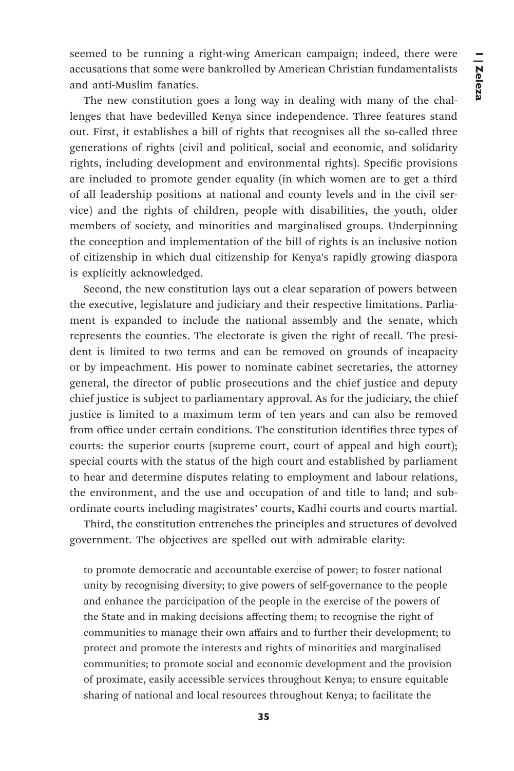seemed to be running a right-wing American campaign; indeed, there were accusations that some were bankrolled by American Christian fundamentalists and anti-Muslim fanatics.

The new constitution goes a long way in dealing with many of the challenges that have bedevilled Kenya since independence. Three features stand out. First, it establishes a bill of rights that recognises all the so-called three generations of rights (civil and political, social and economic, and solidarity rights, including development and environmental rights). Specific provisions are included to promote gender equality (in which women are to get a third of all leadership positions at national and county levels and in the civil service) and the rights of children, people with disabilities, the youth, older members of society, and minorities and marginalised groups. Underpinning the conception and implementation of the bill of rights is an inclusive notion of citizenship in which dual citizenship for Kenya's rapidly growing diaspora is explicitly acknowledged.

Second, the new constitution lays out a clear separation of powers between the executive, legislature and judiciary and their respective limitations. Parliament is expanded to include the national assembly and the senate, which represents the counties. The electorate is given the right of recall. The president is limited to two terms and can be removed on grounds of incapacity or by impeachment. His power to nominate cabinet secretaries, the attorney general, the director of public prosecutions and the chief justice and deputy chief justice is subject to parliamentary approval. As for the judiciary, the chief justice is limited to a maximum term of ten years and can also be removed from office under certain conditions. The constitution identifies three types of courts: the superior courts (supreme court, court of appeal and high court); special courts with the status of the high court and established by parliament to hear and determine disputes relating to employment and labour relations, the environment, and the use and occupation of and title to land; and subordinate courts including magistrates' courts, Kadhi courts and courts martial.

Third, the constitution entrenches the principles and structures of devolved government. The objectives are spelled out with admirable clarity:

> to promote democratic and accountable exercise of power; to foster national unity by recognising diversity; to give powers of self-governance to the people and enhance the participation of the people in the exercise of the powers of the State and in making decisions affecting them; to recognise the right of communities to manage their own affairs and to further their development; to protect and promote the interests and rights of minorities and marginalised communities; to promote social and economic development and the provision of proximate, easily accessible services throughout Kenya; to ensure equitable sharing of national and local resources throughout Kenya; to facilitate the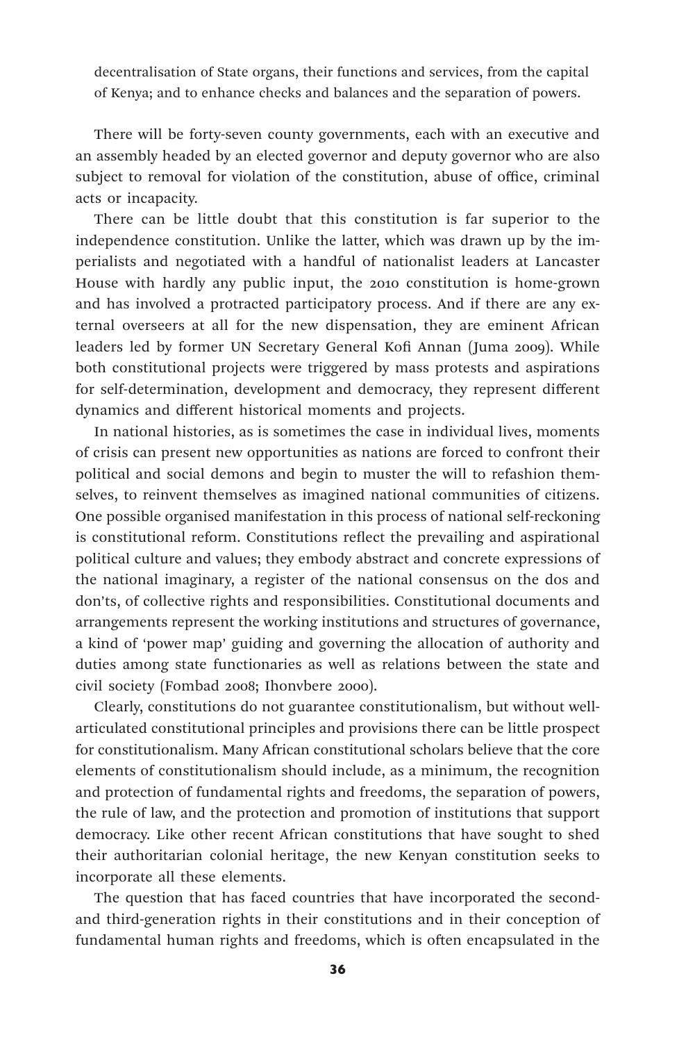decentralisation of State organs, their functions and services, from the capital of Kenya; and to enhance checks and balances and the separation of powers.

There will be forty-seven county governments, each with an executive and an assembly headed by an elected governor and deputy governor who are also subject to removal for violation of the constitution, abuse of office, criminal acts or incapacity.

There can be little doubt that this constitution is far superior to the independence constitution. Unlike the latter, which was drawn up by the imperialists and negotiated with a handful of nationalist leaders at Lancaster House with hardly any public input, the 2010 constitution is home-grown and has involved a protracted participatory process. And if there are any external overseers at all for the new dispensation, they are eminent African leaders led by former UN Secretary General Kofi Annan (Juma 2009). While both constitutional projects were triggered by mass protests and aspirations for self-determination, development and democracy, they represent different dynamics and different historical moments and projects.

In national histories, as is sometimes the case in individual lives, moments of crisis can present new opportunities as nations are forced to confront their political and social demons and begin to muster the will to refashion themselves, to reinvent themselves as imagined national communities of citizens. One possible organised manifestation in this process of national self-reckoning is constitutional reform. Constitutions reflect the prevailing and aspirational political culture and values; they embody abstract and concrete expressions of the national imaginary, a register of the national consensus on the dos and don'ts, of collective rights and responsibilities. Constitutional documents and arrangements represent the working institutions and structures of governance, a kind of 'power map' guiding and governing the allocation of authority and duties among state functionaries as well as relations between the state and civil society (Fombad 2008; Ihonvbere 2000).

Clearly, constitutions do not guarantee constitutionalism, but without well-articulated constitutional principles and provisions there can be little prospect for constitutionalism. Many African constitutional scholars believe that the core elements of constitutionalism should include, as a minimum, the recognition and protection of fundamental rights and freedoms, the separation of powers, the rule of law, and the protection and promotion of institutions that support democracy. Like other recent African constitutions that have sought to shed their authoritarian colonial heritage, the new Kenyan constitution seeks to incorporate all these elements.

The question that has faced countries that have incorporated the second- and third-generation rights in their constitutions and in their conception of fundamental human rights and freedoms, which is often encapsulated in the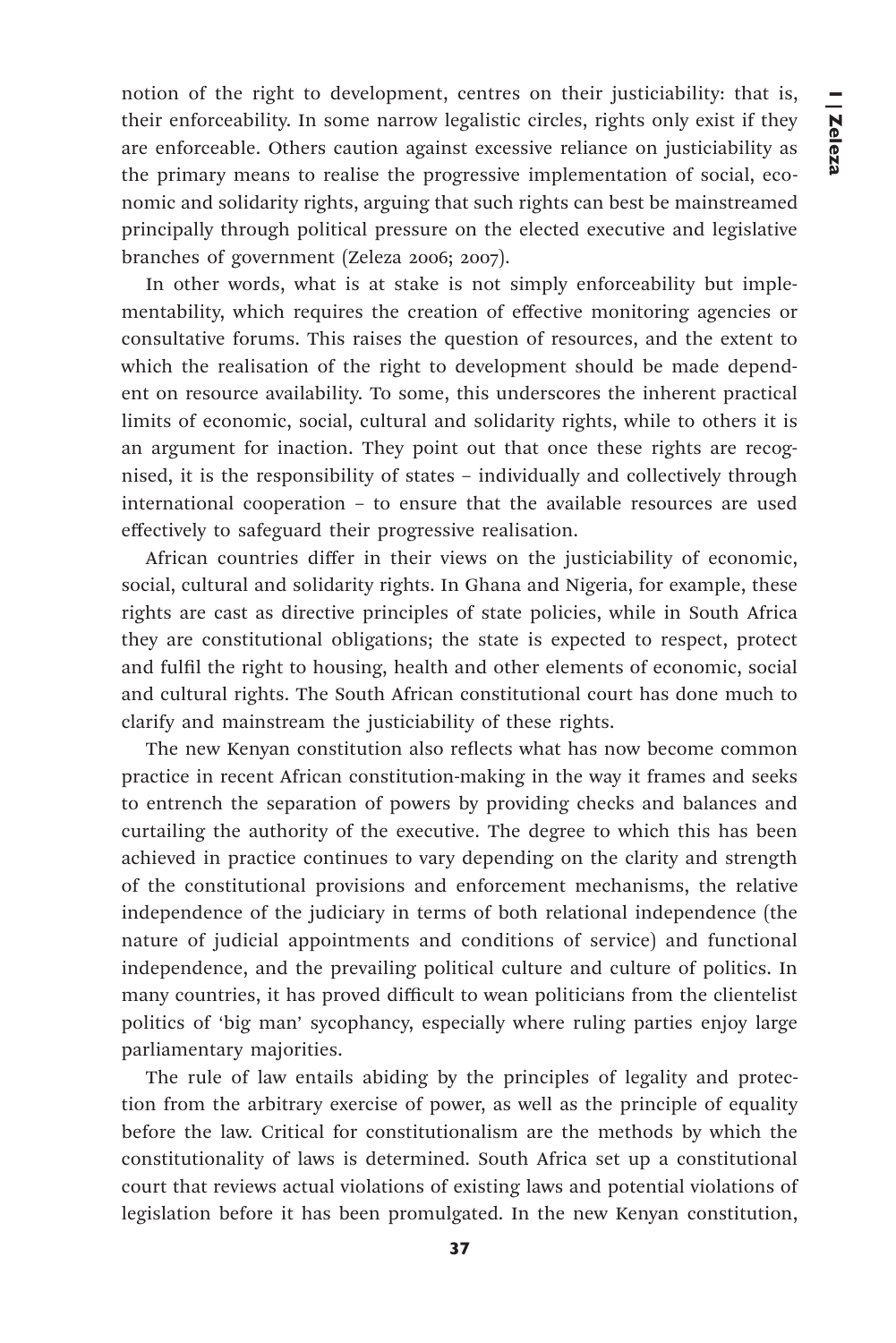notion of the right to development, centres on their justiciability: that is, their enforceability. In some narrow legalistic circles, rights only exist if they are enforceable. Others caution against excessive reliance on justiciability as the primary means to realise the progressive implementation of social, economic and solidarity rights, arguing that such rights can best be mainstreamed principally through political pressure on the elected executive and legislative branches of government (Zeleza 2006; 2007).

In other words, what is at stake is not simply enforceability but implementability, which requires the creation of effective monitoring agencies or consultative forums. This raises the question of resources, and the extent to which the realisation of the right to development should be made dependent on resource availability. To some, this underscores the inherent practical limits of economic, social, cultural and solidarity rights, while to others it is an argument for inaction. They point out that once these rights are recognised, it is the responsibility of states – individually and collectively through international cooperation – to ensure that the available resources are used effectively to safeguard their progressive realisation.

African countries differ in their views on the justiciability of economic, social, cultural and solidarity rights. In Ghana and Nigeria, for example, these rights are cast as directive principles of state policies, while in South Africa they are constitutional obligations; the state is expected to respect, protect and fulfil the right to housing, health and other elements of economic, social and cultural rights. The South African constitutional court has done much to clarify and mainstream the justiciability of these rights.

The new Kenyan constitution also reflects what has now become common practice in recent African constitution-making in the way it frames and seeks to entrench the separation of powers by providing checks and balances and curtailing the authority of the executive. The degree to which this has been achieved in practice continues to vary depending on the clarity and strength of the constitutional provisions and enforcement mechanisms, the relative independence of the judiciary in terms of both relational independence (the nature of judicial appointments and conditions of service) and functional independence, and the prevailing political culture and culture of politics. In many countries, it has proved difficult to wean politicians from the clientelist politics of 'big man' sycophancy, especially where ruling parties enjoy large parliamentary majorities.

The rule of law entails abiding by the principles of legality and protection from the arbitrary exercise of power, as well as the principle of equality before the law. Critical for constitutionalism are the methods by which the constitutionality of laws is determined. South Africa set up a constitutional court that reviews actual violations of existing laws and potential violations of legislation before it has been promulgated. In the new Kenyan constitution,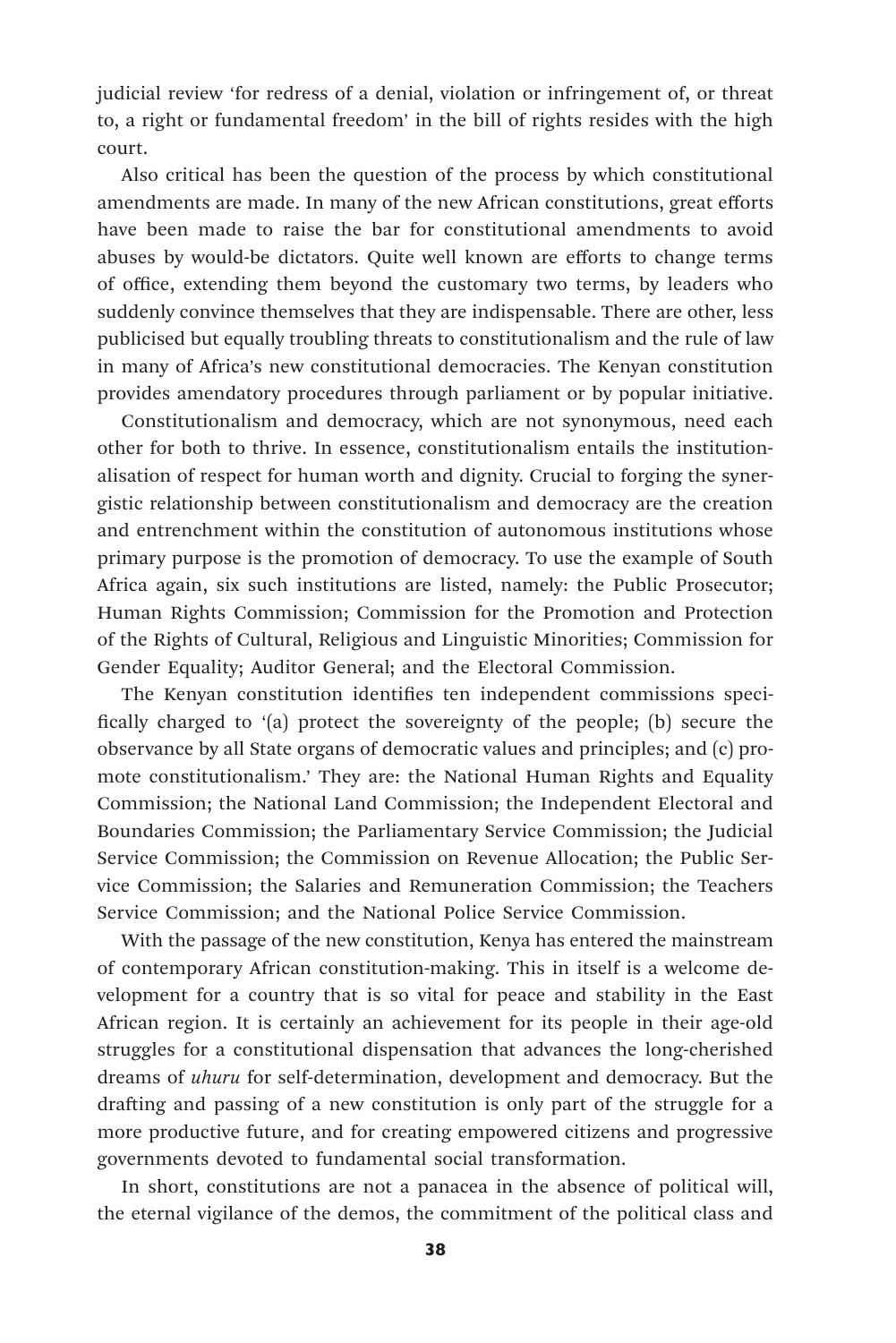judicial review 'for redress of a denial, violation or infringement of, or threat to, a right or fundamental freedom' in the bill of rights resides with the high court.

Also critical has been the question of the process by which constitutional amendments are made. In many of the new African constitutions, great efforts have been made to raise the bar for constitutional amendments to avoid abuses by would-be dictators. Quite well known are efforts to change terms of office, extending them beyond the customary two terms, by leaders who suddenly convince themselves that they are indispensable. There are other, less publicised but equally troubling threats to constitutionalism and the rule of law in many of Africa's new constitutional democracies. The Kenyan constitution provides amendatory procedures through parliament or by popular initiative.

Constitutionalism and democracy, which are not synonymous, need each other for both to thrive. In essence, constitutionalism entails the institutionalisation of respect for human worth and dignity. Crucial to forging the synergistic relationship between constitutionalism and democracy are the creation and entrenchment within the constitution of autonomous institutions whose primary purpose is the promotion of democracy. To use the example of South Africa again, six such institutions are listed, namely: the Public Prosecutor; Human Rights Commission; Commission for the Promotion and Protection of the Rights of Cultural, Religious and Linguistic Minorities; Commission for Gender Equality; Auditor General; and the Electoral Commission.

The Kenyan constitution identifies ten independent commissions specifically charged to '(a) protect the sovereignty of the people; (b) secure the observance by all State organs of democratic values and principles; and (c) promote constitutionalism.' They are: the National Human Rights and Equality Commission; the National Land Commission; the Independent Electoral and Boundaries Commission; the Parliamentary Service Commission; the Judicial Service Commission; the Commission on Revenue Allocation; the Public Service Commission; the Salaries and Remuneration Commission; the Teachers Service Commission; and the National Police Service Commission.

With the passage of the new constitution, Kenya has entered the mainstream of contemporary African constitution-making. This in itself is a welcome development for a country that is so vital for peace and stability in the East African region. It is certainly an achievement for its people in their age-old struggles for a constitutional dispensation that advances the long-cherished dreams of *uhuru* for self-determination, development and democracy. But the drafting and passing of a new constitution is only part of the struggle for a more productive future, and for creating empowered citizens and progressive governments devoted to fundamental social transformation.

In short, constitutions are not a panacea in the absence of political will, the eternal vigilance of the demos, the commitment of the political class and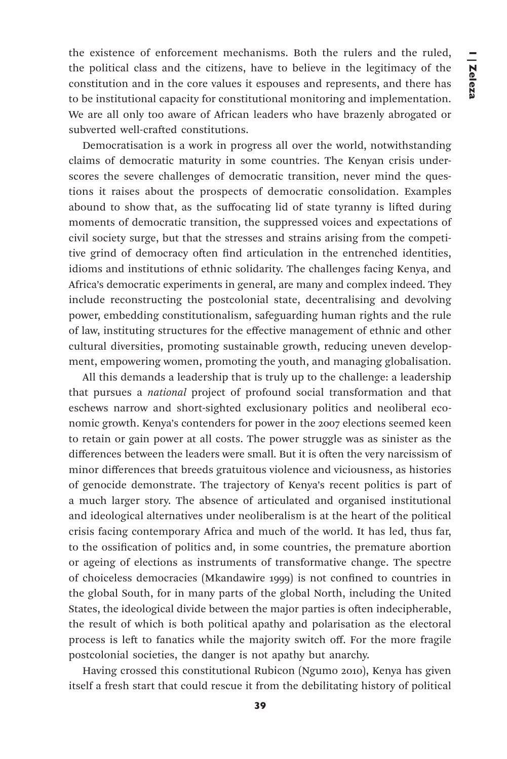the existence of enforcement mechanisms. Both the rulers and the ruled, the political class and the citizens, have to believe in the legitimacy of the constitution and in the core values it espouses and represents, and there has to be institutional capacity for constitutional monitoring and implementation. We are all only too aware of African leaders who have brazenly abrogated or subverted well-crafted constitutions.

Democratisation is a work in progress all over the world, notwithstanding claims of democratic maturity in some countries. The Kenyan crisis underscores the severe challenges of democratic transition, never mind the questions it raises about the prospects of democratic consolidation. Examples abound to show that, as the suffocating lid of state tyranny is lifted during moments of democratic transition, the suppressed voices and expectations of civil society surge, but that the stresses and strains arising from the competitive grind of democracy often find articulation in the entrenched identities, idioms and institutions of ethnic solidarity. The challenges facing Kenya, and Africa's democratic experiments in general, are many and complex indeed. They include reconstructing the postcolonial state, decentralising and devolving power, embedding constitutionalism, safeguarding human rights and the rule of law, instituting structures for the effective management of ethnic and other cultural diversities, promoting sustainable growth, reducing uneven development, empowering women, promoting the youth, and managing globalisation.

All this demands a leadership that is truly up to the challenge: a leadership that pursues a *national* project of profound social transformation and that eschews narrow and short-sighted exclusionary politics and neoliberal economic growth. Kenya's contenders for power in the 2007 elections seemed keen to retain or gain power at all costs. The power struggle was as sinister as the differences between the leaders were small. But it is often the very narcissism of minor differences that breeds gratuitous violence and viciousness, as histories of genocide demonstrate. The trajectory of Kenya's recent politics is part of a much larger story. The absence of articulated and organised institutional and ideological alternatives under neoliberalism is at the heart of the political crisis facing contemporary Africa and much of the world. It has led, thus far, to the ossification of politics and, in some countries, the premature abortion or ageing of elections as instruments of transformative change. The spectre of choiceless democracies (Mkandawire 1999) is not confined to countries in the global South, for in many parts of the global North, including the United States, the ideological divide between the major parties is often indecipherable, the result of which is both political apathy and polarisation as the electoral process is left to fanatics while the majority switch off. For the more fragile postcolonial societies, the danger is not apathy but anarchy.

Having crossed this constitutional Rubicon (Ngumo 2010), Kenya has given itself a fresh start that could rescue it from the debilitating history of political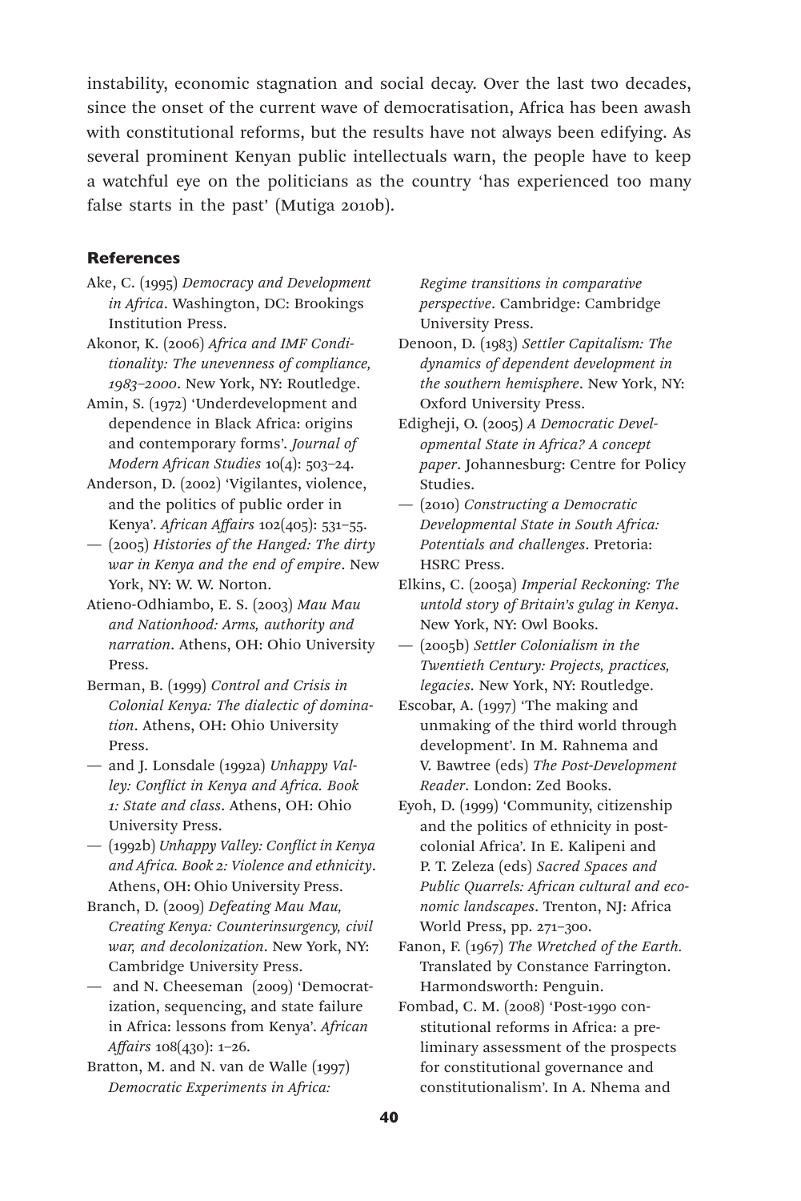instability, economic stagnation and social decay. Over the last two decades, since the onset of the current wave of democratisation, Africa has been awash with constitutional reforms, but the results have not always been edifying. As several prominent Kenyan public intellectuals warn, the people have to keep a watchful eye on the politicians as the country 'has experienced too many false starts in the past' (Mutiga 2010b).

## References

Ake, C. (1995) *Democracy and Development in Africa*. Washington, DC: Brookings Institution Press.

Akonor, K. (2006) *Africa and IMF Conditionality: The unevenness of compliance, 1983–2000*. New York, NY: Routledge.

Amin, S. (1972) 'Underdevelopment and dependence in Black Africa: origins and contemporary forms'. *Journal of Modern African Studies* 10(4): 503–24.

Anderson, D. (2002) 'Vigilantes, violence, and the politics of public order in Kenya'. *African Affairs* 102(405): 531–55.

— (2005) *Histories of the Hanged: The dirty war in Kenya and the end of empire*. New York, NY: W. W. Norton.

Atieno-Odhiambo, E. S. (2003) *Mau Mau and Nationhood: Arms, authority and narration*. Athens, OH: Ohio University Press.

Berman, B. (1999) *Control and Crisis in Colonial Kenya: The dialectic of domination*. Athens, OH: Ohio University Press.

— and J. Lonsdale (1992a) *Unhappy Valley: Conflict in Kenya and Africa. Book 1: State and class*. Athens, OH: Ohio University Press.

— (1992b) *Unhappy Valley: Conflict in Kenya and Africa. Book 2: Violence and ethnicity*. Athens, OH: Ohio University Press.

Branch, D. (2009) *Defeating Mau Mau, Creating Kenya: Counterinsurgency, civil war, and decolonization*. New York, NY: Cambridge University Press.

— and N. Cheeseman (2009) 'Democratization, sequencing, and state failure in Africa: lessons from Kenya'. *African Affairs* 108(430): 1–26.

Bratton, M. and N. van de Walle (1997) *Democratic Experiments in Africa: Regime transitions in comparative perspective*. Cambridge: Cambridge University Press.

Denoon, D. (1983) *Settler Capitalism: The dynamics of dependent development in the southern hemisphere*. New York, NY: Oxford University Press.

Edigheji, O. (2005) *A Democratic Developmental State in Africa? A concept paper*. Johannesburg: Centre for Policy Studies.

— (2010) *Constructing a Democratic Developmental State in South Africa: Potentials and challenges*. Pretoria: HSRC Press.

Elkins, C. (2005a) *Imperial Reckoning: The untold story of Britain's gulag in Kenya*. New York, NY: Owl Books.

— (2005b) *Settler Colonialism in the Twentieth Century: Projects, practices, legacies*. New York, NY: Routledge.

Escobar, A. (1997) 'The making and unmaking of the third world through development'. In M. Rahnema and V. Bawtree (eds) *The Post-Development Reader*. London: Zed Books.

Eyoh, D. (1999) 'Community, citizenship and the politics of ethnicity in post-colonial Africa'. In E. Kalipeni and P. T. Zeleza (eds) *Sacred Spaces and Public Quarrels: African cultural and economic landscapes*. Trenton, NJ: Africa World Press, pp. 271–300.

Fanon, F. (1967) *The Wretched of the Earth.* Translated by Constance Farrington. Harmondsworth: Penguin.

Fombad, C. M. (2008) 'Post-1990 constitutional reforms in Africa: a preliminary assessment of the prospects for constitutional governance and constitutionalism'. In A. Nhema and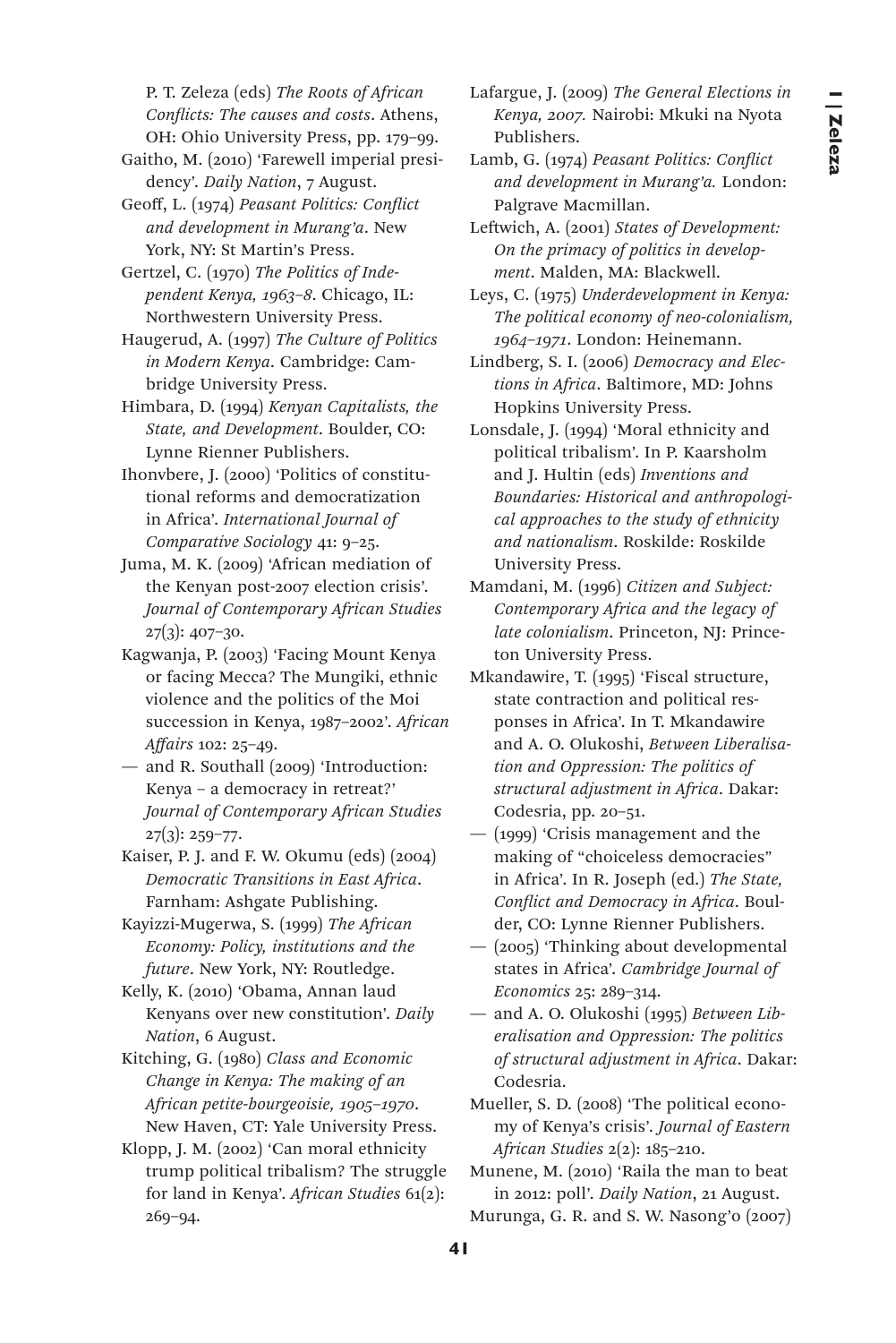P. T. Zeleza (eds) *The Roots of African Conflicts: The causes and costs*. Athens, OH: Ohio University Press, pp. 179–99.

Gaitho, M. (2010) 'Farewell imperial presidency'. *Daily Nation*, 7 August.

Geoff, L. (1974) *Peasant Politics: Conflict and development in Murang'a*. New York, NY: St Martin's Press.

Gertzel, C. (1970) *The Politics of Independent Kenya, 1963–8*. Chicago, IL: Northwestern University Press.

Haugerud, A. (1997) *The Culture of Politics in Modern Kenya*. Cambridge: Cambridge University Press.

Himbara, D. (1994) *Kenyan Capitalists, the State, and Development*. Boulder, CO: Lynne Rienner Publishers.

Ihonvbere, J. (2000) 'Politics of constitutional reforms and democratization in Africa'. *International Journal of Comparative Sociology* 41: 9–25.

Juma, M. K. (2009) 'African mediation of the Kenyan post-2007 election crisis'. *Journal of Contemporary African Studies* 27(3): 407–30.

Kagwanja, P. (2003) 'Facing Mount Kenya or facing Mecca? The Mungiki, ethnic violence and the politics of the Moi succession in Kenya, 1987–2002'. *African Affairs* 102: 25–49.

— and R. Southall (2009) 'Introduction: Kenya – a democracy in retreat?' *Journal of Contemporary African Studies* 27(3): 259–77.

Kaiser, P. J. and F. W. Okumu (eds) (2004) *Democratic Transitions in East Africa*. Farnham: Ashgate Publishing.

Kayizzi-Mugerwa, S. (1999) *The African Economy: Policy, institutions and the future*. New York, NY: Routledge.

Kelly, K. (2010) 'Obama, Annan laud Kenyans over new constitution'. *Daily Nation*, 6 August.

Kitching, G. (1980) *Class and Economic Change in Kenya: The making of an African petite-bourgeoisie, 1905–1970*. New Haven, CT: Yale University Press.

Klopp, J. M. (2002) 'Can moral ethnicity trump political tribalism? The struggle for land in Kenya'. *African Studies* 61(2): 269–94.

Lafargue, J. (2009) *The General Elections in Kenya, 2007.* Nairobi: Mkuki na Nyota Publishers.

Lamb, G. (1974) *Peasant Politics: Conflict and development in Murang'a.* London: Palgrave Macmillan.

Leftwich, A. (2001) *States of Development: On the primacy of politics in development*. Malden, MA: Blackwell.

Leys, C. (1975) *Underdevelopment in Kenya: The political economy of neo-colonialism, 1964–1971*. London: Heinemann.

Lindberg, S. I. (2006) *Democracy and Elections in Africa*. Baltimore, MD: Johns Hopkins University Press.

Lonsdale, J. (1994) 'Moral ethnicity and political tribalism'. In P. Kaarsholm and J. Hultin (eds) *Inventions and Boundaries: Historical and anthropological approaches to the study of ethnicity and nationalism*. Roskilde: Roskilde University Press.

Mamdani, M. (1996) *Citizen and Subject: Contemporary Africa and the legacy of late colonialism*. Princeton, NJ: Princeton University Press.

Mkandawire, T. (1995) 'Fiscal structure, state contraction and political responses in Africa'. In T. Mkandawire and A. O. Olukoshi, *Between Liberalisation and Oppression: The politics of structural adjustment in Africa*. Dakar: Codesria, pp. 20–51.

— (1999) 'Crisis management and the making of "choiceless democracies" in Africa'. In R. Joseph (ed.) *The State, Conflict and Democracy in Africa*. Boulder, CO: Lynne Rienner Publishers.

— (2005) 'Thinking about developmental states in Africa'. *Cambridge Journal of Economics* 25: 289–314.

— and A. O. Olukoshi (1995) *Between Liberalisation and Oppression: The politics of structural adjustment in Africa*. Dakar: Codesria.

Mueller, S. D. (2008) 'The political economy of Kenya's crisis'. *Journal of Eastern African Studies* 2(2): 185–210.

Munene, M. (2010) 'Raila the man to beat in 2012: poll'. *Daily Nation*, 21 August.

Murunga, G. R. and S. W. Nasong'o (2007)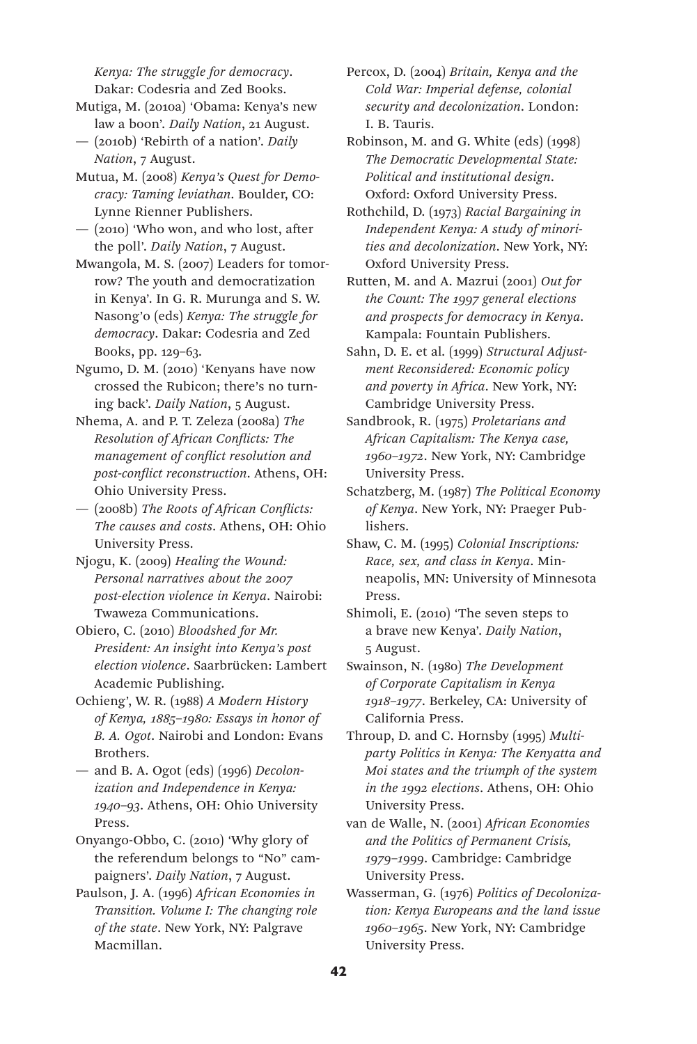*Kenya: The struggle for democracy*. Dakar: Codesria and Zed Books.

Mutiga, M. (2010a) 'Obama: Kenya's new law a boon'. *Daily Nation*, 21 August.

— (2010b) 'Rebirth of a nation'. *Daily Nation*, 7 August.

Mutua, M. (2008) *Kenya's Quest for Democracy: Taming leviathan*. Boulder, CO: Lynne Rienner Publishers.

— (2010) 'Who won, and who lost, after the poll'. *Daily Nation*, 7 August.

Mwangola, M. S. (2007) Leaders for tomorrow? The youth and democratization in Kenya'. In G. R. Murunga and S. W. Nasong'o (eds) *Kenya: The struggle for democracy*. Dakar: Codesria and Zed Books, pp. 129–63.

Ngumo, D. M. (2010) 'Kenyans have now crossed the Rubicon; there's no turning back'. *Daily Nation*, 5 August.

Nhema, A. and P. T. Zeleza (2008a) *The Resolution of African Conflicts: The management of conflict resolution and post-conflict reconstruction*. Athens, OH: Ohio University Press.

— (2008b) *The Roots of African Conflicts: The causes and costs*. Athens, OH: Ohio University Press.

Njogu, K. (2009) *Healing the Wound: Personal narratives about the 2007 post-election violence in Kenya*. Nairobi: Twaweza Communications.

Obiero, C. (2010) *Bloodshed for Mr. President: An insight into Kenya's post election violence*. Saarbrücken: Lambert Academic Publishing.

Ochieng', W. R. (1988) *A Modern History of Kenya, 1885–1980: Essays in honor of B. A. Ogot*. Nairobi and London: Evans Brothers.

— and B. A. Ogot (eds) (1996) *Decolonization and Independence in Kenya: 1940–93*. Athens, OH: Ohio University Press.

Onyango-Obbo, C. (2010) 'Why glory of the referendum belongs to "No" campaigners'. *Daily Nation*, 7 August.

Paulson, J. A. (1996) *African Economies in Transition. Volume I: The changing role of the state*. New York, NY: Palgrave Macmillan.

Percox, D. (2004) *Britain, Kenya and the Cold War: Imperial defense, colonial security and decolonization*. London: I. B. Tauris.

Robinson, M. and G. White (eds) (1998) *The Democratic Developmental State: Political and institutional design*. Oxford: Oxford University Press.

Rothchild, D. (1973) *Racial Bargaining in Independent Kenya: A study of minorities and decolonization*. New York, NY: Oxford University Press.

Rutten, M. and A. Mazrui (2001) *Out for the Count: The 1997 general elections and prospects for democracy in Kenya*. Kampala: Fountain Publishers.

Sahn, D. E. et al. (1999) *Structural Adjustment Reconsidered: Economic policy and poverty in Africa*. New York, NY: Cambridge University Press.

Sandbrook, R. (1975) *Proletarians and African Capitalism: The Kenya case, 1960–1972*. New York, NY: Cambridge University Press.

Schatzberg, M. (1987) *The Political Economy of Kenya*. New York, NY: Praeger Publishers.

Shaw, C. M. (1995) *Colonial Inscriptions: Race, sex, and class in Kenya*. Minneapolis, MN: University of Minnesota Press.

Shimoli, E. (2010) 'The seven steps to a brave new Kenya'. *Daily Nation*, 5 August.

Swainson, N. (1980) *The Development of Corporate Capitalism in Kenya 1918–1977*. Berkeley, CA: University of California Press.

Throup, D. and C. Hornsby (1995) *Multiparty Politics in Kenya: The Kenyatta and Moi states and the triumph of the system in the 1992 elections*. Athens, OH: Ohio University Press.

van de Walle, N. (2001) *African Economies and the Politics of Permanent Crisis, 1979–1999*. Cambridge: Cambridge University Press.

Wasserman, G. (1976) *Politics of Decolonization: Kenya Europeans and the land issue 1960–1965*. New York, NY: Cambridge University Press.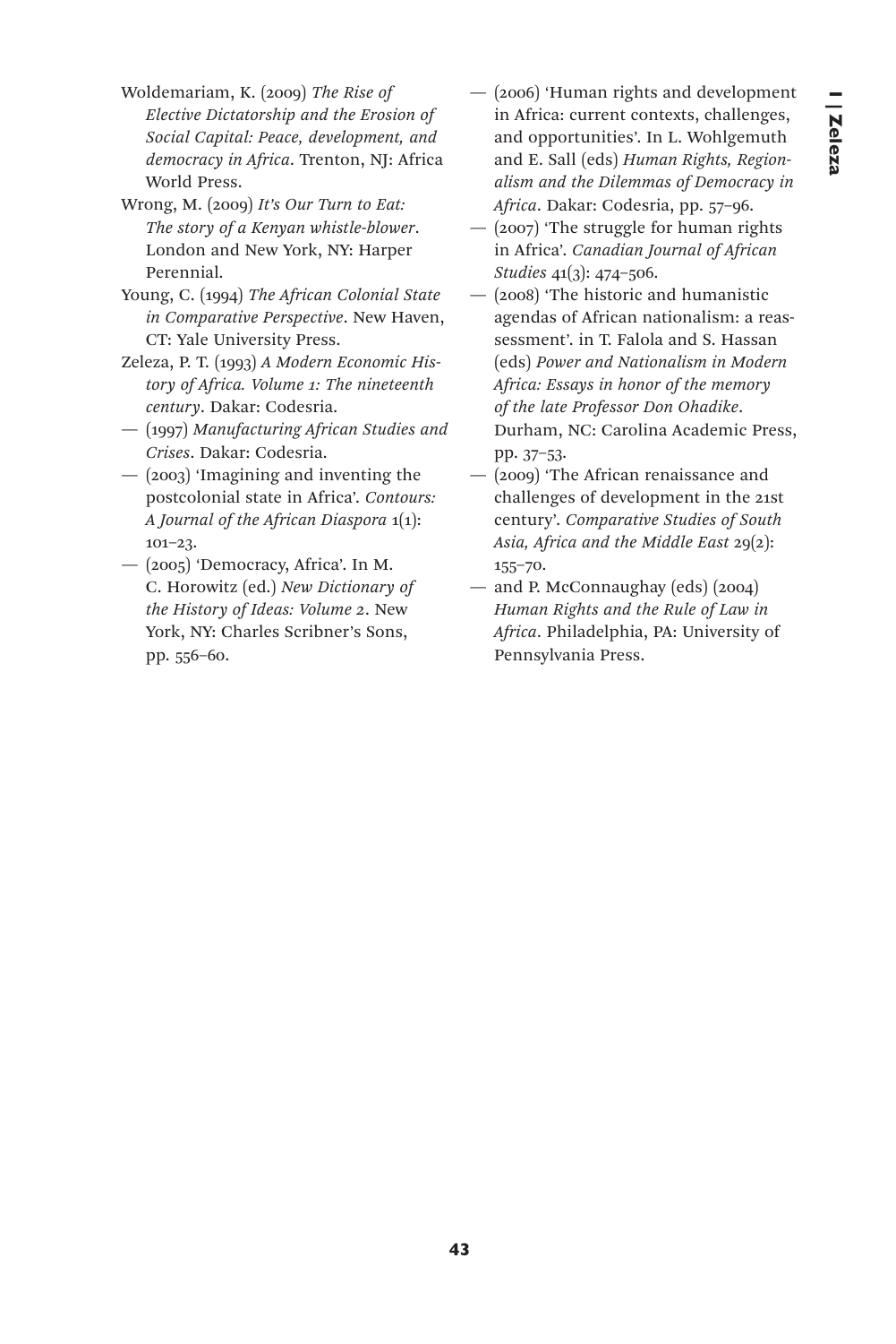Woldemariam, K. (2009) *The Rise of Elective Dictatorship and the Erosion of Social Capital: Peace, development, and democracy in Africa*. Trenton, NJ: Africa World Press.

Wrong, M. (2009) *It's Our Turn to Eat: The story of a Kenyan whistle-blower*. London and New York, NY: Harper Perennial.

Young, C. (1994) *The African Colonial State in Comparative Perspective*. New Haven, CT: Yale University Press.

Zeleza, P. T. (1993) *A Modern Economic History of Africa. Volume 1: The nineteenth century*. Dakar: Codesria.

— (1997) *Manufacturing African Studies and Crises*. Dakar: Codesria.

— (2003) 'Imagining and inventing the postcolonial state in Africa'. *Contours: A Journal of the African Diaspora* 1(1): 101–23.

— (2005) 'Democracy, Africa'. In M. C. Horowitz (ed.) *New Dictionary of the History of Ideas: Volume 2*. New York, NY: Charles Scribner's Sons, pp. 556–60.

— (2006) 'Human rights and development in Africa: current contexts, challenges, and opportunities'. In L. Wohlgemuth and E. Sall (eds) *Human Rights, Regionalism and the Dilemmas of Democracy in Africa*. Dakar: Codesria, pp. 57–96.

— (2007) 'The struggle for human rights in Africa'. *Canadian Journal of African Studies* 41(3): 474–506.

— (2008) 'The historic and humanistic agendas of African nationalism: a reassessment'. in T. Falola and S. Hassan (eds) *Power and Nationalism in Modern Africa: Essays in honor of the memory of the late Professor Don Ohadike*. Durham, NC: Carolina Academic Press, pp. 37–53.

— (2009) 'The African renaissance and challenges of development in the 21st century'. *Comparative Studies of South Asia, Africa and the Middle East* 29(2): 155–70.

— and P. McConnaughay (eds) (2004) *Human Rights and the Rule of Law in Africa*. Philadelphia, PA: University of Pennsylvania Press.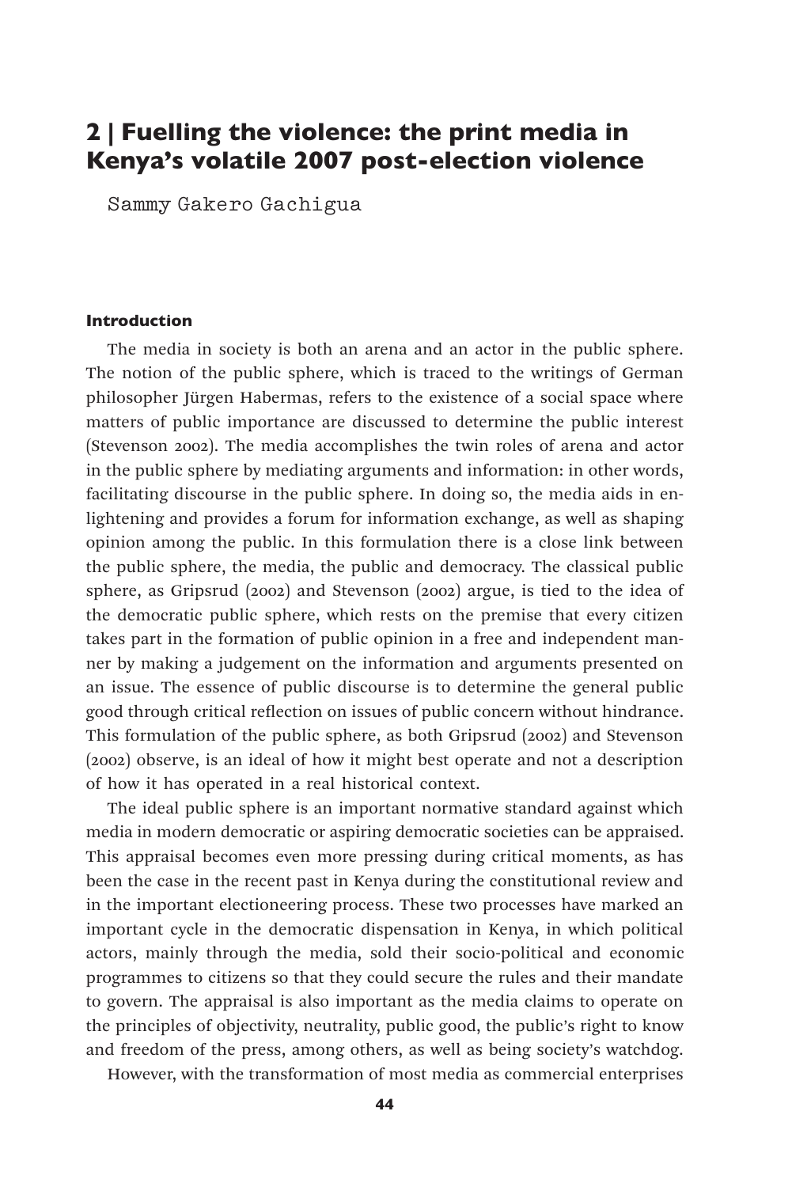# 2 | Fuelling the violence: the print media in Kenya's volatile 2007 post-election violence

Sammy Gakero Gachigua

## Introduction

The media in society is both an arena and an actor in the public sphere. The notion of the public sphere, which is traced to the writings of German philosopher Jürgen Habermas, refers to the existence of a social space where matters of public importance are discussed to determine the public interest (Stevenson 2002). The media accomplishes the twin roles of arena and actor in the public sphere by mediating arguments and information: in other words, facilitating discourse in the public sphere. In doing so, the media aids in enlightening and provides a forum for information exchange, as well as shaping opinion among the public. In this formulation there is a close link between the public sphere, the media, the public and democracy. The classical public sphere, as Gripsrud (2002) and Stevenson (2002) argue, is tied to the idea of the democratic public sphere, which rests on the premise that every citizen takes part in the formation of public opinion in a free and independent manner by making a judgement on the information and arguments presented on an issue. The essence of public discourse is to determine the general public good through critical reflection on issues of public concern without hindrance. This formulation of the public sphere, as both Gripsrud (2002) and Stevenson (2002) observe, is an ideal of how it might best operate and not a description of how it has operated in a real historical context.

The ideal public sphere is an important normative standard against which media in modern democratic or aspiring democratic societies can be appraised. This appraisal becomes even more pressing during critical moments, as has been the case in the recent past in Kenya during the constitutional review and in the important electioneering process. These two processes have marked an important cycle in the democratic dispensation in Kenya, in which political actors, mainly through the media, sold their socio-political and economic programmes to citizens so that they could secure the rules and their mandate to govern. The appraisal is also important as the media claims to operate on the principles of objectivity, neutrality, public good, the public's right to know and freedom of the press, among others, as well as being society's watchdog.

However, with the transformation of most media as commercial enterprises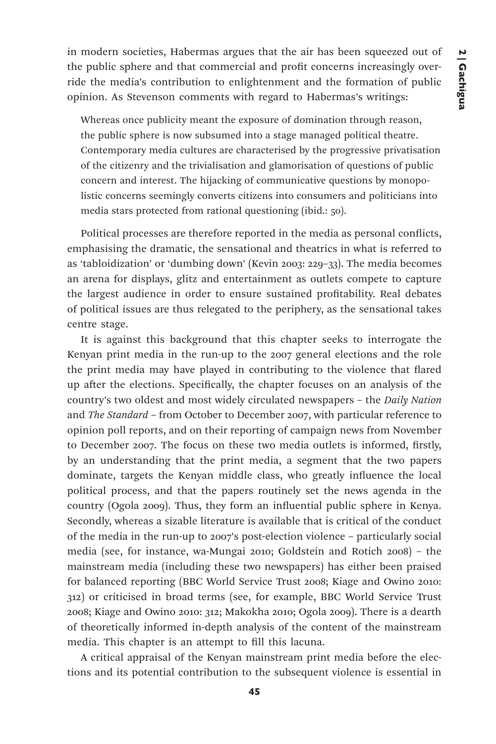in modern societies, Habermas argues that the air has been squeezed out of the public sphere and that commercial and profit concerns increasingly override the media's contribution to enlightenment and the formation of public opinion. As Stevenson comments with regard to Habermas's writings:

> Whereas once publicity meant the exposure of domination through reason, the public sphere is now subsumed into a stage managed political theatre. Contemporary media cultures are characterised by the progressive privatisation of the citizenry and the trivialisation and glamorisation of questions of public concern and interest. The hijacking of communicative questions by monopolistic concerns seemingly converts citizens into consumers and politicians into media stars protected from rational questioning (ibid.: 50).

Political processes are therefore reported in the media as personal conflicts, emphasising the dramatic, the sensational and theatrics in what is referred to as 'tabloidization' or 'dumbing down' (Kevin 2003: 229–33). The media becomes an arena for displays, glitz and entertainment as outlets compete to capture the largest audience in order to ensure sustained profitability. Real debates of political issues are thus relegated to the periphery, as the sensational takes centre stage.

It is against this background that this chapter seeks to interrogate the Kenyan print media in the run-up to the 2007 general elections and the role the print media may have played in contributing to the violence that flared up after the elections. Specifically, the chapter focuses on an analysis of the country's two oldest and most widely circulated newspapers – the *Daily Nation* and *The Standard* – from October to December 2007, with particular reference to opinion poll reports, and on their reporting of campaign news from November to December 2007. The focus on these two media outlets is informed, firstly, by an understanding that the print media, a segment that the two papers dominate, targets the Kenyan middle class, who greatly influence the local political process, and that the papers routinely set the news agenda in the country (Ogola 2009). Thus, they form an influential public sphere in Kenya. Secondly, whereas a sizable literature is available that is critical of the conduct of the media in the run-up to 2007's post-election violence – particularly social media (see, for instance, wa-Mungai 2010; Goldstein and Rotich 2008) – the mainstream media (including these two newspapers) has either been praised for balanced reporting (BBC World Service Trust 2008; Kiage and Owino 2010: 312) or criticised in broad terms (see, for example, BBC World Service Trust 2008; Kiage and Owino 2010: 312; Makokha 2010; Ogola 2009). There is a dearth of theoretically informed in-depth analysis of the content of the mainstream media. This chapter is an attempt to fill this lacuna.

A critical appraisal of the Kenyan mainstream print media before the elections and its potential contribution to the subsequent violence is essential in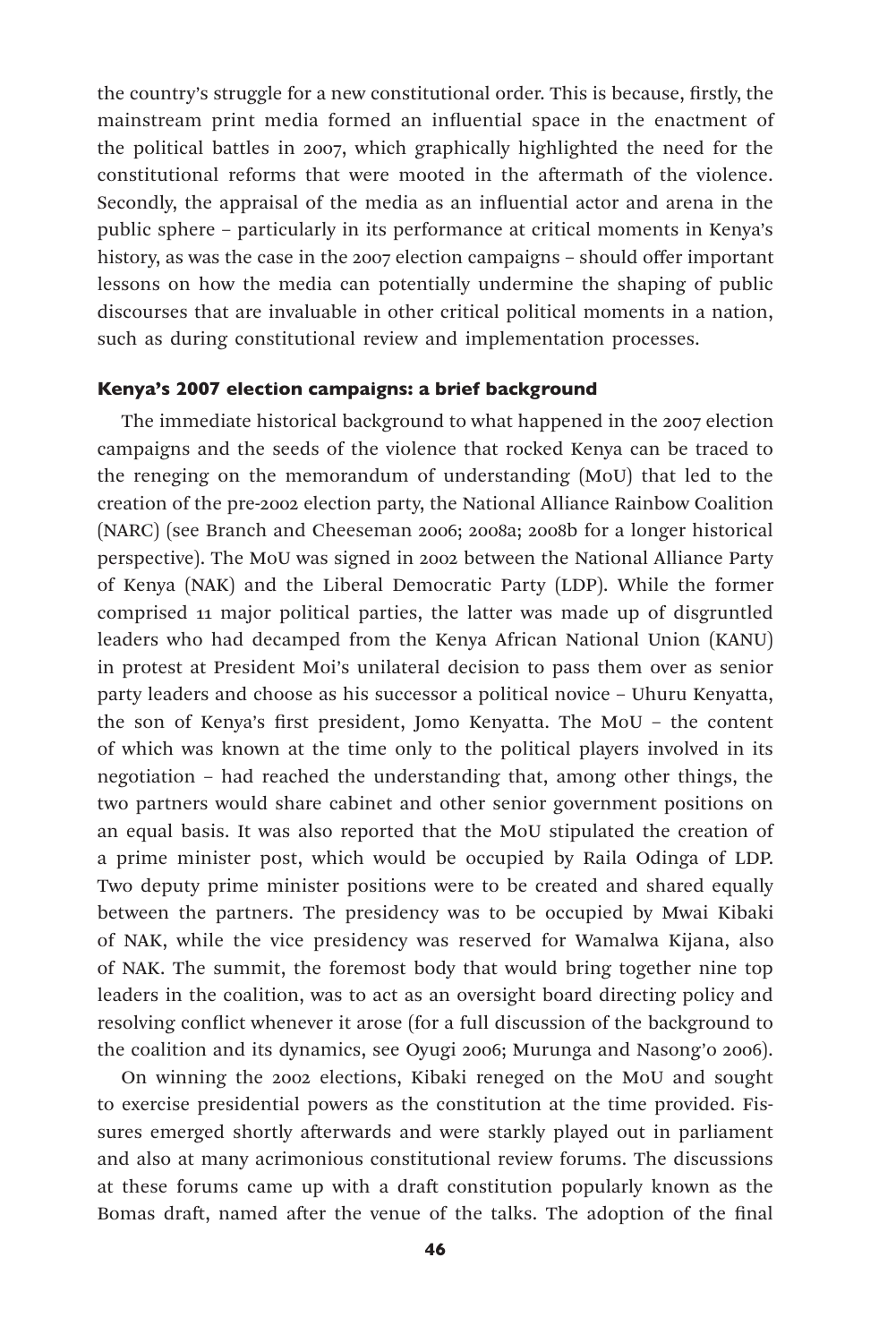the country's struggle for a new constitutional order. This is because, firstly, the mainstream print media formed an influential space in the enactment of the political battles in 2007, which graphically highlighted the need for the constitutional reforms that were mooted in the aftermath of the violence. Secondly, the appraisal of the media as an influential actor and arena in the public sphere – particularly in its performance at critical moments in Kenya's history, as was the case in the 2007 election campaigns – should offer important lessons on how the media can potentially undermine the shaping of public discourses that are invaluable in other critical political moments in a nation, such as during constitutional review and implementation processes.

### Kenya's 2007 election campaigns: a brief background

The immediate historical background to what happened in the 2007 election campaigns and the seeds of the violence that rocked Kenya can be traced to the reneging on the memorandum of understanding (MoU) that led to the creation of the pre-2002 election party, the National Alliance Rainbow Coalition (NARC) (see Branch and Cheeseman 2006; 2008a; 2008b for a longer historical perspective). The MoU was signed in 2002 between the National Alliance Party of Kenya (NAK) and the Liberal Democratic Party (LDP). While the former comprised 11 major political parties, the latter was made up of disgruntled leaders who had decamped from the Kenya African National Union (KANU) in protest at President Moi's unilateral decision to pass them over as senior party leaders and choose as his successor a political novice – Uhuru Kenyatta, the son of Kenya's first president, Jomo Kenyatta. The MoU – the content of which was known at the time only to the political players involved in its negotiation – had reached the understanding that, among other things, the two partners would share cabinet and other senior government positions on an equal basis. It was also reported that the MoU stipulated the creation of a prime minister post, which would be occupied by Raila Odinga of LDP. Two deputy prime minister positions were to be created and shared equally between the partners. The presidency was to be occupied by Mwai Kibaki of NAK, while the vice presidency was reserved for Wamalwa Kijana, also of NAK. The summit, the foremost body that would bring together nine top leaders in the coalition, was to act as an oversight board directing policy and resolving conflict whenever it arose (for a full discussion of the background to the coalition and its dynamics, see Oyugi 2006; Murunga and Nasong'o 2006).

On winning the 2002 elections, Kibaki reneged on the MoU and sought to exercise presidential powers as the constitution at the time provided. Fissures emerged shortly afterwards and were starkly played out in parliament and also at many acrimonious constitutional review forums. The discussions at these forums came up with a draft constitution popularly known as the Bomas draft, named after the venue of the talks. The adoption of the final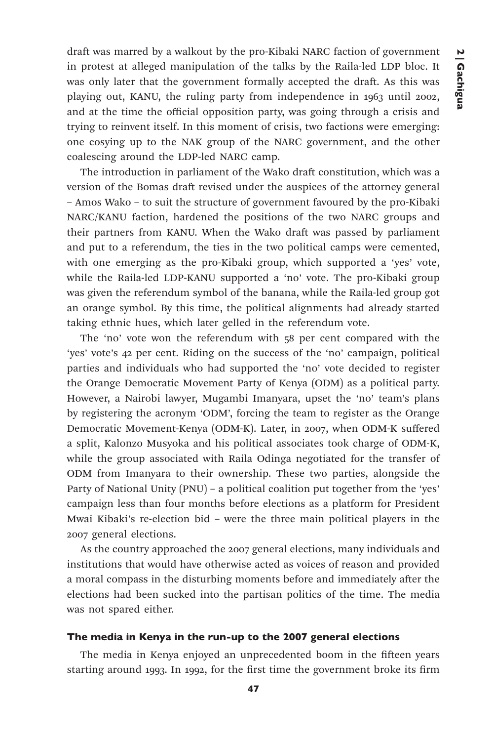draft was marred by a walkout by the pro-Kibaki NARC faction of government in protest at alleged manipulation of the talks by the Raila-led LDP bloc. It was only later that the government formally accepted the draft. As this was playing out, KANU, the ruling party from independence in 1963 until 2002, and at the time the official opposition party, was going through a crisis and trying to reinvent itself. In this moment of crisis, two factions were emerging: one cosying up to the NAK group of the NARC government, and the other coalescing around the LDP-led NARC camp.

The introduction in parliament of the Wako draft constitution, which was a version of the Bomas draft revised under the auspices of the attorney general – Amos Wako – to suit the structure of government favoured by the pro-Kibaki NARC/KANU faction, hardened the positions of the two NARC groups and their partners from KANU. When the Wako draft was passed by parliament and put to a referendum, the ties in the two political camps were cemented, with one emerging as the pro-Kibaki group, which supported a 'yes' vote, while the Raila-led LDP-KANU supported a 'no' vote. The pro-Kibaki group was given the referendum symbol of the banana, while the Raila-led group got an orange symbol. By this time, the political alignments had already started taking ethnic hues, which later gelled in the referendum vote.

The 'no' vote won the referendum with 58 per cent compared with the 'yes' vote's 42 per cent. Riding on the success of the 'no' campaign, political parties and individuals who had supported the 'no' vote decided to register the Orange Democratic Movement Party of Kenya (ODM) as a political party. However, a Nairobi lawyer, Mugambi Imanyara, upset the 'no' team's plans by registering the acronym 'ODM', forcing the team to register as the Orange Democratic Movement-Kenya (ODM-K). Later, in 2007, when ODM-K suffered a split, Kalonzo Musyoka and his political associates took charge of ODM-K, while the group associated with Raila Odinga negotiated for the transfer of ODM from Imanyara to their ownership. These two parties, alongside the Party of National Unity (PNU) – a political coalition put together from the 'yes' campaign less than four months before elections as a platform for President Mwai Kibaki's re-election bid – were the three main political players in the 2007 general elections.

As the country approached the 2007 general elections, many individuals and institutions that would have otherwise acted as voices of reason and provided a moral compass in the disturbing moments before and immediately after the elections had been sucked into the partisan politics of the time. The media was not spared either.

### The media in Kenya in the run-up to the 2007 general elections

The media in Kenya enjoyed an unprecedented boom in the fifteen years starting around 1993. In 1992, for the first time the government broke its firm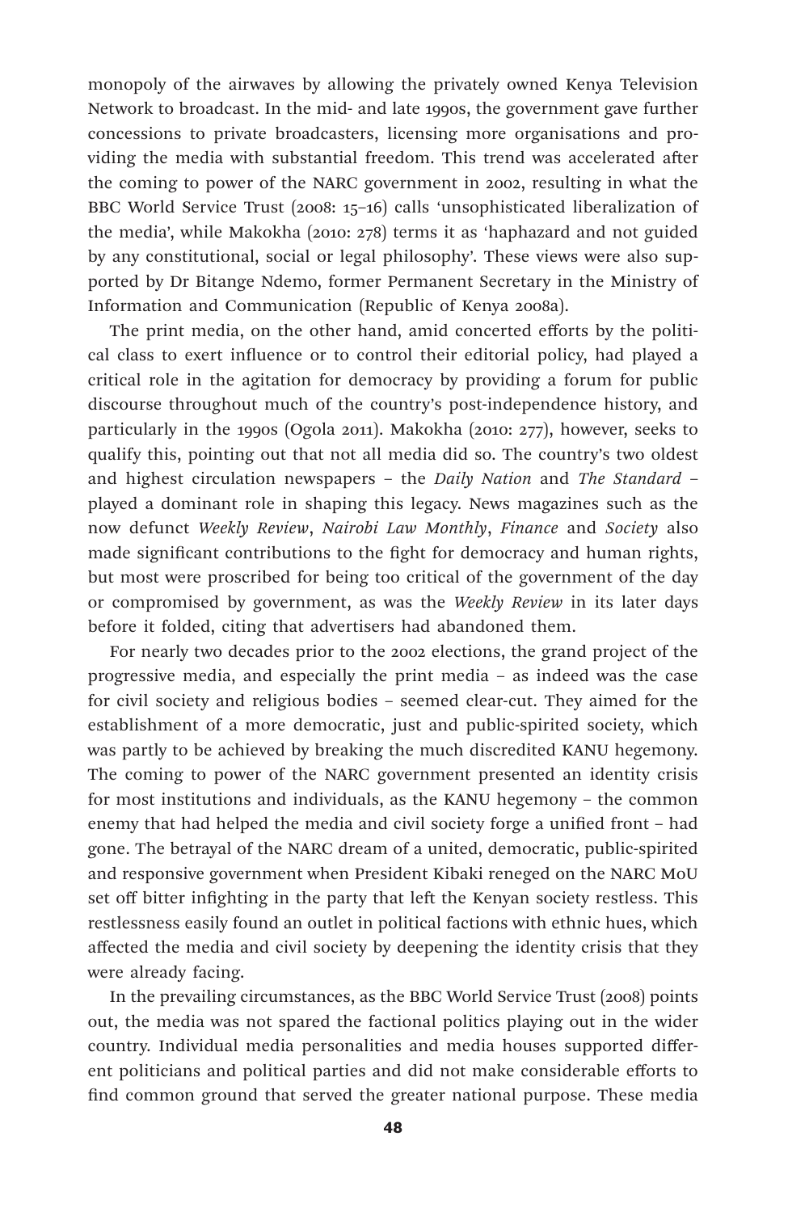monopoly of the airwaves by allowing the privately owned Kenya Television Network to broadcast. In the mid- and late 1990s, the government gave further concessions to private broadcasters, licensing more organisations and providing the media with substantial freedom. This trend was accelerated after the coming to power of the NARC government in 2002, resulting in what the BBC World Service Trust (2008: 15–16) calls 'unsophisticated liberalization of the media', while Makokha (2010: 278) terms it as 'haphazard and not guided by any constitutional, social or legal philosophy'. These views were also supported by Dr Bitange Ndemo, former Permanent Secretary in the Ministry of Information and Communication (Republic of Kenya 2008a).

The print media, on the other hand, amid concerted efforts by the political class to exert influence or to control their editorial policy, had played a critical role in the agitation for democracy by providing a forum for public discourse throughout much of the country's post-independence history, and particularly in the 1990s (Ogola 2011). Makokha (2010: 277), however, seeks to qualify this, pointing out that not all media did so. The country's two oldest and highest circulation newspapers – the *Daily Nation* and *The Standard* – played a dominant role in shaping this legacy. News magazines such as the now defunct *Weekly Review*, *Nairobi Law Monthly*, *Finance* and *Society* also made significant contributions to the fight for democracy and human rights, but most were proscribed for being too critical of the government of the day or compromised by government, as was the *Weekly Review* in its later days before it folded, citing that advertisers had abandoned them.

For nearly two decades prior to the 2002 elections, the grand project of the progressive media, and especially the print media – as indeed was the case for civil society and religious bodies – seemed clear-cut. They aimed for the establishment of a more democratic, just and public-spirited society, which was partly to be achieved by breaking the much discredited KANU hegemony. The coming to power of the NARC government presented an identity crisis for most institutions and individuals, as the KANU hegemony – the common enemy that had helped the media and civil society forge a unified front – had gone. The betrayal of the NARC dream of a united, democratic, public-spirited and responsive government when President Kibaki reneged on the NARC MoU set off bitter infighting in the party that left the Kenyan society restless. This restlessness easily found an outlet in political factions with ethnic hues, which affected the media and civil society by deepening the identity crisis that they were already facing.

In the prevailing circumstances, as the BBC World Service Trust (2008) points out, the media was not spared the factional politics playing out in the wider country. Individual media personalities and media houses supported different politicians and political parties and did not make considerable efforts to find common ground that served the greater national purpose. These media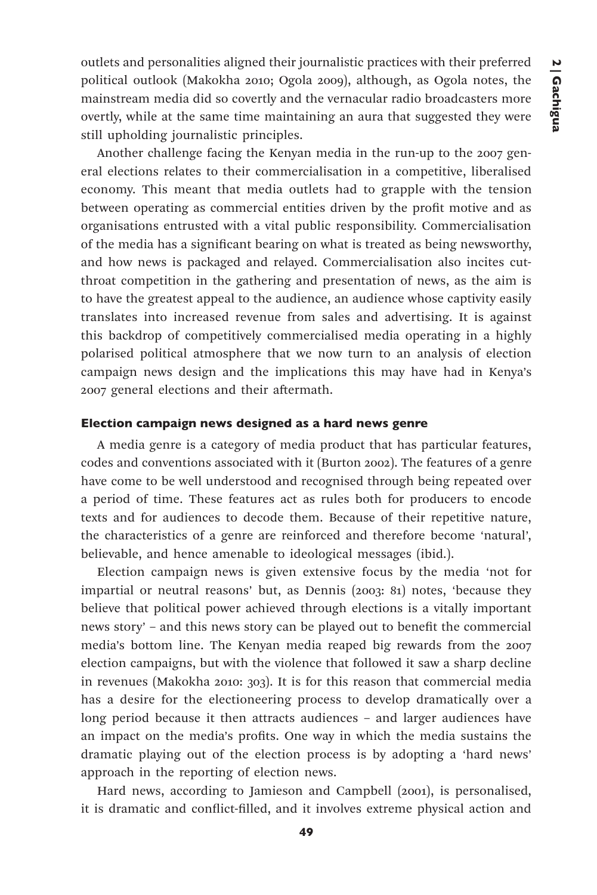outlets and personalities aligned their journalistic practices with their preferred political outlook (Makokha 2010; Ogola 2009), although, as Ogola notes, the mainstream media did so covertly and the vernacular radio broadcasters more overtly, while at the same time maintaining an aura that suggested they were still upholding journalistic principles.

Another challenge facing the Kenyan media in the run-up to the 2007 general elections relates to their commercialisation in a competitive, liberalised economy. This meant that media outlets had to grapple with the tension between operating as commercial entities driven by the profit motive and as organisations entrusted with a vital public responsibility. Commercialisation of the media has a significant bearing on what is treated as being newsworthy, and how news is packaged and relayed. Commercialisation also incites cut-throat competition in the gathering and presentation of news, as the aim is to have the greatest appeal to the audience, an audience whose captivity easily translates into increased revenue from sales and advertising. It is against this backdrop of competitively commercialised media operating in a highly polarised political atmosphere that we now turn to an analysis of election campaign news design and the implications this may have had in Kenya's 2007 general elections and their aftermath.

### Election campaign news designed as a hard news genre

A media genre is a category of media product that has particular features, codes and conventions associated with it (Burton 2002). The features of a genre have come to be well understood and recognised through being repeated over a period of time. These features act as rules both for producers to encode texts and for audiences to decode them. Because of their repetitive nature, the characteristics of a genre are reinforced and therefore become 'natural', believable, and hence amenable to ideological messages (ibid.).

Election campaign news is given extensive focus by the media 'not for impartial or neutral reasons' but, as Dennis (2003: 81) notes, 'because they believe that political power achieved through elections is a vitally important news story' – and this news story can be played out to benefit the commercial media's bottom line. The Kenyan media reaped big rewards from the 2007 election campaigns, but with the violence that followed it saw a sharp decline in revenues (Makokha 2010: 303). It is for this reason that commercial media has a desire for the electioneering process to develop dramatically over a long period because it then attracts audiences – and larger audiences have an impact on the media's profits. One way in which the media sustains the dramatic playing out of the election process is by adopting a 'hard news' approach in the reporting of election news.

Hard news, according to Jamieson and Campbell (2001), is personalised, it is dramatic and conflict-filled, and it involves extreme physical action and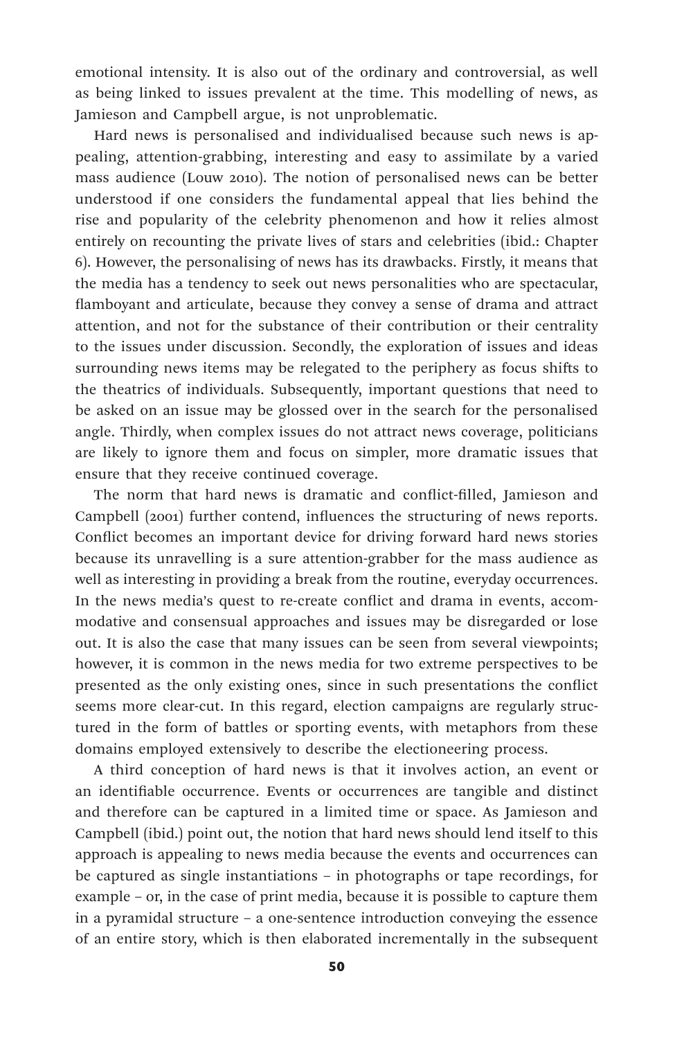emotional intensity. It is also out of the ordinary and controversial, as well as being linked to issues prevalent at the time. This modelling of news, as Jamieson and Campbell argue, is not unproblematic.

Hard news is personalised and individualised because such news is appealing, attention-grabbing, interesting and easy to assimilate by a varied mass audience (Louw 2010). The notion of personalised news can be better understood if one considers the fundamental appeal that lies behind the rise and popularity of the celebrity phenomenon and how it relies almost entirely on recounting the private lives of stars and celebrities (ibid.: Chapter 6). However, the personalising of news has its drawbacks. Firstly, it means that the media has a tendency to seek out news personalities who are spectacular, flamboyant and articulate, because they convey a sense of drama and attract attention, and not for the substance of their contribution or their centrality to the issues under discussion. Secondly, the exploration of issues and ideas surrounding news items may be relegated to the periphery as focus shifts to the theatrics of individuals. Subsequently, important questions that need to be asked on an issue may be glossed over in the search for the personalised angle. Thirdly, when complex issues do not attract news coverage, politicians are likely to ignore them and focus on simpler, more dramatic issues that ensure that they receive continued coverage.

The norm that hard news is dramatic and conflict-filled, Jamieson and Campbell (2001) further contend, influences the structuring of news reports. Conflict becomes an important device for driving forward hard news stories because its unravelling is a sure attention-grabber for the mass audience as well as interesting in providing a break from the routine, everyday occurrences. In the news media's quest to re-create conflict and drama in events, accommodative and consensual approaches and issues may be disregarded or lose out. It is also the case that many issues can be seen from several viewpoints; however, it is common in the news media for two extreme perspectives to be presented as the only existing ones, since in such presentations the conflict seems more clear-cut. In this regard, election campaigns are regularly structured in the form of battles or sporting events, with metaphors from these domains employed extensively to describe the electioneering process.

A third conception of hard news is that it involves action, an event or an identifiable occurrence. Events or occurrences are tangible and distinct and therefore can be captured in a limited time or space. As Jamieson and Campbell (ibid.) point out, the notion that hard news should lend itself to this approach is appealing to news media because the events and occurrences can be captured as single instantiations – in photographs or tape recordings, for example – or, in the case of print media, because it is possible to capture them in a pyramidal structure – a one-sentence introduction conveying the essence of an entire story, which is then elaborated incrementally in the subsequent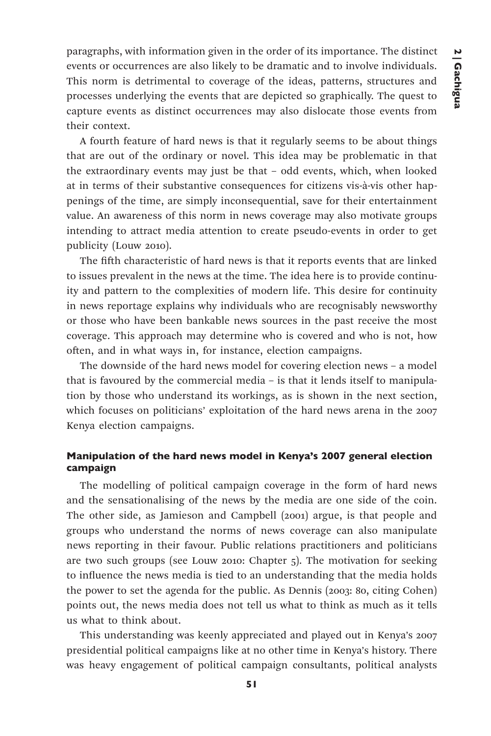paragraphs, with information given in the order of its importance. The distinct events or occurrences are also likely to be dramatic and to involve individuals. This norm is detrimental to coverage of the ideas, patterns, structures and processes underlying the events that are depicted so graphically. The quest to capture events as distinct occurrences may also dislocate those events from their context.

A fourth feature of hard news is that it regularly seems to be about things that are out of the ordinary or novel. This idea may be problematic in that the extraordinary events may just be that – odd events, which, when looked at in terms of their substantive consequences for citizens vis-à-vis other happenings of the time, are simply inconsequential, save for their entertainment value. An awareness of this norm in news coverage may also motivate groups intending to attract media attention to create pseudo-events in order to get publicity (Louw 2010).

The fifth characteristic of hard news is that it reports events that are linked to issues prevalent in the news at the time. The idea here is to provide continuity and pattern to the complexities of modern life. This desire for continuity in news reportage explains why individuals who are recognisably newsworthy or those who have been bankable news sources in the past receive the most coverage. This approach may determine who is covered and who is not, how often, and in what ways in, for instance, election campaigns.

The downside of the hard news model for covering election news – a model that is favoured by the commercial media – is that it lends itself to manipulation by those who understand its workings, as is shown in the next section, which focuses on politicians' exploitation of the hard news arena in the 2007 Kenya election campaigns.

### Manipulation of the hard news model in Kenya's 2007 general election campaign

The modelling of political campaign coverage in the form of hard news and the sensationalising of the news by the media are one side of the coin. The other side, as Jamieson and Campbell (2001) argue, is that people and groups who understand the norms of news coverage can also manipulate news reporting in their favour. Public relations practitioners and politicians are two such groups (see Louw 2010: Chapter 5). The motivation for seeking to influence the news media is tied to an understanding that the media holds the power to set the agenda for the public. As Dennis (2003: 80, citing Cohen) points out, the news media does not tell us what to think as much as it tells us what to think about.

This understanding was keenly appreciated and played out in Kenya's 2007 presidential political campaigns like at no other time in Kenya's history. There was heavy engagement of political campaign consultants, political analysts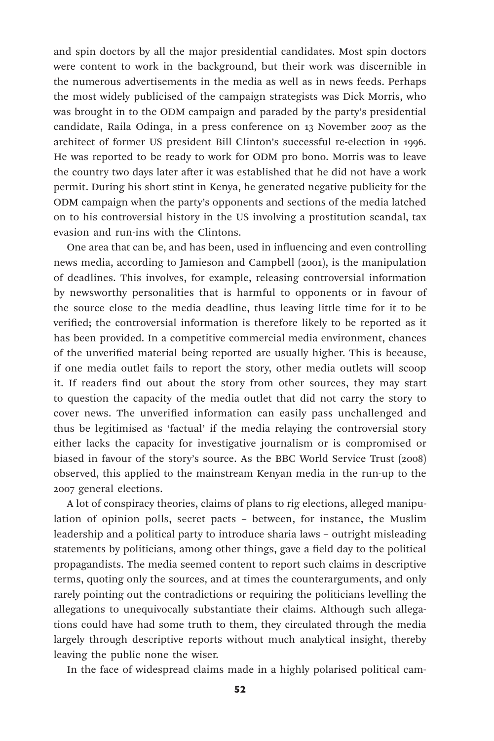and spin doctors by all the major presidential candidates. Most spin doctors were content to work in the background, but their work was discernible in the numerous advertisements in the media as well as in news feeds. Perhaps the most widely publicised of the campaign strategists was Dick Morris, who was brought in to the ODM campaign and paraded by the party's presidential candidate, Raila Odinga, in a press conference on 13 November 2007 as the architect of former US president Bill Clinton's successful re-election in 1996. He was reported to be ready to work for ODM pro bono. Morris was to leave the country two days later after it was established that he did not have a work permit. During his short stint in Kenya, he generated negative publicity for the ODM campaign when the party's opponents and sections of the media latched on to his controversial history in the US involving a prostitution scandal, tax evasion and run-ins with the Clintons.

One area that can be, and has been, used in influencing and even controlling news media, according to Jamieson and Campbell (2001), is the manipulation of deadlines. This involves, for example, releasing controversial information by newsworthy personalities that is harmful to opponents or in favour of the source close to the media deadline, thus leaving little time for it to be verified; the controversial information is therefore likely to be reported as it has been provided. In a competitive commercial media environment, chances of the unverified material being reported are usually higher. This is because, if one media outlet fails to report the story, other media outlets will scoop it. If readers find out about the story from other sources, they may start to question the capacity of the media outlet that did not carry the story to cover news. The unverified information can easily pass unchallenged and thus be legitimised as 'factual' if the media relaying the controversial story either lacks the capacity for investigative journalism or is compromised or biased in favour of the story's source. As the BBC World Service Trust (2008) observed, this applied to the mainstream Kenyan media in the run-up to the 2007 general elections.

A lot of conspiracy theories, claims of plans to rig elections, alleged manipulation of opinion polls, secret pacts – between, for instance, the Muslim leadership and a political party to introduce sharia laws – outright misleading statements by politicians, among other things, gave a field day to the political propagandists. The media seemed content to report such claims in descriptive terms, quoting only the sources, and at times the counterarguments, and only rarely pointing out the contradictions or requiring the politicians levelling the allegations to unequivocally substantiate their claims. Although such allegations could have had some truth to them, they circulated through the media largely through descriptive reports without much analytical insight, thereby leaving the public none the wiser.

In the face of widespread claims made in a highly polarised political cam-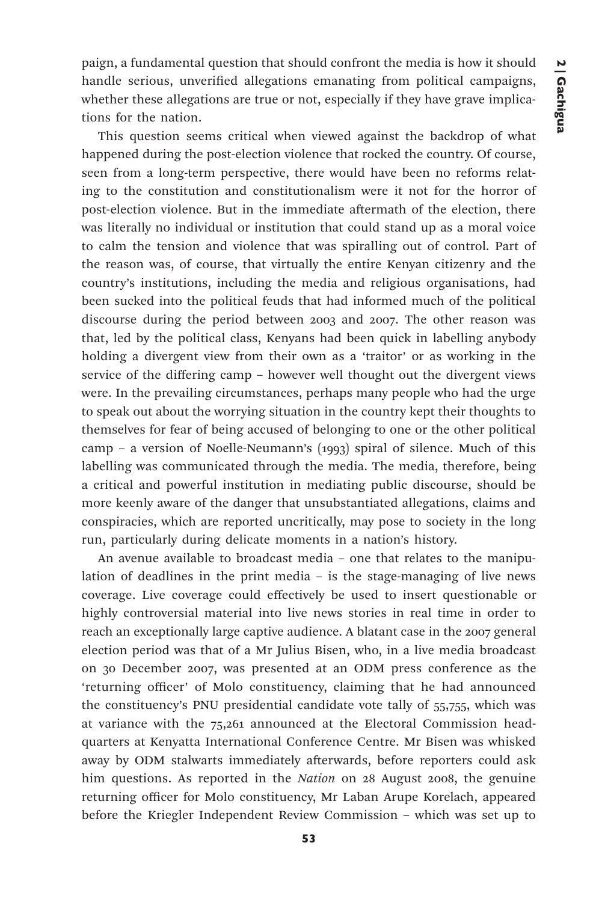paign, a fundamental question that should confront the media is how it should handle serious, unverified allegations emanating from political campaigns, whether these allegations are true or not, especially if they have grave implications for the nation.

This question seems critical when viewed against the backdrop of what happened during the post-election violence that rocked the country. Of course, seen from a long-term perspective, there would have been no reforms relating to the constitution and constitutionalism were it not for the horror of post-election violence. But in the immediate aftermath of the election, there was literally no individual or institution that could stand up as a moral voice to calm the tension and violence that was spiralling out of control. Part of the reason was, of course, that virtually the entire Kenyan citizenry and the country's institutions, including the media and religious organisations, had been sucked into the political feuds that had informed much of the political discourse during the period between 2003 and 2007. The other reason was that, led by the political class, Kenyans had been quick in labelling anybody holding a divergent view from their own as a 'traitor' or as working in the service of the differing camp – however well thought out the divergent views were. In the prevailing circumstances, perhaps many people who had the urge to speak out about the worrying situation in the country kept their thoughts to themselves for fear of being accused of belonging to one or the other political camp – a version of Noelle-Neumann's (1993) spiral of silence. Much of this labelling was communicated through the media. The media, therefore, being a critical and powerful institution in mediating public discourse, should be more keenly aware of the danger that unsubstantiated allegations, claims and conspiracies, which are reported uncritically, may pose to society in the long run, particularly during delicate moments in a nation's history.

An avenue available to broadcast media – one that relates to the manipulation of deadlines in the print media – is the stage-managing of live news coverage. Live coverage could effectively be used to insert questionable or highly controversial material into live news stories in real time in order to reach an exceptionally large captive audience. A blatant case in the 2007 general election period was that of a Mr Julius Bisen, who, in a live media broadcast on 30 December 2007, was presented at an ODM press conference as the 'returning officer' of Molo constituency, claiming that he had announced the constituency's PNU presidential candidate vote tally of 55,755, which was at variance with the 75,261 announced at the Electoral Commission headquarters at Kenyatta International Conference Centre. Mr Bisen was whisked away by ODM stalwarts immediately afterwards, before reporters could ask him questions. As reported in the *Nation* on 28 August 2008, the genuine returning officer for Molo constituency, Mr Laban Arupe Korelach, appeared before the Kriegler Independent Review Commission – which was set up to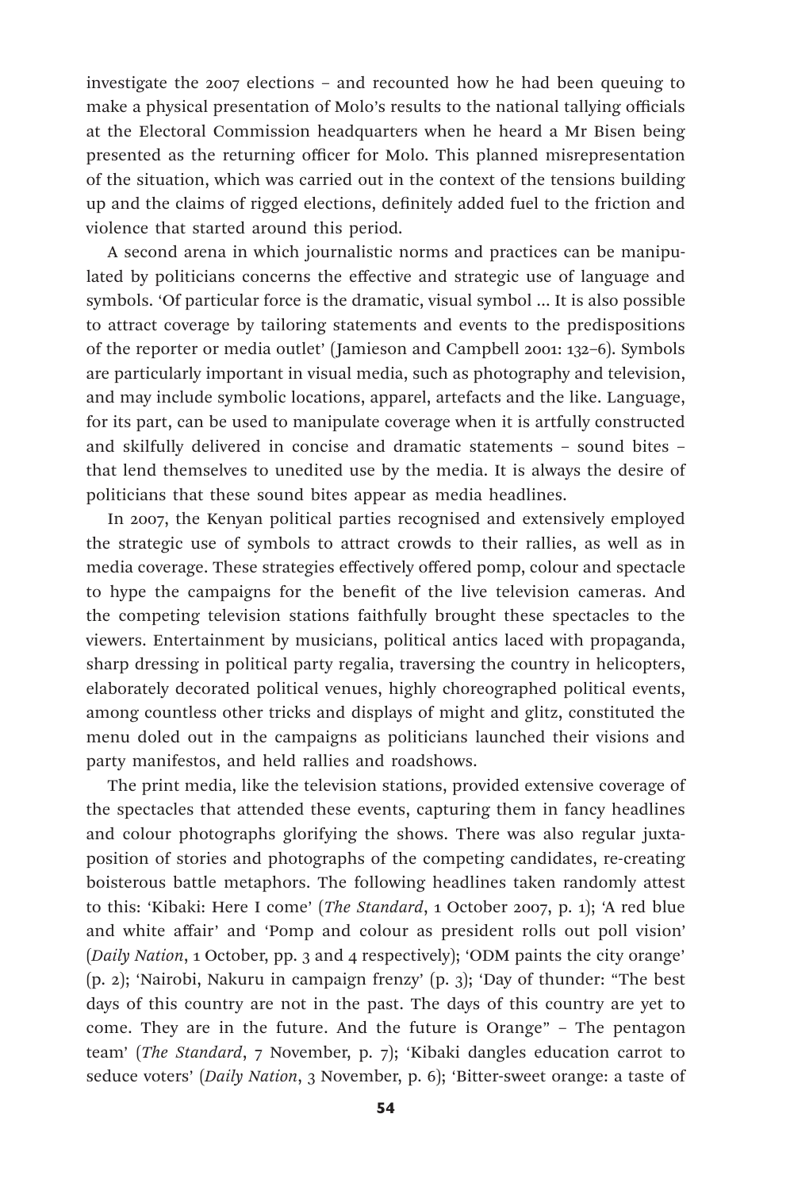investigate the 2007 elections – and recounted how he had been queuing to make a physical presentation of Molo's results to the national tallying officials at the Electoral Commission headquarters when he heard a Mr Bisen being presented as the returning officer for Molo. This planned misrepresentation of the situation, which was carried out in the context of the tensions building up and the claims of rigged elections, definitely added fuel to the friction and violence that started around this period.

A second arena in which journalistic norms and practices can be manipulated by politicians concerns the effective and strategic use of language and symbols. 'Of particular force is the dramatic, visual symbol ... It is also possible to attract coverage by tailoring statements and events to the predispositions of the reporter or media outlet' (Jamieson and Campbell 2001: 132–6). Symbols are particularly important in visual media, such as photography and television, and may include symbolic locations, apparel, artefacts and the like. Language, for its part, can be used to manipulate coverage when it is artfully constructed and skilfully delivered in concise and dramatic statements – sound bites – that lend themselves to unedited use by the media. It is always the desire of politicians that these sound bites appear as media headlines.

In 2007, the Kenyan political parties recognised and extensively employed the strategic use of symbols to attract crowds to their rallies, as well as in media coverage. These strategies effectively offered pomp, colour and spectacle to hype the campaigns for the benefit of the live television cameras. And the competing television stations faithfully brought these spectacles to the viewers. Entertainment by musicians, political antics laced with propaganda, sharp dressing in political party regalia, traversing the country in helicopters, elaborately decorated political venues, highly choreographed political events, among countless other tricks and displays of might and glitz, constituted the menu doled out in the campaigns as politicians launched their visions and party manifestos, and held rallies and roadshows.

The print media, like the television stations, provided extensive coverage of the spectacles that attended these events, capturing them in fancy headlines and colour photographs glorifying the shows. There was also regular juxtaposition of stories and photographs of the competing candidates, re-creating boisterous battle metaphors. The following headlines taken randomly attest to this: 'Kibaki: Here I come' (*The Standard*, 1 October 2007, p. 1); 'A red blue and white affair' and 'Pomp and colour as president rolls out poll vision' (*Daily Nation*, 1 October, pp. 3 and 4 respectively); 'ODM paints the city orange' (p. 2); 'Nairobi, Nakuru in campaign frenzy' (p. 3); 'Day of thunder: "The best days of this country are not in the past. The days of this country are yet to come. They are in the future. And the future is Orange" – The pentagon team' (*The Standard*, 7 November, p. 7); 'Kibaki dangles education carrot to seduce voters' (*Daily Nation*, 3 November, p. 6); 'Bitter-sweet orange: a taste of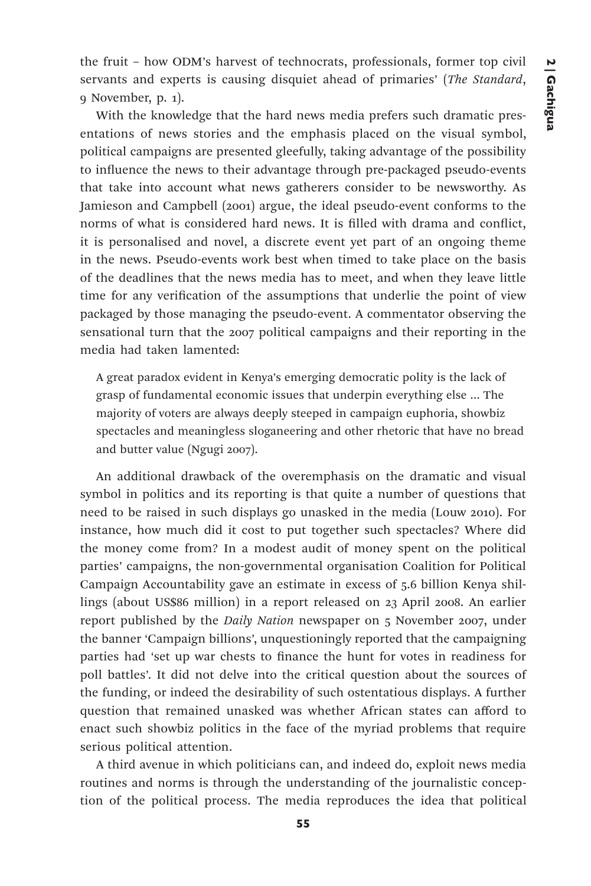the fruit – how ODM's harvest of technocrats, professionals, former top civil servants and experts is causing disquiet ahead of primaries' (*The Standard*, 9 November, p. 1).

With the knowledge that the hard news media prefers such dramatic presentations of news stories and the emphasis placed on the visual symbol, political campaigns are presented gleefully, taking advantage of the possibility to influence the news to their advantage through pre-packaged pseudo-events that take into account what news gatherers consider to be newsworthy. As Jamieson and Campbell (2001) argue, the ideal pseudo-event conforms to the norms of what is considered hard news. It is filled with drama and conflict, it is personalised and novel, a discrete event yet part of an ongoing theme in the news. Pseudo-events work best when timed to take place on the basis of the deadlines that the news media has to meet, and when they leave little time for any verification of the assumptions that underlie the point of view packaged by those managing the pseudo-event. A commentator observing the sensational turn that the 2007 political campaigns and their reporting in the media had taken lamented:

> A great paradox evident in Kenya's emerging democratic polity is the lack of grasp of fundamental economic issues that underpin everything else ... The majority of voters are always deeply steeped in campaign euphoria, showbiz spectacles and meaningless sloganeering and other rhetoric that have no bread and butter value (Ngugi 2007).

An additional drawback of the overemphasis on the dramatic and visual symbol in politics and its reporting is that quite a number of questions that need to be raised in such displays go unasked in the media (Louw 2010). For instance, how much did it cost to put together such spectacles? Where did the money come from? In a modest audit of money spent on the political parties' campaigns, the non-governmental organisation Coalition for Political Campaign Accountability gave an estimate in excess of 5.6 billion Kenya shillings (about US$86 million) in a report released on 23 April 2008. An earlier report published by the *Daily Nation* newspaper on 5 November 2007, under the banner 'Campaign billions', unquestioningly reported that the campaigning parties had 'set up war chests to finance the hunt for votes in readiness for poll battles'. It did not delve into the critical question about the sources of the funding, or indeed the desirability of such ostentatious displays. A further question that remained unasked was whether African states can afford to enact such showbiz politics in the face of the myriad problems that require serious political attention.

A third avenue in which politicians can, and indeed do, exploit news media routines and norms is through the understanding of the journalistic conception of the political process. The media reproduces the idea that political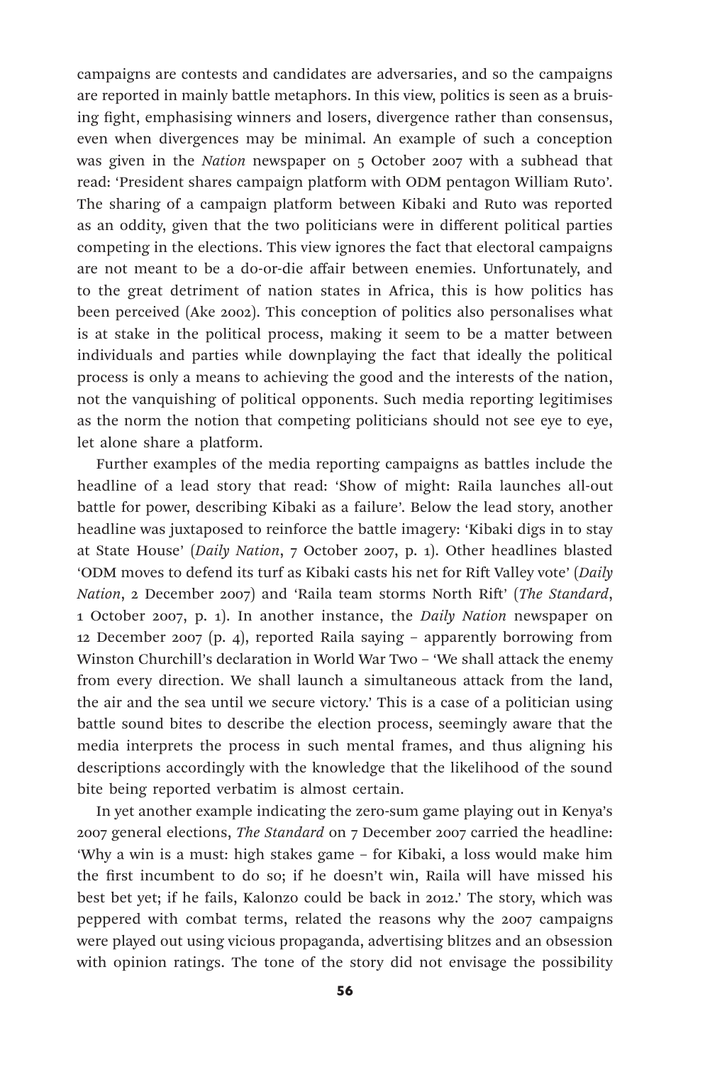campaigns are contests and candidates are adversaries, and so the campaigns are reported in mainly battle metaphors. In this view, politics is seen as a bruising fight, emphasising winners and losers, divergence rather than consensus, even when divergences may be minimal. An example of such a conception was given in the *Nation* newspaper on 5 October 2007 with a subhead that read: 'President shares campaign platform with ODM pentagon William Ruto'. The sharing of a campaign platform between Kibaki and Ruto was reported as an oddity, given that the two politicians were in different political parties competing in the elections. This view ignores the fact that electoral campaigns are not meant to be a do-or-die affair between enemies. Unfortunately, and to the great detriment of nation states in Africa, this is how politics has been perceived (Ake 2002). This conception of politics also personalises what is at stake in the political process, making it seem to be a matter between individuals and parties while downplaying the fact that ideally the political process is only a means to achieving the good and the interests of the nation, not the vanquishing of political opponents. Such media reporting legitimises as the norm the notion that competing politicians should not see eye to eye, let alone share a platform.

Further examples of the media reporting campaigns as battles include the headline of a lead story that read: 'Show of might: Raila launches all-out battle for power, describing Kibaki as a failure'. Below the lead story, another headline was juxtaposed to reinforce the battle imagery: 'Kibaki digs in to stay at State House' (*Daily Nation*, 7 October 2007, p. 1). Other headlines blasted 'ODM moves to defend its turf as Kibaki casts his net for Rift Valley vote' (*Daily Nation*, 2 December 2007) and 'Raila team storms North Rift' (*The Standard*, 1 October 2007, p. 1). In another instance, the *Daily Nation* newspaper on 12 December 2007 (p. 4), reported Raila saying – apparently borrowing from Winston Churchill's declaration in World War Two – 'We shall attack the enemy from every direction. We shall launch a simultaneous attack from the land, the air and the sea until we secure victory.' This is a case of a politician using battle sound bites to describe the election process, seemingly aware that the media interprets the process in such mental frames, and thus aligning his descriptions accordingly with the knowledge that the likelihood of the sound bite being reported verbatim is almost certain.

In yet another example indicating the zero-sum game playing out in Kenya's 2007 general elections, *The Standard* on 7 December 2007 carried the headline: 'Why a win is a must: high stakes game – for Kibaki, a loss would make him the first incumbent to do so; if he doesn't win, Raila will have missed his best bet yet; if he fails, Kalonzo could be back in 2012.' The story, which was peppered with combat terms, related the reasons why the 2007 campaigns were played out using vicious propaganda, advertising blitzes and an obsession with opinion ratings. The tone of the story did not envisage the possibility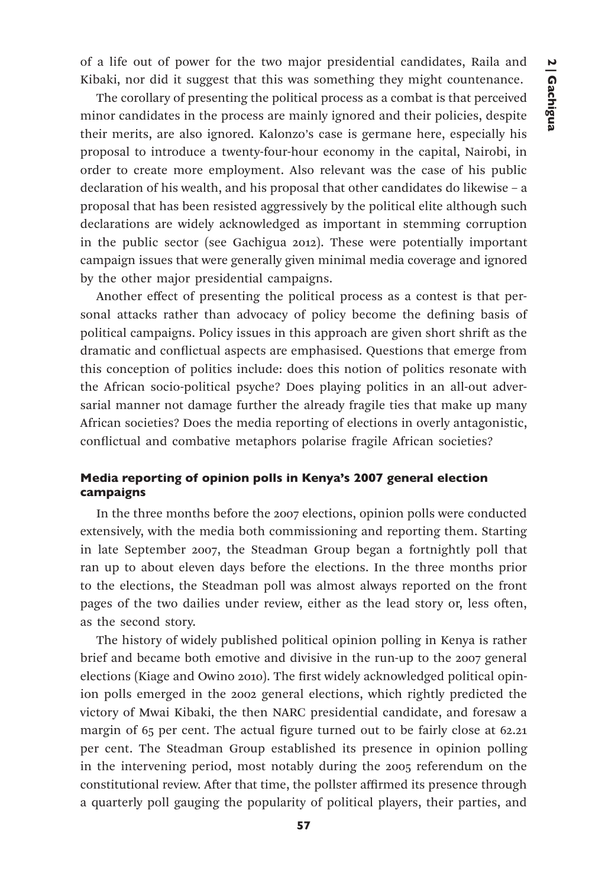of a life out of power for the two major presidential candidates, Raila and Kibaki, nor did it suggest that this was something they might countenance.

The corollary of presenting the political process as a combat is that perceived minor candidates in the process are mainly ignored and their policies, despite their merits, are also ignored. Kalonzo's case is germane here, especially his proposal to introduce a twenty-four-hour economy in the capital, Nairobi, in order to create more employment. Also relevant was the case of his public declaration of his wealth, and his proposal that other candidates do likewise – a proposal that has been resisted aggressively by the political elite although such declarations are widely acknowledged as important in stemming corruption in the public sector (see Gachigua 2012). These were potentially important campaign issues that were generally given minimal media coverage and ignored by the other major presidential campaigns.

Another effect of presenting the political process as a contest is that personal attacks rather than advocacy of policy become the defining basis of political campaigns. Policy issues in this approach are given short shrift as the dramatic and conflictual aspects are emphasised. Questions that emerge from this conception of politics include: does this notion of politics resonate with the African socio-political psyche? Does playing politics in an all-out adversarial manner not damage further the already fragile ties that make up many African societies? Does the media reporting of elections in overly antagonistic, conflictual and combative metaphors polarise fragile African societies?

### Media reporting of opinion polls in Kenya's 2007 general election campaigns

In the three months before the 2007 elections, opinion polls were conducted extensively, with the media both commissioning and reporting them. Starting in late September 2007, the Steadman Group began a fortnightly poll that ran up to about eleven days before the elections. In the three months prior to the elections, the Steadman poll was almost always reported on the front pages of the two dailies under review, either as the lead story or, less often, as the second story.

The history of widely published political opinion polling in Kenya is rather brief and became both emotive and divisive in the run-up to the 2007 general elections (Kiage and Owino 2010). The first widely acknowledged political opinion polls emerged in the 2002 general elections, which rightly predicted the victory of Mwai Kibaki, the then NARC presidential candidate, and foresaw a margin of 65 per cent. The actual figure turned out to be fairly close at 62.21 per cent. The Steadman Group established its presence in opinion polling in the intervening period, most notably during the 2005 referendum on the constitutional review. After that time, the pollster affirmed its presence through a quarterly poll gauging the popularity of political players, their parties, and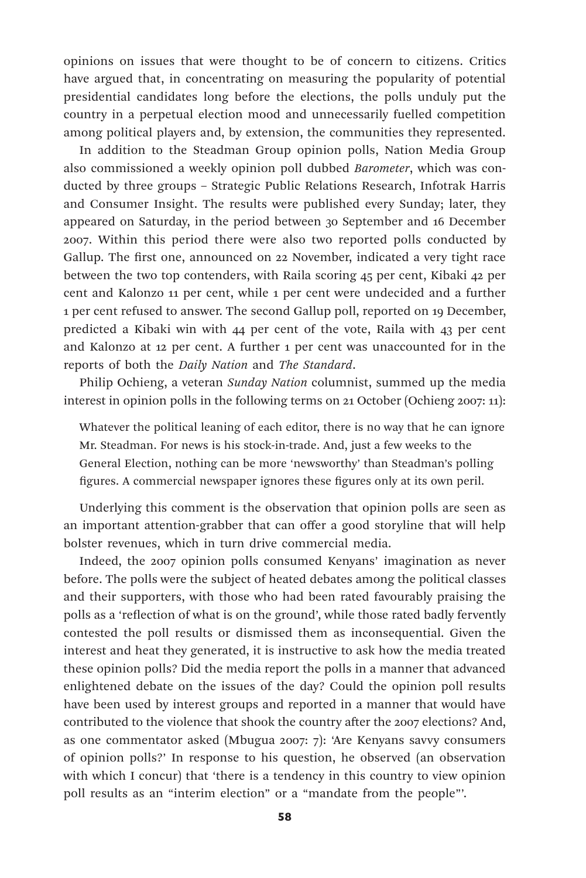opinions on issues that were thought to be of concern to citizens. Critics have argued that, in concentrating on measuring the popularity of potential presidential candidates long before the elections, the polls unduly put the country in a perpetual election mood and unnecessarily fuelled competition among political players and, by extension, the communities they represented.

In addition to the Steadman Group opinion polls, Nation Media Group also commissioned a weekly opinion poll dubbed *Barometer*, which was conducted by three groups – Strategic Public Relations Research, Infotrak Harris and Consumer Insight. The results were published every Sunday; later, they appeared on Saturday, in the period between 30 September and 16 December 2007. Within this period there were also two reported polls conducted by Gallup. The first one, announced on 22 November, indicated a very tight race between the two top contenders, with Raila scoring 45 per cent, Kibaki 42 per cent and Kalonzo 11 per cent, while 1 per cent were undecided and a further 1 per cent refused to answer. The second Gallup poll, reported on 19 December, predicted a Kibaki win with 44 per cent of the vote, Raila with 43 per cent and Kalonzo at 12 per cent. A further 1 per cent was unaccounted for in the reports of both the *Daily Nation* and *The Standard*.

Philip Ochieng, a veteran *Sunday Nation* columnist, summed up the media interest in opinion polls in the following terms on 21 October (Ochieng 2007: 11):

> Whatever the political leaning of each editor, there is no way that he can ignore Mr. Steadman. For news is his stock-in-trade. And, just a few weeks to the General Election, nothing can be more 'newsworthy' than Steadman's polling figures. A commercial newspaper ignores these figures only at its own peril.

Underlying this comment is the observation that opinion polls are seen as an important attention-grabber that can offer a good storyline that will help bolster revenues, which in turn drive commercial media.

Indeed, the 2007 opinion polls consumed Kenyans' imagination as never before. The polls were the subject of heated debates among the political classes and their supporters, with those who had been rated favourably praising the polls as a 'reflection of what is on the ground', while those rated badly fervently contested the poll results or dismissed them as inconsequential. Given the interest and heat they generated, it is instructive to ask how the media treated these opinion polls? Did the media report the polls in a manner that advanced enlightened debate on the issues of the day? Could the opinion poll results have been used by interest groups and reported in a manner that would have contributed to the violence that shook the country after the 2007 elections? And, as one commentator asked (Mbugua 2007: 7): 'Are Kenyans savvy consumers of opinion polls?' In response to his question, he observed (an observation with which I concur) that 'there is a tendency in this country to view opinion poll results as an "interim election" or a "mandate from the people"'.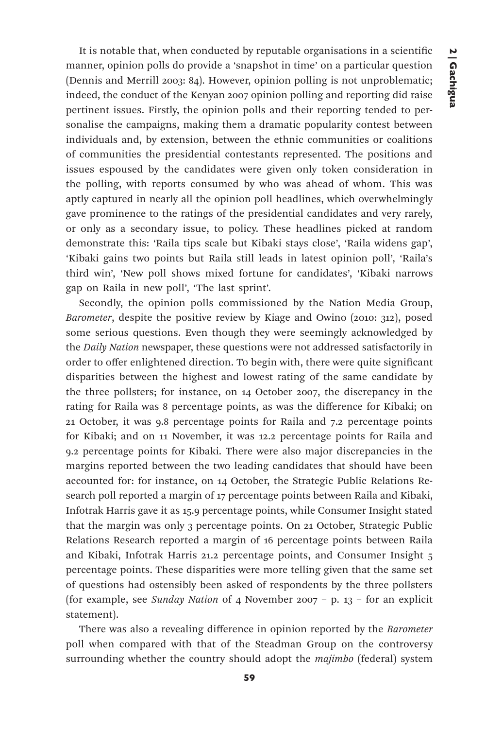It is notable that, when conducted by reputable organisations in a scientific manner, opinion polls do provide a 'snapshot in time' on a particular question (Dennis and Merrill 2003: 84). However, opinion polling is not unproblematic; indeed, the conduct of the Kenyan 2007 opinion polling and reporting did raise pertinent issues. Firstly, the opinion polls and their reporting tended to personalise the campaigns, making them a dramatic popularity contest between individuals and, by extension, between the ethnic communities or coalitions of communities the presidential contestants represented. The positions and issues espoused by the candidates were given only token consideration in the polling, with reports consumed by who was ahead of whom. This was aptly captured in nearly all the opinion poll headlines, which overwhelmingly gave prominence to the ratings of the presidential candidates and very rarely, or only as a secondary issue, to policy. These headlines picked at random demonstrate this: 'Raila tips scale but Kibaki stays close', 'Raila widens gap', 'Kibaki gains two points but Raila still leads in latest opinion poll', 'Raila's third win', 'New poll shows mixed fortune for candidates', 'Kibaki narrows gap on Raila in new poll', 'The last sprint'.

Secondly, the opinion polls commissioned by the Nation Media Group, *Barometer*, despite the positive review by Kiage and Owino (2010: 312), posed some serious questions. Even though they were seemingly acknowledged by the *Daily Nation* newspaper, these questions were not addressed satisfactorily in order to offer enlightened direction. To begin with, there were quite significant disparities between the highest and lowest rating of the same candidate by the three pollsters; for instance, on 14 October 2007, the discrepancy in the rating for Raila was 8 percentage points, as was the difference for Kibaki; on 21 October, it was 9.8 percentage points for Raila and 7.2 percentage points for Kibaki; and on 11 November, it was 12.2 percentage points for Raila and 9.2 percentage points for Kibaki. There were also major discrepancies in the margins reported between the two leading candidates that should have been accounted for: for instance, on 14 October, the Strategic Public Relations Research poll reported a margin of 17 percentage points between Raila and Kibaki, Infotrak Harris gave it as 15.9 percentage points, while Consumer Insight stated that the margin was only 3 percentage points. On 21 October, Strategic Public Relations Research reported a margin of 16 percentage points between Raila and Kibaki, Infotrak Harris 21.2 percentage points, and Consumer Insight 5 percentage points. These disparities were more telling given that the same set of questions had ostensibly been asked of respondents by the three pollsters (for example, see *Sunday Nation* of 4 November 2007 – p. 13 – for an explicit statement).

There was also a revealing difference in opinion reported by the *Barometer* poll when compared with that of the Steadman Group on the controversy surrounding whether the country should adopt the *majimbo* (federal) system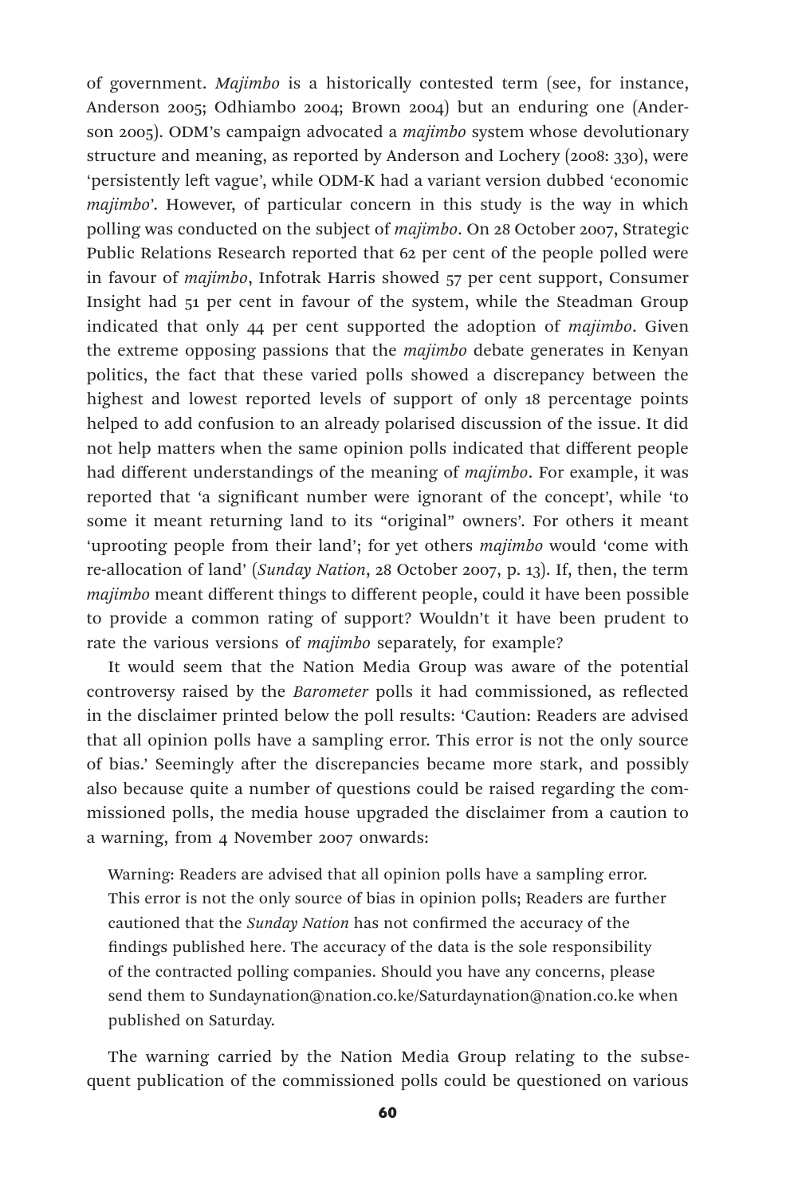of government. *Majimbo* is a historically contested term (see, for instance, Anderson 2005; Odhiambo 2004; Brown 2004) but an enduring one (Anderson 2005). ODM's campaign advocated a *majimbo* system whose devolutionary structure and meaning, as reported by Anderson and Lochery (2008: 330), were 'persistently left vague', while ODM-K had a variant version dubbed 'economic *majimbo*'. However, of particular concern in this study is the way in which polling was conducted on the subject of *majimbo*. On 28 October 2007, Strategic Public Relations Research reported that 62 per cent of the people polled were in favour of *majimbo*, Infotrak Harris showed 57 per cent support, Consumer Insight had 51 per cent in favour of the system, while the Steadman Group indicated that only 44 per cent supported the adoption of *majimbo*. Given the extreme opposing passions that the *majimbo* debate generates in Kenyan politics, the fact that these varied polls showed a discrepancy between the highest and lowest reported levels of support of only 18 percentage points helped to add confusion to an already polarised discussion of the issue. It did not help matters when the same opinion polls indicated that different people had different understandings of the meaning of *majimbo*. For example, it was reported that 'a significant number were ignorant of the concept', while 'to some it meant returning land to its "original" owners'. For others it meant 'uprooting people from their land'; for yet others *majimbo* would 'come with re-allocation of land' (*Sunday Nation*, 28 October 2007, p. 13). If, then, the term *majimbo* meant different things to different people, could it have been possible to provide a common rating of support? Wouldn't it have been prudent to rate the various versions of *majimbo* separately, for example?

It would seem that the Nation Media Group was aware of the potential controversy raised by the *Barometer* polls it had commissioned, as reflected in the disclaimer printed below the poll results: 'Caution: Readers are advised that all opinion polls have a sampling error. This error is not the only source of bias.' Seemingly after the discrepancies became more stark, and possibly also because quite a number of questions could be raised regarding the commissioned polls, the media house upgraded the disclaimer from a caution to a warning, from 4 November 2007 onwards:

> Warning: Readers are advised that all opinion polls have a sampling error. This error is not the only source of bias in opinion polls; Readers are further cautioned that the *Sunday Nation* has not confirmed the accuracy of the findings published here. The accuracy of the data is the sole responsibility of the contracted polling companies. Should you have any concerns, please send them to Sundaynation@nation.co.ke/Saturdaynation@nation.co.ke when published on Saturday.

The warning carried by the Nation Media Group relating to the subsequent publication of the commissioned polls could be questioned on various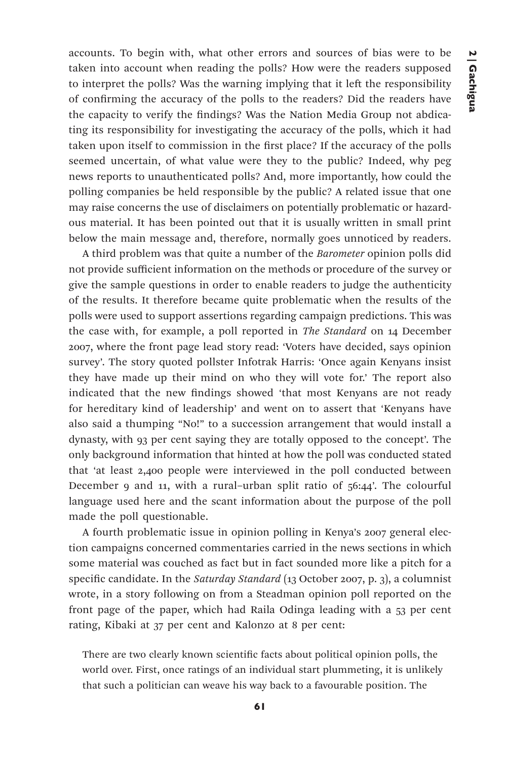accounts. To begin with, what other errors and sources of bias were to be taken into account when reading the polls? How were the readers supposed to interpret the polls? Was the warning implying that it left the responsibility of confirming the accuracy of the polls to the readers? Did the readers have the capacity to verify the findings? Was the Nation Media Group not abdicating its responsibility for investigating the accuracy of the polls, which it had taken upon itself to commission in the first place? If the accuracy of the polls seemed uncertain, of what value were they to the public? Indeed, why peg news reports to unauthenticated polls? And, more importantly, how could the polling companies be held responsible by the public? A related issue that one may raise concerns the use of disclaimers on potentially problematic or hazardous material. It has been pointed out that it is usually written in small print below the main message and, therefore, normally goes unnoticed by readers.

A third problem was that quite a number of the *Barometer* opinion polls did not provide sufficient information on the methods or procedure of the survey or give the sample questions in order to enable readers to judge the authenticity of the results. It therefore became quite problematic when the results of the polls were used to support assertions regarding campaign predictions. This was the case with, for example, a poll reported in *The Standard* on 14 December 2007, where the front page lead story read: 'Voters have decided, says opinion survey'. The story quoted pollster Infotrak Harris: 'Once again Kenyans insist they have made up their mind on who they will vote for.' The report also indicated that the new findings showed 'that most Kenyans are not ready for hereditary kind of leadership' and went on to assert that 'Kenyans have also said a thumping "No!" to a succession arrangement that would install a dynasty, with 93 per cent saying they are totally opposed to the concept'. The only background information that hinted at how the poll was conducted stated that 'at least 2,400 people were interviewed in the poll conducted between December 9 and 11, with a rural–urban split ratio of 56:44'. The colourful language used here and the scant information about the purpose of the poll made the poll questionable.

A fourth problematic issue in opinion polling in Kenya's 2007 general election campaigns concerned commentaries carried in the news sections in which some material was couched as fact but in fact sounded more like a pitch for a specific candidate. In the *Saturday Standard* (13 October 2007, p. 3), a columnist wrote, in a story following on from a Steadman opinion poll reported on the front page of the paper, which had Raila Odinga leading with a 53 per cent rating, Kibaki at 37 per cent and Kalonzo at 8 per cent:

> There are two clearly known scientific facts about political opinion polls, the world over. First, once ratings of an individual start plummeting, it is unlikely that such a politician can weave his way back to a favourable position. The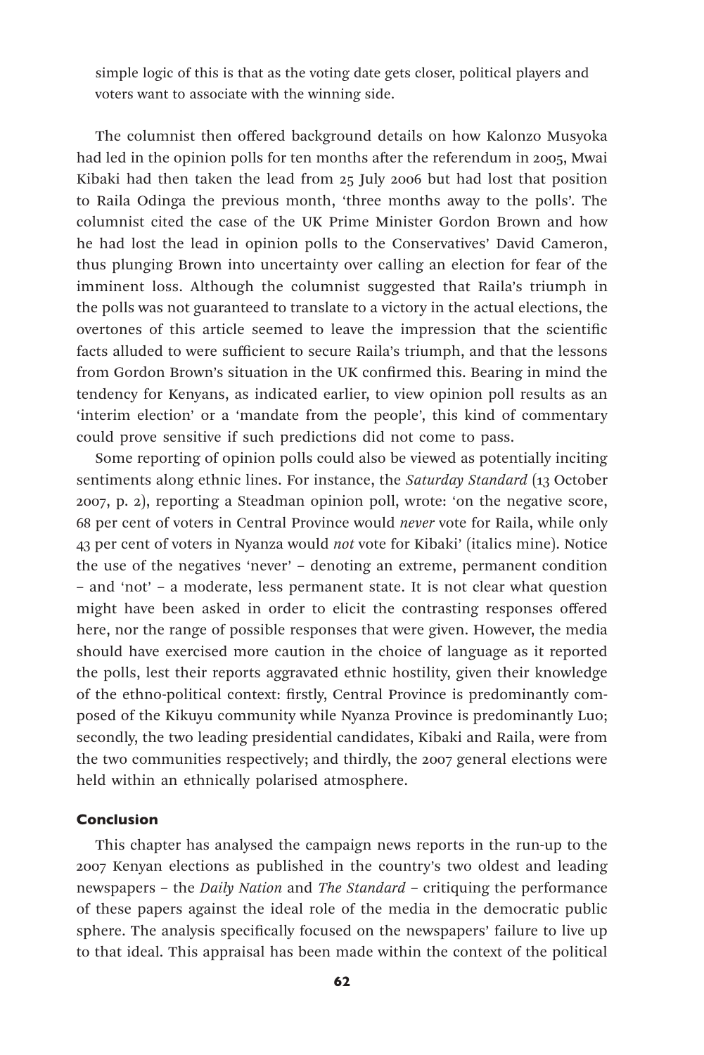simple logic of this is that as the voting date gets closer, political players and voters want to associate with the winning side.

The columnist then offered background details on how Kalonzo Musyoka had led in the opinion polls for ten months after the referendum in 2005, Mwai Kibaki had then taken the lead from 25 July 2006 but had lost that position to Raila Odinga the previous month, 'three months away to the polls'. The columnist cited the case of the UK Prime Minister Gordon Brown and how he had lost the lead in opinion polls to the Conservatives' David Cameron, thus plunging Brown into uncertainty over calling an election for fear of the imminent loss. Although the columnist suggested that Raila's triumph in the polls was not guaranteed to translate to a victory in the actual elections, the overtones of this article seemed to leave the impression that the scientific facts alluded to were sufficient to secure Raila's triumph, and that the lessons from Gordon Brown's situation in the UK confirmed this. Bearing in mind the tendency for Kenyans, as indicated earlier, to view opinion poll results as an 'interim election' or a 'mandate from the people', this kind of commentary could prove sensitive if such predictions did not come to pass.

Some reporting of opinion polls could also be viewed as potentially inciting sentiments along ethnic lines. For instance, the *Saturday Standard* (13 October 2007, p. 2), reporting a Steadman opinion poll, wrote: 'on the negative score, 68 per cent of voters in Central Province would *never* vote for Raila, while only 43 per cent of voters in Nyanza would *not* vote for Kibaki' (italics mine). Notice the use of the negatives 'never' – denoting an extreme, permanent condition – and 'not' – a moderate, less permanent state. It is not clear what question might have been asked in order to elicit the contrasting responses offered here, nor the range of possible responses that were given. However, the media should have exercised more caution in the choice of language as it reported the polls, lest their reports aggravated ethnic hostility, given their knowledge of the ethno-political context: firstly, Central Province is predominantly composed of the Kikuyu community while Nyanza Province is predominantly Luo; secondly, the two leading presidential candidates, Kibaki and Raila, were from the two communities respectively; and thirdly, the 2007 general elections were held within an ethnically polarised atmosphere.

## Conclusion

This chapter has analysed the campaign news reports in the run-up to the 2007 Kenyan elections as published in the country's two oldest and leading newspapers – the *Daily Nation* and *The Standard* – critiquing the performance of these papers against the ideal role of the media in the democratic public sphere. The analysis specifically focused on the newspapers' failure to live up to that ideal. This appraisal has been made within the context of the political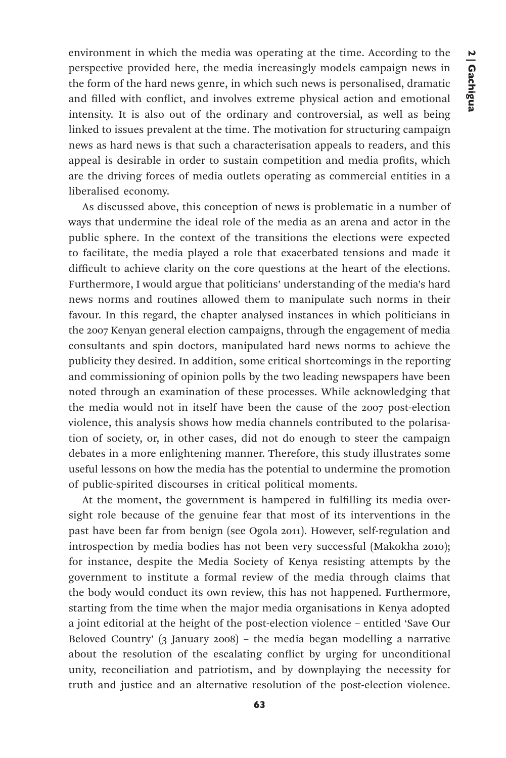environment in which the media was operating at the time. According to the perspective provided here, the media increasingly models campaign news in the form of the hard news genre, in which such news is personalised, dramatic and filled with conflict, and involves extreme physical action and emotional intensity. It is also out of the ordinary and controversial, as well as being linked to issues prevalent at the time. The motivation for structuring campaign news as hard news is that such a characterisation appeals to readers, and this appeal is desirable in order to sustain competition and media profits, which are the driving forces of media outlets operating as commercial entities in a liberalised economy.

As discussed above, this conception of news is problematic in a number of ways that undermine the ideal role of the media as an arena and actor in the public sphere. In the context of the transitions the elections were expected to facilitate, the media played a role that exacerbated tensions and made it difficult to achieve clarity on the core questions at the heart of the elections. Furthermore, I would argue that politicians' understanding of the media's hard news norms and routines allowed them to manipulate such norms in their favour. In this regard, the chapter analysed instances in which politicians in the 2007 Kenyan general election campaigns, through the engagement of media consultants and spin doctors, manipulated hard news norms to achieve the publicity they desired. In addition, some critical shortcomings in the reporting and commissioning of opinion polls by the two leading newspapers have been noted through an examination of these processes. While acknowledging that the media would not in itself have been the cause of the 2007 post-election violence, this analysis shows how media channels contributed to the polarisation of society, or, in other cases, did not do enough to steer the campaign debates in a more enlightening manner. Therefore, this study illustrates some useful lessons on how the media has the potential to undermine the promotion of public-spirited discourses in critical political moments.

At the moment, the government is hampered in fulfilling its media oversight role because of the genuine fear that most of its interventions in the past have been far from benign (see Ogola 2011). However, self-regulation and introspection by media bodies has not been very successful (Makokha 2010); for instance, despite the Media Society of Kenya resisting attempts by the government to institute a formal review of the media through claims that the body would conduct its own review, this has not happened. Furthermore, starting from the time when the major media organisations in Kenya adopted a joint editorial at the height of the post-election violence – entitled 'Save Our Beloved Country' (3 January 2008) – the media began modelling a narrative about the resolution of the escalating conflict by urging for unconditional unity, reconciliation and patriotism, and by downplaying the necessity for truth and justice and an alternative resolution of the post-election violence.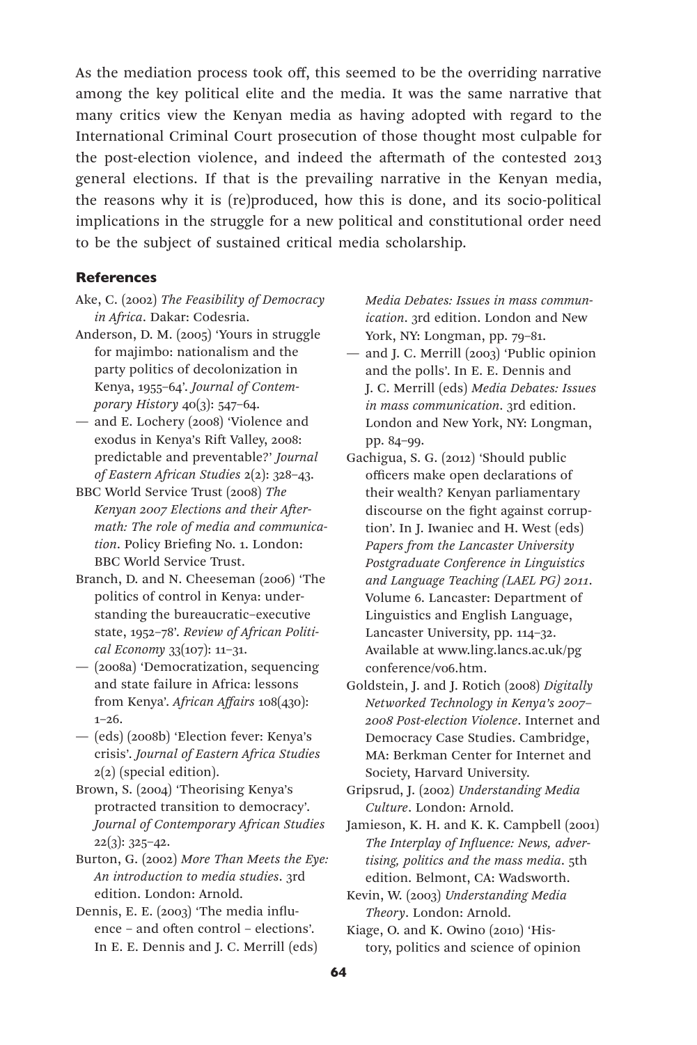As the mediation process took off, this seemed to be the overriding narrative among the key political elite and the media. It was the same narrative that many critics view the Kenyan media as having adopted with regard to the International Criminal Court prosecution of those thought most culpable for the post-election violence, and indeed the aftermath of the contested 2013 general elections. If that is the prevailing narrative in the Kenyan media, the reasons why it is (re)produced, how this is done, and its socio-political implications in the struggle for a new political and constitutional order need to be the subject of sustained critical media scholarship.

## References

Ake, C. (2002) *The Feasibility of Democracy in Africa*. Dakar: Codesria.

Anderson, D. M. (2005) 'Yours in struggle for majimbo: nationalism and the party politics of decolonization in Kenya, 1955–64'. *Journal of Contemporary History* 40(3): 547–64.

— and E. Lochery (2008) 'Violence and exodus in Kenya's Rift Valley, 2008: predictable and preventable?' *Journal of Eastern African Studies* 2(2): 328–43.

BBC World Service Trust (2008) *The Kenyan 2007 Elections and their Aftermath: The role of media and communication*. Policy Briefing No. 1. London: BBC World Service Trust.

Branch, D. and N. Cheeseman (2006) 'The politics of control in Kenya: understanding the bureaucratic–executive state, 1952–78'. *Review of African Political Economy* 33(107): 11–31.

— (2008a) 'Democratization, sequencing and state failure in Africa: lessons from Kenya'. *African Affairs* 108(430): 1–26.

— (eds) (2008b) 'Election fever: Kenya's crisis'. *Journal of Eastern Africa Studies* 2(2) (special edition).

Brown, S. (2004) 'Theorising Kenya's protracted transition to democracy'. *Journal of Contemporary African Studies* 22(3): 325–42.

Burton, G. (2002) *More Than Meets the Eye: An introduction to media studies*. 3rd edition. London: Arnold.

Dennis, E. E. (2003) 'The media influence – and often control – elections'. In E. E. Dennis and J. C. Merrill (eds) *Media Debates: Issues in mass communication*. 3rd edition. London and New York, NY: Longman, pp. 79–81.

— and J. C. Merrill (2003) 'Public opinion and the polls'. In E. E. Dennis and J. C. Merrill (eds) *Media Debates: Issues in mass communication*. 3rd edition. London and New York, NY: Longman, pp. 84–99.

Gachigua, S. G. (2012) 'Should public officers make open declarations of their wealth? Kenyan parliamentary discourse on the fight against corruption'. In J. Iwaniec and H. West (eds) *Papers from the Lancaster University Postgraduate Conference in Linguistics and Language Teaching (LAEL PG) 2011*. Volume 6. Lancaster: Department of Linguistics and English Language, Lancaster University, pp. 114–32. Available at www.ling.lancs.ac.uk/pgconference/v06.htm.

Goldstein, J. and J. Rotich (2008) *Digitally Networked Technology in Kenya's 2007–2008 Post-election Violence*. Internet and Democracy Case Studies. Cambridge, MA: Berkman Center for Internet and Society, Harvard University.

Gripsrud, J. (2002) *Understanding Media Culture*. London: Arnold.

Jamieson, K. H. and K. K. Campbell (2001) *The Interplay of Influence: News, advertising, politics and the mass media*. 5th edition. Belmont, CA: Wadsworth.

Kevin, W. (2003) *Understanding Media Theory*. London: Arnold.

Kiage, O. and K. Owino (2010) 'History, politics and science of opinion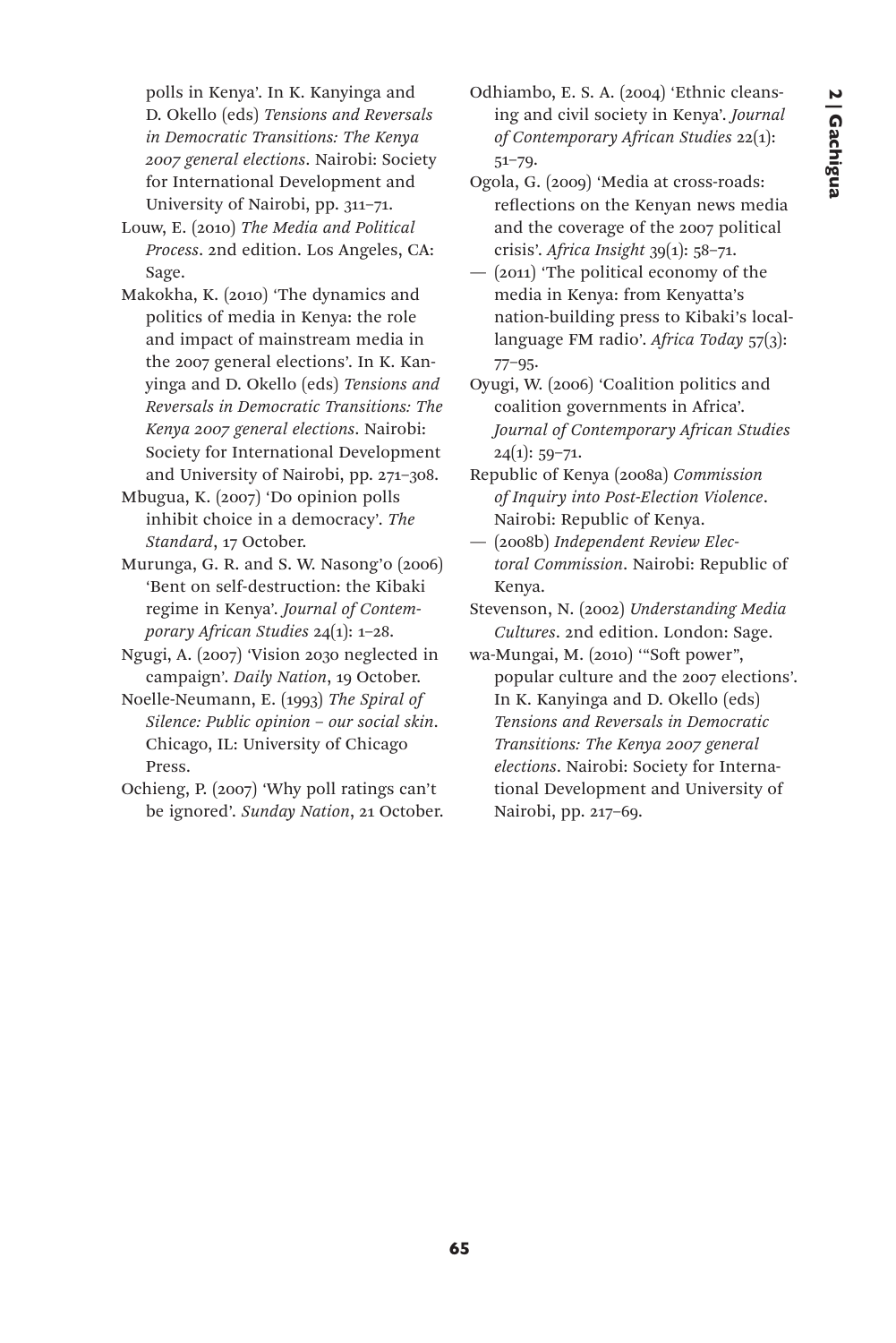polls in Kenya'. In K. Kanyinga and D. Okello (eds) *Tensions and Reversals in Democratic Transitions: The Kenya 2007 general elections*. Nairobi: Society for International Development and University of Nairobi, pp. 311–71.

Louw, E. (2010) *The Media and Political Process*. 2nd edition. Los Angeles, CA: Sage.

Makokha, K. (2010) 'The dynamics and politics of media in Kenya: the role and impact of mainstream media in the 2007 general elections'. In K. Kanyinga and D. Okello (eds) *Tensions and Reversals in Democratic Transitions: The Kenya 2007 general elections*. Nairobi: Society for International Development and University of Nairobi, pp. 271–308.

Mbugua, K. (2007) 'Do opinion polls inhibit choice in a democracy'. *The Standard*, 17 October.

Murunga, G. R. and S. W. Nasong'o (2006) 'Bent on self-destruction: the Kibaki regime in Kenya'. *Journal of Contemporary African Studies* 24(1): 1–28.

Ngugi, A. (2007) 'Vision 2030 neglected in campaign'. *Daily Nation*, 19 October.

Noelle-Neumann, E. (1993) *The Spiral of Silence: Public opinion – our social skin*. Chicago, IL: University of Chicago Press.

Ochieng, P. (2007) 'Why poll ratings can't be ignored'. *Sunday Nation*, 21 October.

Odhiambo, E. S. A. (2004) 'Ethnic cleansing and civil society in Kenya'. *Journal of Contemporary African Studies* 22(1): 51–79.

Ogola, G. (2009) 'Media at cross-roads: reflections on the Kenyan news media and the coverage of the 2007 political crisis'. *Africa Insight* 39(1): 58–71.

— (2011) 'The political economy of the media in Kenya: from Kenyatta's nation-building press to Kibaki's local-language FM radio'. *Africa Today* 57(3): 77–95.

Oyugi, W. (2006) 'Coalition politics and coalition governments in Africa'. *Journal of Contemporary African Studies* 24(1): 59–71.

Republic of Kenya (2008a) *Commission of Inquiry into Post-Election Violence*. Nairobi: Republic of Kenya.

— (2008b) *Independent Review Electoral Commission*. Nairobi: Republic of Kenya.

Stevenson, N. (2002) *Understanding Media Cultures*. 2nd edition. London: Sage.

wa-Mungai, M. (2010) '"Soft power", popular culture and the 2007 elections'. In K. Kanyinga and D. Okello (eds) *Tensions and Reversals in Democratic Transitions: The Kenya 2007 general elections*. Nairobi: Society for International Development and University of Nairobi, pp. 217–69.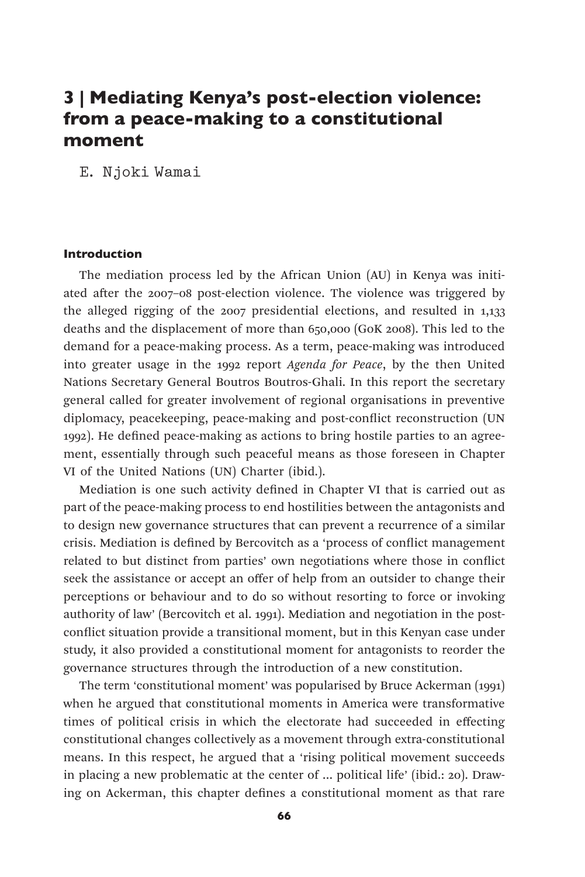# 3 | Mediating Kenya's post-election violence: from a peace-making to a constitutional moment

E. Njoki Wamai

### Introduction

The mediation process led by the African Union (AU) in Kenya was initiated after the 2007–08 post-election violence. The violence was triggered by the alleged rigging of the 2007 presidential elections, and resulted in 1,133 deaths and the displacement of more than 650,000 (GoK 2008). This led to the demand for a peace-making process. As a term, peace-making was introduced into greater usage in the 1992 report *Agenda for Peace*, by the then United Nations Secretary General Boutros Boutros-Ghali. In this report the secretary general called for greater involvement of regional organisations in preventive diplomacy, peacekeeping, peace-making and post-conflict reconstruction (UN 1992). He defined peace-making as actions to bring hostile parties to an agreement, essentially through such peaceful means as those foreseen in Chapter VI of the United Nations (UN) Charter (ibid.).

Mediation is one such activity defined in Chapter VI that is carried out as part of the peace-making process to end hostilities between the antagonists and to design new governance structures that can prevent a recurrence of a similar crisis. Mediation is defined by Bercovitch as a 'process of conflict management related to but distinct from parties' own negotiations where those in conflict seek the assistance or accept an offer of help from an outsider to change their perceptions or behaviour and to do so without resorting to force or invoking authority of law' (Bercovitch et al. 1991). Mediation and negotiation in the post-conflict situation provide a transitional moment, but in this Kenyan case under study, it also provided a constitutional moment for antagonists to reorder the governance structures through the introduction of a new constitution.

The term 'constitutional moment' was popularised by Bruce Ackerman (1991) when he argued that constitutional moments in America were transformative times of political crisis in which the electorate had succeeded in effecting constitutional changes collectively as a movement through extra-constitutional means. In this respect, he argued that a 'rising political movement succeeds in placing a new problematic at the center of ... political life' (ibid.: 20). Drawing on Ackerman, this chapter defines a constitutional moment as that rare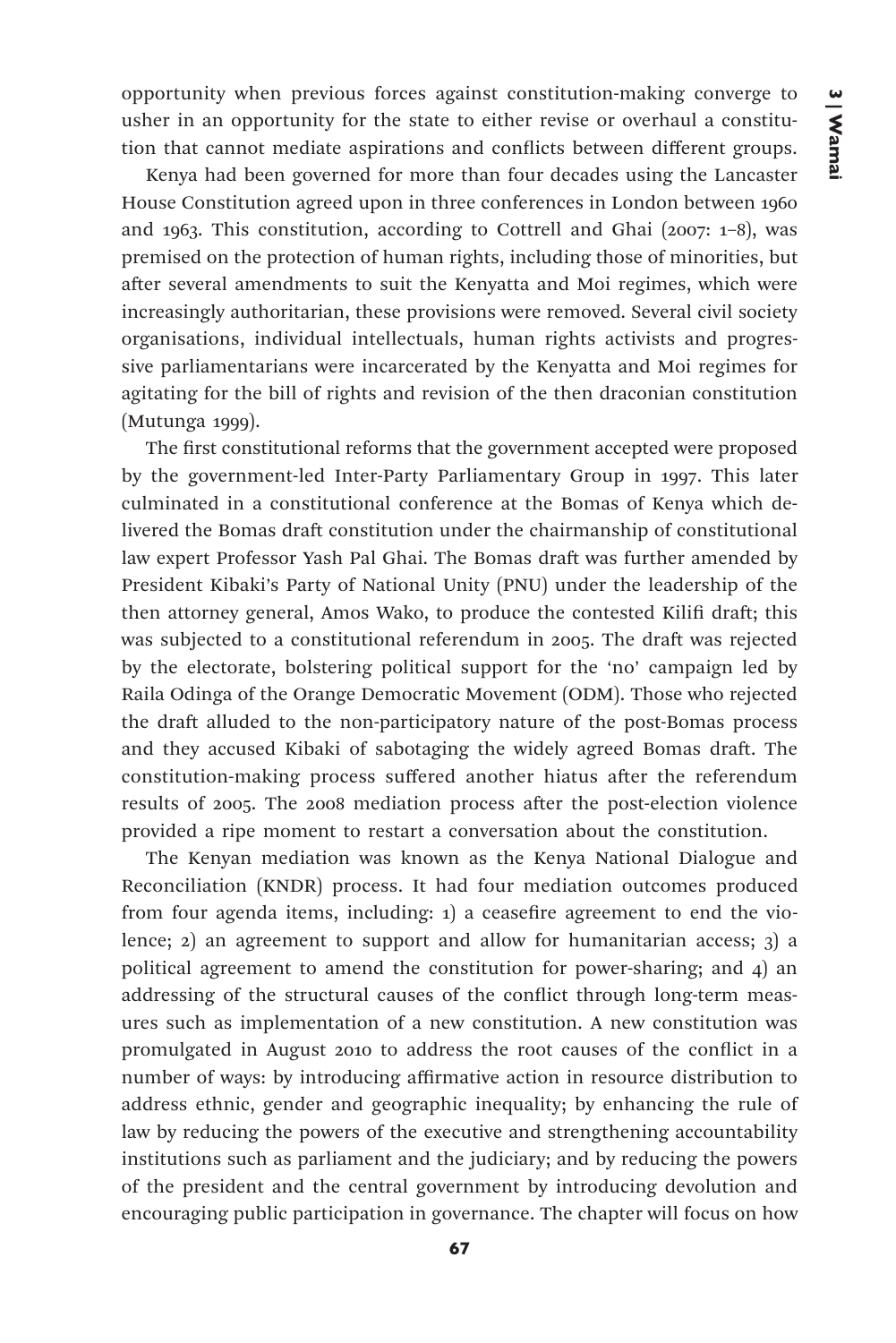opportunity when previous forces against constitution-making converge to usher in an opportunity for the state to either revise or overhaul a constitution that cannot mediate aspirations and conflicts between different groups.

Kenya had been governed for more than four decades using the Lancaster House Constitution agreed upon in three conferences in London between 1960 and 1963. This constitution, according to Cottrell and Ghai (2007: 1–8), was premised on the protection of human rights, including those of minorities, but after several amendments to suit the Kenyatta and Moi regimes, which were increasingly authoritarian, these provisions were removed. Several civil society organisations, individual intellectuals, human rights activists and progressive parliamentarians were incarcerated by the Kenyatta and Moi regimes for agitating for the bill of rights and revision of the then draconian constitution (Mutunga 1999).

The first constitutional reforms that the government accepted were proposed by the government-led Inter-Party Parliamentary Group in 1997. This later culminated in a constitutional conference at the Bomas of Kenya which delivered the Bomas draft constitution under the chairmanship of constitutional law expert Professor Yash Pal Ghai. The Bomas draft was further amended by President Kibaki's Party of National Unity (PNU) under the leadership of the then attorney general, Amos Wako, to produce the contested Kilifi draft; this was subjected to a constitutional referendum in 2005. The draft was rejected by the electorate, bolstering political support for the 'no' campaign led by Raila Odinga of the Orange Democratic Movement (ODM). Those who rejected the draft alluded to the non-participatory nature of the post-Bomas process and they accused Kibaki of sabotaging the widely agreed Bomas draft. The constitution-making process suffered another hiatus after the referendum results of 2005. The 2008 mediation process after the post-election violence provided a ripe moment to restart a conversation about the constitution.

The Kenyan mediation was known as the Kenya National Dialogue and Reconciliation (KNDR) process. It had four mediation outcomes produced from four agenda items, including: 1) a ceasefire agreement to end the violence; 2) an agreement to support and allow for humanitarian access; 3) a political agreement to amend the constitution for power-sharing; and 4) an addressing of the structural causes of the conflict through long-term measures such as implementation of a new constitution. A new constitution was promulgated in August 2010 to address the root causes of the conflict in a number of ways: by introducing affirmative action in resource distribution to address ethnic, gender and geographic inequality; by enhancing the rule of law by reducing the powers of the executive and strengthening accountability institutions such as parliament and the judiciary; and by reducing the powers of the president and the central government by introducing devolution and encouraging public participation in governance. The chapter will focus on how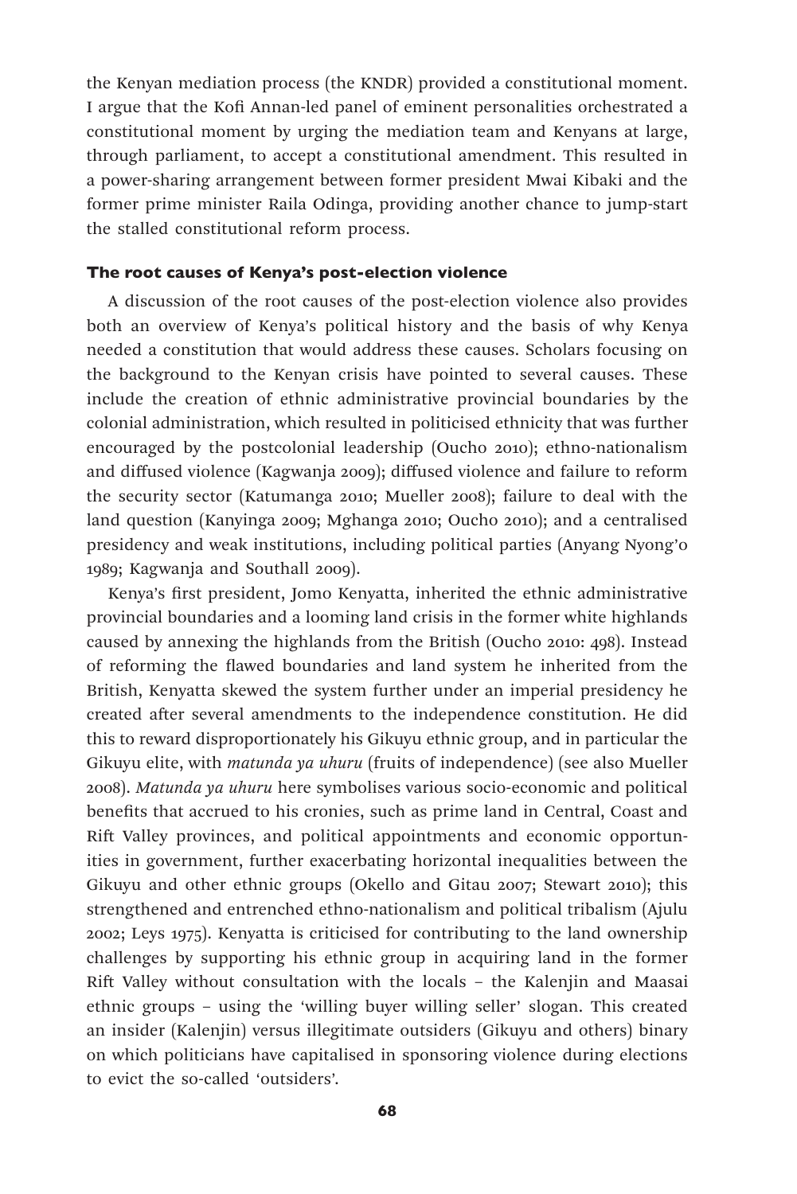the Kenyan mediation process (the KNDR) provided a constitutional moment. I argue that the Kofi Annan-led panel of eminent personalities orchestrated a constitutional moment by urging the mediation team and Kenyans at large, through parliament, to accept a constitutional amendment. This resulted in a power-sharing arrangement between former president Mwai Kibaki and the former prime minister Raila Odinga, providing another chance to jump-start the stalled constitutional reform process.

### The root causes of Kenya's post-election violence

A discussion of the root causes of the post-election violence also provides both an overview of Kenya's political history and the basis of why Kenya needed a constitution that would address these causes. Scholars focusing on the background to the Kenyan crisis have pointed to several causes. These include the creation of ethnic administrative provincial boundaries by the colonial administration, which resulted in politicised ethnicity that was further encouraged by the postcolonial leadership (Oucho 2010); ethno-nationalism and diffused violence (Kagwanja 2009); diffused violence and failure to reform the security sector (Katumanga 2010; Mueller 2008); failure to deal with the land question (Kanyinga 2009; Mghanga 2010; Oucho 2010); and a centralised presidency and weak institutions, including political parties (Anyang Nyong'o 1989; Kagwanja and Southall 2009).

Kenya's first president, Jomo Kenyatta, inherited the ethnic administrative provincial boundaries and a looming land crisis in the former white highlands caused by annexing the highlands from the British (Oucho 2010: 498). Instead of reforming the flawed boundaries and land system he inherited from the British, Kenyatta skewed the system further under an imperial presidency he created after several amendments to the independence constitution. He did this to reward disproportionately his Gikuyu ethnic group, and in particular the Gikuyu elite, with *matunda ya uhuru* (fruits of independence) (see also Mueller 2008). *Matunda ya uhuru* here symbolises various socio-economic and political benefits that accrued to his cronies, such as prime land in Central, Coast and Rift Valley provinces, and political appointments and economic opportunities in government, further exacerbating horizontal inequalities between the Gikuyu and other ethnic groups (Okello and Gitau 2007; Stewart 2010); this strengthened and entrenched ethno-nationalism and political tribalism (Ajulu 2002; Leys 1975). Kenyatta is criticised for contributing to the land ownership challenges by supporting his ethnic group in acquiring land in the former Rift Valley without consultation with the locals – the Kalenjin and Maasai ethnic groups – using the 'willing buyer willing seller' slogan. This created an insider (Kalenjin) versus illegitimate outsiders (Gikuyu and others) binary on which politicians have capitalised in sponsoring violence during elections to evict the so-called 'outsiders'.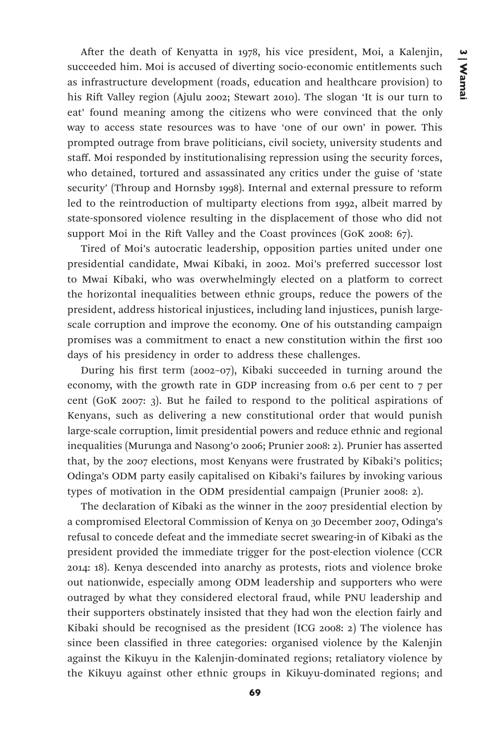After the death of Kenyatta in 1978, his vice president, Moi, a Kalenjin, succeeded him. Moi is accused of diverting socio-economic entitlements such as infrastructure development (roads, education and healthcare provision) to his Rift Valley region (Ajulu 2002; Stewart 2010). The slogan 'It is our turn to eat' found meaning among the citizens who were convinced that the only way to access state resources was to have 'one of our own' in power. This prompted outrage from brave politicians, civil society, university students and staff. Moi responded by institutionalising repression using the security forces, who detained, tortured and assassinated any critics under the guise of 'state security' (Throup and Hornsby 1998). Internal and external pressure to reform led to the reintroduction of multiparty elections from 1992, albeit marred by state-sponsored violence resulting in the displacement of those who did not support Moi in the Rift Valley and the Coast provinces (GoK 2008: 67).

Tired of Moi's autocratic leadership, opposition parties united under one presidential candidate, Mwai Kibaki, in 2002. Moi's preferred successor lost to Mwai Kibaki, who was overwhelmingly elected on a platform to correct the horizontal inequalities between ethnic groups, reduce the powers of the president, address historical injustices, including land injustices, punish large-scale corruption and improve the economy. One of his outstanding campaign promises was a commitment to enact a new constitution within the first 100 days of his presidency in order to address these challenges.

During his first term (2002–07), Kibaki succeeded in turning around the economy, with the growth rate in GDP increasing from 0.6 per cent to 7 per cent (GoK 2007: 3). But he failed to respond to the political aspirations of Kenyans, such as delivering a new constitutional order that would punish large-scale corruption, limit presidential powers and reduce ethnic and regional inequalities (Murunga and Nasong'o 2006; Prunier 2008: 2). Prunier has asserted that, by the 2007 elections, most Kenyans were frustrated by Kibaki's politics; Odinga's ODM party easily capitalised on Kibaki's failures by invoking various types of motivation in the ODM presidential campaign (Prunier 2008: 2).

The declaration of Kibaki as the winner in the 2007 presidential election by a compromised Electoral Commission of Kenya on 30 December 2007, Odinga's refusal to concede defeat and the immediate secret swearing-in of Kibaki as the president provided the immediate trigger for the post-election violence (CCR 2014: 18). Kenya descended into anarchy as protests, riots and violence broke out nationwide, especially among ODM leadership and supporters who were outraged by what they considered electoral fraud, while PNU leadership and their supporters obstinately insisted that they had won the election fairly and Kibaki should be recognised as the president (ICG 2008: 2) The violence has since been classified in three categories: organised violence by the Kalenjin against the Kikuyu in the Kalenjin-dominated regions; retaliatory violence by the Kikuyu against other ethnic groups in Kikuyu-dominated regions; and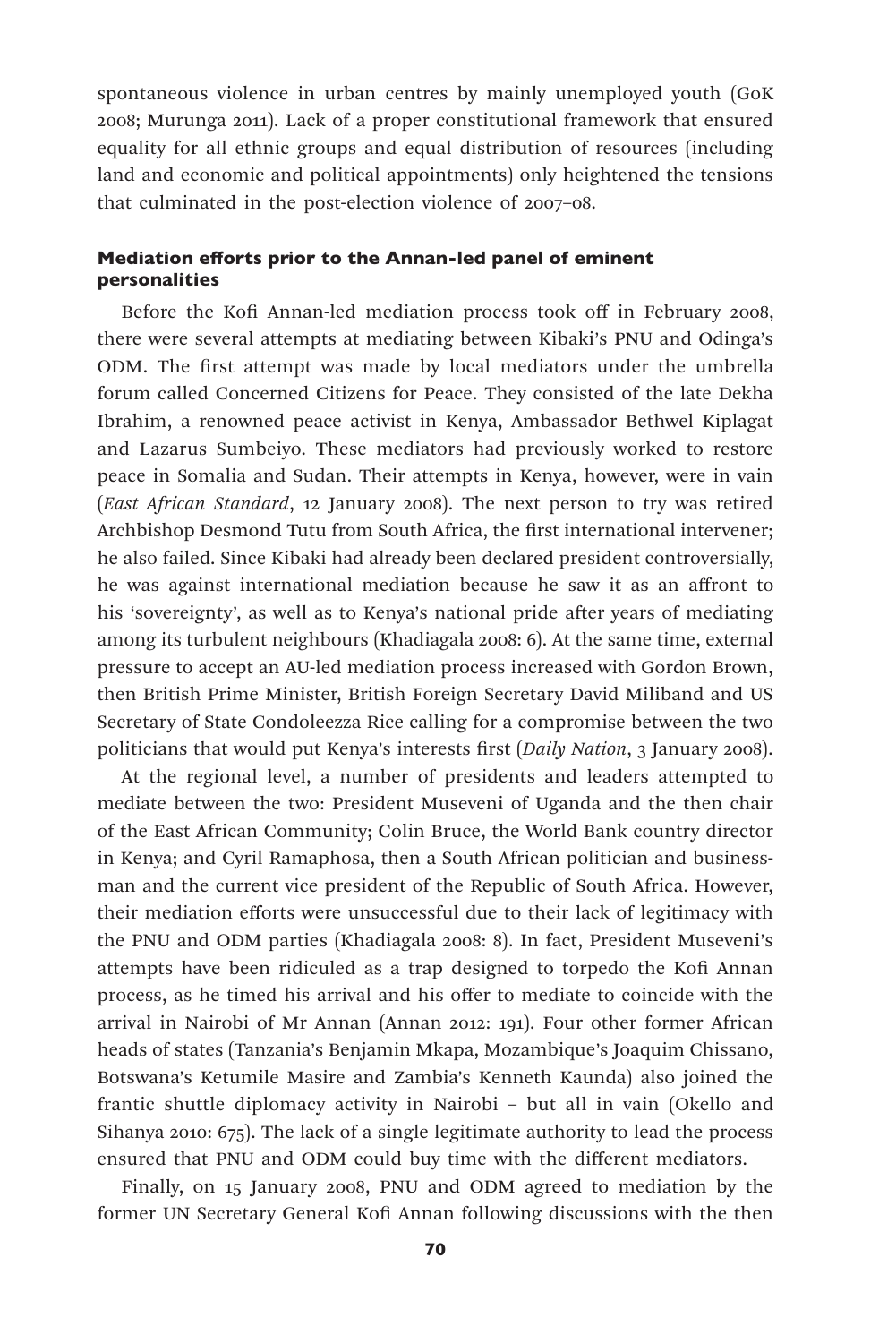spontaneous violence in urban centres by mainly unemployed youth (GoK 2008; Murunga 2011). Lack of a proper constitutional framework that ensured equality for all ethnic groups and equal distribution of resources (including land and economic and political appointments) only heightened the tensions that culminated in the post-election violence of 2007–08.

#### Mediation efforts prior to the Annan-led panel of eminent personalities

Before the Kofi Annan-led mediation process took off in February 2008, there were several attempts at mediating between Kibaki's PNU and Odinga's ODM. The first attempt was made by local mediators under the umbrella forum called Concerned Citizens for Peace. They consisted of the late Dekha Ibrahim, a renowned peace activist in Kenya, Ambassador Bethwel Kiplagat and Lazarus Sumbeiyo. These mediators had previously worked to restore peace in Somalia and Sudan. Their attempts in Kenya, however, were in vain (*East African Standard*, 12 January 2008). The next person to try was retired Archbishop Desmond Tutu from South Africa, the first international intervener; he also failed. Since Kibaki had already been declared president controversially, he was against international mediation because he saw it as an affront to his 'sovereignty', as well as to Kenya's national pride after years of mediating among its turbulent neighbours (Khadiagala 2008: 6). At the same time, external pressure to accept an AU-led mediation process increased with Gordon Brown, then British Prime Minister, British Foreign Secretary David Miliband and US Secretary of State Condoleezza Rice calling for a compromise between the two politicians that would put Kenya's interests first (*Daily Nation*, 3 January 2008).

At the regional level, a number of presidents and leaders attempted to mediate between the two: President Museveni of Uganda and the then chair of the East African Community; Colin Bruce, the World Bank country director in Kenya; and Cyril Ramaphosa, then a South African politician and businessman and the current vice president of the Republic of South Africa. However, their mediation efforts were unsuccessful due to their lack of legitimacy with the PNU and ODM parties (Khadiagala 2008: 8). In fact, President Museveni's attempts have been ridiculed as a trap designed to torpedo the Kofi Annan process, as he timed his arrival and his offer to mediate to coincide with the arrival in Nairobi of Mr Annan (Annan 2012: 191). Four other former African heads of states (Tanzania's Benjamin Mkapa, Mozambique's Joaquim Chissano, Botswana's Ketumile Masire and Zambia's Kenneth Kaunda) also joined the frantic shuttle diplomacy activity in Nairobi – but all in vain (Okello and Sihanya 2010: 675). The lack of a single legitimate authority to lead the process ensured that PNU and ODM could buy time with the different mediators.

Finally, on 15 January 2008, PNU and ODM agreed to mediation by the former UN Secretary General Kofi Annan following discussions with the then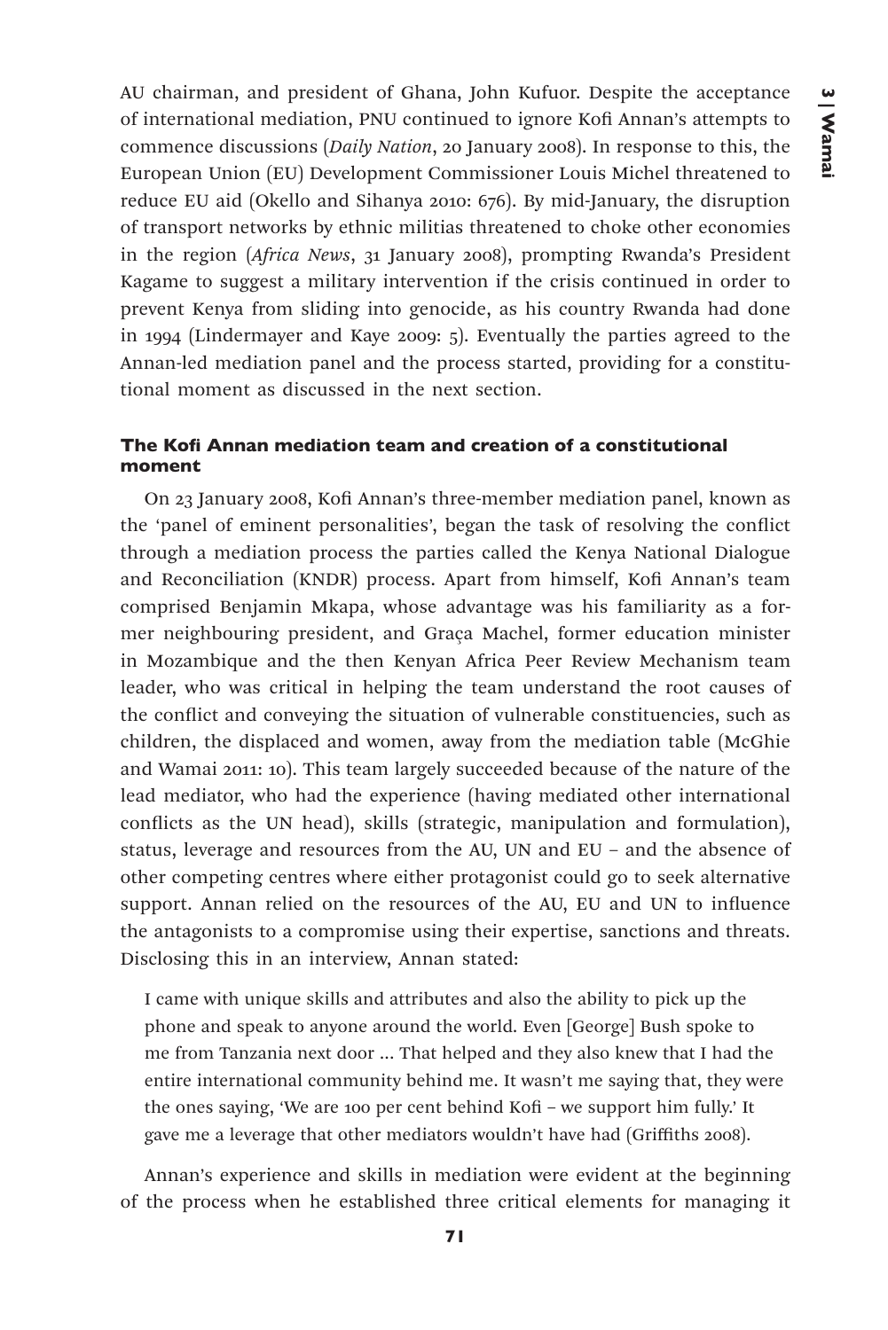AU chairman, and president of Ghana, John Kufuor. Despite the acceptance of international mediation, PNU continued to ignore Kofi Annan's attempts to commence discussions (*Daily Nation*, 20 January 2008). In response to this, the European Union (EU) Development Commissioner Louis Michel threatened to reduce EU aid (Okello and Sihanya 2010: 676). By mid-January, the disruption of transport networks by ethnic militias threatened to choke other economies in the region (*Africa News*, 31 January 2008), prompting Rwanda's President Kagame to suggest a military intervention if the crisis continued in order to prevent Kenya from sliding into genocide, as his country Rwanda had done in 1994 (Lindermayer and Kaye 2009: 5). Eventually the parties agreed to the Annan-led mediation panel and the process started, providing for a constitutional moment as discussed in the next section.

### The Kofi Annan mediation team and creation of a constitutional moment

On 23 January 2008, Kofi Annan's three-member mediation panel, known as the 'panel of eminent personalities', began the task of resolving the conflict through a mediation process the parties called the Kenya National Dialogue and Reconciliation (KNDR) process. Apart from himself, Kofi Annan's team comprised Benjamin Mkapa, whose advantage was his familiarity as a former neighbouring president, and Graça Machel, former education minister in Mozambique and the then Kenyan Africa Peer Review Mechanism team leader, who was critical in helping the team understand the root causes of the conflict and conveying the situation of vulnerable constituencies, such as children, the displaced and women, away from the mediation table (McGhie and Wamai 2011: 10). This team largely succeeded because of the nature of the lead mediator, who had the experience (having mediated other international conflicts as the UN head), skills (strategic, manipulation and formulation), status, leverage and resources from the AU, UN and EU – and the absence of other competing centres where either protagonist could go to seek alternative support. Annan relied on the resources of the AU, EU and UN to influence the antagonists to a compromise using their expertise, sanctions and threats. Disclosing this in an interview, Annan stated:

> I came with unique skills and attributes and also the ability to pick up the phone and speak to anyone around the world. Even [George] Bush spoke to me from Tanzania next door ... That helped and they also knew that I had the entire international community behind me. It wasn't me saying that, they were the ones saying, 'We are 100 per cent behind Kofi – we support him fully.' It gave me a leverage that other mediators wouldn't have had (Griffiths 2008).

Annan's experience and skills in mediation were evident at the beginning of the process when he established three critical elements for managing it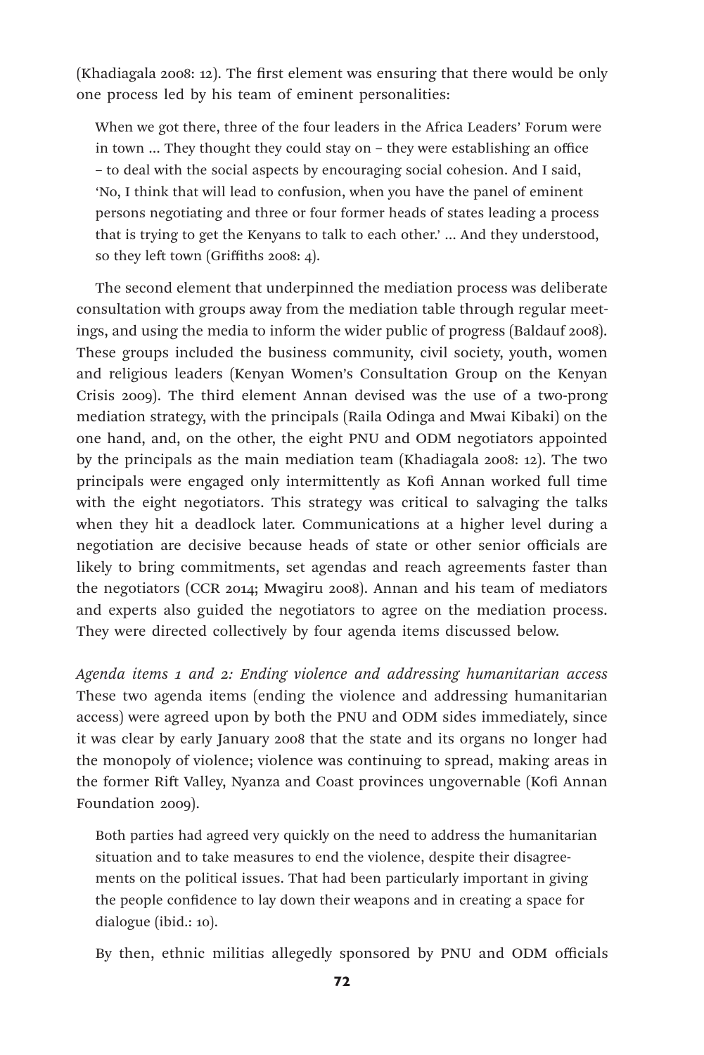(Khadiagala 2008: 12). The first element was ensuring that there would be only one process led by his team of eminent personalities:

> When we got there, three of the four leaders in the Africa Leaders' Forum were in town ... They thought they could stay on – they were establishing an office – to deal with the social aspects by encouraging social cohesion. And I said, 'No, I think that will lead to confusion, when you have the panel of eminent persons negotiating and three or four former heads of states leading a process that is trying to get the Kenyans to talk to each other.' ... And they understood, so they left town (Griffiths 2008: 4).

The second element that underpinned the mediation process was deliberate consultation with groups away from the mediation table through regular meetings, and using the media to inform the wider public of progress (Baldauf 2008). These groups included the business community, civil society, youth, women and religious leaders (Kenyan Women's Consultation Group on the Kenyan Crisis 2009). The third element Annan devised was the use of a two-prong mediation strategy, with the principals (Raila Odinga and Mwai Kibaki) on the one hand, and, on the other, the eight PNU and ODM negotiators appointed by the principals as the main mediation team (Khadiagala 2008: 12). The two principals were engaged only intermittently as Kofi Annan worked full time with the eight negotiators. This strategy was critical to salvaging the talks when they hit a deadlock later. Communications at a higher level during a negotiation are decisive because heads of state or other senior officials are likely to bring commitments, set agendas and reach agreements faster than the negotiators (CCR 2014; Mwagiru 2008). Annan and his team of mediators and experts also guided the negotiators to agree on the mediation process. They were directed collectively by four agenda items discussed below.

*Agenda items 1 and 2: Ending violence and addressing humanitarian access*
These two agenda items (ending the violence and addressing humanitarian access) were agreed upon by both the PNU and ODM sides immediately, since it was clear by early January 2008 that the state and its organs no longer had the monopoly of violence; violence was continuing to spread, making areas in the former Rift Valley, Nyanza and Coast provinces ungovernable (Kofi Annan Foundation 2009).

> Both parties had agreed very quickly on the need to address the humanitarian situation and to take measures to end the violence, despite their disagreements on the political issues. That had been particularly important in giving the people confidence to lay down their weapons and in creating a space for dialogue (ibid.: 10).

By then, ethnic militias allegedly sponsored by PNU and ODM officials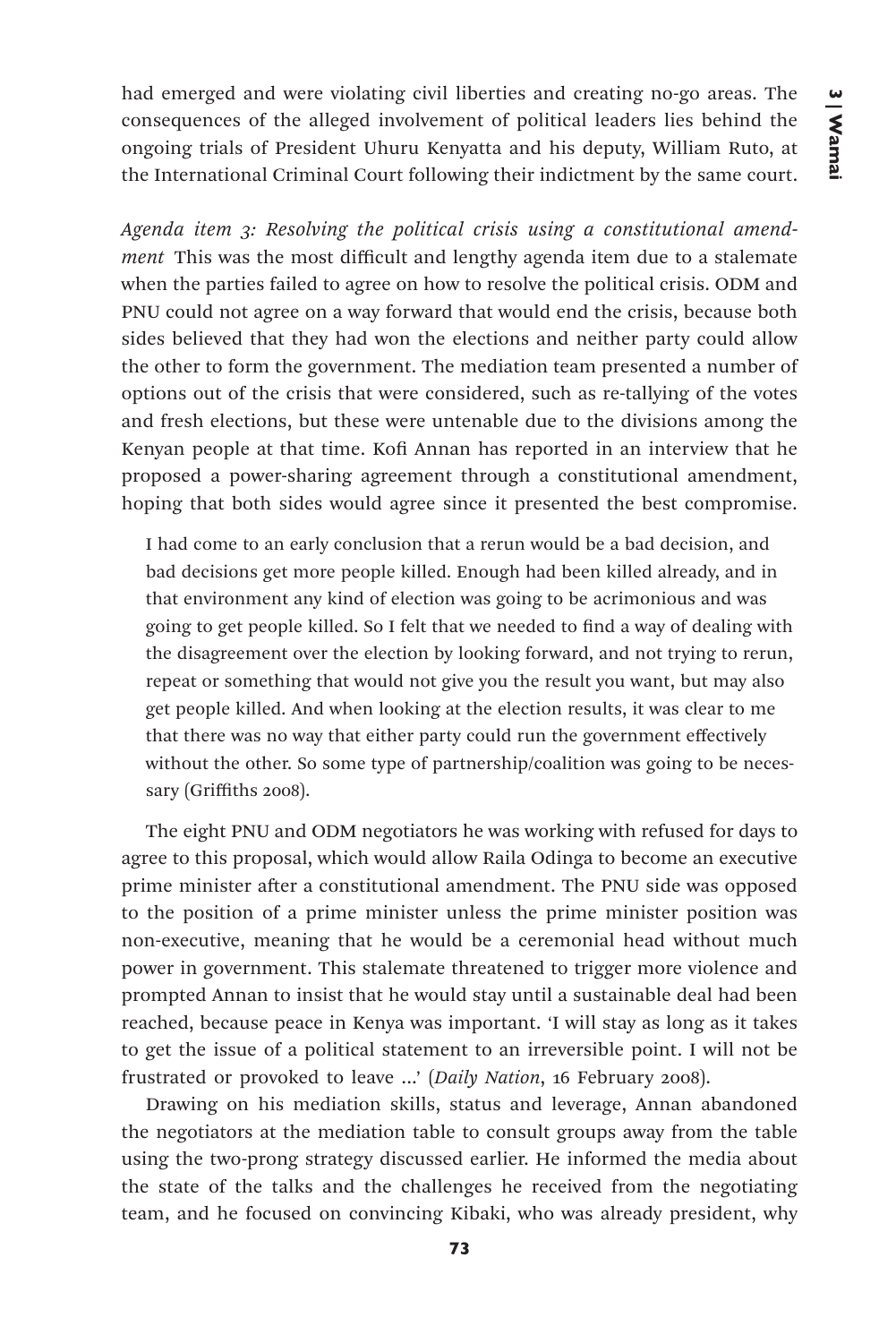had emerged and were violating civil liberties and creating no-go areas. The consequences of the alleged involvement of political leaders lies behind the ongoing trials of President Uhuru Kenyatta and his deputy, William Ruto, at the International Criminal Court following their indictment by the same court.

*Agenda item 3: Resolving the political crisis using a constitutional amendment* This was the most difficult and lengthy agenda item due to a stalemate when the parties failed to agree on how to resolve the political crisis. ODM and PNU could not agree on a way forward that would end the crisis, because both sides believed that they had won the elections and neither party could allow the other to form the government. The mediation team presented a number of options out of the crisis that were considered, such as re-tallying of the votes and fresh elections, but these were untenable due to the divisions among the Kenyan people at that time. Kofi Annan has reported in an interview that he proposed a power-sharing agreement through a constitutional amendment, hoping that both sides would agree since it presented the best compromise.

> I had come to an early conclusion that a rerun would be a bad decision, and bad decisions get more people killed. Enough had been killed already, and in that environment any kind of election was going to be acrimonious and was going to get people killed. So I felt that we needed to find a way of dealing with the disagreement over the election by looking forward, and not trying to rerun, repeat or something that would not give you the result you want, but may also get people killed. And when looking at the election results, it was clear to me that there was no way that either party could run the government effectively without the other. So some type of partnership/coalition was going to be necessary (Griffiths 2008).

The eight PNU and ODM negotiators he was working with refused for days to agree to this proposal, which would allow Raila Odinga to become an executive prime minister after a constitutional amendment. The PNU side was opposed to the position of a prime minister unless the prime minister position was non-executive, meaning that he would be a ceremonial head without much power in government. This stalemate threatened to trigger more violence and prompted Annan to insist that he would stay until a sustainable deal had been reached, because peace in Kenya was important. 'I will stay as long as it takes to get the issue of a political statement to an irreversible point. I will not be frustrated or provoked to leave ...' (*Daily Nation*, 16 February 2008).

Drawing on his mediation skills, status and leverage, Annan abandoned the negotiators at the mediation table to consult groups away from the table using the two-prong strategy discussed earlier. He informed the media about the state of the talks and the challenges he received from the negotiating team, and he focused on convincing Kibaki, who was already president, why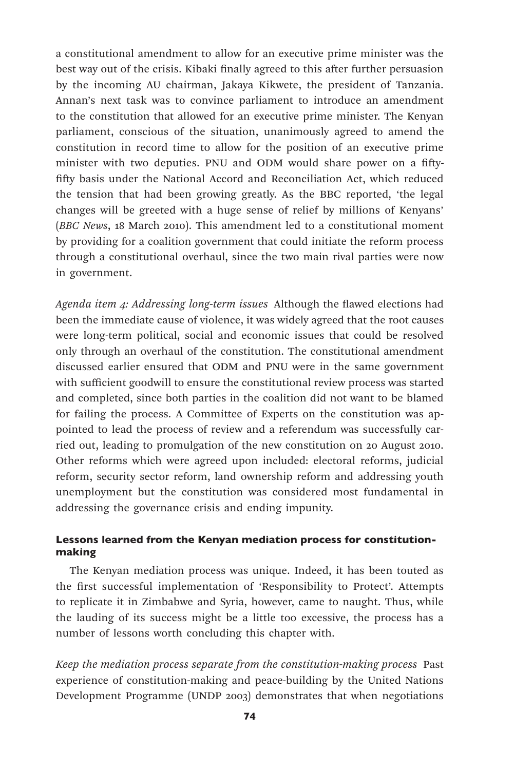a constitutional amendment to allow for an executive prime minister was the best way out of the crisis. Kibaki finally agreed to this after further persuasion by the incoming AU chairman, Jakaya Kikwete, the president of Tanzania. Annan's next task was to convince parliament to introduce an amendment to the constitution that allowed for an executive prime minister. The Kenyan parliament, conscious of the situation, unanimously agreed to amend the constitution in record time to allow for the position of an executive prime minister with two deputies. PNU and ODM would share power on a fifty-fifty basis under the National Accord and Reconciliation Act, which reduced the tension that had been growing greatly. As the BBC reported, 'the legal changes will be greeted with a huge sense of relief by millions of Kenyans' (*BBC News*, 18 March 2010). This amendment led to a constitutional moment by providing for a coalition government that could initiate the reform process through a constitutional overhaul, since the two main rival parties were now in government.

*Agenda item 4: Addressing long-term issues* Although the flawed elections had been the immediate cause of violence, it was widely agreed that the root causes were long-term political, social and economic issues that could be resolved only through an overhaul of the constitution. The constitutional amendment discussed earlier ensured that ODM and PNU were in the same government with sufficient goodwill to ensure the constitutional review process was started and completed, since both parties in the coalition did not want to be blamed for failing the process. A Committee of Experts on the constitution was appointed to lead the process of review and a referendum was successfully carried out, leading to promulgation of the new constitution on 20 August 2010. Other reforms which were agreed upon included: electoral reforms, judicial reform, security sector reform, land ownership reform and addressing youth unemployment but the constitution was considered most fundamental in addressing the governance crisis and ending impunity.

### Lessons learned from the Kenyan mediation process for constitution-making

The Kenyan mediation process was unique. Indeed, it has been touted as the first successful implementation of 'Responsibility to Protect'. Attempts to replicate it in Zimbabwe and Syria, however, came to naught. Thus, while the lauding of its success might be a little too excessive, the process has a number of lessons worth concluding this chapter with.

*Keep the mediation process separate from the constitution-making process* Past experience of constitution-making and peace-building by the United Nations Development Programme (UNDP 2003) demonstrates that when negotiations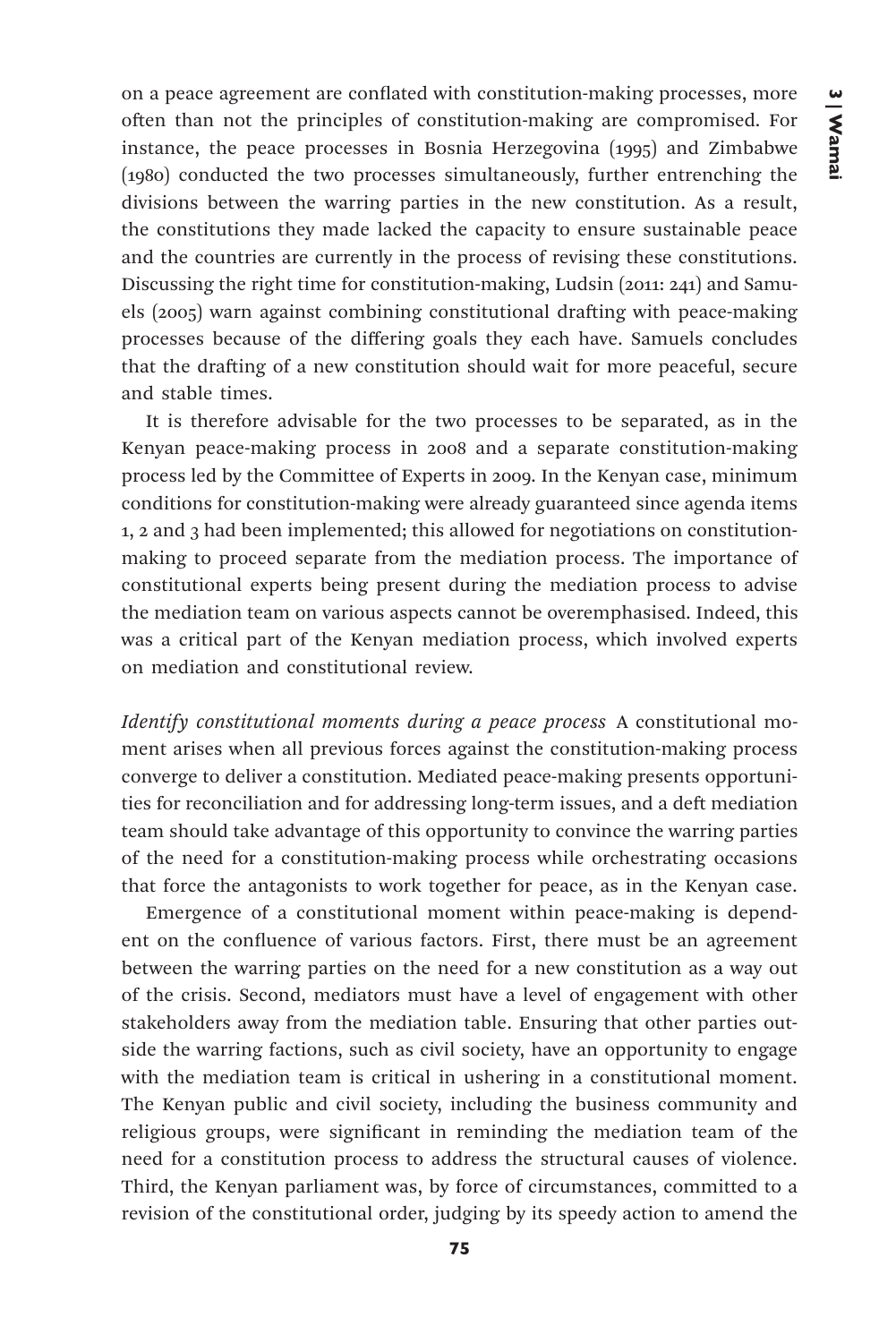on a peace agreement are conflated with constitution-making processes, more often than not the principles of constitution-making are compromised. For instance, the peace processes in Bosnia Herzegovina (1995) and Zimbabwe (1980) conducted the two processes simultaneously, further entrenching the divisions between the warring parties in the new constitution. As a result, the constitutions they made lacked the capacity to ensure sustainable peace and the countries are currently in the process of revising these constitutions. Discussing the right time for constitution-making, Ludsin (2011: 241) and Samuels (2005) warn against combining constitutional drafting with peace-making processes because of the differing goals they each have. Samuels concludes that the drafting of a new constitution should wait for more peaceful, secure and stable times.

It is therefore advisable for the two processes to be separated, as in the Kenyan peace-making process in 2008 and a separate constitution-making process led by the Committee of Experts in 2009. In the Kenyan case, minimum conditions for constitution-making were already guaranteed since agenda items 1, 2 and 3 had been implemented; this allowed for negotiations on constitution-making to proceed separate from the mediation process. The importance of constitutional experts being present during the mediation process to advise the mediation team on various aspects cannot be overemphasised. Indeed, this was a critical part of the Kenyan mediation process, which involved experts on mediation and constitutional review.

*Identify constitutional moments during a peace process* A constitutional moment arises when all previous forces against the constitution-making process converge to deliver a constitution. Mediated peace-making presents opportunities for reconciliation and for addressing long-term issues, and a deft mediation team should take advantage of this opportunity to convince the warring parties of the need for a constitution-making process while orchestrating occasions that force the antagonists to work together for peace, as in the Kenyan case.

Emergence of a constitutional moment within peace-making is dependent on the confluence of various factors. First, there must be an agreement between the warring parties on the need for a new constitution as a way out of the crisis. Second, mediators must have a level of engagement with other stakeholders away from the mediation table. Ensuring that other parties outside the warring factions, such as civil society, have an opportunity to engage with the mediation team is critical in ushering in a constitutional moment. The Kenyan public and civil society, including the business community and religious groups, were significant in reminding the mediation team of the need for a constitution process to address the structural causes of violence. Third, the Kenyan parliament was, by force of circumstances, committed to a revision of the constitutional order, judging by its speedy action to amend the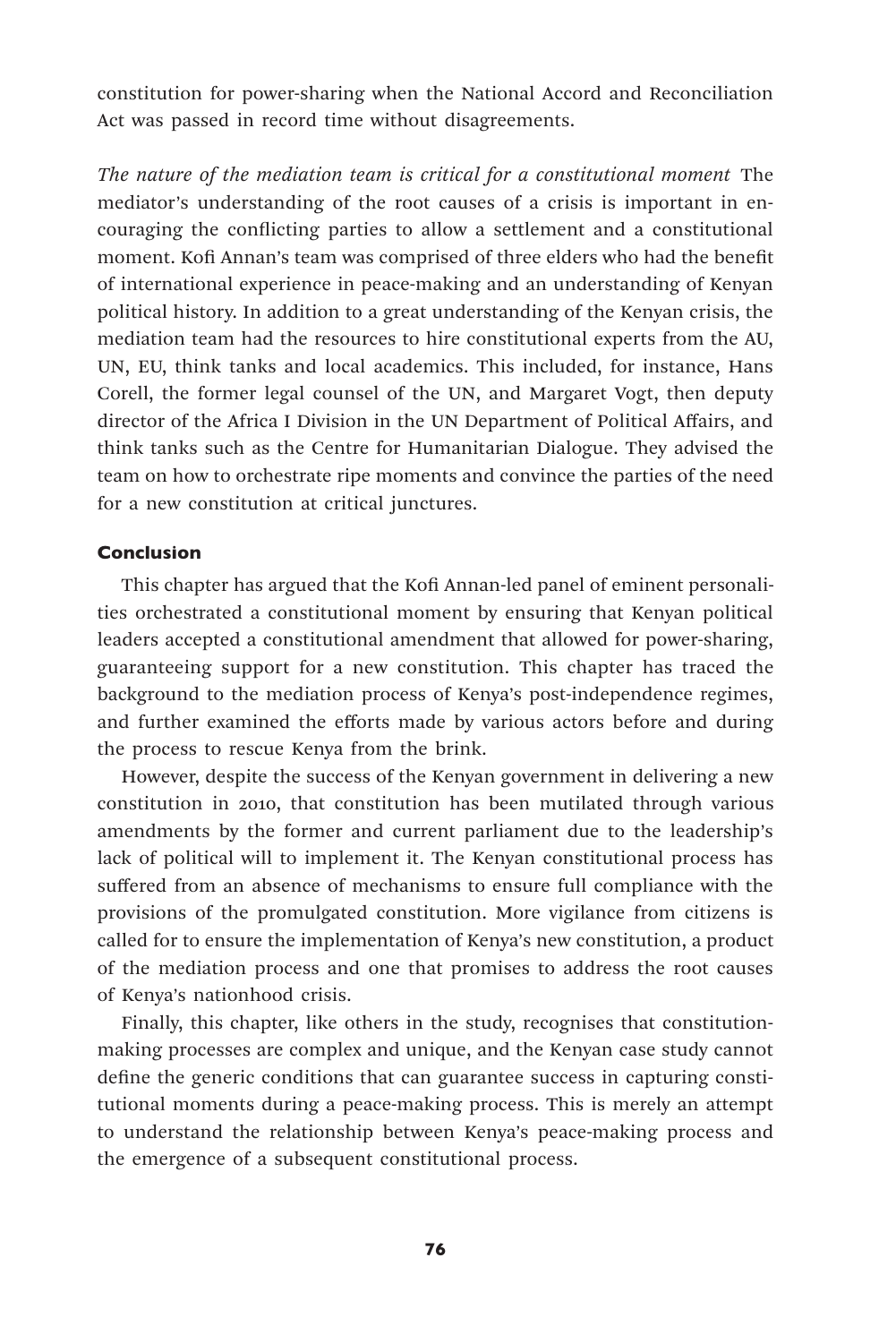constitution for power-sharing when the National Accord and Reconciliation Act was passed in record time without disagreements.

*The nature of the mediation team is critical for a constitutional moment* The mediator's understanding of the root causes of a crisis is important in encouraging the conflicting parties to allow a settlement and a constitutional moment. Kofi Annan's team was comprised of three elders who had the benefit of international experience in peace-making and an understanding of Kenyan political history. In addition to a great understanding of the Kenyan crisis, the mediation team had the resources to hire constitutional experts from the AU, UN, EU, think tanks and local academics. This included, for instance, Hans Corell, the former legal counsel of the UN, and Margaret Vogt, then deputy director of the Africa I Division in the UN Department of Political Affairs, and think tanks such as the Centre for Humanitarian Dialogue. They advised the team on how to orchestrate ripe moments and convince the parties of the need for a new constitution at critical junctures.

### Conclusion

This chapter has argued that the Kofi Annan-led panel of eminent personalities orchestrated a constitutional moment by ensuring that Kenyan political leaders accepted a constitutional amendment that allowed for power-sharing, guaranteeing support for a new constitution. This chapter has traced the background to the mediation process of Kenya's post-independence regimes, and further examined the efforts made by various actors before and during the process to rescue Kenya from the brink.

However, despite the success of the Kenyan government in delivering a new constitution in 2010, that constitution has been mutilated through various amendments by the former and current parliament due to the leadership's lack of political will to implement it. The Kenyan constitutional process has suffered from an absence of mechanisms to ensure full compliance with the provisions of the promulgated constitution. More vigilance from citizens is called for to ensure the implementation of Kenya's new constitution, a product of the mediation process and one that promises to address the root causes of Kenya's nationhood crisis.

Finally, this chapter, like others in the study, recognises that constitution-making processes are complex and unique, and the Kenyan case study cannot define the generic conditions that can guarantee success in capturing constitutional moments during a peace-making process. This is merely an attempt to understand the relationship between Kenya's peace-making process and the emergence of a subsequent constitutional process.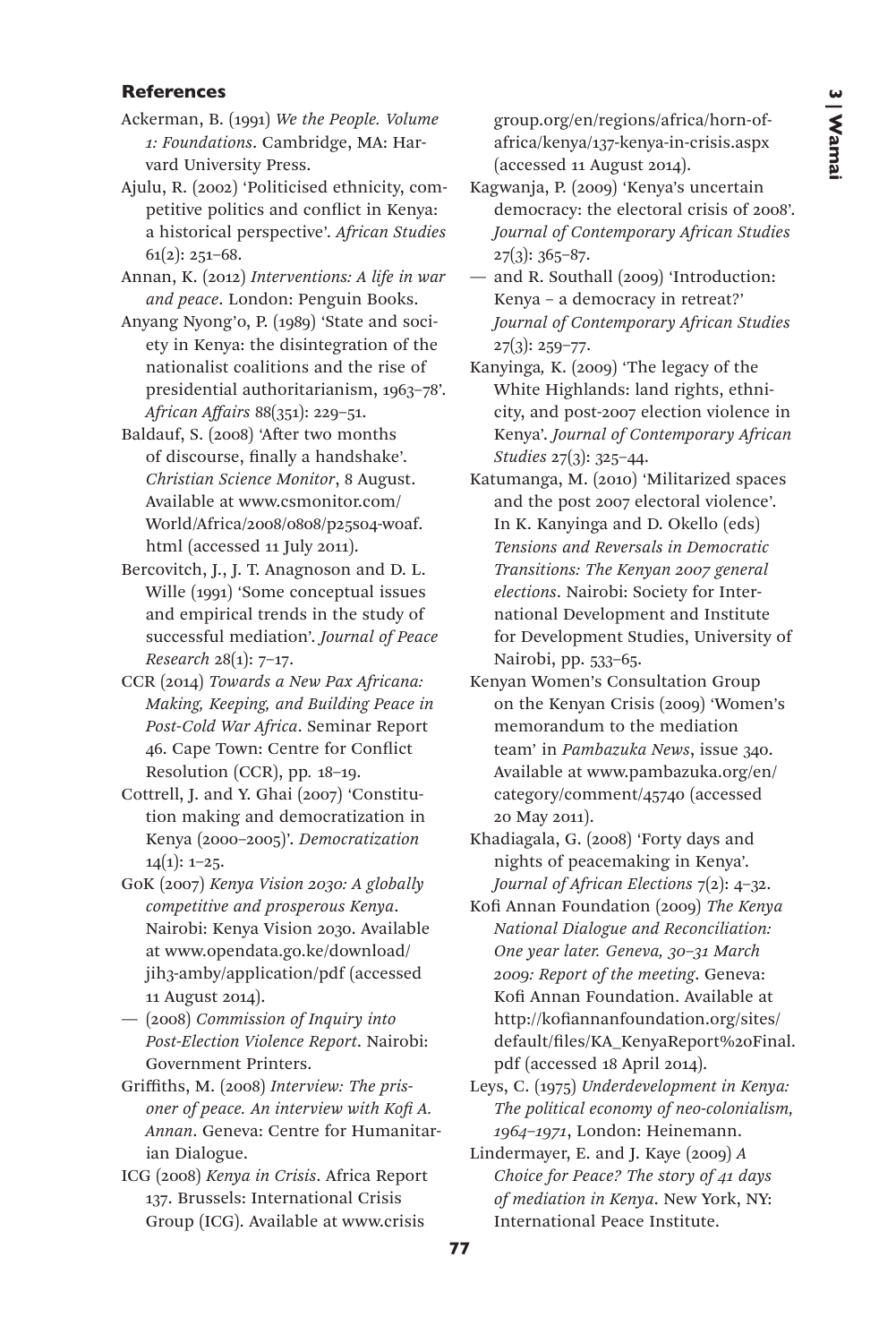## References

Ackerman, B. (1991) *We the People. Volume 1: Foundations*. Cambridge, MA: Harvard University Press.

Ajulu, R. (2002) 'Politicised ethnicity, competitive politics and conflict in Kenya: a historical perspective'. *African Studies* 61(2): 251–68.

Annan, K. (2012) *Interventions: A life in war and peace*. London: Penguin Books.

Anyang Nyong'o, P. (1989) 'State and society in Kenya: the disintegration of the nationalist coalitions and the rise of presidential authoritarianism, 1963–78'. *African Affairs* 88(351): 229–51.

Baldauf, S. (2008) 'After two months of discourse, finally a handshake'. *Christian Science Monitor*, 8 August. Available at www.csmonitor.com/World/Africa/2008/0808/p25s04-woaf.html (accessed 11 July 2011).

Bercovitch, J., J. T. Anagnoson and D. L. Wille (1991) 'Some conceptual issues and empirical trends in the study of successful mediation'. *Journal of Peace Research* 28(1): 7–17.

CCR (2014) *Towards a New Pax Africana: Making, Keeping, and Building Peace in Post-Cold War Africa*. Seminar Report 46. Cape Town: Centre for Conflict Resolution (CCR), pp. 18–19.

Cottrell, J. and Y. Ghai (2007) 'Constitution making and democratization in Kenya (2000–2005)'. *Democratization* 14(1): 1–25.

GoK (2007) *Kenya Vision 2030: A globally competitive and prosperous Kenya*. Nairobi: Kenya Vision 2030. Available at www.opendata.go.ke/download/jih3-amby/application/pdf (accessed 11 August 2014).

— (2008) *Commission of Inquiry into Post-Election Violence Report*. Nairobi: Government Printers.

Griffiths, M. (2008) *Interview: The prisoner of peace. An interview with Kofi A. Annan*. Geneva: Centre for Humanitarian Dialogue.

ICG (2008) *Kenya in Crisis*. Africa Report 137. Brussels: International Crisis Group (ICG). Available at www.crisisgroup.org/en/regions/africa/horn-of-africa/kenya/137-kenya-in-crisis.aspx (accessed 11 August 2014).

Kagwanja, P. (2009) 'Kenya's uncertain democracy: the electoral crisis of 2008'. *Journal of Contemporary African Studies* 27(3): 365–87.

— and R. Southall (2009) 'Introduction: Kenya – a democracy in retreat?' *Journal of Contemporary African Studies* 27(3): 259–77.

Kanyinga, K. (2009) 'The legacy of the White Highlands: land rights, ethnicity, and post-2007 election violence in Kenya'. *Journal of Contemporary African Studies* 27(3): 325–44.

Katumanga, M. (2010) 'Militarized spaces and the post 2007 electoral violence'. In K. Kanyinga and D. Okello (eds) *Tensions and Reversals in Democratic Transitions: The Kenyan 2007 general elections*. Nairobi: Society for International Development and Institute for Development Studies, University of Nairobi, pp. 533–65.

Kenyan Women's Consultation Group on the Kenyan Crisis (2009) 'Women's memorandum to the mediation team' in *Pambazuka News*, issue 340. Available at www.pambazuka.org/en/category/comment/45740 (accessed 20 May 2011).

Khadiagala, G. (2008) 'Forty days and nights of peacemaking in Kenya'. *Journal of African Elections* 7(2): 4–32.

Kofi Annan Foundation (2009) *The Kenya National Dialogue and Reconciliation: One year later. Geneva, 30–31 March 2009: Report of the meeting*. Geneva: Kofi Annan Foundation. Available at http://kofiannanfoundation.org/sites/default/files/KA_KenyaReport%20Final.pdf (accessed 18 April 2014).

Leys, C. (1975) *Underdevelopment in Kenya: The political economy of neo-colonialism, 1964–1971*, London: Heinemann.

Lindermayer, E. and J. Kaye (2009) *A Choice for Peace? The story of 41 days of mediation in Kenya*. New York, NY: International Peace Institute.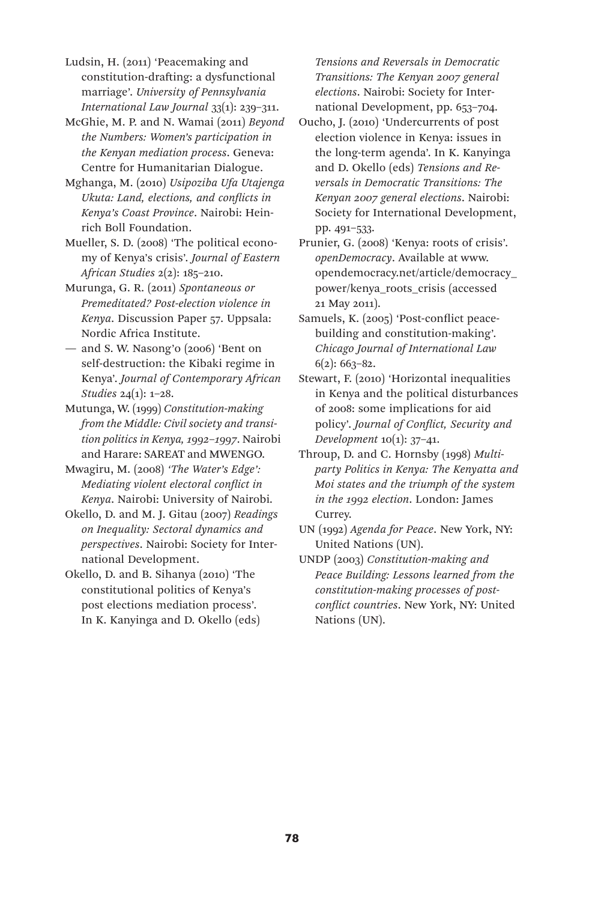Ludsin, H. (2011) 'Peacemaking and constitution-drafting: a dysfunctional marriage'. *University of Pennsylvania International Law Journal* 33(1): 239–311.

McGhie, M. P. and N. Wamai (2011) *Beyond the Numbers: Women's participation in the Kenyan mediation process*. Geneva: Centre for Humanitarian Dialogue.

Mghanga, M. (2010) *Usipoziba Ufa Utajenga Ukuta: Land, elections, and conflicts in Kenya's Coast Province*. Nairobi: Heinrich Boll Foundation.

Mueller, S. D. (2008) 'The political economy of Kenya's crisis'. *Journal of Eastern African Studies* 2(2): 185–210.

Murunga, G. R. (2011) *Spontaneous or Premeditated? Post-election violence in Kenya*. Discussion Paper 57. Uppsala: Nordic Africa Institute.

— and S. W. Nasong'o (2006) 'Bent on self-destruction: the Kibaki regime in Kenya'. *Journal of Contemporary African Studies* 24(1): 1–28.

Mutunga, W. (1999) *Constitution-making from the Middle: Civil society and transition politics in Kenya, 1992–1997*. Nairobi and Harare: SAREAT and MWENGO.

Mwagiru, M. (2008) *'The Water's Edge': Mediating violent electoral conflict in Kenya*. Nairobi: University of Nairobi.

Okello, D. and M. J. Gitau (2007) *Readings on Inequality: Sectoral dynamics and perspectives*. Nairobi: Society for International Development.

Okello, D. and B. Sihanya (2010) 'The constitutional politics of Kenya's post elections mediation process'. In K. Kanyinga and D. Okello (eds) *Tensions and Reversals in Democratic Transitions: The Kenyan 2007 general elections*. Nairobi: Society for International Development, pp. 653–704.

Oucho, J. (2010) 'Undercurrents of post election violence in Kenya: issues in the long-term agenda'. In K. Kanyinga and D. Okello (eds) *Tensions and Reversals in Democratic Transitions: The Kenyan 2007 general elections*. Nairobi: Society for International Development, pp. 491–533.

Prunier, G. (2008) 'Kenya: roots of crisis'. *openDemocracy*. Available at www.opendemocracy.net/article/democracy_power/kenya_roots_crisis (accessed 21 May 2011).

Samuels, K. (2005) 'Post-conflict peace-building and constitution-making'. *Chicago Journal of International Law* 6(2): 663–82.

Stewart, F. (2010) 'Horizontal inequalities in Kenya and the political disturbances of 2008: some implications for aid policy'. *Journal of Conflict, Security and Development* 10(1): 37–41.

Throup, D. and C. Hornsby (1998) *Multi-party Politics in Kenya: The Kenyatta and Moi states and the triumph of the system in the 1992 election*. London: James Currey.

UN (1992) *Agenda for Peace*. New York, NY: United Nations (UN).

UNDP (2003) *Constitution-making and Peace Building: Lessons learned from the constitution-making processes of post-conflict countries*. New York, NY: United Nations (UN).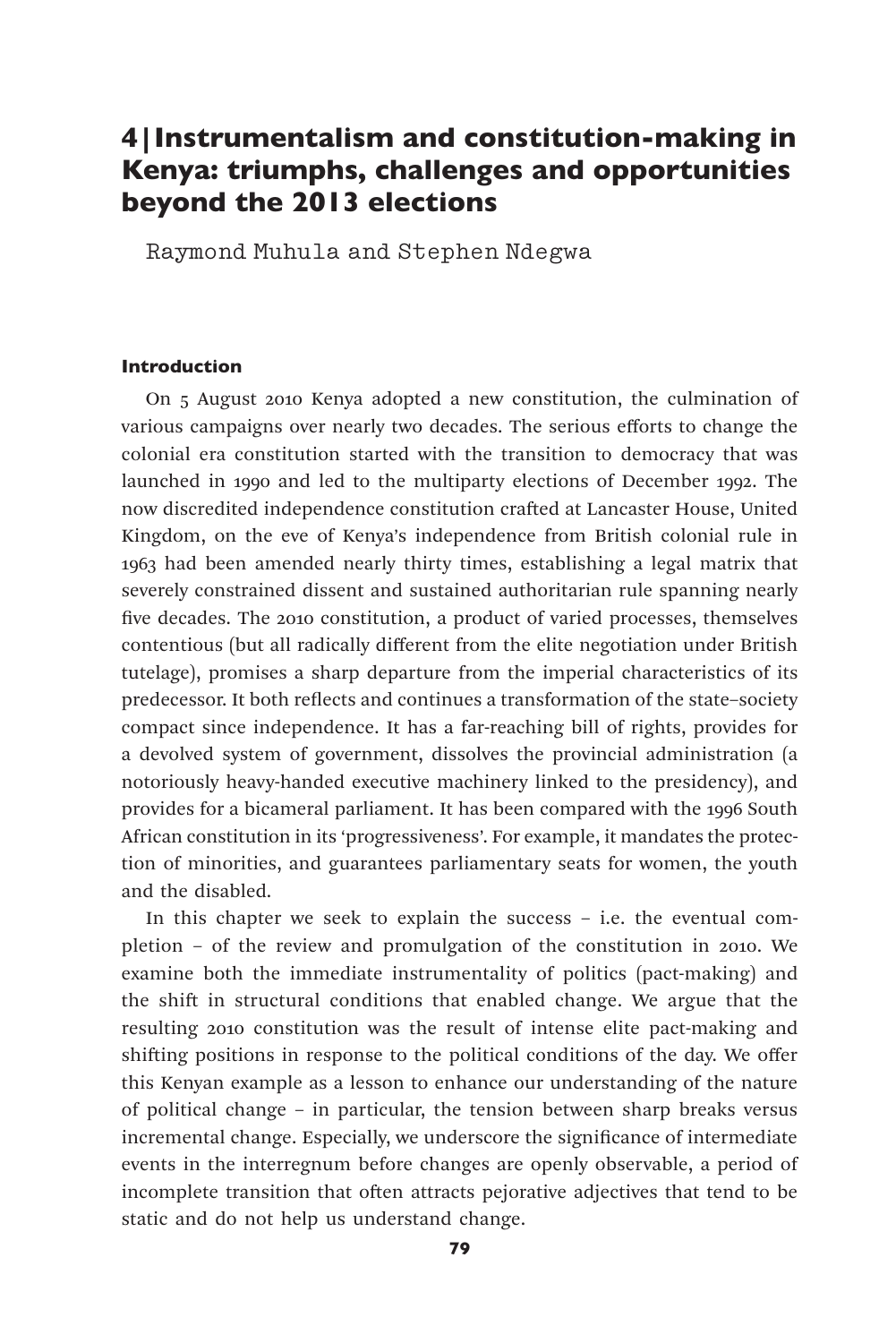# 4 | Instrumentalism and constitution-making in Kenya: triumphs, challenges and opportunities beyond the 2013 elections

Raymond Muhula and Stephen Ndegwa

### Introduction

On 5 August 2010 Kenya adopted a new constitution, the culmination of various campaigns over nearly two decades. The serious efforts to change the colonial era constitution started with the transition to democracy that was launched in 1990 and led to the multiparty elections of December 1992. The now discredited independence constitution crafted at Lancaster House, United Kingdom, on the eve of Kenya's independence from British colonial rule in 1963 had been amended nearly thirty times, establishing a legal matrix that severely constrained dissent and sustained authoritarian rule spanning nearly five decades. The 2010 constitution, a product of varied processes, themselves contentious (but all radically different from the elite negotiation under British tutelage), promises a sharp departure from the imperial characteristics of its predecessor. It both reflects and continues a transformation of the state–society compact since independence. It has a far-reaching bill of rights, provides for a devolved system of government, dissolves the provincial administration (a notoriously heavy-handed executive machinery linked to the presidency), and provides for a bicameral parliament. It has been compared with the 1996 South African constitution in its 'progressiveness'. For example, it mandates the protection of minorities, and guarantees parliamentary seats for women, the youth and the disabled.

In this chapter we seek to explain the success – i.e. the eventual completion – of the review and promulgation of the constitution in 2010. We examine both the immediate instrumentality of politics (pact-making) and the shift in structural conditions that enabled change. We argue that the resulting 2010 constitution was the result of intense elite pact-making and shifting positions in response to the political conditions of the day. We offer this Kenyan example as a lesson to enhance our understanding of the nature of political change – in particular, the tension between sharp breaks versus incremental change. Especially, we underscore the significance of intermediate events in the interregnum before changes are openly observable, a period of incomplete transition that often attracts pejorative adjectives that tend to be static and do not help us understand change.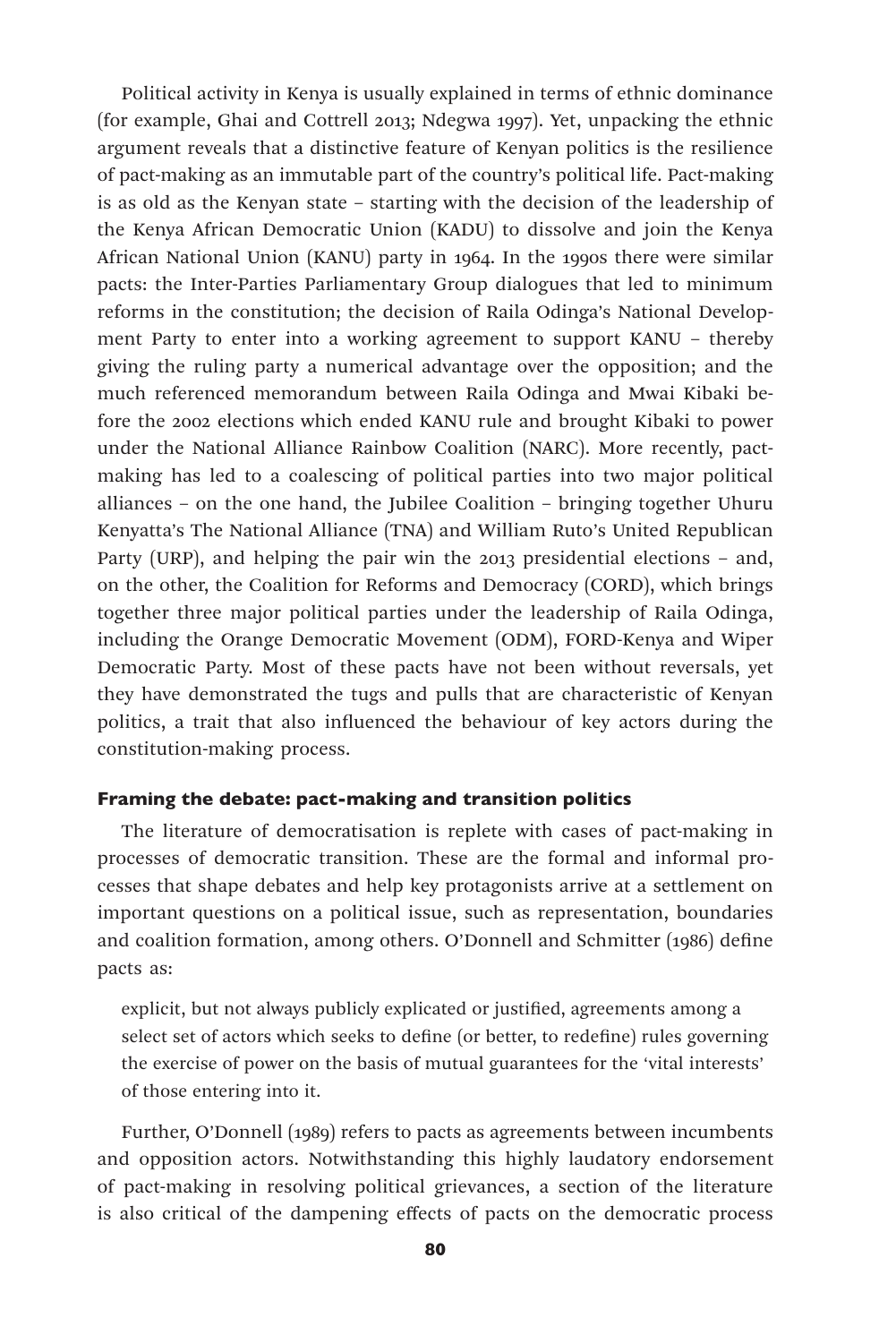Political activity in Kenya is usually explained in terms of ethnic dominance (for example, Ghai and Cottrell 2013; Ndegwa 1997). Yet, unpacking the ethnic argument reveals that a distinctive feature of Kenyan politics is the resilience of pact-making as an immutable part of the country's political life. Pact-making is as old as the Kenyan state – starting with the decision of the leadership of the Kenya African Democratic Union (KADU) to dissolve and join the Kenya African National Union (KANU) party in 1964. In the 1990s there were similar pacts: the Inter-Parties Parliamentary Group dialogues that led to minimum reforms in the constitution; the decision of Raila Odinga's National Development Party to enter into a working agreement to support KANU – thereby giving the ruling party a numerical advantage over the opposition; and the much referenced memorandum between Raila Odinga and Mwai Kibaki before the 2002 elections which ended KANU rule and brought Kibaki to power under the National Alliance Rainbow Coalition (NARC). More recently, pact-making has led to a coalescing of political parties into two major political alliances – on the one hand, the Jubilee Coalition – bringing together Uhuru Kenyatta's The National Alliance (TNA) and William Ruto's United Republican Party (URP), and helping the pair win the 2013 presidential elections – and, on the other, the Coalition for Reforms and Democracy (CORD), which brings together three major political parties under the leadership of Raila Odinga, including the Orange Democratic Movement (ODM), FORD-Kenya and Wiper Democratic Party. Most of these pacts have not been without reversals, yet they have demonstrated the tugs and pulls that are characteristic of Kenyan politics, a trait that also influenced the behaviour of key actors during the constitution-making process.

### Framing the debate: pact-making and transition politics

The literature of democratisation is replete with cases of pact-making in processes of democratic transition. These are the formal and informal processes that shape debates and help key protagonists arrive at a settlement on important questions on a political issue, such as representation, boundaries and coalition formation, among others. O'Donnell and Schmitter (1986) define pacts as:

> explicit, but not always publicly explicated or justified, agreements among a select set of actors which seeks to define (or better, to redefine) rules governing the exercise of power on the basis of mutual guarantees for the 'vital interests' of those entering into it.

Further, O'Donnell (1989) refers to pacts as agreements between incumbents and opposition actors. Notwithstanding this highly laudatory endorsement of pact-making in resolving political grievances, a section of the literature is also critical of the dampening effects of pacts on the democratic process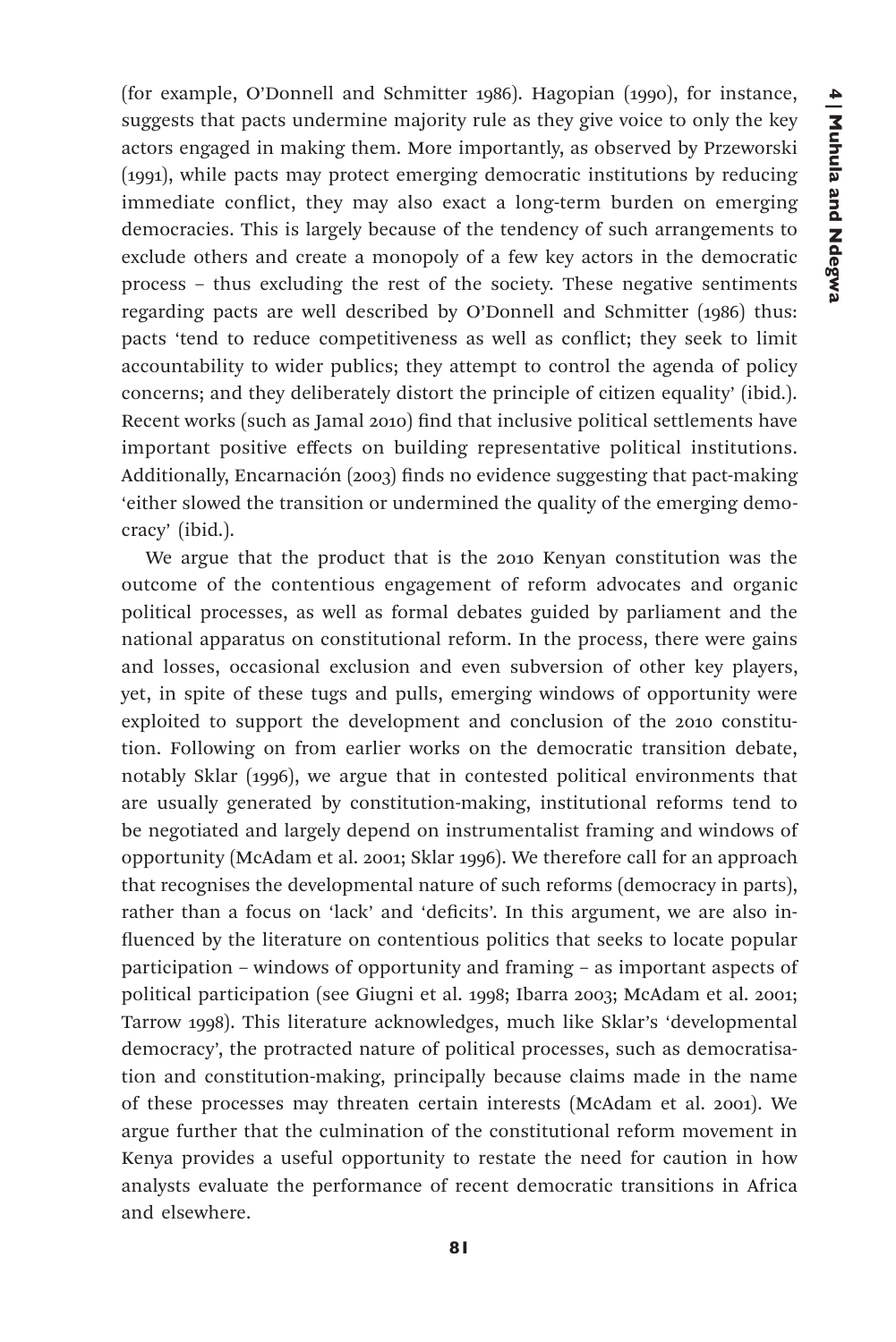(for example, O'Donnell and Schmitter 1986). Hagopian (1990), for instance, suggests that pacts undermine majority rule as they give voice to only the key actors engaged in making them. More importantly, as observed by Przeworski (1991), while pacts may protect emerging democratic institutions by reducing immediate conflict, they may also exact a long-term burden on emerging democracies. This is largely because of the tendency of such arrangements to exclude others and create a monopoly of a few key actors in the democratic process – thus excluding the rest of the society. These negative sentiments regarding pacts are well described by O'Donnell and Schmitter (1986) thus: pacts 'tend to reduce competitiveness as well as conflict; they seek to limit accountability to wider publics; they attempt to control the agenda of policy concerns; and they deliberately distort the principle of citizen equality' (ibid.). Recent works (such as Jamal 2010) find that inclusive political settlements have important positive effects on building representative political institutions. Additionally, Encarnación (2003) finds no evidence suggesting that pact-making 'either slowed the transition or undermined the quality of the emerging democracy' (ibid.).

We argue that the product that is the 2010 Kenyan constitution was the outcome of the contentious engagement of reform advocates and organic political processes, as well as formal debates guided by parliament and the national apparatus on constitutional reform. In the process, there were gains and losses, occasional exclusion and even subversion of other key players, yet, in spite of these tugs and pulls, emerging windows of opportunity were exploited to support the development and conclusion of the 2010 constitution. Following on from earlier works on the democratic transition debate, notably Sklar (1996), we argue that in contested political environments that are usually generated by constitution-making, institutional reforms tend to be negotiated and largely depend on instrumentalist framing and windows of opportunity (McAdam et al. 2001; Sklar 1996). We therefore call for an approach that recognises the developmental nature of such reforms (democracy in parts), rather than a focus on 'lack' and 'deficits'. In this argument, we are also influenced by the literature on contentious politics that seeks to locate popular participation – windows of opportunity and framing – as important aspects of political participation (see Giugni et al. 1998; Ibarra 2003; McAdam et al. 2001; Tarrow 1998). This literature acknowledges, much like Sklar's 'developmental democracy', the protracted nature of political processes, such as democratisation and constitution-making, principally because claims made in the name of these processes may threaten certain interests (McAdam et al. 2001). We argue further that the culmination of the constitutional reform movement in Kenya provides a useful opportunity to restate the need for caution in how analysts evaluate the performance of recent democratic transitions in Africa and elsewhere.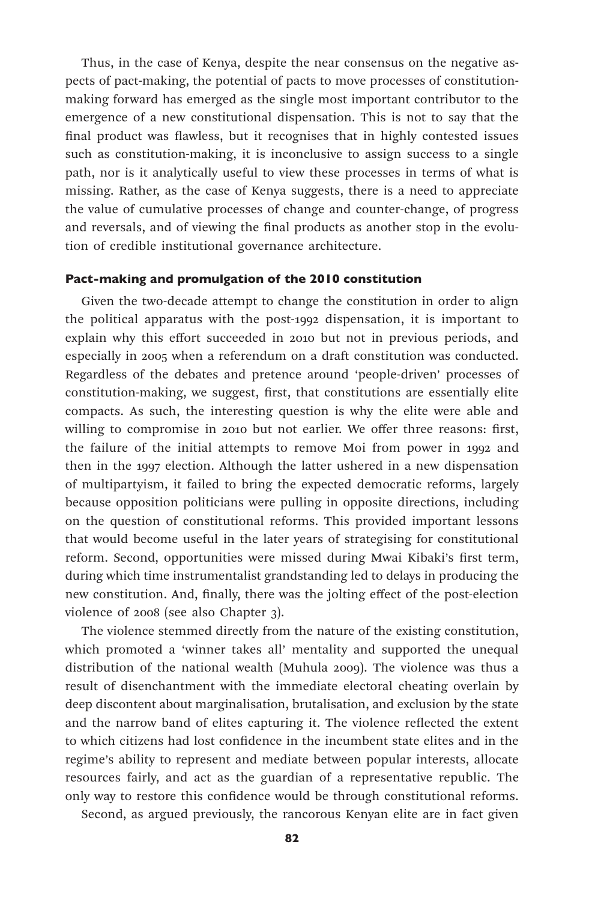Thus, in the case of Kenya, despite the near consensus on the negative aspects of pact-making, the potential of pacts to move processes of constitution-making forward has emerged as the single most important contributor to the emergence of a new constitutional dispensation. This is not to say that the final product was flawless, but it recognises that in highly contested issues such as constitution-making, it is inconclusive to assign success to a single path, nor is it analytically useful to view these processes in terms of what is missing. Rather, as the case of Kenya suggests, there is a need to appreciate the value of cumulative processes of change and counter-change, of progress and reversals, and of viewing the final products as another stop in the evolution of credible institutional governance architecture.

### Pact-making and promulgation of the 2010 constitution

Given the two-decade attempt to change the constitution in order to align the political apparatus with the post-1992 dispensation, it is important to explain why this effort succeeded in 2010 but not in previous periods, and especially in 2005 when a referendum on a draft constitution was conducted. Regardless of the debates and pretence around 'people-driven' processes of constitution-making, we suggest, first, that constitutions are essentially elite compacts. As such, the interesting question is why the elite were able and willing to compromise in 2010 but not earlier. We offer three reasons: first, the failure of the initial attempts to remove Moi from power in 1992 and then in the 1997 election. Although the latter ushered in a new dispensation of multipartyism, it failed to bring the expected democratic reforms, largely because opposition politicians were pulling in opposite directions, including on the question of constitutional reforms. This provided important lessons that would become useful in the later years of strategising for constitutional reform. Second, opportunities were missed during Mwai Kibaki's first term, during which time instrumentalist grandstanding led to delays in producing the new constitution. And, finally, there was the jolting effect of the post-election violence of 2008 (see also Chapter 3).

The violence stemmed directly from the nature of the existing constitution, which promoted a 'winner takes all' mentality and supported the unequal distribution of the national wealth (Muhula 2009). The violence was thus a result of disenchantment with the immediate electoral cheating overlain by deep discontent about marginalisation, brutalisation, and exclusion by the state and the narrow band of elites capturing it. The violence reflected the extent to which citizens had lost confidence in the incumbent state elites and in the regime's ability to represent and mediate between popular interests, allocate resources fairly, and act as the guardian of a representative republic. The only way to restore this confidence would be through constitutional reforms.

Second, as argued previously, the rancorous Kenyan elite are in fact given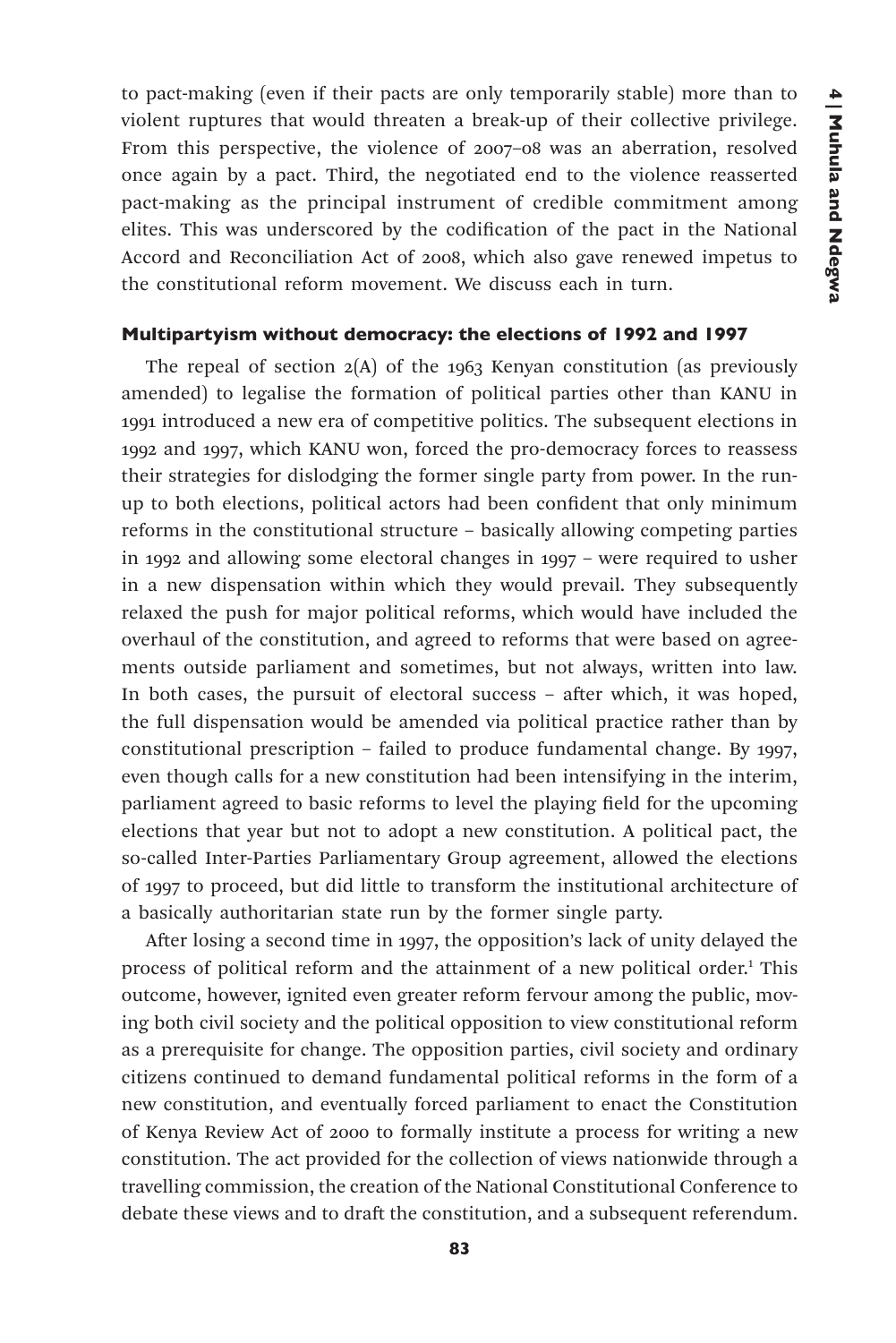to pact-making (even if their pacts are only temporarily stable) more than to violent ruptures that would threaten a break-up of their collective privilege. From this perspective, the violence of 2007–08 was an aberration, resolved once again by a pact. Third, the negotiated end to the violence reasserted pact-making as the principal instrument of credible commitment among elites. This was underscored by the codification of the pact in the National Accord and Reconciliation Act of 2008, which also gave renewed impetus to the constitutional reform movement. We discuss each in turn.

### Multipartyism without democracy: the elections of 1992 and 1997

The repeal of section 2(A) of the 1963 Kenyan constitution (as previously amended) to legalise the formation of political parties other than KANU in 1991 introduced a new era of competitive politics. The subsequent elections in 1992 and 1997, which KANU won, forced the pro-democracy forces to reassess their strategies for dislodging the former single party from power. In the run-up to both elections, political actors had been confident that only minimum reforms in the constitutional structure – basically allowing competing parties in 1992 and allowing some electoral changes in 1997 – were required to usher in a new dispensation within which they would prevail. They subsequently relaxed the push for major political reforms, which would have included the overhaul of the constitution, and agreed to reforms that were based on agreements outside parliament and sometimes, but not always, written into law. In both cases, the pursuit of electoral success – after which, it was hoped, the full dispensation would be amended via political practice rather than by constitutional prescription – failed to produce fundamental change. By 1997, even though calls for a new constitution had been intensifying in the interim, parliament agreed to basic reforms to level the playing field for the upcoming elections that year but not to adopt a new constitution. A political pact, the so-called Inter-Parties Parliamentary Group agreement, allowed the elections of 1997 to proceed, but did little to transform the institutional architecture of a basically authoritarian state run by the former single party.

After losing a second time in 1997, the opposition's lack of unity delayed the process of political reform and the attainment of a new political order.[1] This outcome, however, ignited even greater reform fervour among the public, moving both civil society and the political opposition to view constitutional reform as a prerequisite for change. The opposition parties, civil society and ordinary citizens continued to demand fundamental political reforms in the form of a new constitution, and eventually forced parliament to enact the Constitution of Kenya Review Act of 2000 to formally institute a process for writing a new constitution. The act provided for the collection of views nationwide through a travelling commission, the creation of the National Constitutional Conference to debate these views and to draft the constitution, and a subsequent referendum.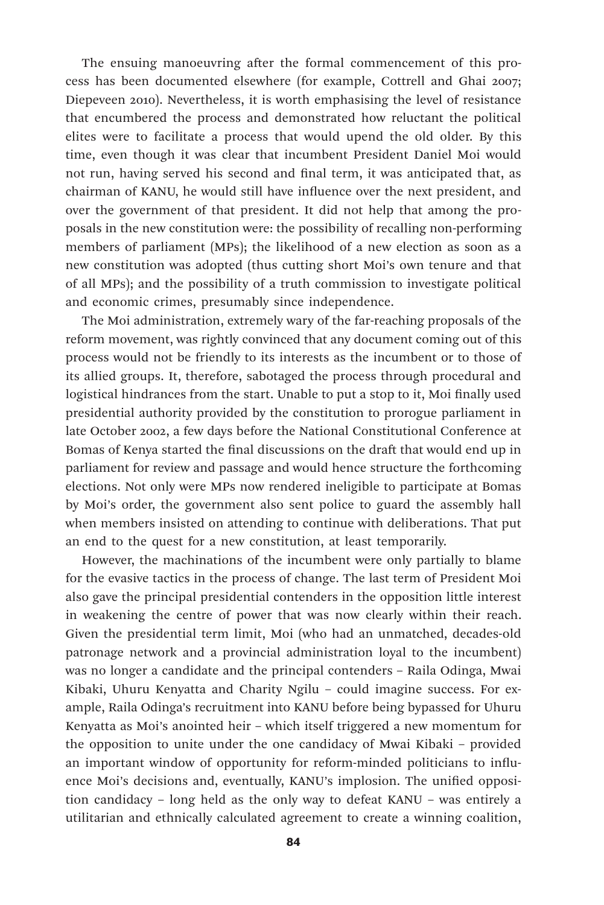The ensuing manoeuvring after the formal commencement of this process has been documented elsewhere (for example, Cottrell and Ghai 2007; Diepeveen 2010). Nevertheless, it is worth emphasising the level of resistance that encumbered the process and demonstrated how reluctant the political elites were to facilitate a process that would upend the old older. By this time, even though it was clear that incumbent President Daniel Moi would not run, having served his second and final term, it was anticipated that, as chairman of KANU, he would still have influence over the next president, and over the government of that president. It did not help that among the proposals in the new constitution were: the possibility of recalling non-performing members of parliament (MPs); the likelihood of a new election as soon as a new constitution was adopted (thus cutting short Moi's own tenure and that of all MPs); and the possibility of a truth commission to investigate political and economic crimes, presumably since independence.

The Moi administration, extremely wary of the far-reaching proposals of the reform movement, was rightly convinced that any document coming out of this process would not be friendly to its interests as the incumbent or to those of its allied groups. It, therefore, sabotaged the process through procedural and logistical hindrances from the start. Unable to put a stop to it, Moi finally used presidential authority provided by the constitution to prorogue parliament in late October 2002, a few days before the National Constitutional Conference at Bomas of Kenya started the final discussions on the draft that would end up in parliament for review and passage and would hence structure the forthcoming elections. Not only were MPs now rendered ineligible to participate at Bomas by Moi's order, the government also sent police to guard the assembly hall when members insisted on attending to continue with deliberations. That put an end to the quest for a new constitution, at least temporarily.

However, the machinations of the incumbent were only partially to blame for the evasive tactics in the process of change. The last term of President Moi also gave the principal presidential contenders in the opposition little interest in weakening the centre of power that was now clearly within their reach. Given the presidential term limit, Moi (who had an unmatched, decades-old patronage network and a provincial administration loyal to the incumbent) was no longer a candidate and the principal contenders – Raila Odinga, Mwai Kibaki, Uhuru Kenyatta and Charity Ngilu – could imagine success. For example, Raila Odinga's recruitment into KANU before being bypassed for Uhuru Kenyatta as Moi's anointed heir – which itself triggered a new momentum for the opposition to unite under the one candidacy of Mwai Kibaki – provided an important window of opportunity for reform-minded politicians to influence Moi's decisions and, eventually, KANU's implosion. The unified opposition candidacy – long held as the only way to defeat KANU – was entirely a utilitarian and ethnically calculated agreement to create a winning coalition,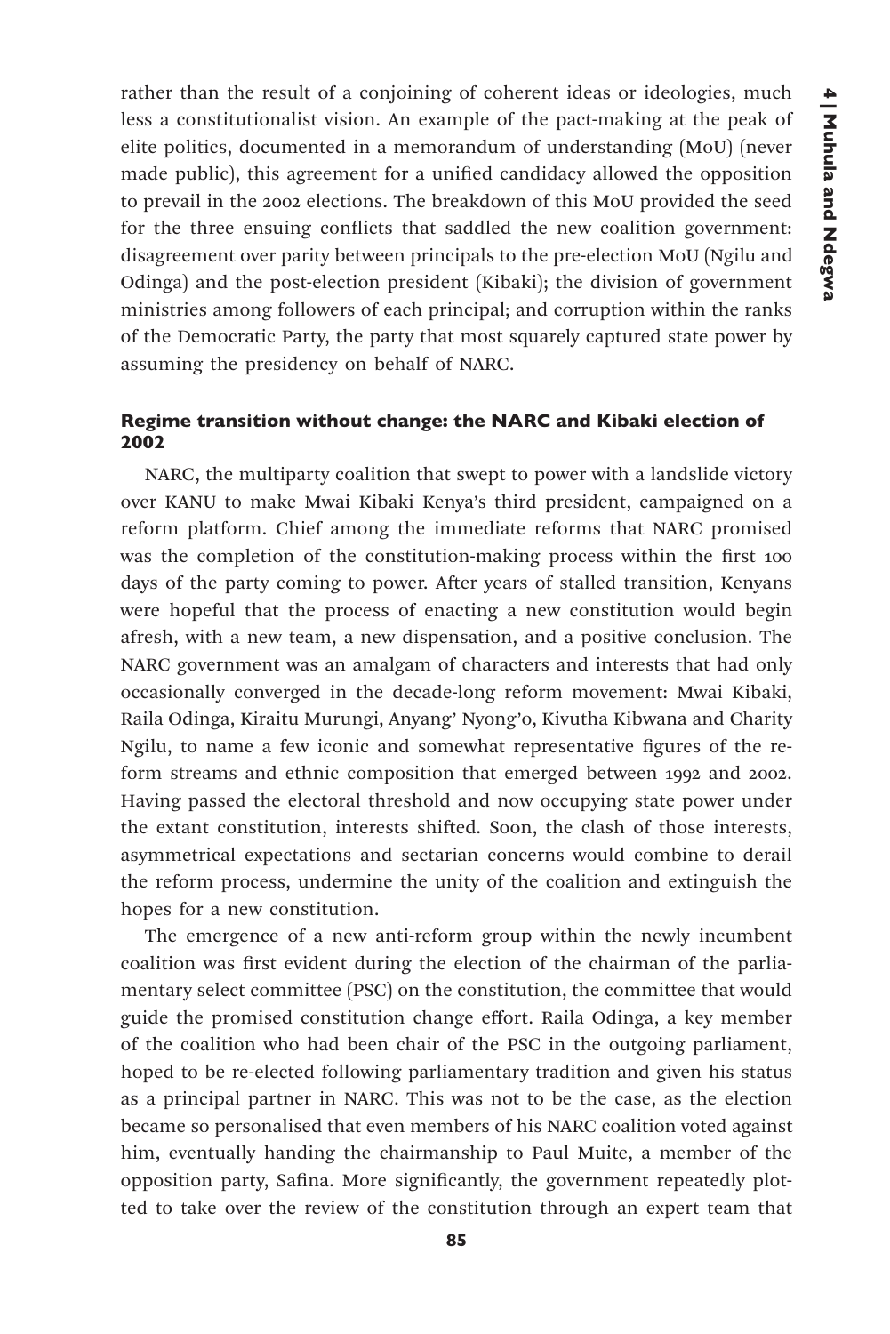rather than the result of a conjoining of coherent ideas or ideologies, much less a constitutionalist vision. An example of the pact-making at the peak of elite politics, documented in a memorandum of understanding (MoU) (never made public), this agreement for a unified candidacy allowed the opposition to prevail in the 2002 elections. The breakdown of this MoU provided the seed for the three ensuing conflicts that saddled the new coalition government: disagreement over parity between principals to the pre-election MoU (Ngilu and Odinga) and the post-election president (Kibaki); the division of government ministries among followers of each principal; and corruption within the ranks of the Democratic Party, the party that most squarely captured state power by assuming the presidency on behalf of NARC.

### Regime transition without change: the NARC and Kibaki election of 2002

NARC, the multiparty coalition that swept to power with a landslide victory over KANU to make Mwai Kibaki Kenya's third president, campaigned on a reform platform. Chief among the immediate reforms that NARC promised was the completion of the constitution-making process within the first 100 days of the party coming to power. After years of stalled transition, Kenyans were hopeful that the process of enacting a new constitution would begin afresh, with a new team, a new dispensation, and a positive conclusion. The NARC government was an amalgam of characters and interests that had only occasionally converged in the decade-long reform movement: Mwai Kibaki, Raila Odinga, Kiraitu Murungi, Anyang' Nyong'o, Kivutha Kibwana and Charity Ngilu, to name a few iconic and somewhat representative figures of the reform streams and ethnic composition that emerged between 1992 and 2002. Having passed the electoral threshold and now occupying state power under the extant constitution, interests shifted. Soon, the clash of those interests, asymmetrical expectations and sectarian concerns would combine to derail the reform process, undermine the unity of the coalition and extinguish the hopes for a new constitution.

The emergence of a new anti-reform group within the newly incumbent coalition was first evident during the election of the chairman of the parliamentary select committee (PSC) on the constitution, the committee that would guide the promised constitution change effort. Raila Odinga, a key member of the coalition who had been chair of the PSC in the outgoing parliament, hoped to be re-elected following parliamentary tradition and given his status as a principal partner in NARC. This was not to be the case, as the election became so personalised that even members of his NARC coalition voted against him, eventually handing the chairmanship to Paul Muite, a member of the opposition party, Safina. More significantly, the government repeatedly plotted to take over the review of the constitution through an expert team that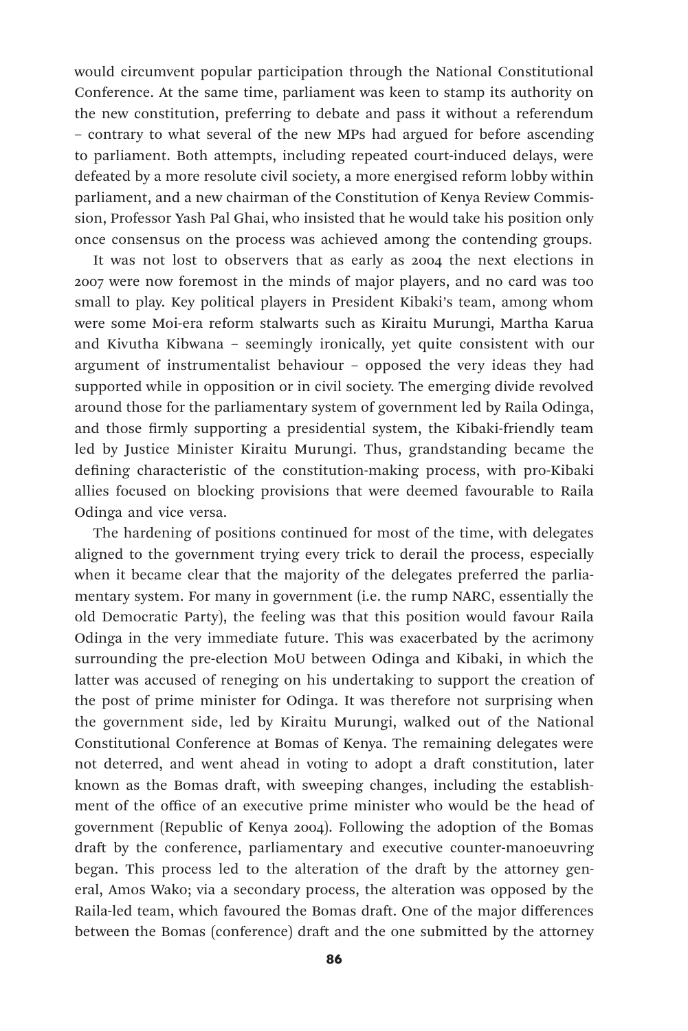would circumvent popular participation through the National Constitutional Conference. At the same time, parliament was keen to stamp its authority on the new constitution, preferring to debate and pass it without a referendum – contrary to what several of the new MPs had argued for before ascending to parliament. Both attempts, including repeated court-induced delays, were defeated by a more resolute civil society, a more energised reform lobby within parliament, and a new chairman of the Constitution of Kenya Review Commission, Professor Yash Pal Ghai, who insisted that he would take his position only once consensus on the process was achieved among the contending groups.

It was not lost to observers that as early as 2004 the next elections in 2007 were now foremost in the minds of major players, and no card was too small to play. Key political players in President Kibaki's team, among whom were some Moi-era reform stalwarts such as Kiraitu Murungi, Martha Karua and Kivutha Kibwana – seemingly ironically, yet quite consistent with our argument of instrumentalist behaviour – opposed the very ideas they had supported while in opposition or in civil society. The emerging divide revolved around those for the parliamentary system of government led by Raila Odinga, and those firmly supporting a presidential system, the Kibaki-friendly team led by Justice Minister Kiraitu Murungi. Thus, grandstanding became the defining characteristic of the constitution-making process, with pro-Kibaki allies focused on blocking provisions that were deemed favourable to Raila Odinga and vice versa.

The hardening of positions continued for most of the time, with delegates aligned to the government trying every trick to derail the process, especially when it became clear that the majority of the delegates preferred the parliamentary system. For many in government (i.e. the rump NARC, essentially the old Democratic Party), the feeling was that this position would favour Raila Odinga in the very immediate future. This was exacerbated by the acrimony surrounding the pre-election MoU between Odinga and Kibaki, in which the latter was accused of reneging on his undertaking to support the creation of the post of prime minister for Odinga. It was therefore not surprising when the government side, led by Kiraitu Murungi, walked out of the National Constitutional Conference at Bomas of Kenya. The remaining delegates were not deterred, and went ahead in voting to adopt a draft constitution, later known as the Bomas draft, with sweeping changes, including the establishment of the office of an executive prime minister who would be the head of government (Republic of Kenya 2004). Following the adoption of the Bomas draft by the conference, parliamentary and executive counter-manoeuvring began. This process led to the alteration of the draft by the attorney general, Amos Wako; via a secondary process, the alteration was opposed by the Raila-led team, which favoured the Bomas draft. One of the major differences between the Bomas (conference) draft and the one submitted by the attorney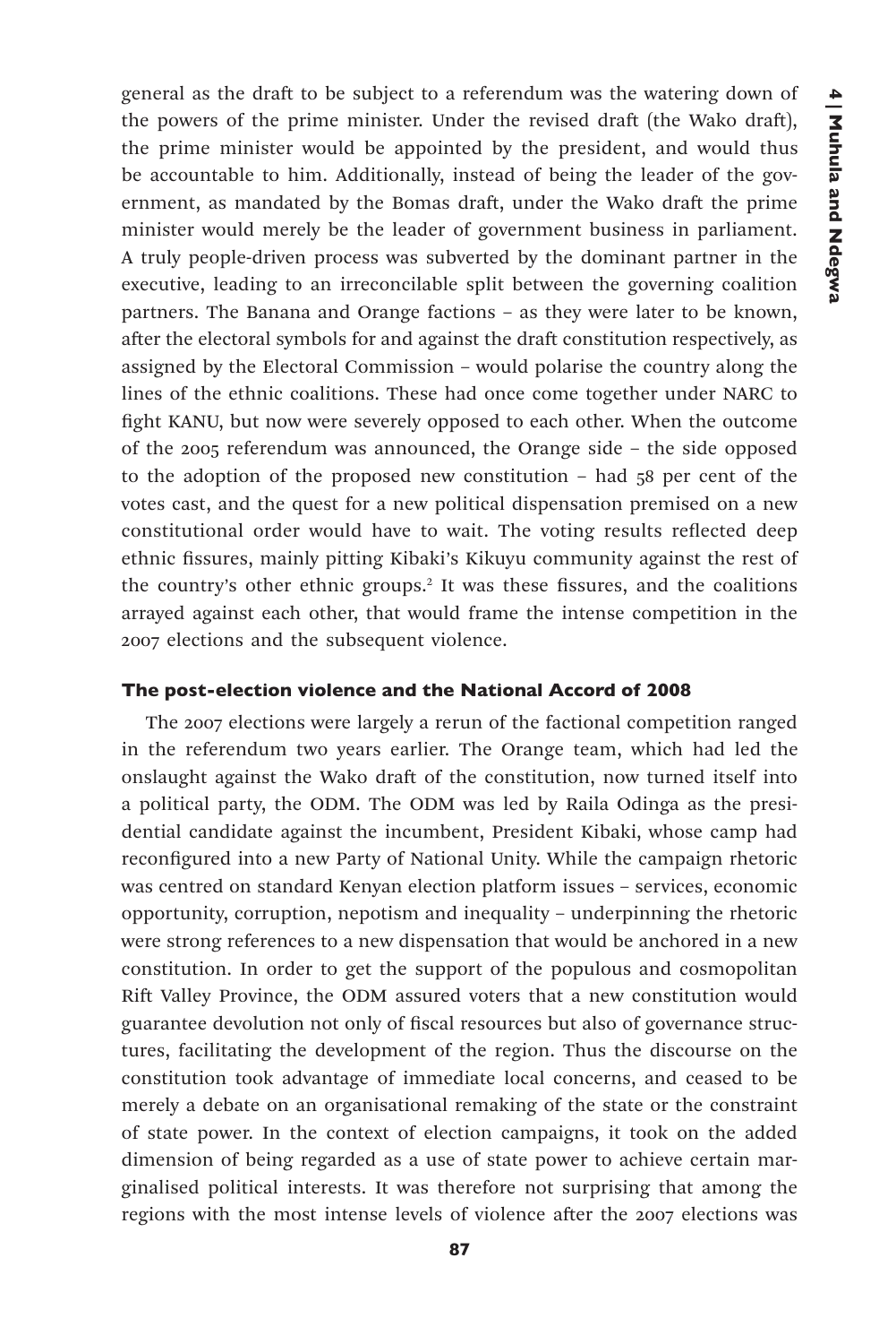general as the draft to be subject to a referendum was the watering down of the powers of the prime minister. Under the revised draft (the Wako draft), the prime minister would be appointed by the president, and would thus be accountable to him. Additionally, instead of being the leader of the government, as mandated by the Bomas draft, under the Wako draft the prime minister would merely be the leader of government business in parliament. A truly people-driven process was subverted by the dominant partner in the executive, leading to an irreconcilable split between the governing coalition partners. The Banana and Orange factions – as they were later to be known, after the electoral symbols for and against the draft constitution respectively, as assigned by the Electoral Commission – would polarise the country along the lines of the ethnic coalitions. These had once come together under NARC to fight KANU, but now were severely opposed to each other. When the outcome of the 2005 referendum was announced, the Orange side – the side opposed to the adoption of the proposed new constitution – had 58 per cent of the votes cast, and the quest for a new political dispensation premised on a new constitutional order would have to wait. The voting results reflected deep ethnic fissures, mainly pitting Kibaki's Kikuyu community against the rest of the country's other ethnic groups.[2] It was these fissures, and the coalitions arrayed against each other, that would frame the intense competition in the 2007 elections and the subsequent violence.

### The post-election violence and the National Accord of 2008

The 2007 elections were largely a rerun of the factional competition ranged in the referendum two years earlier. The Orange team, which had led the onslaught against the Wako draft of the constitution, now turned itself into a political party, the ODM. The ODM was led by Raila Odinga as the presidential candidate against the incumbent, President Kibaki, whose camp had reconfigured into a new Party of National Unity. While the campaign rhetoric was centred on standard Kenyan election platform issues – services, economic opportunity, corruption, nepotism and inequality – underpinning the rhetoric were strong references to a new dispensation that would be anchored in a new constitution. In order to get the support of the populous and cosmopolitan Rift Valley Province, the ODM assured voters that a new constitution would guarantee devolution not only of fiscal resources but also of governance structures, facilitating the development of the region. Thus the discourse on the constitution took advantage of immediate local concerns, and ceased to be merely a debate on an organisational remaking of the state or the constraint of state power. In the context of election campaigns, it took on the added dimension of being regarded as a use of state power to achieve certain marginalised political interests. It was therefore not surprising that among the regions with the most intense levels of violence after the 2007 elections was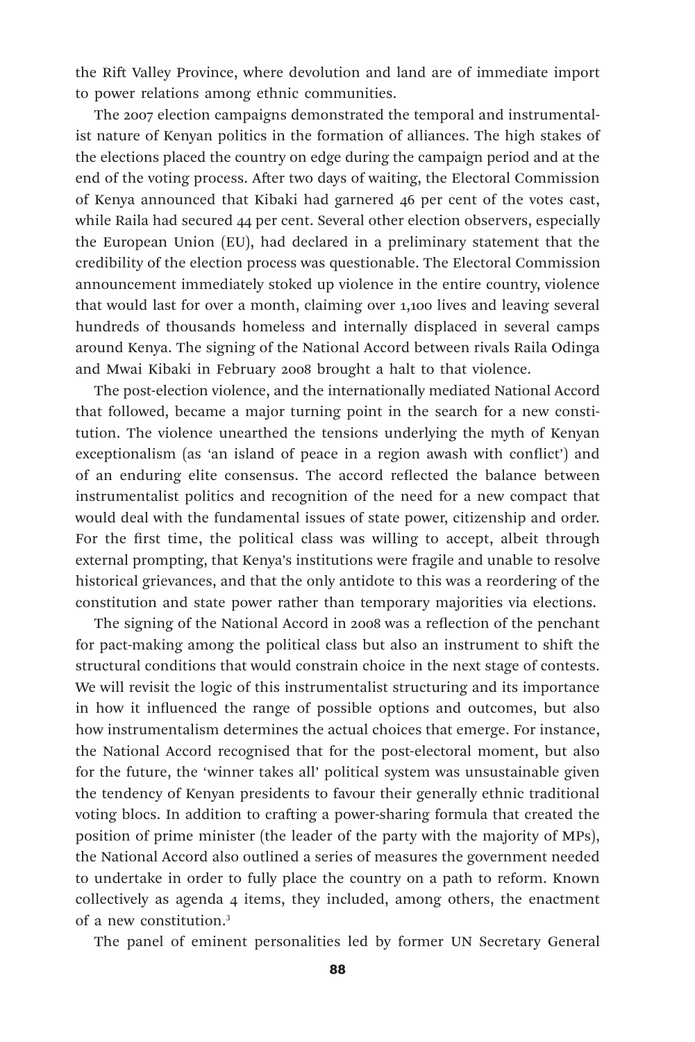the Rift Valley Province, where devolution and land are of immediate import to power relations among ethnic communities.

The 2007 election campaigns demonstrated the temporal and instrumentalist nature of Kenyan politics in the formation of alliances. The high stakes of the elections placed the country on edge during the campaign period and at the end of the voting process. After two days of waiting, the Electoral Commission of Kenya announced that Kibaki had garnered 46 per cent of the votes cast, while Raila had secured 44 per cent. Several other election observers, especially the European Union (EU), had declared in a preliminary statement that the credibility of the election process was questionable. The Electoral Commission announcement immediately stoked up violence in the entire country, violence that would last for over a month, claiming over 1,100 lives and leaving several hundreds of thousands homeless and internally displaced in several camps around Kenya. The signing of the National Accord between rivals Raila Odinga and Mwai Kibaki in February 2008 brought a halt to that violence.

The post-election violence, and the internationally mediated National Accord that followed, became a major turning point in the search for a new constitution. The violence unearthed the tensions underlying the myth of Kenyan exceptionalism (as 'an island of peace in a region awash with conflict') and of an enduring elite consensus. The accord reflected the balance between instrumentalist politics and recognition of the need for a new compact that would deal with the fundamental issues of state power, citizenship and order. For the first time, the political class was willing to accept, albeit through external prompting, that Kenya's institutions were fragile and unable to resolve historical grievances, and that the only antidote to this was a reordering of the constitution and state power rather than temporary majorities via elections.

The signing of the National Accord in 2008 was a reflection of the penchant for pact-making among the political class but also an instrument to shift the structural conditions that would constrain choice in the next stage of contests. We will revisit the logic of this instrumentalist structuring and its importance in how it influenced the range of possible options and outcomes, but also how instrumentalism determines the actual choices that emerge. For instance, the National Accord recognised that for the post-electoral moment, but also for the future, the 'winner takes all' political system was unsustainable given the tendency of Kenyan presidents to favour their generally ethnic traditional voting blocs. In addition to crafting a power-sharing formula that created the position of prime minister (the leader of the party with the majority of MPs), the National Accord also outlined a series of measures the government needed to undertake in order to fully place the country on a path to reform. Known collectively as agenda 4 items, they included, among others, the enactment of a new constitution.[3]

The panel of eminent personalities led by former UN Secretary General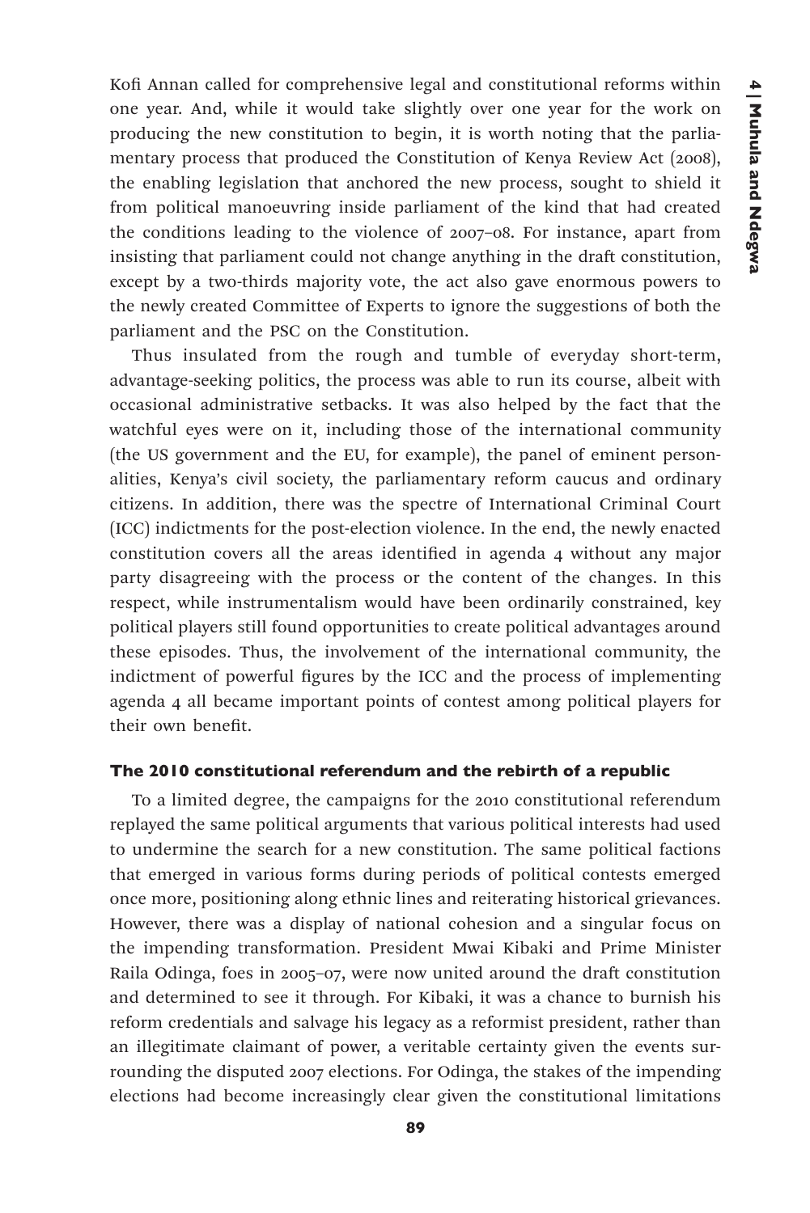Kofi Annan called for comprehensive legal and constitutional reforms within one year. And, while it would take slightly over one year for the work on producing the new constitution to begin, it is worth noting that the parliamentary process that produced the Constitution of Kenya Review Act (2008), the enabling legislation that anchored the new process, sought to shield it from political manoeuvring inside parliament of the kind that had created the conditions leading to the violence of 2007–08. For instance, apart from insisting that parliament could not change anything in the draft constitution, except by a two-thirds majority vote, the act also gave enormous powers to the newly created Committee of Experts to ignore the suggestions of both the parliament and the PSC on the Constitution.

Thus insulated from the rough and tumble of everyday short-term, advantage-seeking politics, the process was able to run its course, albeit with occasional administrative setbacks. It was also helped by the fact that the watchful eyes were on it, including those of the international community (the US government and the EU, for example), the panel of eminent personalities, Kenya's civil society, the parliamentary reform caucus and ordinary citizens. In addition, there was the spectre of International Criminal Court (ICC) indictments for the post-election violence. In the end, the newly enacted constitution covers all the areas identified in agenda 4 without any major party disagreeing with the process or the content of the changes. In this respect, while instrumentalism would have been ordinarily constrained, key political players still found opportunities to create political advantages around these episodes. Thus, the involvement of the international community, the indictment of powerful figures by the ICC and the process of implementing agenda 4 all became important points of contest among political players for their own benefit.

### The 2010 constitutional referendum and the rebirth of a republic

To a limited degree, the campaigns for the 2010 constitutional referendum replayed the same political arguments that various political interests had used to undermine the search for a new constitution. The same political factions that emerged in various forms during periods of political contests emerged once more, positioning along ethnic lines and reiterating historical grievances. However, there was a display of national cohesion and a singular focus on the impending transformation. President Mwai Kibaki and Prime Minister Raila Odinga, foes in 2005–07, were now united around the draft constitution and determined to see it through. For Kibaki, it was a chance to burnish his reform credentials and salvage his legacy as a reformist president, rather than an illegitimate claimant of power, a veritable certainty given the events surrounding the disputed 2007 elections. For Odinga, the stakes of the impending elections had become increasingly clear given the constitutional limitations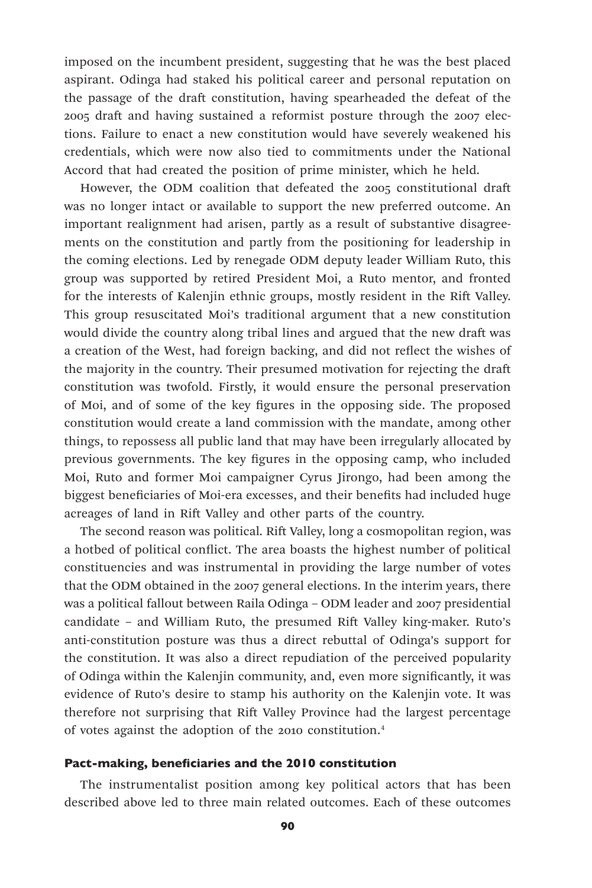imposed on the incumbent president, suggesting that he was the best placed aspirant. Odinga had staked his political career and personal reputation on the passage of the draft constitution, having spearheaded the defeat of the 2005 draft and having sustained a reformist posture through the 2007 elections. Failure to enact a new constitution would have severely weakened his credentials, which were now also tied to commitments under the National Accord that had created the position of prime minister, which he held.

However, the ODM coalition that defeated the 2005 constitutional draft was no longer intact or available to support the new preferred outcome. An important realignment had arisen, partly as a result of substantive disagreements on the constitution and partly from the positioning for leadership in the coming elections. Led by renegade ODM deputy leader William Ruto, this group was supported by retired President Moi, a Ruto mentor, and fronted for the interests of Kalenjin ethnic groups, mostly resident in the Rift Valley. This group resuscitated Moi's traditional argument that a new constitution would divide the country along tribal lines and argued that the new draft was a creation of the West, had foreign backing, and did not reflect the wishes of the majority in the country. Their presumed motivation for rejecting the draft constitution was twofold. Firstly, it would ensure the personal preservation of Moi, and of some of the key figures in the opposing side. The proposed constitution would create a land commission with the mandate, among other things, to repossess all public land that may have been irregularly allocated by previous governments. The key figures in the opposing camp, who included Moi, Ruto and former Moi campaigner Cyrus Jirongo, had been among the biggest beneficiaries of Moi-era excesses, and their benefits had included huge acreages of land in Rift Valley and other parts of the country.

The second reason was political. Rift Valley, long a cosmopolitan region, was a hotbed of political conflict. The area boasts the highest number of political constituencies and was instrumental in providing the large number of votes that the ODM obtained in the 2007 general elections. In the interim years, there was a political fallout between Raila Odinga – ODM leader and 2007 presidential candidate – and William Ruto, the presumed Rift Valley king-maker. Ruto's anti-constitution posture was thus a direct rebuttal of Odinga's support for the constitution. It was also a direct repudiation of the perceived popularity of Odinga within the Kalenjin community, and, even more significantly, it was evidence of Ruto's desire to stamp his authority on the Kalenjin vote. It was therefore not surprising that Rift Valley Province had the largest percentage of votes against the adoption of the 2010 constitution.[4]

#### Pact-making, beneficiaries and the 2010 constitution

The instrumentalist position among key political actors that has been described above led to three main related outcomes. Each of these outcomes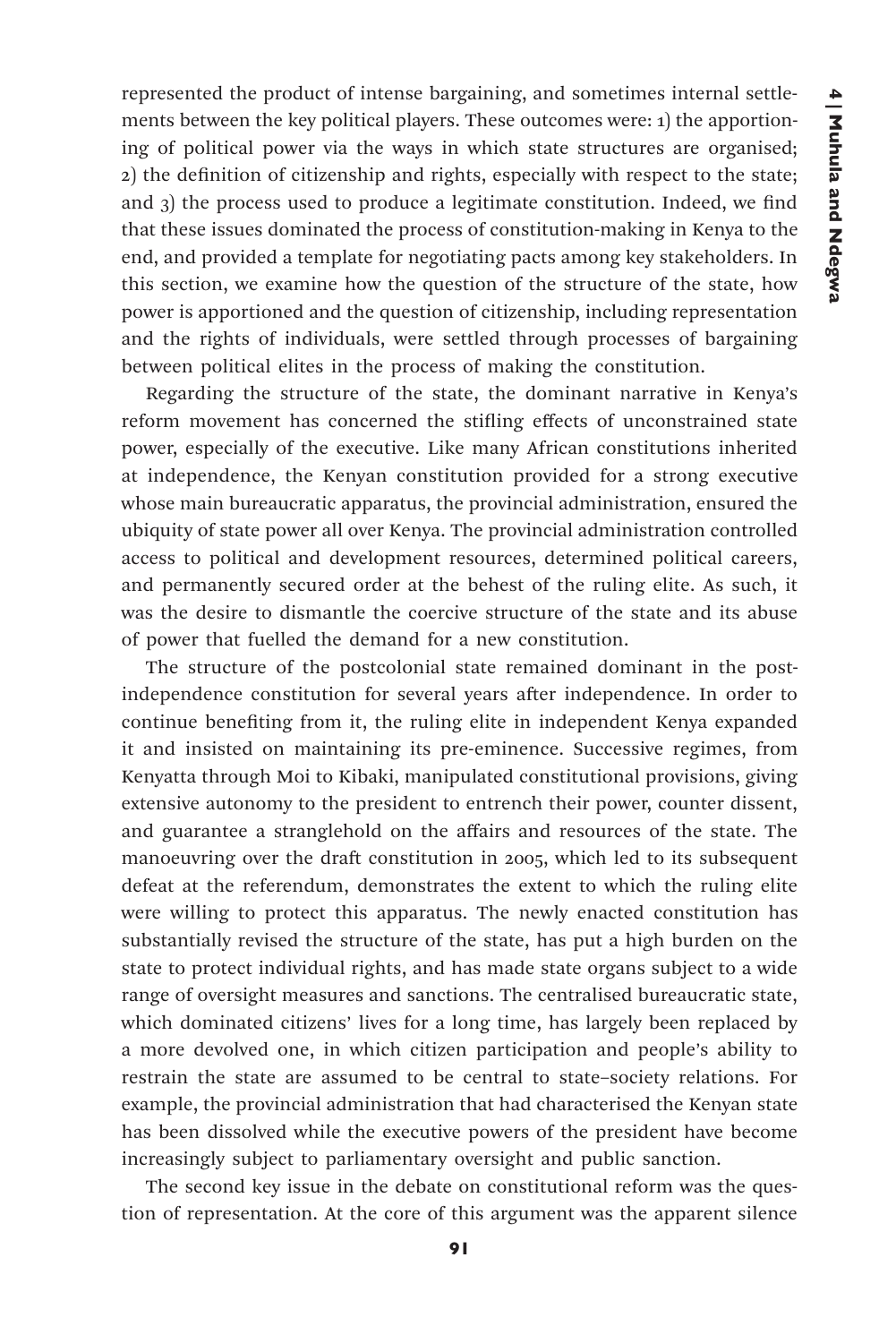represented the product of intense bargaining, and sometimes internal settlements between the key political players. These outcomes were: 1) the apportioning of political power via the ways in which state structures are organised; 2) the definition of citizenship and rights, especially with respect to the state; and 3) the process used to produce a legitimate constitution. Indeed, we find that these issues dominated the process of constitution-making in Kenya to the end, and provided a template for negotiating pacts among key stakeholders. In this section, we examine how the question of the structure of the state, how power is apportioned and the question of citizenship, including representation and the rights of individuals, were settled through processes of bargaining between political elites in the process of making the constitution.

Regarding the structure of the state, the dominant narrative in Kenya's reform movement has concerned the stifling effects of unconstrained state power, especially of the executive. Like many African constitutions inherited at independence, the Kenyan constitution provided for a strong executive whose main bureaucratic apparatus, the provincial administration, ensured the ubiquity of state power all over Kenya. The provincial administration controlled access to political and development resources, determined political careers, and permanently secured order at the behest of the ruling elite. As such, it was the desire to dismantle the coercive structure of the state and its abuse of power that fuelled the demand for a new constitution.

The structure of the postcolonial state remained dominant in the post-independence constitution for several years after independence. In order to continue benefiting from it, the ruling elite in independent Kenya expanded it and insisted on maintaining its pre-eminence. Successive regimes, from Kenyatta through Moi to Kibaki, manipulated constitutional provisions, giving extensive autonomy to the president to entrench their power, counter dissent, and guarantee a stranglehold on the affairs and resources of the state. The manoeuvring over the draft constitution in 2005, which led to its subsequent defeat at the referendum, demonstrates the extent to which the ruling elite were willing to protect this apparatus. The newly enacted constitution has substantially revised the structure of the state, has put a high burden on the state to protect individual rights, and has made state organs subject to a wide range of oversight measures and sanctions. The centralised bureaucratic state, which dominated citizens' lives for a long time, has largely been replaced by a more devolved one, in which citizen participation and people's ability to restrain the state are assumed to be central to state–society relations. For example, the provincial administration that had characterised the Kenyan state has been dissolved while the executive powers of the president have become increasingly subject to parliamentary oversight and public sanction.

The second key issue in the debate on constitutional reform was the question of representation. At the core of this argument was the apparent silence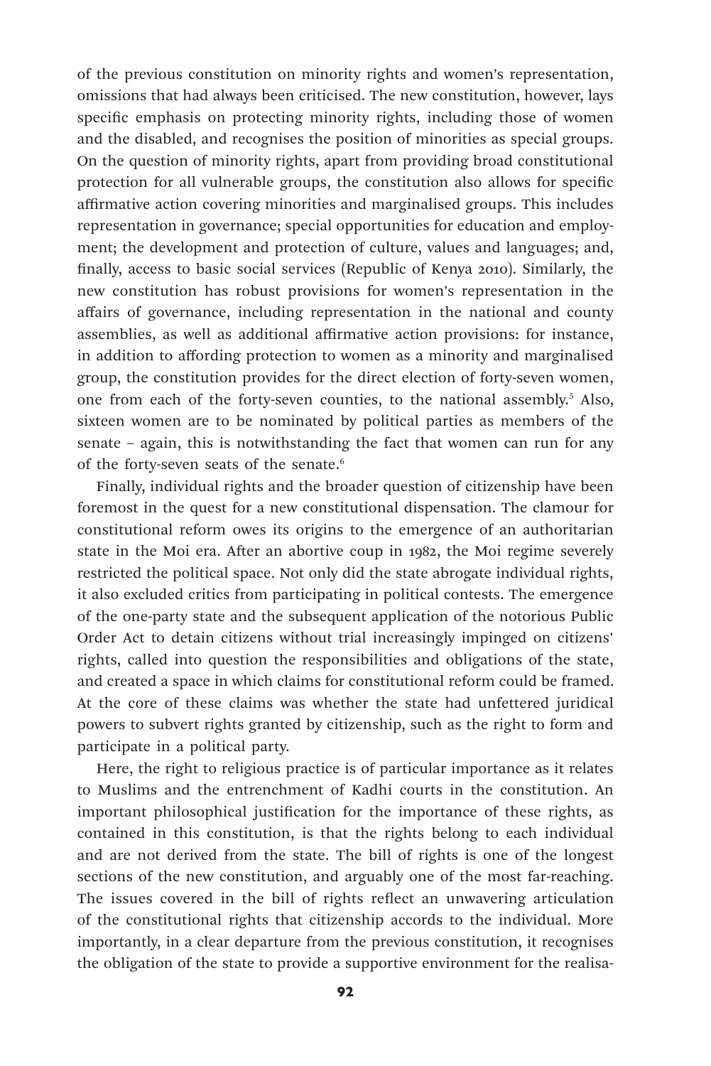of the previous constitution on minority rights and women's representation, omissions that had always been criticised. The new constitution, however, lays specific emphasis on protecting minority rights, including those of women and the disabled, and recognises the position of minorities as special groups. On the question of minority rights, apart from providing broad constitutional protection for all vulnerable groups, the constitution also allows for specific affirmative action covering minorities and marginalised groups. This includes representation in governance; special opportunities for education and employment; the development and protection of culture, values and languages; and, finally, access to basic social services (Republic of Kenya 2010). Similarly, the new constitution has robust provisions for women's representation in the affairs of governance, including representation in the national and county assemblies, as well as additional affirmative action provisions: for instance, in addition to affording protection to women as a minority and marginalised group, the constitution provides for the direct election of forty-seven women, one from each of the forty-seven counties, to the national assembly.[5] Also, sixteen women are to be nominated by political parties as members of the senate – again, this is notwithstanding the fact that women can run for any of the forty-seven seats of the senate.[6]

Finally, individual rights and the broader question of citizenship have been foremost in the quest for a new constitutional dispensation. The clamour for constitutional reform owes its origins to the emergence of an authoritarian state in the Moi era. After an abortive coup in 1982, the Moi regime severely restricted the political space. Not only did the state abrogate individual rights, it also excluded critics from participating in political contests. The emergence of the one-party state and the subsequent application of the notorious Public Order Act to detain citizens without trial increasingly impinged on citizens' rights, called into question the responsibilities and obligations of the state, and created a space in which claims for constitutional reform could be framed. At the core of these claims was whether the state had unfettered juridical powers to subvert rights granted by citizenship, such as the right to form and participate in a political party.

Here, the right to religious practice is of particular importance as it relates to Muslims and the entrenchment of Kadhi courts in the constitution. An important philosophical justification for the importance of these rights, as contained in this constitution, is that the rights belong to each individual and are not derived from the state. The bill of rights is one of the longest sections of the new constitution, and arguably one of the most far-reaching. The issues covered in the bill of rights reflect an unwavering articulation of the constitutional rights that citizenship accords to the individual. More importantly, in a clear departure from the previous constitution, it recognises the obligation of the state to provide a supportive environment for the realisa-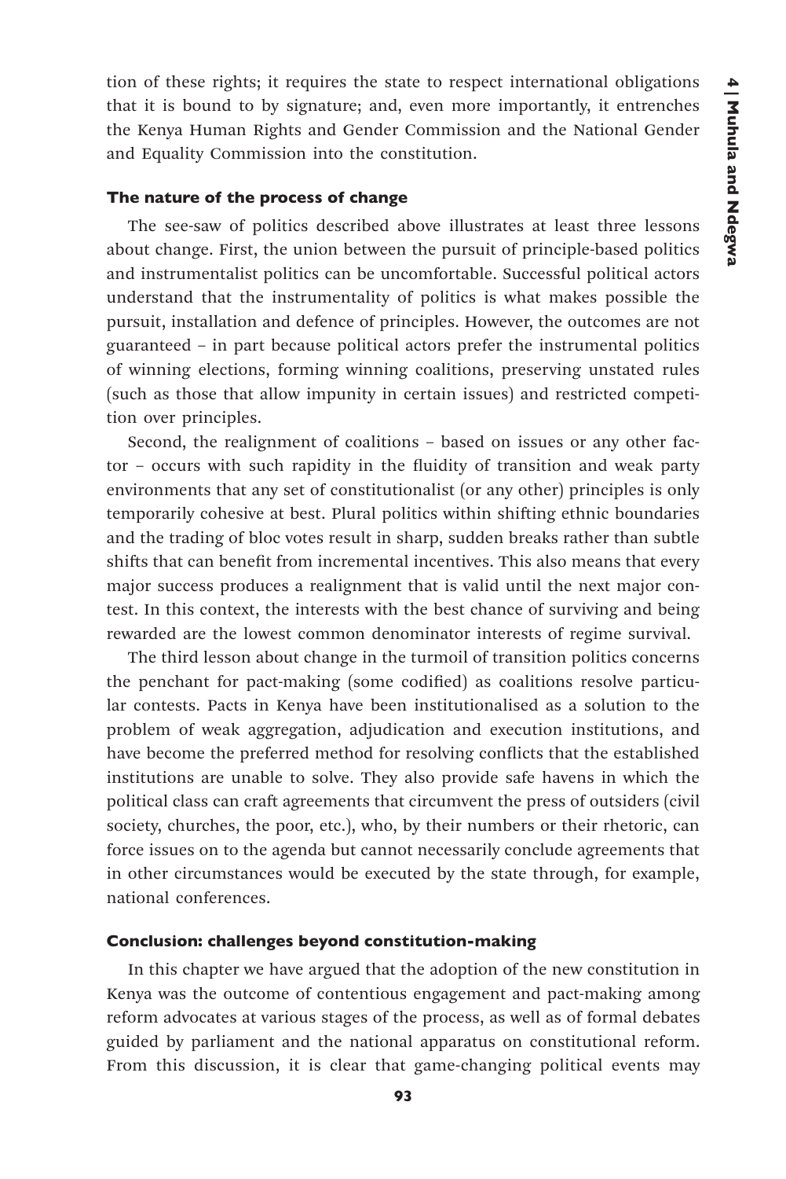tion of these rights; it requires the state to respect international obligations that it is bound to by signature; and, even more importantly, it entrenches the Kenya Human Rights and Gender Commission and the National Gender and Equality Commission into the constitution.

### The nature of the process of change

The see-saw of politics described above illustrates at least three lessons about change. First, the union between the pursuit of principle-based politics and instrumentalist politics can be uncomfortable. Successful political actors understand that the instrumentality of politics is what makes possible the pursuit, installation and defence of principles. However, the outcomes are not guaranteed – in part because political actors prefer the instrumental politics of winning elections, forming winning coalitions, preserving unstated rules (such as those that allow impunity in certain issues) and restricted competition over principles.

Second, the realignment of coalitions – based on issues or any other factor – occurs with such rapidity in the fluidity of transition and weak party environments that any set of constitutionalist (or any other) principles is only temporarily cohesive at best. Plural politics within shifting ethnic boundaries and the trading of bloc votes result in sharp, sudden breaks rather than subtle shifts that can benefit from incremental incentives. This also means that every major success produces a realignment that is valid until the next major contest. In this context, the interests with the best chance of surviving and being rewarded are the lowest common denominator interests of regime survival.

The third lesson about change in the turmoil of transition politics concerns the penchant for pact-making (some codified) as coalitions resolve particular contests. Pacts in Kenya have been institutionalised as a solution to the problem of weak aggregation, adjudication and execution institutions, and have become the preferred method for resolving conflicts that the established institutions are unable to solve. They also provide safe havens in which the political class can craft agreements that circumvent the press of outsiders (civil society, churches, the poor, etc.), who, by their numbers or their rhetoric, can force issues on to the agenda but cannot necessarily conclude agreements that in other circumstances would be executed by the state through, for example, national conferences.

### Conclusion: challenges beyond constitution-making

In this chapter we have argued that the adoption of the new constitution in Kenya was the outcome of contentious engagement and pact-making among reform advocates at various stages of the process, as well as of formal debates guided by parliament and the national apparatus on constitutional reform. From this discussion, it is clear that game-changing political events may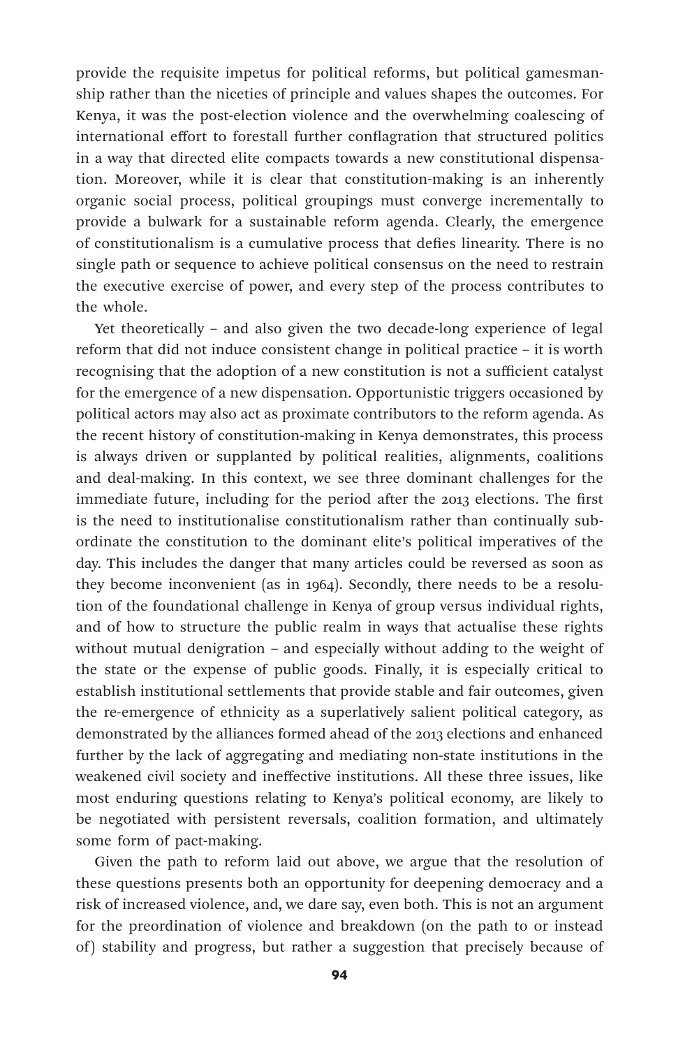provide the requisite impetus for political reforms, but political gamesmanship rather than the niceties of principle and values shapes the outcomes. For Kenya, it was the post-election violence and the overwhelming coalescing of international effort to forestall further conflagration that structured politics in a way that directed elite compacts towards a new constitutional dispensation. Moreover, while it is clear that constitution-making is an inherently organic social process, political groupings must converge incrementally to provide a bulwark for a sustainable reform agenda. Clearly, the emergence of constitutionalism is a cumulative process that defies linearity. There is no single path or sequence to achieve political consensus on the need to restrain the executive exercise of power, and every step of the process contributes to the whole.

Yet theoretically – and also given the two decade-long experience of legal reform that did not induce consistent change in political practice – it is worth recognising that the adoption of a new constitution is not a sufficient catalyst for the emergence of a new dispensation. Opportunistic triggers occasioned by political actors may also act as proximate contributors to the reform agenda. As the recent history of constitution-making in Kenya demonstrates, this process is always driven or supplanted by political realities, alignments, coalitions and deal-making. In this context, we see three dominant challenges for the immediate future, including for the period after the 2013 elections. The first is the need to institutionalise constitutionalism rather than continually subordinate the constitution to the dominant elite's political imperatives of the day. This includes the danger that many articles could be reversed as soon as they become inconvenient (as in 1964). Secondly, there needs to be a resolution of the foundational challenge in Kenya of group versus individual rights, and of how to structure the public realm in ways that actualise these rights without mutual denigration – and especially without adding to the weight of the state or the expense of public goods. Finally, it is especially critical to establish institutional settlements that provide stable and fair outcomes, given the re-emergence of ethnicity as a superlatively salient political category, as demonstrated by the alliances formed ahead of the 2013 elections and enhanced further by the lack of aggregating and mediating non-state institutions in the weakened civil society and ineffective institutions. All these three issues, like most enduring questions relating to Kenya's political economy, are likely to be negotiated with persistent reversals, coalition formation, and ultimately some form of pact-making.

Given the path to reform laid out above, we argue that the resolution of these questions presents both an opportunity for deepening democracy and a risk of increased violence, and, we dare say, even both. This is not an argument for the preordination of violence and breakdown (on the path to or instead of) stability and progress, but rather a suggestion that precisely because of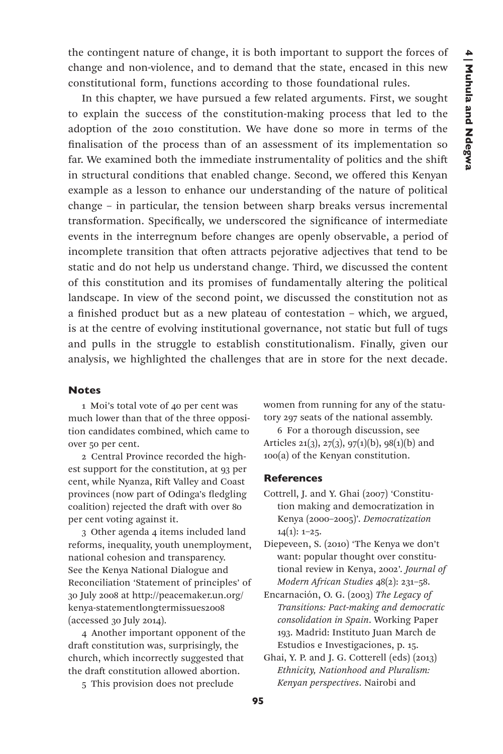the contingent nature of change, it is both important to support the forces of change and non-violence, and to demand that the state, encased in this new constitutional form, functions according to those foundational rules.

In this chapter, we have pursued a few related arguments. First, we sought to explain the success of the constitution-making process that led to the adoption of the 2010 constitution. We have done so more in terms of the finalisation of the process than of an assessment of its implementation so far. We examined both the immediate instrumentality of politics and the shift in structural conditions that enabled change. Second, we offered this Kenyan example as a lesson to enhance our understanding of the nature of political change – in particular, the tension between sharp breaks versus incremental transformation. Specifically, we underscored the significance of intermediate events in the interregnum before changes are openly observable, a period of incomplete transition that often attracts pejorative adjectives that tend to be static and do not help us understand change. Third, we discussed the content of this constitution and its promises of fundamentally altering the political landscape. In view of the second point, we discussed the constitution not as a finished product but as a new plateau of contestation – which, we argued, is at the centre of evolving institutional governance, not static but full of tugs and pulls in the struggle to establish constitutionalism. Finally, given our analysis, we highlighted the challenges that are in store for the next decade.

## Notes

1 Moi's total vote of 40 per cent was much lower than that of the three opposition candidates combined, which came to over 50 per cent.

2 Central Province recorded the highest support for the constitution, at 93 per cent, while Nyanza, Rift Valley and Coast provinces (now part of Odinga's fledgling coalition) rejected the draft with over 80 per cent voting against it.

3 Other agenda 4 items included land reforms, inequality, youth unemployment, national cohesion and transparency. See the Kenya National Dialogue and Reconciliation 'Statement of principles' of 30 July 2008 at http://peacemaker.un.org/kenya-statementlongtermissues2008 (accessed 30 July 2014).

4 Another important opponent of the draft constitution was, surprisingly, the church, which incorrectly suggested that the draft constitution allowed abortion.

5 This provision does not preclude women from running for any of the statutory 297 seats of the national assembly.

6 For a thorough discussion, see Articles 21(3), 27(3), 97(1)(b), 98(1)(b) and 100(a) of the Kenyan constitution.

## References

Cottrell, J. and Y. Ghai (2007) 'Constitution making and democratization in Kenya (2000–2005)'. *Democratization* 14(1): 1–25.

Diepeveen, S. (2010) 'The Kenya we don't want: popular thought over constitutional review in Kenya, 2002'. *Journal of Modern African Studies* 48(2): 231–58.

Encarnación, O. G. (2003) *The Legacy of Transitions: Pact-making and democratic consolidation in Spain*. Working Paper 193. Madrid: Instituto Juan March de Estudios e Investigaciones, p. 15.

Ghai, Y. P. and J. G. Cotterell (eds) (2013) *Ethnicity, Nationhood and Pluralism: Kenyan perspectives*. Nairobi and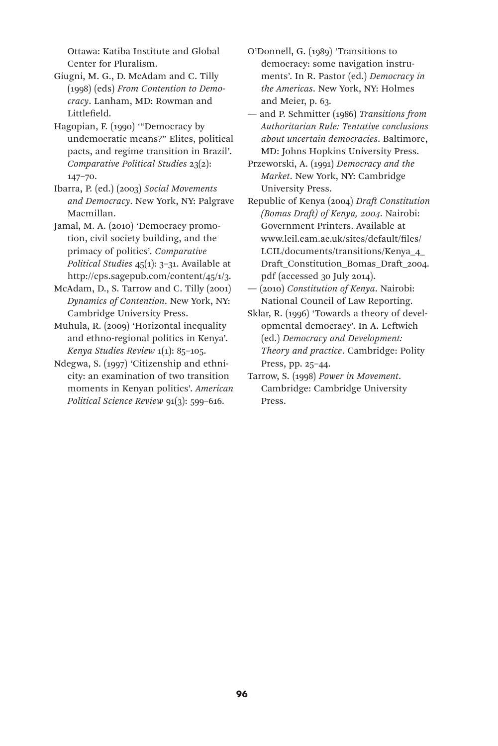Ottawa: Katiba Institute and Global Center for Pluralism.

Giugni, M. G., D. McAdam and C. Tilly (1998) (eds) *From Contention to Democracy*. Lanham, MD: Rowman and Littlefield.

Hagopian, F. (1990) '"Democracy by undemocratic means?" Elites, political pacts, and regime transition in Brazil'. *Comparative Political Studies* 23(2): 147–70.

Ibarra, P. (ed.) (2003) *Social Movements and Democracy*. New York, NY: Palgrave Macmillan.

Jamal, M. A. (2010) 'Democracy promotion, civil society building, and the primacy of politics'. *Comparative Political Studies* 45(1): 3–31. Available at http://cps.sagepub.com/content/45/1/3.

McAdam, D., S. Tarrow and C. Tilly (2001) *Dynamics of Contention*. New York, NY: Cambridge University Press.

Muhula, R. (2009) 'Horizontal inequality and ethno-regional politics in Kenya'. *Kenya Studies Review* 1(1): 85–105.

Ndegwa, S. (1997) 'Citizenship and ethnicity: an examination of two transition moments in Kenyan politics'. *American Political Science Review* 91(3): 599–616.

O'Donnell, G. (1989) 'Transitions to democracy: some navigation instruments'. In R. Pastor (ed.) *Democracy in the Americas*. New York, NY: Holmes and Meier, p. 63.

— and P. Schmitter (1986) *Transitions from Authoritarian Rule: Tentative conclusions about uncertain democracies*. Baltimore, MD: Johns Hopkins University Press.

Przeworski, A. (1991) *Democracy and the Market*. New York, NY: Cambridge University Press.

Republic of Kenya (2004) *Draft Constitution (Bomas Draft) of Kenya, 2004*. Nairobi: Government Printers. Available at www.lcil.cam.ac.uk/sites/default/files/LCIL/documents/transitions/Kenya_4_Draft_Constitution_Bomas_Draft_2004.pdf (accessed 30 July 2014).

— (2010) *Constitution of Kenya*. Nairobi: National Council of Law Reporting.

Sklar, R. (1996) 'Towards a theory of developmental democracy'. In A. Leftwich (ed.) *Democracy and Development: Theory and practice*. Cambridge: Polity Press, pp. 25–44.

Tarrow, S. (1998) *Power in Movement*. Cambridge: Cambridge University Press.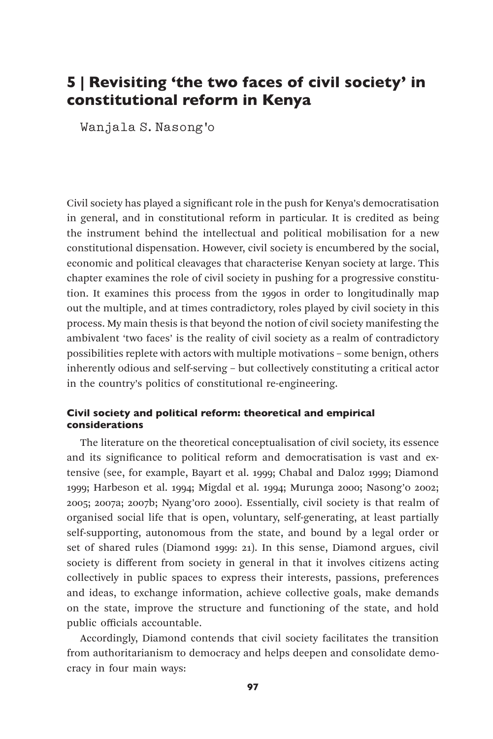# 5 | Revisiting 'the two faces of civil society' in constitutional reform in Kenya

Wanjala S. Nasong'o

Civil society has played a significant role in the push for Kenya's democratisation in general, and in constitutional reform in particular. It is credited as being the instrument behind the intellectual and political mobilisation for a new constitutional dispensation. However, civil society is encumbered by the social, economic and political cleavages that characterise Kenyan society at large. This chapter examines the role of civil society in pushing for a progressive constitution. It examines this process from the 1990s in order to longitudinally map out the multiple, and at times contradictory, roles played by civil society in this process. My main thesis is that beyond the notion of civil society manifesting the ambivalent 'two faces' is the reality of civil society as a realm of contradictory possibilities replete with actors with multiple motivations – some benign, others inherently odious and self-serving – but collectively constituting a critical actor in the country's politics of constitutional re-engineering.

### Civil society and political reform: theoretical and empirical considerations

The literature on the theoretical conceptualisation of civil society, its essence and its significance to political reform and democratisation is vast and extensive (see, for example, Bayart et al. 1999; Chabal and Daloz 1999; Diamond 1999; Harbeson et al. 1994; Migdal et al. 1994; Murunga 2000; Nasong'o 2002; 2005; 2007a; 2007b; Nyang'oro 2000). Essentially, civil society is that realm of organised social life that is open, voluntary, self-generating, at least partially self-supporting, autonomous from the state, and bound by a legal order or set of shared rules (Diamond 1999: 21). In this sense, Diamond argues, civil society is different from society in general in that it involves citizens acting collectively in public spaces to express their interests, passions, preferences and ideas, to exchange information, achieve collective goals, make demands on the state, improve the structure and functioning of the state, and hold public officials accountable.

Accordingly, Diamond contends that civil society facilitates the transition from authoritarianism to democracy and helps deepen and consolidate democracy in four main ways: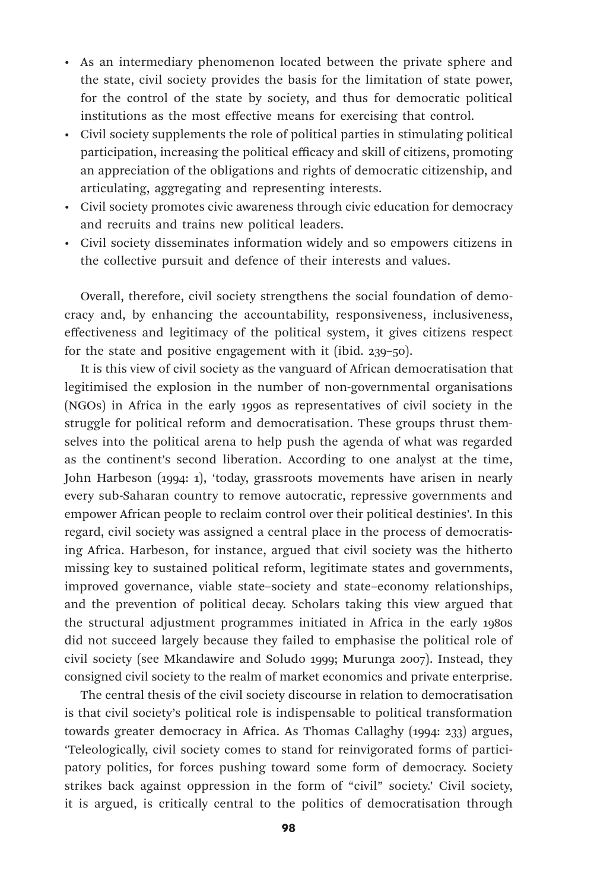- As an intermediary phenomenon located between the private sphere and the state, civil society provides the basis for the limitation of state power, for the control of the state by society, and thus for democratic political institutions as the most effective means for exercising that control.
- Civil society supplements the role of political parties in stimulating political participation, increasing the political efficacy and skill of citizens, promoting an appreciation of the obligations and rights of democratic citizenship, and articulating, aggregating and representing interests.
- Civil society promotes civic awareness through civic education for democracy and recruits and trains new political leaders.
- Civil society disseminates information widely and so empowers citizens in the collective pursuit and defence of their interests and values.

Overall, therefore, civil society strengthens the social foundation of democracy and, by enhancing the accountability, responsiveness, inclusiveness, effectiveness and legitimacy of the political system, it gives citizens respect for the state and positive engagement with it (ibid. 239–50).

It is this view of civil society as the vanguard of African democratisation that legitimised the explosion in the number of non-governmental organisations (NGOs) in Africa in the early 1990s as representatives of civil society in the struggle for political reform and democratisation. These groups thrust themselves into the political arena to help push the agenda of what was regarded as the continent's second liberation. According to one analyst at the time, John Harbeson (1994: 1), 'today, grassroots movements have arisen in nearly every sub-Saharan country to remove autocratic, repressive governments and empower African people to reclaim control over their political destinies'. In this regard, civil society was assigned a central place in the process of democratising Africa. Harbeson, for instance, argued that civil society was the hitherto missing key to sustained political reform, legitimate states and governments, improved governance, viable state–society and state–economy relationships, and the prevention of political decay. Scholars taking this view argued that the structural adjustment programmes initiated in Africa in the early 1980s did not succeed largely because they failed to emphasise the political role of civil society (see Mkandawire and Soludo 1999; Murunga 2007). Instead, they consigned civil society to the realm of market economics and private enterprise.

The central thesis of the civil society discourse in relation to democratisation is that civil society's political role is indispensable to political transformation towards greater democracy in Africa. As Thomas Callaghy (1994: 233) argues, 'Teleologically, civil society comes to stand for reinvigorated forms of participatory politics, for forces pushing toward some form of democracy. Society strikes back against oppression in the form of "civil" society.' Civil society, it is argued, is critically central to the politics of democratisation through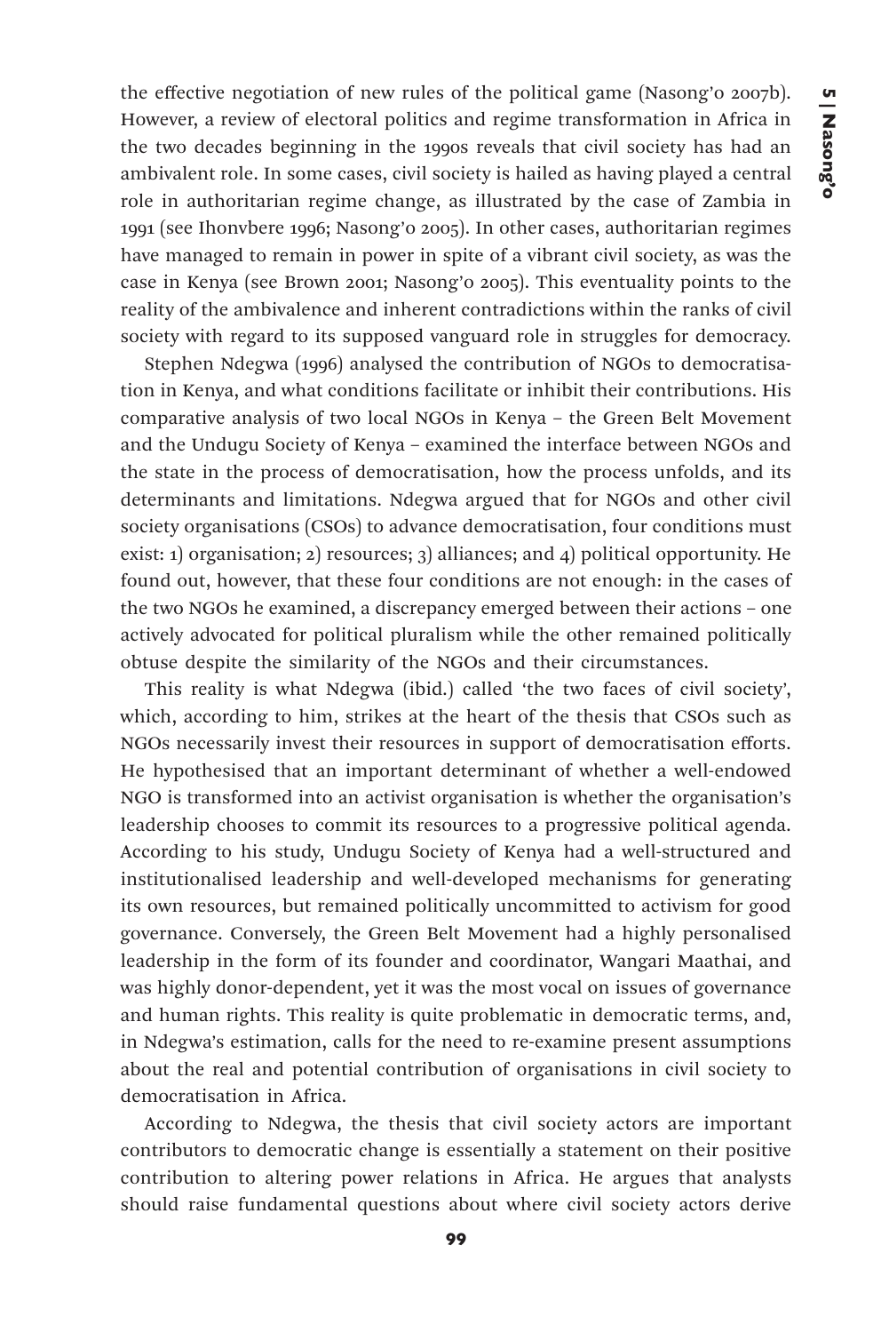the effective negotiation of new rules of the political game (Nasong'o 2007b). However, a review of electoral politics and regime transformation in Africa in the two decades beginning in the 1990s reveals that civil society has had an ambivalent role. In some cases, civil society is hailed as having played a central role in authoritarian regime change, as illustrated by the case of Zambia in 1991 (see Ihonvbere 1996; Nasong'o 2005). In other cases, authoritarian regimes have managed to remain in power in spite of a vibrant civil society, as was the case in Kenya (see Brown 2001; Nasong'o 2005). This eventuality points to the reality of the ambivalence and inherent contradictions within the ranks of civil society with regard to its supposed vanguard role in struggles for democracy.

Stephen Ndegwa (1996) analysed the contribution of NGOs to democratisation in Kenya, and what conditions facilitate or inhibit their contributions. His comparative analysis of two local NGOs in Kenya – the Green Belt Movement and the Undugu Society of Kenya – examined the interface between NGOs and the state in the process of democratisation, how the process unfolds, and its determinants and limitations. Ndegwa argued that for NGOs and other civil society organisations (CSOs) to advance democratisation, four conditions must exist: 1) organisation; 2) resources; 3) alliances; and 4) political opportunity. He found out, however, that these four conditions are not enough: in the cases of the two NGOs he examined, a discrepancy emerged between their actions – one actively advocated for political pluralism while the other remained politically obtuse despite the similarity of the NGOs and their circumstances.

This reality is what Ndegwa (ibid.) called 'the two faces of civil society', which, according to him, strikes at the heart of the thesis that CSOs such as NGOs necessarily invest their resources in support of democratisation efforts. He hypothesised that an important determinant of whether a well-endowed NGO is transformed into an activist organisation is whether the organisation's leadership chooses to commit its resources to a progressive political agenda. According to his study, Undugu Society of Kenya had a well-structured and institutionalised leadership and well-developed mechanisms for generating its own resources, but remained politically uncommitted to activism for good governance. Conversely, the Green Belt Movement had a highly personalised leadership in the form of its founder and coordinator, Wangari Maathai, and was highly donor-dependent, yet it was the most vocal on issues of governance and human rights. This reality is quite problematic in democratic terms, and, in Ndegwa's estimation, calls for the need to re-examine present assumptions about the real and potential contribution of organisations in civil society to democratisation in Africa.

According to Ndegwa, the thesis that civil society actors are important contributors to democratic change is essentially a statement on their positive contribution to altering power relations in Africa. He argues that analysts should raise fundamental questions about where civil society actors derive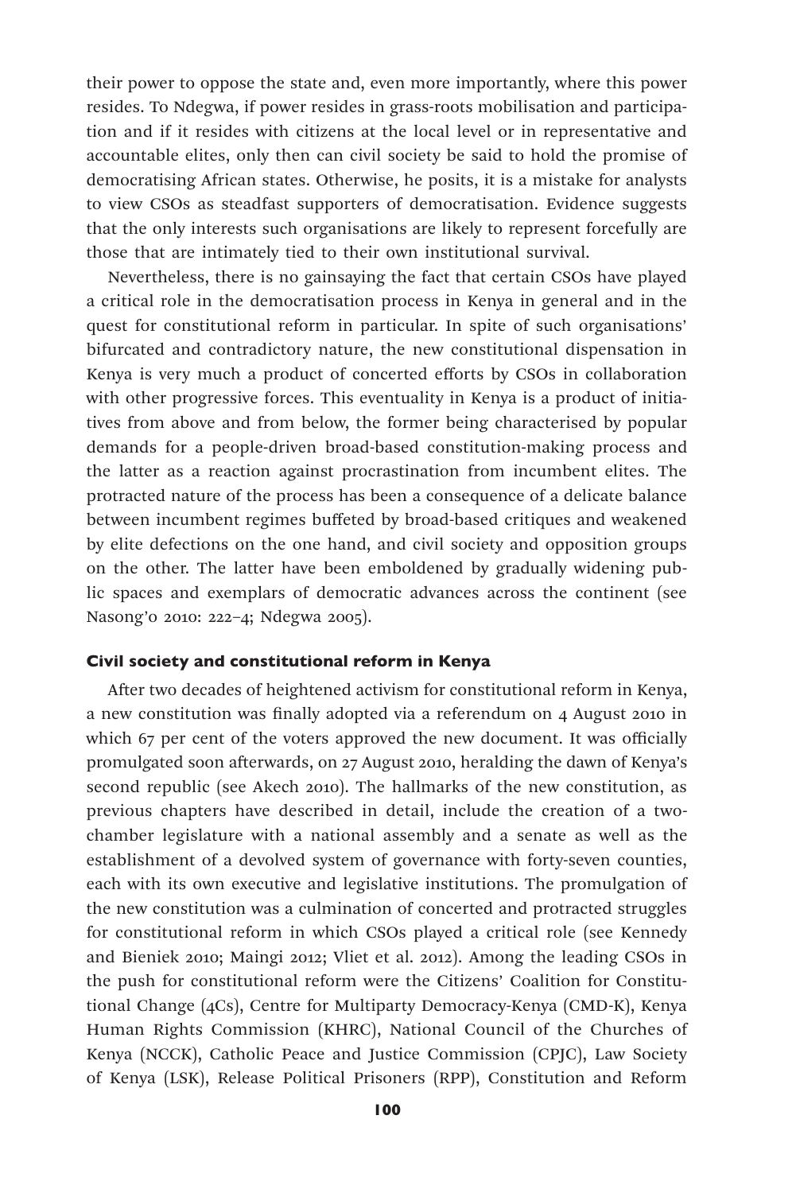their power to oppose the state and, even more importantly, where this power resides. To Ndegwa, if power resides in grass-roots mobilisation and participation and if it resides with citizens at the local level or in representative and accountable elites, only then can civil society be said to hold the promise of democratising African states. Otherwise, he posits, it is a mistake for analysts to view CSOs as steadfast supporters of democratisation. Evidence suggests that the only interests such organisations are likely to represent forcefully are those that are intimately tied to their own institutional survival.

Nevertheless, there is no gainsaying the fact that certain CSOs have played a critical role in the democratisation process in Kenya in general and in the quest for constitutional reform in particular. In spite of such organisations' bifurcated and contradictory nature, the new constitutional dispensation in Kenya is very much a product of concerted efforts by CSOs in collaboration with other progressive forces. This eventuality in Kenya is a product of initiatives from above and from below, the former being characterised by popular demands for a people-driven broad-based constitution-making process and the latter as a reaction against procrastination from incumbent elites. The protracted nature of the process has been a consequence of a delicate balance between incumbent regimes buffeted by broad-based critiques and weakened by elite defections on the one hand, and civil society and opposition groups on the other. The latter have been emboldened by gradually widening public spaces and exemplars of democratic advances across the continent (see Nasong'o 2010: 222–4; Ndegwa 2005).

### Civil society and constitutional reform in Kenya

After two decades of heightened activism for constitutional reform in Kenya, a new constitution was finally adopted via a referendum on 4 August 2010 in which 67 per cent of the voters approved the new document. It was officially promulgated soon afterwards, on 27 August 2010, heralding the dawn of Kenya's second republic (see Akech 2010). The hallmarks of the new constitution, as previous chapters have described in detail, include the creation of a two-chamber legislature with a national assembly and a senate as well as the establishment of a devolved system of governance with forty-seven counties, each with its own executive and legislative institutions. The promulgation of the new constitution was a culmination of concerted and protracted struggles for constitutional reform in which CSOs played a critical role (see Kennedy and Bieniek 2010; Maingi 2012; Vliet et al. 2012). Among the leading CSOs in the push for constitutional reform were the Citizens' Coalition for Constitutional Change (4Cs), Centre for Multiparty Democracy-Kenya (CMD-K), Kenya Human Rights Commission (KHRC), National Council of the Churches of Kenya (NCCK), Catholic Peace and Justice Commission (CPJC), Law Society of Kenya (LSK), Release Political Prisoners (RPP), Constitution and Reform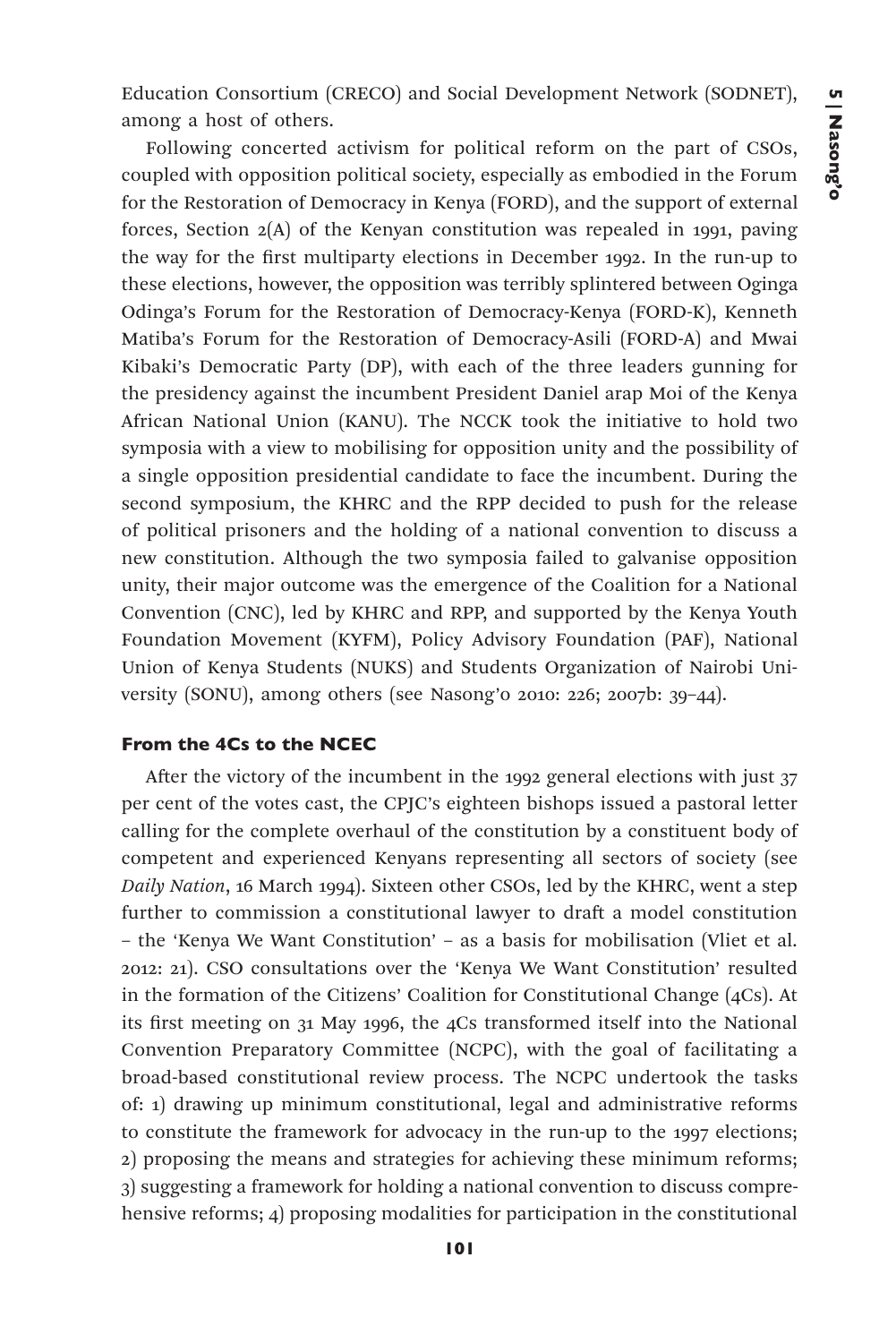Education Consortium (CRECO) and Social Development Network (SODNET), among a host of others.

Following concerted activism for political reform on the part of CSOs, coupled with opposition political society, especially as embodied in the Forum for the Restoration of Democracy in Kenya (FORD), and the support of external forces, Section 2(A) of the Kenyan constitution was repealed in 1991, paving the way for the first multiparty elections in December 1992. In the run-up to these elections, however, the opposition was terribly splintered between Oginga Odinga's Forum for the Restoration of Democracy-Kenya (FORD-K), Kenneth Matiba's Forum for the Restoration of Democracy-Asili (FORD-A) and Mwai Kibaki's Democratic Party (DP), with each of the three leaders gunning for the presidency against the incumbent President Daniel arap Moi of the Kenya African National Union (KANU). The NCCK took the initiative to hold two symposia with a view to mobilising for opposition unity and the possibility of a single opposition presidential candidate to face the incumbent. During the second symposium, the KHRC and the RPP decided to push for the release of political prisoners and the holding of a national convention to discuss a new constitution. Although the two symposia failed to galvanise opposition unity, their major outcome was the emergence of the Coalition for a National Convention (CNC), led by KHRC and RPP, and supported by the Kenya Youth Foundation Movement (KYFM), Policy Advisory Foundation (PAF), National Union of Kenya Students (NUKS) and Students Organization of Nairobi University (SONU), among others (see Nasong'o 2010: 226; 2007b: 39–44).

#### From the 4Cs to the NCEC

After the victory of the incumbent in the 1992 general elections with just 37 per cent of the votes cast, the CPJC's eighteen bishops issued a pastoral letter calling for the complete overhaul of the constitution by a constituent body of competent and experienced Kenyans representing all sectors of society (see *Daily Nation*, 16 March 1994). Sixteen other CSOs, led by the KHRC, went a step further to commission a constitutional lawyer to draft a model constitution – the 'Kenya We Want Constitution' – as a basis for mobilisation (Vliet et al. 2012: 21). CSO consultations over the 'Kenya We Want Constitution' resulted in the formation of the Citizens' Coalition for Constitutional Change (4Cs). At its first meeting on 31 May 1996, the 4Cs transformed itself into the National Convention Preparatory Committee (NCPC), with the goal of facilitating a broad-based constitutional review process. The NCPC undertook the tasks of: 1) drawing up minimum constitutional, legal and administrative reforms to constitute the framework for advocacy in the run-up to the 1997 elections; 2) proposing the means and strategies for achieving these minimum reforms; 3) suggesting a framework for holding a national convention to discuss comprehensive reforms; 4) proposing modalities for participation in the constitutional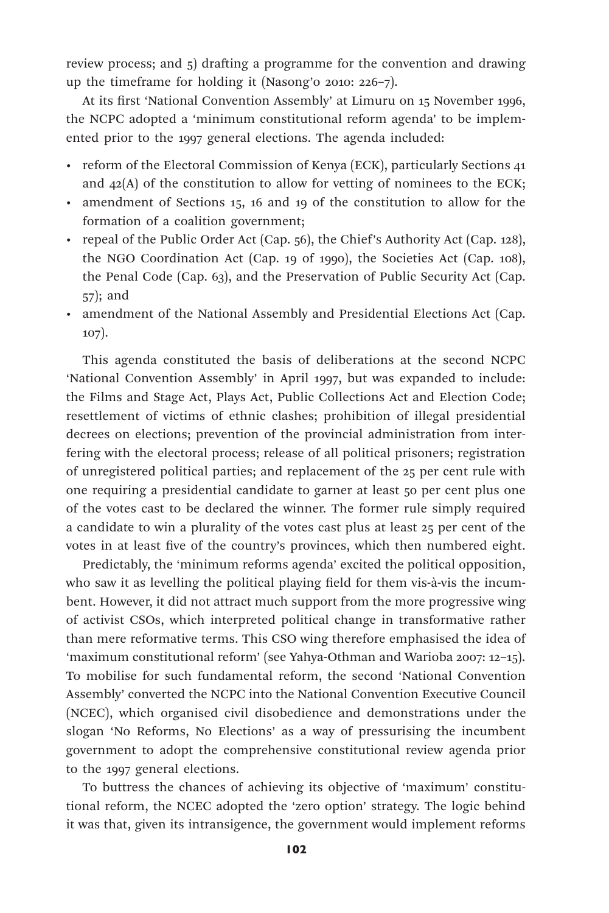review process; and 5) drafting a programme for the convention and drawing up the timeframe for holding it (Nasong'o 2010: 226–7).

At its first 'National Convention Assembly' at Limuru on 15 November 1996, the NCPC adopted a 'minimum constitutional reform agenda' to be implemented prior to the 1997 general elections. The agenda included:

- reform of the Electoral Commission of Kenya (ECK), particularly Sections 41 and 42(A) of the constitution to allow for vetting of nominees to the ECK;
- amendment of Sections 15, 16 and 19 of the constitution to allow for the formation of a coalition government;
- repeal of the Public Order Act (Cap. 56), the Chief's Authority Act (Cap. 128), the NGO Coordination Act (Cap. 19 of 1990), the Societies Act (Cap. 108), the Penal Code (Cap. 63), and the Preservation of Public Security Act (Cap. 57); and
- amendment of the National Assembly and Presidential Elections Act (Cap. 107).

This agenda constituted the basis of deliberations at the second NCPC 'National Convention Assembly' in April 1997, but was expanded to include: the Films and Stage Act, Plays Act, Public Collections Act and Election Code; resettlement of victims of ethnic clashes; prohibition of illegal presidential decrees on elections; prevention of the provincial administration from interfering with the electoral process; release of all political prisoners; registration of unregistered political parties; and replacement of the 25 per cent rule with one requiring a presidential candidate to garner at least 50 per cent plus one of the votes cast to be declared the winner. The former rule simply required a candidate to win a plurality of the votes cast plus at least 25 per cent of the votes in at least five of the country's provinces, which then numbered eight.

Predictably, the 'minimum reforms agenda' excited the political opposition, who saw it as levelling the political playing field for them vis-à-vis the incumbent. However, it did not attract much support from the more progressive wing of activist CSOs, which interpreted political change in transformative rather than mere reformative terms. This CSO wing therefore emphasised the idea of 'maximum constitutional reform' (see Yahya-Othman and Warioba 2007: 12–15). To mobilise for such fundamental reform, the second 'National Convention Assembly' converted the NCPC into the National Convention Executive Council (NCEC), which organised civil disobedience and demonstrations under the slogan 'No Reforms, No Elections' as a way of pressurising the incumbent government to adopt the comprehensive constitutional review agenda prior to the 1997 general elections.

To buttress the chances of achieving its objective of 'maximum' constitutional reform, the NCEC adopted the 'zero option' strategy. The logic behind it was that, given its intransigence, the government would implement reforms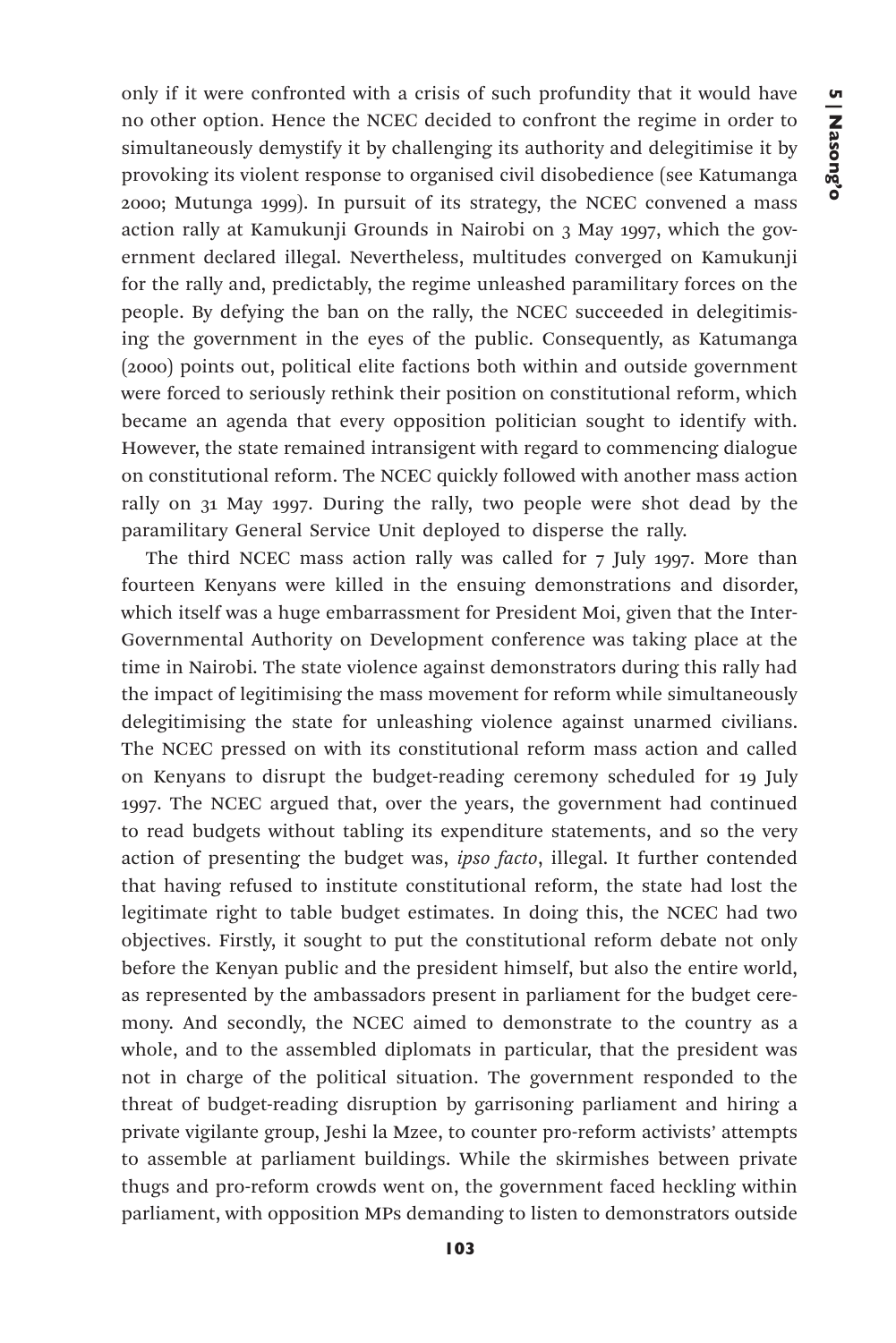only if it were confronted with a crisis of such profundity that it would have no other option. Hence the NCEC decided to confront the regime in order to simultaneously demystify it by challenging its authority and delegitimise it by provoking its violent response to organised civil disobedience (see Katumanga 2000; Mutunga 1999). In pursuit of its strategy, the NCEC convened a mass action rally at Kamukunji Grounds in Nairobi on 3 May 1997, which the government declared illegal. Nevertheless, multitudes converged on Kamukunji for the rally and, predictably, the regime unleashed paramilitary forces on the people. By defying the ban on the rally, the NCEC succeeded in delegitimising the government in the eyes of the public. Consequently, as Katumanga (2000) points out, political elite factions both within and outside government were forced to seriously rethink their position on constitutional reform, which became an agenda that every opposition politician sought to identify with. However, the state remained intransigent with regard to commencing dialogue on constitutional reform. The NCEC quickly followed with another mass action rally on 31 May 1997. During the rally, two people were shot dead by the paramilitary General Service Unit deployed to disperse the rally.

The third NCEC mass action rally was called for 7 July 1997. More than fourteen Kenyans were killed in the ensuing demonstrations and disorder, which itself was a huge embarrassment for President Moi, given that the Inter-Governmental Authority on Development conference was taking place at the time in Nairobi. The state violence against demonstrators during this rally had the impact of legitimising the mass movement for reform while simultaneously delegitimising the state for unleashing violence against unarmed civilians. The NCEC pressed on with its constitutional reform mass action and called on Kenyans to disrupt the budget-reading ceremony scheduled for 19 July 1997. The NCEC argued that, over the years, the government had continued to read budgets without tabling its expenditure statements, and so the very action of presenting the budget was, *ipso facto*, illegal. It further contended that having refused to institute constitutional reform, the state had lost the legitimate right to table budget estimates. In doing this, the NCEC had two objectives. Firstly, it sought to put the constitutional reform debate not only before the Kenyan public and the president himself, but also the entire world, as represented by the ambassadors present in parliament for the budget ceremony. And secondly, the NCEC aimed to demonstrate to the country as a whole, and to the assembled diplomats in particular, that the president was not in charge of the political situation. The government responded to the threat of budget-reading disruption by garrisoning parliament and hiring a private vigilante group, Jeshi la Mzee, to counter pro-reform activists' attempts to assemble at parliament buildings. While the skirmishes between private thugs and pro-reform crowds went on, the government faced heckling within parliament, with opposition MPs demanding to listen to demonstrators outside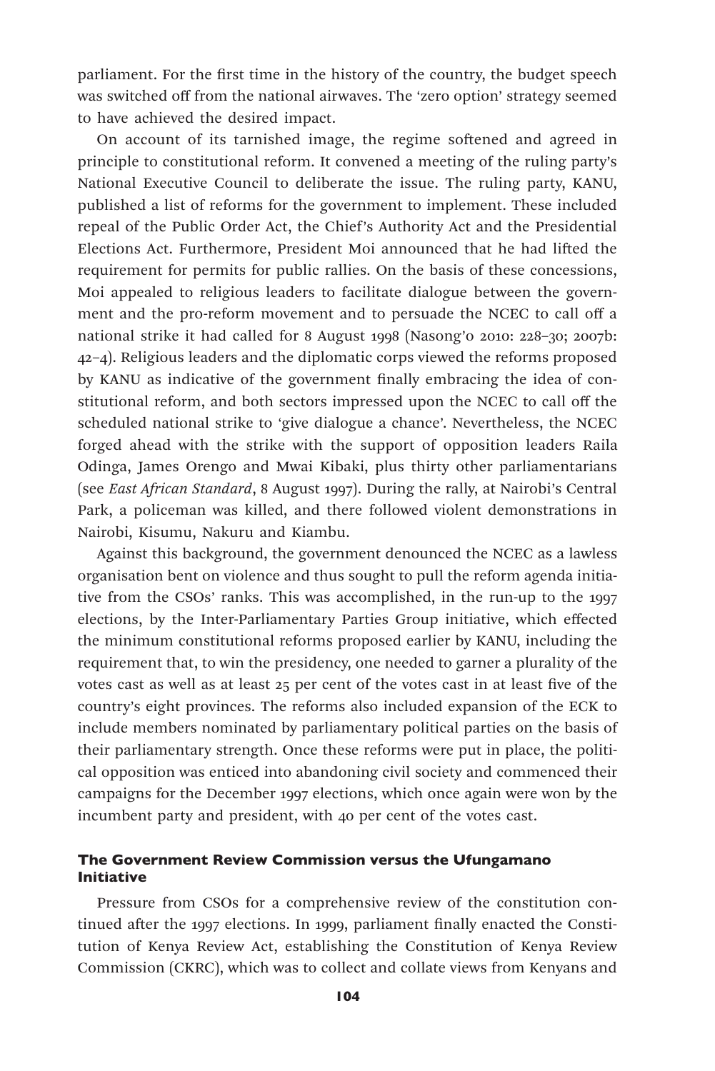parliament. For the first time in the history of the country, the budget speech was switched off from the national airwaves. The 'zero option' strategy seemed to have achieved the desired impact.

On account of its tarnished image, the regime softened and agreed in principle to constitutional reform. It convened a meeting of the ruling party's National Executive Council to deliberate the issue. The ruling party, KANU, published a list of reforms for the government to implement. These included repeal of the Public Order Act, the Chief's Authority Act and the Presidential Elections Act. Furthermore, President Moi announced that he had lifted the requirement for permits for public rallies. On the basis of these concessions, Moi appealed to religious leaders to facilitate dialogue between the government and the pro-reform movement and to persuade the NCEC to call off a national strike it had called for 8 August 1998 (Nasong'o 2010: 228–30; 2007b: 42–4). Religious leaders and the diplomatic corps viewed the reforms proposed by KANU as indicative of the government finally embracing the idea of constitutional reform, and both sectors impressed upon the NCEC to call off the scheduled national strike to 'give dialogue a chance'. Nevertheless, the NCEC forged ahead with the strike with the support of opposition leaders Raila Odinga, James Orengo and Mwai Kibaki, plus thirty other parliamentarians (see *East African Standard*, 8 August 1997). During the rally, at Nairobi's Central Park, a policeman was killed, and there followed violent demonstrations in Nairobi, Kisumu, Nakuru and Kiambu.

Against this background, the government denounced the NCEC as a lawless organisation bent on violence and thus sought to pull the reform agenda initiative from the CSOs' ranks. This was accomplished, in the run-up to the 1997 elections, by the Inter-Parliamentary Parties Group initiative, which effected the minimum constitutional reforms proposed earlier by KANU, including the requirement that, to win the presidency, one needed to garner a plurality of the votes cast as well as at least 25 per cent of the votes cast in at least five of the country's eight provinces. The reforms also included expansion of the ECK to include members nominated by parliamentary political parties on the basis of their parliamentary strength. Once these reforms were put in place, the political opposition was enticed into abandoning civil society and commenced their campaigns for the December 1997 elections, which once again were won by the incumbent party and president, with 40 per cent of the votes cast.

### The Government Review Commission versus the Ufungamano Initiative

Pressure from CSOs for a comprehensive review of the constitution continued after the 1997 elections. In 1999, parliament finally enacted the Constitution of Kenya Review Act, establishing the Constitution of Kenya Review Commission (CKRC), which was to collect and collate views from Kenyans and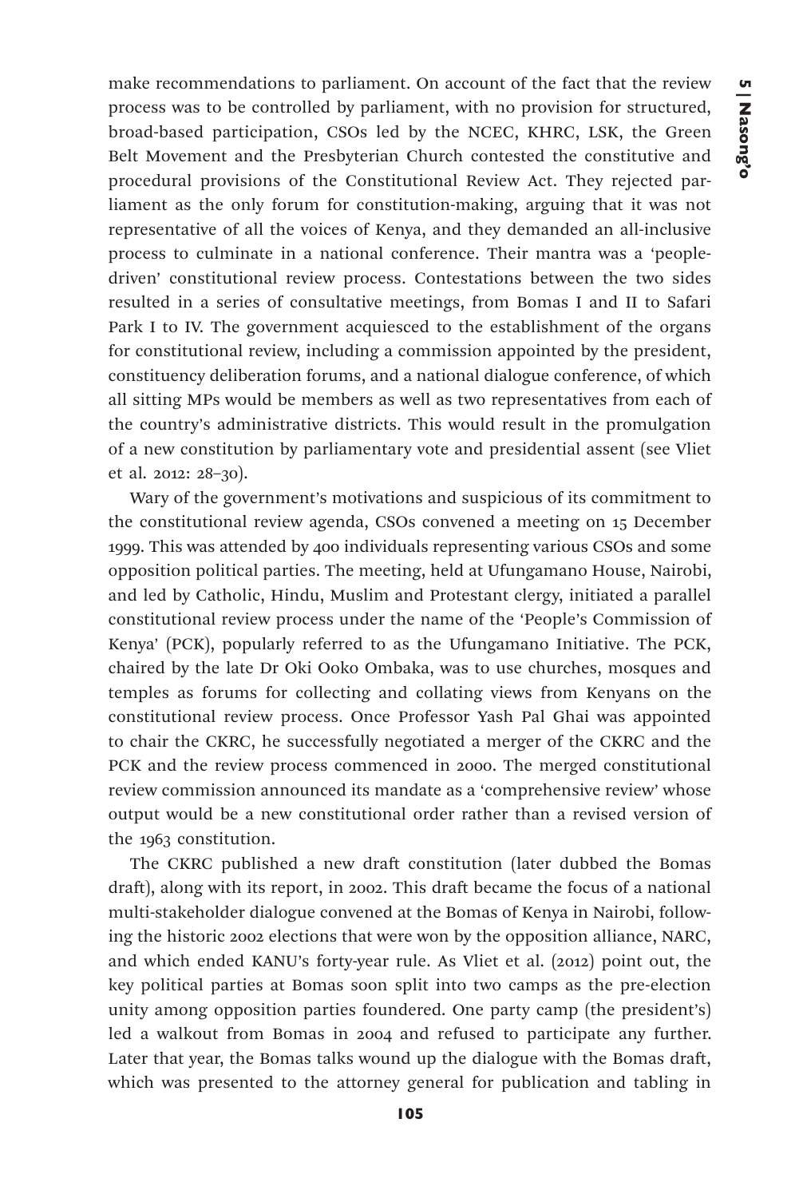make recommendations to parliament. On account of the fact that the review process was to be controlled by parliament, with no provision for structured, broad-based participation, CSOs led by the NCEC, KHRC, LSK, the Green Belt Movement and the Presbyterian Church contested the constitutive and procedural provisions of the Constitutional Review Act. They rejected parliament as the only forum for constitution-making, arguing that it was not representative of all the voices of Kenya, and they demanded an all-inclusive process to culminate in a national conference. Their mantra was a 'people-driven' constitutional review process. Contestations between the two sides resulted in a series of consultative meetings, from Bomas I and II to Safari Park I to IV. The government acquiesced to the establishment of the organs for constitutional review, including a commission appointed by the president, constituency deliberation forums, and a national dialogue conference, of which all sitting MPs would be members as well as two representatives from each of the country's administrative districts. This would result in the promulgation of a new constitution by parliamentary vote and presidential assent (see Vliet et al. 2012: 28–30).

Wary of the government's motivations and suspicious of its commitment to the constitutional review agenda, CSOs convened a meeting on 15 December 1999. This was attended by 400 individuals representing various CSOs and some opposition political parties. The meeting, held at Ufungamano House, Nairobi, and led by Catholic, Hindu, Muslim and Protestant clergy, initiated a parallel constitutional review process under the name of the 'People's Commission of Kenya' (PCK), popularly referred to as the Ufungamano Initiative. The PCK, chaired by the late Dr Oki Ooko Ombaka, was to use churches, mosques and temples as forums for collecting and collating views from Kenyans on the constitutional review process. Once Professor Yash Pal Ghai was appointed to chair the CKRC, he successfully negotiated a merger of the CKRC and the PCK and the review process commenced in 2000. The merged constitutional review commission announced its mandate as a 'comprehensive review' whose output would be a new constitutional order rather than a revised version of the 1963 constitution.

The CKRC published a new draft constitution (later dubbed the Bomas draft), along with its report, in 2002. This draft became the focus of a national multi-stakeholder dialogue convened at the Bomas of Kenya in Nairobi, following the historic 2002 elections that were won by the opposition alliance, NARC, and which ended KANU's forty-year rule. As Vliet et al. (2012) point out, the key political parties at Bomas soon split into two camps as the pre-election unity among opposition parties foundered. One party camp (the president's) led a walkout from Bomas in 2004 and refused to participate any further. Later that year, the Bomas talks wound up the dialogue with the Bomas draft, which was presented to the attorney general for publication and tabling in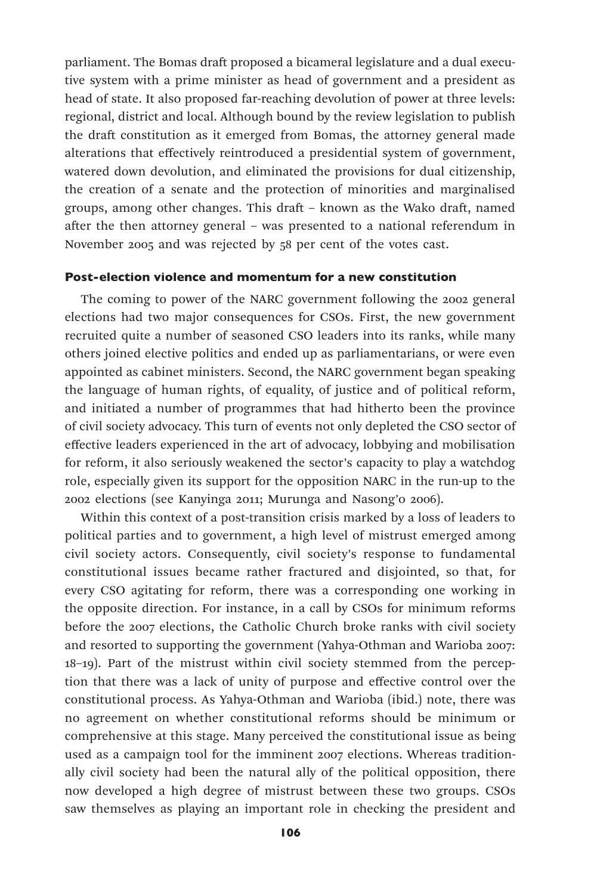parliament. The Bomas draft proposed a bicameral legislature and a dual executive system with a prime minister as head of government and a president as head of state. It also proposed far-reaching devolution of power at three levels: regional, district and local. Although bound by the review legislation to publish the draft constitution as it emerged from Bomas, the attorney general made alterations that effectively reintroduced a presidential system of government, watered down devolution, and eliminated the provisions for dual citizenship, the creation of a senate and the protection of minorities and marginalised groups, among other changes. This draft – known as the Wako draft, named after the then attorney general – was presented to a national referendum in November 2005 and was rejected by 58 per cent of the votes cast.

### Post-election violence and momentum for a new constitution

The coming to power of the NARC government following the 2002 general elections had two major consequences for CSOs. First, the new government recruited quite a number of seasoned CSO leaders into its ranks, while many others joined elective politics and ended up as parliamentarians, or were even appointed as cabinet ministers. Second, the NARC government began speaking the language of human rights, of equality, of justice and of political reform, and initiated a number of programmes that had hitherto been the province of civil society advocacy. This turn of events not only depleted the CSO sector of effective leaders experienced in the art of advocacy, lobbying and mobilisation for reform, it also seriously weakened the sector's capacity to play a watchdog role, especially given its support for the opposition NARC in the run-up to the 2002 elections (see Kanyinga 2011; Murunga and Nasong'o 2006).

Within this context of a post-transition crisis marked by a loss of leaders to political parties and to government, a high level of mistrust emerged among civil society actors. Consequently, civil society's response to fundamental constitutional issues became rather fractured and disjointed, so that, for every CSO agitating for reform, there was a corresponding one working in the opposite direction. For instance, in a call by CSOs for minimum reforms before the 2007 elections, the Catholic Church broke ranks with civil society and resorted to supporting the government (Yahya-Othman and Warioba 2007: 18–19). Part of the mistrust within civil society stemmed from the perception that there was a lack of unity of purpose and effective control over the constitutional process. As Yahya-Othman and Warioba (ibid.) note, there was no agreement on whether constitutional reforms should be minimum or comprehensive at this stage. Many perceived the constitutional issue as being used as a campaign tool for the imminent 2007 elections. Whereas traditionally civil society had been the natural ally of the political opposition, there now developed a high degree of mistrust between these two groups. CSOs saw themselves as playing an important role in checking the president and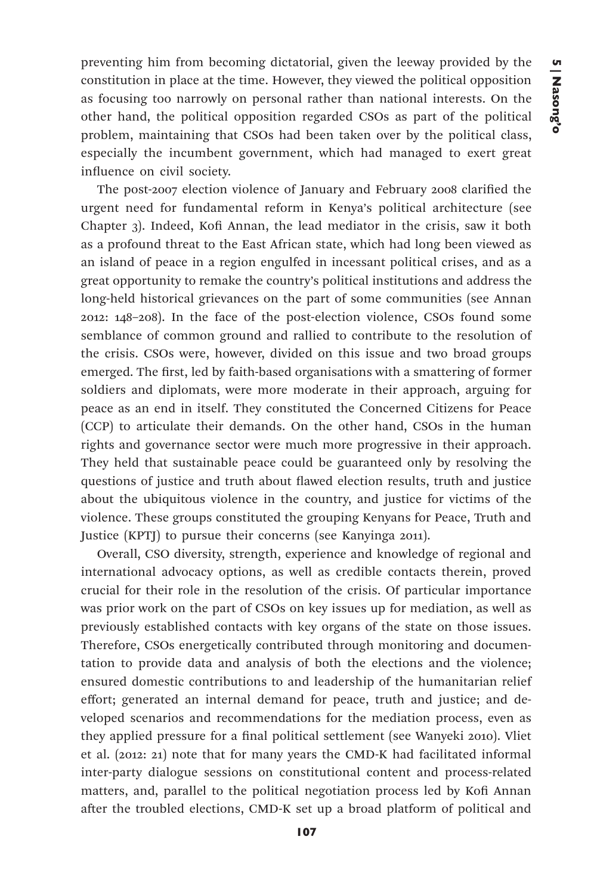preventing him from becoming dictatorial, given the leeway provided by the constitution in place at the time. However, they viewed the political opposition as focusing too narrowly on personal rather than national interests. On the other hand, the political opposition regarded CSOs as part of the political problem, maintaining that CSOs had been taken over by the political class, especially the incumbent government, which had managed to exert great influence on civil society.

The post-2007 election violence of January and February 2008 clarified the urgent need for fundamental reform in Kenya's political architecture (see Chapter 3). Indeed, Kofi Annan, the lead mediator in the crisis, saw it both as a profound threat to the East African state, which had long been viewed as an island of peace in a region engulfed in incessant political crises, and as a great opportunity to remake the country's political institutions and address the long-held historical grievances on the part of some communities (see Annan 2012: 148–208). In the face of the post-election violence, CSOs found some semblance of common ground and rallied to contribute to the resolution of the crisis. CSOs were, however, divided on this issue and two broad groups emerged. The first, led by faith-based organisations with a smattering of former soldiers and diplomats, were more moderate in their approach, arguing for peace as an end in itself. They constituted the Concerned Citizens for Peace (CCP) to articulate their demands. On the other hand, CSOs in the human rights and governance sector were much more progressive in their approach. They held that sustainable peace could be guaranteed only by resolving the questions of justice and truth about flawed election results, truth and justice about the ubiquitous violence in the country, and justice for victims of the violence. These groups constituted the grouping Kenyans for Peace, Truth and Justice (KPTJ) to pursue their concerns (see Kanyinga 2011).

Overall, CSO diversity, strength, experience and knowledge of regional and international advocacy options, as well as credible contacts therein, proved crucial for their role in the resolution of the crisis. Of particular importance was prior work on the part of CSOs on key issues up for mediation, as well as previously established contacts with key organs of the state on those issues. Therefore, CSOs energetically contributed through monitoring and documentation to provide data and analysis of both the elections and the violence; ensured domestic contributions to and leadership of the humanitarian relief effort; generated an internal demand for peace, truth and justice; and developed scenarios and recommendations for the mediation process, even as they applied pressure for a final political settlement (see Wanyeki 2010). Vliet et al. (2012: 21) note that for many years the CMD-K had facilitated informal inter-party dialogue sessions on constitutional content and process-related matters, and, parallel to the political negotiation process led by Kofi Annan after the troubled elections, CMD-K set up a broad platform of political and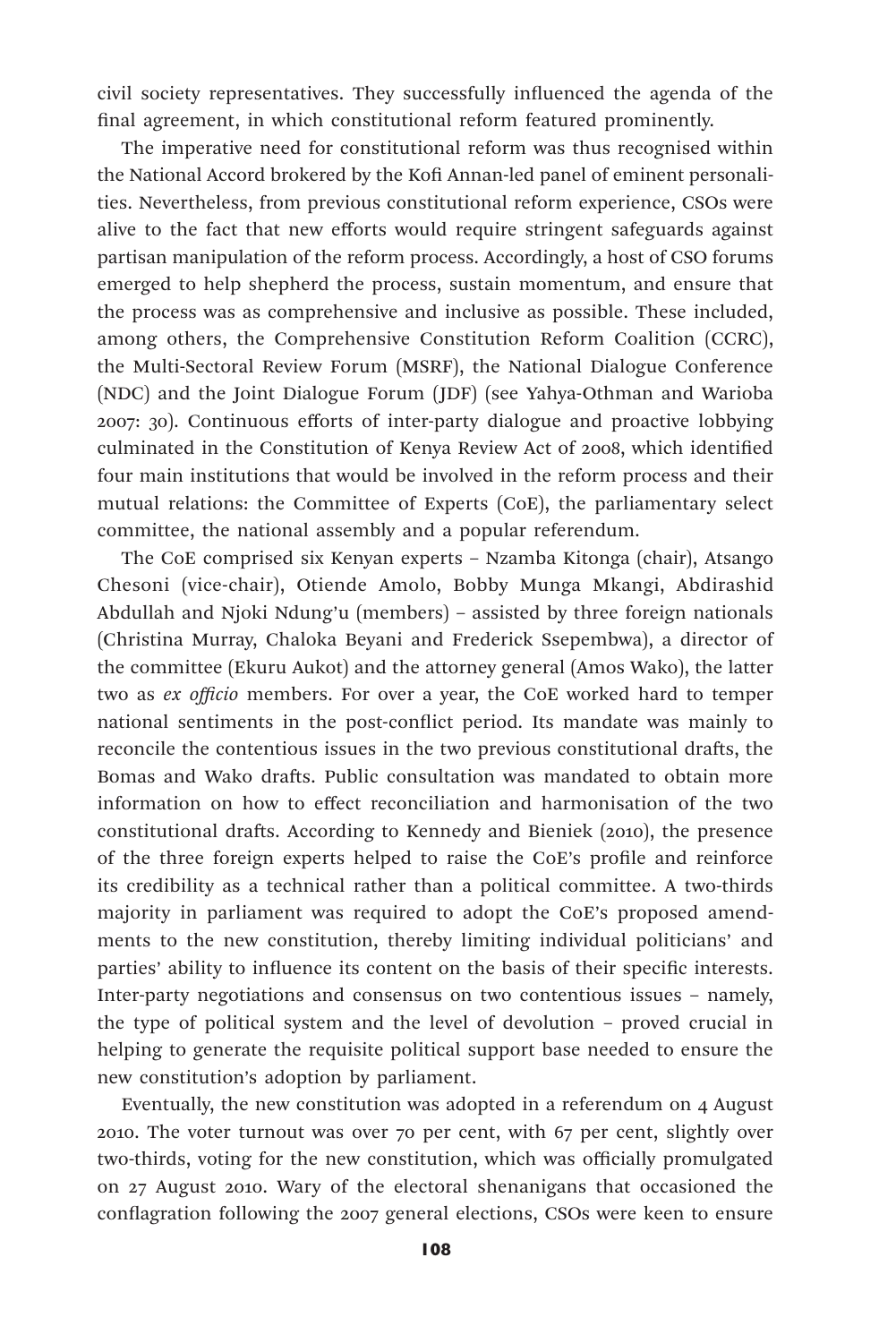civil society representatives. They successfully influenced the agenda of the final agreement, in which constitutional reform featured prominently.

The imperative need for constitutional reform was thus recognised within the National Accord brokered by the Kofi Annan-led panel of eminent personalities. Nevertheless, from previous constitutional reform experience, CSOs were alive to the fact that new efforts would require stringent safeguards against partisan manipulation of the reform process. Accordingly, a host of CSO forums emerged to help shepherd the process, sustain momentum, and ensure that the process was as comprehensive and inclusive as possible. These included, among others, the Comprehensive Constitution Reform Coalition (CCRC), the Multi-Sectoral Review Forum (MSRF), the National Dialogue Conference (NDC) and the Joint Dialogue Forum (JDF) (see Yahya-Othman and Warioba 2007: 30). Continuous efforts of inter-party dialogue and proactive lobbying culminated in the Constitution of Kenya Review Act of 2008, which identified four main institutions that would be involved in the reform process and their mutual relations: the Committee of Experts (CoE), the parliamentary select committee, the national assembly and a popular referendum.

The CoE comprised six Kenyan experts – Nzamba Kitonga (chair), Atsango Chesoni (vice-chair), Otiende Amolo, Bobby Munga Mkangi, Abdirashid Abdullah and Njoki Ndung'u (members) – assisted by three foreign nationals (Christina Murray, Chaloka Beyani and Frederick Ssepembwa), a director of the committee (Ekuru Aukot) and the attorney general (Amos Wako), the latter two as *ex officio* members. For over a year, the CoE worked hard to temper national sentiments in the post-conflict period. Its mandate was mainly to reconcile the contentious issues in the two previous constitutional drafts, the Bomas and Wako drafts. Public consultation was mandated to obtain more information on how to effect reconciliation and harmonisation of the two constitutional drafts. According to Kennedy and Bieniek (2010), the presence of the three foreign experts helped to raise the CoE's profile and reinforce its credibility as a technical rather than a political committee. A two-thirds majority in parliament was required to adopt the CoE's proposed amendments to the new constitution, thereby limiting individual politicians' and parties' ability to influence its content on the basis of their specific interests. Inter-party negotiations and consensus on two contentious issues – namely, the type of political system and the level of devolution – proved crucial in helping to generate the requisite political support base needed to ensure the new constitution's adoption by parliament.

Eventually, the new constitution was adopted in a referendum on 4 August 2010. The voter turnout was over 70 per cent, with 67 per cent, slightly over two-thirds, voting for the new constitution, which was officially promulgated on 27 August 2010. Wary of the electoral shenanigans that occasioned the conflagration following the 2007 general elections, CSOs were keen to ensure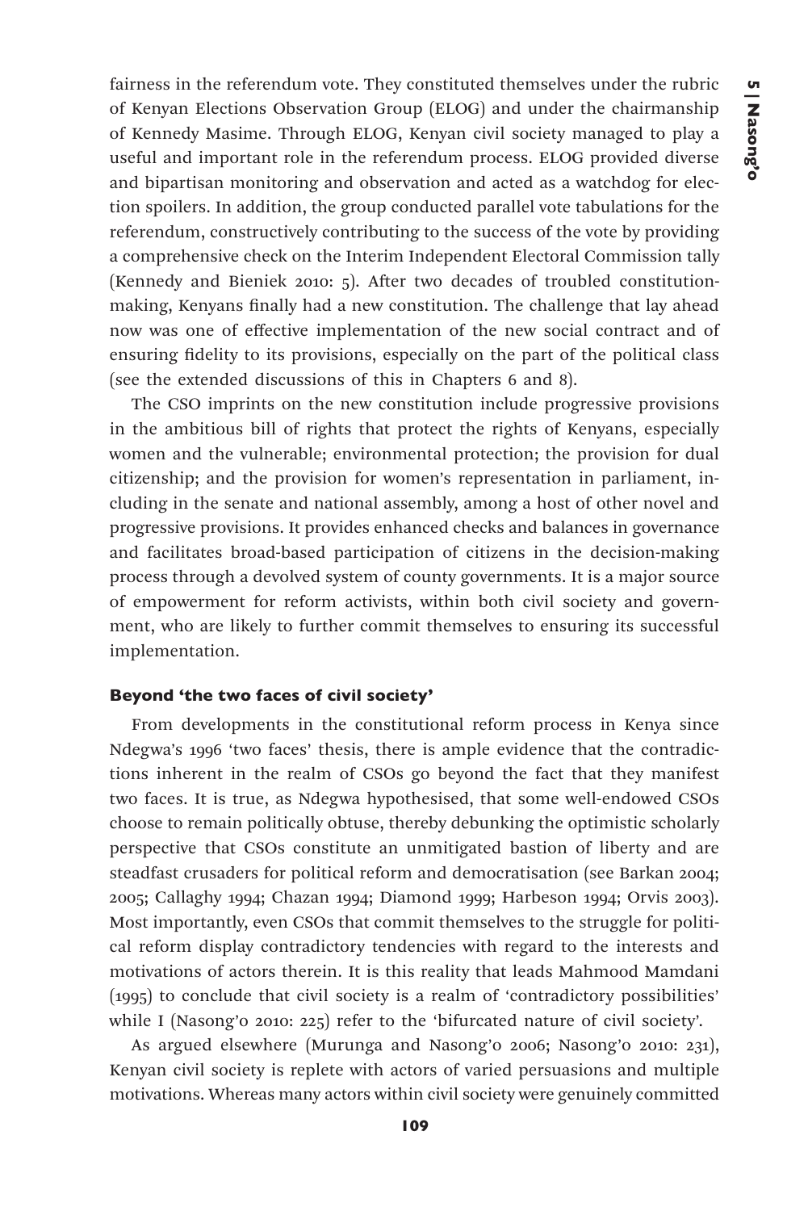fairness in the referendum vote. They constituted themselves under the rubric of Kenyan Elections Observation Group (ELOG) and under the chairmanship of Kennedy Masime. Through ELOG, Kenyan civil society managed to play a useful and important role in the referendum process. ELOG provided diverse and bipartisan monitoring and observation and acted as a watchdog for election spoilers. In addition, the group conducted parallel vote tabulations for the referendum, constructively contributing to the success of the vote by providing a comprehensive check on the Interim Independent Electoral Commission tally (Kennedy and Bieniek 2010: 5). After two decades of troubled constitution-making, Kenyans finally had a new constitution. The challenge that lay ahead now was one of effective implementation of the new social contract and of ensuring fidelity to its provisions, especially on the part of the political class (see the extended discussions of this in Chapters 6 and 8).

The CSO imprints on the new constitution include progressive provisions in the ambitious bill of rights that protect the rights of Kenyans, especially women and the vulnerable; environmental protection; the provision for dual citizenship; and the provision for women's representation in parliament, including in the senate and national assembly, among a host of other novel and progressive provisions. It provides enhanced checks and balances in governance and facilitates broad-based participation of citizens in the decision-making process through a devolved system of county governments. It is a major source of empowerment for reform activists, within both civil society and government, who are likely to further commit themselves to ensuring its successful implementation.

#### Beyond 'the two faces of civil society'

From developments in the constitutional reform process in Kenya since Ndegwa's 1996 'two faces' thesis, there is ample evidence that the contradictions inherent in the realm of CSOs go beyond the fact that they manifest two faces. It is true, as Ndegwa hypothesised, that some well-endowed CSOs choose to remain politically obtuse, thereby debunking the optimistic scholarly perspective that CSOs constitute an unmitigated bastion of liberty and are steadfast crusaders for political reform and democratisation (see Barkan 2004; 2005; Callaghy 1994; Chazan 1994; Diamond 1999; Harbeson 1994; Orvis 2003). Most importantly, even CSOs that commit themselves to the struggle for political reform display contradictory tendencies with regard to the interests and motivations of actors therein. It is this reality that leads Mahmood Mamdani (1995) to conclude that civil society is a realm of 'contradictory possibilities' while I (Nasong'o 2010: 225) refer to the 'bifurcated nature of civil society'.

As argued elsewhere (Murunga and Nasong'o 2006; Nasong'o 2010: 231), Kenyan civil society is replete with actors of varied persuasions and multiple motivations. Whereas many actors within civil society were genuinely committed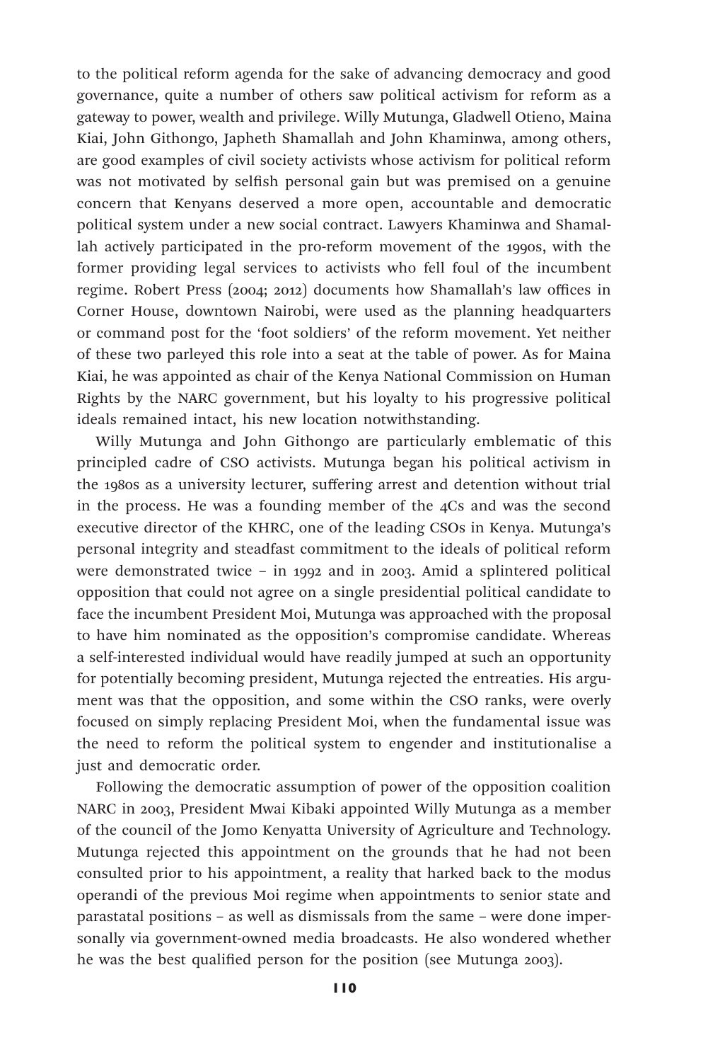to the political reform agenda for the sake of advancing democracy and good governance, quite a number of others saw political activism for reform as a gateway to power, wealth and privilege. Willy Mutunga, Gladwell Otieno, Maina Kiai, John Githongo, Japheth Shamallah and John Khaminwa, among others, are good examples of civil society activists whose activism for political reform was not motivated by selfish personal gain but was premised on a genuine concern that Kenyans deserved a more open, accountable and democratic political system under a new social contract. Lawyers Khaminwa and Shamallah actively participated in the pro-reform movement of the 1990s, with the former providing legal services to activists who fell foul of the incumbent regime. Robert Press (2004; 2012) documents how Shamallah's law offices in Corner House, downtown Nairobi, were used as the planning headquarters or command post for the 'foot soldiers' of the reform movement. Yet neither of these two parleyed this role into a seat at the table of power. As for Maina Kiai, he was appointed as chair of the Kenya National Commission on Human Rights by the NARC government, but his loyalty to his progressive political ideals remained intact, his new location notwithstanding.

Willy Mutunga and John Githongo are particularly emblematic of this principled cadre of CSO activists. Mutunga began his political activism in the 1980s as a university lecturer, suffering arrest and detention without trial in the process. He was a founding member of the 4Cs and was the second executive director of the KHRC, one of the leading CSOs in Kenya. Mutunga's personal integrity and steadfast commitment to the ideals of political reform were demonstrated twice – in 1992 and in 2003. Amid a splintered political opposition that could not agree on a single presidential political candidate to face the incumbent President Moi, Mutunga was approached with the proposal to have him nominated as the opposition's compromise candidate. Whereas a self-interested individual would have readily jumped at such an opportunity for potentially becoming president, Mutunga rejected the entreaties. His argument was that the opposition, and some within the CSO ranks, were overly focused on simply replacing President Moi, when the fundamental issue was the need to reform the political system to engender and institutionalise a just and democratic order.

Following the democratic assumption of power of the opposition coalition NARC in 2003, President Mwai Kibaki appointed Willy Mutunga as a member of the council of the Jomo Kenyatta University of Agriculture and Technology. Mutunga rejected this appointment on the grounds that he had not been consulted prior to his appointment, a reality that harked back to the modus operandi of the previous Moi regime when appointments to senior state and parastatal positions – as well as dismissals from the same – were done impersonally via government-owned media broadcasts. He also wondered whether he was the best qualified person for the position (see Mutunga 2003).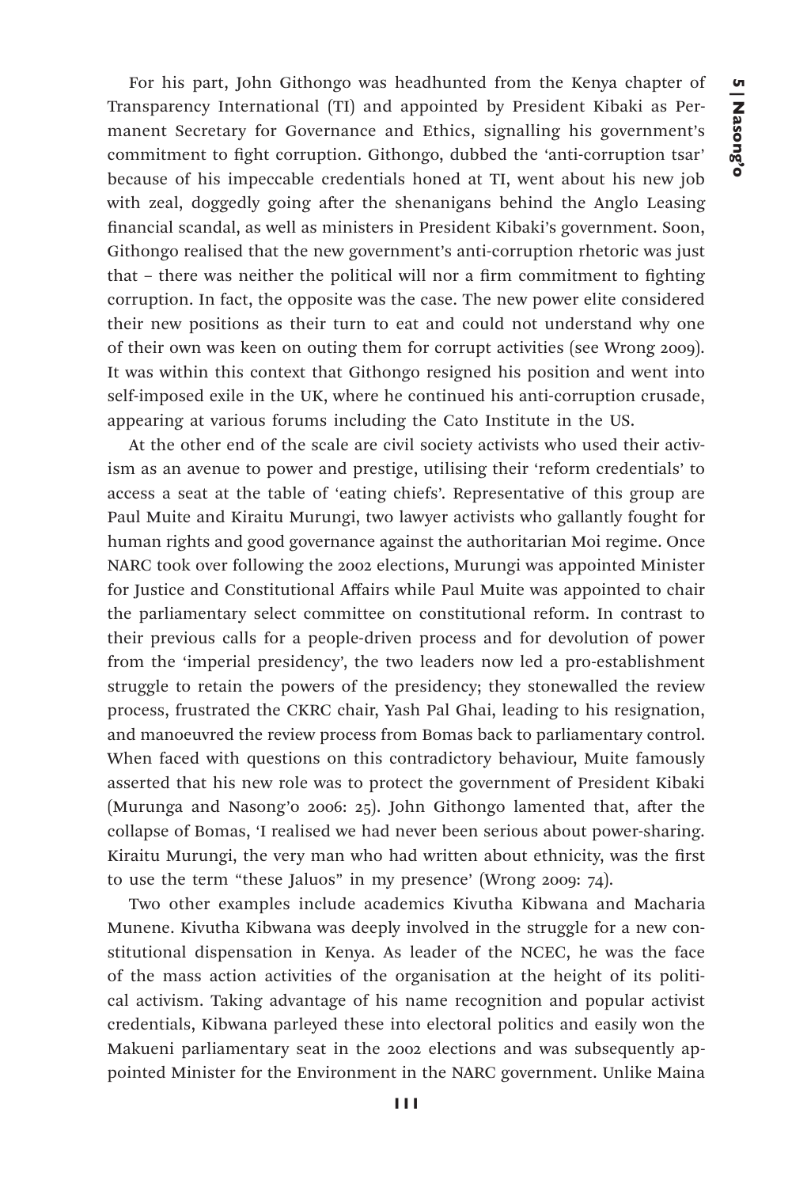For his part, John Githongo was headhunted from the Kenya chapter of Transparency International (TI) and appointed by President Kibaki as Permanent Secretary for Governance and Ethics, signalling his government's commitment to fight corruption. Githongo, dubbed the 'anti-corruption tsar' because of his impeccable credentials honed at TI, went about his new job with zeal, doggedly going after the shenanigans behind the Anglo Leasing financial scandal, as well as ministers in President Kibaki's government. Soon, Githongo realised that the new government's anti-corruption rhetoric was just that – there was neither the political will nor a firm commitment to fighting corruption. In fact, the opposite was the case. The new power elite considered their new positions as their turn to eat and could not understand why one of their own was keen on outing them for corrupt activities (see Wrong 2009). It was within this context that Githongo resigned his position and went into self-imposed exile in the UK, where he continued his anti-corruption crusade, appearing at various forums including the Cato Institute in the US.

At the other end of the scale are civil society activists who used their activism as an avenue to power and prestige, utilising their 'reform credentials' to access a seat at the table of 'eating chiefs'. Representative of this group are Paul Muite and Kiraitu Murungi, two lawyer activists who gallantly fought for human rights and good governance against the authoritarian Moi regime. Once NARC took over following the 2002 elections, Murungi was appointed Minister for Justice and Constitutional Affairs while Paul Muite was appointed to chair the parliamentary select committee on constitutional reform. In contrast to their previous calls for a people-driven process and for devolution of power from the 'imperial presidency', the two leaders now led a pro-establishment struggle to retain the powers of the presidency; they stonewalled the review process, frustrated the CKRC chair, Yash Pal Ghai, leading to his resignation, and manoeuvred the review process from Bomas back to parliamentary control. When faced with questions on this contradictory behaviour, Muite famously asserted that his new role was to protect the government of President Kibaki (Murunga and Nasong'o 2006: 25). John Githongo lamented that, after the collapse of Bomas, 'I realised we had never been serious about power-sharing. Kiraitu Murungi, the very man who had written about ethnicity, was the first to use the term "these Jaluos" in my presence' (Wrong 2009: 74).

Two other examples include academics Kivutha Kibwana and Macharia Munene. Kivutha Kibwana was deeply involved in the struggle for a new constitutional dispensation in Kenya. As leader of the NCEC, he was the face of the mass action activities of the organisation at the height of its political activism. Taking advantage of his name recognition and popular activist credentials, Kibwana parleyed these into electoral politics and easily won the Makueni parliamentary seat in the 2002 elections and was subsequently appointed Minister for the Environment in the NARC government. Unlike Maina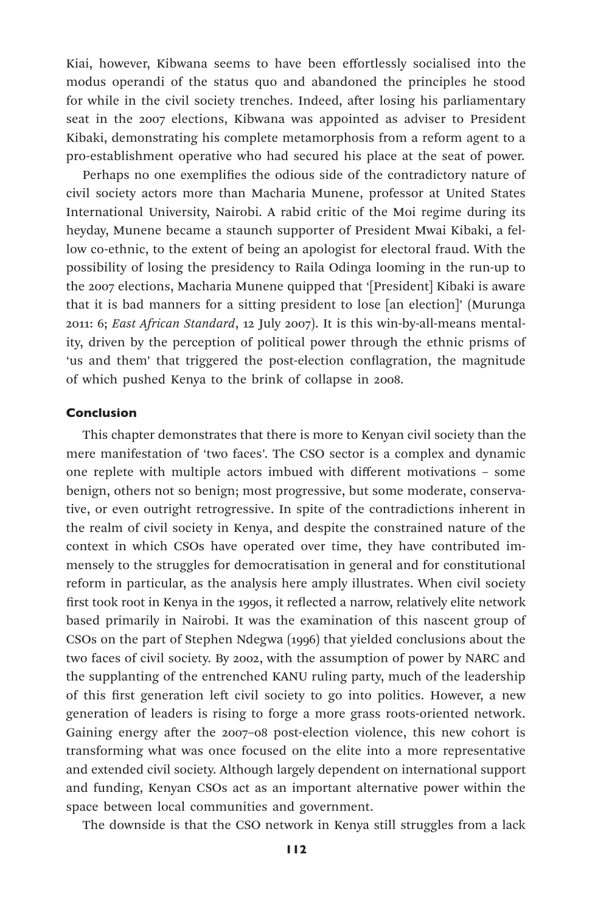Kiai, however, Kibwana seems to have been effortlessly socialised into the modus operandi of the status quo and abandoned the principles he stood for while in the civil society trenches. Indeed, after losing his parliamentary seat in the 2007 elections, Kibwana was appointed as adviser to President Kibaki, demonstrating his complete metamorphosis from a reform agent to a pro-establishment operative who had secured his place at the seat of power.

Perhaps no one exemplifies the odious side of the contradictory nature of civil society actors more than Macharia Munene, professor at United States International University, Nairobi. A rabid critic of the Moi regime during its heyday, Munene became a staunch supporter of President Mwai Kibaki, a fellow co-ethnic, to the extent of being an apologist for electoral fraud. With the possibility of losing the presidency to Raila Odinga looming in the run-up to the 2007 elections, Macharia Munene quipped that '[President] Kibaki is aware that it is bad manners for a sitting president to lose [an election]' (Murunga 2011: 6; *East African Standard*, 12 July 2007). It is this win-by-all-means mentality, driven by the perception of political power through the ethnic prisms of 'us and them' that triggered the post-election conflagration, the magnitude of which pushed Kenya to the brink of collapse in 2008.

### Conclusion

This chapter demonstrates that there is more to Kenyan civil society than the mere manifestation of 'two faces'. The CSO sector is a complex and dynamic one replete with multiple actors imbued with different motivations – some benign, others not so benign; most progressive, but some moderate, conservative, or even outright retrogressive. In spite of the contradictions inherent in the realm of civil society in Kenya, and despite the constrained nature of the context in which CSOs have operated over time, they have contributed immensely to the struggles for democratisation in general and for constitutional reform in particular, as the analysis here amply illustrates. When civil society first took root in Kenya in the 1990s, it reflected a narrow, relatively elite network based primarily in Nairobi. It was the examination of this nascent group of CSOs on the part of Stephen Ndegwa (1996) that yielded conclusions about the two faces of civil society. By 2002, with the assumption of power by NARC and the supplanting of the entrenched KANU ruling party, much of the leadership of this first generation left civil society to go into politics. However, a new generation of leaders is rising to forge a more grass roots-oriented network. Gaining energy after the 2007–08 post-election violence, this new cohort is transforming what was once focused on the elite into a more representative and extended civil society. Although largely dependent on international support and funding, Kenyan CSOs act as an important alternative power within the space between local communities and government.

The downside is that the CSO network in Kenya still struggles from a lack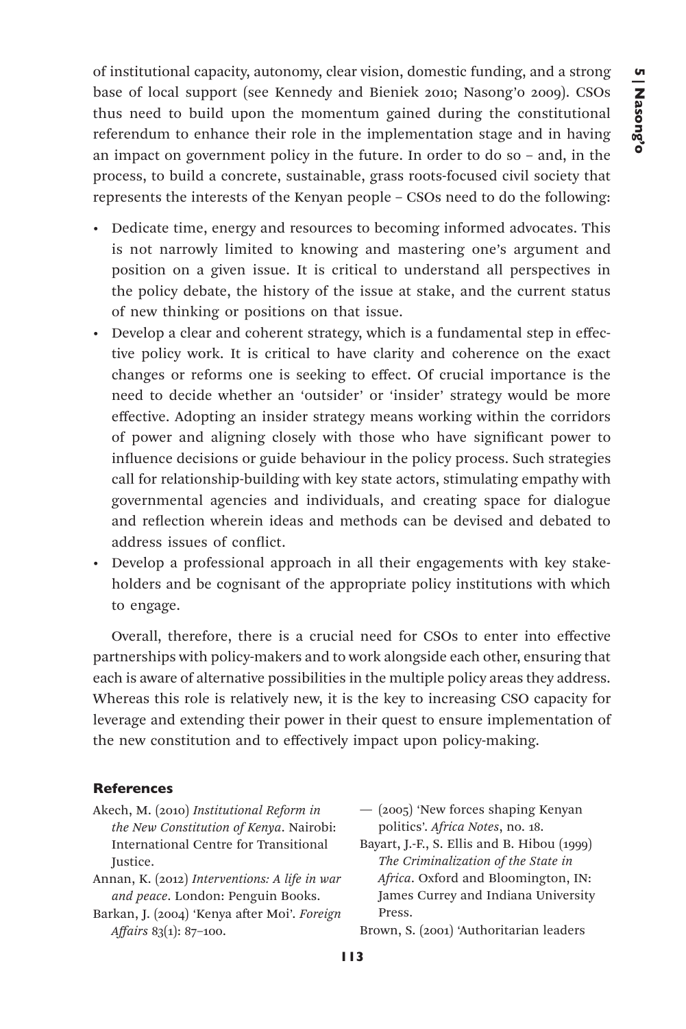of institutional capacity, autonomy, clear vision, domestic funding, and a strong base of local support (see Kennedy and Bieniek 2010; Nasong'o 2009). CSOs thus need to build upon the momentum gained during the constitutional referendum to enhance their role in the implementation stage and in having an impact on government policy in the future. In order to do so – and, in the process, to build a concrete, sustainable, grass roots-focused civil society that represents the interests of the Kenyan people – CSOs need to do the following:

- Dedicate time, energy and resources to becoming informed advocates. This is not narrowly limited to knowing and mastering one's argument and position on a given issue. It is critical to understand all perspectives in the policy debate, the history of the issue at stake, and the current status of new thinking or positions on that issue.
- Develop a clear and coherent strategy, which is a fundamental step in effective policy work. It is critical to have clarity and coherence on the exact changes or reforms one is seeking to effect. Of crucial importance is the need to decide whether an 'outsider' or 'insider' strategy would be more effective. Adopting an insider strategy means working within the corridors of power and aligning closely with those who have significant power to influence decisions or guide behaviour in the policy process. Such strategies call for relationship-building with key state actors, stimulating empathy with governmental agencies and individuals, and creating space for dialogue and reflection wherein ideas and methods can be devised and debated to address issues of conflict.
- Develop a professional approach in all their engagements with key stakeholders and be cognisant of the appropriate policy institutions with which to engage.

Overall, therefore, there is a crucial need for CSOs to enter into effective partnerships with policy-makers and to work alongside each other, ensuring that each is aware of alternative possibilities in the multiple policy areas they address. Whereas this role is relatively new, it is the key to increasing CSO capacity for leverage and extending their power in their quest to ensure implementation of the new constitution and to effectively impact upon policy-making.

## References

Akech, M. (2010) *Institutional Reform in the New Constitution of Kenya*. Nairobi: International Centre for Transitional Justice.

Annan, K. (2012) *Interventions: A life in war and peace*. London: Penguin Books.

Barkan, J. (2004) 'Kenya after Moi'. *Foreign Affairs* 83(1): 87–100.

— (2005) 'New forces shaping Kenyan politics'. *Africa Notes*, no. 18.

Bayart, J.-F., S. Ellis and B. Hibou (1999) *The Criminalization of the State in Africa*. Oxford and Bloomington, IN: James Currey and Indiana University Press.

Brown, S. (2001) 'Authoritarian leaders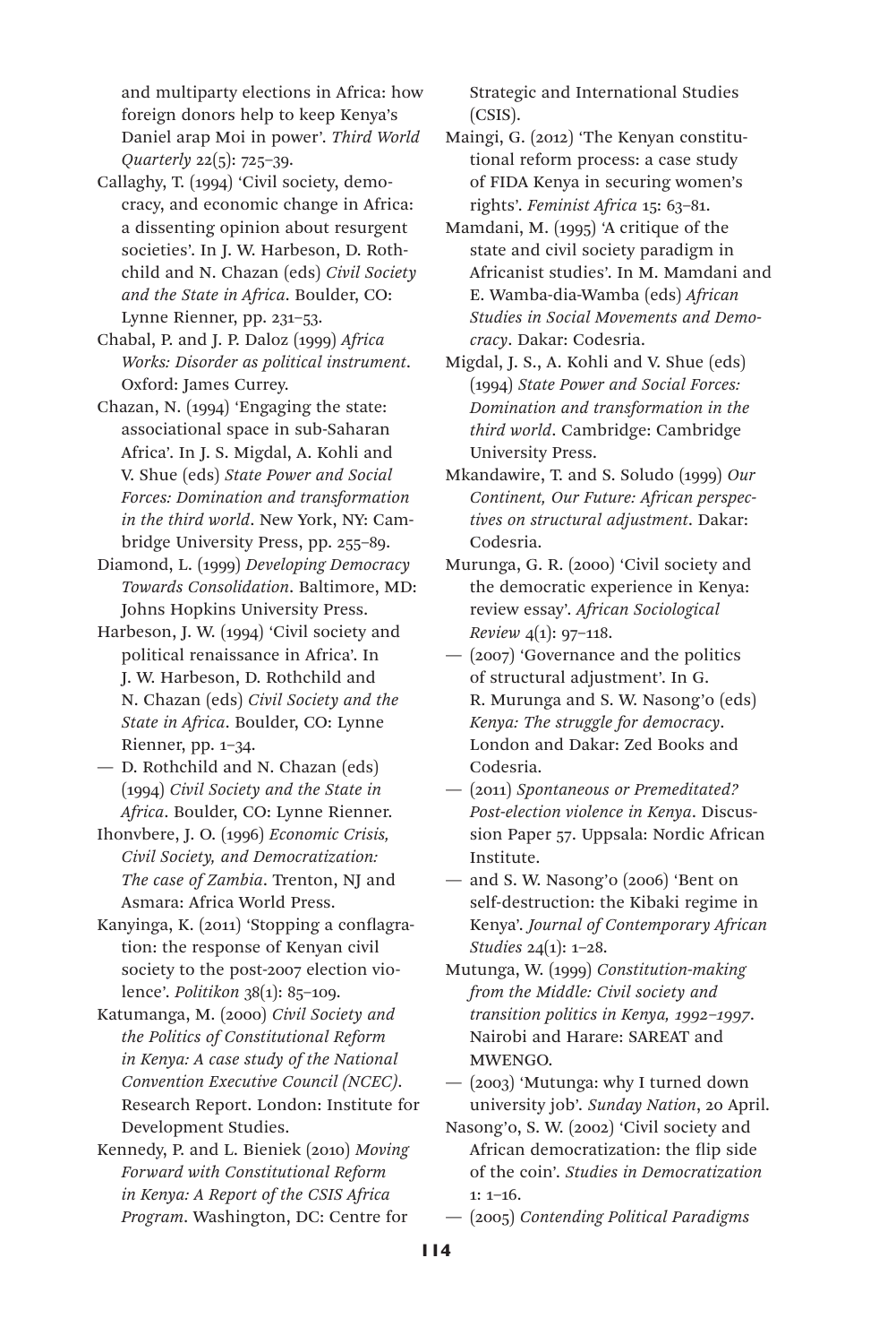and multiparty elections in Africa: how foreign donors help to keep Kenya's Daniel arap Moi in power'. *Third World Quarterly* 22(5): 725–39.

Callaghy, T. (1994) 'Civil society, democracy, and economic change in Africa: a dissenting opinion about resurgent societies'. In J. W. Harbeson, D. Rothchild and N. Chazan (eds) *Civil Society and the State in Africa*. Boulder, CO: Lynne Rienner, pp. 231–53.

Chabal, P. and J. P. Daloz (1999) *Africa Works: Disorder as political instrument*. Oxford: James Currey.

Chazan, N. (1994) 'Engaging the state: associational space in sub-Saharan Africa'. In J. S. Migdal, A. Kohli and V. Shue (eds) *State Power and Social Forces: Domination and transformation in the third world*. New York, NY: Cambridge University Press, pp. 255–89.

Diamond, L. (1999) *Developing Democracy Towards Consolidation*. Baltimore, MD: Johns Hopkins University Press.

Harbeson, J. W. (1994) 'Civil society and political renaissance in Africa'. In J. W. Harbeson, D. Rothchild and N. Chazan (eds) *Civil Society and the State in Africa*. Boulder, CO: Lynne Rienner, pp. 1–34.

— D. Rothchild and N. Chazan (eds) (1994) *Civil Society and the State in Africa*. Boulder, CO: Lynne Rienner.

Ihonvbere, J. O. (1996) *Economic Crisis, Civil Society, and Democratization: The case of Zambia*. Trenton, NJ and Asmara: Africa World Press.

Kanyinga, K. (2011) 'Stopping a conflagration: the response of Kenyan civil society to the post-2007 election violence'. *Politikon* 38(1): 85–109.

Katumanga, M. (2000) *Civil Society and the Politics of Constitutional Reform in Kenya: A case study of the National Convention Executive Council (NCEC)*. Research Report. London: Institute for Development Studies.

Kennedy, P. and L. Bieniek (2010) *Moving Forward with Constitutional Reform in Kenya: A Report of the CSIS Africa Program*. Washington, DC: Centre for Strategic and International Studies (CSIS).

Maingi, G. (2012) 'The Kenyan constitutional reform process: a case study of FIDA Kenya in securing women's rights'. *Feminist Africa* 15: 63–81.

Mamdani, M. (1995) 'A critique of the state and civil society paradigm in Africanist studies'. In M. Mamdani and E. Wamba-dia-Wamba (eds) *African Studies in Social Movements and Democracy*. Dakar: Codesria.

Migdal, J. S., A. Kohli and V. Shue (eds) (1994) *State Power and Social Forces: Domination and transformation in the third world*. Cambridge: Cambridge University Press.

Mkandawire, T. and S. Soludo (1999) *Our Continent, Our Future: African perspectives on structural adjustment*. Dakar: Codesria.

Murunga, G. R. (2000) 'Civil society and the democratic experience in Kenya: review essay'. *African Sociological Review* 4(1): 97–118.

— (2007) 'Governance and the politics of structural adjustment'. In G. R. Murunga and S. W. Nasong'o (eds) *Kenya: The struggle for democracy*. London and Dakar: Zed Books and Codesria.

— (2011) *Spontaneous or Premeditated? Post-election violence in Kenya*. Discussion Paper 57. Uppsala: Nordic African Institute.

— and S. W. Nasong'o (2006) 'Bent on self-destruction: the Kibaki regime in Kenya'. *Journal of Contemporary African Studies* 24(1): 1–28.

Mutunga, W. (1999) *Constitution-making from the Middle: Civil society and transition politics in Kenya, 1992–1997*. Nairobi and Harare: SAREAT and MWENGO.

— (2003) 'Mutunga: why I turned down university job'. *Sunday Nation*, 20 April.

Nasong'o, S. W. (2002) 'Civil society and African democratization: the flip side of the coin'. *Studies in Democratization* 1: 1–16.

— (2005) *Contending Political Paradigms*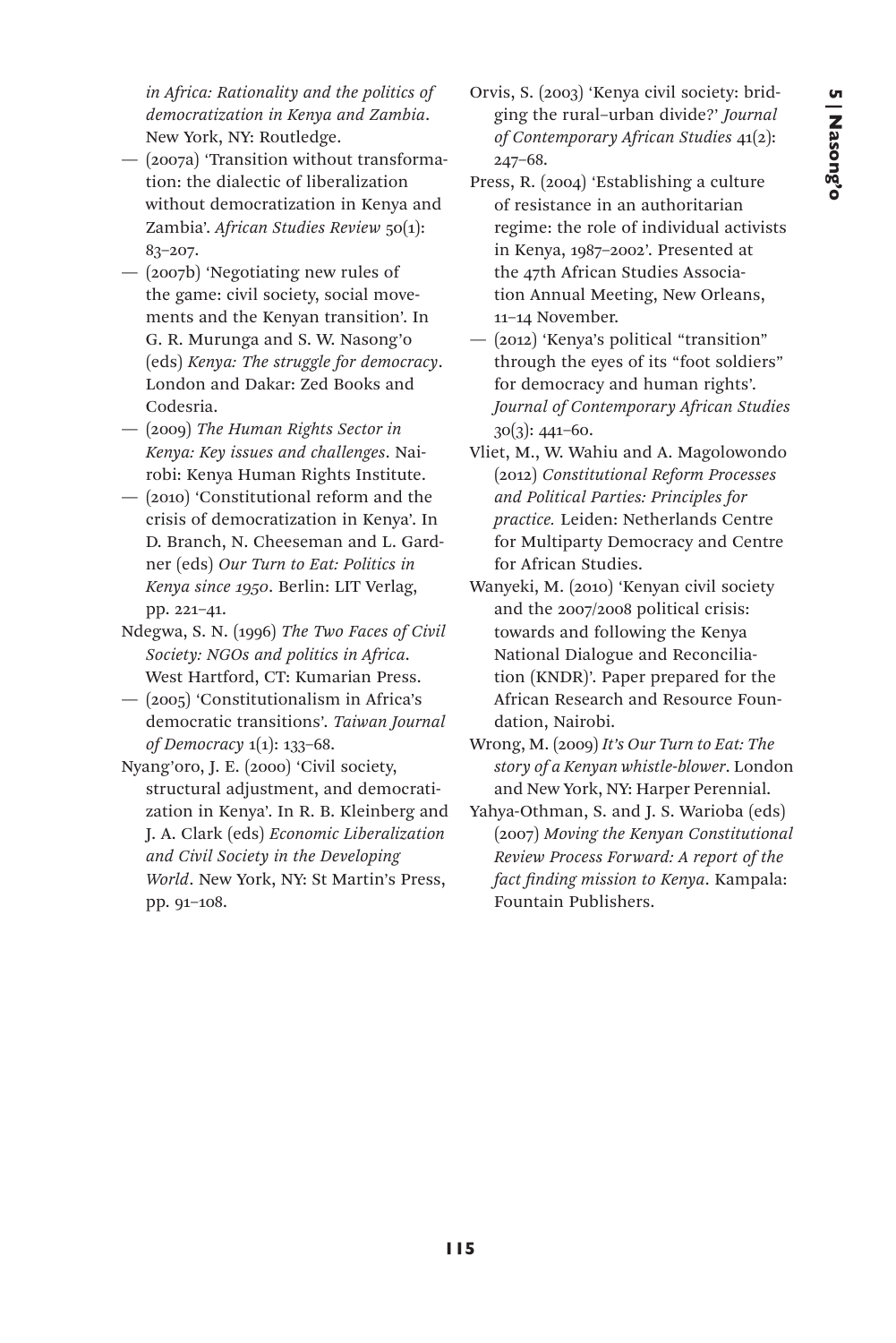*in Africa: Rationality and the politics of democratization in Kenya and Zambia*. New York, NY: Routledge.

— (2007a) 'Transition without transformation: the dialectic of liberalization without democratization in Kenya and Zambia'. *African Studies Review* 50(1): 83–207.

— (2007b) 'Negotiating new rules of the game: civil society, social movements and the Kenyan transition'. In G. R. Murunga and S. W. Nasong'o (eds) *Kenya: The struggle for democracy*. London and Dakar: Zed Books and Codesria.

— (2009) *The Human Rights Sector in Kenya: Key issues and challenges*. Nairobi: Kenya Human Rights Institute.

— (2010) 'Constitutional reform and the crisis of democratization in Kenya'. In D. Branch, N. Cheeseman and L. Gardner (eds) *Our Turn to Eat: Politics in Kenya since 1950*. Berlin: LIT Verlag, pp. 221–41.

Ndegwa, S. N. (1996) *The Two Faces of Civil Society: NGOs and politics in Africa*. West Hartford, CT: Kumarian Press.

— (2005) 'Constitutionalism in Africa's democratic transitions'. *Taiwan Journal of Democracy* 1(1): 133–68.

Nyang'oro, J. E. (2000) 'Civil society, structural adjustment, and democratization in Kenya'. In R. B. Kleinberg and J. A. Clark (eds) *Economic Liberalization and Civil Society in the Developing World*. New York, NY: St Martin's Press, pp. 91–108.

Orvis, S. (2003) 'Kenya civil society: bridging the rural–urban divide?' *Journal of Contemporary African Studies* 41(2): 247–68.

Press, R. (2004) 'Establishing a culture of resistance in an authoritarian regime: the role of individual activists in Kenya, 1987–2002'. Presented at the 47th African Studies Association Annual Meeting, New Orleans, 11–14 November.

— (2012) 'Kenya's political "transition" through the eyes of its "foot soldiers" for democracy and human rights'. *Journal of Contemporary African Studies* 30(3): 441–60.

Vliet, M., W. Wahiu and A. Magolowondo (2012) *Constitutional Reform Processes and Political Parties: Principles for practice.* Leiden: Netherlands Centre for Multiparty Democracy and Centre for African Studies.

Wanyeki, M. (2010) 'Kenyan civil society and the 2007/2008 political crisis: towards and following the Kenya National Dialogue and Reconciliation (KNDR)'. Paper prepared for the African Research and Resource Foundation, Nairobi.

Wrong, M. (2009) *It's Our Turn to Eat: The story of a Kenyan whistle-blower*. London and New York, NY: Harper Perennial.

Yahya-Othman, S. and J. S. Warioba (eds) (2007) *Moving the Kenyan Constitutional Review Process Forward: A report of the fact finding mission to Kenya*. Kampala: Fountain Publishers.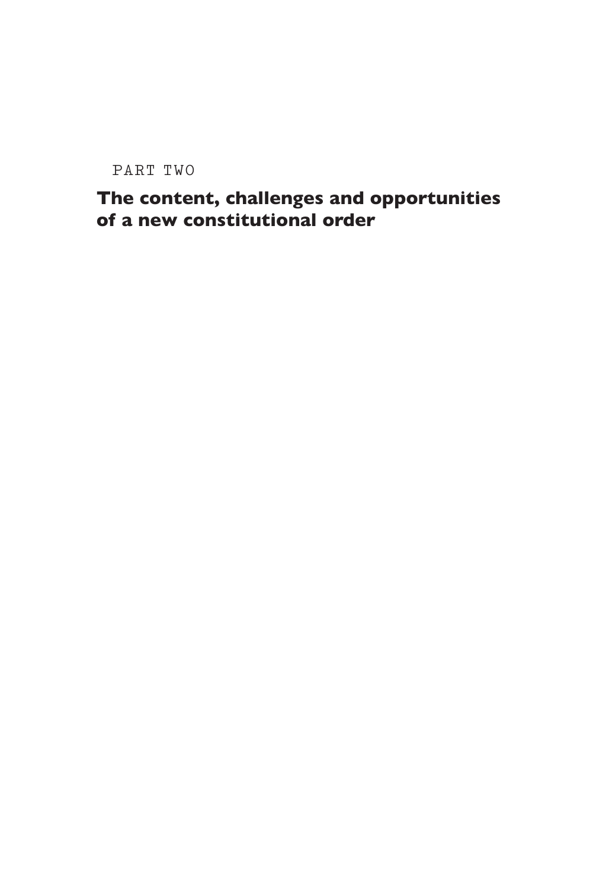PART TWO

# The content, challenges and opportunities of a new constitutional order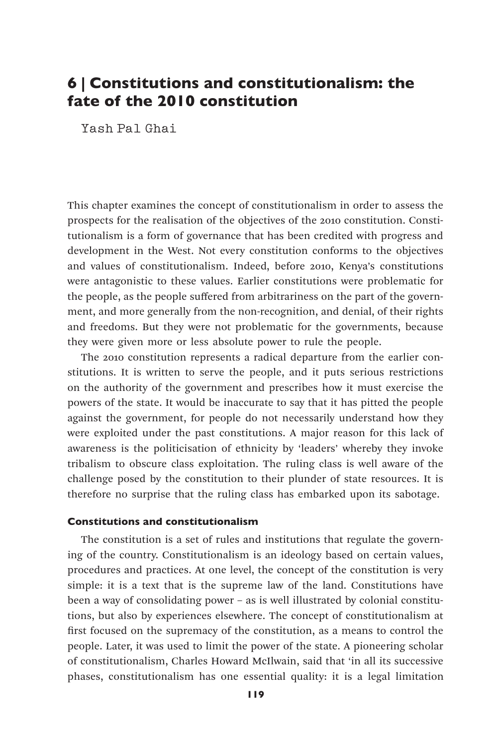# 6 | Constitutions and constitutionalism: the fate of the 2010 constitution

Yash Pal Ghai

This chapter examines the concept of constitutionalism in order to assess the prospects for the realisation of the objectives of the 2010 constitution. Constitutionalism is a form of governance that has been credited with progress and development in the West. Not every constitution conforms to the objectives and values of constitutionalism. Indeed, before 2010, Kenya's constitutions were antagonistic to these values. Earlier constitutions were problematic for the people, as the people suffered from arbitrariness on the part of the government, and more generally from the non-recognition, and denial, of their rights and freedoms. But they were not problematic for the governments, because they were given more or less absolute power to rule the people.

The 2010 constitution represents a radical departure from the earlier constitutions. It is written to serve the people, and it puts serious restrictions on the authority of the government and prescribes how it must exercise the powers of the state. It would be inaccurate to say that it has pitted the people against the government, for people do not necessarily understand how they were exploited under the past constitutions. A major reason for this lack of awareness is the politicisation of ethnicity by 'leaders' whereby they invoke tribalism to obscure class exploitation. The ruling class is well aware of the challenge posed by the constitution to their plunder of state resources. It is therefore no surprise that the ruling class has embarked upon its sabotage.

### Constitutions and constitutionalism

The constitution is a set of rules and institutions that regulate the governing of the country. Constitutionalism is an ideology based on certain values, procedures and practices. At one level, the concept of the constitution is very simple: it is a text that is the supreme law of the land. Constitutions have been a way of consolidating power – as is well illustrated by colonial constitutions, but also by experiences elsewhere. The concept of constitutionalism at first focused on the supremacy of the constitution, as a means to control the people. Later, it was used to limit the power of the state. A pioneering scholar of constitutionalism, Charles Howard McIlwain, said that 'in all its successive phases, constitutionalism has one essential quality: it is a legal limitation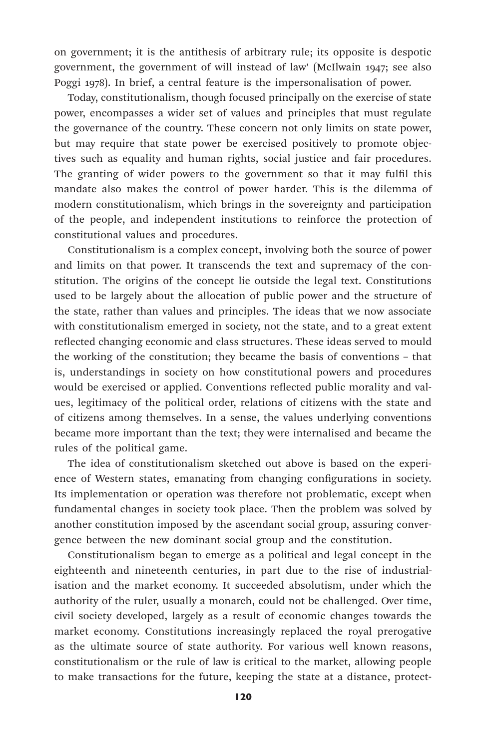on government; it is the antithesis of arbitrary rule; its opposite is despotic government, the government of will instead of law' (McIlwain 1947; see also Poggi 1978). In brief, a central feature is the impersonalisation of power.

Today, constitutionalism, though focused principally on the exercise of state power, encompasses a wider set of values and principles that must regulate the governance of the country. These concern not only limits on state power, but may require that state power be exercised positively to promote objectives such as equality and human rights, social justice and fair procedures. The granting of wider powers to the government so that it may fulfil this mandate also makes the control of power harder. This is the dilemma of modern constitutionalism, which brings in the sovereignty and participation of the people, and independent institutions to reinforce the protection of constitutional values and procedures.

Constitutionalism is a complex concept, involving both the source of power and limits on that power. It transcends the text and supremacy of the constitution. The origins of the concept lie outside the legal text. Constitutions used to be largely about the allocation of public power and the structure of the state, rather than values and principles. The ideas that we now associate with constitutionalism emerged in society, not the state, and to a great extent reflected changing economic and class structures. These ideas served to mould the working of the constitution; they became the basis of conventions – that is, understandings in society on how constitutional powers and procedures would be exercised or applied. Conventions reflected public morality and values, legitimacy of the political order, relations of citizens with the state and of citizens among themselves. In a sense, the values underlying conventions became more important than the text; they were internalised and became the rules of the political game.

The idea of constitutionalism sketched out above is based on the experience of Western states, emanating from changing configurations in society. Its implementation or operation was therefore not problematic, except when fundamental changes in society took place. Then the problem was solved by another constitution imposed by the ascendant social group, assuring convergence between the new dominant social group and the constitution.

Constitutionalism began to emerge as a political and legal concept in the eighteenth and nineteenth centuries, in part due to the rise of industrialisation and the market economy. It succeeded absolutism, under which the authority of the ruler, usually a monarch, could not be challenged. Over time, civil society developed, largely as a result of economic changes towards the market economy. Constitutions increasingly replaced the royal prerogative as the ultimate source of state authority. For various well known reasons, constitutionalism or the rule of law is critical to the market, allowing people to make transactions for the future, keeping the state at a distance, protect-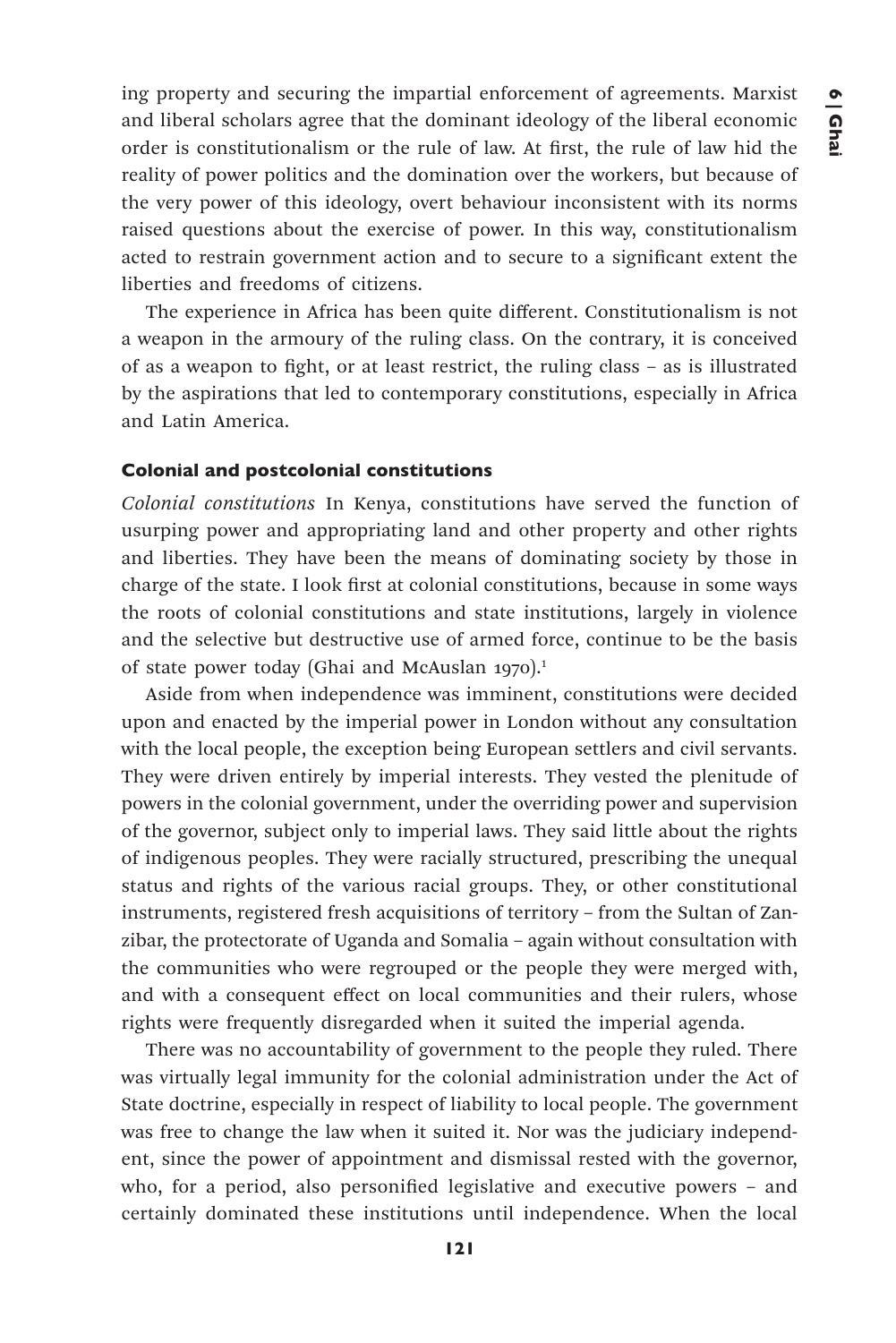ing property and securing the impartial enforcement of agreements. Marxist and liberal scholars agree that the dominant ideology of the liberal economic order is constitutionalism or the rule of law. At first, the rule of law hid the reality of power politics and the domination over the workers, but because of the very power of this ideology, overt behaviour inconsistent with its norms raised questions about the exercise of power. In this way, constitutionalism acted to restrain government action and to secure to a significant extent the liberties and freedoms of citizens.

The experience in Africa has been quite different. Constitutionalism is not a weapon in the armoury of the ruling class. On the contrary, it is conceived of as a weapon to fight, or at least restrict, the ruling class – as is illustrated by the aspirations that led to contemporary constitutions, especially in Africa and Latin America.

### Colonial and postcolonial constitutions

*Colonial constitutions* In Kenya, constitutions have served the function of usurping power and appropriating land and other property and other rights and liberties. They have been the means of dominating society by those in charge of the state. I look first at colonial constitutions, because in some ways the roots of colonial constitutions and state institutions, largely in violence and the selective but destructive use of armed force, continue to be the basis of state power today (Ghai and McAuslan 1970).[1]

Aside from when independence was imminent, constitutions were decided upon and enacted by the imperial power in London without any consultation with the local people, the exception being European settlers and civil servants. They were driven entirely by imperial interests. They vested the plenitude of powers in the colonial government, under the overriding power and supervision of the governor, subject only to imperial laws. They said little about the rights of indigenous peoples. They were racially structured, prescribing the unequal status and rights of the various racial groups. They, or other constitutional instruments, registered fresh acquisitions of territory – from the Sultan of Zanzibar, the protectorate of Uganda and Somalia – again without consultation with the communities who were regrouped or the people they were merged with, and with a consequent effect on local communities and their rulers, whose rights were frequently disregarded when it suited the imperial agenda.

There was no accountability of government to the people they ruled. There was virtually legal immunity for the colonial administration under the Act of State doctrine, especially in respect of liability to local people. The government was free to change the law when it suited it. Nor was the judiciary independent, since the power of appointment and dismissal rested with the governor, who, for a period, also personified legislative and executive powers – and certainly dominated these institutions until independence. When the local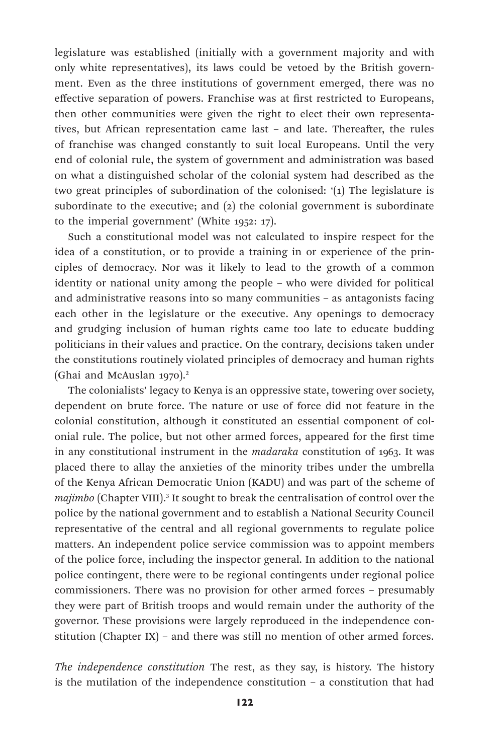legislature was established (initially with a government majority and with only white representatives), its laws could be vetoed by the British government. Even as the three institutions of government emerged, there was no effective separation of powers. Franchise was at first restricted to Europeans, then other communities were given the right to elect their own representatives, but African representation came last – and late. Thereafter, the rules of franchise was changed constantly to suit local Europeans. Until the very end of colonial rule, the system of government and administration was based on what a distinguished scholar of the colonial system had described as the two great principles of subordination of the colonised: '(1) The legislature is subordinate to the executive; and (2) the colonial government is subordinate to the imperial government' (White 1952: 17).

Such a constitutional model was not calculated to inspire respect for the idea of a constitution, or to provide a training in or experience of the principles of democracy. Nor was it likely to lead to the growth of a common identity or national unity among the people – who were divided for political and administrative reasons into so many communities – as antagonists facing each other in the legislature or the executive. Any openings to democracy and grudging inclusion of human rights came too late to educate budding politicians in their values and practice. On the contrary, decisions taken under the constitutions routinely violated principles of democracy and human rights (Ghai and McAuslan 1970).[2]

The colonialists' legacy to Kenya is an oppressive state, towering over society, dependent on brute force. The nature or use of force did not feature in the colonial constitution, although it constituted an essential component of colonial rule. The police, but not other armed forces, appeared for the first time in any constitutional instrument in the *madaraka* constitution of 1963. It was placed there to allay the anxieties of the minority tribes under the umbrella of the Kenya African Democratic Union (KADU) and was part of the scheme of *majimbo* (Chapter VIII).[3] It sought to break the centralisation of control over the police by the national government and to establish a National Security Council representative of the central and all regional governments to regulate police matters. An independent police service commission was to appoint members of the police force, including the inspector general. In addition to the national police contingent, there were to be regional contingents under regional police commissioners. There was no provision for other armed forces – presumably they were part of British troops and would remain under the authority of the governor. These provisions were largely reproduced in the independence constitution (Chapter IX) – and there was still no mention of other armed forces.

*The independence constitution* The rest, as they say, is history. The history is the mutilation of the independence constitution – a constitution that had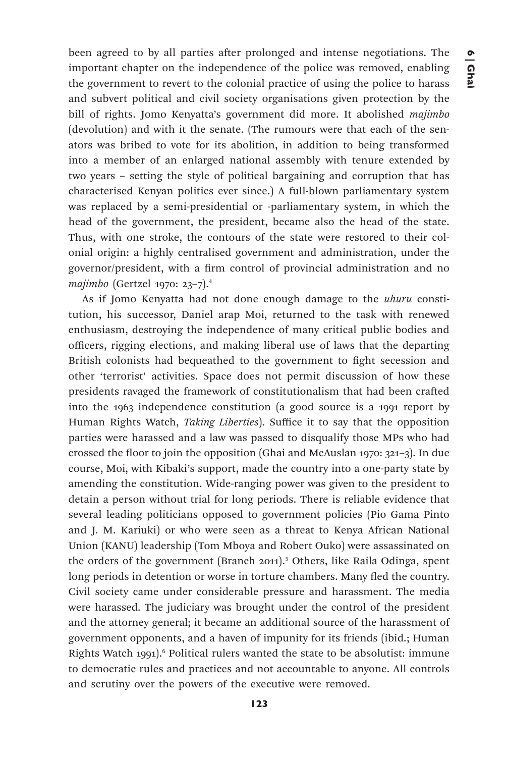been agreed to by all parties after prolonged and intense negotiations. The important chapter on the independence of the police was removed, enabling the government to revert to the colonial practice of using the police to harass and subvert political and civil society organisations given protection by the bill of rights. Jomo Kenyatta's government did more. It abolished *majimbo* (devolution) and with it the senate. (The rumours were that each of the senators was bribed to vote for its abolition, in addition to being transformed into a member of an enlarged national assembly with tenure extended by two years – setting the style of political bargaining and corruption that has characterised Kenyan politics ever since.) A full-blown parliamentary system was replaced by a semi-presidential or -parliamentary system, in which the head of the government, the president, became also the head of the state. Thus, with one stroke, the contours of the state were restored to their colonial origin: a highly centralised government and administration, under the governor/president, with a firm control of provincial administration and no *majimbo* (Gertzel 1970: 23–7).[4]

As if Jomo Kenyatta had not done enough damage to the *uhuru* constitution, his successor, Daniel arap Moi, returned to the task with renewed enthusiasm, destroying the independence of many critical public bodies and officers, rigging elections, and making liberal use of laws that the departing British colonists had bequeathed to the government to fight secession and other 'terrorist' activities. Space does not permit discussion of how these presidents ravaged the framework of constitutionalism that had been crafted into the 1963 independence constitution (a good source is a 1991 report by Human Rights Watch, *Taking Liberties*). Suffice it to say that the opposition parties were harassed and a law was passed to disqualify those MPs who had crossed the floor to join the opposition (Ghai and McAuslan 1970: 321–3). In due course, Moi, with Kibaki's support, made the country into a one-party state by amending the constitution. Wide-ranging power was given to the president to detain a person without trial for long periods. There is reliable evidence that several leading politicians opposed to government policies (Pio Gama Pinto and J. M. Kariuki) or who were seen as a threat to Kenya African National Union (KANU) leadership (Tom Mboya and Robert Ouko) were assassinated on the orders of the government (Branch 2011).[5] Others, like Raila Odinga, spent long periods in detention or worse in torture chambers. Many fled the country. Civil society came under considerable pressure and harassment. The media were harassed. The judiciary was brought under the control of the president and the attorney general; it became an additional source of the harassment of government opponents, and a haven of impunity for its friends (ibid.; Human Rights Watch 1991).[6] Political rulers wanted the state to be absolutist: immune to democratic rules and practices and not accountable to anyone. All controls and scrutiny over the powers of the executive were removed.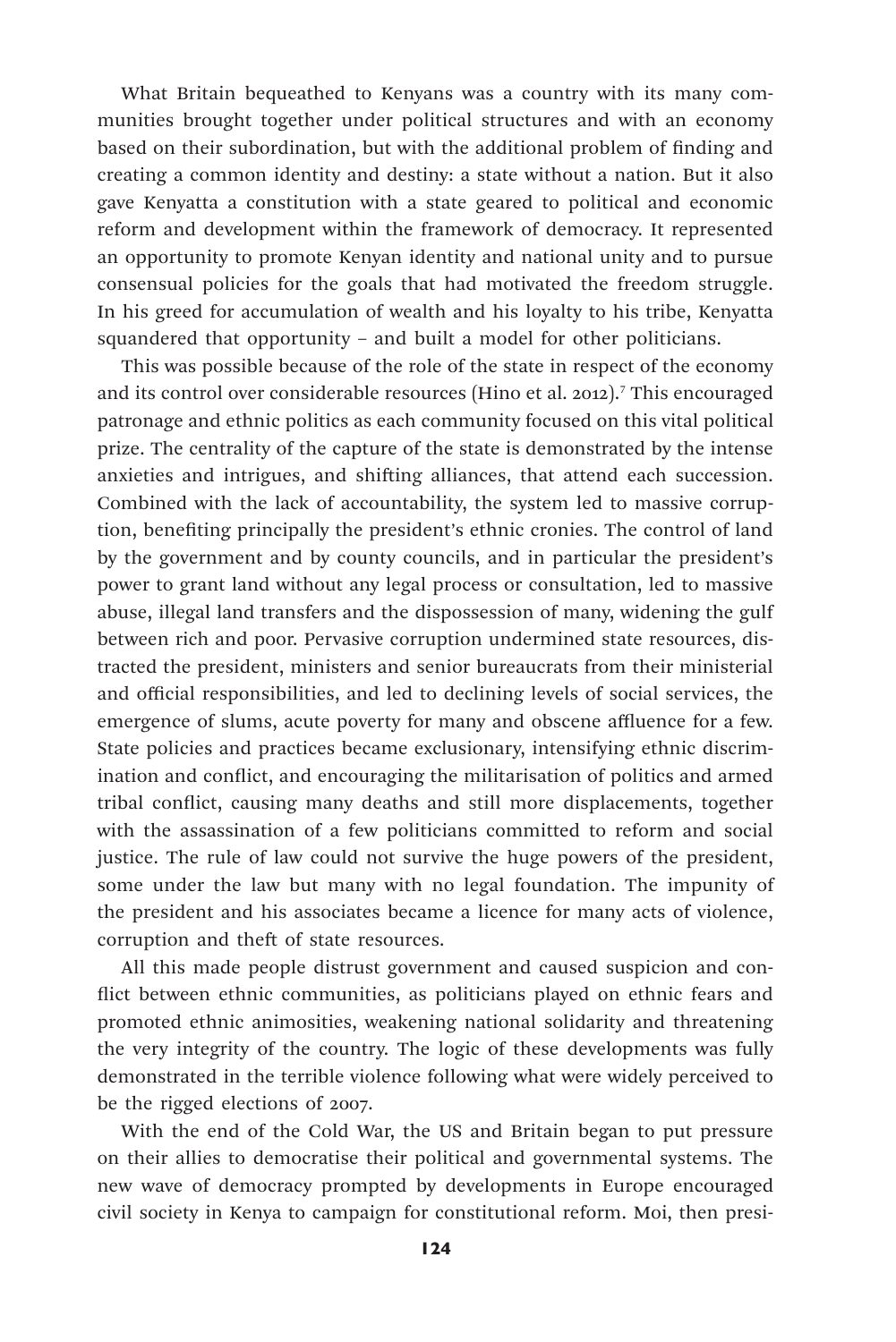What Britain bequeathed to Kenyans was a country with its many communities brought together under political structures and with an economy based on their subordination, but with the additional problem of finding and creating a common identity and destiny: a state without a nation. But it also gave Kenyatta a constitution with a state geared to political and economic reform and development within the framework of democracy. It represented an opportunity to promote Kenyan identity and national unity and to pursue consensual policies for the goals that had motivated the freedom struggle. In his greed for accumulation of wealth and his loyalty to his tribe, Kenyatta squandered that opportunity – and built a model for other politicians.

This was possible because of the role of the state in respect of the economy and its control over considerable resources (Hino et al. 2012).[7] This encouraged patronage and ethnic politics as each community focused on this vital political prize. The centrality of the capture of the state is demonstrated by the intense anxieties and intrigues, and shifting alliances, that attend each succession. Combined with the lack of accountability, the system led to massive corruption, benefiting principally the president's ethnic cronies. The control of land by the government and by county councils, and in particular the president's power to grant land without any legal process or consultation, led to massive abuse, illegal land transfers and the dispossession of many, widening the gulf between rich and poor. Pervasive corruption undermined state resources, distracted the president, ministers and senior bureaucrats from their ministerial and official responsibilities, and led to declining levels of social services, the emergence of slums, acute poverty for many and obscene affluence for a few. State policies and practices became exclusionary, intensifying ethnic discrimination and conflict, and encouraging the militarisation of politics and armed tribal conflict, causing many deaths and still more displacements, together with the assassination of a few politicians committed to reform and social justice. The rule of law could not survive the huge powers of the president, some under the law but many with no legal foundation. The impunity of the president and his associates became a licence for many acts of violence, corruption and theft of state resources.

All this made people distrust government and caused suspicion and conflict between ethnic communities, as politicians played on ethnic fears and promoted ethnic animosities, weakening national solidarity and threatening the very integrity of the country. The logic of these developments was fully demonstrated in the terrible violence following what were widely perceived to be the rigged elections of 2007.

With the end of the Cold War, the US and Britain began to put pressure on their allies to democratise their political and governmental systems. The new wave of democracy prompted by developments in Europe encouraged civil society in Kenya to campaign for constitutional reform. Moi, then presi-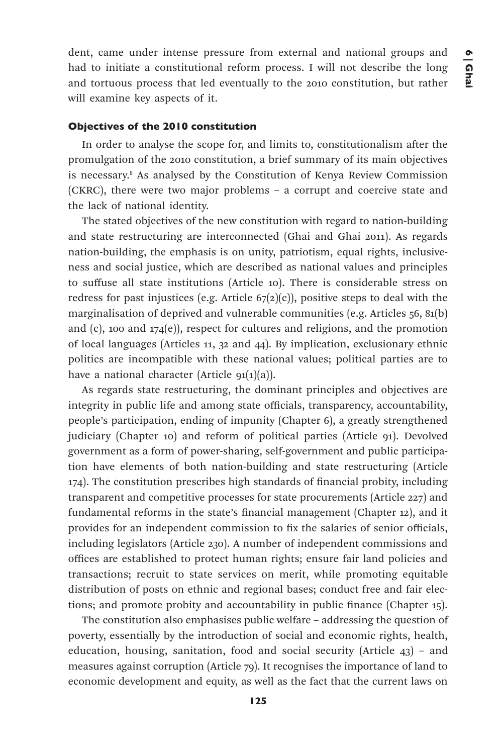dent, came under intense pressure from external and national groups and had to initiate a constitutional reform process. I will not describe the long and tortuous process that led eventually to the 2010 constitution, but rather will examine key aspects of it.

### Objectives of the 2010 constitution

In order to analyse the scope for, and limits to, constitutionalism after the promulgation of the 2010 constitution, a brief summary of its main objectives is necessary.[8] As analysed by the Constitution of Kenya Review Commission (CKRC), there were two major problems – a corrupt and coercive state and the lack of national identity.

The stated objectives of the new constitution with regard to nation-building and state restructuring are interconnected (Ghai and Ghai 2011). As regards nation-building, the emphasis is on unity, patriotism, equal rights, inclusiveness and social justice, which are described as national values and principles to suffuse all state institutions (Article 10). There is considerable stress on redress for past injustices (e.g. Article 67(2)(c)), positive steps to deal with the marginalisation of deprived and vulnerable communities (e.g. Articles 56, 81(b) and (c), 100 and 174(e)), respect for cultures and religions, and the promotion of local languages (Articles 11, 32 and 44). By implication, exclusionary ethnic politics are incompatible with these national values; political parties are to have a national character (Article 91(1)(a)).

As regards state restructuring, the dominant principles and objectives are integrity in public life and among state officials, transparency, accountability, people's participation, ending of impunity (Chapter 6), a greatly strengthened judiciary (Chapter 10) and reform of political parties (Article 91). Devolved government as a form of power-sharing, self-government and public participation have elements of both nation-building and state restructuring (Article 174). The constitution prescribes high standards of financial probity, including transparent and competitive processes for state procurements (Article 227) and fundamental reforms in the state's financial management (Chapter 12), and it provides for an independent commission to fix the salaries of senior officials, including legislators (Article 230). A number of independent commissions and offices are established to protect human rights; ensure fair land policies and transactions; recruit to state services on merit, while promoting equitable distribution of posts on ethnic and regional bases; conduct free and fair elections; and promote probity and accountability in public finance (Chapter 15).

The constitution also emphasises public welfare – addressing the question of poverty, essentially by the introduction of social and economic rights, health, education, housing, sanitation, food and social security (Article 43) – and measures against corruption (Article 79). It recognises the importance of land to economic development and equity, as well as the fact that the current laws on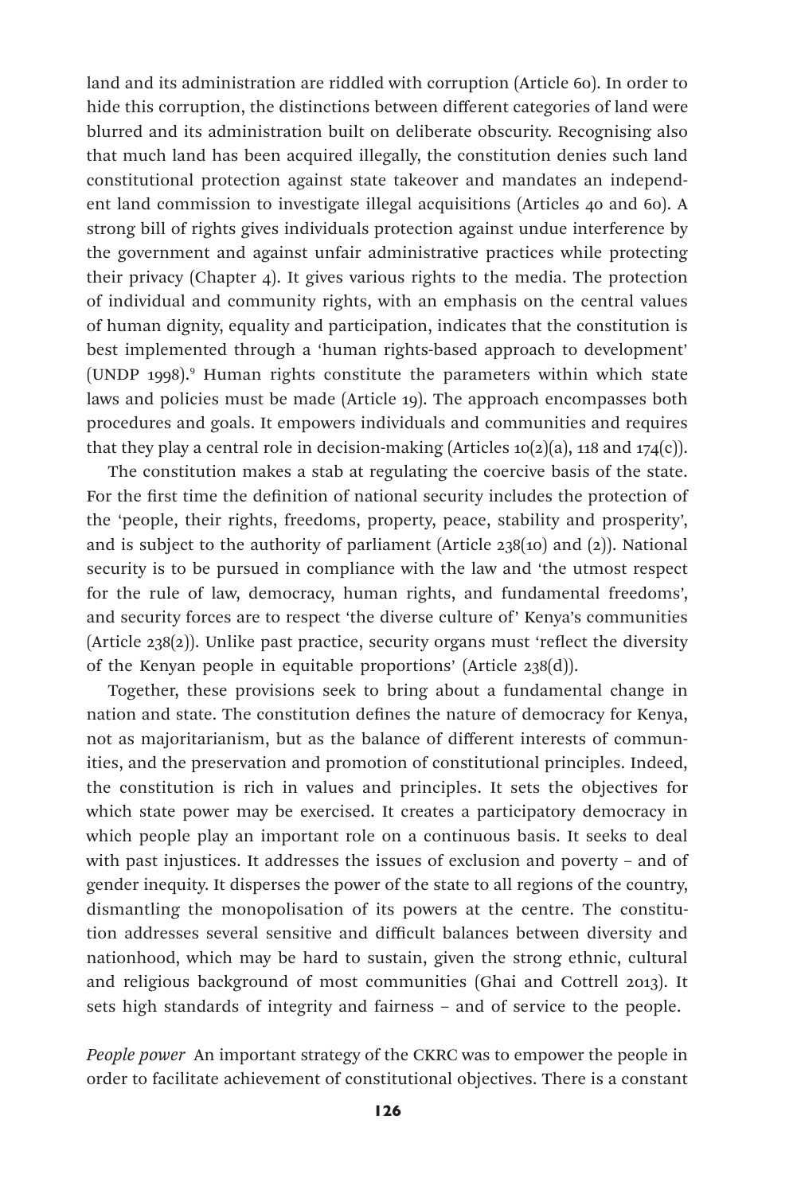land and its administration are riddled with corruption (Article 60). In order to hide this corruption, the distinctions between different categories of land were blurred and its administration built on deliberate obscurity. Recognising also that much land has been acquired illegally, the constitution denies such land constitutional protection against state takeover and mandates an independent land commission to investigate illegal acquisitions (Articles 40 and 60). A strong bill of rights gives individuals protection against undue interference by the government and against unfair administrative practices while protecting their privacy (Chapter 4). It gives various rights to the media. The protection of individual and community rights, with an emphasis on the central values of human dignity, equality and participation, indicates that the constitution is best implemented through a 'human rights-based approach to development' (UNDP 1998).[9] Human rights constitute the parameters within which state laws and policies must be made (Article 19). The approach encompasses both procedures and goals. It empowers individuals and communities and requires that they play a central role in decision-making (Articles 10(2)(a), 118 and 174(c)).

The constitution makes a stab at regulating the coercive basis of the state. For the first time the definition of national security includes the protection of the 'people, their rights, freedoms, property, peace, stability and prosperity', and is subject to the authority of parliament (Article 238(10) and (2)). National security is to be pursued in compliance with the law and 'the utmost respect for the rule of law, democracy, human rights, and fundamental freedoms', and security forces are to respect 'the diverse culture of' Kenya's communities (Article 238(2)). Unlike past practice, security organs must 'reflect the diversity of the Kenyan people in equitable proportions' (Article 238(d)).

Together, these provisions seek to bring about a fundamental change in nation and state. The constitution defines the nature of democracy for Kenya, not as majoritarianism, but as the balance of different interests of communities, and the preservation and promotion of constitutional principles. Indeed, the constitution is rich in values and principles. It sets the objectives for which state power may be exercised. It creates a participatory democracy in which people play an important role on a continuous basis. It seeks to deal with past injustices. It addresses the issues of exclusion and poverty – and of gender inequity. It disperses the power of the state to all regions of the country, dismantling the monopolisation of its powers at the centre. The constitution addresses several sensitive and difficult balances between diversity and nationhood, which may be hard to sustain, given the strong ethnic, cultural and religious background of most communities (Ghai and Cottrell 2013). It sets high standards of integrity and fairness – and of service to the people.

*People power* An important strategy of the CKRC was to empower the people in order to facilitate achievement of constitutional objectives. There is a constant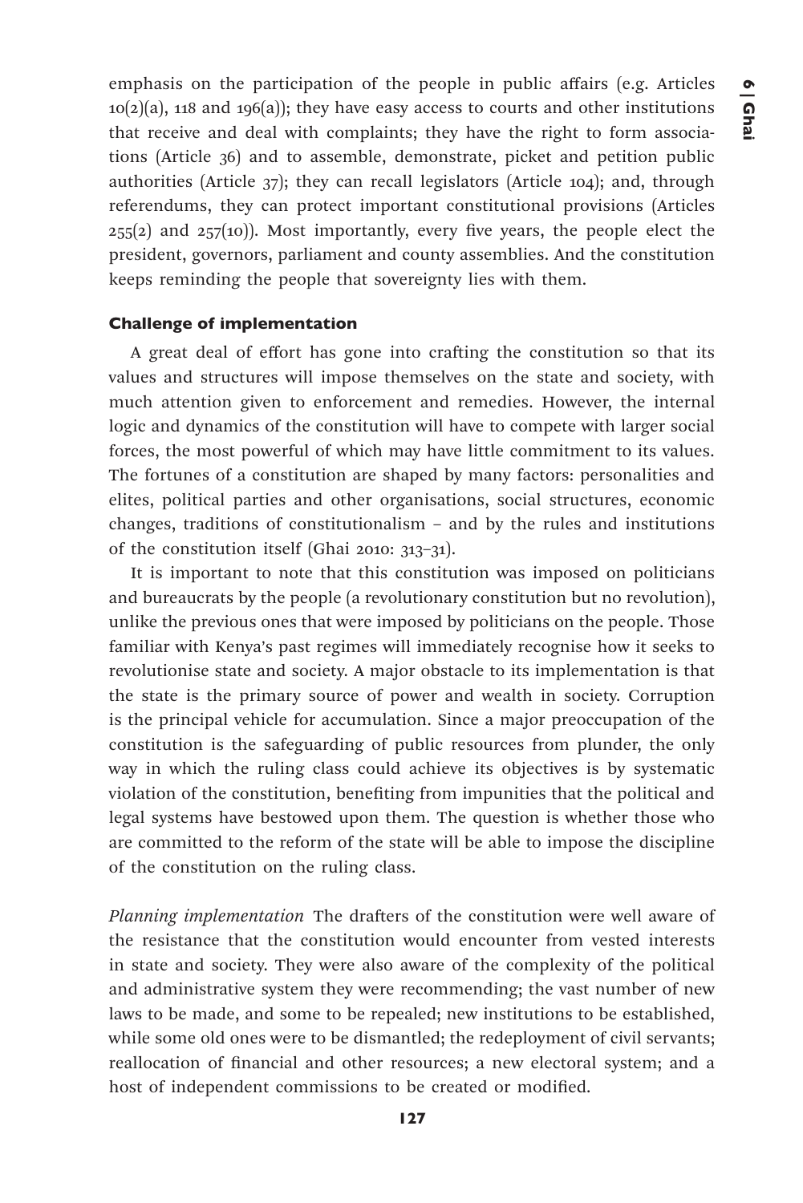emphasis on the participation of the people in public affairs (e.g. Articles 10(2)(a), 118 and 196(a)); they have easy access to courts and other institutions that receive and deal with complaints; they have the right to form associations (Article 36) and to assemble, demonstrate, picket and petition public authorities (Article 37); they can recall legislators (Article 104); and, through referendums, they can protect important constitutional provisions (Articles 255(2) and 257(10)). Most importantly, every five years, the people elect the president, governors, parliament and county assemblies. And the constitution keeps reminding the people that sovereignty lies with them.

### Challenge of implementation

A great deal of effort has gone into crafting the constitution so that its values and structures will impose themselves on the state and society, with much attention given to enforcement and remedies. However, the internal logic and dynamics of the constitution will have to compete with larger social forces, the most powerful of which may have little commitment to its values. The fortunes of a constitution are shaped by many factors: personalities and elites, political parties and other organisations, social structures, economic changes, traditions of constitutionalism – and by the rules and institutions of the constitution itself (Ghai 2010: 313–31).

It is important to note that this constitution was imposed on politicians and bureaucrats by the people (a revolutionary constitution but no revolution), unlike the previous ones that were imposed by politicians on the people. Those familiar with Kenya's past regimes will immediately recognise how it seeks to revolutionise state and society. A major obstacle to its implementation is that the state is the primary source of power and wealth in society. Corruption is the principal vehicle for accumulation. Since a major preoccupation of the constitution is the safeguarding of public resources from plunder, the only way in which the ruling class could achieve its objectives is by systematic violation of the constitution, benefiting from impunities that the political and legal systems have bestowed upon them. The question is whether those who are committed to the reform of the state will be able to impose the discipline of the constitution on the ruling class.

*Planning implementation* The drafters of the constitution were well aware of the resistance that the constitution would encounter from vested interests in state and society. They were also aware of the complexity of the political and administrative system they were recommending; the vast number of new laws to be made, and some to be repealed; new institutions to be established, while some old ones were to be dismantled; the redeployment of civil servants; reallocation of financial and other resources; a new electoral system; and a host of independent commissions to be created or modified.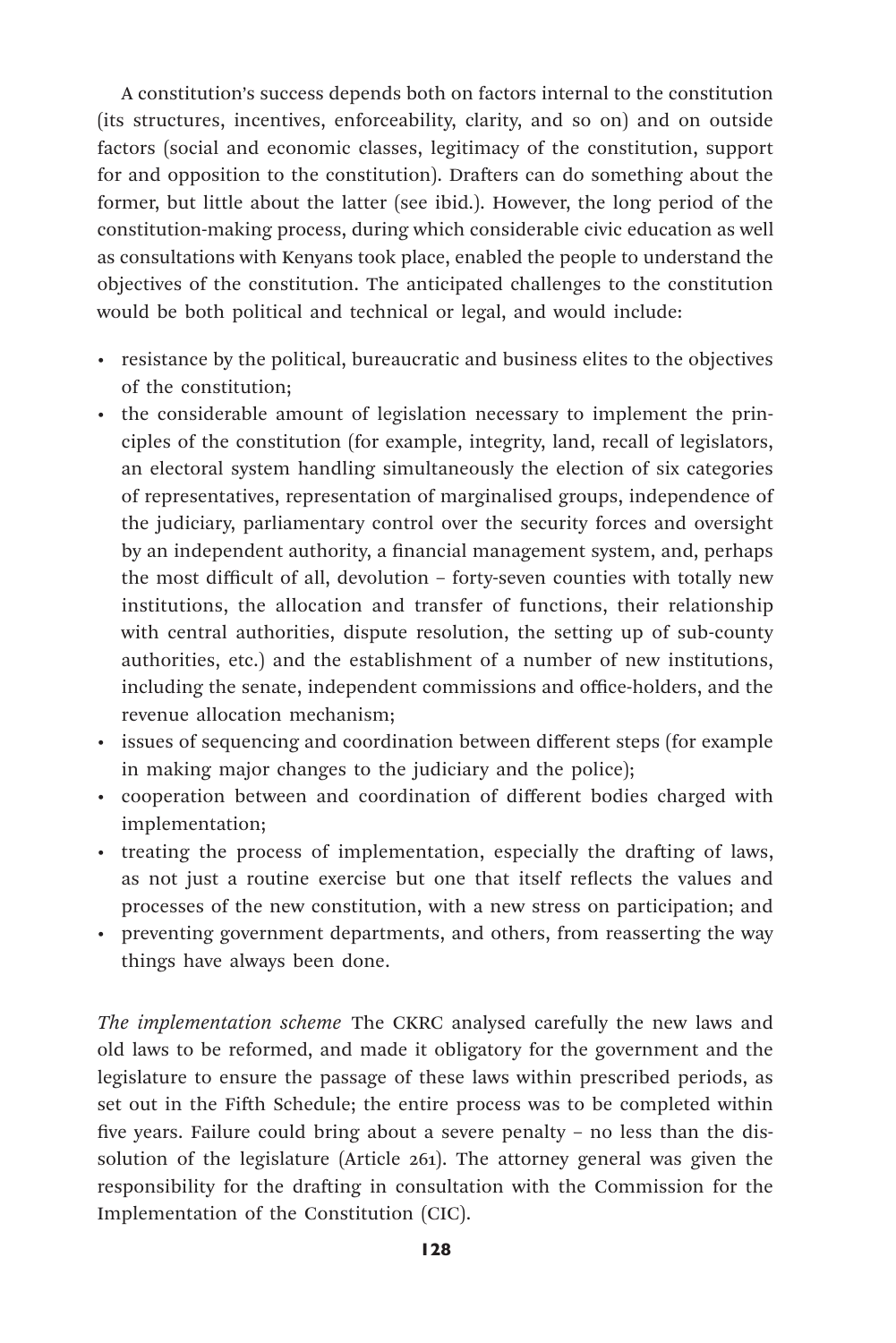A constitution's success depends both on factors internal to the constitution (its structures, incentives, enforceability, clarity, and so on) and on outside factors (social and economic classes, legitimacy of the constitution, support for and opposition to the constitution). Drafters can do something about the former, but little about the latter (see ibid.). However, the long period of the constitution-making process, during which considerable civic education as well as consultations with Kenyans took place, enabled the people to understand the objectives of the constitution. The anticipated challenges to the constitution would be both political and technical or legal, and would include:

- resistance by the political, bureaucratic and business elites to the objectives of the constitution;
- the considerable amount of legislation necessary to implement the principles of the constitution (for example, integrity, land, recall of legislators, an electoral system handling simultaneously the election of six categories of representatives, representation of marginalised groups, independence of the judiciary, parliamentary control over the security forces and oversight by an independent authority, a financial management system, and, perhaps the most difficult of all, devolution – forty-seven counties with totally new institutions, the allocation and transfer of functions, their relationship with central authorities, dispute resolution, the setting up of sub-county authorities, etc.) and the establishment of a number of new institutions, including the senate, independent commissions and office-holders, and the revenue allocation mechanism;
- issues of sequencing and coordination between different steps (for example in making major changes to the judiciary and the police);
- cooperation between and coordination of different bodies charged with implementation;
- treating the process of implementation, especially the drafting of laws, as not just a routine exercise but one that itself reflects the values and processes of the new constitution, with a new stress on participation; and
- preventing government departments, and others, from reasserting the way things have always been done.

*The implementation scheme* The CKRC analysed carefully the new laws and old laws to be reformed, and made it obligatory for the government and the legislature to ensure the passage of these laws within prescribed periods, as set out in the Fifth Schedule; the entire process was to be completed within five years. Failure could bring about a severe penalty – no less than the dissolution of the legislature (Article 261). The attorney general was given the responsibility for the drafting in consultation with the Commission for the Implementation of the Constitution (CIC).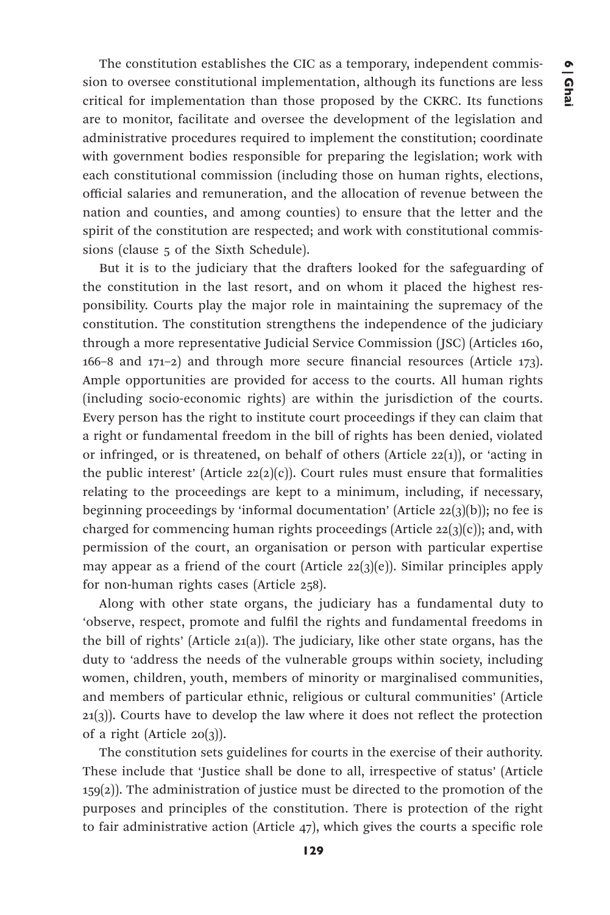The constitution establishes the CIC as a temporary, independent commission to oversee constitutional implementation, although its functions are less critical for implementation than those proposed by the CKRC. Its functions are to monitor, facilitate and oversee the development of the legislation and administrative procedures required to implement the constitution; coordinate with government bodies responsible for preparing the legislation; work with each constitutional commission (including those on human rights, elections, official salaries and remuneration, and the allocation of revenue between the nation and counties, and among counties) to ensure that the letter and the spirit of the constitution are respected; and work with constitutional commissions (clause 5 of the Sixth Schedule).

But it is to the judiciary that the drafters looked for the safeguarding of the constitution in the last resort, and on whom it placed the highest responsibility. Courts play the major role in maintaining the supremacy of the constitution. The constitution strengthens the independence of the judiciary through a more representative Judicial Service Commission (JSC) (Articles 160, 166–8 and 171–2) and through more secure financial resources (Article 173). Ample opportunities are provided for access to the courts. All human rights (including socio-economic rights) are within the jurisdiction of the courts. Every person has the right to institute court proceedings if they can claim that a right or fundamental freedom in the bill of rights has been denied, violated or infringed, or is threatened, on behalf of others (Article 22(1)), or 'acting in the public interest' (Article 22(2)(c)). Court rules must ensure that formalities relating to the proceedings are kept to a minimum, including, if necessary, beginning proceedings by 'informal documentation' (Article 22(3)(b)); no fee is charged for commencing human rights proceedings (Article 22(3)(c)); and, with permission of the court, an organisation or person with particular expertise may appear as a friend of the court (Article 22(3)(e)). Similar principles apply for non-human rights cases (Article 258).

Along with other state organs, the judiciary has a fundamental duty to 'observe, respect, promote and fulfil the rights and fundamental freedoms in the bill of rights' (Article 21(a)). The judiciary, like other state organs, has the duty to 'address the needs of the vulnerable groups within society, including women, children, youth, members of minority or marginalised communities, and members of particular ethnic, religious or cultural communities' (Article 21(3)). Courts have to develop the law where it does not reflect the protection of a right (Article 20(3)).

The constitution sets guidelines for courts in the exercise of their authority. These include that 'Justice shall be done to all, irrespective of status' (Article 159(2)). The administration of justice must be directed to the promotion of the purposes and principles of the constitution. There is protection of the right to fair administrative action (Article 47), which gives the courts a specific role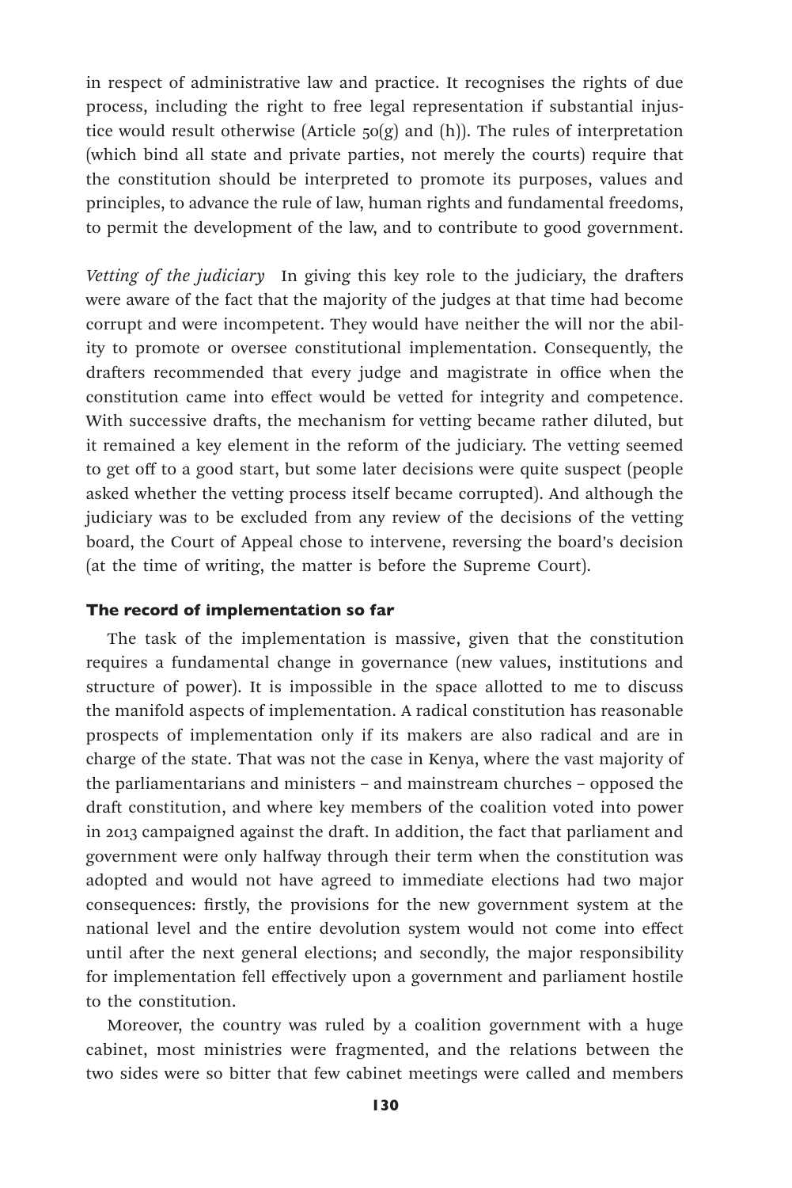in respect of administrative law and practice. It recognises the rights of due process, including the right to free legal representation if substantial injustice would result otherwise (Article 50(g) and (h)). The rules of interpretation (which bind all state and private parties, not merely the courts) require that the constitution should be interpreted to promote its purposes, values and principles, to advance the rule of law, human rights and fundamental freedoms, to permit the development of the law, and to contribute to good government.

*Vetting of the judiciary* In giving this key role to the judiciary, the drafters were aware of the fact that the majority of the judges at that time had become corrupt and were incompetent. They would have neither the will nor the ability to promote or oversee constitutional implementation. Consequently, the drafters recommended that every judge and magistrate in office when the constitution came into effect would be vetted for integrity and competence. With successive drafts, the mechanism for vetting became rather diluted, but it remained a key element in the reform of the judiciary. The vetting seemed to get off to a good start, but some later decisions were quite suspect (people asked whether the vetting process itself became corrupted). And although the judiciary was to be excluded from any review of the decisions of the vetting board, the Court of Appeal chose to intervene, reversing the board's decision (at the time of writing, the matter is before the Supreme Court).

### The record of implementation so far

The task of the implementation is massive, given that the constitution requires a fundamental change in governance (new values, institutions and structure of power). It is impossible in the space allotted to me to discuss the manifold aspects of implementation. A radical constitution has reasonable prospects of implementation only if its makers are also radical and are in charge of the state. That was not the case in Kenya, where the vast majority of the parliamentarians and ministers – and mainstream churches – opposed the draft constitution, and where key members of the coalition voted into power in 2013 campaigned against the draft. In addition, the fact that parliament and government were only halfway through their term when the constitution was adopted and would not have agreed to immediate elections had two major consequences: firstly, the provisions for the new government system at the national level and the entire devolution system would not come into effect until after the next general elections; and secondly, the major responsibility for implementation fell effectively upon a government and parliament hostile to the constitution.

Moreover, the country was ruled by a coalition government with a huge cabinet, most ministries were fragmented, and the relations between the two sides were so bitter that few cabinet meetings were called and members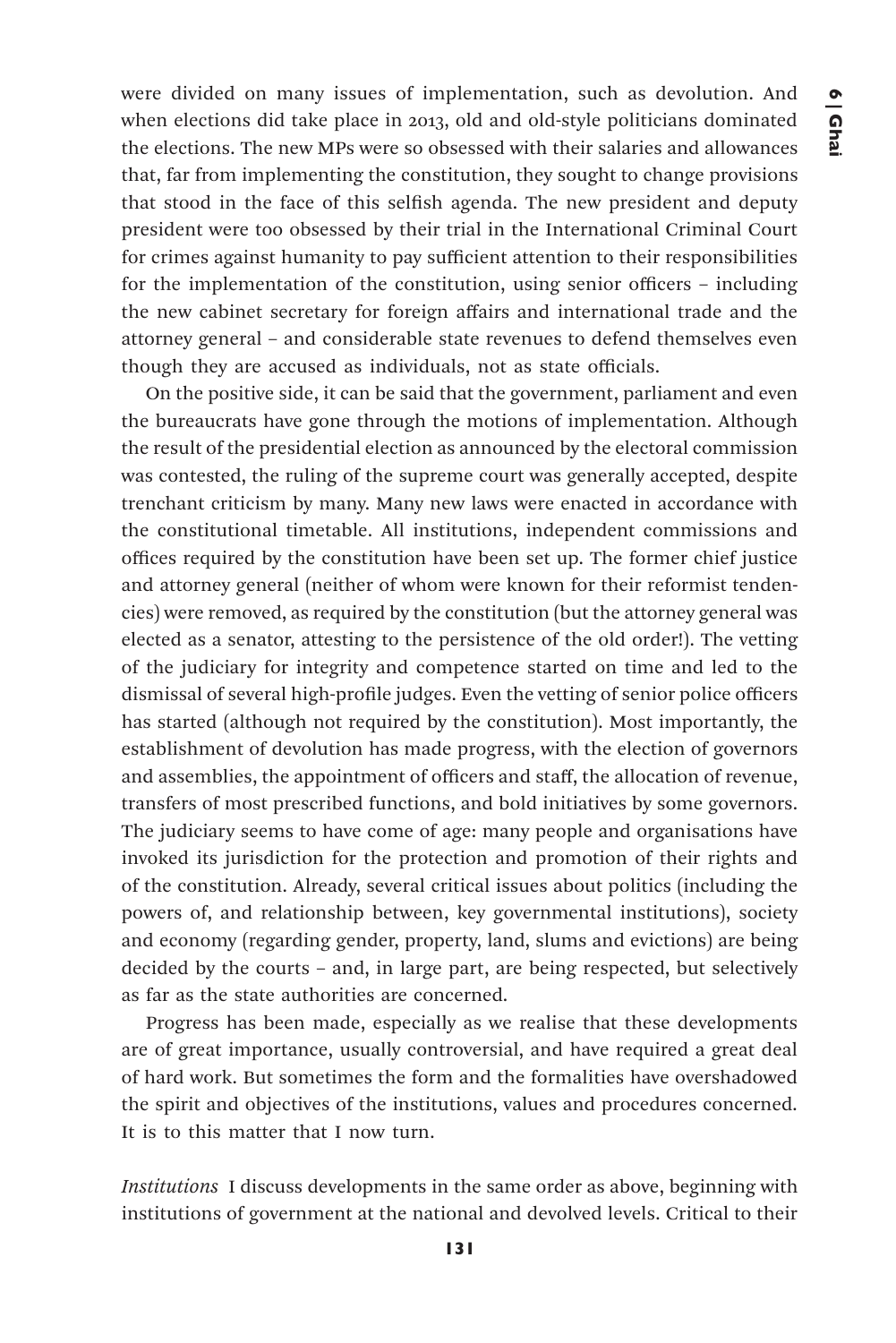were divided on many issues of implementation, such as devolution. And when elections did take place in 2013, old and old-style politicians dominated the elections. The new MPs were so obsessed with their salaries and allowances that, far from implementing the constitution, they sought to change provisions that stood in the face of this selfish agenda. The new president and deputy president were too obsessed by their trial in the International Criminal Court for crimes against humanity to pay sufficient attention to their responsibilities for the implementation of the constitution, using senior officers – including the new cabinet secretary for foreign affairs and international trade and the attorney general – and considerable state revenues to defend themselves even though they are accused as individuals, not as state officials.

On the positive side, it can be said that the government, parliament and even the bureaucrats have gone through the motions of implementation. Although the result of the presidential election as announced by the electoral commission was contested, the ruling of the supreme court was generally accepted, despite trenchant criticism by many. Many new laws were enacted in accordance with the constitutional timetable. All institutions, independent commissions and offices required by the constitution have been set up. The former chief justice and attorney general (neither of whom were known for their reformist tendencies) were removed, as required by the constitution (but the attorney general was elected as a senator, attesting to the persistence of the old order!). The vetting of the judiciary for integrity and competence started on time and led to the dismissal of several high-profile judges. Even the vetting of senior police officers has started (although not required by the constitution). Most importantly, the establishment of devolution has made progress, with the election of governors and assemblies, the appointment of officers and staff, the allocation of revenue, transfers of most prescribed functions, and bold initiatives by some governors. The judiciary seems to have come of age: many people and organisations have invoked its jurisdiction for the protection and promotion of their rights and of the constitution. Already, several critical issues about politics (including the powers of, and relationship between, key governmental institutions), society and economy (regarding gender, property, land, slums and evictions) are being decided by the courts – and, in large part, are being respected, but selectively as far as the state authorities are concerned.

Progress has been made, especially as we realise that these developments are of great importance, usually controversial, and have required a great deal of hard work. But sometimes the form and the formalities have overshadowed the spirit and objectives of the institutions, values and procedures concerned. It is to this matter that I now turn.

*Institutions* I discuss developments in the same order as above, beginning with institutions of government at the national and devolved levels. Critical to their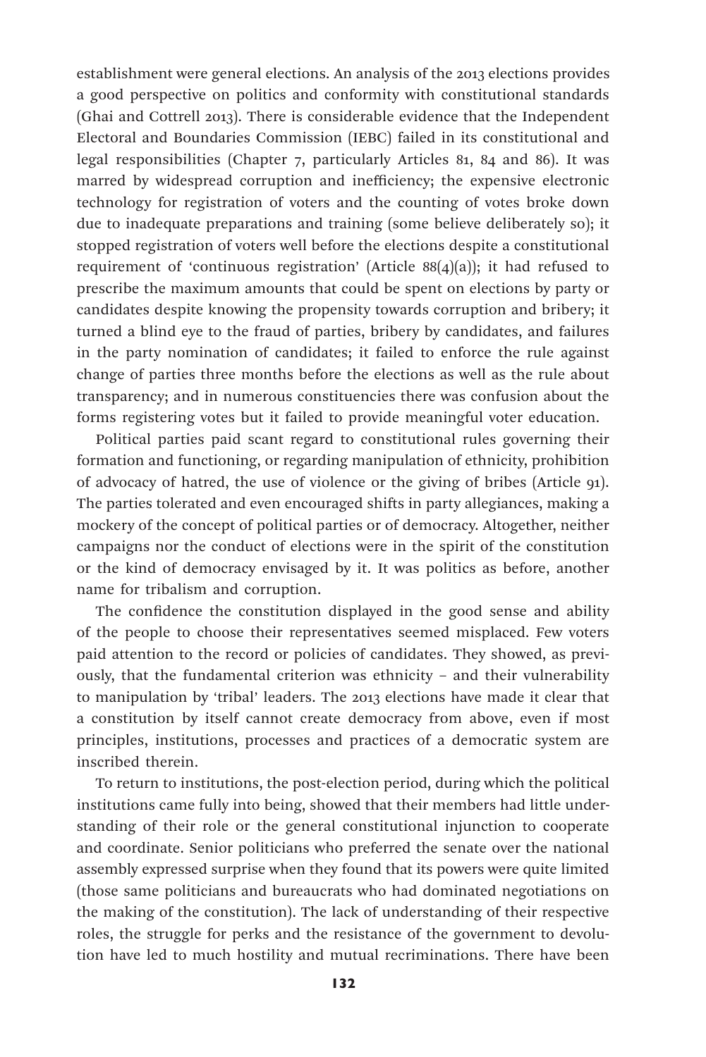establishment were general elections. An analysis of the 2013 elections provides a good perspective on politics and conformity with constitutional standards (Ghai and Cottrell 2013). There is considerable evidence that the Independent Electoral and Boundaries Commission (IEBC) failed in its constitutional and legal responsibilities (Chapter 7, particularly Articles 81, 84 and 86). It was marred by widespread corruption and inefficiency; the expensive electronic technology for registration of voters and the counting of votes broke down due to inadequate preparations and training (some believe deliberately so); it stopped registration of voters well before the elections despite a constitutional requirement of 'continuous registration' (Article 88(4)(a)); it had refused to prescribe the maximum amounts that could be spent on elections by party or candidates despite knowing the propensity towards corruption and bribery; it turned a blind eye to the fraud of parties, bribery by candidates, and failures in the party nomination of candidates; it failed to enforce the rule against change of parties three months before the elections as well as the rule about transparency; and in numerous constituencies there was confusion about the forms registering votes but it failed to provide meaningful voter education.

Political parties paid scant regard to constitutional rules governing their formation and functioning, or regarding manipulation of ethnicity, prohibition of advocacy of hatred, the use of violence or the giving of bribes (Article 91). The parties tolerated and even encouraged shifts in party allegiances, making a mockery of the concept of political parties or of democracy. Altogether, neither campaigns nor the conduct of elections were in the spirit of the constitution or the kind of democracy envisaged by it. It was politics as before, another name for tribalism and corruption.

The confidence the constitution displayed in the good sense and ability of the people to choose their representatives seemed misplaced. Few voters paid attention to the record or policies of candidates. They showed, as previously, that the fundamental criterion was ethnicity – and their vulnerability to manipulation by 'tribal' leaders. The 2013 elections have made it clear that a constitution by itself cannot create democracy from above, even if most principles, institutions, processes and practices of a democratic system are inscribed therein.

To return to institutions, the post-election period, during which the political institutions came fully into being, showed that their members had little understanding of their role or the general constitutional injunction to cooperate and coordinate. Senior politicians who preferred the senate over the national assembly expressed surprise when they found that its powers were quite limited (those same politicians and bureaucrats who had dominated negotiations on the making of the constitution). The lack of understanding of their respective roles, the struggle for perks and the resistance of the government to devolution have led to much hostility and mutual recriminations. There have been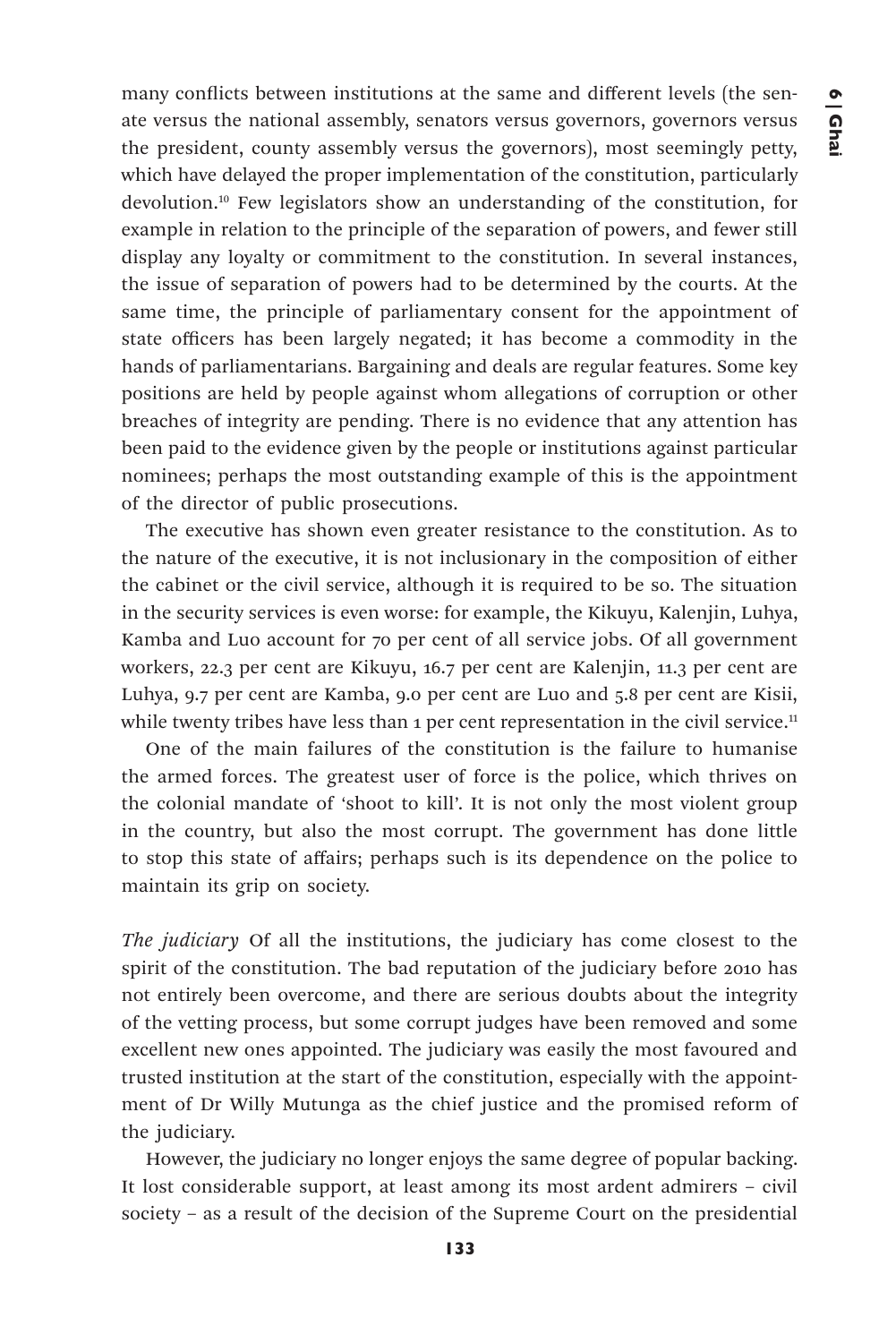many conflicts between institutions at the same and different levels (the senate versus the national assembly, senators versus governors, governors versus the president, county assembly versus the governors), most seemingly petty, which have delayed the proper implementation of the constitution, particularly devolution.[10] Few legislators show an understanding of the constitution, for example in relation to the principle of the separation of powers, and fewer still display any loyalty or commitment to the constitution. In several instances, the issue of separation of powers had to be determined by the courts. At the same time, the principle of parliamentary consent for the appointment of state officers has been largely negated; it has become a commodity in the hands of parliamentarians. Bargaining and deals are regular features. Some key positions are held by people against whom allegations of corruption or other breaches of integrity are pending. There is no evidence that any attention has been paid to the evidence given by the people or institutions against particular nominees; perhaps the most outstanding example of this is the appointment of the director of public prosecutions.

The executive has shown even greater resistance to the constitution. As to the nature of the executive, it is not inclusionary in the composition of either the cabinet or the civil service, although it is required to be so. The situation in the security services is even worse: for example, the Kikuyu, Kalenjin, Luhya, Kamba and Luo account for 70 per cent of all service jobs. Of all government workers, 22.3 per cent are Kikuyu, 16.7 per cent are Kalenjin, 11.3 per cent are Luhya, 9.7 per cent are Kamba, 9.0 per cent are Luo and 5.8 per cent are Kisii, while twenty tribes have less than 1 per cent representation in the civil service.[11]

One of the main failures of the constitution is the failure to humanise the armed forces. The greatest user of force is the police, which thrives on the colonial mandate of 'shoot to kill'. It is not only the most violent group in the country, but also the most corrupt. The government has done little to stop this state of affairs; perhaps such is its dependence on the police to maintain its grip on society.

*The judiciary* Of all the institutions, the judiciary has come closest to the spirit of the constitution. The bad reputation of the judiciary before 2010 has not entirely been overcome, and there are serious doubts about the integrity of the vetting process, but some corrupt judges have been removed and some excellent new ones appointed. The judiciary was easily the most favoured and trusted institution at the start of the constitution, especially with the appointment of Dr Willy Mutunga as the chief justice and the promised reform of the judiciary.

However, the judiciary no longer enjoys the same degree of popular backing. It lost considerable support, at least among its most ardent admirers – civil society – as a result of the decision of the Supreme Court on the presidential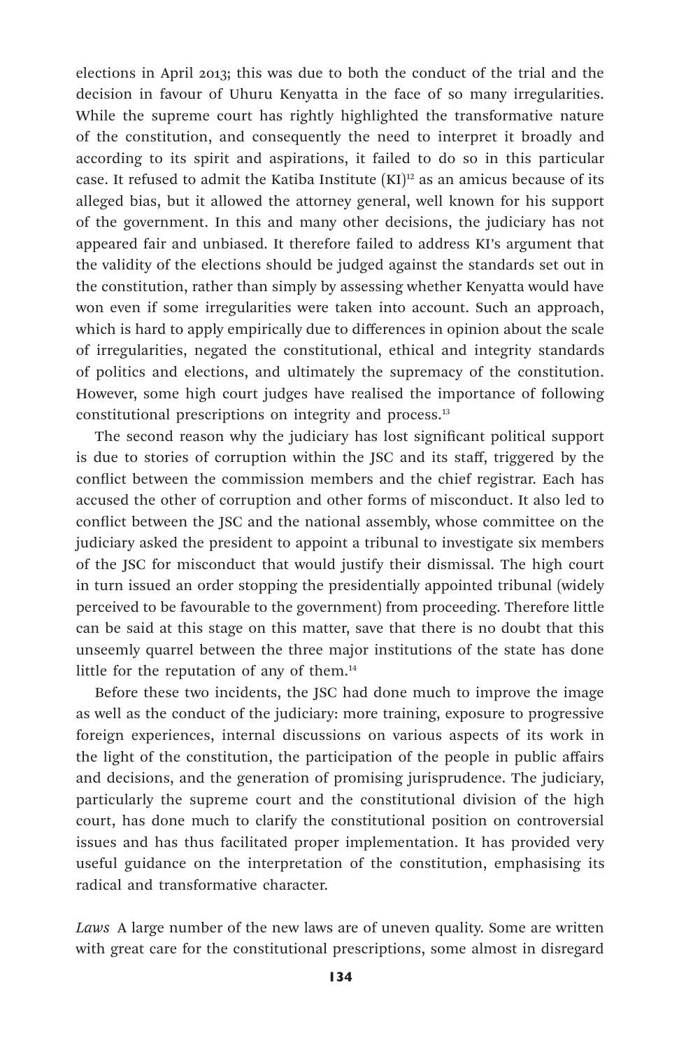elections in April 2013; this was due to both the conduct of the trial and the decision in favour of Uhuru Kenyatta in the face of so many irregularities. While the supreme court has rightly highlighted the transformative nature of the constitution, and consequently the need to interpret it broadly and according to its spirit and aspirations, it failed to do so in this particular case. It refused to admit the Katiba Institute (KI)[12] as an amicus because of its alleged bias, but it allowed the attorney general, well known for his support of the government. In this and many other decisions, the judiciary has not appeared fair and unbiased. It therefore failed to address KI's argument that the validity of the elections should be judged against the standards set out in the constitution, rather than simply by assessing whether Kenyatta would have won even if some irregularities were taken into account. Such an approach, which is hard to apply empirically due to differences in opinion about the scale of irregularities, negated the constitutional, ethical and integrity standards of politics and elections, and ultimately the supremacy of the constitution. However, some high court judges have realised the importance of following constitutional prescriptions on integrity and process.[13]

The second reason why the judiciary has lost significant political support is due to stories of corruption within the JSC and its staff, triggered by the conflict between the commission members and the chief registrar. Each has accused the other of corruption and other forms of misconduct. It also led to conflict between the JSC and the national assembly, whose committee on the judiciary asked the president to appoint a tribunal to investigate six members of the JSC for misconduct that would justify their dismissal. The high court in turn issued an order stopping the presidentially appointed tribunal (widely perceived to be favourable to the government) from proceeding. Therefore little can be said at this stage on this matter, save that there is no doubt that this unseemly quarrel between the three major institutions of the state has done little for the reputation of any of them.[14]

Before these two incidents, the JSC had done much to improve the image as well as the conduct of the judiciary: more training, exposure to progressive foreign experiences, internal discussions on various aspects of its work in the light of the constitution, the participation of the people in public affairs and decisions, and the generation of promising jurisprudence. The judiciary, particularly the supreme court and the constitutional division of the high court, has done much to clarify the constitutional position on controversial issues and has thus facilitated proper implementation. It has provided very useful guidance on the interpretation of the constitution, emphasising its radical and transformative character.

*Laws* A large number of the new laws are of uneven quality. Some are written with great care for the constitutional prescriptions, some almost in disregard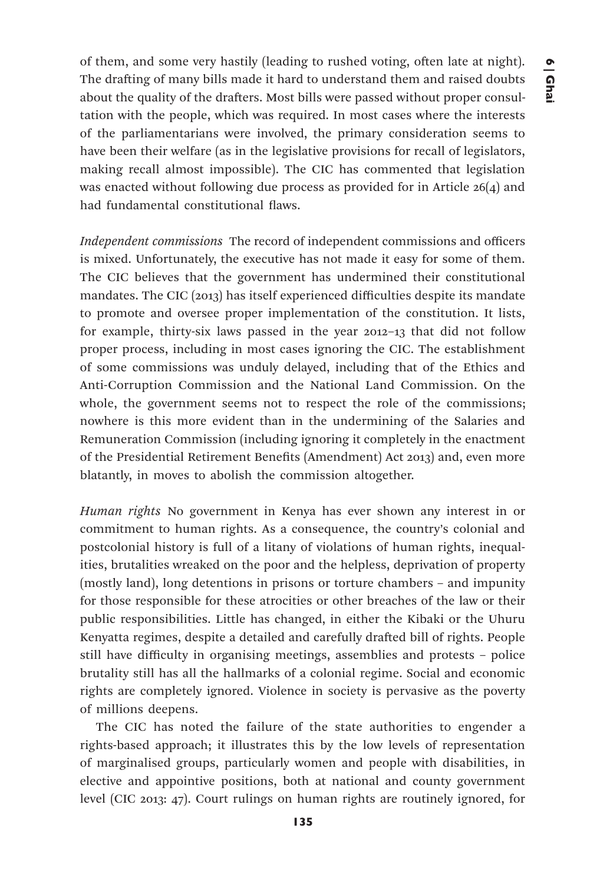of them, and some very hastily (leading to rushed voting, often late at night). The drafting of many bills made it hard to understand them and raised doubts about the quality of the drafters. Most bills were passed without proper consultation with the people, which was required. In most cases where the interests of the parliamentarians were involved, the primary consideration seems to have been their welfare (as in the legislative provisions for recall of legislators, making recall almost impossible). The CIC has commented that legislation was enacted without following due process as provided for in Article 26(4) and had fundamental constitutional flaws.

*Independent commissions* The record of independent commissions and officers is mixed. Unfortunately, the executive has not made it easy for some of them. The CIC believes that the government has undermined their constitutional mandates. The CIC (2013) has itself experienced difficulties despite its mandate to promote and oversee proper implementation of the constitution. It lists, for example, thirty-six laws passed in the year 2012–13 that did not follow proper process, including in most cases ignoring the CIC. The establishment of some commissions was unduly delayed, including that of the Ethics and Anti-Corruption Commission and the National Land Commission. On the whole, the government seems not to respect the role of the commissions; nowhere is this more evident than in the undermining of the Salaries and Remuneration Commission (including ignoring it completely in the enactment of the Presidential Retirement Benefits (Amendment) Act 2013) and, even more blatantly, in moves to abolish the commission altogether.

*Human rights* No government in Kenya has ever shown any interest in or commitment to human rights. As a consequence, the country's colonial and postcolonial history is full of a litany of violations of human rights, inequalities, brutalities wreaked on the poor and the helpless, deprivation of property (mostly land), long detentions in prisons or torture chambers – and impunity for those responsible for these atrocities or other breaches of the law or their public responsibilities. Little has changed, in either the Kibaki or the Uhuru Kenyatta regimes, despite a detailed and carefully drafted bill of rights. People still have difficulty in organising meetings, assemblies and protests – police brutality still has all the hallmarks of a colonial regime. Social and economic rights are completely ignored. Violence in society is pervasive as the poverty of millions deepens.

The CIC has noted the failure of the state authorities to engender a rights-based approach; it illustrates this by the low levels of representation of marginalised groups, particularly women and people with disabilities, in elective and appointive positions, both at national and county government level (CIC 2013: 47). Court rulings on human rights are routinely ignored, for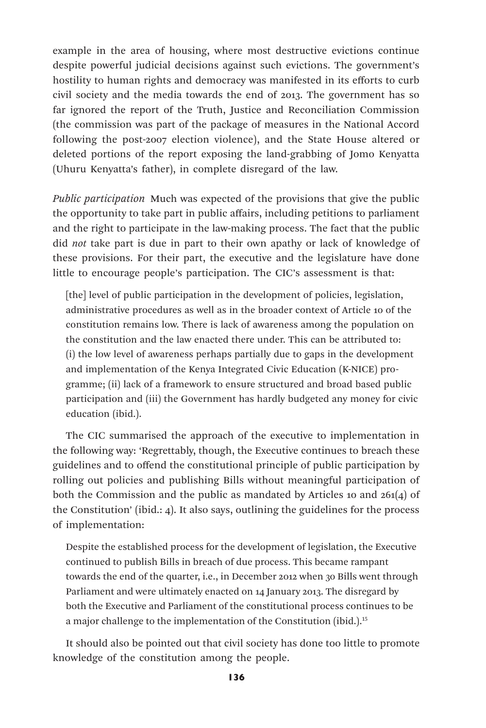example in the area of housing, where most destructive evictions continue despite powerful judicial decisions against such evictions. The government's hostility to human rights and democracy was manifested in its efforts to curb civil society and the media towards the end of 2013. The government has so far ignored the report of the Truth, Justice and Reconciliation Commission (the commission was part of the package of measures in the National Accord following the post-2007 election violence), and the State House altered or deleted portions of the report exposing the land-grabbing of Jomo Kenyatta (Uhuru Kenyatta's father), in complete disregard of the law.

*Public participation* Much was expected of the provisions that give the public the opportunity to take part in public affairs, including petitions to parliament and the right to participate in the law-making process. The fact that the public did *not* take part is due in part to their own apathy or lack of knowledge of these provisions. For their part, the executive and the legislature have done little to encourage people's participation. The CIC's assessment is that:

> [the] level of public participation in the development of policies, legislation, administrative procedures as well as in the broader context of Article 10 of the constitution remains low. There is lack of awareness among the population on the constitution and the law enacted there under. This can be attributed to: (i) the low level of awareness perhaps partially due to gaps in the development and implementation of the Kenya Integrated Civic Education (K-NICE) programme; (ii) lack of a framework to ensure structured and broad based public participation and (iii) the Government has hardly budgeted any money for civic education (ibid.).

The CIC summarised the approach of the executive to implementation in the following way: 'Regrettably, though, the Executive continues to breach these guidelines and to offend the constitutional principle of public participation by rolling out policies and publishing Bills without meaningful participation of both the Commission and the public as mandated by Articles 10 and 261(4) of the Constitution' (ibid.: 4). It also says, outlining the guidelines for the process of implementation:

> Despite the established process for the development of legislation, the Executive continued to publish Bills in breach of due process. This became rampant towards the end of the quarter, i.e., in December 2012 when 30 Bills went through Parliament and were ultimately enacted on 14 January 2013. The disregard by both the Executive and Parliament of the constitutional process continues to be a major challenge to the implementation of the Constitution (ibid.).[15]

It should also be pointed out that civil society has done too little to promote knowledge of the constitution among the people.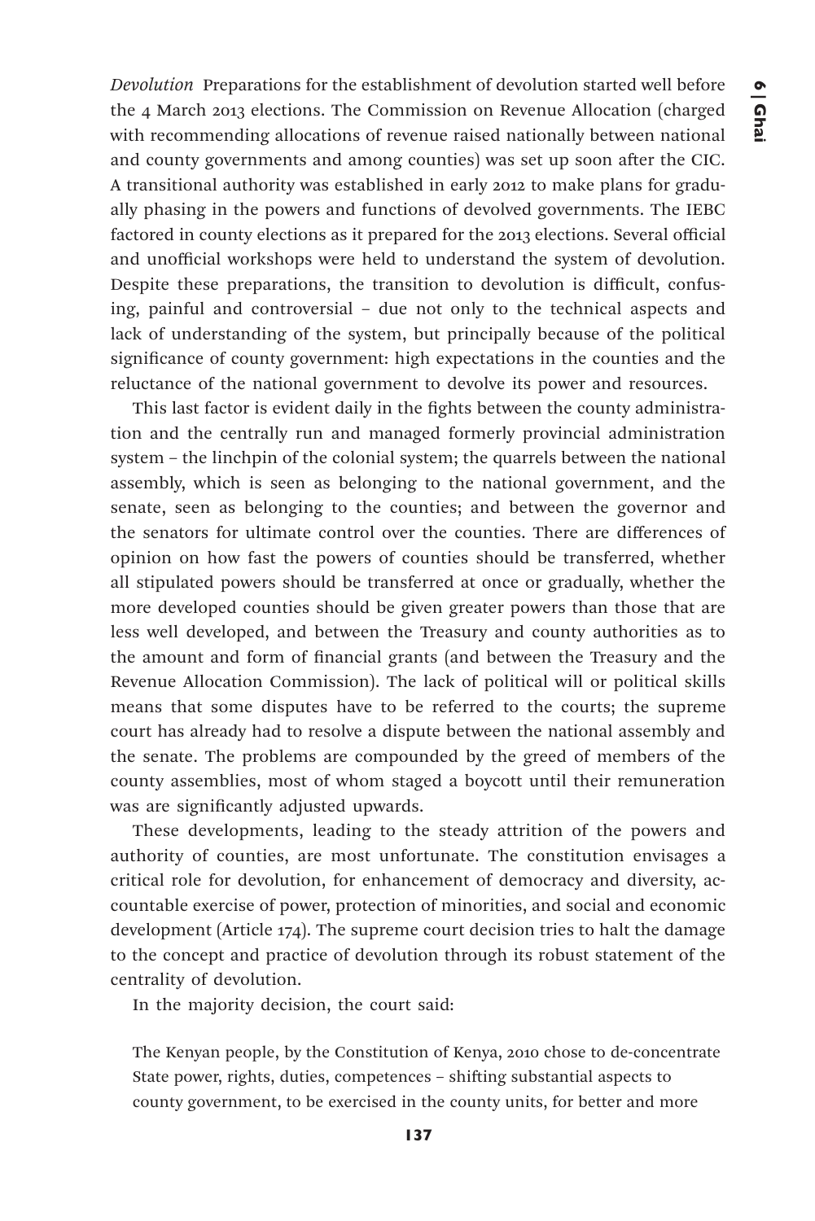*Devolution* Preparations for the establishment of devolution started well before the 4 March 2013 elections. The Commission on Revenue Allocation (charged with recommending allocations of revenue raised nationally between national and county governments and among counties) was set up soon after the CIC. A transitional authority was established in early 2012 to make plans for gradually phasing in the powers and functions of devolved governments. The IEBC factored in county elections as it prepared for the 2013 elections. Several official and unofficial workshops were held to understand the system of devolution. Despite these preparations, the transition to devolution is difficult, confusing, painful and controversial – due not only to the technical aspects and lack of understanding of the system, but principally because of the political significance of county government: high expectations in the counties and the reluctance of the national government to devolve its power and resources.

This last factor is evident daily in the fights between the county administration and the centrally run and managed formerly provincial administration system – the linchpin of the colonial system; the quarrels between the national assembly, which is seen as belonging to the national government, and the senate, seen as belonging to the counties; and between the governor and the senators for ultimate control over the counties. There are differences of opinion on how fast the powers of counties should be transferred, whether all stipulated powers should be transferred at once or gradually, whether the more developed counties should be given greater powers than those that are less well developed, and between the Treasury and county authorities as to the amount and form of financial grants (and between the Treasury and the Revenue Allocation Commission). The lack of political will or political skills means that some disputes have to be referred to the courts; the supreme court has already had to resolve a dispute between the national assembly and the senate. The problems are compounded by the greed of members of the county assemblies, most of whom staged a boycott until their remuneration was are significantly adjusted upwards.

These developments, leading to the steady attrition of the powers and authority of counties, are most unfortunate. The constitution envisages a critical role for devolution, for enhancement of democracy and diversity, accountable exercise of power, protection of minorities, and social and economic development (Article 174). The supreme court decision tries to halt the damage to the concept and practice of devolution through its robust statement of the centrality of devolution.

In the majority decision, the court said:

> The Kenyan people, by the Constitution of Kenya, 2010 chose to de-concentrate State power, rights, duties, competences – shifting substantial aspects to county government, to be exercised in the county units, for better and more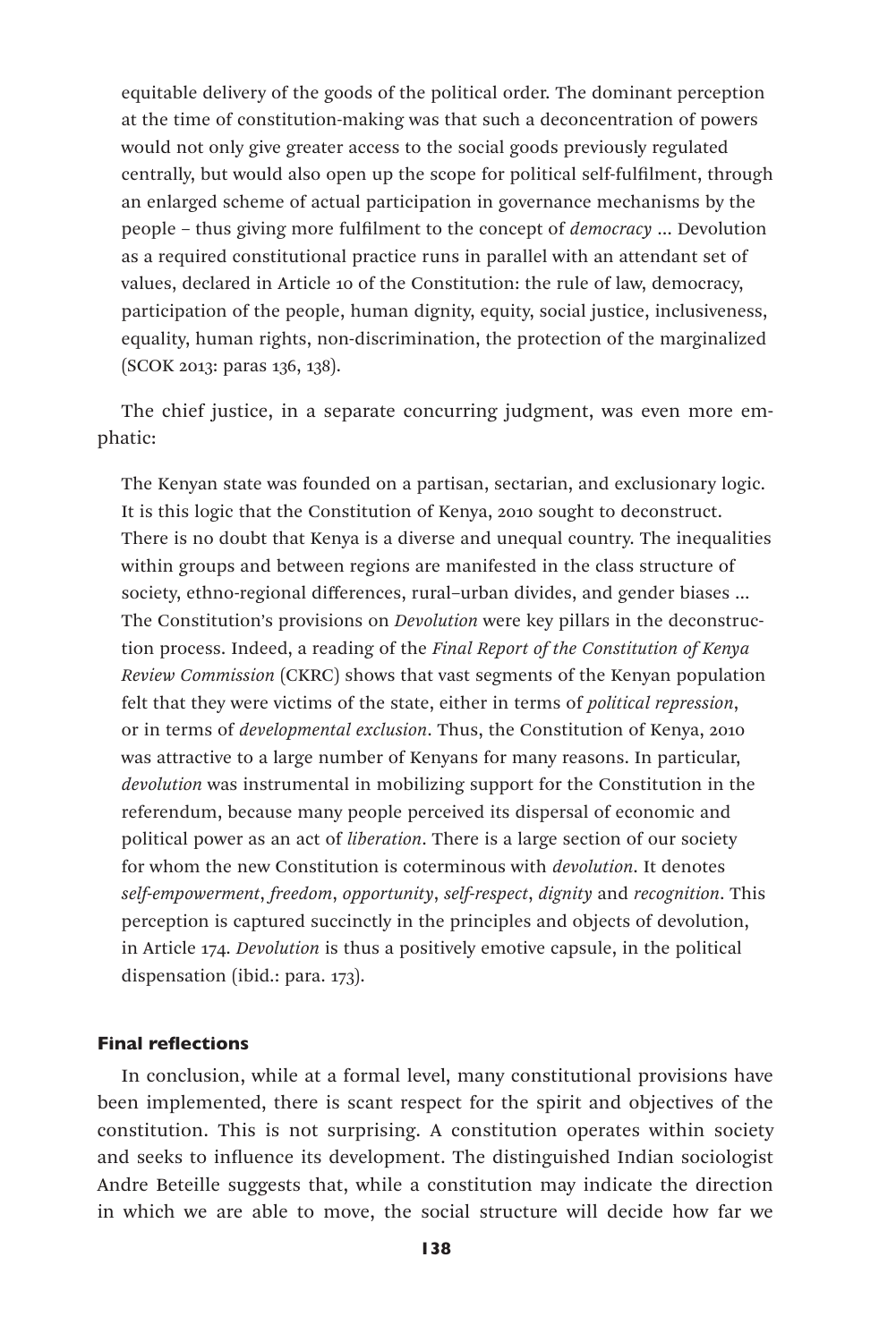equitable delivery of the goods of the political order. The dominant perception at the time of constitution-making was that such a deconcentration of powers would not only give greater access to the social goods previously regulated centrally, but would also open up the scope for political self-fulfilment, through an enlarged scheme of actual participation in governance mechanisms by the people – thus giving more fulfilment to the concept of *democracy* ... Devolution as a required constitutional practice runs in parallel with an attendant set of values, declared in Article 10 of the Constitution: the rule of law, democracy, participation of the people, human dignity, equity, social justice, inclusiveness, equality, human rights, non-discrimination, the protection of the marginalized (SCOK 2013: paras 136, 138).

The chief justice, in a separate concurring judgment, was even more emphatic:

> The Kenyan state was founded on a partisan, sectarian, and exclusionary logic. It is this logic that the Constitution of Kenya, 2010 sought to deconstruct. There is no doubt that Kenya is a diverse and unequal country. The inequalities within groups and between regions are manifested in the class structure of society, ethno-regional differences, rural–urban divides, and gender biases ... The Constitution's provisions on *Devolution* were key pillars in the deconstruction process. Indeed, a reading of the *Final Report of the Constitution of Kenya Review Commission* (CKRC) shows that vast segments of the Kenyan population felt that they were victims of the state, either in terms of *political repression*, or in terms of *developmental exclusion*. Thus, the Constitution of Kenya, 2010 was attractive to a large number of Kenyans for many reasons. In particular, *devolution* was instrumental in mobilizing support for the Constitution in the referendum, because many people perceived its dispersal of economic and political power as an act of *liberation*. There is a large section of our society for whom the new Constitution is coterminous with *devolution*. It denotes *self-empowerment*, *freedom*, *opportunity*, *self-respect*, *dignity* and *recognition*. This perception is captured succinctly in the principles and objects of devolution, in Article 174. *Devolution* is thus a positively emotive capsule, in the political dispensation (ibid.: para. 173).

### Final reflections

In conclusion, while at a formal level, many constitutional provisions have been implemented, there is scant respect for the spirit and objectives of the constitution. This is not surprising. A constitution operates within society and seeks to influence its development. The distinguished Indian sociologist Andre Beteille suggests that, while a constitution may indicate the direction in which we are able to move, the social structure will decide how far we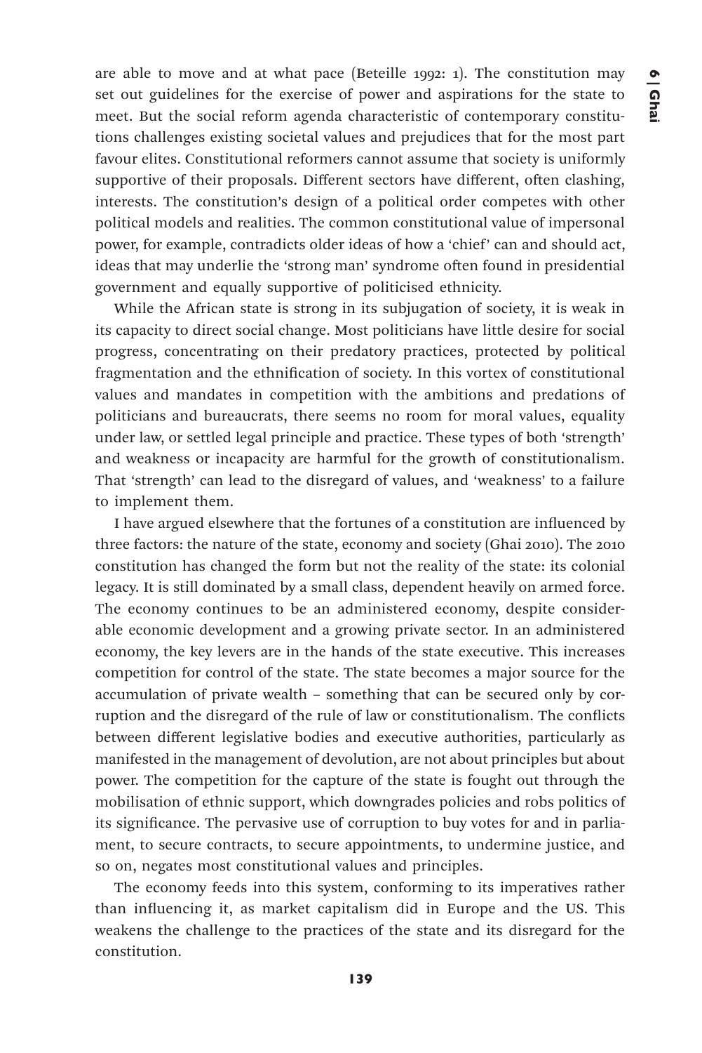are able to move and at what pace (Beteille 1992: 1). The constitution may set out guidelines for the exercise of power and aspirations for the state to meet. But the social reform agenda characteristic of contemporary constitutions challenges existing societal values and prejudices that for the most part favour elites. Constitutional reformers cannot assume that society is uniformly supportive of their proposals. Different sectors have different, often clashing, interests. The constitution's design of a political order competes with other political models and realities. The common constitutional value of impersonal power, for example, contradicts older ideas of how a 'chief' can and should act, ideas that may underlie the 'strong man' syndrome often found in presidential government and equally supportive of politicised ethnicity.

While the African state is strong in its subjugation of society, it is weak in its capacity to direct social change. Most politicians have little desire for social progress, concentrating on their predatory practices, protected by political fragmentation and the ethnification of society. In this vortex of constitutional values and mandates in competition with the ambitions and predations of politicians and bureaucrats, there seems no room for moral values, equality under law, or settled legal principle and practice. These types of both 'strength' and weakness or incapacity are harmful for the growth of constitutionalism. That 'strength' can lead to the disregard of values, and 'weakness' to a failure to implement them.

I have argued elsewhere that the fortunes of a constitution are influenced by three factors: the nature of the state, economy and society (Ghai 2010). The 2010 constitution has changed the form but not the reality of the state: its colonial legacy. It is still dominated by a small class, dependent heavily on armed force. The economy continues to be an administered economy, despite considerable economic development and a growing private sector. In an administered economy, the key levers are in the hands of the state executive. This increases competition for control of the state. The state becomes a major source for the accumulation of private wealth – something that can be secured only by corruption and the disregard of the rule of law or constitutionalism. The conflicts between different legislative bodies and executive authorities, particularly as manifested in the management of devolution, are not about principles but about power. The competition for the capture of the state is fought out through the mobilisation of ethnic support, which downgrades policies and robs politics of its significance. The pervasive use of corruption to buy votes for and in parliament, to secure contracts, to secure appointments, to undermine justice, and so on, negates most constitutional values and principles.

The economy feeds into this system, conforming to its imperatives rather than influencing it, as market capitalism did in Europe and the US. This weakens the challenge to the practices of the state and its disregard for the constitution.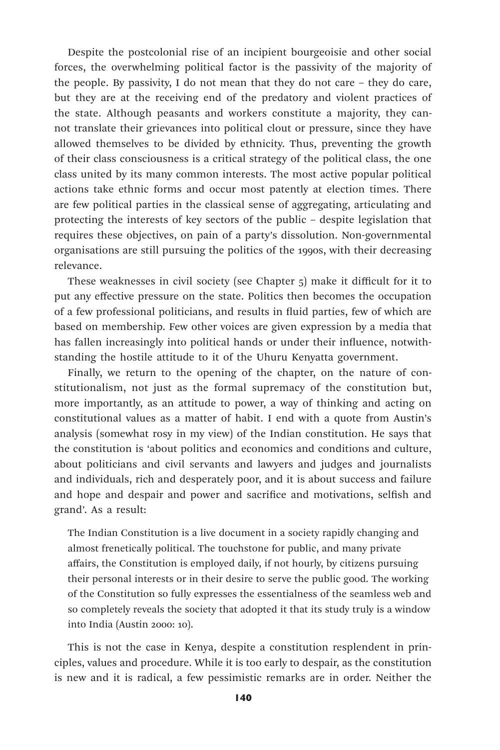Despite the postcolonial rise of an incipient bourgeoisie and other social forces, the overwhelming political factor is the passivity of the majority of the people. By passivity, I do not mean that they do not care – they do care, but they are at the receiving end of the predatory and violent practices of the state. Although peasants and workers constitute a majority, they cannot translate their grievances into political clout or pressure, since they have allowed themselves to be divided by ethnicity. Thus, preventing the growth of their class consciousness is a critical strategy of the political class, the one class united by its many common interests. The most active popular political actions take ethnic forms and occur most patently at election times. There are few political parties in the classical sense of aggregating, articulating and protecting the interests of key sectors of the public – despite legislation that requires these objectives, on pain of a party's dissolution. Non-governmental organisations are still pursuing the politics of the 1990s, with their decreasing relevance.

These weaknesses in civil society (see Chapter 5) make it difficult for it to put any effective pressure on the state. Politics then becomes the occupation of a few professional politicians, and results in fluid parties, few of which are based on membership. Few other voices are given expression by a media that has fallen increasingly into political hands or under their influence, notwithstanding the hostile attitude to it of the Uhuru Kenyatta government.

Finally, we return to the opening of the chapter, on the nature of constitutionalism, not just as the formal supremacy of the constitution but, more importantly, as an attitude to power, a way of thinking and acting on constitutional values as a matter of habit. I end with a quote from Austin's analysis (somewhat rosy in my view) of the Indian constitution. He says that the constitution is 'about politics and economics and conditions and culture, about politicians and civil servants and lawyers and judges and journalists and individuals, rich and desperately poor, and it is about success and failure and hope and despair and power and sacrifice and motivations, selfish and grand'. As a result:

> The Indian Constitution is a live document in a society rapidly changing and almost frenetically political. The touchstone for public, and many private affairs, the Constitution is employed daily, if not hourly, by citizens pursuing their personal interests or in their desire to serve the public good. The working of the Constitution so fully expresses the essentialness of the seamless web and so completely reveals the society that adopted it that its study truly is a window into India (Austin 2000: 10).

This is not the case in Kenya, despite a constitution resplendent in principles, values and procedure. While it is too early to despair, as the constitution is new and it is radical, a few pessimistic remarks are in order. Neither the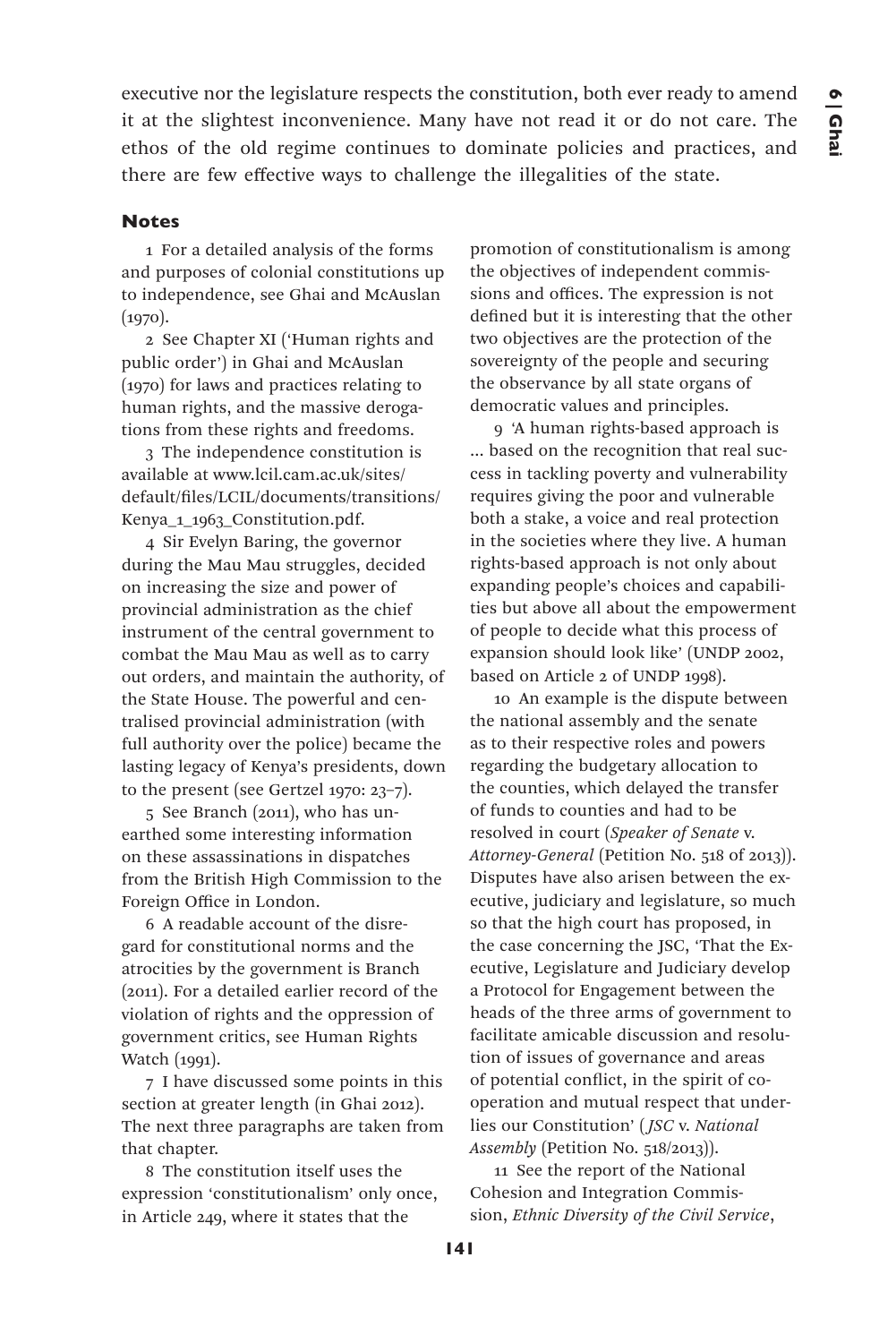executive nor the legislature respects the constitution, both ever ready to amend it at the slightest inconvenience. Many have not read it or do not care. The ethos of the old regime continues to dominate policies and practices, and there are few effective ways to challenge the illegalities of the state.

## Notes

1 For a detailed analysis of the forms and purposes of colonial constitutions up to independence, see Ghai and McAuslan (1970).

2 See Chapter XI ('Human rights and public order') in Ghai and McAuslan (1970) for laws and practices relating to human rights, and the massive derogations from these rights and freedoms.

3 The independence constitution is available at www.lcil.cam.ac.uk/sites/default/files/LCIL/documents/transitions/Kenya_1_1963_Constitution.pdf.

4 Sir Evelyn Baring, the governor during the Mau Mau struggles, decided on increasing the size and power of provincial administration as the chief instrument of the central government to combat the Mau Mau as well as to carry out orders, and maintain the authority, of the State House. The powerful and centralised provincial administration (with full authority over the police) became the lasting legacy of Kenya's presidents, down to the present (see Gertzel 1970: 23–7).

5 See Branch (2011), who has unearthed some interesting information on these assassinations in dispatches from the British High Commission to the Foreign Office in London.

6 A readable account of the disregard for constitutional norms and the atrocities by the government is Branch (2011). For a detailed earlier record of the violation of rights and the oppression of government critics, see Human Rights Watch (1991).

7 I have discussed some points in this section at greater length (in Ghai 2012). The next three paragraphs are taken from that chapter.

8 The constitution itself uses the expression 'constitutionalism' only once, in Article 249, where it states that the promotion of constitutionalism is among the objectives of independent commissions and offices. The expression is not defined but it is interesting that the other two objectives are the protection of the sovereignty of the people and securing the observance by all state organs of democratic values and principles.

9 'A human rights-based approach is … based on the recognition that real success in tackling poverty and vulnerability requires giving the poor and vulnerable both a stake, a voice and real protection in the societies where they live. A human rights-based approach is not only about expanding people's choices and capabilities but above all about the empowerment of people to decide what this process of expansion should look like' (UNDP 2002, based on Article 2 of UNDP 1998).

10 An example is the dispute between the national assembly and the senate as to their respective roles and powers regarding the budgetary allocation to the counties, which delayed the transfer of funds to counties and had to be resolved in court (*Speaker of Senate* v. *Attorney-General* (Petition No. 518 of 2013)). Disputes have also arisen between the executive, judiciary and legislature, so much so that the high court has proposed, in the case concerning the JSC, 'That the Executive, Legislature and Judiciary develop a Protocol for Engagement between the heads of the three arms of government to facilitate amicable discussion and resolution of issues of governance and areas of potential conflict, in the spirit of co-operation and mutual respect that underlies our Constitution' (*JSC* v. *National Assembly* (Petition No. 518/2013)).

11 See the report of the National Cohesion and Integration Commission, *Ethnic Diversity of the Civil Service*,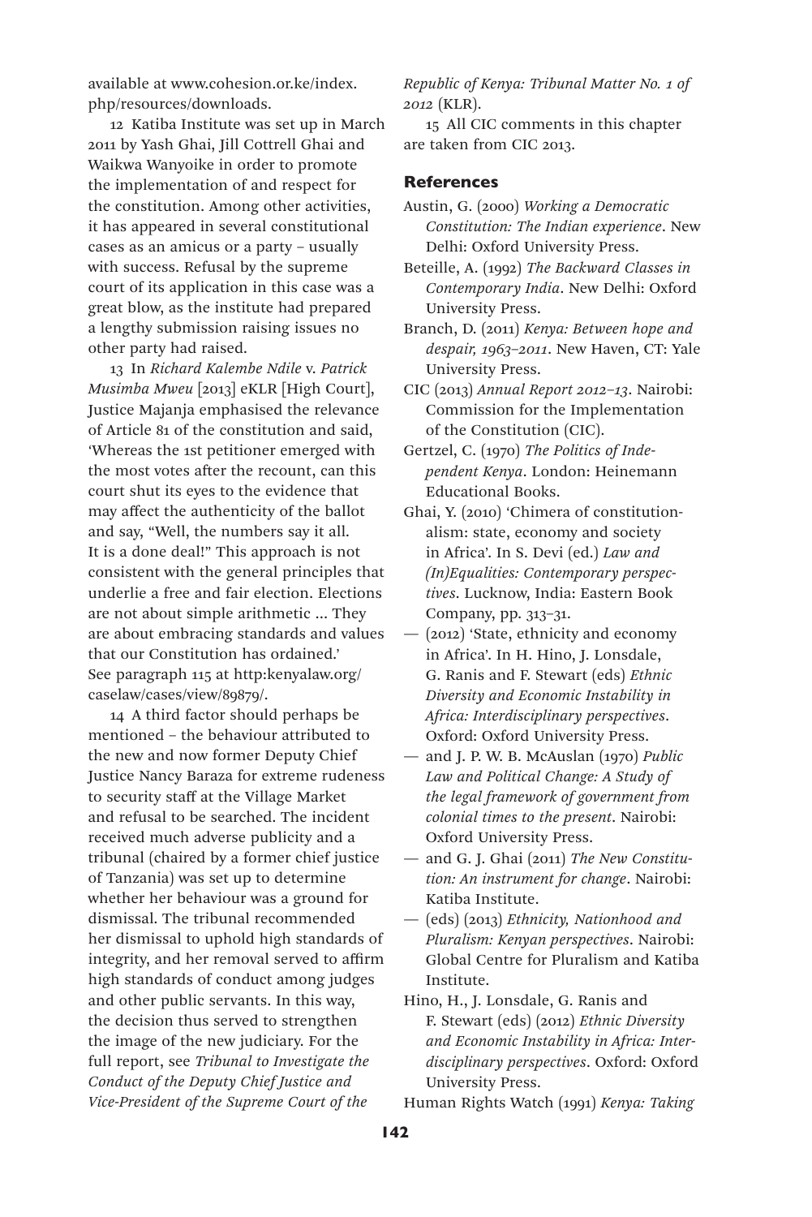available at www.cohesion.or.ke/index.php/resources/downloads.

12 Katiba Institute was set up in March 2011 by Yash Ghai, Jill Cottrell Ghai and Waikwa Wanyoike in order to promote the implementation of and respect for the constitution. Among other activities, it has appeared in several constitutional cases as an amicus or a party – usually with success. Refusal by the supreme court of its application in this case was a great blow, as the institute had prepared a lengthy submission raising issues no other party had raised.

13 In *Richard Kalembe Ndile* v. *Patrick Musimba Mweu* [2013] eKLR [High Court], Justice Majanja emphasised the relevance of Article 81 of the constitution and said, 'Whereas the 1st petitioner emerged with the most votes after the recount, can this court shut its eyes to the evidence that may affect the authenticity of the ballot and say, "Well, the numbers say it all. It is a done deal!" This approach is not consistent with the general principles that underlie a free and fair election. Elections are not about simple arithmetic ... They are about embracing standards and values that our Constitution has ordained.' See paragraph 115 at http:kenyalaw.org/caselaw/cases/view/89879/.

14 A third factor should perhaps be mentioned – the behaviour attributed to the new and now former Deputy Chief Justice Nancy Baraza for extreme rudeness to security staff at the Village Market and refusal to be searched. The incident received much adverse publicity and a tribunal (chaired by a former chief justice of Tanzania) was set up to determine whether her behaviour was a ground for dismissal. The tribunal recommended her dismissal to uphold high standards of integrity, and her removal served to affirm high standards of conduct among judges and other public servants. In this way, the decision thus served to strengthen the image of the new judiciary. For the full report, see *Tribunal to Investigate the Conduct of the Deputy Chief Justice and Vice-President of the Supreme Court of the Republic of Kenya: Tribunal Matter No. 1 of 2012* (KLR).

15 All CIC comments in this chapter are taken from CIC 2013.

## References

Austin, G. (2000) *Working a Democratic Constitution: The Indian experience*. New Delhi: Oxford University Press.

Beteille, A. (1992) *The Backward Classes in Contemporary India*. New Delhi: Oxford University Press.

Branch, D. (2011) *Kenya: Between hope and despair, 1963–2011*. New Haven, CT: Yale University Press.

CIC (2013) *Annual Report 2012–13*. Nairobi: Commission for the Implementation of the Constitution (CIC).

Gertzel, C. (1970) *The Politics of Independent Kenya*. London: Heinemann Educational Books.

Ghai, Y. (2010) 'Chimera of constitutionalism: state, economy and society in Africa'. In S. Devi (ed.) *Law and (In)Equalities: Contemporary perspectives*. Lucknow, India: Eastern Book Company, pp. 313–31.

— (2012) 'State, ethnicity and economy in Africa'. In H. Hino, J. Lonsdale, G. Ranis and F. Stewart (eds) *Ethnic Diversity and Economic Instability in Africa: Interdisciplinary perspectives*. Oxford: Oxford University Press.

— and J. P. W. B. McAuslan (1970) *Public Law and Political Change: A Study of the legal framework of government from colonial times to the present*. Nairobi: Oxford University Press.

— and G. J. Ghai (2011) *The New Constitution: An instrument for change*. Nairobi: Katiba Institute.

— (eds) (2013) *Ethnicity, Nationhood and Pluralism: Kenyan perspectives*. Nairobi: Global Centre for Pluralism and Katiba Institute.

Hino, H., J. Lonsdale, G. Ranis and F. Stewart (eds) (2012) *Ethnic Diversity and Economic Instability in Africa: Interdisciplinary perspectives*. Oxford: Oxford University Press.

Human Rights Watch (1991) *Kenya: Taking*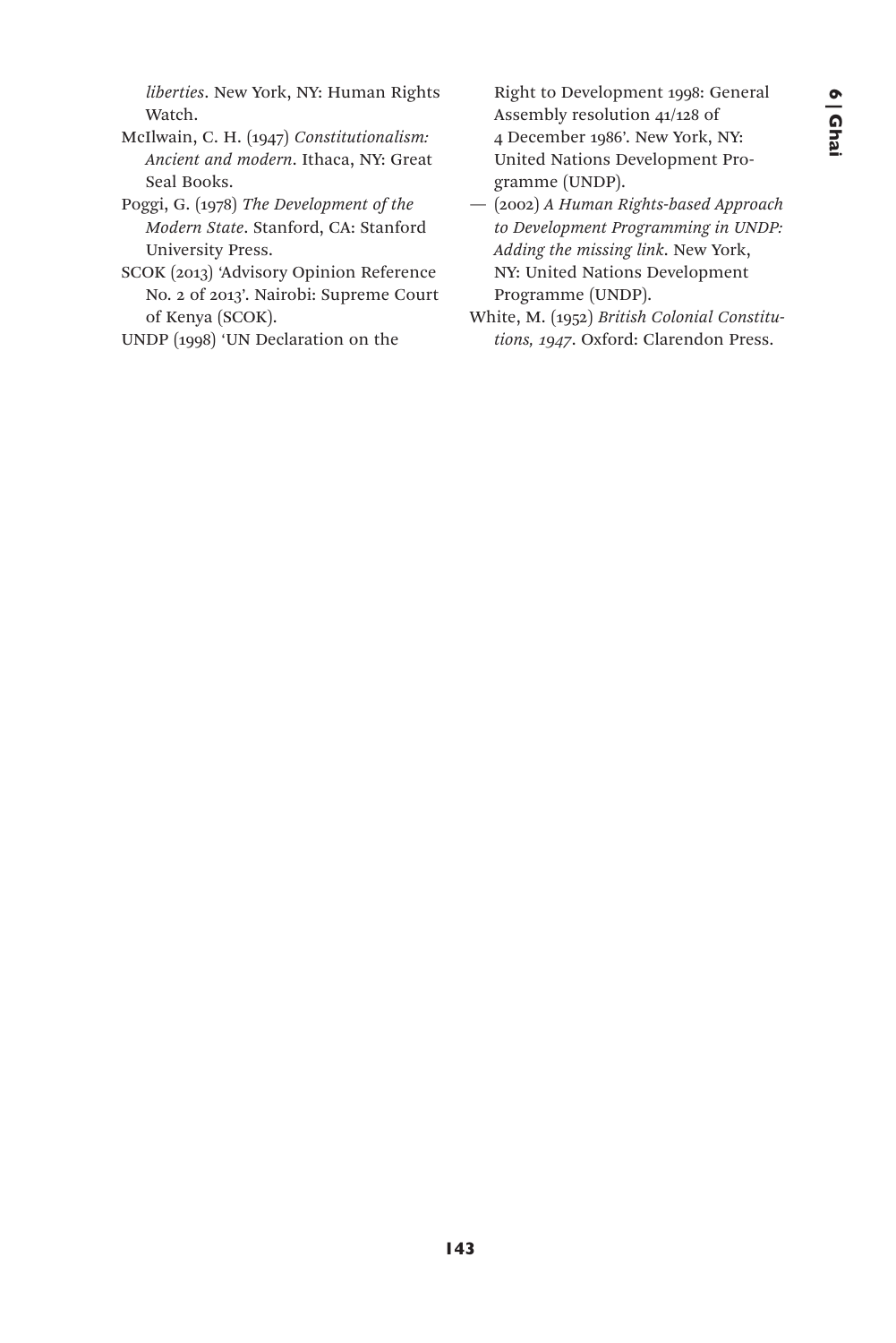*liberties*. New York, NY: Human Rights Watch.

McIlwain, C. H. (1947) *Constitutionalism: Ancient and modern*. Ithaca, NY: Great Seal Books.

Poggi, G. (1978) *The Development of the Modern State*. Stanford, CA: Stanford University Press.

SCOK (2013) 'Advisory Opinion Reference No. 2 of 2013'. Nairobi: Supreme Court of Kenya (SCOK).

UNDP (1998) 'UN Declaration on the Right to Development 1998: General Assembly resolution 41/128 of 4 December 1986'. New York, NY: United Nations Development Programme (UNDP).

— (2002) *A Human Rights-based Approach to Development Programming in UNDP: Adding the missing link*. New York, NY: United Nations Development Programme (UNDP).

White, M. (1952) *British Colonial Constitutions, 1947*. Oxford: Clarendon Press.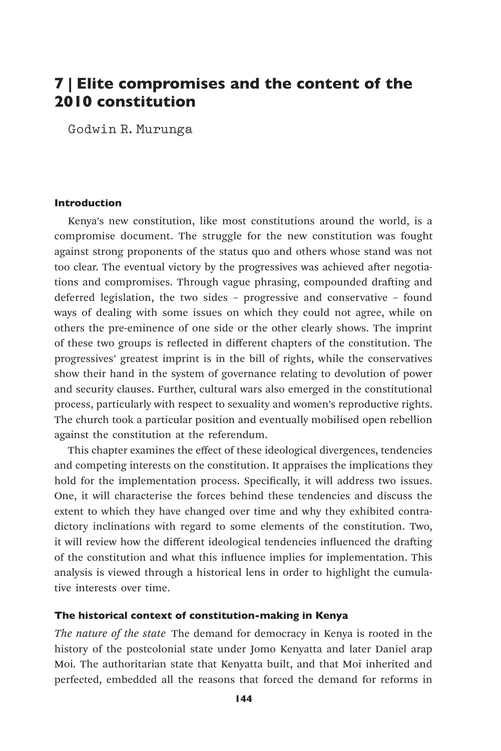# 7 | Elite compromises and the content of the 2010 constitution

Godwin R. Murunga

## Introduction

Kenya's new constitution, like most constitutions around the world, is a compromise document. The struggle for the new constitution was fought against strong proponents of the status quo and others whose stand was not too clear. The eventual victory by the progressives was achieved after negotiations and compromises. Through vague phrasing, compounded drafting and deferred legislation, the two sides – progressive and conservative – found ways of dealing with some issues on which they could not agree, while on others the pre-eminence of one side or the other clearly shows. The imprint of these two groups is reflected in different chapters of the constitution. The progressives' greatest imprint is in the bill of rights, while the conservatives show their hand in the system of governance relating to devolution of power and security clauses. Further, cultural wars also emerged in the constitutional process, particularly with respect to sexuality and women's reproductive rights. The church took a particular position and eventually mobilised open rebellion against the constitution at the referendum.

This chapter examines the effect of these ideological divergences, tendencies and competing interests on the constitution. It appraises the implications they hold for the implementation process. Specifically, it will address two issues. One, it will characterise the forces behind these tendencies and discuss the extent to which they have changed over time and why they exhibited contradictory inclinations with regard to some elements of the constitution. Two, it will review how the different ideological tendencies influenced the drafting of the constitution and what this influence implies for implementation. This analysis is viewed through a historical lens in order to highlight the cumulative interests over time.

## The historical context of constitution-making in Kenya

*The nature of the state* The demand for democracy in Kenya is rooted in the history of the postcolonial state under Jomo Kenyatta and later Daniel arap Moi. The authoritarian state that Kenyatta built, and that Moi inherited and perfected, embedded all the reasons that forced the demand for reforms in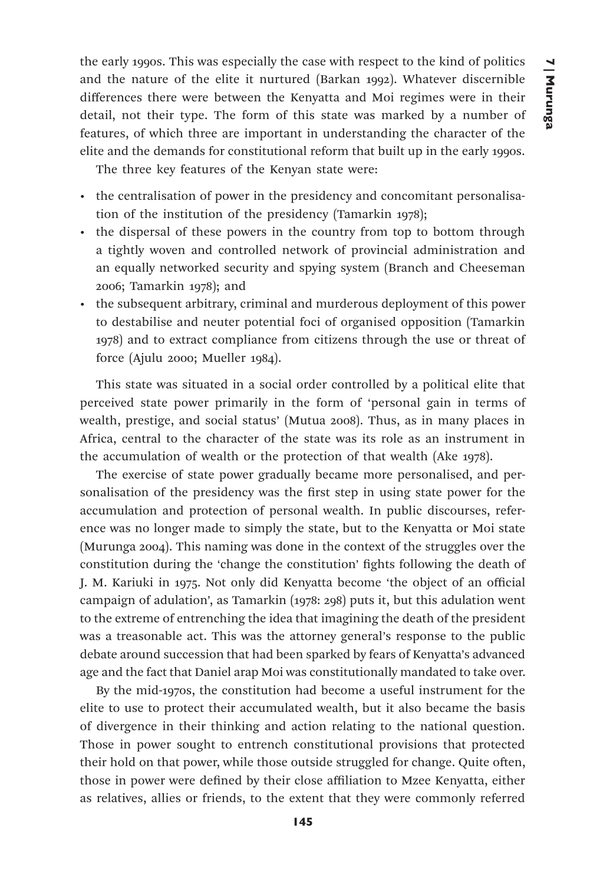the early 1990s. This was especially the case with respect to the kind of politics and the nature of the elite it nurtured (Barkan 1992). Whatever discernible differences there were between the Kenyatta and Moi regimes were in their detail, not their type. The form of this state was marked by a number of features, of which three are important in understanding the character of the elite and the demands for constitutional reform that built up in the early 1990s.

The three key features of the Kenyan state were:

- the centralisation of power in the presidency and concomitant personalisation of the institution of the presidency (Tamarkin 1978);
- the dispersal of these powers in the country from top to bottom through a tightly woven and controlled network of provincial administration and an equally networked security and spying system (Branch and Cheeseman 2006; Tamarkin 1978); and
- the subsequent arbitrary, criminal and murderous deployment of this power to destabilise and neuter potential foci of organised opposition (Tamarkin 1978) and to extract compliance from citizens through the use or threat of force (Ajulu 2000; Mueller 1984).

This state was situated in a social order controlled by a political elite that perceived state power primarily in the form of 'personal gain in terms of wealth, prestige, and social status' (Mutua 2008). Thus, as in many places in Africa, central to the character of the state was its role as an instrument in the accumulation of wealth or the protection of that wealth (Ake 1978).

The exercise of state power gradually became more personalised, and personalisation of the presidency was the first step in using state power for the accumulation and protection of personal wealth. In public discourses, reference was no longer made to simply the state, but to the Kenyatta or Moi state (Murunga 2004). This naming was done in the context of the struggles over the constitution during the 'change the constitution' fights following the death of J. M. Kariuki in 1975. Not only did Kenyatta become 'the object of an official campaign of adulation', as Tamarkin (1978: 298) puts it, but this adulation went to the extreme of entrenching the idea that imagining the death of the president was a treasonable act. This was the attorney general's response to the public debate around succession that had been sparked by fears of Kenyatta's advanced age and the fact that Daniel arap Moi was constitutionally mandated to take over.

By the mid-1970s, the constitution had become a useful instrument for the elite to use to protect their accumulated wealth, but it also became the basis of divergence in their thinking and action relating to the national question. Those in power sought to entrench constitutional provisions that protected their hold on that power, while those outside struggled for change. Quite often, those in power were defined by their close affiliation to Mzee Kenyatta, either as relatives, allies or friends, to the extent that they were commonly referred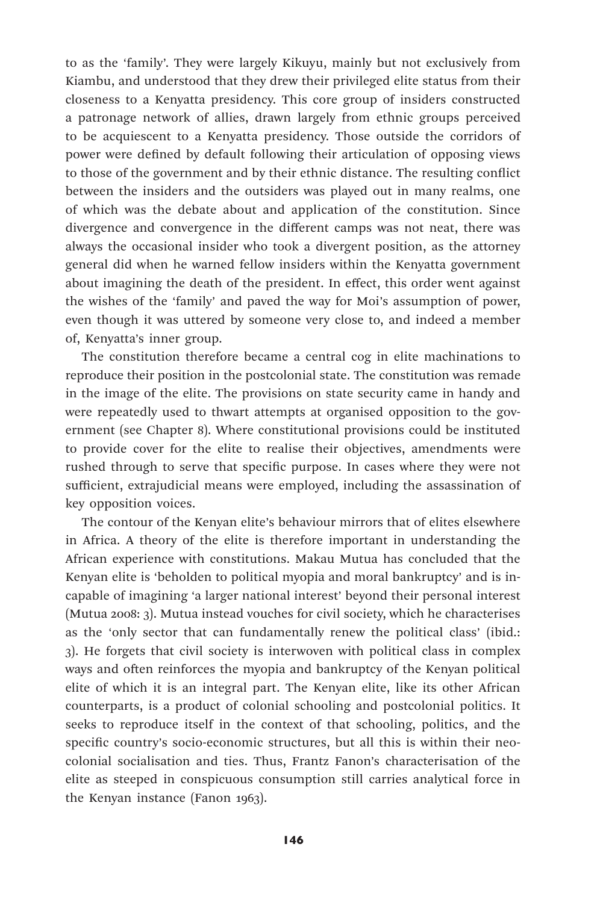to as the 'family'. They were largely Kikuyu, mainly but not exclusively from Kiambu, and understood that they drew their privileged elite status from their closeness to a Kenyatta presidency. This core group of insiders constructed a patronage network of allies, drawn largely from ethnic groups perceived to be acquiescent to a Kenyatta presidency. Those outside the corridors of power were defined by default following their articulation of opposing views to those of the government and by their ethnic distance. The resulting conflict between the insiders and the outsiders was played out in many realms, one of which was the debate about and application of the constitution. Since divergence and convergence in the different camps was not neat, there was always the occasional insider who took a divergent position, as the attorney general did when he warned fellow insiders within the Kenyatta government about imagining the death of the president. In effect, this order went against the wishes of the 'family' and paved the way for Moi's assumption of power, even though it was uttered by someone very close to, and indeed a member of, Kenyatta's inner group.

The constitution therefore became a central cog in elite machinations to reproduce their position in the postcolonial state. The constitution was remade in the image of the elite. The provisions on state security came in handy and were repeatedly used to thwart attempts at organised opposition to the government (see Chapter 8). Where constitutional provisions could be instituted to provide cover for the elite to realise their objectives, amendments were rushed through to serve that specific purpose. In cases where they were not sufficient, extrajudicial means were employed, including the assassination of key opposition voices.

The contour of the Kenyan elite's behaviour mirrors that of elites elsewhere in Africa. A theory of the elite is therefore important in understanding the African experience with constitutions. Makau Mutua has concluded that the Kenyan elite is 'beholden to political myopia and moral bankruptcy' and is incapable of imagining 'a larger national interest' beyond their personal interest (Mutua 2008: 3). Mutua instead vouches for civil society, which he characterises as the 'only sector that can fundamentally renew the political class' (ibid.: 3). He forgets that civil society is interwoven with political class in complex ways and often reinforces the myopia and bankruptcy of the Kenyan political elite of which it is an integral part. The Kenyan elite, like its other African counterparts, is a product of colonial schooling and postcolonial politics. It seeks to reproduce itself in the context of that schooling, politics, and the specific country's socio-economic structures, but all this is within their neo-colonial socialisation and ties. Thus, Frantz Fanon's characterisation of the elite as steeped in conspicuous consumption still carries analytical force in the Kenyan instance (Fanon 1963).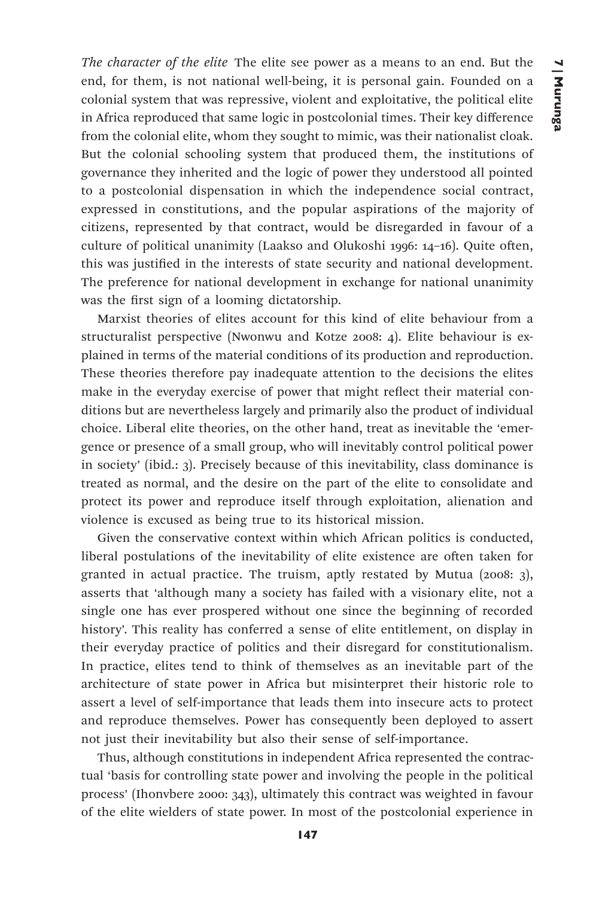*The character of the elite* The elite see power as a means to an end. But the end, for them, is not national well-being, it is personal gain. Founded on a colonial system that was repressive, violent and exploitative, the political elite in Africa reproduced that same logic in postcolonial times. Their key difference from the colonial elite, whom they sought to mimic, was their nationalist cloak. But the colonial schooling system that produced them, the institutions of governance they inherited and the logic of power they understood all pointed to a postcolonial dispensation in which the independence social contract, expressed in constitutions, and the popular aspirations of the majority of citizens, represented by that contract, would be disregarded in favour of a culture of political unanimity (Laakso and Olukoshi 1996: 14–16). Quite often, this was justified in the interests of state security and national development. The preference for national development in exchange for national unanimity was the first sign of a looming dictatorship.

Marxist theories of elites account for this kind of elite behaviour from a structuralist perspective (Nwonwu and Kotze 2008: 4). Elite behaviour is explained in terms of the material conditions of its production and reproduction. These theories therefore pay inadequate attention to the decisions the elites make in the everyday exercise of power that might reflect their material conditions but are nevertheless largely and primarily also the product of individual choice. Liberal elite theories, on the other hand, treat as inevitable the 'emergence or presence of a small group, who will inevitably control political power in society' (ibid.: 3). Precisely because of this inevitability, class dominance is treated as normal, and the desire on the part of the elite to consolidate and protect its power and reproduce itself through exploitation, alienation and violence is excused as being true to its historical mission.

Given the conservative context within which African politics is conducted, liberal postulations of the inevitability of elite existence are often taken for granted in actual practice. The truism, aptly restated by Mutua (2008: 3), asserts that 'although many a society has failed with a visionary elite, not a single one has ever prospered without one since the beginning of recorded history'. This reality has conferred a sense of elite entitlement, on display in their everyday practice of politics and their disregard for constitutionalism. In practice, elites tend to think of themselves as an inevitable part of the architecture of state power in Africa but misinterpret their historic role to assert a level of self-importance that leads them into insecure acts to protect and reproduce themselves. Power has consequently been deployed to assert not just their inevitability but also their sense of self-importance.

Thus, although constitutions in independent Africa represented the contractual 'basis for controlling state power and involving the people in the political process' (Ihonvbere 2000: 343), ultimately this contract was weighted in favour of the elite wielders of state power. In most of the postcolonial experience in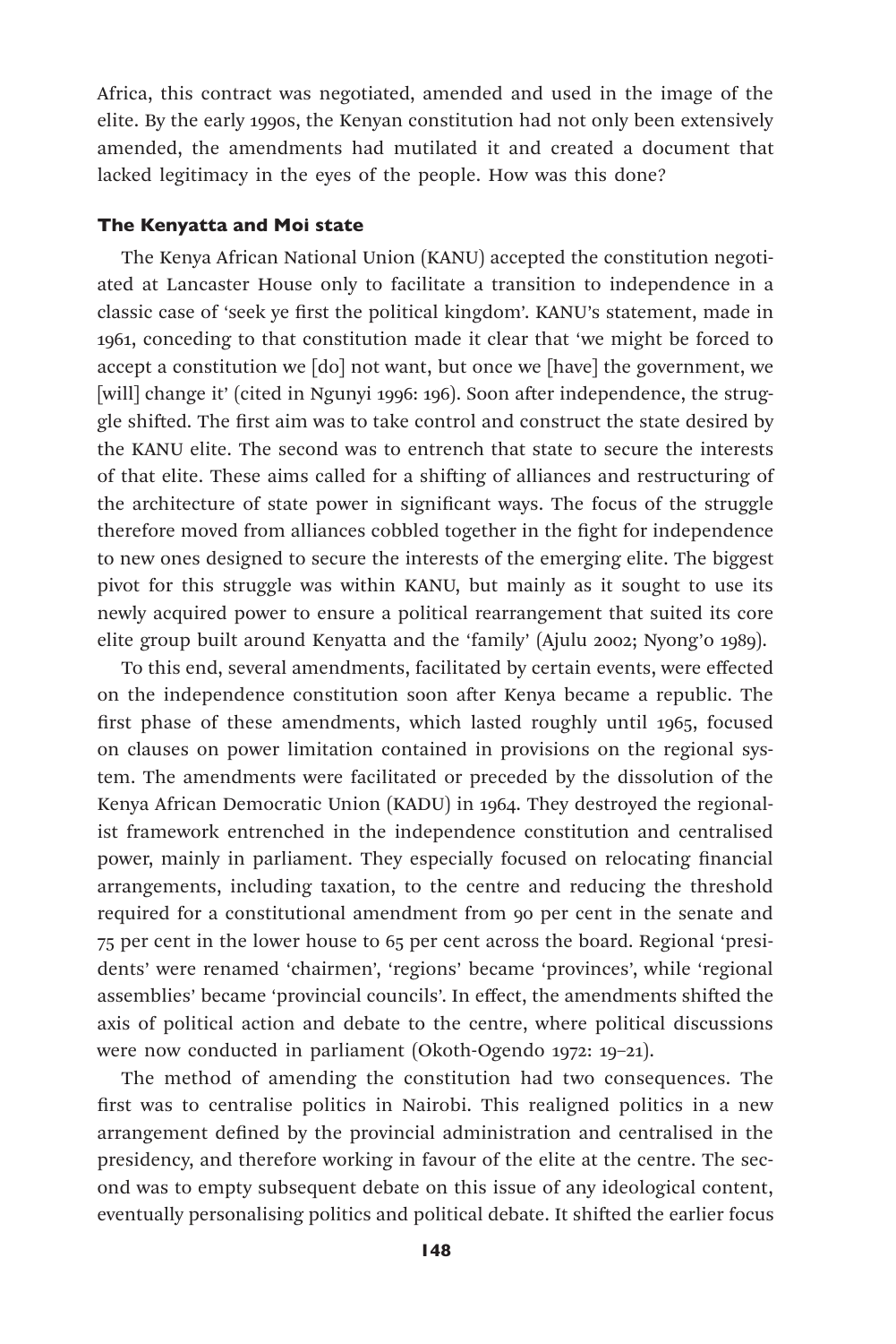Africa, this contract was negotiated, amended and used in the image of the elite. By the early 1990s, the Kenyan constitution had not only been extensively amended, the amendments had mutilated it and created a document that lacked legitimacy in the eyes of the people. How was this done?

### The Kenyatta and Moi state

The Kenya African National Union (KANU) accepted the constitution negotiated at Lancaster House only to facilitate a transition to independence in a classic case of 'seek ye first the political kingdom'. KANU's statement, made in 1961, conceding to that constitution made it clear that 'we might be forced to accept a constitution we [do] not want, but once we [have] the government, we [will] change it' (cited in Ngunyi 1996: 196). Soon after independence, the struggle shifted. The first aim was to take control and construct the state desired by the KANU elite. The second was to entrench that state to secure the interests of that elite. These aims called for a shifting of alliances and restructuring of the architecture of state power in significant ways. The focus of the struggle therefore moved from alliances cobbled together in the fight for independence to new ones designed to secure the interests of the emerging elite. The biggest pivot for this struggle was within KANU, but mainly as it sought to use its newly acquired power to ensure a political rearrangement that suited its core elite group built around Kenyatta and the 'family' (Ajulu 2002; Nyong'o 1989).

To this end, several amendments, facilitated by certain events, were effected on the independence constitution soon after Kenya became a republic. The first phase of these amendments, which lasted roughly until 1965, focused on clauses on power limitation contained in provisions on the regional system. The amendments were facilitated or preceded by the dissolution of the Kenya African Democratic Union (KADU) in 1964. They destroyed the regionalist framework entrenched in the independence constitution and centralised power, mainly in parliament. They especially focused on relocating financial arrangements, including taxation, to the centre and reducing the threshold required for a constitutional amendment from 90 per cent in the senate and 75 per cent in the lower house to 65 per cent across the board. Regional 'presidents' were renamed 'chairmen', 'regions' became 'provinces', while 'regional assemblies' became 'provincial councils'. In effect, the amendments shifted the axis of political action and debate to the centre, where political discussions were now conducted in parliament (Okoth-Ogendo 1972: 19–21).

The method of amending the constitution had two consequences. The first was to centralise politics in Nairobi. This realigned politics in a new arrangement defined by the provincial administration and centralised in the presidency, and therefore working in favour of the elite at the centre. The second was to empty subsequent debate on this issue of any ideological content, eventually personalising politics and political debate. It shifted the earlier focus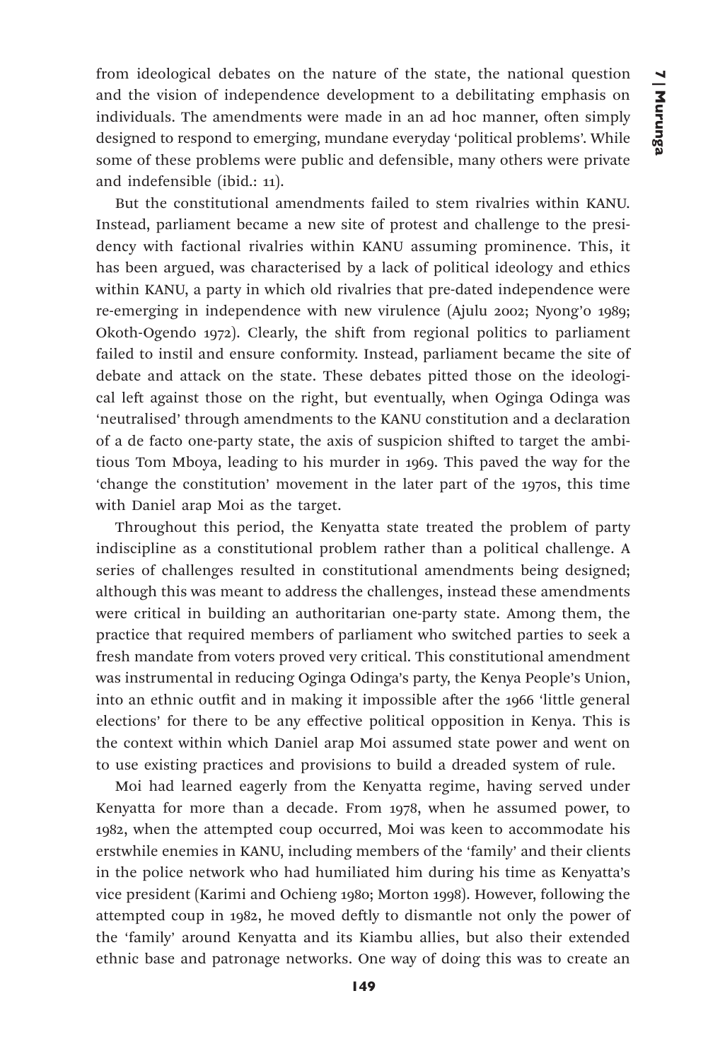from ideological debates on the nature of the state, the national question and the vision of independence development to a debilitating emphasis on individuals. The amendments were made in an ad hoc manner, often simply designed to respond to emerging, mundane everyday 'political problems'. While some of these problems were public and defensible, many others were private and indefensible (ibid.: 11).

But the constitutional amendments failed to stem rivalries within KANU. Instead, parliament became a new site of protest and challenge to the presidency with factional rivalries within KANU assuming prominence. This, it has been argued, was characterised by a lack of political ideology and ethics within KANU, a party in which old rivalries that pre-dated independence were re-emerging in independence with new virulence (Ajulu 2002; Nyong'o 1989; Okoth-Ogendo 1972). Clearly, the shift from regional politics to parliament failed to instil and ensure conformity. Instead, parliament became the site of debate and attack on the state. These debates pitted those on the ideological left against those on the right, but eventually, when Oginga Odinga was 'neutralised' through amendments to the KANU constitution and a declaration of a de facto one-party state, the axis of suspicion shifted to target the ambitious Tom Mboya, leading to his murder in 1969. This paved the way for the 'change the constitution' movement in the later part of the 1970s, this time with Daniel arap Moi as the target.

Throughout this period, the Kenyatta state treated the problem of party indiscipline as a constitutional problem rather than a political challenge. A series of challenges resulted in constitutional amendments being designed; although this was meant to address the challenges, instead these amendments were critical in building an authoritarian one-party state. Among them, the practice that required members of parliament who switched parties to seek a fresh mandate from voters proved very critical. This constitutional amendment was instrumental in reducing Oginga Odinga's party, the Kenya People's Union, into an ethnic outfit and in making it impossible after the 1966 'little general elections' for there to be any effective political opposition in Kenya. This is the context within which Daniel arap Moi assumed state power and went on to use existing practices and provisions to build a dreaded system of rule.

Moi had learned eagerly from the Kenyatta regime, having served under Kenyatta for more than a decade. From 1978, when he assumed power, to 1982, when the attempted coup occurred, Moi was keen to accommodate his erstwhile enemies in KANU, including members of the 'family' and their clients in the police network who had humiliated him during his time as Kenyatta's vice president (Karimi and Ochieng 1980; Morton 1998). However, following the attempted coup in 1982, he moved deftly to dismantle not only the power of the 'family' around Kenyatta and its Kiambu allies, but also their extended ethnic base and patronage networks. One way of doing this was to create an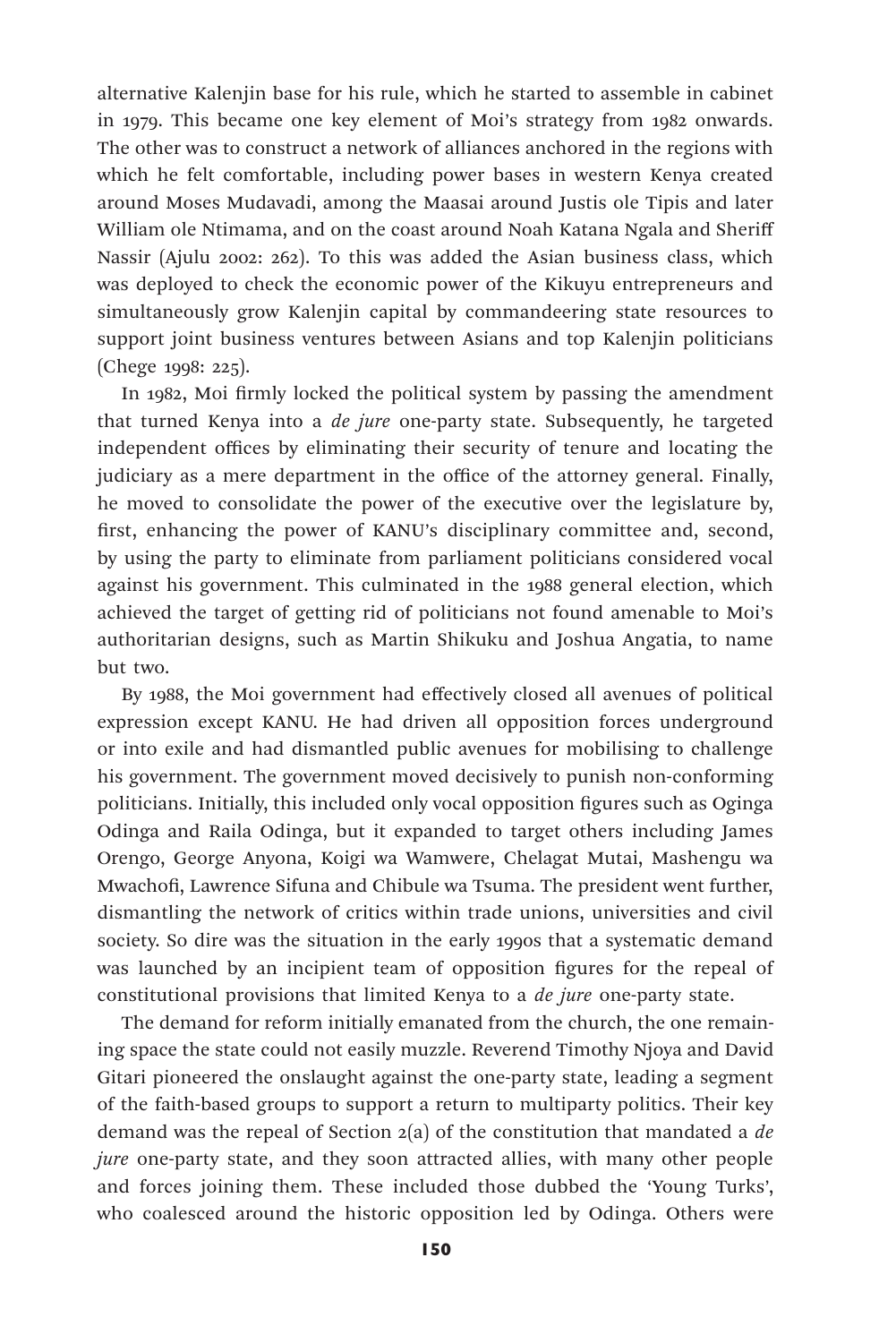alternative Kalenjin base for his rule, which he started to assemble in cabinet in 1979. This became one key element of Moi's strategy from 1982 onwards. The other was to construct a network of alliances anchored in the regions with which he felt comfortable, including power bases in western Kenya created around Moses Mudavadi, among the Maasai around Justis ole Tipis and later William ole Ntimama, and on the coast around Noah Katana Ngala and Sheriff Nassir (Ajulu 2002: 262). To this was added the Asian business class, which was deployed to check the economic power of the Kikuyu entrepreneurs and simultaneously grow Kalenjin capital by commandeering state resources to support joint business ventures between Asians and top Kalenjin politicians (Chege 1998: 225).

In 1982, Moi firmly locked the political system by passing the amendment that turned Kenya into a *de jure* one-party state. Subsequently, he targeted independent offices by eliminating their security of tenure and locating the judiciary as a mere department in the office of the attorney general. Finally, he moved to consolidate the power of the executive over the legislature by, first, enhancing the power of KANU's disciplinary committee and, second, by using the party to eliminate from parliament politicians considered vocal against his government. This culminated in the 1988 general election, which achieved the target of getting rid of politicians not found amenable to Moi's authoritarian designs, such as Martin Shikuku and Joshua Angatia, to name but two.

By 1988, the Moi government had effectively closed all avenues of political expression except KANU. He had driven all opposition forces underground or into exile and had dismantled public avenues for mobilising to challenge his government. The government moved decisively to punish non-conforming politicians. Initially, this included only vocal opposition figures such as Oginga Odinga and Raila Odinga, but it expanded to target others including James Orengo, George Anyona, Koigi wa Wamwere, Chelagat Mutai, Mashengu wa Mwachofi, Lawrence Sifuna and Chibule wa Tsuma. The president went further, dismantling the network of critics within trade unions, universities and civil society. So dire was the situation in the early 1990s that a systematic demand was launched by an incipient team of opposition figures for the repeal of constitutional provisions that limited Kenya to a *de jure* one-party state.

The demand for reform initially emanated from the church, the one remaining space the state could not easily muzzle. Reverend Timothy Njoya and David Gitari pioneered the onslaught against the one-party state, leading a segment of the faith-based groups to support a return to multiparty politics. Their key demand was the repeal of Section 2(a) of the constitution that mandated a *de jure* one-party state, and they soon attracted allies, with many other people and forces joining them. These included those dubbed the 'Young Turks', who coalesced around the historic opposition led by Odinga. Others were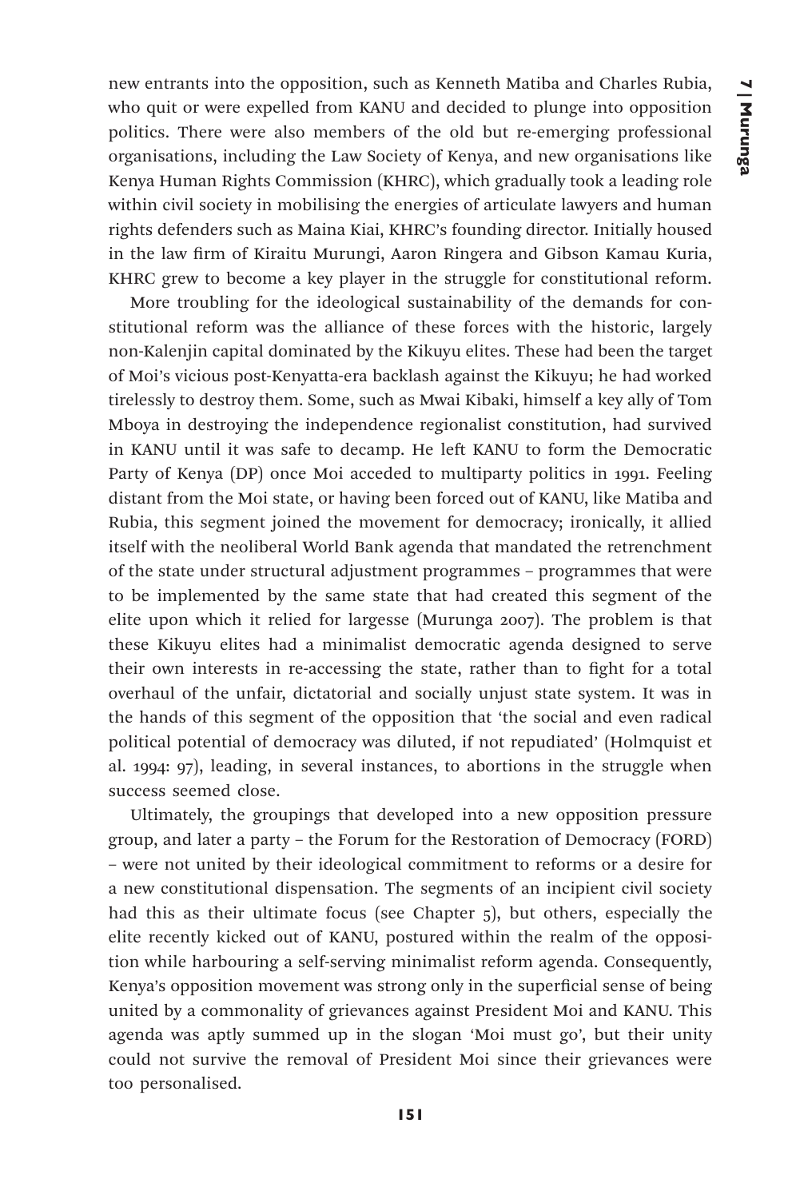new entrants into the opposition, such as Kenneth Matiba and Charles Rubia, who quit or were expelled from KANU and decided to plunge into opposition politics. There were also members of the old but re-emerging professional organisations, including the Law Society of Kenya, and new organisations like Kenya Human Rights Commission (KHRC), which gradually took a leading role within civil society in mobilising the energies of articulate lawyers and human rights defenders such as Maina Kiai, KHRC's founding director. Initially housed in the law firm of Kiraitu Murungi, Aaron Ringera and Gibson Kamau Kuria, KHRC grew to become a key player in the struggle for constitutional reform.

More troubling for the ideological sustainability of the demands for constitutional reform was the alliance of these forces with the historic, largely non-Kalenjin capital dominated by the Kikuyu elites. These had been the target of Moi's vicious post-Kenyatta-era backlash against the Kikuyu; he had worked tirelessly to destroy them. Some, such as Mwai Kibaki, himself a key ally of Tom Mboya in destroying the independence regionalist constitution, had survived in KANU until it was safe to decamp. He left KANU to form the Democratic Party of Kenya (DP) once Moi acceded to multiparty politics in 1991. Feeling distant from the Moi state, or having been forced out of KANU, like Matiba and Rubia, this segment joined the movement for democracy; ironically, it allied itself with the neoliberal World Bank agenda that mandated the retrenchment of the state under structural adjustment programmes – programmes that were to be implemented by the same state that had created this segment of the elite upon which it relied for largesse (Murunga 2007). The problem is that these Kikuyu elites had a minimalist democratic agenda designed to serve their own interests in re-accessing the state, rather than to fight for a total overhaul of the unfair, dictatorial and socially unjust state system. It was in the hands of this segment of the opposition that 'the social and even radical political potential of democracy was diluted, if not repudiated' (Holmquist et al. 1994: 97), leading, in several instances, to abortions in the struggle when success seemed close.

Ultimately, the groupings that developed into a new opposition pressure group, and later a party – the Forum for the Restoration of Democracy (FORD) – were not united by their ideological commitment to reforms or a desire for a new constitutional dispensation. The segments of an incipient civil society had this as their ultimate focus (see Chapter 5), but others, especially the elite recently kicked out of KANU, postured within the realm of the opposition while harbouring a self-serving minimalist reform agenda. Consequently, Kenya's opposition movement was strong only in the superficial sense of being united by a commonality of grievances against President Moi and KANU. This agenda was aptly summed up in the slogan 'Moi must go', but their unity could not survive the removal of President Moi since their grievances were too personalised.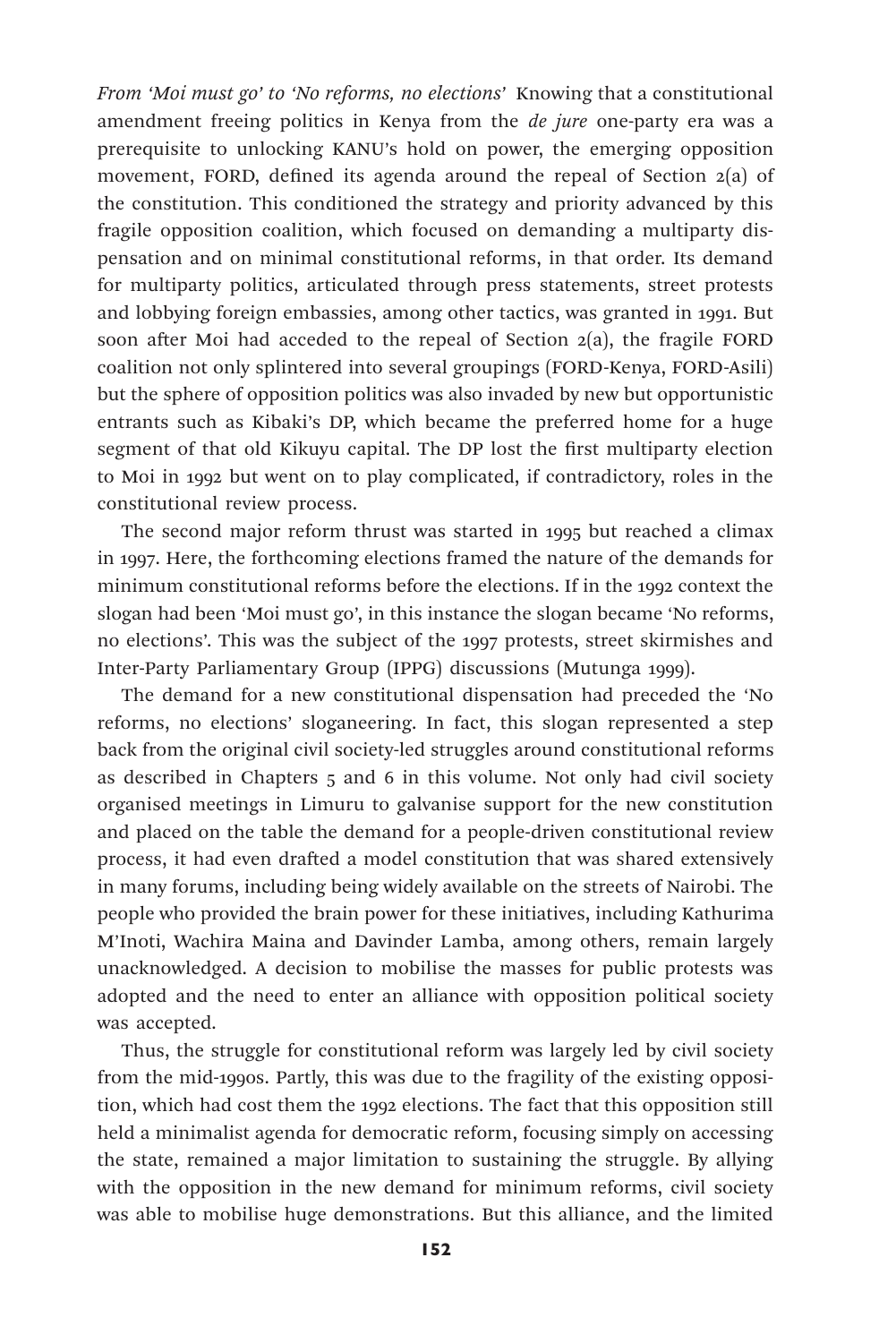*From 'Moi must go' to 'No reforms, no elections'* Knowing that a constitutional amendment freeing politics in Kenya from the *de jure* one-party era was a prerequisite to unlocking KANU's hold on power, the emerging opposition movement, FORD, defined its agenda around the repeal of Section 2(a) of the constitution. This conditioned the strategy and priority advanced by this fragile opposition coalition, which focused on demanding a multiparty dispensation and on minimal constitutional reforms, in that order. Its demand for multiparty politics, articulated through press statements, street protests and lobbying foreign embassies, among other tactics, was granted in 1991. But soon after Moi had acceded to the repeal of Section 2(a), the fragile FORD coalition not only splintered into several groupings (FORD-Kenya, FORD-Asili) but the sphere of opposition politics was also invaded by new but opportunistic entrants such as Kibaki's DP, which became the preferred home for a huge segment of that old Kikuyu capital. The DP lost the first multiparty election to Moi in 1992 but went on to play complicated, if contradictory, roles in the constitutional review process.

The second major reform thrust was started in 1995 but reached a climax in 1997. Here, the forthcoming elections framed the nature of the demands for minimum constitutional reforms before the elections. If in the 1992 context the slogan had been 'Moi must go', in this instance the slogan became 'No reforms, no elections'. This was the subject of the 1997 protests, street skirmishes and Inter-Party Parliamentary Group (IPPG) discussions (Mutunga 1999).

The demand for a new constitutional dispensation had preceded the 'No reforms, no elections' sloganeering. In fact, this slogan represented a step back from the original civil society-led struggles around constitutional reforms as described in Chapters 5 and 6 in this volume. Not only had civil society organised meetings in Limuru to galvanise support for the new constitution and placed on the table the demand for a people-driven constitutional review process, it had even drafted a model constitution that was shared extensively in many forums, including being widely available on the streets of Nairobi. The people who provided the brain power for these initiatives, including Kathurima M'Inoti, Wachira Maina and Davinder Lamba, among others, remain largely unacknowledged. A decision to mobilise the masses for public protests was adopted and the need to enter an alliance with opposition political society was accepted.

Thus, the struggle for constitutional reform was largely led by civil society from the mid-1990s. Partly, this was due to the fragility of the existing opposition, which had cost them the 1992 elections. The fact that this opposition still held a minimalist agenda for democratic reform, focusing simply on accessing the state, remained a major limitation to sustaining the struggle. By allying with the opposition in the new demand for minimum reforms, civil society was able to mobilise huge demonstrations. But this alliance, and the limited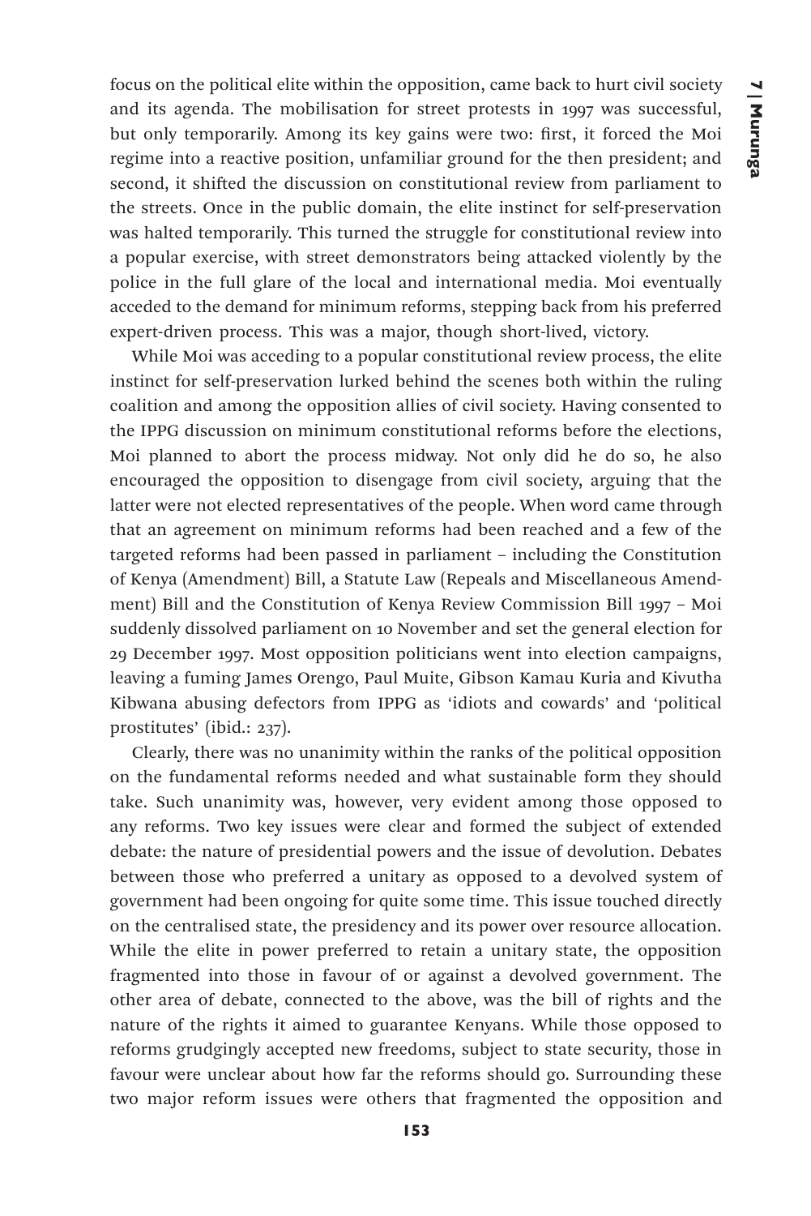focus on the political elite within the opposition, came back to hurt civil society and its agenda. The mobilisation for street protests in 1997 was successful, but only temporarily. Among its key gains were two: first, it forced the Moi regime into a reactive position, unfamiliar ground for the then president; and second, it shifted the discussion on constitutional review from parliament to the streets. Once in the public domain, the elite instinct for self-preservation was halted temporarily. This turned the struggle for constitutional review into a popular exercise, with street demonstrators being attacked violently by the police in the full glare of the local and international media. Moi eventually acceded to the demand for minimum reforms, stepping back from his preferred expert-driven process. This was a major, though short-lived, victory.

While Moi was acceding to a popular constitutional review process, the elite instinct for self-preservation lurked behind the scenes both within the ruling coalition and among the opposition allies of civil society. Having consented to the IPPG discussion on minimum constitutional reforms before the elections, Moi planned to abort the process midway. Not only did he do so, he also encouraged the opposition to disengage from civil society, arguing that the latter were not elected representatives of the people. When word came through that an agreement on minimum reforms had been reached and a few of the targeted reforms had been passed in parliament – including the Constitution of Kenya (Amendment) Bill, a Statute Law (Repeals and Miscellaneous Amendment) Bill and the Constitution of Kenya Review Commission Bill 1997 – Moi suddenly dissolved parliament on 10 November and set the general election for 29 December 1997. Most opposition politicians went into election campaigns, leaving a fuming James Orengo, Paul Muite, Gibson Kamau Kuria and Kivutha Kibwana abusing defectors from IPPG as 'idiots and cowards' and 'political prostitutes' (ibid.: 237).

Clearly, there was no unanimity within the ranks of the political opposition on the fundamental reforms needed and what sustainable form they should take. Such unanimity was, however, very evident among those opposed to any reforms. Two key issues were clear and formed the subject of extended debate: the nature of presidential powers and the issue of devolution. Debates between those who preferred a unitary as opposed to a devolved system of government had been ongoing for quite some time. This issue touched directly on the centralised state, the presidency and its power over resource allocation. While the elite in power preferred to retain a unitary state, the opposition fragmented into those in favour of or against a devolved government. The other area of debate, connected to the above, was the bill of rights and the nature of the rights it aimed to guarantee Kenyans. While those opposed to reforms grudgingly accepted new freedoms, subject to state security, those in favour were unclear about how far the reforms should go. Surrounding these two major reform issues were others that fragmented the opposition and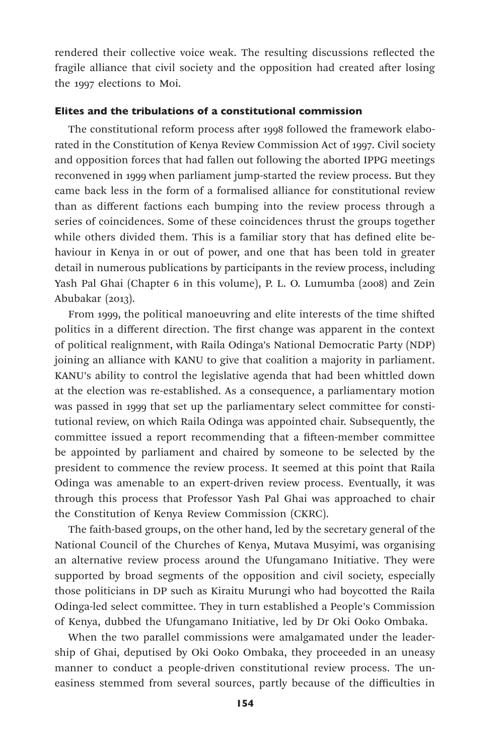rendered their collective voice weak. The resulting discussions reflected the fragile alliance that civil society and the opposition had created after losing the 1997 elections to Moi.

### Elites and the tribulations of a constitutional commission

The constitutional reform process after 1998 followed the framework elaborated in the Constitution of Kenya Review Commission Act of 1997. Civil society and opposition forces that had fallen out following the aborted IPPG meetings reconvened in 1999 when parliament jump-started the review process. But they came back less in the form of a formalised alliance for constitutional review than as different factions each bumping into the review process through a series of coincidences. Some of these coincidences thrust the groups together while others divided them. This is a familiar story that has defined elite behaviour in Kenya in or out of power, and one that has been told in greater detail in numerous publications by participants in the review process, including Yash Pal Ghai (Chapter 6 in this volume), P. L. O. Lumumba (2008) and Zein Abubakar (2013).

From 1999, the political manoeuvring and elite interests of the time shifted politics in a different direction. The first change was apparent in the context of political realignment, with Raila Odinga's National Democratic Party (NDP) joining an alliance with KANU to give that coalition a majority in parliament. KANU's ability to control the legislative agenda that had been whittled down at the election was re-established. As a consequence, a parliamentary motion was passed in 1999 that set up the parliamentary select committee for constitutional review, on which Raila Odinga was appointed chair. Subsequently, the committee issued a report recommending that a fifteen-member committee be appointed by parliament and chaired by someone to be selected by the president to commence the review process. It seemed at this point that Raila Odinga was amenable to an expert-driven review process. Eventually, it was through this process that Professor Yash Pal Ghai was approached to chair the Constitution of Kenya Review Commission (CKRC).

The faith-based groups, on the other hand, led by the secretary general of the National Council of the Churches of Kenya, Mutava Musyimi, was organising an alternative review process around the Ufungamano Initiative. They were supported by broad segments of the opposition and civil society, especially those politicians in DP such as Kiraitu Murungi who had boycotted the Raila Odinga-led select committee. They in turn established a People's Commission of Kenya, dubbed the Ufungamano Initiative, led by Dr Oki Ooko Ombaka.

When the two parallel commissions were amalgamated under the leadership of Ghai, deputised by Oki Ooko Ombaka, they proceeded in an uneasy manner to conduct a people-driven constitutional review process. The uneasiness stemmed from several sources, partly because of the difficulties in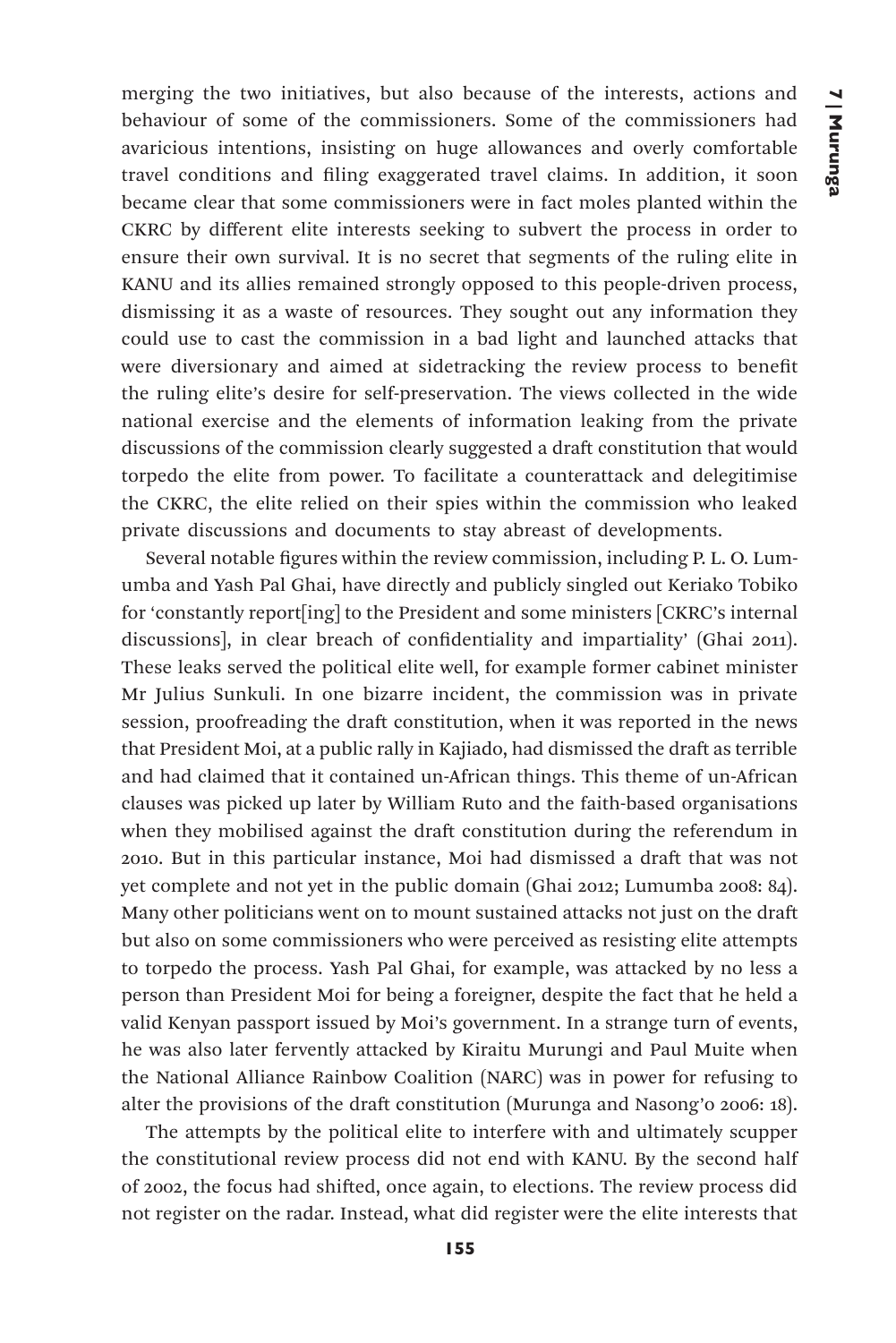merging the two initiatives, but also because of the interests, actions and behaviour of some of the commissioners. Some of the commissioners had avaricious intentions, insisting on huge allowances and overly comfortable travel conditions and filing exaggerated travel claims. In addition, it soon became clear that some commissioners were in fact moles planted within the CKRC by different elite interests seeking to subvert the process in order to ensure their own survival. It is no secret that segments of the ruling elite in KANU and its allies remained strongly opposed to this people-driven process, dismissing it as a waste of resources. They sought out any information they could use to cast the commission in a bad light and launched attacks that were diversionary and aimed at sidetracking the review process to benefit the ruling elite's desire for self-preservation. The views collected in the wide national exercise and the elements of information leaking from the private discussions of the commission clearly suggested a draft constitution that would torpedo the elite from power. To facilitate a counterattack and delegitimise the CKRC, the elite relied on their spies within the commission who leaked private discussions and documents to stay abreast of developments.

Several notable figures within the review commission, including P. L. O. Lumumba and Yash Pal Ghai, have directly and publicly singled out Keriako Tobiko for 'constantly report[ing] to the President and some ministers [CKRC's internal discussions], in clear breach of confidentiality and impartiality' (Ghai 2011). These leaks served the political elite well, for example former cabinet minister Mr Julius Sunkuli. In one bizarre incident, the commission was in private session, proofreading the draft constitution, when it was reported in the news that President Moi, at a public rally in Kajiado, had dismissed the draft as terrible and had claimed that it contained un-African things. This theme of un-African clauses was picked up later by William Ruto and the faith-based organisations when they mobilised against the draft constitution during the referendum in 2010. But in this particular instance, Moi had dismissed a draft that was not yet complete and not yet in the public domain (Ghai 2012; Lumumba 2008: 84). Many other politicians went on to mount sustained attacks not just on the draft but also on some commissioners who were perceived as resisting elite attempts to torpedo the process. Yash Pal Ghai, for example, was attacked by no less a person than President Moi for being a foreigner, despite the fact that he held a valid Kenyan passport issued by Moi's government. In a strange turn of events, he was also later fervently attacked by Kiraitu Murungi and Paul Muite when the National Alliance Rainbow Coalition (NARC) was in power for refusing to alter the provisions of the draft constitution (Murunga and Nasong'o 2006: 18).

The attempts by the political elite to interfere with and ultimately scupper the constitutional review process did not end with KANU. By the second half of 2002, the focus had shifted, once again, to elections. The review process did not register on the radar. Instead, what did register were the elite interests that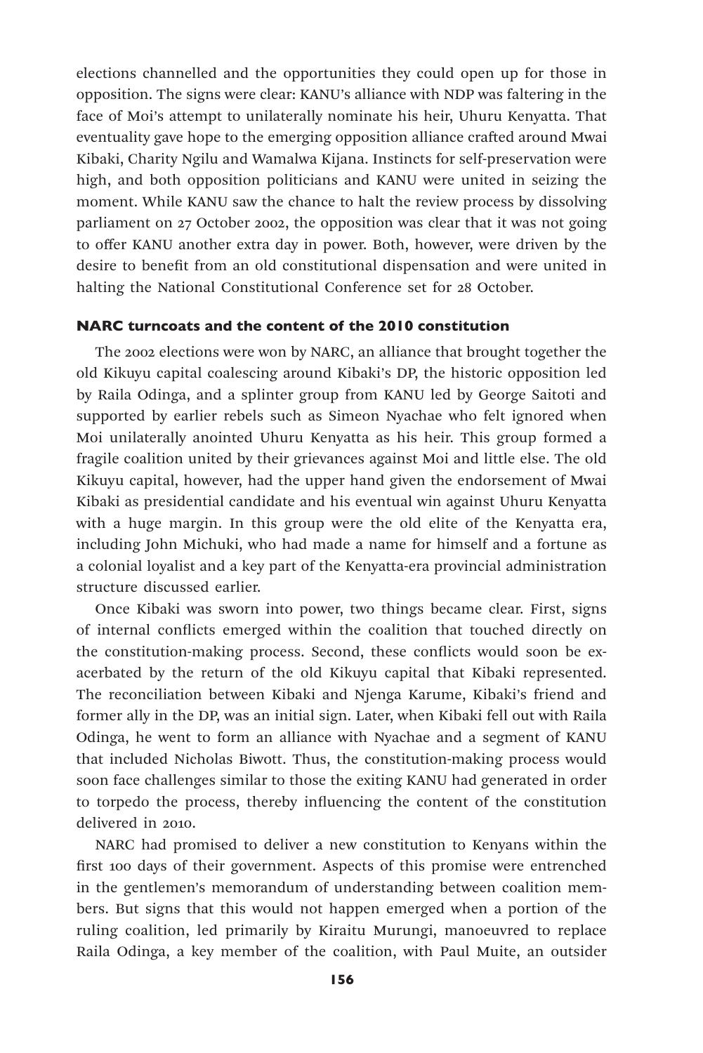elections channelled and the opportunities they could open up for those in opposition. The signs were clear: KANU's alliance with NDP was faltering in the face of Moi's attempt to unilaterally nominate his heir, Uhuru Kenyatta. That eventuality gave hope to the emerging opposition alliance crafted around Mwai Kibaki, Charity Ngilu and Wamalwa Kijana. Instincts for self-preservation were high, and both opposition politicians and KANU were united in seizing the moment. While KANU saw the chance to halt the review process by dissolving parliament on 27 October 2002, the opposition was clear that it was not going to offer KANU another extra day in power. Both, however, were driven by the desire to benefit from an old constitutional dispensation and were united in halting the National Constitutional Conference set for 28 October.

#### NARC turncoats and the content of the 2010 constitution

The 2002 elections were won by NARC, an alliance that brought together the old Kikuyu capital coalescing around Kibaki's DP, the historic opposition led by Raila Odinga, and a splinter group from KANU led by George Saitoti and supported by earlier rebels such as Simeon Nyachae who felt ignored when Moi unilaterally anointed Uhuru Kenyatta as his heir. This group formed a fragile coalition united by their grievances against Moi and little else. The old Kikuyu capital, however, had the upper hand given the endorsement of Mwai Kibaki as presidential candidate and his eventual win against Uhuru Kenyatta with a huge margin. In this group were the old elite of the Kenyatta era, including John Michuki, who had made a name for himself and a fortune as a colonial loyalist and a key part of the Kenyatta-era provincial administration structure discussed earlier.

Once Kibaki was sworn into power, two things became clear. First, signs of internal conflicts emerged within the coalition that touched directly on the constitution-making process. Second, these conflicts would soon be exacerbated by the return of the old Kikuyu capital that Kibaki represented. The reconciliation between Kibaki and Njenga Karume, Kibaki's friend and former ally in the DP, was an initial sign. Later, when Kibaki fell out with Raila Odinga, he went to form an alliance with Nyachae and a segment of KANU that included Nicholas Biwott. Thus, the constitution-making process would soon face challenges similar to those the exiting KANU had generated in order to torpedo the process, thereby influencing the content of the constitution delivered in 2010.

NARC had promised to deliver a new constitution to Kenyans within the first 100 days of their government. Aspects of this promise were entrenched in the gentlemen's memorandum of understanding between coalition members. But signs that this would not happen emerged when a portion of the ruling coalition, led primarily by Kiraitu Murungi, manoeuvred to replace Raila Odinga, a key member of the coalition, with Paul Muite, an outsider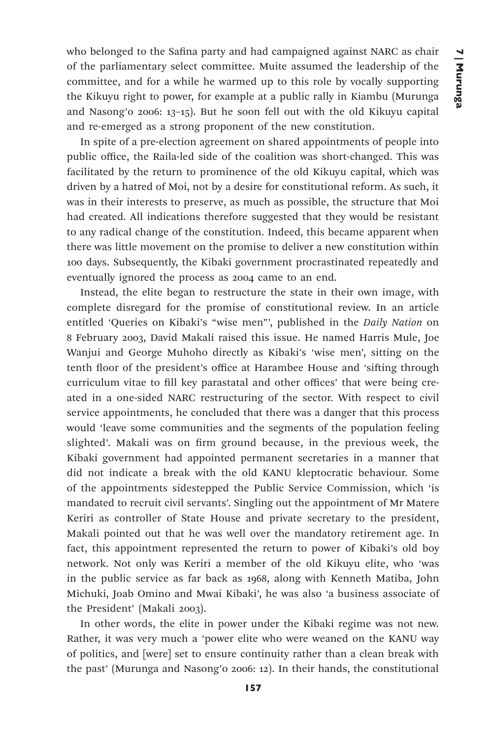who belonged to the Safina party and had campaigned against NARC as chair of the parliamentary select committee. Muite assumed the leadership of the committee, and for a while he warmed up to this role by vocally supporting the Kikuyu right to power, for example at a public rally in Kiambu (Murunga and Nasong'o 2006: 13–15). But he soon fell out with the old Kikuyu capital and re-emerged as a strong proponent of the new constitution.

In spite of a pre-election agreement on shared appointments of people into public office, the Raila-led side of the coalition was short-changed. This was facilitated by the return to prominence of the old Kikuyu capital, which was driven by a hatred of Moi, not by a desire for constitutional reform. As such, it was in their interests to preserve, as much as possible, the structure that Moi had created. All indications therefore suggested that they would be resistant to any radical change of the constitution. Indeed, this became apparent when there was little movement on the promise to deliver a new constitution within 100 days. Subsequently, the Kibaki government procrastinated repeatedly and eventually ignored the process as 2004 came to an end.

Instead, the elite began to restructure the state in their own image, with complete disregard for the promise of constitutional review. In an article entitled 'Queries on Kibaki's "wise men"', published in the *Daily Nation* on 8 February 2003, David Makali raised this issue. He named Harris Mule, Joe Wanjui and George Muhoho directly as Kibaki's 'wise men', sitting on the tenth floor of the president's office at Harambee House and 'sifting through curriculum vitae to fill key parastatal and other offices' that were being created in a one-sided NARC restructuring of the sector. With respect to civil service appointments, he concluded that there was a danger that this process would 'leave some communities and the segments of the population feeling slighted'. Makali was on firm ground because, in the previous week, the Kibaki government had appointed permanent secretaries in a manner that did not indicate a break with the old KANU kleptocratic behaviour. Some of the appointments sidestepped the Public Service Commission, which 'is mandated to recruit civil servants'. Singling out the appointment of Mr Matere Keriri as controller of State House and private secretary to the president, Makali pointed out that he was well over the mandatory retirement age. In fact, this appointment represented the return to power of Kibaki's old boy network. Not only was Keriri a member of the old Kikuyu elite, who 'was in the public service as far back as 1968, along with Kenneth Matiba, John Michuki, Joab Omino and Mwai Kibaki', he was also 'a business associate of the President' (Makali 2003).

In other words, the elite in power under the Kibaki regime was not new. Rather, it was very much a 'power elite who were weaned on the KANU way of politics, and [were] set to ensure continuity rather than a clean break with the past' (Murunga and Nasong'o 2006: 12). In their hands, the constitutional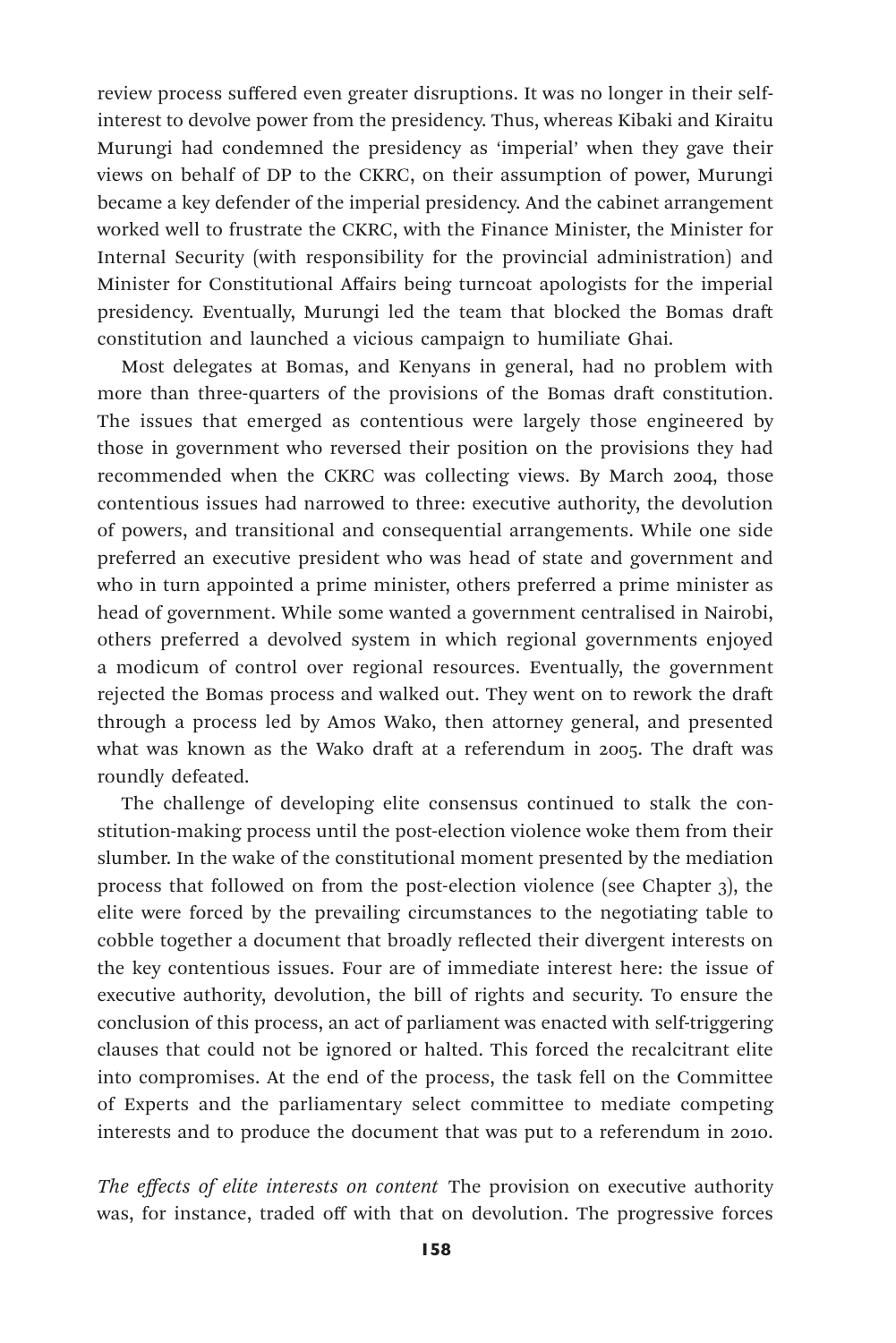review process suffered even greater disruptions. It was no longer in their self-interest to devolve power from the presidency. Thus, whereas Kibaki and Kiraitu Murungi had condemned the presidency as 'imperial' when they gave their views on behalf of DP to the CKRC, on their assumption of power, Murungi became a key defender of the imperial presidency. And the cabinet arrangement worked well to frustrate the CKRC, with the Finance Minister, the Minister for Internal Security (with responsibility for the provincial administration) and Minister for Constitutional Affairs being turncoat apologists for the imperial presidency. Eventually, Murungi led the team that blocked the Bomas draft constitution and launched a vicious campaign to humiliate Ghai.

Most delegates at Bomas, and Kenyans in general, had no problem with more than three-quarters of the provisions of the Bomas draft constitution. The issues that emerged as contentious were largely those engineered by those in government who reversed their position on the provisions they had recommended when the CKRC was collecting views. By March 2004, those contentious issues had narrowed to three: executive authority, the devolution of powers, and transitional and consequential arrangements. While one side preferred an executive president who was head of state and government and who in turn appointed a prime minister, others preferred a prime minister as head of government. While some wanted a government centralised in Nairobi, others preferred a devolved system in which regional governments enjoyed a modicum of control over regional resources. Eventually, the government rejected the Bomas process and walked out. They went on to rework the draft through a process led by Amos Wako, then attorney general, and presented what was known as the Wako draft at a referendum in 2005. The draft was roundly defeated.

The challenge of developing elite consensus continued to stalk the constitution-making process until the post-election violence woke them from their slumber. In the wake of the constitutional moment presented by the mediation process that followed on from the post-election violence (see Chapter 3), the elite were forced by the prevailing circumstances to the negotiating table to cobble together a document that broadly reflected their divergent interests on the key contentious issues. Four are of immediate interest here: the issue of executive authority, devolution, the bill of rights and security. To ensure the conclusion of this process, an act of parliament was enacted with self-triggering clauses that could not be ignored or halted. This forced the recalcitrant elite into compromises. At the end of the process, the task fell on the Committee of Experts and the parliamentary select committee to mediate competing interests and to produce the document that was put to a referendum in 2010.

*The effects of elite interests on content* The provision on executive authority was, for instance, traded off with that on devolution. The progressive forces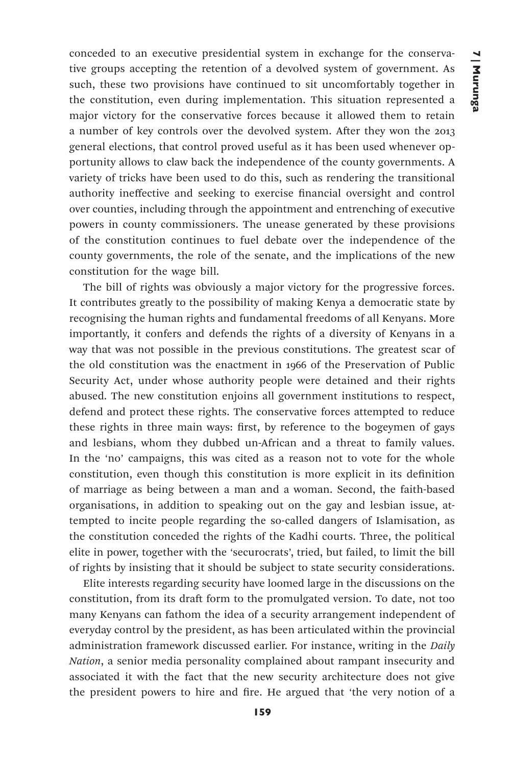conceded to an executive presidential system in exchange for the conservative groups accepting the retention of a devolved system of government. As such, these two provisions have continued to sit uncomfortably together in the constitution, even during implementation. This situation represented a major victory for the conservative forces because it allowed them to retain a number of key controls over the devolved system. After they won the 2013 general elections, that control proved useful as it has been used whenever opportunity allows to claw back the independence of the county governments. A variety of tricks have been used to do this, such as rendering the transitional authority ineffective and seeking to exercise financial oversight and control over counties, including through the appointment and entrenching of executive powers in county commissioners. The unease generated by these provisions of the constitution continues to fuel debate over the independence of the county governments, the role of the senate, and the implications of the new constitution for the wage bill.

The bill of rights was obviously a major victory for the progressive forces. It contributes greatly to the possibility of making Kenya a democratic state by recognising the human rights and fundamental freedoms of all Kenyans. More importantly, it confers and defends the rights of a diversity of Kenyans in a way that was not possible in the previous constitutions. The greatest scar of the old constitution was the enactment in 1966 of the Preservation of Public Security Act, under whose authority people were detained and their rights abused. The new constitution enjoins all government institutions to respect, defend and protect these rights. The conservative forces attempted to reduce these rights in three main ways: first, by reference to the bogeymen of gays and lesbians, whom they dubbed un-African and a threat to family values. In the 'no' campaigns, this was cited as a reason not to vote for the whole constitution, even though this constitution is more explicit in its definition of marriage as being between a man and a woman. Second, the faith-based organisations, in addition to speaking out on the gay and lesbian issue, attempted to incite people regarding the so-called dangers of Islamisation, as the constitution conceded the rights of the Kadhi courts. Three, the political elite in power, together with the 'securocrats', tried, but failed, to limit the bill of rights by insisting that it should be subject to state security considerations.

Elite interests regarding security have loomed large in the discussions on the constitution, from its draft form to the promulgated version. To date, not too many Kenyans can fathom the idea of a security arrangement independent of everyday control by the president, as has been articulated within the provincial administration framework discussed earlier. For instance, writing in the *Daily Nation*, a senior media personality complained about rampant insecurity and associated it with the fact that the new security architecture does not give the president powers to hire and fire. He argued that 'the very notion of a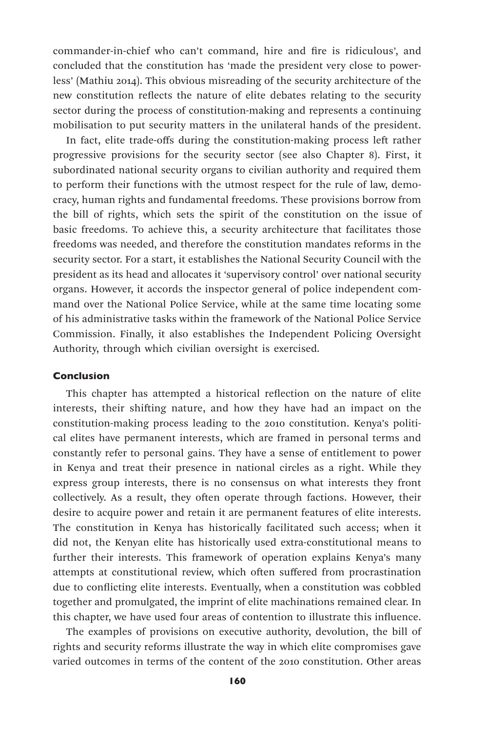commander-in-chief who can't command, hire and fire is ridiculous', and concluded that the constitution has 'made the president very close to powerless' (Mathiu 2014). This obvious misreading of the security architecture of the new constitution reflects the nature of elite debates relating to the security sector during the process of constitution-making and represents a continuing mobilisation to put security matters in the unilateral hands of the president.

In fact, elite trade-offs during the constitution-making process left rather progressive provisions for the security sector (see also Chapter 8). First, it subordinated national security organs to civilian authority and required them to perform their functions with the utmost respect for the rule of law, democracy, human rights and fundamental freedoms. These provisions borrow from the bill of rights, which sets the spirit of the constitution on the issue of basic freedoms. To achieve this, a security architecture that facilitates those freedoms was needed, and therefore the constitution mandates reforms in the security sector. For a start, it establishes the National Security Council with the president as its head and allocates it 'supervisory control' over national security organs. However, it accords the inspector general of police independent command over the National Police Service, while at the same time locating some of his administrative tasks within the framework of the National Police Service Commission. Finally, it also establishes the Independent Policing Oversight Authority, through which civilian oversight is exercised.

## Conclusion

This chapter has attempted a historical reflection on the nature of elite interests, their shifting nature, and how they have had an impact on the constitution-making process leading to the 2010 constitution. Kenya's political elites have permanent interests, which are framed in personal terms and constantly refer to personal gains. They have a sense of entitlement to power in Kenya and treat their presence in national circles as a right. While they express group interests, there is no consensus on what interests they front collectively. As a result, they often operate through factions. However, their desire to acquire power and retain it are permanent features of elite interests. The constitution in Kenya has historically facilitated such access; when it did not, the Kenyan elite has historically used extra-constitutional means to further their interests. This framework of operation explains Kenya's many attempts at constitutional review, which often suffered from procrastination due to conflicting elite interests. Eventually, when a constitution was cobbled together and promulgated, the imprint of elite machinations remained clear. In this chapter, we have used four areas of contention to illustrate this influence.

The examples of provisions on executive authority, devolution, the bill of rights and security reforms illustrate the way in which elite compromises gave varied outcomes in terms of the content of the 2010 constitution. Other areas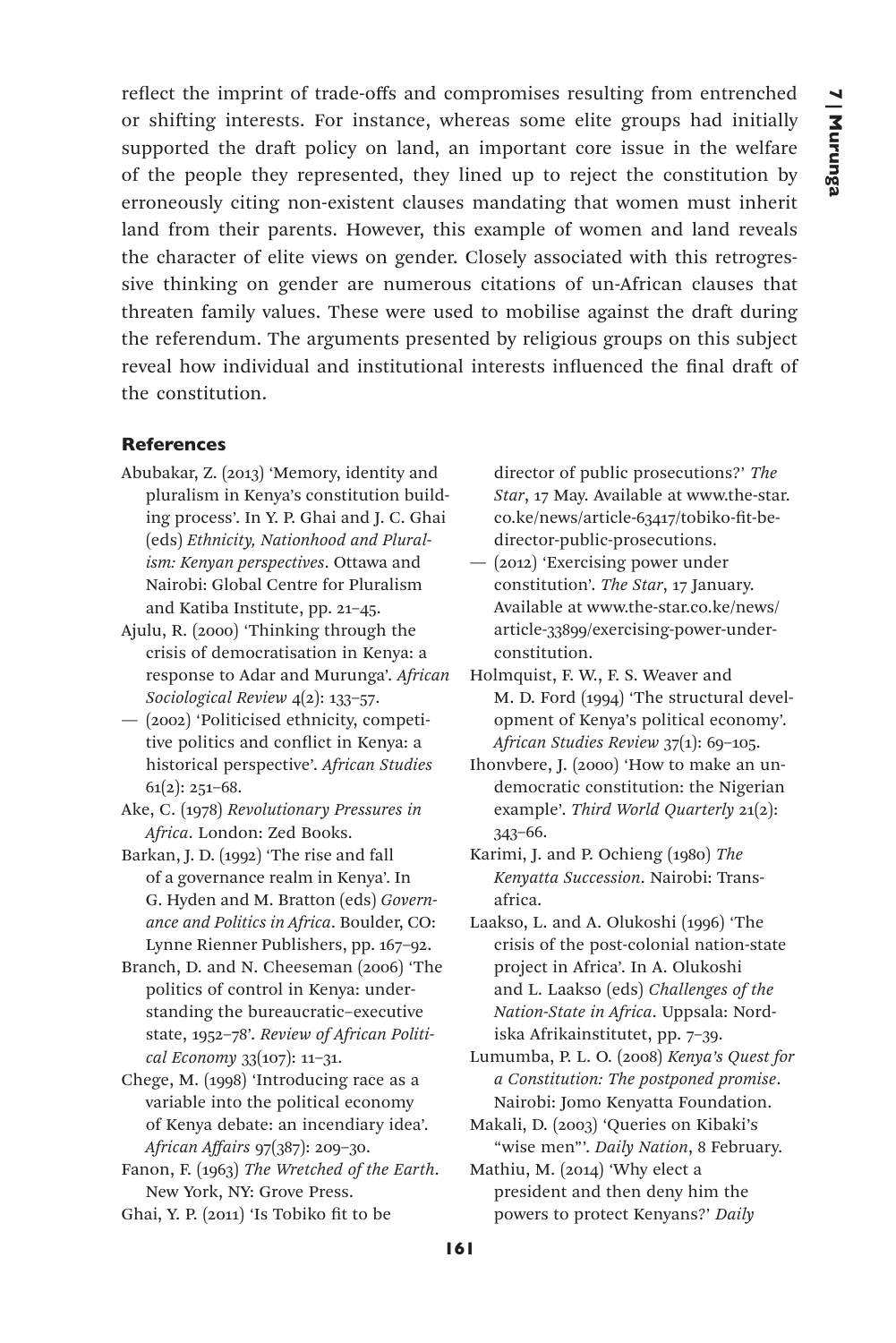reflect the imprint of trade-offs and compromises resulting from entrenched or shifting interests. For instance, whereas some elite groups had initially supported the draft policy on land, an important core issue in the welfare of the people they represented, they lined up to reject the constitution by erroneously citing non-existent clauses mandating that women must inherit land from their parents. However, this example of women and land reveals the character of elite views on gender. Closely associated with this retrogressive thinking on gender are numerous citations of un-African clauses that threaten family values. These were used to mobilise against the draft during the referendum. The arguments presented by religious groups on this subject reveal how individual and institutional interests influenced the final draft of the constitution.

### References

Abubakar, Z. (2013) 'Memory, identity and pluralism in Kenya's constitution building process'. In Y. P. Ghai and J. C. Ghai (eds) *Ethnicity, Nationhood and Pluralism: Kenyan perspectives*. Ottawa and Nairobi: Global Centre for Pluralism and Katiba Institute, pp. 21–45.

Ajulu, R. (2000) 'Thinking through the crisis of democratisation in Kenya: a response to Adar and Murunga'. *African Sociological Review* 4(2): 133–57.

— (2002) 'Politicised ethnicity, competitive politics and conflict in Kenya: a historical perspective'. *African Studies* 61(2): 251–68.

Ake, C. (1978) *Revolutionary Pressures in Africa*. London: Zed Books.

Barkan, J. D. (1992) 'The rise and fall of a governance realm in Kenya'. In G. Hyden and M. Bratton (eds) *Governance and Politics in Africa*. Boulder, CO: Lynne Rienner Publishers, pp. 167–92.

Branch, D. and N. Cheeseman (2006) 'The politics of control in Kenya: understanding the bureaucratic–executive state, 1952–78'. *Review of African Political Economy* 33(107): 11–31.

Chege, M. (1998) 'Introducing race as a variable into the political economy of Kenya debate: an incendiary idea'. *African Affairs* 97(387): 209–30.

Fanon, F. (1963) *The Wretched of the Earth*. New York, NY: Grove Press.

Ghai, Y. P. (2011) 'Is Tobiko fit to be director of public prosecutions?' *The Star*, 17 May. Available at www.the-star.co.ke/news/article-63417/tobiko-fit-be-director-public-prosecutions.

— (2012) 'Exercising power under constitution'. *The Star*, 17 January. Available at www.the-star.co.ke/news/article-33899/exercising-power-under-constitution.

Holmquist, F. W., F. S. Weaver and M. D. Ford (1994) 'The structural development of Kenya's political economy'. *African Studies Review* 37(1): 69–105.

Ihonvbere, J. (2000) 'How to make an undemocratic constitution: the Nigerian example'. *Third World Quarterly* 21(2): 343–66.

Karimi, J. and P. Ochieng (1980) *The Kenyatta Succession*. Nairobi: Transafrica.

Laakso, L. and A. Olukoshi (1996) 'The crisis of the post-colonial nation-state project in Africa'. In A. Olukoshi and L. Laakso (eds) *Challenges of the Nation-State in Africa*. Uppsala: Nordiska Afrikainstitutet, pp. 7–39.

Lumumba, P. L. O. (2008) *Kenya's Quest for a Constitution: The postponed promise*. Nairobi: Jomo Kenyatta Foundation.

Makali, D. (2003) 'Queries on Kibaki's "wise men"'. *Daily Nation*, 8 February.

Mathiu, M. (2014) 'Why elect a president and then deny him the powers to protect Kenyans?' *Daily*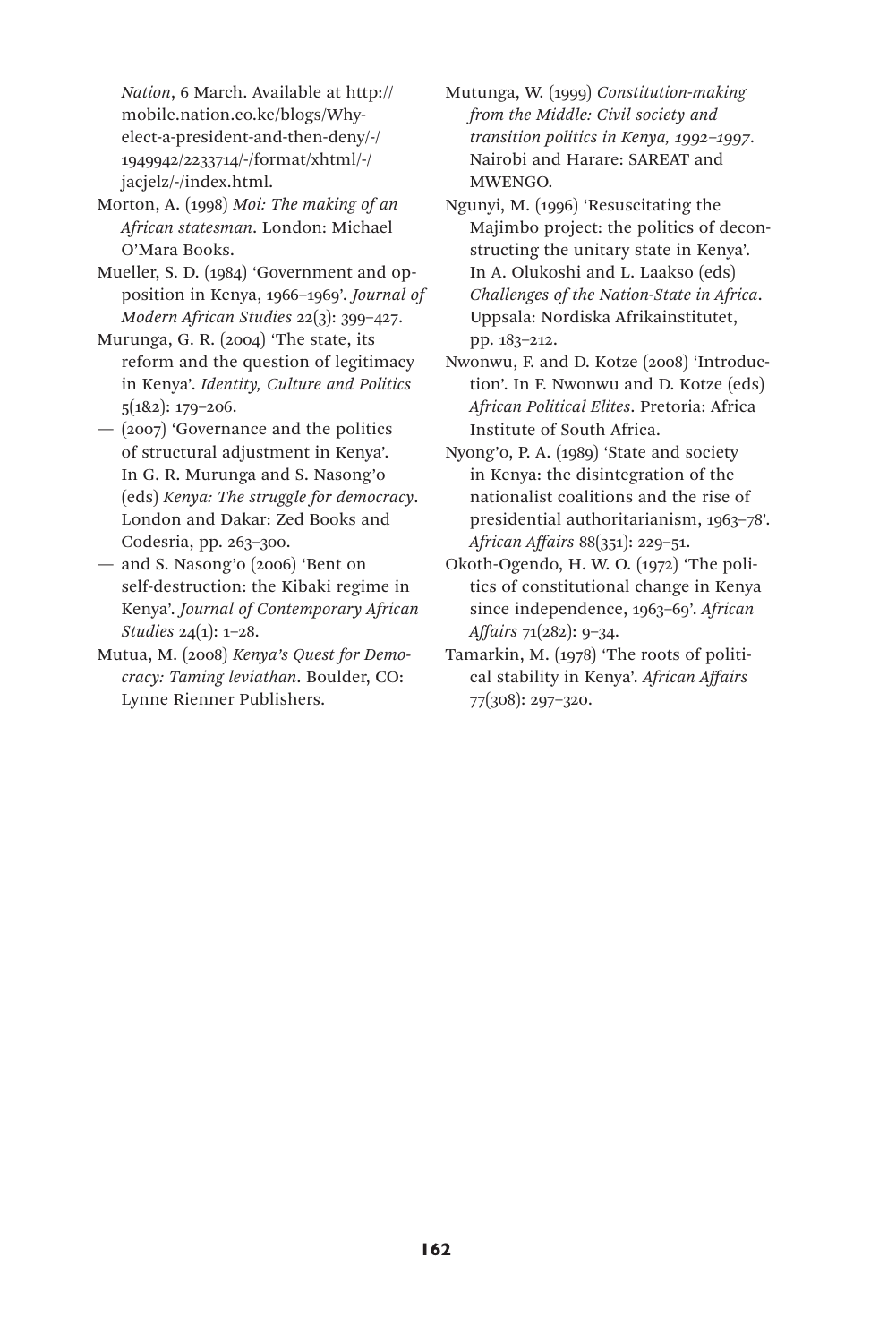*Nation*, 6 March. Available at http://mobile.nation.co.ke/blogs/Why-elect-a-president-and-then-deny/-/1949942/2233714/-/format/xhtml/-/jacjelz/-/index.html.

Morton, A. (1998) *Moi: The making of an African statesman*. London: Michael O'Mara Books.

Mueller, S. D. (1984) 'Government and opposition in Kenya, 1966–1969'. *Journal of Modern African Studies* 22(3): 399–427.

Murunga, G. R. (2004) 'The state, its reform and the question of legitimacy in Kenya'. *Identity, Culture and Politics* 5(1&2): 179–206.

— (2007) 'Governance and the politics of structural adjustment in Kenya'. In G. R. Murunga and S. Nasong'o (eds) *Kenya: The struggle for democracy*. London and Dakar: Zed Books and Codesria, pp. 263–300.

— and S. Nasong'o (2006) 'Bent on self-destruction: the Kibaki regime in Kenya'. *Journal of Contemporary African Studies* 24(1): 1–28.

Mutua, M. (2008) *Kenya's Quest for Democracy: Taming leviathan*. Boulder, CO: Lynne Rienner Publishers.

Mutunga, W. (1999) *Constitution-making from the Middle: Civil society and transition politics in Kenya, 1992–1997*. Nairobi and Harare: SAREAT and MWENGO.

Ngunyi, M. (1996) 'Resuscitating the Majimbo project: the politics of deconstructing the unitary state in Kenya'. In A. Olukoshi and L. Laakso (eds) *Challenges of the Nation-State in Africa*. Uppsala: Nordiska Afrikainstitutet, pp. 183–212.

Nwonwu, F. and D. Kotze (2008) 'Introduction'. In F. Nwonwu and D. Kotze (eds) *African Political Elites*. Pretoria: Africa Institute of South Africa.

Nyong'o, P. A. (1989) 'State and society in Kenya: the disintegration of the nationalist coalitions and the rise of presidential authoritarianism, 1963–78'. *African Affairs* 88(351): 229–51.

Okoth-Ogendo, H. W. O. (1972) 'The politics of constitutional change in Kenya since independence, 1963–69'. *African Affairs* 71(282): 9–34.

Tamarkin, M. (1978) 'The roots of political stability in Kenya'. *African Affairs* 77(308): 297–320.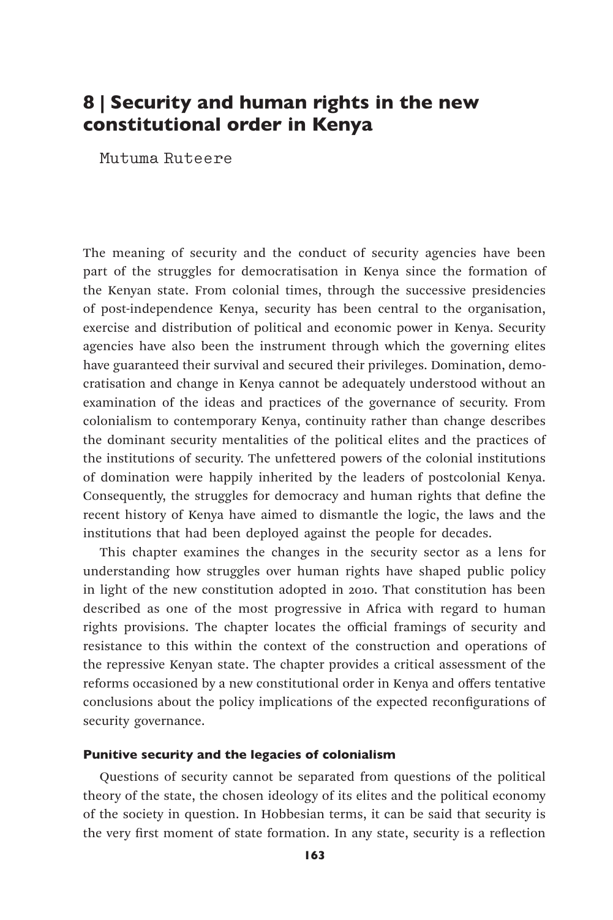# 8 | Security and human rights in the new constitutional order in Kenya

Mutuma Ruteere

The meaning of security and the conduct of security agencies have been part of the struggles for democratisation in Kenya since the formation of the Kenyan state. From colonial times, through the successive presidencies of post-independence Kenya, security has been central to the organisation, exercise and distribution of political and economic power in Kenya. Security agencies have also been the instrument through which the governing elites have guaranteed their survival and secured their privileges. Domination, democratisation and change in Kenya cannot be adequately understood without an examination of the ideas and practices of the governance of security. From colonialism to contemporary Kenya, continuity rather than change describes the dominant security mentalities of the political elites and the practices of the institutions of security. The unfettered powers of the colonial institutions of domination were happily inherited by the leaders of postcolonial Kenya. Consequently, the struggles for democracy and human rights that define the recent history of Kenya have aimed to dismantle the logic, the laws and the institutions that had been deployed against the people for decades.

This chapter examines the changes in the security sector as a lens for understanding how struggles over human rights have shaped public policy in light of the new constitution adopted in 2010. That constitution has been described as one of the most progressive in Africa with regard to human rights provisions. The chapter locates the official framings of security and resistance to this within the context of the construction and operations of the repressive Kenyan state. The chapter provides a critical assessment of the reforms occasioned by a new constitutional order in Kenya and offers tentative conclusions about the policy implications of the expected reconfigurations of security governance.

### Punitive security and the legacies of colonialism

Questions of security cannot be separated from questions of the political theory of the state, the chosen ideology of its elites and the political economy of the society in question. In Hobbesian terms, it can be said that security is the very first moment of state formation. In any state, security is a reflection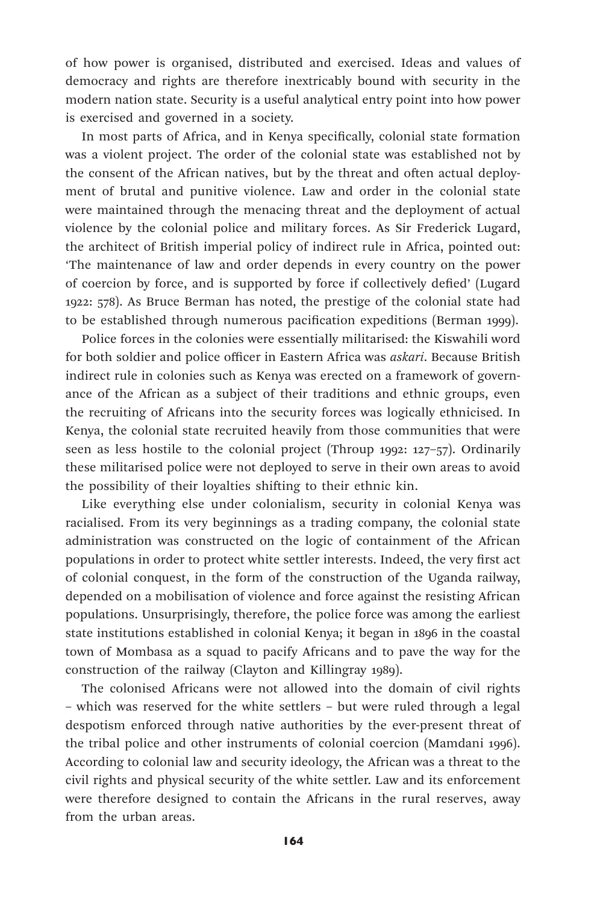of how power is organised, distributed and exercised. Ideas and values of democracy and rights are therefore inextricably bound with security in the modern nation state. Security is a useful analytical entry point into how power is exercised and governed in a society.

In most parts of Africa, and in Kenya specifically, colonial state formation was a violent project. The order of the colonial state was established not by the consent of the African natives, but by the threat and often actual deployment of brutal and punitive violence. Law and order in the colonial state were maintained through the menacing threat and the deployment of actual violence by the colonial police and military forces. As Sir Frederick Lugard, the architect of British imperial policy of indirect rule in Africa, pointed out: 'The maintenance of law and order depends in every country on the power of coercion by force, and is supported by force if collectively defied' (Lugard 1922: 578). As Bruce Berman has noted, the prestige of the colonial state had to be established through numerous pacification expeditions (Berman 1999).

Police forces in the colonies were essentially militarised: the Kiswahili word for both soldier and police officer in Eastern Africa was *askari*. Because British indirect rule in colonies such as Kenya was erected on a framework of governance of the African as a subject of their traditions and ethnic groups, even the recruiting of Africans into the security forces was logically ethnicised. In Kenya, the colonial state recruited heavily from those communities that were seen as less hostile to the colonial project (Throup 1992: 127–57). Ordinarily these militarised police were not deployed to serve in their own areas to avoid the possibility of their loyalties shifting to their ethnic kin.

Like everything else under colonialism, security in colonial Kenya was racialised. From its very beginnings as a trading company, the colonial state administration was constructed on the logic of containment of the African populations in order to protect white settler interests. Indeed, the very first act of colonial conquest, in the form of the construction of the Uganda railway, depended on a mobilisation of violence and force against the resisting African populations. Unsurprisingly, therefore, the police force was among the earliest state institutions established in colonial Kenya; it began in 1896 in the coastal town of Mombasa as a squad to pacify Africans and to pave the way for the construction of the railway (Clayton and Killingray 1989).

The colonised Africans were not allowed into the domain of civil rights – which was reserved for the white settlers – but were ruled through a legal despotism enforced through native authorities by the ever-present threat of the tribal police and other instruments of colonial coercion (Mamdani 1996). According to colonial law and security ideology, the African was a threat to the civil rights and physical security of the white settler. Law and its enforcement were therefore designed to contain the Africans in the rural reserves, away from the urban areas.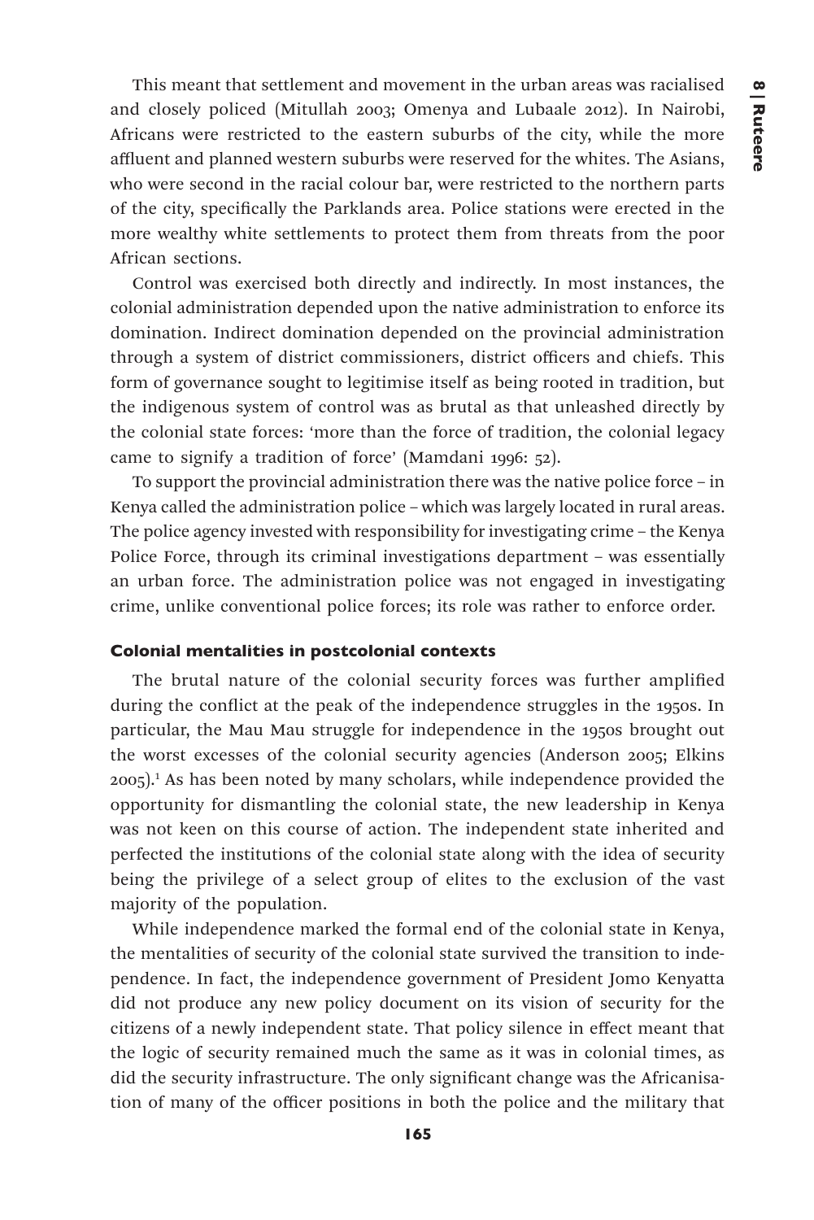This meant that settlement and movement in the urban areas was racialised and closely policed (Mitullah 2003; Omenya and Lubaale 2012). In Nairobi, Africans were restricted to the eastern suburbs of the city, while the more affluent and planned western suburbs were reserved for the whites. The Asians, who were second in the racial colour bar, were restricted to the northern parts of the city, specifically the Parklands area. Police stations were erected in the more wealthy white settlements to protect them from threats from the poor African sections.

Control was exercised both directly and indirectly. In most instances, the colonial administration depended upon the native administration to enforce its domination. Indirect domination depended on the provincial administration through a system of district commissioners, district officers and chiefs. This form of governance sought to legitimise itself as being rooted in tradition, but the indigenous system of control was as brutal as that unleashed directly by the colonial state forces: 'more than the force of tradition, the colonial legacy came to signify a tradition of force' (Mamdani 1996: 52).

To support the provincial administration there was the native police force – in Kenya called the administration police – which was largely located in rural areas. The police agency invested with responsibility for investigating crime – the Kenya Police Force, through its criminal investigations department – was essentially an urban force. The administration police was not engaged in investigating crime, unlike conventional police forces; its role was rather to enforce order.

### Colonial mentalities in postcolonial contexts

The brutal nature of the colonial security forces was further amplified during the conflict at the peak of the independence struggles in the 1950s. In particular, the Mau Mau struggle for independence in the 1950s brought out the worst excesses of the colonial security agencies (Anderson 2005; Elkins 2005).[1] As has been noted by many scholars, while independence provided the opportunity for dismantling the colonial state, the new leadership in Kenya was not keen on this course of action. The independent state inherited and perfected the institutions of the colonial state along with the idea of security being the privilege of a select group of elites to the exclusion of the vast majority of the population.

While independence marked the formal end of the colonial state in Kenya, the mentalities of security of the colonial state survived the transition to independence. In fact, the independence government of President Jomo Kenyatta did not produce any new policy document on its vision of security for the citizens of a newly independent state. That policy silence in effect meant that the logic of security remained much the same as it was in colonial times, as did the security infrastructure. The only significant change was the Africanisation of many of the officer positions in both the police and the military that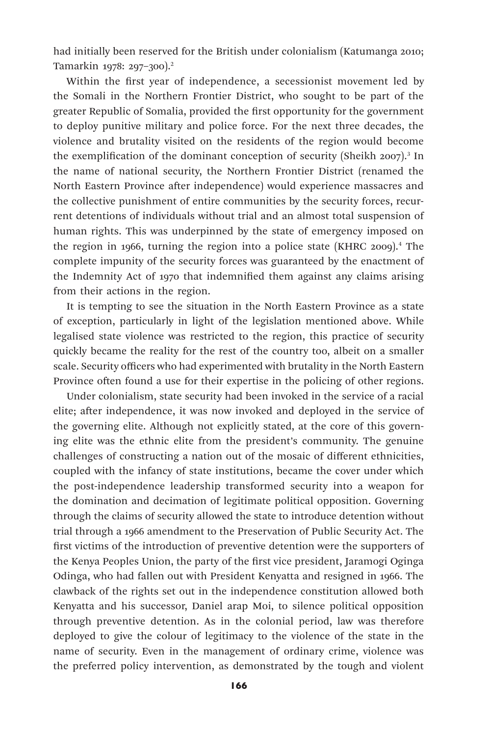had initially been reserved for the British under colonialism (Katumanga 2010; Tamarkin 1978: 297–300).[2]

Within the first year of independence, a secessionist movement led by the Somali in the Northern Frontier District, who sought to be part of the greater Republic of Somalia, provided the first opportunity for the government to deploy punitive military and police force. For the next three decades, the violence and brutality visited on the residents of the region would become the exemplification of the dominant conception of security (Sheikh 2007).[3] In the name of national security, the Northern Frontier District (renamed the North Eastern Province after independence) would experience massacres and the collective punishment of entire communities by the security forces, recurrent detentions of individuals without trial and an almost total suspension of human rights. This was underpinned by the state of emergency imposed on the region in 1966, turning the region into a police state (KHRC 2009).[4] The complete impunity of the security forces was guaranteed by the enactment of the Indemnity Act of 1970 that indemnified them against any claims arising from their actions in the region.

It is tempting to see the situation in the North Eastern Province as a state of exception, particularly in light of the legislation mentioned above. While legalised state violence was restricted to the region, this practice of security quickly became the reality for the rest of the country too, albeit on a smaller scale. Security officers who had experimented with brutality in the North Eastern Province often found a use for their expertise in the policing of other regions.

Under colonialism, state security had been invoked in the service of a racial elite; after independence, it was now invoked and deployed in the service of the governing elite. Although not explicitly stated, at the core of this governing elite was the ethnic elite from the president's community. The genuine challenges of constructing a nation out of the mosaic of different ethnicities, coupled with the infancy of state institutions, became the cover under which the post-independence leadership transformed security into a weapon for the domination and decimation of legitimate political opposition. Governing through the claims of security allowed the state to introduce detention without trial through a 1966 amendment to the Preservation of Public Security Act. The first victims of the introduction of preventive detention were the supporters of the Kenya Peoples Union, the party of the first vice president, Jaramogi Oginga Odinga, who had fallen out with President Kenyatta and resigned in 1966. The clawback of the rights set out in the independence constitution allowed both Kenyatta and his successor, Daniel arap Moi, to silence political opposition through preventive detention. As in the colonial period, law was therefore deployed to give the colour of legitimacy to the violence of the state in the name of security. Even in the management of ordinary crime, violence was the preferred policy intervention, as demonstrated by the tough and violent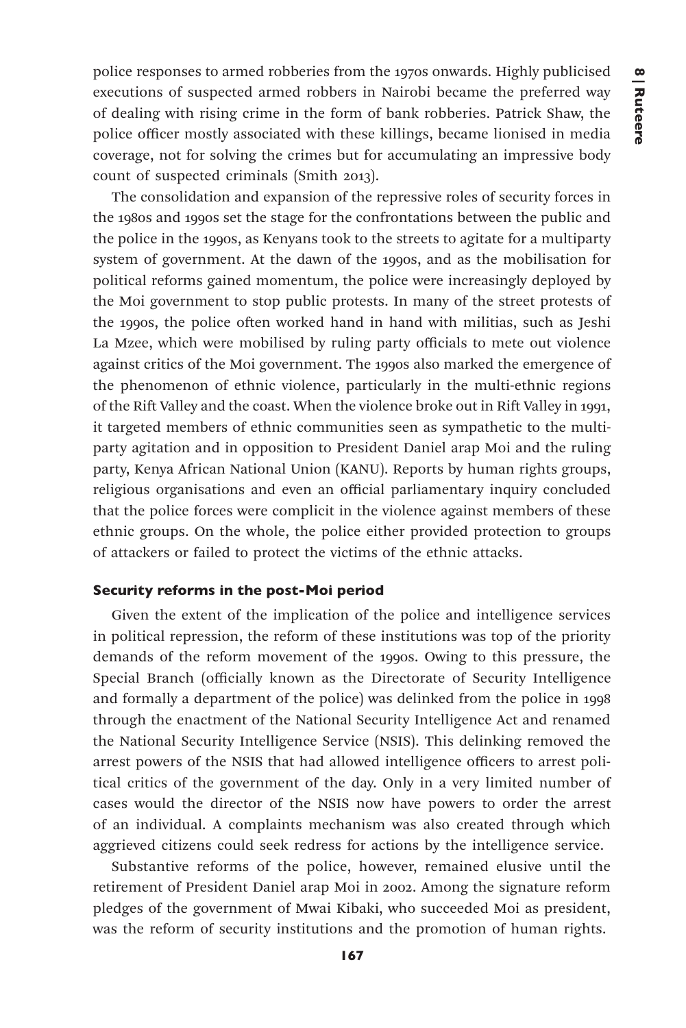police responses to armed robberies from the 1970s onwards. Highly publicised executions of suspected armed robbers in Nairobi became the preferred way of dealing with rising crime in the form of bank robberies. Patrick Shaw, the police officer mostly associated with these killings, became lionised in media coverage, not for solving the crimes but for accumulating an impressive body count of suspected criminals (Smith 2013).

The consolidation and expansion of the repressive roles of security forces in the 1980s and 1990s set the stage for the confrontations between the public and the police in the 1990s, as Kenyans took to the streets to agitate for a multiparty system of government. At the dawn of the 1990s, and as the mobilisation for political reforms gained momentum, the police were increasingly deployed by the Moi government to stop public protests. In many of the street protests of the 1990s, the police often worked hand in hand with militias, such as Jeshi La Mzee, which were mobilised by ruling party officials to mete out violence against critics of the Moi government. The 1990s also marked the emergence of the phenomenon of ethnic violence, particularly in the multi-ethnic regions of the Rift Valley and the coast. When the violence broke out in Rift Valley in 1991, it targeted members of ethnic communities seen as sympathetic to the multiparty agitation and in opposition to President Daniel arap Moi and the ruling party, Kenya African National Union (KANU). Reports by human rights groups, religious organisations and even an official parliamentary inquiry concluded that the police forces were complicit in the violence against members of these ethnic groups. On the whole, the police either provided protection to groups of attackers or failed to protect the victims of the ethnic attacks.

### Security reforms in the post-Moi period

Given the extent of the implication of the police and intelligence services in political repression, the reform of these institutions was top of the priority demands of the reform movement of the 1990s. Owing to this pressure, the Special Branch (officially known as the Directorate of Security Intelligence and formally a department of the police) was delinked from the police in 1998 through the enactment of the National Security Intelligence Act and renamed the National Security Intelligence Service (NSIS). This delinking removed the arrest powers of the NSIS that had allowed intelligence officers to arrest political critics of the government of the day. Only in a very limited number of cases would the director of the NSIS now have powers to order the arrest of an individual. A complaints mechanism was also created through which aggrieved citizens could seek redress for actions by the intelligence service.

Substantive reforms of the police, however, remained elusive until the retirement of President Daniel arap Moi in 2002. Among the signature reform pledges of the government of Mwai Kibaki, who succeeded Moi as president, was the reform of security institutions and the promotion of human rights.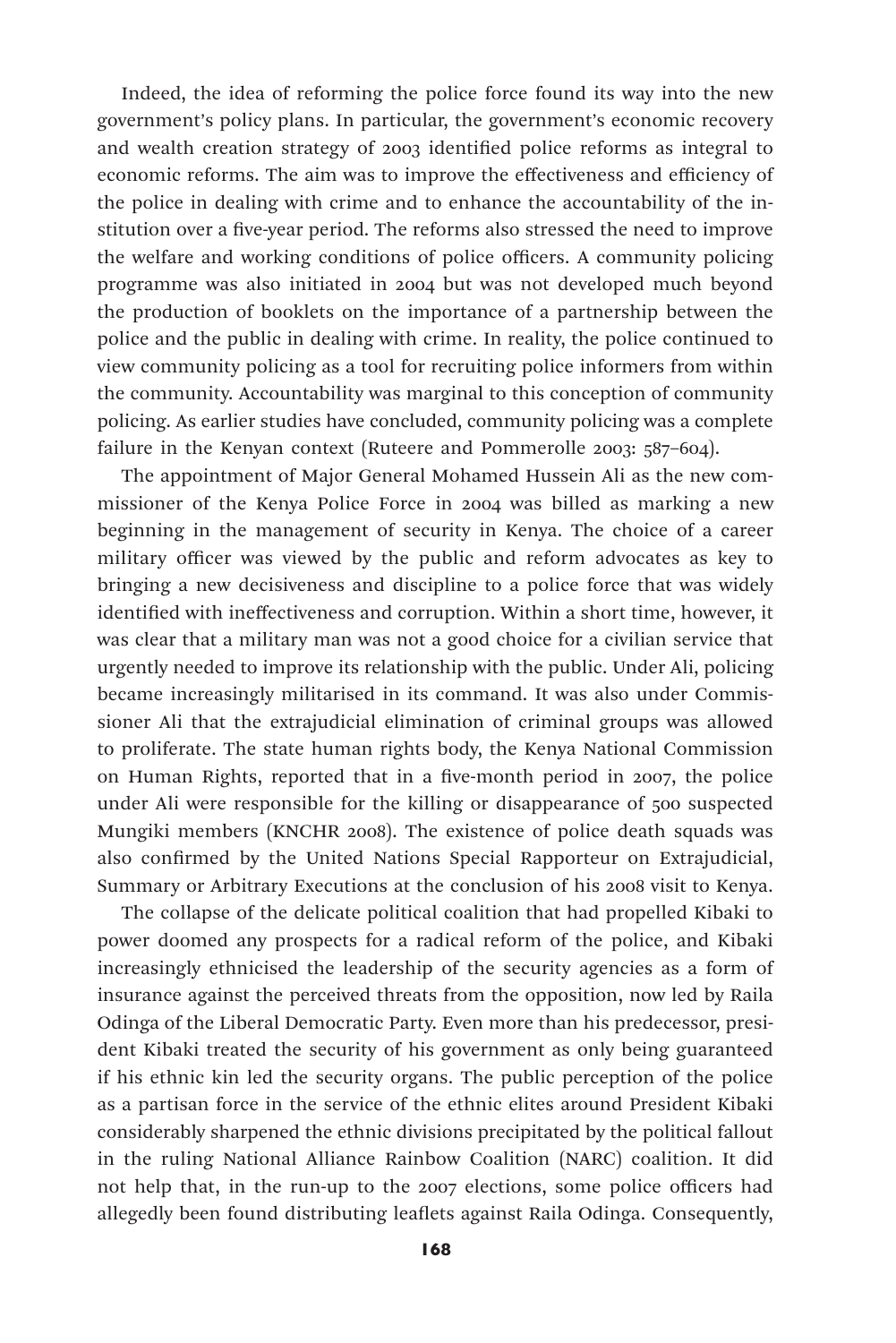Indeed, the idea of reforming the police force found its way into the new government's policy plans. In particular, the government's economic recovery and wealth creation strategy of 2003 identified police reforms as integral to economic reforms. The aim was to improve the effectiveness and efficiency of the police in dealing with crime and to enhance the accountability of the institution over a five-year period. The reforms also stressed the need to improve the welfare and working conditions of police officers. A community policing programme was also initiated in 2004 but was not developed much beyond the production of booklets on the importance of a partnership between the police and the public in dealing with crime. In reality, the police continued to view community policing as a tool for recruiting police informers from within the community. Accountability was marginal to this conception of community policing. As earlier studies have concluded, community policing was a complete failure in the Kenyan context (Ruteere and Pommerolle 2003: 587–604).

The appointment of Major General Mohamed Hussein Ali as the new commissioner of the Kenya Police Force in 2004 was billed as marking a new beginning in the management of security in Kenya. The choice of a career military officer was viewed by the public and reform advocates as key to bringing a new decisiveness and discipline to a police force that was widely identified with ineffectiveness and corruption. Within a short time, however, it was clear that a military man was not a good choice for a civilian service that urgently needed to improve its relationship with the public. Under Ali, policing became increasingly militarised in its command. It was also under Commissioner Ali that the extrajudicial elimination of criminal groups was allowed to proliferate. The state human rights body, the Kenya National Commission on Human Rights, reported that in a five-month period in 2007, the police under Ali were responsible for the killing or disappearance of 500 suspected Mungiki members (KNCHR 2008). The existence of police death squads was also confirmed by the United Nations Special Rapporteur on Extrajudicial, Summary or Arbitrary Executions at the conclusion of his 2008 visit to Kenya.

The collapse of the delicate political coalition that had propelled Kibaki to power doomed any prospects for a radical reform of the police, and Kibaki increasingly ethnicised the leadership of the security agencies as a form of insurance against the perceived threats from the opposition, now led by Raila Odinga of the Liberal Democratic Party. Even more than his predecessor, president Kibaki treated the security of his government as only being guaranteed if his ethnic kin led the security organs. The public perception of the police as a partisan force in the service of the ethnic elites around President Kibaki considerably sharpened the ethnic divisions precipitated by the political fallout in the ruling National Alliance Rainbow Coalition (NARC) coalition. It did not help that, in the run-up to the 2007 elections, some police officers had allegedly been found distributing leaflets against Raila Odinga. Consequently,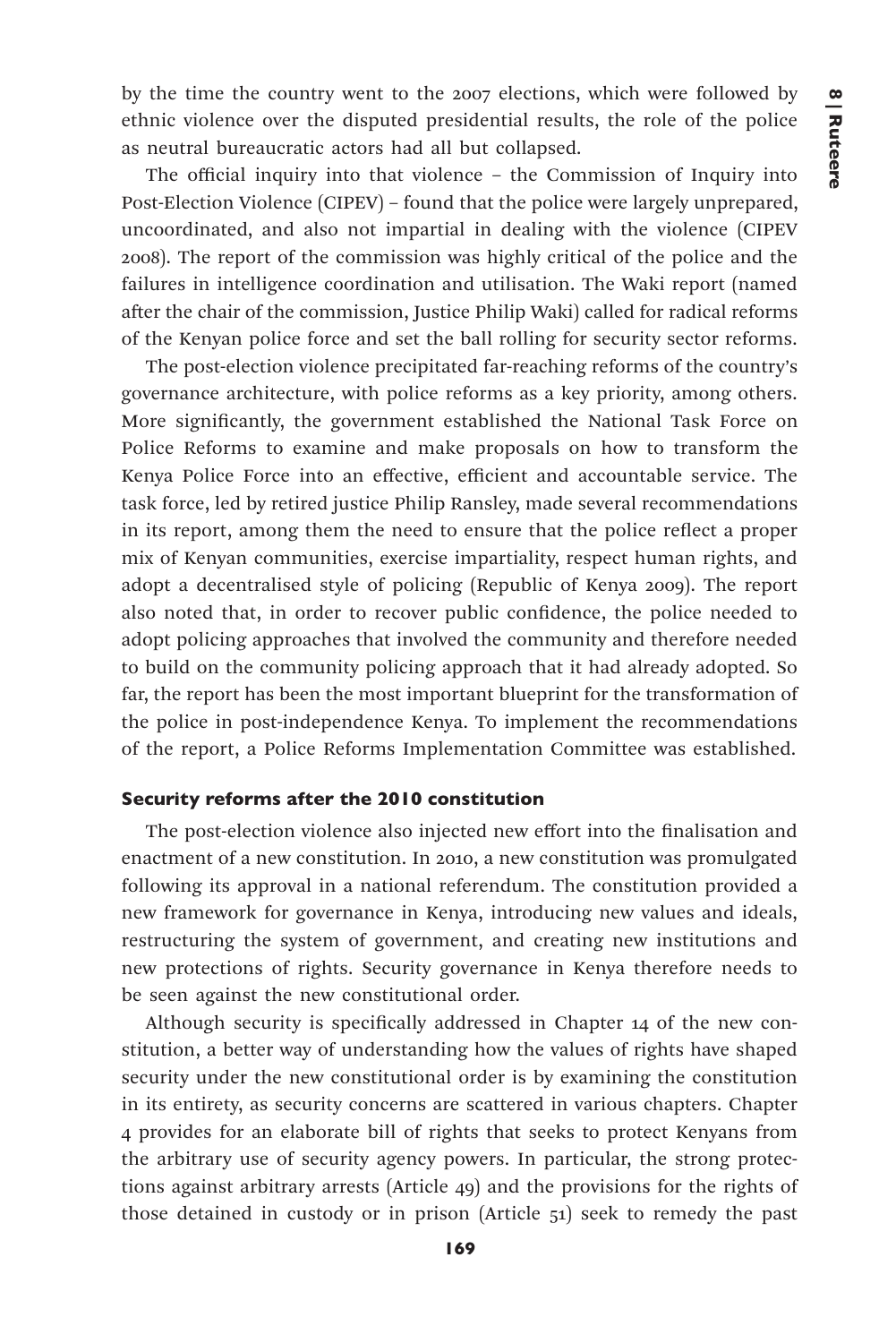by the time the country went to the 2007 elections, which were followed by ethnic violence over the disputed presidential results, the role of the police as neutral bureaucratic actors had all but collapsed.

The official inquiry into that violence – the Commission of Inquiry into Post-Election Violence (CIPEV) – found that the police were largely unprepared, uncoordinated, and also not impartial in dealing with the violence (CIPEV 2008). The report of the commission was highly critical of the police and the failures in intelligence coordination and utilisation. The Waki report (named after the chair of the commission, Justice Philip Waki) called for radical reforms of the Kenyan police force and set the ball rolling for security sector reforms.

The post-election violence precipitated far-reaching reforms of the country's governance architecture, with police reforms as a key priority, among others. More significantly, the government established the National Task Force on Police Reforms to examine and make proposals on how to transform the Kenya Police Force into an effective, efficient and accountable service. The task force, led by retired justice Philip Ransley, made several recommendations in its report, among them the need to ensure that the police reflect a proper mix of Kenyan communities, exercise impartiality, respect human rights, and adopt a decentralised style of policing (Republic of Kenya 2009). The report also noted that, in order to recover public confidence, the police needed to adopt policing approaches that involved the community and therefore needed to build on the community policing approach that it had already adopted. So far, the report has been the most important blueprint for the transformation of the police in post-independence Kenya. To implement the recommendations of the report, a Police Reforms Implementation Committee was established.

### Security reforms after the 2010 constitution

The post-election violence also injected new effort into the finalisation and enactment of a new constitution. In 2010, a new constitution was promulgated following its approval in a national referendum. The constitution provided a new framework for governance in Kenya, introducing new values and ideals, restructuring the system of government, and creating new institutions and new protections of rights. Security governance in Kenya therefore needs to be seen against the new constitutional order.

Although security is specifically addressed in Chapter 14 of the new constitution, a better way of understanding how the values of rights have shaped security under the new constitutional order is by examining the constitution in its entirety, as security concerns are scattered in various chapters. Chapter 4 provides for an elaborate bill of rights that seeks to protect Kenyans from the arbitrary use of security agency powers. In particular, the strong protections against arbitrary arrests (Article 49) and the provisions for the rights of those detained in custody or in prison (Article 51) seek to remedy the past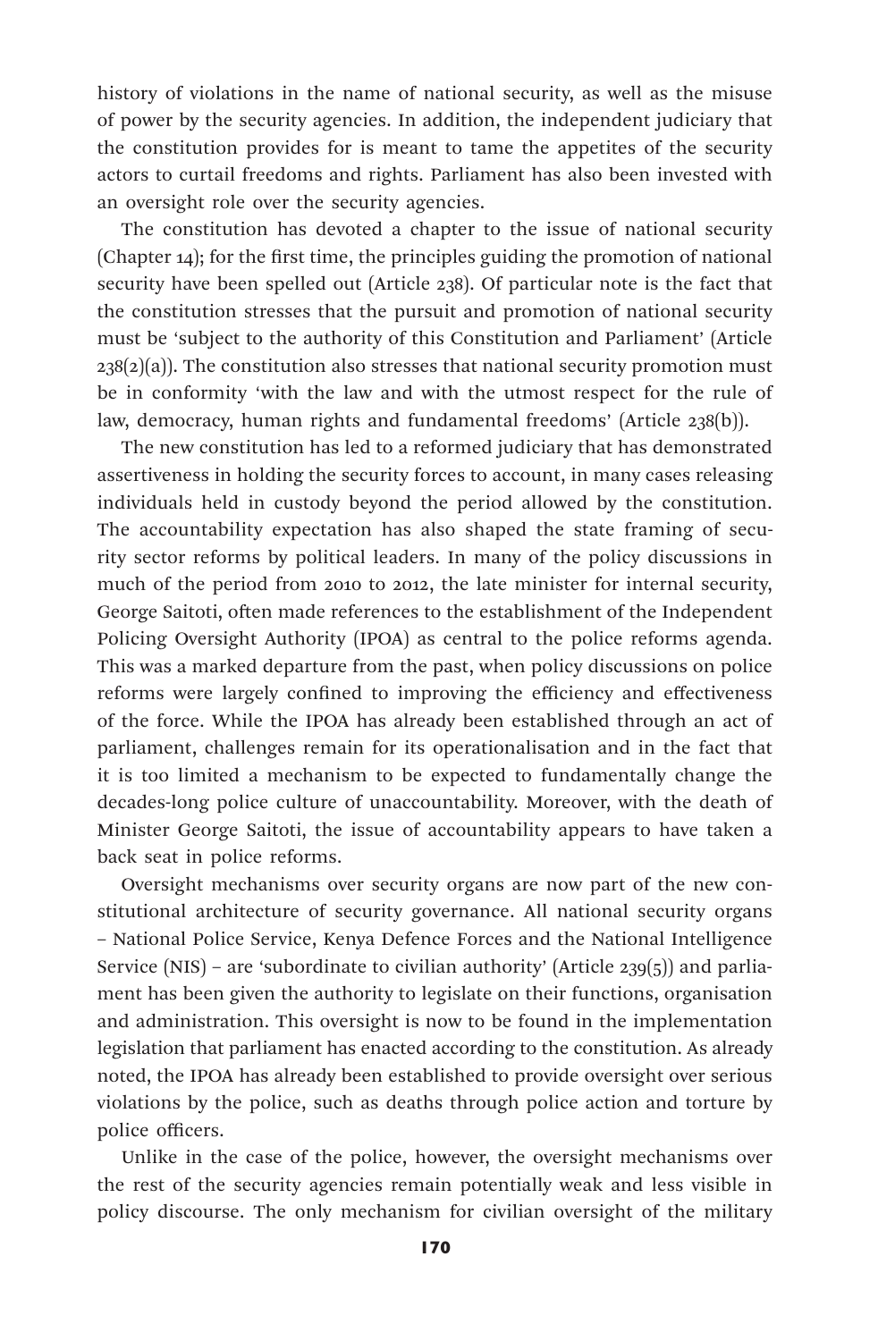history of violations in the name of national security, as well as the misuse of power by the security agencies. In addition, the independent judiciary that the constitution provides for is meant to tame the appetites of the security actors to curtail freedoms and rights. Parliament has also been invested with an oversight role over the security agencies.

The constitution has devoted a chapter to the issue of national security (Chapter 14); for the first time, the principles guiding the promotion of national security have been spelled out (Article 238). Of particular note is the fact that the constitution stresses that the pursuit and promotion of national security must be 'subject to the authority of this Constitution and Parliament' (Article 238(2)(a)). The constitution also stresses that national security promotion must be in conformity 'with the law and with the utmost respect for the rule of law, democracy, human rights and fundamental freedoms' (Article 238(b)).

The new constitution has led to a reformed judiciary that has demonstrated assertiveness in holding the security forces to account, in many cases releasing individuals held in custody beyond the period allowed by the constitution. The accountability expectation has also shaped the state framing of security sector reforms by political leaders. In many of the policy discussions in much of the period from 2010 to 2012, the late minister for internal security, George Saitoti, often made references to the establishment of the Independent Policing Oversight Authority (IPOA) as central to the police reforms agenda. This was a marked departure from the past, when policy discussions on police reforms were largely confined to improving the efficiency and effectiveness of the force. While the IPOA has already been established through an act of parliament, challenges remain for its operationalisation and in the fact that it is too limited a mechanism to be expected to fundamentally change the decades-long police culture of unaccountability. Moreover, with the death of Minister George Saitoti, the issue of accountability appears to have taken a back seat in police reforms.

Oversight mechanisms over security organs are now part of the new constitutional architecture of security governance. All national security organs – National Police Service, Kenya Defence Forces and the National Intelligence Service (NIS) – are 'subordinate to civilian authority' (Article 239(5)) and parliament has been given the authority to legislate on their functions, organisation and administration. This oversight is now to be found in the implementation legislation that parliament has enacted according to the constitution. As already noted, the IPOA has already been established to provide oversight over serious violations by the police, such as deaths through police action and torture by police officers.

Unlike in the case of the police, however, the oversight mechanisms over the rest of the security agencies remain potentially weak and less visible in policy discourse. The only mechanism for civilian oversight of the military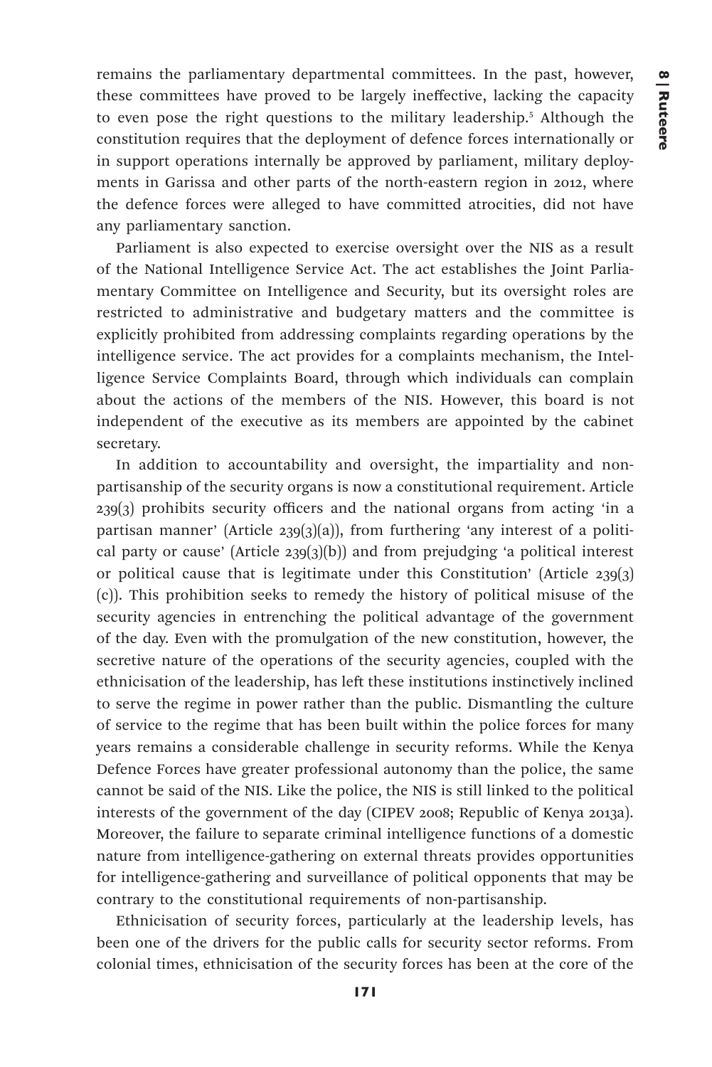remains the parliamentary departmental committees. In the past, however, these committees have proved to be largely ineffective, lacking the capacity to even pose the right questions to the military leadership.[5] Although the constitution requires that the deployment of defence forces internationally or in support operations internally be approved by parliament, military deployments in Garissa and other parts of the north-eastern region in 2012, where the defence forces were alleged to have committed atrocities, did not have any parliamentary sanction.

Parliament is also expected to exercise oversight over the NIS as a result of the National Intelligence Service Act. The act establishes the Joint Parliamentary Committee on Intelligence and Security, but its oversight roles are restricted to administrative and budgetary matters and the committee is explicitly prohibited from addressing complaints regarding operations by the intelligence service. The act provides for a complaints mechanism, the Intelligence Service Complaints Board, through which individuals can complain about the actions of the members of the NIS. However, this board is not independent of the executive as its members are appointed by the cabinet secretary.

In addition to accountability and oversight, the impartiality and non-partisanship of the security organs is now a constitutional requirement. Article 239(3) prohibits security officers and the national organs from acting 'in a partisan manner' (Article 239(3)(a)), from furthering 'any interest of a political party or cause' (Article 239(3)(b)) and from prejudging 'a political interest or political cause that is legitimate under this Constitution' (Article 239(3)(c)). This prohibition seeks to remedy the history of political misuse of the security agencies in entrenching the political advantage of the government of the day. Even with the promulgation of the new constitution, however, the secretive nature of the operations of the security agencies, coupled with the ethnicisation of the leadership, has left these institutions instinctively inclined to serve the regime in power rather than the public. Dismantling the culture of service to the regime that has been built within the police forces for many years remains a considerable challenge in security reforms. While the Kenya Defence Forces have greater professional autonomy than the police, the same cannot be said of the NIS. Like the police, the NIS is still linked to the political interests of the government of the day (CIPEV 2008; Republic of Kenya 2013a). Moreover, the failure to separate criminal intelligence functions of a domestic nature from intelligence-gathering on external threats provides opportunities for intelligence-gathering and surveillance of political opponents that may be contrary to the constitutional requirements of non-partisanship.

Ethnicisation of security forces, particularly at the leadership levels, has been one of the drivers for the public calls for security sector reforms. From colonial times, ethnicisation of the security forces has been at the core of the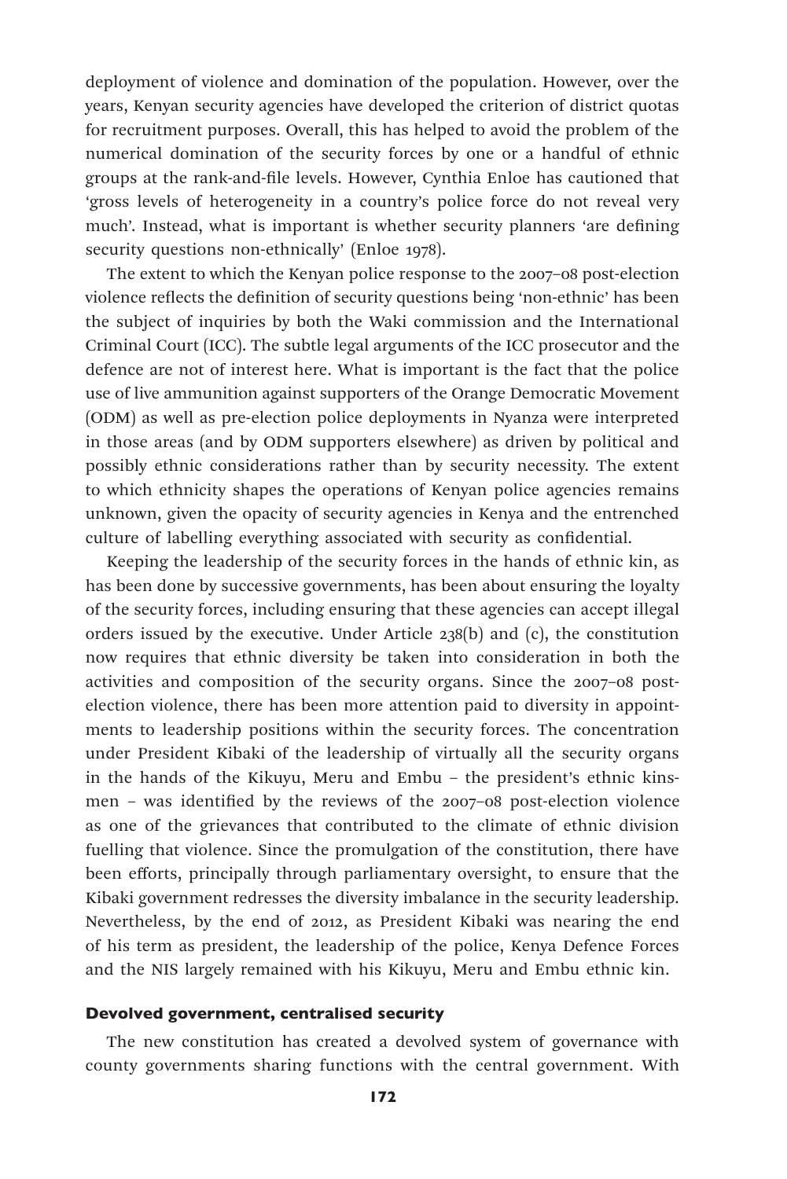deployment of violence and domination of the population. However, over the years, Kenyan security agencies have developed the criterion of district quotas for recruitment purposes. Overall, this has helped to avoid the problem of the numerical domination of the security forces by one or a handful of ethnic groups at the rank-and-file levels. However, Cynthia Enloe has cautioned that 'gross levels of heterogeneity in a country's police force do not reveal very much'. Instead, what is important is whether security planners 'are defining security questions non-ethnically' (Enloe 1978).

The extent to which the Kenyan police response to the 2007–08 post-election violence reflects the definition of security questions being 'non-ethnic' has been the subject of inquiries by both the Waki commission and the International Criminal Court (ICC). The subtle legal arguments of the ICC prosecutor and the defence are not of interest here. What is important is the fact that the police use of live ammunition against supporters of the Orange Democratic Movement (ODM) as well as pre-election police deployments in Nyanza were interpreted in those areas (and by ODM supporters elsewhere) as driven by political and possibly ethnic considerations rather than by security necessity. The extent to which ethnicity shapes the operations of Kenyan police agencies remains unknown, given the opacity of security agencies in Kenya and the entrenched culture of labelling everything associated with security as confidential.

Keeping the leadership of the security forces in the hands of ethnic kin, as has been done by successive governments, has been about ensuring the loyalty of the security forces, including ensuring that these agencies can accept illegal orders issued by the executive. Under Article 238(b) and (c), the constitution now requires that ethnic diversity be taken into consideration in both the activities and composition of the security organs. Since the 2007–08 post-election violence, there has been more attention paid to diversity in appointments to leadership positions within the security forces. The concentration under President Kibaki of the leadership of virtually all the security organs in the hands of the Kikuyu, Meru and Embu – the president's ethnic kinsmen – was identified by the reviews of the 2007–08 post-election violence as one of the grievances that contributed to the climate of ethnic division fuelling that violence. Since the promulgation of the constitution, there have been efforts, principally through parliamentary oversight, to ensure that the Kibaki government redresses the diversity imbalance in the security leadership. Nevertheless, by the end of 2012, as President Kibaki was nearing the end of his term as president, the leadership of the police, Kenya Defence Forces and the NIS largely remained with his Kikuyu, Meru and Embu ethnic kin.

### Devolved government, centralised security

The new constitution has created a devolved system of governance with county governments sharing functions with the central government. With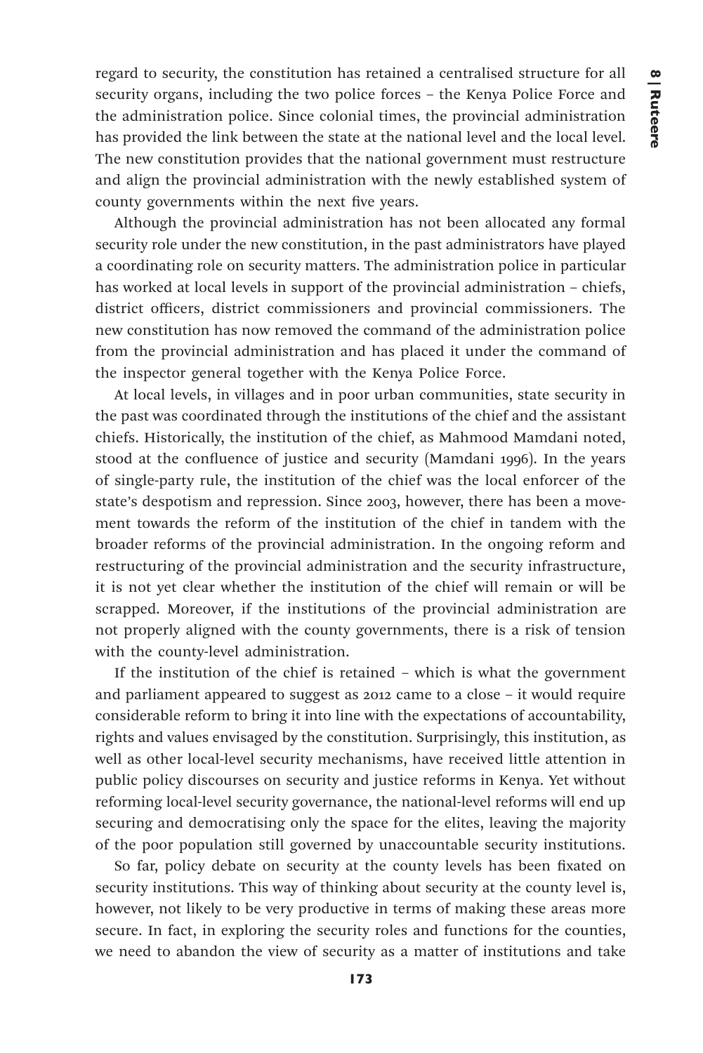regard to security, the constitution has retained a centralised structure for all security organs, including the two police forces – the Kenya Police Force and the administration police. Since colonial times, the provincial administration has provided the link between the state at the national level and the local level. The new constitution provides that the national government must restructure and align the provincial administration with the newly established system of county governments within the next five years.

Although the provincial administration has not been allocated any formal security role under the new constitution, in the past administrators have played a coordinating role on security matters. The administration police in particular has worked at local levels in support of the provincial administration – chiefs, district officers, district commissioners and provincial commissioners. The new constitution has now removed the command of the administration police from the provincial administration and has placed it under the command of the inspector general together with the Kenya Police Force.

At local levels, in villages and in poor urban communities, state security in the past was coordinated through the institutions of the chief and the assistant chiefs. Historically, the institution of the chief, as Mahmood Mamdani noted, stood at the confluence of justice and security (Mamdani 1996). In the years of single-party rule, the institution of the chief was the local enforcer of the state's despotism and repression. Since 2003, however, there has been a movement towards the reform of the institution of the chief in tandem with the broader reforms of the provincial administration. In the ongoing reform and restructuring of the provincial administration and the security infrastructure, it is not yet clear whether the institution of the chief will remain or will be scrapped. Moreover, if the institutions of the provincial administration are not properly aligned with the county governments, there is a risk of tension with the county-level administration.

If the institution of the chief is retained – which is what the government and parliament appeared to suggest as 2012 came to a close – it would require considerable reform to bring it into line with the expectations of accountability, rights and values envisaged by the constitution. Surprisingly, this institution, as well as other local-level security mechanisms, have received little attention in public policy discourses on security and justice reforms in Kenya. Yet without reforming local-level security governance, the national-level reforms will end up securing and democratising only the space for the elites, leaving the majority of the poor population still governed by unaccountable security institutions.

So far, policy debate on security at the county levels has been fixated on security institutions. This way of thinking about security at the county level is, however, not likely to be very productive in terms of making these areas more secure. In fact, in exploring the security roles and functions for the counties, we need to abandon the view of security as a matter of institutions and take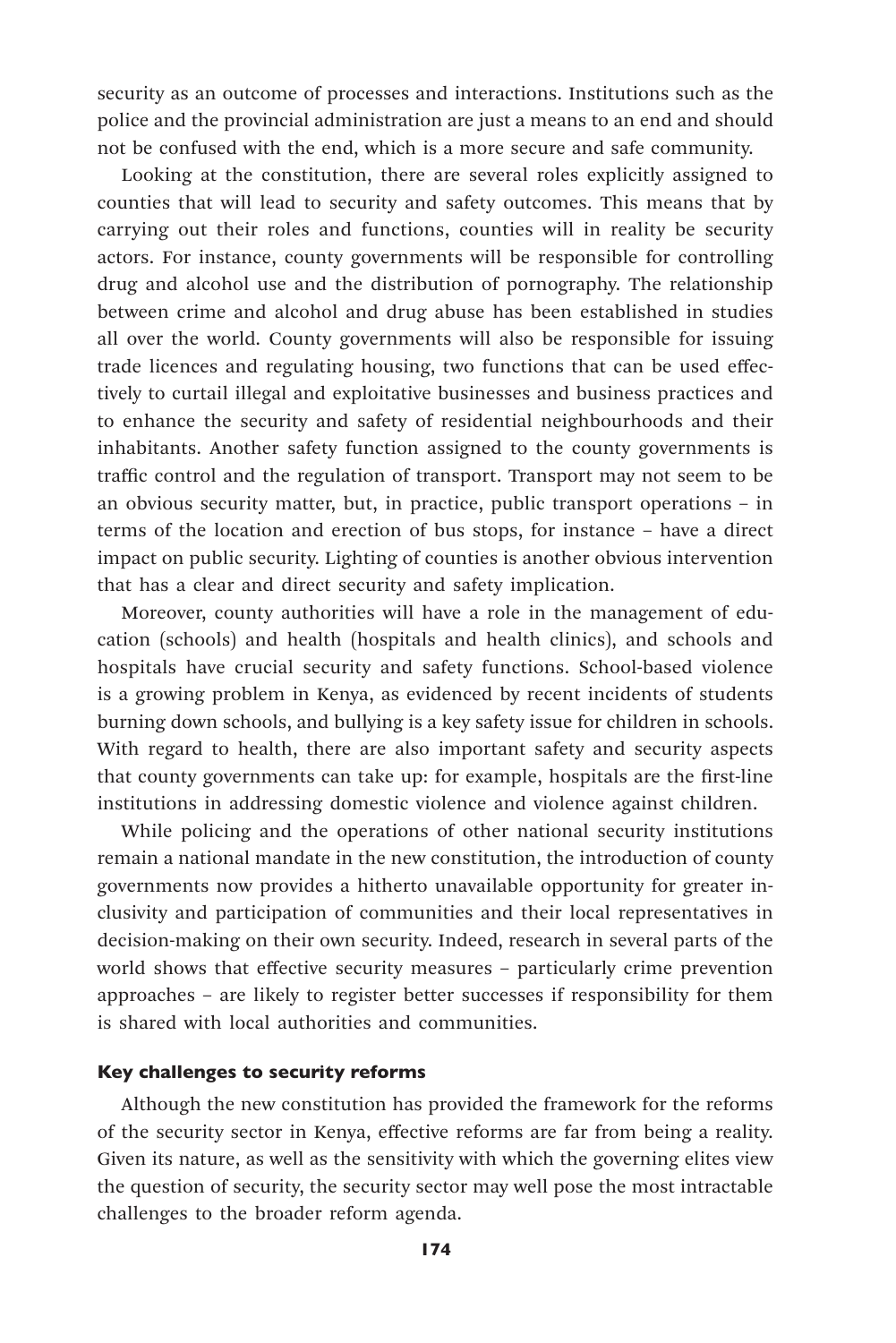security as an outcome of processes and interactions. Institutions such as the police and the provincial administration are just a means to an end and should not be confused with the end, which is a more secure and safe community.

Looking at the constitution, there are several roles explicitly assigned to counties that will lead to security and safety outcomes. This means that by carrying out their roles and functions, counties will in reality be security actors. For instance, county governments will be responsible for controlling drug and alcohol use and the distribution of pornography. The relationship between crime and alcohol and drug abuse has been established in studies all over the world. County governments will also be responsible for issuing trade licences and regulating housing, two functions that can be used effectively to curtail illegal and exploitative businesses and business practices and to enhance the security and safety of residential neighbourhoods and their inhabitants. Another safety function assigned to the county governments is traffic control and the regulation of transport. Transport may not seem to be an obvious security matter, but, in practice, public transport operations – in terms of the location and erection of bus stops, for instance – have a direct impact on public security. Lighting of counties is another obvious intervention that has a clear and direct security and safety implication.

Moreover, county authorities will have a role in the management of education (schools) and health (hospitals and health clinics), and schools and hospitals have crucial security and safety functions. School-based violence is a growing problem in Kenya, as evidenced by recent incidents of students burning down schools, and bullying is a key safety issue for children in schools. With regard to health, there are also important safety and security aspects that county governments can take up: for example, hospitals are the first-line institutions in addressing domestic violence and violence against children.

While policing and the operations of other national security institutions remain a national mandate in the new constitution, the introduction of county governments now provides a hitherto unavailable opportunity for greater inclusivity and participation of communities and their local representatives in decision-making on their own security. Indeed, research in several parts of the world shows that effective security measures – particularly crime prevention approaches – are likely to register better successes if responsibility for them is shared with local authorities and communities.

### Key challenges to security reforms

Although the new constitution has provided the framework for the reforms of the security sector in Kenya, effective reforms are far from being a reality. Given its nature, as well as the sensitivity with which the governing elites view the question of security, the security sector may well pose the most intractable challenges to the broader reform agenda.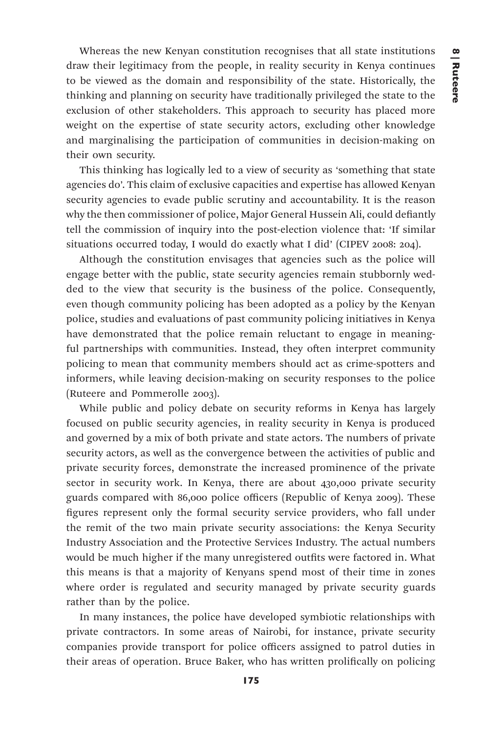Whereas the new Kenyan constitution recognises that all state institutions draw their legitimacy from the people, in reality security in Kenya continues to be viewed as the domain and responsibility of the state. Historically, the thinking and planning on security have traditionally privileged the state to the exclusion of other stakeholders. This approach to security has placed more weight on the expertise of state security actors, excluding other knowledge and marginalising the participation of communities in decision-making on their own security.

This thinking has logically led to a view of security as 'something that state agencies do'. This claim of exclusive capacities and expertise has allowed Kenyan security agencies to evade public scrutiny and accountability. It is the reason why the then commissioner of police, Major General Hussein Ali, could defiantly tell the commission of inquiry into the post-election violence that: 'If similar situations occurred today, I would do exactly what I did' (CIPEV 2008: 204).

Although the constitution envisages that agencies such as the police will engage better with the public, state security agencies remain stubbornly wedded to the view that security is the business of the police. Consequently, even though community policing has been adopted as a policy by the Kenyan police, studies and evaluations of past community policing initiatives in Kenya have demonstrated that the police remain reluctant to engage in meaningful partnerships with communities. Instead, they often interpret community policing to mean that community members should act as crime-spotters and informers, while leaving decision-making on security responses to the police (Ruteere and Pommerolle 2003).

While public and policy debate on security reforms in Kenya has largely focused on public security agencies, in reality security in Kenya is produced and governed by a mix of both private and state actors. The numbers of private security actors, as well as the convergence between the activities of public and private security forces, demonstrate the increased prominence of the private sector in security work. In Kenya, there are about 430,000 private security guards compared with 86,000 police officers (Republic of Kenya 2009). These figures represent only the formal security service providers, who fall under the remit of the two main private security associations: the Kenya Security Industry Association and the Protective Services Industry. The actual numbers would be much higher if the many unregistered outfits were factored in. What this means is that a majority of Kenyans spend most of their time in zones where order is regulated and security managed by private security guards rather than by the police.

In many instances, the police have developed symbiotic relationships with private contractors. In some areas of Nairobi, for instance, private security companies provide transport for police officers assigned to patrol duties in their areas of operation. Bruce Baker, who has written prolifically on policing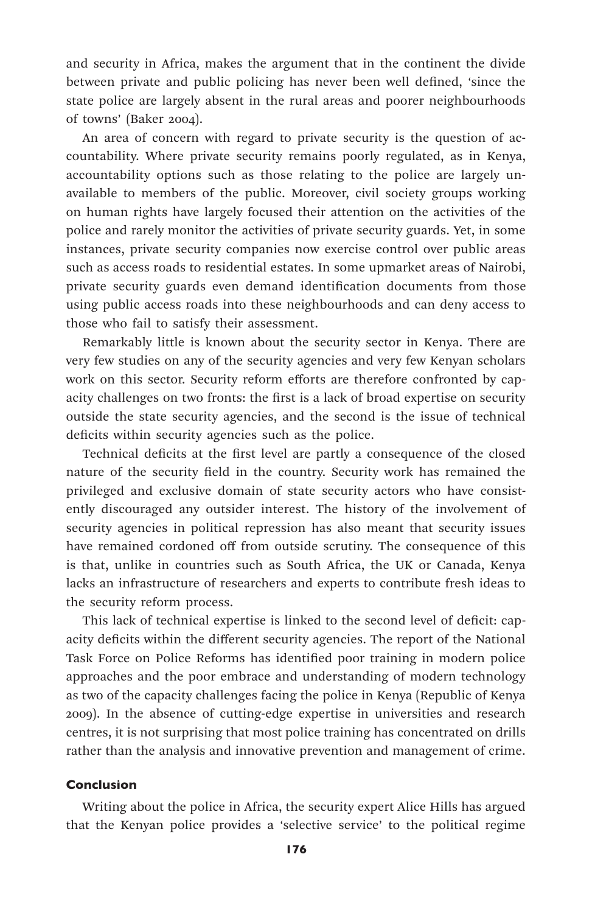and security in Africa, makes the argument that in the continent the divide between private and public policing has never been well defined, 'since the state police are largely absent in the rural areas and poorer neighbourhoods of towns' (Baker 2004).

An area of concern with regard to private security is the question of accountability. Where private security remains poorly regulated, as in Kenya, accountability options such as those relating to the police are largely unavailable to members of the public. Moreover, civil society groups working on human rights have largely focused their attention on the activities of the police and rarely monitor the activities of private security guards. Yet, in some instances, private security companies now exercise control over public areas such as access roads to residential estates. In some upmarket areas of Nairobi, private security guards even demand identification documents from those using public access roads into these neighbourhoods and can deny access to those who fail to satisfy their assessment.

Remarkably little is known about the security sector in Kenya. There are very few studies on any of the security agencies and very few Kenyan scholars work on this sector. Security reform efforts are therefore confronted by capacity challenges on two fronts: the first is a lack of broad expertise on security outside the state security agencies, and the second is the issue of technical deficits within security agencies such as the police.

Technical deficits at the first level are partly a consequence of the closed nature of the security field in the country. Security work has remained the privileged and exclusive domain of state security actors who have consistently discouraged any outsider interest. The history of the involvement of security agencies in political repression has also meant that security issues have remained cordoned off from outside scrutiny. The consequence of this is that, unlike in countries such as South Africa, the UK or Canada, Kenya lacks an infrastructure of researchers and experts to contribute fresh ideas to the security reform process.

This lack of technical expertise is linked to the second level of deficit: capacity deficits within the different security agencies. The report of the National Task Force on Police Reforms has identified poor training in modern police approaches and the poor embrace and understanding of modern technology as two of the capacity challenges facing the police in Kenya (Republic of Kenya 2009). In the absence of cutting-edge expertise in universities and research centres, it is not surprising that most police training has concentrated on drills rather than the analysis and innovative prevention and management of crime.

### Conclusion

Writing about the police in Africa, the security expert Alice Hills has argued that the Kenyan police provides a 'selective service' to the political regime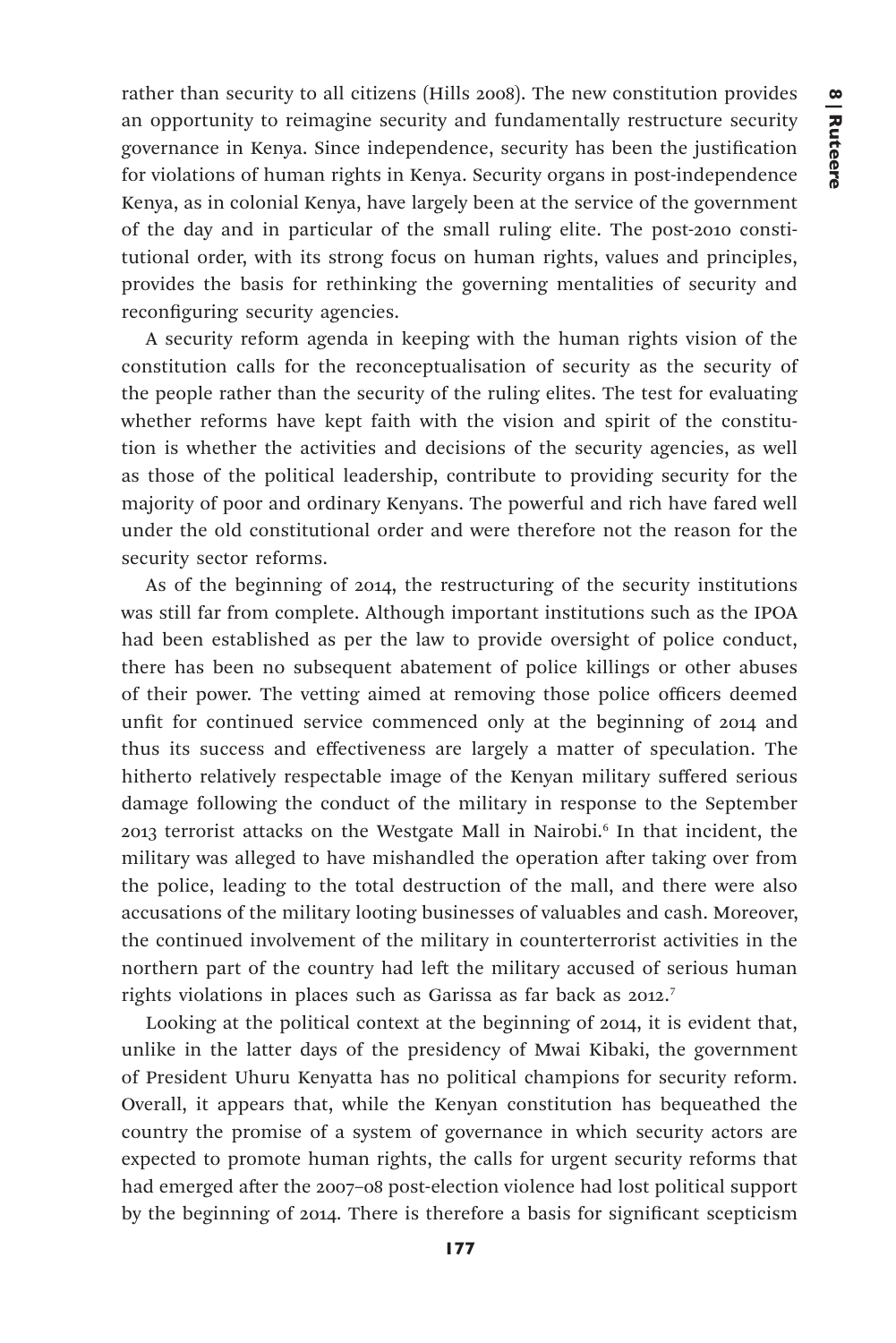rather than security to all citizens (Hills 2008). The new constitution provides an opportunity to reimagine security and fundamentally restructure security governance in Kenya. Since independence, security has been the justification for violations of human rights in Kenya. Security organs in post-independence Kenya, as in colonial Kenya, have largely been at the service of the government of the day and in particular of the small ruling elite. The post-2010 constitutional order, with its strong focus on human rights, values and principles, provides the basis for rethinking the governing mentalities of security and reconfiguring security agencies.

A security reform agenda in keeping with the human rights vision of the constitution calls for the reconceptualisation of security as the security of the people rather than the security of the ruling elites. The test for evaluating whether reforms have kept faith with the vision and spirit of the constitution is whether the activities and decisions of the security agencies, as well as those of the political leadership, contribute to providing security for the majority of poor and ordinary Kenyans. The powerful and rich have fared well under the old constitutional order and were therefore not the reason for the security sector reforms.

As of the beginning of 2014, the restructuring of the security institutions was still far from complete. Although important institutions such as the IPOA had been established as per the law to provide oversight of police conduct, there has been no subsequent abatement of police killings or other abuses of their power. The vetting aimed at removing those police officers deemed unfit for continued service commenced only at the beginning of 2014 and thus its success and effectiveness are largely a matter of speculation. The hitherto relatively respectable image of the Kenyan military suffered serious damage following the conduct of the military in response to the September 2013 terrorist attacks on the Westgate Mall in Nairobi.[6] In that incident, the military was alleged to have mishandled the operation after taking over from the police, leading to the total destruction of the mall, and there were also accusations of the military looting businesses of valuables and cash. Moreover, the continued involvement of the military in counterterrorist activities in the northern part of the country had left the military accused of serious human rights violations in places such as Garissa as far back as 2012.[7]

Looking at the political context at the beginning of 2014, it is evident that, unlike in the latter days of the presidency of Mwai Kibaki, the government of President Uhuru Kenyatta has no political champions for security reform. Overall, it appears that, while the Kenyan constitution has bequeathed the country the promise of a system of governance in which security actors are expected to promote human rights, the calls for urgent security reforms that had emerged after the 2007–08 post-election violence had lost political support by the beginning of 2014. There is therefore a basis for significant scepticism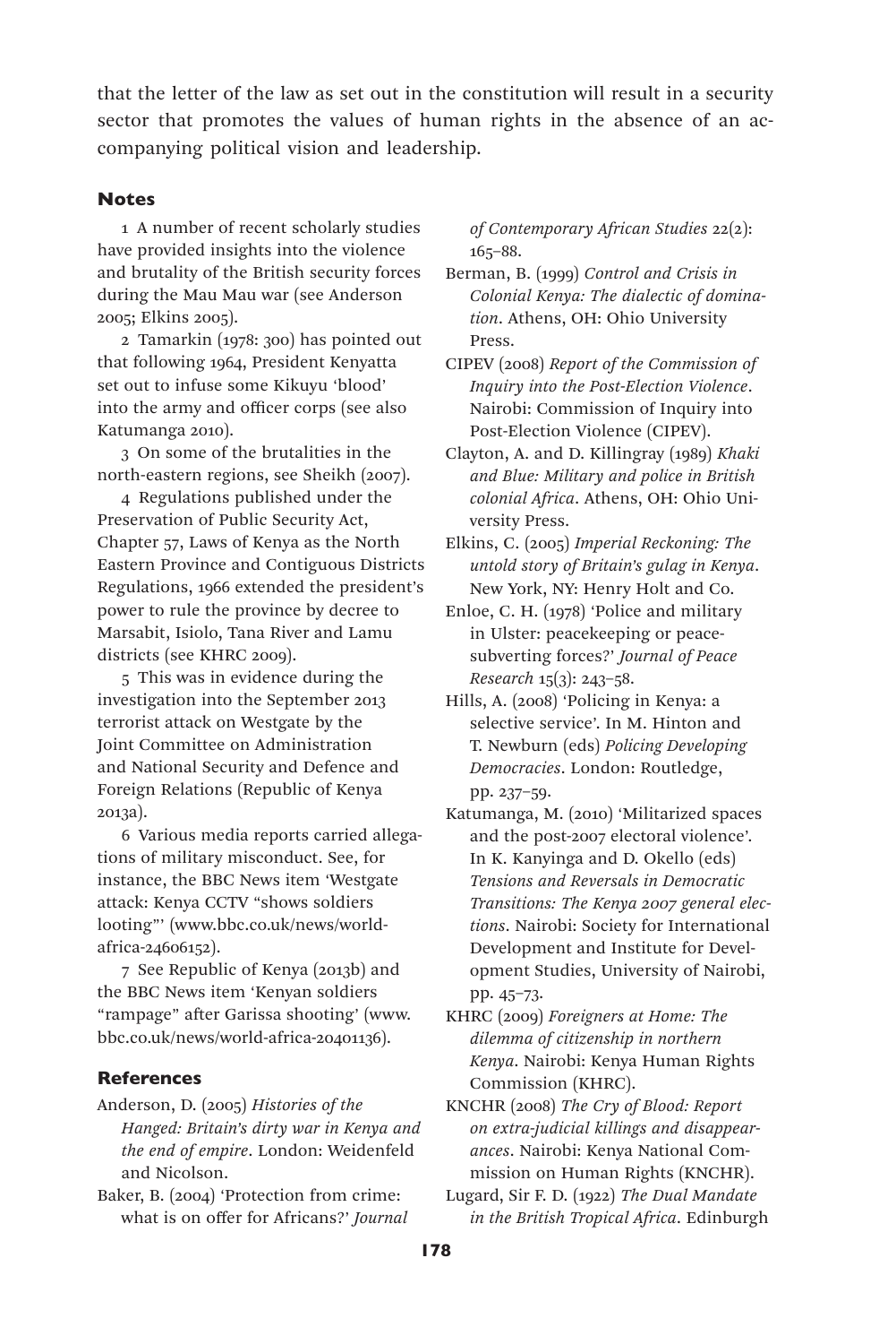that the letter of the law as set out in the constitution will result in a security sector that promotes the values of human rights in the absence of an accompanying political vision and leadership.

## Notes

1 A number of recent scholarly studies have provided insights into the violence and brutality of the British security forces during the Mau Mau war (see Anderson 2005; Elkins 2005).

2 Tamarkin (1978: 300) has pointed out that following 1964, President Kenyatta set out to infuse some Kikuyu 'blood' into the army and officer corps (see also Katumanga 2010).

3 On some of the brutalities in the north-eastern regions, see Sheikh (2007).

4 Regulations published under the Preservation of Public Security Act, Chapter 57, Laws of Kenya as the North Eastern Province and Contiguous Districts Regulations, 1966 extended the president's power to rule the province by decree to Marsabit, Isiolo, Tana River and Lamu districts (see KHRC 2009).

5 This was in evidence during the investigation into the September 2013 terrorist attack on Westgate by the Joint Committee on Administration and National Security and Defence and Foreign Relations (Republic of Kenya 2013a).

6 Various media reports carried allegations of military misconduct. See, for instance, the BBC News item 'Westgate attack: Kenya CCTV "shows soldiers looting"' (www.bbc.co.uk/news/world-africa-24606152).

7 See Republic of Kenya (2013b) and the BBC News item 'Kenyan soldiers "rampage" after Garissa shooting' (www.bbc.co.uk/news/world-africa-20401136).

## References

Anderson, D. (2005) *Histories of the Hanged: Britain's dirty war in Kenya and the end of empire*. London: Weidenfeld and Nicolson.

Baker, B. (2004) 'Protection from crime: what is on offer for Africans?' *Journal of Contemporary African Studies* 22(2): 165–88.

Berman, B. (1999) *Control and Crisis in Colonial Kenya: The dialectic of domination*. Athens, OH: Ohio University Press.

CIPEV (2008) *Report of the Commission of Inquiry into the Post-Election Violence*. Nairobi: Commission of Inquiry into Post-Election Violence (CIPEV).

Clayton, A. and D. Killingray (1989) *Khaki and Blue: Military and police in British colonial Africa*. Athens, OH: Ohio University Press.

Elkins, C. (2005) *Imperial Reckoning: The untold story of Britain's gulag in Kenya*. New York, NY: Henry Holt and Co.

Enloe, C. H. (1978) 'Police and military in Ulster: peacekeeping or peace-subverting forces?' *Journal of Peace Research* 15(3): 243–58.

Hills, A. (2008) 'Policing in Kenya: a selective service'. In M. Hinton and T. Newburn (eds) *Policing Developing Democracies*. London: Routledge, pp. 237–59.

Katumanga, M. (2010) 'Militarized spaces and the post-2007 electoral violence'. In K. Kanyinga and D. Okello (eds) *Tensions and Reversals in Democratic Transitions: The Kenya 2007 general elections*. Nairobi: Society for International Development and Institute for Development Studies, University of Nairobi, pp. 45–73.

KHRC (2009) *Foreigners at Home: The dilemma of citizenship in northern Kenya*. Nairobi: Kenya Human Rights Commission (KHRC).

KNCHR (2008) *The Cry of Blood: Report on extra-judicial killings and disappearances*. Nairobi: Kenya National Commission on Human Rights (KNCHR).

Lugard, Sir F. D. (1922) *The Dual Mandate in the British Tropical Africa*. Edinburgh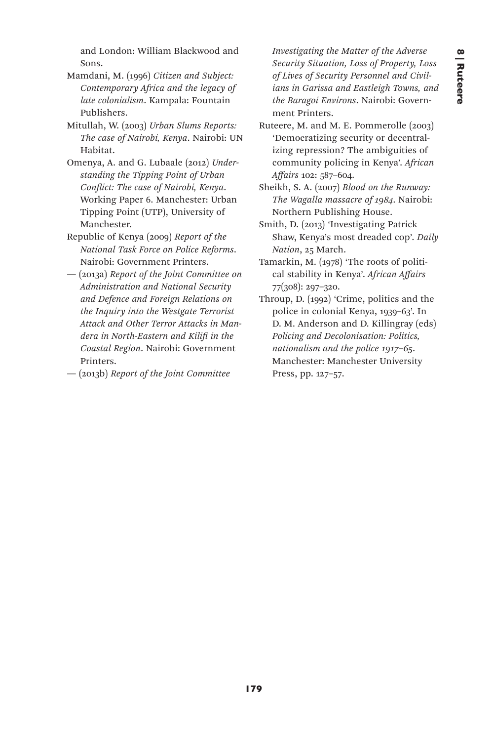and London: William Blackwood and Sons.

Mamdani, M. (1996) *Citizen and Subject: Contemporary Africa and the legacy of late colonialism*. Kampala: Fountain Publishers.

Mitullah, W. (2003) *Urban Slums Reports: The case of Nairobi, Kenya*. Nairobi: UN Habitat.

Omenya, A. and G. Lubaale (2012) *Understanding the Tipping Point of Urban Conflict: The case of Nairobi, Kenya*. Working Paper 6. Manchester: Urban Tipping Point (UTP), University of Manchester.

Republic of Kenya (2009) *Report of the National Task Force on Police Reforms*. Nairobi: Government Printers.

— (2013a) *Report of the Joint Committee on Administration and National Security and Defence and Foreign Relations on the Inquiry into the Westgate Terrorist Attack and Other Terror Attacks in Mandera in North-Eastern and Kilifi in the Coastal Region*. Nairobi: Government Printers.

— (2013b) *Report of the Joint Committee Investigating the Matter of the Adverse Security Situation, Loss of Property, Loss of Lives of Security Personnel and Civilians in Garissa and Eastleigh Towns, and the Baragoi Environs*. Nairobi: Government Printers.

Ruteere, M. and M. E. Pommerolle (2003) 'Democratizing security or decentralizing repression? The ambiguities of community policing in Kenya'. *African Affairs* 102: 587–604.

Sheikh, S. A. (2007) *Blood on the Runway: The Wagalla massacre of 1984*. Nairobi: Northern Publishing House.

Smith, D. (2013) 'Investigating Patrick Shaw, Kenya's most dreaded cop'. *Daily Nation*, 25 March.

Tamarkin, M. (1978) 'The roots of political stability in Kenya'. *African Affairs* 77(308): 297–320.

Throup, D. (1992) 'Crime, politics and the police in colonial Kenya, 1939–63'. In D. M. Anderson and D. Killingray (eds) *Policing and Decolonisation: Politics, nationalism and the police 1917–65*. Manchester: Manchester University Press, pp. 127–57.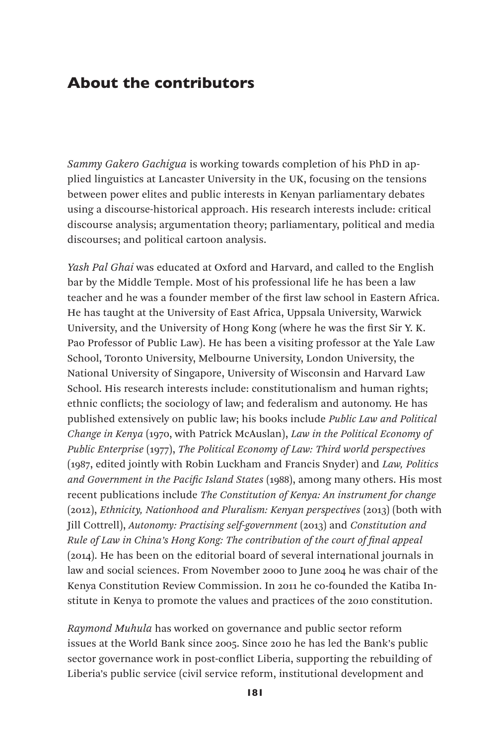# About the contributors

*Sammy Gakero Gachigua* is working towards completion of his PhD in applied linguistics at Lancaster University in the UK, focusing on the tensions between power elites and public interests in Kenyan parliamentary debates using a discourse-historical approach. His research interests include: critical discourse analysis; argumentation theory; parliamentary, political and media discourses; and political cartoon analysis.

*Yash Pal Ghai* was educated at Oxford and Harvard, and called to the English bar by the Middle Temple. Most of his professional life he has been a law teacher and he was a founder member of the first law school in Eastern Africa. He has taught at the University of East Africa, Uppsala University, Warwick University, and the University of Hong Kong (where he was the first Sir Y. K. Pao Professor of Public Law). He has been a visiting professor at the Yale Law School, Toronto University, Melbourne University, London University, the National University of Singapore, University of Wisconsin and Harvard Law School. His research interests include: constitutionalism and human rights; ethnic conflicts; the sociology of law; and federalism and autonomy. He has published extensively on public law; his books include *Public Law and Political Change in Kenya* (1970, with Patrick McAuslan), *Law in the Political Economy of Public Enterprise* (1977), *The Political Economy of Law: Third world perspectives* (1987, edited jointly with Robin Luckham and Francis Snyder) and *Law, Politics and Government in the Pacific Island States* (1988), among many others. His most recent publications include *The Constitution of Kenya: An instrument for change* (2012), *Ethnicity, Nationhood and Pluralism: Kenyan perspectives* (2013) (both with Jill Cottrell), *Autonomy: Practising self-government* (2013) and *Constitution and Rule of Law in China's Hong Kong: The contribution of the court of final appeal* (2014). He has been on the editorial board of several international journals in law and social sciences. From November 2000 to June 2004 he was chair of the Kenya Constitution Review Commission. In 2011 he co-founded the Katiba Institute in Kenya to promote the values and practices of the 2010 constitution.

*Raymond Muhula* has worked on governance and public sector reform issues at the World Bank since 2005. Since 2010 he has led the Bank's public sector governance work in post-conflict Liberia, supporting the rebuilding of Liberia's public service (civil service reform, institutional development and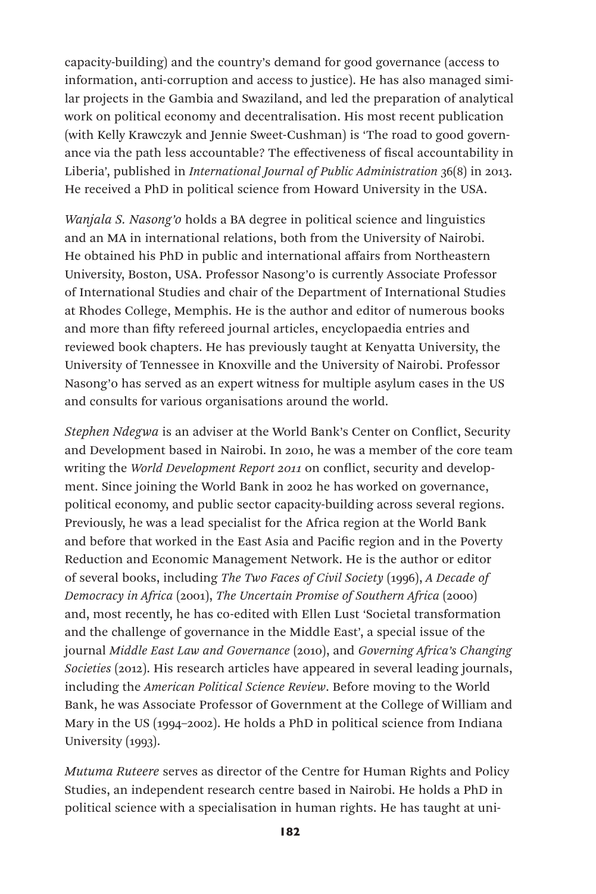capacity-building) and the country's demand for good governance (access to information, anti-corruption and access to justice). He has also managed similar projects in the Gambia and Swaziland, and led the preparation of analytical work on political economy and decentralisation. His most recent publication (with Kelly Krawczyk and Jennie Sweet-Cushman) is 'The road to good governance via the path less accountable? The effectiveness of fiscal accountability in Liberia', published in *International Journal of Public Administration* 36(8) in 2013. He received a PhD in political science from Howard University in the USA.

*Wanjala S. Nasong'o* holds a BA degree in political science and linguistics and an MA in international relations, both from the University of Nairobi. He obtained his PhD in public and international affairs from Northeastern University, Boston, USA. Professor Nasong'o is currently Associate Professor of International Studies and chair of the Department of International Studies at Rhodes College, Memphis. He is the author and editor of numerous books and more than fifty refereed journal articles, encyclopaedia entries and reviewed book chapters. He has previously taught at Kenyatta University, the University of Tennessee in Knoxville and the University of Nairobi. Professor Nasong'o has served as an expert witness for multiple asylum cases in the US and consults for various organisations around the world.

*Stephen Ndegwa* is an adviser at the World Bank's Center on Conflict, Security and Development based in Nairobi. In 2010, he was a member of the core team writing the *World Development Report 2011* on conflict, security and development. Since joining the World Bank in 2002 he has worked on governance, political economy, and public sector capacity-building across several regions. Previously, he was a lead specialist for the Africa region at the World Bank and before that worked in the East Asia and Pacific region and in the Poverty Reduction and Economic Management Network. He is the author or editor of several books, including *The Two Faces of Civil Society* (1996), *A Decade of Democracy in Africa* (2001), *The Uncertain Promise of Southern Africa* (2000) and, most recently, he has co-edited with Ellen Lust 'Societal transformation and the challenge of governance in the Middle East', a special issue of the journal *Middle East Law and Governance* (2010), and *Governing Africa's Changing Societies* (2012). His research articles have appeared in several leading journals, including the *American Political Science Review*. Before moving to the World Bank, he was Associate Professor of Government at the College of William and Mary in the US (1994–2002). He holds a PhD in political science from Indiana University (1993).

*Mutuma Ruteere* serves as director of the Centre for Human Rights and Policy Studies, an independent research centre based in Nairobi. He holds a PhD in political science with a specialisation in human rights. He has taught at uni-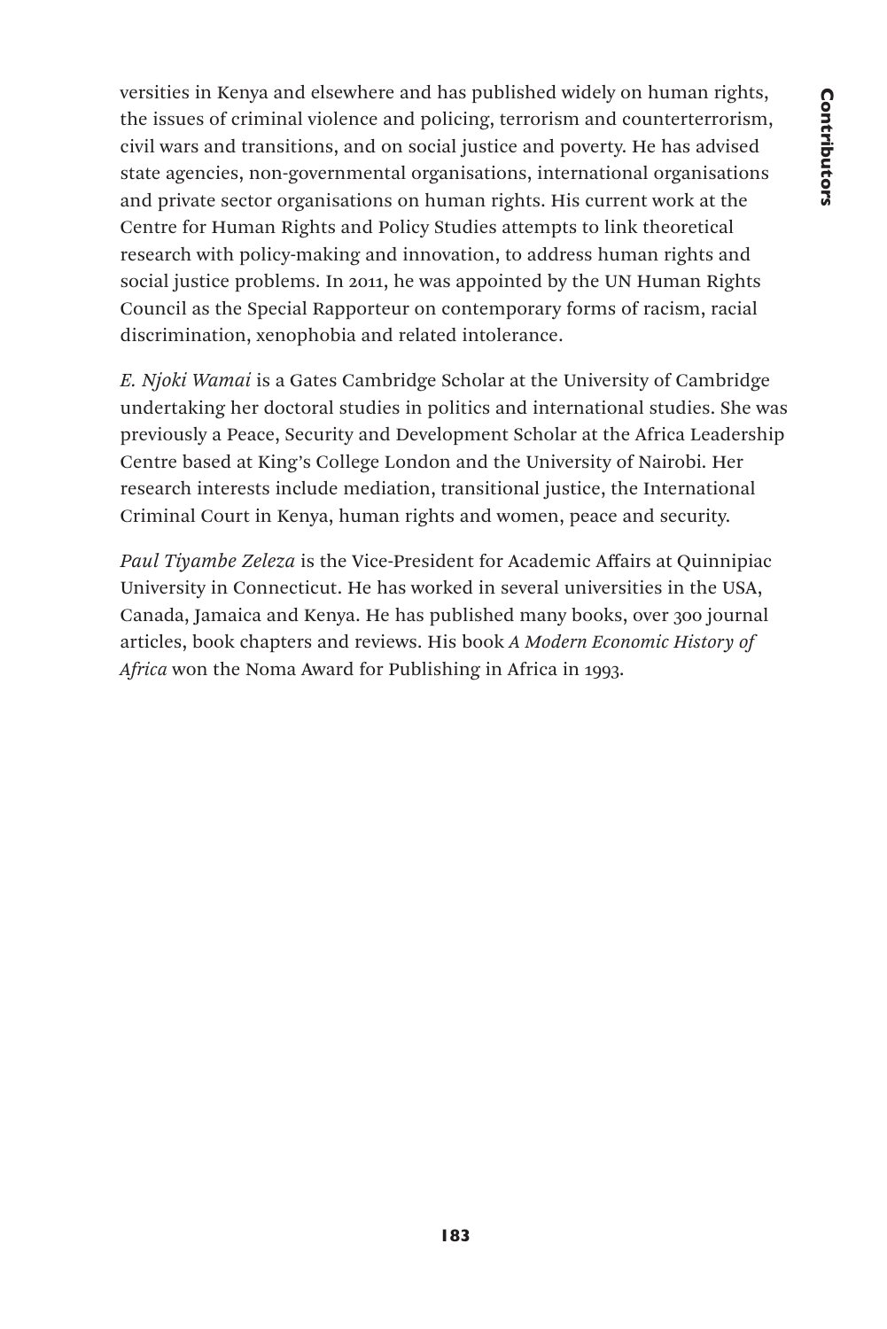versities in Kenya and elsewhere and has published widely on human rights, the issues of criminal violence and policing, terrorism and counterterrorism, civil wars and transitions, and on social justice and poverty. He has advised state agencies, non-governmental organisations, international organisations and private sector organisations on human rights. His current work at the Centre for Human Rights and Policy Studies attempts to link theoretical research with policy-making and innovation, to address human rights and social justice problems. In 2011, he was appointed by the UN Human Rights Council as the Special Rapporteur on contemporary forms of racism, racial discrimination, xenophobia and related intolerance.

*E. Njoki Wamai* is a Gates Cambridge Scholar at the University of Cambridge undertaking her doctoral studies in politics and international studies. She was previously a Peace, Security and Development Scholar at the Africa Leadership Centre based at King's College London and the University of Nairobi. Her research interests include mediation, transitional justice, the International Criminal Court in Kenya, human rights and women, peace and security.

*Paul Tiyambe Zeleza* is the Vice-President for Academic Affairs at Quinnipiac University in Connecticut. He has worked in several universities in the USA, Canada, Jamaica and Kenya. He has published many books, over 300 journal articles, book chapters and reviews. His book *A Modern Economic History of Africa* won the Noma Award for Publishing in Africa in 1993.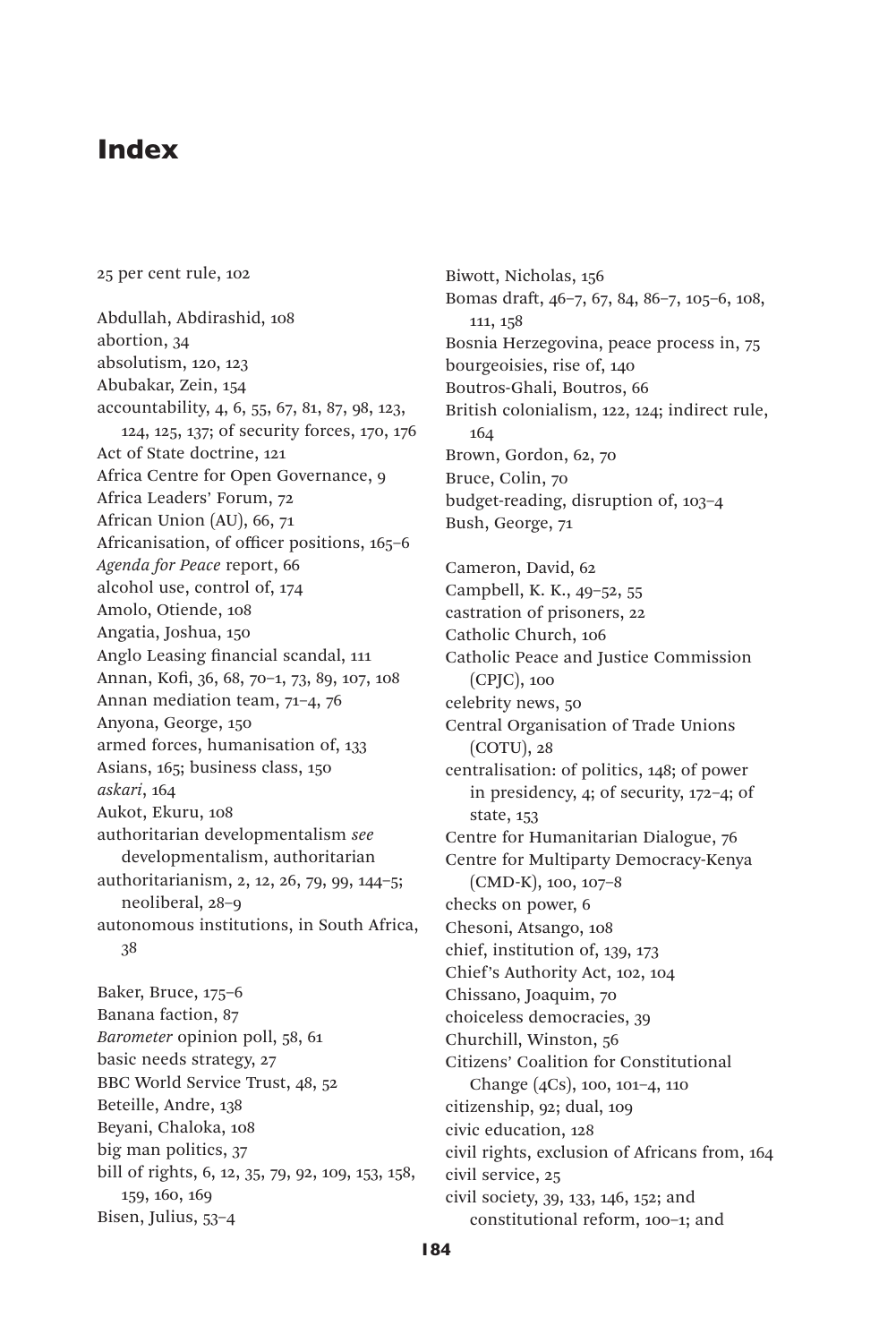# Index

25 per cent rule, 102

Abdullah, Abdirashid, 108
abortion, 34
absolutism, 120, 123
Abubakar, Zein, 154
accountability, 4, 6, 55, 67, 81, 87, 98, 123, 124, 125, 137; of security forces, 170, 176
Act of State doctrine, 121
Africa Centre for Open Governance, 9
Africa Leaders' Forum, 72
African Union (AU), 66, 71
Africanisation, of officer positions, 165–6
*Agenda for Peace* report, 66
alcohol use, control of, 174
Amolo, Otiende, 108
Angatia, Joshua, 150
Anglo Leasing financial scandal, 111
Annan, Kofi, 36, 68, 70–1, 73, 89, 107, 108
Annan mediation team, 71–4, 76
Anyona, George, 150
armed forces, humanisation of, 133
Asians, 165; business class, 150
*askari*, 164
Aukot, Ekuru, 108
authoritarian developmentalism *see* developmentalism, authoritarian
authoritarianism, 2, 12, 26, 79, 99, 144–5; neoliberal, 28–9
autonomous institutions, in South Africa, 38

Baker, Bruce, 175–6
Banana faction, 87
*Barometer* opinion poll, 58, 61
basic needs strategy, 27
BBC World Service Trust, 48, 52
Beteille, Andre, 138
Beyani, Chaloka, 108
big man politics, 37
bill of rights, 6, 12, 35, 79, 92, 109, 153, 158, 159, 160, 169
Bisen, Julius, 53–4
Biwott, Nicholas, 156
Bomas draft, 46–7, 67, 84, 86–7, 105–6, 108, 111, 158
Bosnia Herzegovina, peace process in, 75
bourgeoisies, rise of, 140
Boutros-Ghali, Boutros, 66
British colonialism, 122, 124; indirect rule, 164
Brown, Gordon, 62, 70
Bruce, Colin, 70
budget-reading, disruption of, 103–4
Bush, George, 71

Cameron, David, 62
Campbell, K. K., 49–52, 55
castration of prisoners, 22
Catholic Church, 106
Catholic Peace and Justice Commission (CPJC), 100
celebrity news, 50
Central Organisation of Trade Unions (COTU), 28
centralisation: of politics, 148; of power in presidency, 4; of security, 172–4; of state, 153
Centre for Humanitarian Dialogue, 76
Centre for Multiparty Democracy-Kenya (CMD-K), 100, 107–8
checks on power, 6
Chesoni, Atsango, 108
chief, institution of, 139, 173
Chief's Authority Act, 102, 104
Chissano, Joaquim, 70
choiceless democracies, 39
Churchill, Winston, 56
Citizens' Coalition for Constitutional Change (4Cs), 100, 101–4, 110
citizenship, 92; dual, 109
civic education, 128
civil rights, exclusion of Africans from, 164
civil service, 25
civil society, 39, 133, 146, 152; and constitutional reform, 100–1; and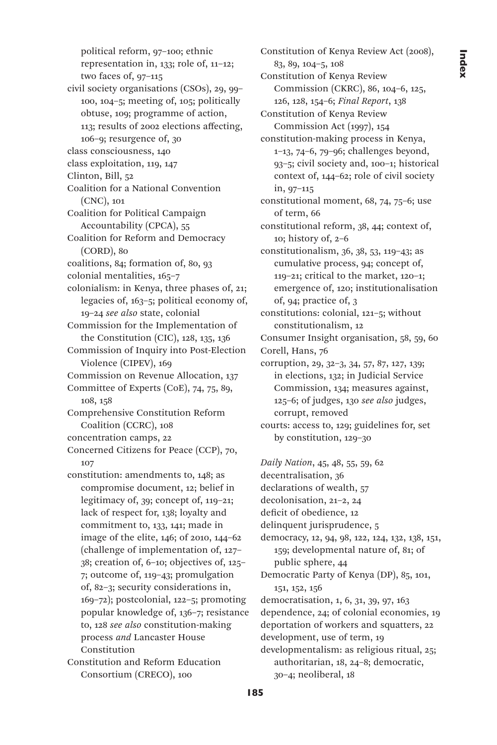political reform, 97–100; ethnic representation in, 133; role of, 11–12; two faces of, 97–115

civil society organisations (CSOs), 29, 99–100, 104–5; meeting of, 105; politically obtuse, 109; programme of action, 113; results of 2002 elections affecting, 106–9; resurgence of, 30

class consciousness, 140

class exploitation, 119, 147

Clinton, Bill, 52

Coalition for a National Convention (CNC), 101

Coalition for Political Campaign Accountability (CPCA), 55

Coalition for Reform and Democracy (CORD), 80

coalitions, 84; formation of, 80, 93

colonial mentalities, 165–7

colonialism: in Kenya, three phases of, 21; legacies of, 163–5; political economy of, 19–24 *see also* state, colonial

Commission for the Implementation of the Constitution (CIC), 128, 135, 136

Commission of Inquiry into Post-Election Violence (CIPEV), 169

Commission on Revenue Allocation, 137

Committee of Experts (CoE), 74, 75, 89, 108, 158

Comprehensive Constitution Reform Coalition (CCRC), 108

concentration camps, 22

Concerned Citizens for Peace (CCP), 70, 107

constitution: amendments to, 148; as compromise document, 12; belief in legitimacy of, 39; concept of, 119–21; lack of respect for, 138; loyalty and commitment to, 133, 141; made in image of the elite, 146; of 2010, 144–62 (challenge of implementation of, 127–38; creation of, 6–10; objectives of, 125–7; outcome of, 119–43; promulgation of, 82–3; security considerations in, 169–72); postcolonial, 122–5; promoting popular knowledge of, 136–7; resistance to, 128 *see also* constitution-making process *and* Lancaster House Constitution

Constitution and Reform Education Consortium (CRECO), 100

Constitution of Kenya Review Act (2008), 83, 89, 104–5, 108

Constitution of Kenya Review Commission (CKRC), 86, 104–6, 125, 126, 128, 154–6; *Final Report*, 138

Constitution of Kenya Review Commission Act (1997), 154

constitution-making process in Kenya, 1–13, 74–6, 79–96; challenges beyond, 93–5; civil society and, 100–1; historical context of, 144–62; role of civil society in, 97–115

constitutional moment, 68, 74, 75–6; use of term, 66

constitutional reform, 38, 44; context of, 10; history of, 2–6

constitutionalism, 36, 38, 53, 119–43; as cumulative process, 94; concept of, 119–21; critical to the market, 120–1; emergence of, 120; institutionalisation of, 94; practice of, 3

constitutions: colonial, 121–5; without constitutionalism, 12

Consumer Insight organisation, 58, 59, 60

Corell, Hans, 76

corruption, 29, 32–3, 34, 57, 87, 127, 139; in elections, 132; in Judicial Service Commission, 134; measures against, 125–6; of judges, 130 *see also* judges, corrupt, removed

courts: access to, 129; guidelines for, set by constitution, 129–30

*Daily Nation*, 45, 48, 55, 59, 62

decentralisation, 36

declarations of wealth, 57

decolonisation, 21–2, 24

deficit of obedience, 12

delinquent jurisprudence, 5

democracy, 12, 94, 98, 122, 124, 132, 138, 151, 159; developmental nature of, 81; of public sphere, 44

Democratic Party of Kenya (DP), 85, 101, 151, 152, 156

democratisation, 1, 6, 31, 39, 97, 163

dependence, 24; of colonial economies, 19

deportation of workers and squatters, 22

development, use of term, 19

developmentalism: as religious ritual, 25; authoritarian, 18, 24–8; democratic, 30–4; neoliberal, 18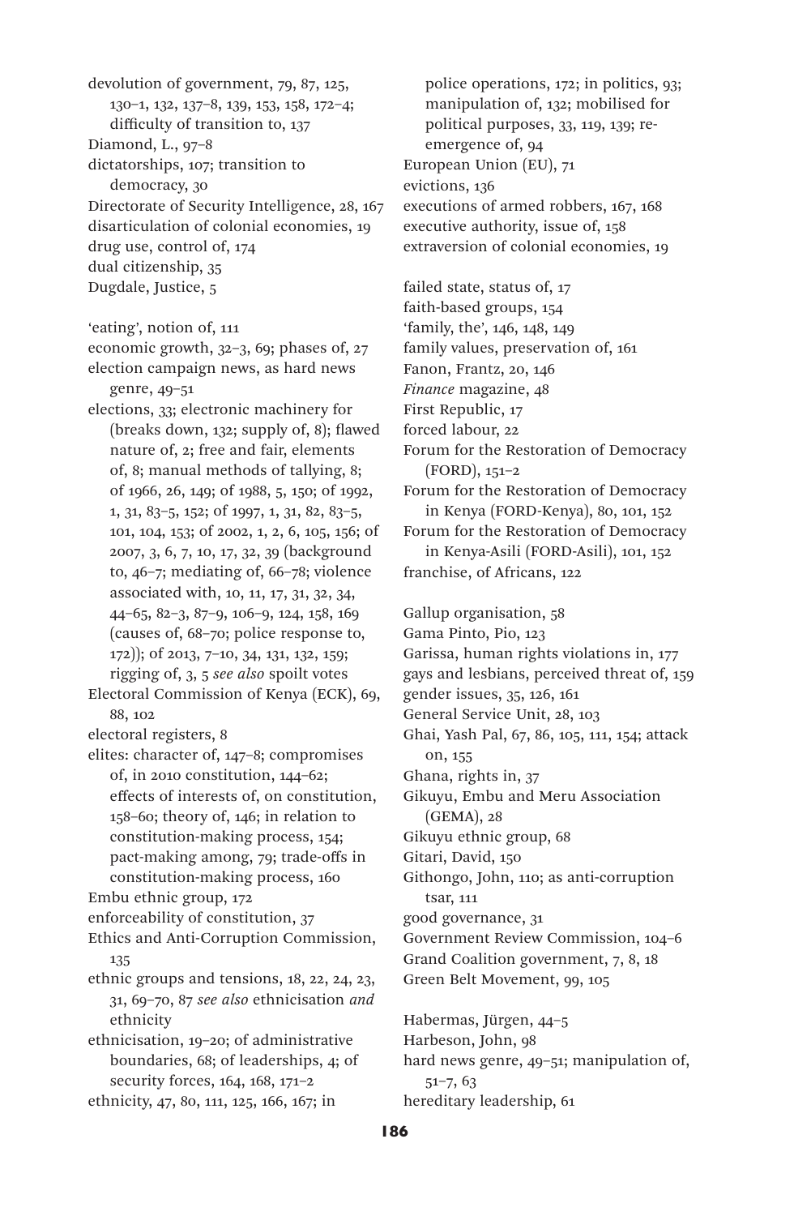devolution of government, 79, 87, 125, 130–1, 132, 137–8, 139, 153, 158, 172–4; difficulty of transition to, 137
Diamond, L., 97–8
dictatorships, 107; transition to democracy, 30
Directorate of Security Intelligence, 28, 167
disarticulation of colonial economies, 19
drug use, control of, 174
dual citizenship, 35
Dugdale, Justice, 5

'eating', notion of, 111
economic growth, 32–3, 69; phases of, 27
election campaign news, as hard news genre, 49–51
elections, 33; electronic machinery for (breaks down, 132; supply of, 8); flawed nature of, 2; free and fair, elements of, 8; manual methods of tallying, 8; of 1966, 26, 149; of 1988, 5, 150; of 1992, 1, 31, 83–5, 152; of 1997, 1, 31, 82, 83–5, 101, 104, 153; of 2002, 1, 2, 6, 105, 156; of 2007, 3, 6, 7, 10, 17, 32, 39 (background to, 46–7; mediating of, 66–78; violence associated with, 10, 11, 17, 31, 32, 34, 44–65, 82–3, 87–9, 106–9, 124, 158, 169 (causes of, 68–70; police response to, 172)); of 2013, 7–10, 34, 131, 132, 159; rigging of, 3, 5 *see also* spoilt votes
Electoral Commission of Kenya (ECK), 69, 88, 102
electoral registers, 8
elites: character of, 147–8; compromises of, in 2010 constitution, 144–62; effects of interests of, on constitution, 158–60; theory of, 146; in relation to constitution-making process, 154; pact-making among, 79; trade-offs in constitution-making process, 160
Embu ethnic group, 172
enforceability of constitution, 37
Ethics and Anti-Corruption Commission, 135
ethnic groups and tensions, 18, 22, 24, 23, 31, 69–70, 87 *see also* ethnicisation *and* ethnicity
ethnicisation, 19–20; of administrative boundaries, 68; of leaderships, 4; of security forces, 164, 168, 171–2
ethnicity, 47, 80, 111, 125, 166, 167; in police operations, 172; in politics, 93; manipulation of, 132; mobilised for political purposes, 33, 119, 139; re-emergence of, 94
European Union (EU), 71
evictions, 136
executions of armed robbers, 167, 168
executive authority, issue of, 158
extraversion of colonial economies, 19

failed state, status of, 17
faith-based groups, 154
'family, the', 146, 148, 149
family values, preservation of, 161
Fanon, Frantz, 20, 146
*Finance* magazine, 48
First Republic, 17
forced labour, 22
Forum for the Restoration of Democracy (FORD), 151–2
Forum for the Restoration of Democracy in Kenya (FORD-Kenya), 80, 101, 152
Forum for the Restoration of Democracy in Kenya-Asili (FORD-Asili), 101, 152
franchise, of Africans, 122

Gallup organisation, 58
Gama Pinto, Pio, 123
Garissa, human rights violations in, 177
gays and lesbians, perceived threat of, 159
gender issues, 35, 126, 161
General Service Unit, 28, 103
Ghai, Yash Pal, 67, 86, 105, 111, 154; attack on, 155
Ghana, rights in, 37
Gikuyu, Embu and Meru Association (GEMA), 28
Gikuyu ethnic group, 68
Gitari, David, 150
Githongo, John, 110; as anti-corruption tsar, 111
good governance, 31
Government Review Commission, 104–6
Grand Coalition government, 7, 8, 18
Green Belt Movement, 99, 105

Habermas, Jürgen, 44–5
Harbeson, John, 98
hard news genre, 49–51; manipulation of, 51–7, 63
hereditary leadership, 61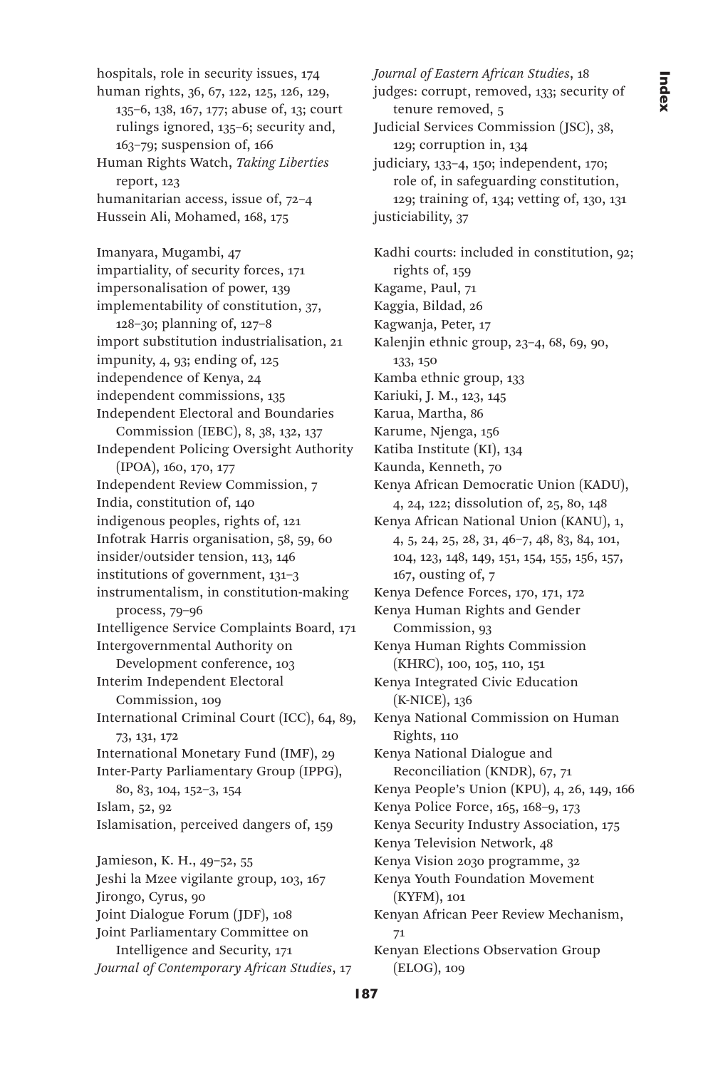hospitals, role in security issues, 174
human rights, 36, 67, 122, 125, 126, 129, 135–6, 138, 167, 177; abuse of, 13; court rulings ignored, 135–6; security and, 163–79; suspension of, 166
Human Rights Watch, *Taking Liberties* report, 123
humanitarian access, issue of, 72–4
Hussein Ali, Mohamed, 168, 175

Imanyara, Mugambi, 47
impartiality, of security forces, 171
impersonalisation of power, 139
implementability of constitution, 37, 128–30; planning of, 127–8
import substitution industrialisation, 21
impunity, 4, 93; ending of, 125
independence of Kenya, 24
independent commissions, 135
Independent Electoral and Boundaries Commission (IEBC), 8, 38, 132, 137
Independent Policing Oversight Authority (IPOA), 160, 170, 177
Independent Review Commission, 7
India, constitution of, 140
indigenous peoples, rights of, 121
Infotrak Harris organisation, 58, 59, 60
insider/outsider tension, 113, 146
institutions of government, 131–3
instrumentalism, in constitution-making process, 79–96
Intelligence Service Complaints Board, 171
Intergovernmental Authority on Development conference, 103
Interim Independent Electoral Commission, 109
International Criminal Court (ICC), 64, 89, 73, 131, 172
International Monetary Fund (IMF), 29
Inter-Party Parliamentary Group (IPPG), 80, 83, 104, 152–3, 154
Islam, 52, 92
Islamisation, perceived dangers of, 159

Jamieson, K. H., 49–52, 55
Jeshi la Mzee vigilante group, 103, 167
Jirongo, Cyrus, 90
Joint Dialogue Forum (JDF), 108
Joint Parliamentary Committee on Intelligence and Security, 171
*Journal of Contemporary African Studies*, 17
*Journal of Eastern African Studies*, 18
judges: corrupt, removed, 133; security of tenure removed, 5
Judicial Services Commission (JSC), 38, 129; corruption in, 134
judiciary, 133–4, 150; independent, 170; role of, in safeguarding constitution, 129; training of, 134; vetting of, 130, 131
justiciability, 37

Kadhi courts: included in constitution, 92; rights of, 159
Kagame, Paul, 71
Kaggia, Bildad, 26
Kagwanja, Peter, 17
Kalenjin ethnic group, 23–4, 68, 69, 90, 133, 150
Kamba ethnic group, 133
Kariuki, J. M., 123, 145
Karua, Martha, 86
Karume, Njenga, 156
Katiba Institute (KI), 134
Kaunda, Kenneth, 70
Kenya African Democratic Union (KADU), 4, 24, 122; dissolution of, 25, 80, 148
Kenya African National Union (KANU), 1, 4, 5, 24, 25, 28, 31, 46–7, 48, 83, 84, 101, 104, 123, 148, 149, 151, 154, 155, 156, 157, 167, ousting of, 7
Kenya Defence Forces, 170, 171, 172
Kenya Human Rights and Gender Commission, 93
Kenya Human Rights Commission (KHRC), 100, 105, 110, 151
Kenya Integrated Civic Education (K-NICE), 136
Kenya National Commission on Human Rights, 110
Kenya National Dialogue and Reconciliation (KNDR), 67, 71
Kenya People's Union (KPU), 4, 26, 149, 166
Kenya Police Force, 165, 168–9, 173
Kenya Security Industry Association, 175
Kenya Television Network, 48
Kenya Vision 2030 programme, 32
Kenya Youth Foundation Movement (KYFM), 101
Kenyan African Peer Review Mechanism, 71
Kenyan Elections Observation Group (ELOG), 109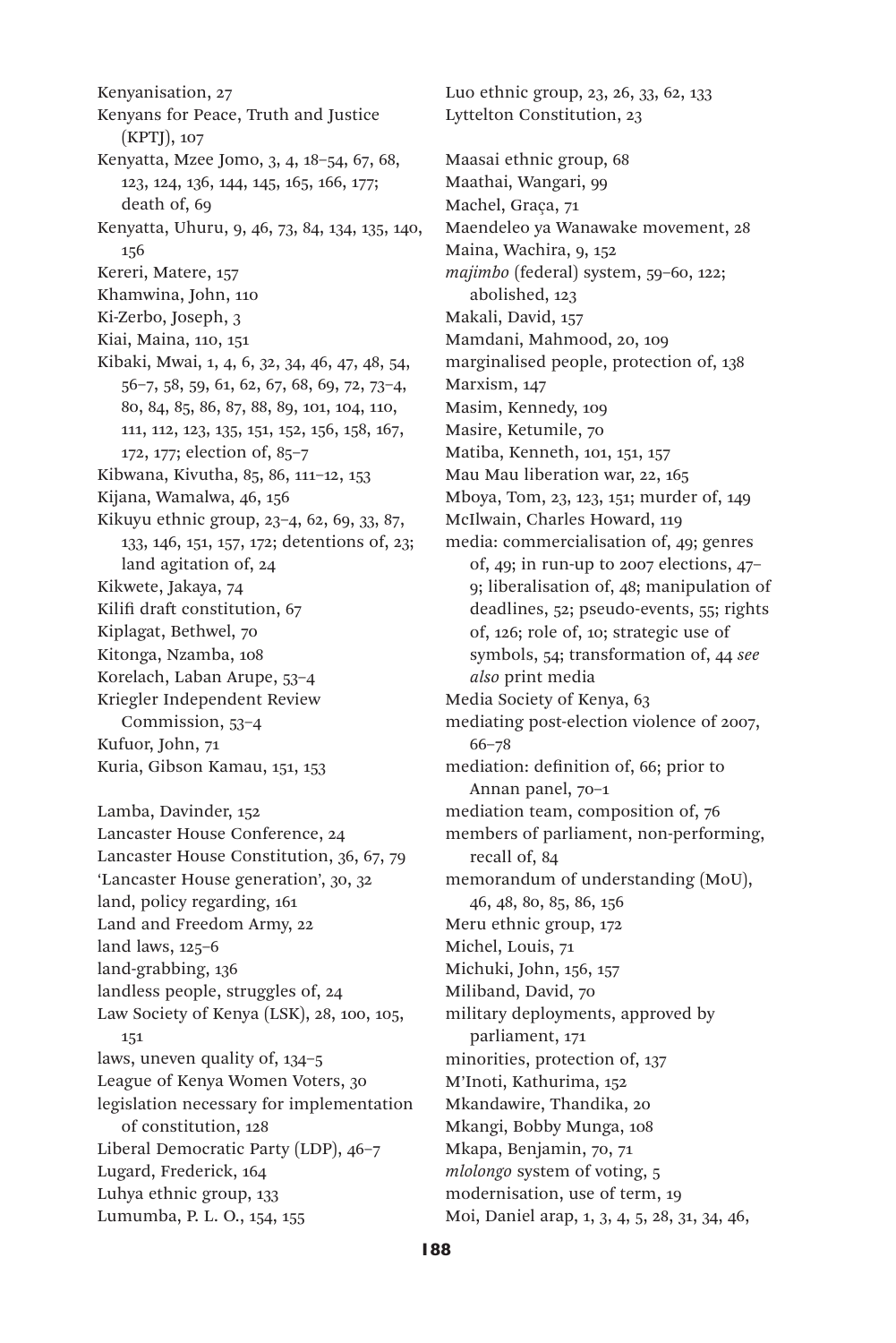Kenyanisation, 27
Kenyans for Peace, Truth and Justice (KPTJ), 107
Kenyatta, Mzee Jomo, 3, 4, 18–54, 67, 68, 123, 124, 136, 144, 145, 165, 166, 177; death of, 69
Kenyatta, Uhuru, 9, 46, 73, 84, 134, 135, 140, 156
Kereri, Matere, 157
Khamwina, John, 110
Ki-Zerbo, Joseph, 3
Kiai, Maina, 110, 151
Kibaki, Mwai, 1, 4, 6, 32, 34, 46, 47, 48, 54, 56–7, 58, 59, 61, 62, 67, 68, 69, 72, 73–4, 80, 84, 85, 86, 87, 88, 89, 101, 104, 110, 111, 112, 123, 135, 151, 152, 156, 158, 167, 172, 177; election of, 85–7
Kibwana, Kivutha, 85, 86, 111–12, 153
Kijana, Wamalwa, 46, 156
Kikuyu ethnic group, 23–4, 62, 69, 33, 87, 133, 146, 151, 157, 172; detentions of, 23; land agitation of, 24
Kikwete, Jakaya, 74
Kilifi draft constitution, 67
Kiplagat, Bethwel, 70
Kitonga, Nzamba, 108
Korelach, Laban Arupe, 53–4
Kriegler Independent Review Commission, 53–4
Kufuor, John, 71
Kuria, Gibson Kamau, 151, 153

Lamba, Davinder, 152
Lancaster House Conference, 24
Lancaster House Constitution, 36, 67, 79
'Lancaster House generation', 30, 32
land, policy regarding, 161
Land and Freedom Army, 22
land laws, 125–6
land-grabbing, 136
landless people, struggles of, 24
Law Society of Kenya (LSK), 28, 100, 105, 151
laws, uneven quality of, 134–5
League of Kenya Women Voters, 30
legislation necessary for implementation of constitution, 128
Liberal Democratic Party (LDP), 46–7
Lugard, Frederick, 164
Luhya ethnic group, 133
Lumumba, P. L. O., 154, 155
Luo ethnic group, 23, 26, 33, 62, 133
Lyttelton Constitution, 23

Maasai ethnic group, 68
Maathai, Wangari, 99
Machel, Graça, 71
Maendeleo ya Wanawake movement, 28
Maina, Wachira, 9, 152
*majimbo* (federal) system, 59–60, 122; abolished, 123
Makali, David, 157
Mamdani, Mahmood, 20, 109
marginalised people, protection of, 138
Marxism, 147
Masim, Kennedy, 109
Masire, Ketumile, 70
Matiba, Kenneth, 101, 151, 157
Mau Mau liberation war, 22, 165
Mboya, Tom, 23, 123, 151; murder of, 149
McIlwain, Charles Howard, 119
media: commercialisation of, 49; genres of, 49; in run-up to 2007 elections, 47–9; liberalisation of, 48; manipulation of deadlines, 52; pseudo-events, 55; rights of, 126; role of, 10; strategic use of symbols, 54; transformation of, 44 *see also* print media
Media Society of Kenya, 63
mediating post-election violence of 2007, 66–78
mediation: definition of, 66; prior to Annan panel, 70–1
mediation team, composition of, 76
members of parliament, non-performing, recall of, 84
memorandum of understanding (MoU), 46, 48, 80, 85, 86, 156
Meru ethnic group, 172
Michel, Louis, 71
Michuki, John, 156, 157
Miliband, David, 70
military deployments, approved by parliament, 171
minorities, protection of, 137
M'Inoti, Kathurima, 152
Mkandawire, Thandika, 20
Mkangi, Bobby Munga, 108
Mkapa, Benjamin, 70, 71
*mlolongo* system of voting, 5
modernisation, use of term, 19
Moi, Daniel arap, 1, 3, 4, 5, 28, 31, 34, 46,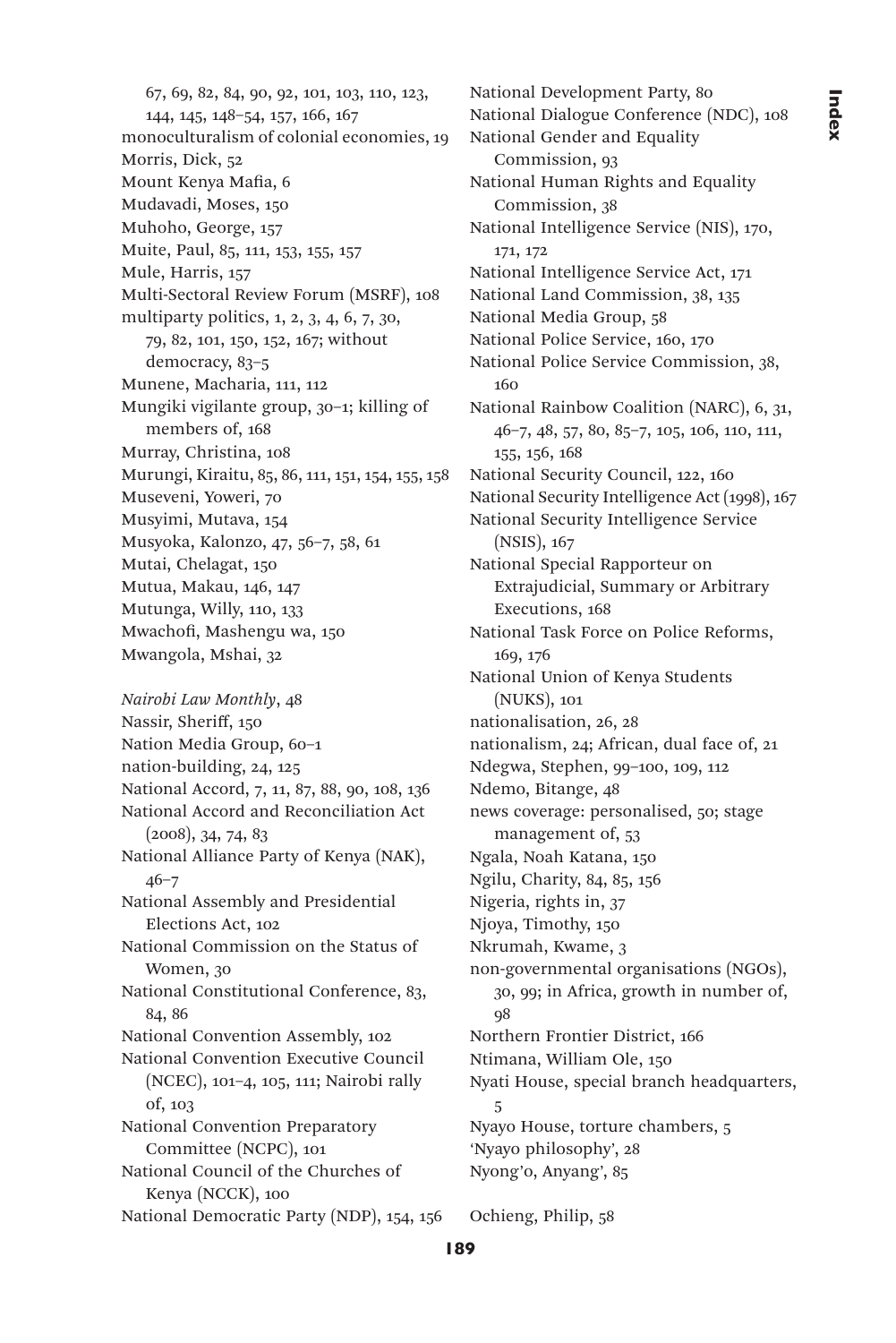67, 69, 82, 84, 90, 92, 101, 103, 110, 123, 144, 145, 148–54, 157, 166, 167
monoculturalism of colonial economies, 19
Morris, Dick, 52
Mount Kenya Mafia, 6
Mudavadi, Moses, 150
Muhoho, George, 157
Muite, Paul, 85, 111, 153, 155, 157
Mule, Harris, 157
Multi-Sectoral Review Forum (MSRF), 108
multiparty politics, 1, 2, 3, 4, 6, 7, 30, 79, 82, 101, 150, 152, 167; without democracy, 83–5
Munene, Macharia, 111, 112
Mungiki vigilante group, 30–1; killing of members of, 168
Murray, Christina, 108
Murungi, Kiraitu, 85, 86, 111, 151, 154, 155, 158
Museveni, Yoweri, 70
Musyimi, Mutava, 154
Musyoka, Kalonzo, 47, 56–7, 58, 61
Mutai, Chelagat, 150
Mutua, Makau, 146, 147
Mutunga, Willy, 110, 133
Mwachofi, Mashengu wa, 150
Mwangola, Mshai, 32

*Nairobi Law Monthly*, 48
Nassir, Sheriff, 150
Nation Media Group, 60–1
nation-building, 24, 125
National Accord, 7, 11, 87, 88, 90, 108, 136
National Accord and Reconciliation Act (2008), 34, 74, 83
National Alliance Party of Kenya (NAK), 46–7
National Assembly and Presidential Elections Act, 102
National Commission on the Status of Women, 30
National Constitutional Conference, 83, 84, 86
National Convention Assembly, 102
National Convention Executive Council (NCEC), 101–4, 105, 111; Nairobi rally of, 103
National Convention Preparatory Committee (NCPC), 101
National Council of the Churches of Kenya (NCCK), 100
National Democratic Party (NDP), 154, 156
National Development Party, 80
National Dialogue Conference (NDC), 108
National Gender and Equality Commission, 93
National Human Rights and Equality Commission, 38
National Intelligence Service (NIS), 170, 171, 172
National Intelligence Service Act, 171
National Land Commission, 38, 135
National Media Group, 58
National Police Service, 160, 170
National Police Service Commission, 38, 160
National Rainbow Coalition (NARC), 6, 31, 46–7, 48, 57, 80, 85–7, 105, 106, 110, 111, 155, 156, 168
National Security Council, 122, 160
National Security Intelligence Act (1998), 167
National Security Intelligence Service (NSIS), 167
National Special Rapporteur on Extrajudicial, Summary or Arbitrary Executions, 168
National Task Force on Police Reforms, 169, 176
National Union of Kenya Students (NUKS), 101
nationalisation, 26, 28
nationalism, 24; African, dual face of, 21
Ndegwa, Stephen, 99–100, 109, 112
Ndemo, Bitange, 48
news coverage: personalised, 50; stage management of, 53
Ngala, Noah Katana, 150
Ngilu, Charity, 84, 85, 156
Nigeria, rights in, 37
Njoya, Timothy, 150
Nkrumah, Kwame, 3
non-governmental organisations (NGOs), 30, 99; in Africa, growth in number of, 98
Northern Frontier District, 166
Ntimana, William Ole, 150
Nyati House, special branch headquarters, 5
Nyayo House, torture chambers, 5
'Nyayo philosophy', 28
Nyong'o, Anyang', 85

Ochieng, Philip, 58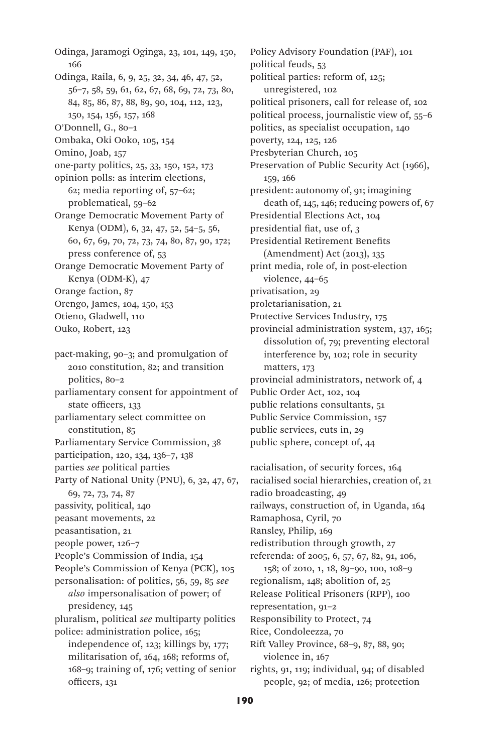Odinga, Jaramogi Oginga, 23, 101, 149, 150, 166

Odinga, Raila, 6, 9, 25, 32, 34, 46, 47, 52, 56–7, 58, 59, 61, 62, 67, 68, 69, 72, 73, 80, 84, 85, 86, 87, 88, 89, 90, 104, 112, 123, 150, 154, 156, 157, 168

O'Donnell, G., 80–1

Ombaka, Oki Ooko, 105, 154

Omino, Joab, 157

one-party politics, 25, 33, 150, 152, 173

opinion polls: as interim elections, 62; media reporting of, 57–62; problematical, 59–62

Orange Democratic Movement Party of Kenya (ODM), 6, 32, 47, 52, 54–5, 56, 60, 67, 69, 70, 72, 73, 74, 80, 87, 90, 172; press conference of, 53

Orange Democratic Movement Party of Kenya (ODM-K), 47

Orange faction, 87

Orengo, James, 104, 150, 153

Otieno, Gladwell, 110

Ouko, Robert, 123

pact-making, 90–3; and promulgation of 2010 constitution, 82; and transition politics, 80–2

parliamentary consent for appointment of state officers, 133

parliamentary select committee on constitution, 85

Parliamentary Service Commission, 38

participation, 120, 134, 136–7, 138

parties *see* political parties

Party of National Unity (PNU), 6, 32, 47, 67, 69, 72, 73, 74, 87

passivity, political, 140

peasant movements, 22

peasantisation, 21

people power, 126–7

People's Commission of India, 154

People's Commission of Kenya (PCK), 105

personalisation: of politics, 56, 59, 85 *see also* impersonalisation of power; of presidency, 145

pluralism, political *see* multiparty politics

police: administration police, 165; independence of, 123; killings by, 177; militarisation of, 164, 168; reforms of, 168–9; training of, 176; vetting of senior officers, 131

Policy Advisory Foundation (PAF), 101

political feuds, 53

political parties: reform of, 125; unregistered, 102

political prisoners, call for release of, 102

political process, journalistic view of, 55–6

politics, as specialist occupation, 140

poverty, 124, 125, 126

Presbyterian Church, 105

Preservation of Public Security Act (1966), 159, 166

president: autonomy of, 91; imagining death of, 145, 146; reducing powers of, 67

Presidential Elections Act, 104

presidential fiat, use of, 3

Presidential Retirement Benefits (Amendment) Act (2013), 135

print media, role of, in post-election violence, 44–65

privatisation, 29

proletarianisation, 21

Protective Services Industry, 175

provincial administration system, 137, 165; dissolution of, 79; preventing electoral interference by, 102; role in security matters, 173

provincial administrators, network of, 4

Public Order Act, 102, 104

public relations consultants, 51

Public Service Commission, 157

public services, cuts in, 29

public sphere, concept of, 44

racialisation, of security forces, 164

racialised social hierarchies, creation of, 21

radio broadcasting, 49

railways, construction of, in Uganda, 164

Ramaphosa, Cyril, 70

Ransley, Philip, 169

redistribution through growth, 27

referenda: of 2005, 6, 57, 67, 82, 91, 106, 158; of 2010, 1, 18, 89–90, 100, 108–9

regionalism, 148; abolition of, 25

Release Political Prisoners (RPP), 100

representation, 91–2

Responsibility to Protect, 74

Rice, Condoleezza, 70

Rift Valley Province, 68–9, 87, 88, 90; violence in, 167

rights, 91, 119; individual, 94; of disabled people, 92; of media, 126; protection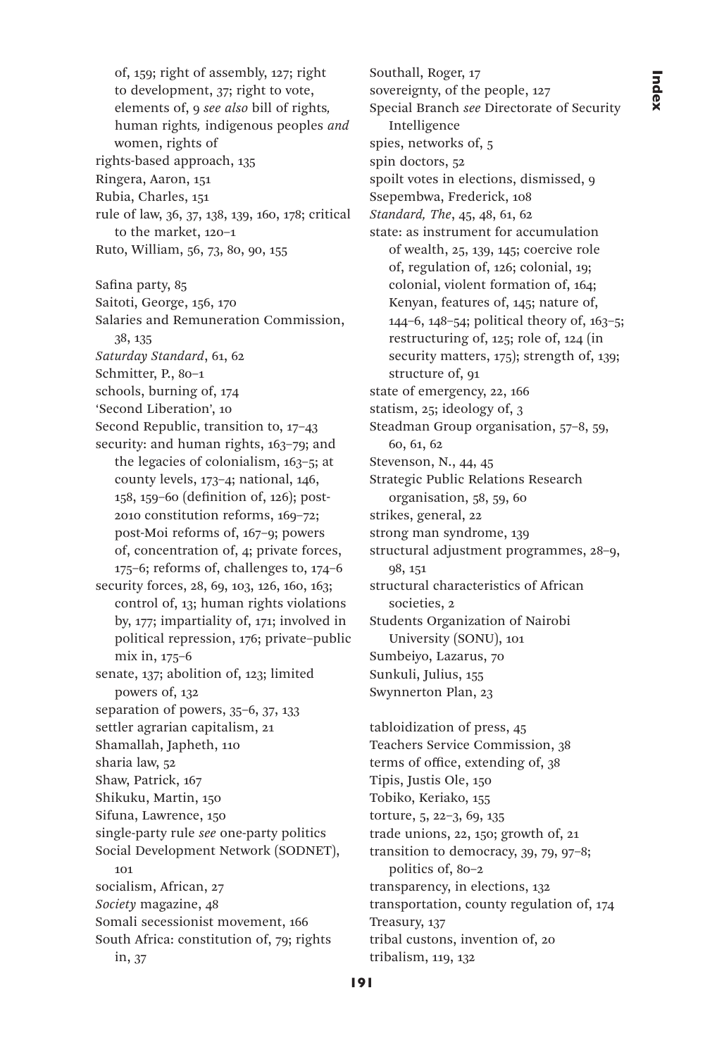of, 159; right of assembly, 127; right to development, 37; right to vote, elements of, 9 *see also* bill of rights, human rights, indigenous peoples *and* women, rights of
rights-based approach, 135
Ringera, Aaron, 151
Rubia, Charles, 151
rule of law, 36, 37, 138, 139, 160, 178; critical to the market, 120–1
Ruto, William, 56, 73, 80, 90, 155

Safina party, 85
Saitoti, George, 156, 170
Salaries and Remuneration Commission, 38, 135
*Saturday Standard*, 61, 62
Schmitter, P., 80–1
schools, burning of, 174
'Second Liberation', 10
Second Republic, transition to, 17–43
security: and human rights, 163–79; and the legacies of colonialism, 163–5; at county levels, 173–4; national, 146, 158, 159–60 (definition of, 126); post-2010 constitution reforms, 169–72; post-Moi reforms of, 167–9; powers of, concentration of, 4; private forces, 175–6; reforms of, challenges to, 174–6
security forces, 28, 69, 103, 126, 160, 163; control of, 13; human rights violations by, 177; impartiality of, 171; involved in political repression, 176; private–public mix in, 175–6
senate, 137; abolition of, 123; limited powers of, 132
separation of powers, 35–6, 37, 133
settler agrarian capitalism, 21
Shamallah, Japheth, 110
sharia law, 52
Shaw, Patrick, 167
Shikuku, Martin, 150
Sifuna, Lawrence, 150
single-party rule *see* one-party politics
Social Development Network (SODNET), 101
socialism, African, 27
*Society* magazine, 48
Somali secessionist movement, 166
South Africa: constitution of, 79; rights in, 37
Southall, Roger, 17
sovereignty, of the people, 127
Special Branch *see* Directorate of Security Intelligence
spies, networks of, 5
spin doctors, 52
spoilt votes in elections, dismissed, 9
Ssepembwa, Frederick, 108
*Standard, The*, 45, 48, 61, 62
state: as instrument for accumulation of wealth, 25, 139, 145; coercive role of, regulation of, 126; colonial, 19; colonial, violent formation of, 164; Kenyan, features of, 145; nature of, 144–6, 148–54; political theory of, 163–5; restructuring of, 125; role of, 124 (in security matters, 175); strength of, 139; structure of, 91
state of emergency, 22, 166
statism, 25; ideology of, 3
Steadman Group organisation, 57–8, 59, 60, 61, 62
Stevenson, N., 44, 45
Strategic Public Relations Research organisation, 58, 59, 60
strikes, general, 22
strong man syndrome, 139
structural adjustment programmes, 28–9, 98, 151
structural characteristics of African societies, 2
Students Organization of Nairobi University (SONU), 101
Sumbeiyo, Lazarus, 70
Sunkuli, Julius, 155
Swynnerton Plan, 23

tabloidization of press, 45
Teachers Service Commission, 38
terms of office, extending of, 38
Tipis, Justis Ole, 150
Tobiko, Keriako, 155
torture, 5, 22–3, 69, 135
trade unions, 22, 150; growth of, 21
transition to democracy, 39, 79, 97–8; politics of, 80–2
transparency, in elections, 132
transportation, county regulation of, 174
Treasury, 137
tribal custons, invention of, 20
tribalism, 119, 132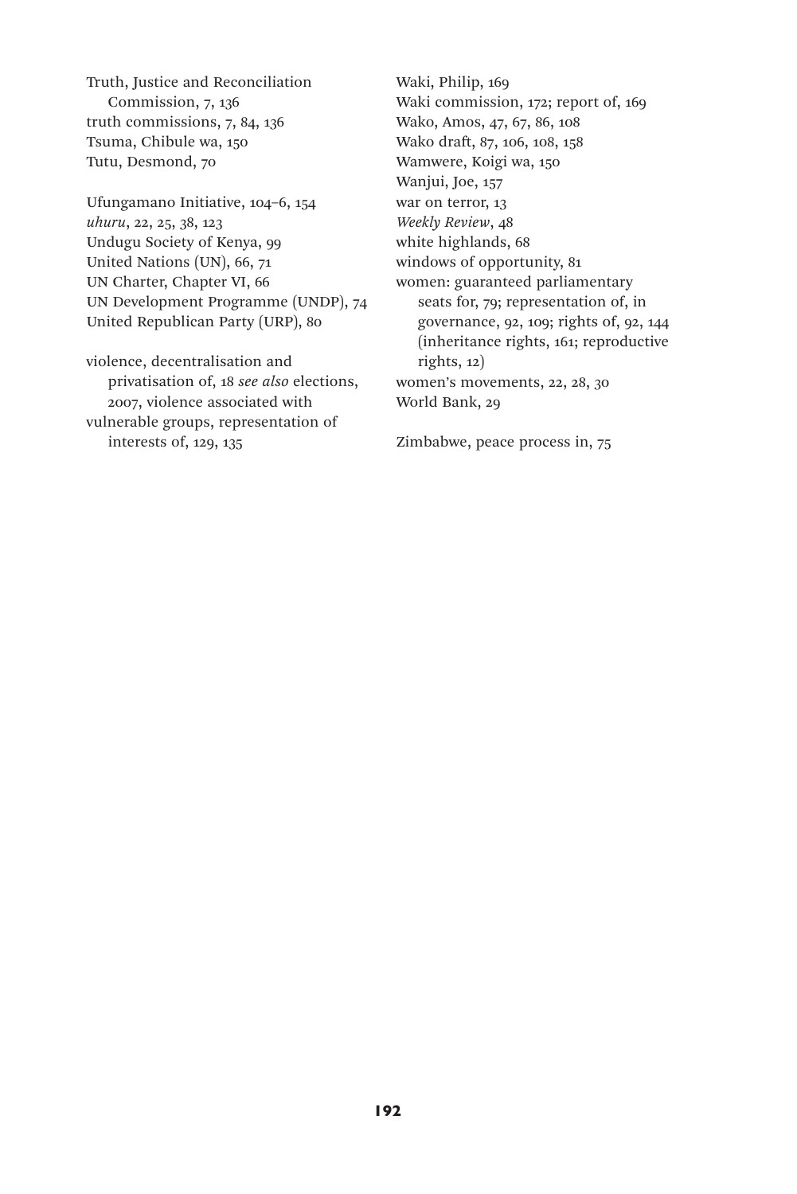Truth, Justice and Reconciliation Commission, 7, 136
truth commissions, 7, 84, 136
Tsuma, Chibule wa, 150
Tutu, Desmond, 70

Ufungamano Initiative, 104–6, 154
*uhuru*, 22, 25, 38, 123
Undugu Society of Kenya, 99
United Nations (UN), 66, 71
UN Charter, Chapter VI, 66
UN Development Programme (UNDP), 74
United Republican Party (URP), 80

violence, decentralisation and privatisation of, 18 *see also* elections, 2007, violence associated with
vulnerable groups, representation of interests of, 129, 135

Waki, Philip, 169
Waki commission, 172; report of, 169
Wako, Amos, 47, 67, 86, 108
Wako draft, 87, 106, 108, 158
Wamwere, Koigi wa, 150
Wanjui, Joe, 157
war on terror, 13
*Weekly Review*, 48
white highlands, 68
windows of opportunity, 81
women: guaranteed parliamentary seats for, 79; representation of, in governance, 92, 109; rights of, 92, 144 (inheritance rights, 161; reproductive rights, 12)
women's movements, 22, 28, 30
World Bank, 29

Zimbabwe, peace process in, 75